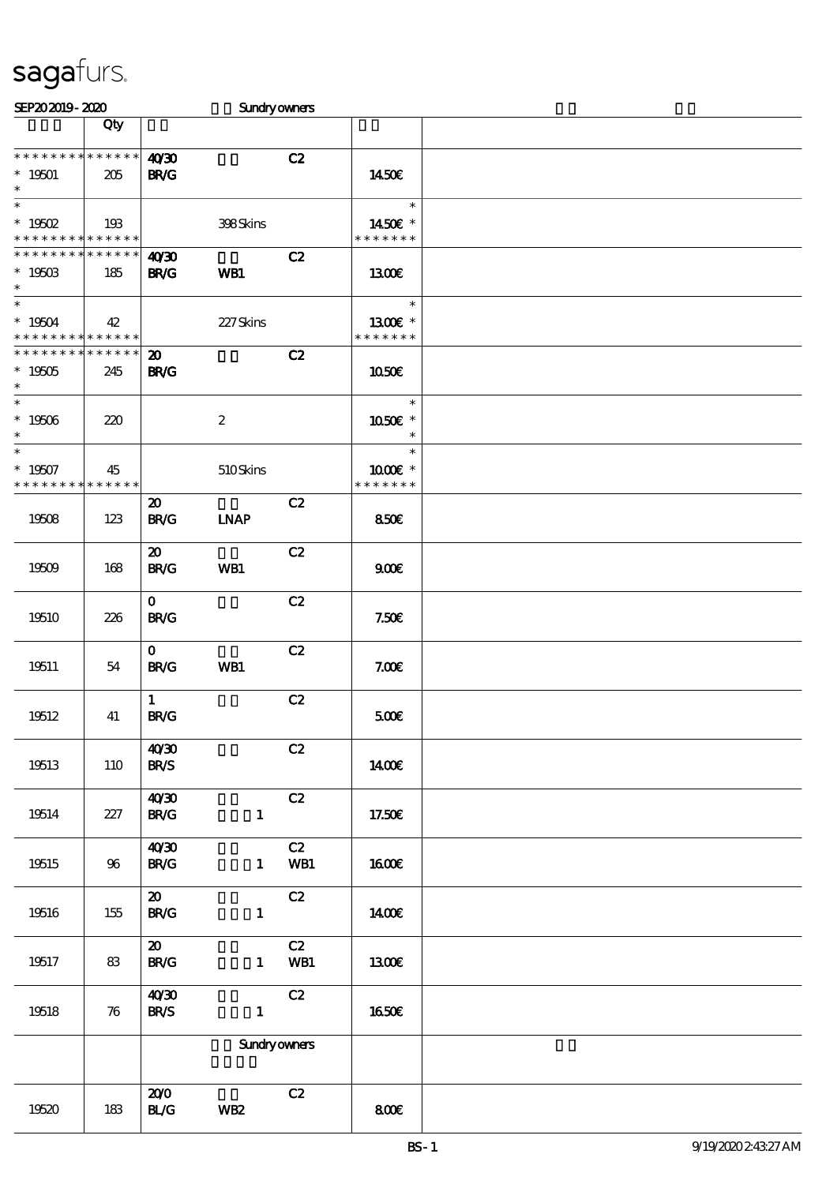sagafurs.

SEP20 2019 - 2020 Sundry owners

| | Qty | | | | | |
|---|---|---|---|---|---|---|
| * * * * * * * * * * * * * * | | 40/30 | | C2 | | |
| * 19501 | 205 | BR/G | | | 14.50€ | |
| * | | | | | | |
| * | | | | | * | |
| * 19502 | 193 | | 398 Skins | | 14.50€ * | |
| * * * * * * * * * * * * * * | | | | | * * * * * * * | |
| * * * * * * * * * * * * * * | | 40/30 | | C2 | | |
| * 19503 | 185 | BR/G | WB1 | | 13.00€ | |
| * | | | | | | |
| * | | | | | * | |
| * 19504 | 42 | | 227 Skins | | 13.00€ * | |
| * * * * * * * * * * * * * * | | | | | * * * * * * * | |
| * * * * * * * * * * * * * * | | 20 | | C2 | | |
| * 19505 | 245 | BR/G | | | 10.50€ | |
| * | | | | | | |
| * | | | | | * | |
| * 19506 | 220 | | 2 | | 10.50€ * | |
| * | | | | | * | |
| * | | | | | * | |
| * 19507 | 45 | | 510 Skins | | 10.00€ * | |
| * * * * * * * * * * * * * * | | | | | * * * * * * * | |
| | | 20 | | C2 | | |
| 19508 | 123 | BR/G | LNAP | | 8.50€ | |
| | | 20 | | C2 | | |
| 19509 | 168 | BR/G | WB1 | | 9.00€ | |
| | | 0 | | C2 | | |
| 19510 | 226 | BR/G | | | 7.50€ | |
| | | 0 | | C2 | | |
| 19511 | 54 | BR/G | WB1 | | 7.00€ | |
| | | 1 | | C2 | | |
| 19512 | 41 | BR/G | | | 5.00€ | |
| | | 40/30 | | C2 | | |
| 19513 | 110 | BR/S | | | 14.00€ | |
| | | 40/30 | | C2 | | |
| 19514 | 227 | BR/G | 1 | | 17.50€ | |
| | | 40/30 | | C2 | | |
| 19515 | 96 | BR/G | 1 | WB1 | 16.00€ | |
| | | 20 | | C2 | | |
| 19516 | 155 | BR/G | 1 | | 14.00€ | |
| | | 20 | | C2 | | |
| 19517 | 83 | BR/G | 1 | WB1 | 13.00€ | |
| | | 40/30 | | C2 | | |
| 19518 | 76 | BR/S | 1 | | 16.50€ | |
| | | | Sundry owners | | | |
| | | 20/0 | | C2 | | |
| 19520 | 183 | BL/G | WB2 | | 8.00€ | |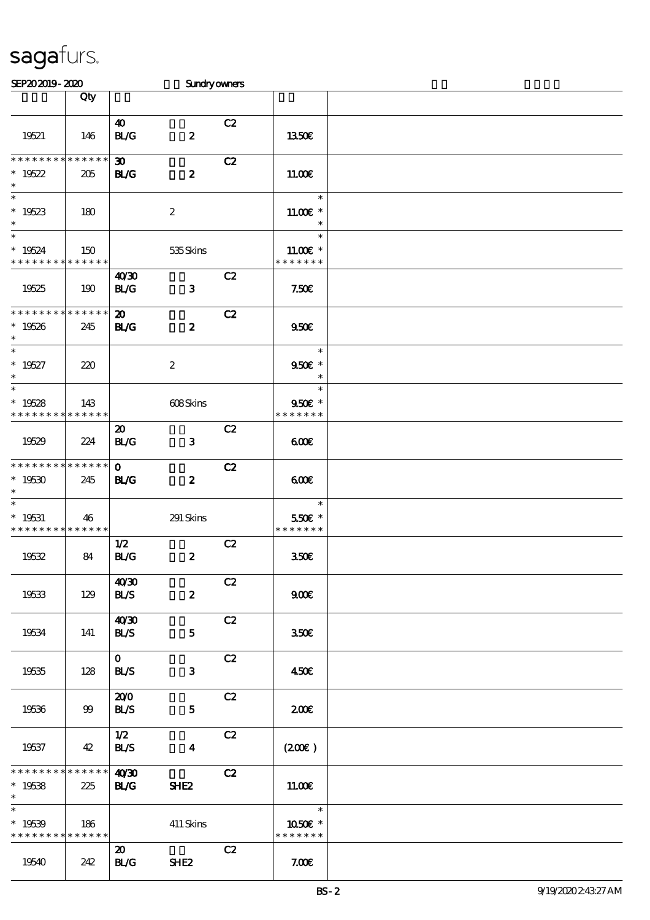sagafurs.

SEP20 2019 - 2020 Sundry owners

| | Qty | | |
|---|---|---|---|
| 19521 | 146 | 40 C2<br>BL/G 2 | 13.50€ |
| * * * * * * * * * * * * * *<br>* 19522<br>* | 205 | 30 C2<br>BL/G 2 | 11.00€ |
| *<br>* 19523<br>* | 180 | 2 | *<br>11.00€ *<br>* |
| *<br>* 19524<br>* * * * * * * * * * * * * * | 150 | 535 Skins | *<br>11.00€ *<br>* * * * * * * |
| 19525 | 190 | 40/30 C2<br>BL/G 3 | 7.50€ |
| * * * * * * * * * * * * * *<br>* 19526<br>* | 245 | 20 C2<br>BL/G 2 | 9.50€ |
| *<br>* 19527<br>* | 220 | 2 | *<br>9.50€ *<br>* |
| *<br>* 19528<br>* * * * * * * * * * * * * * | 143 | 608 Skins | *<br>9.50€ *<br>* * * * * * * |
| 19529 | 224 | 20 C2<br>BL/G 3 | 6.00€ |
| * * * * * * * * * * * * * *<br>* 19530<br>* | 245 | 0 C2<br>BL/G 2 | 6.00€ |
| *<br>* 19531<br>* * * * * * * * * * * * * * | 46 | 291 Skins | *<br>5.50€ *<br>* * * * * * * |
| 19532 | 84 | 1/2 C2<br>BL/G 2 | 3.50€ |
| 19533 | 129 | 40/30 C2<br>BL/S 2 | 9.00€ |
| 19534 | 141 | 40/30 C2<br>BL/S 5 | 3.50€ |
| 19535 | 128 | 0 C2<br>BL/S 3 | 4.50€ |
| 19536 | 99 | 20/0 C2<br>BL/S 5 | 2.00€ |
| 19537 | 42 | 1/2 C2<br>BL/S 4 | (2.00€ ) |
| * * * * * * * * * * * * * *<br>* 19538<br>* | 225 | 40/30 C2<br>BL/G SHE2 | 11.00€ |
| *<br>* 19539<br>* * * * * * * * * * * * * * | 186 | 411 Skins | *<br>10.50€ *<br>* * * * * * * |
| 19540 | 242 | 20 C2<br>BL/G SHE2 | 7.00€ |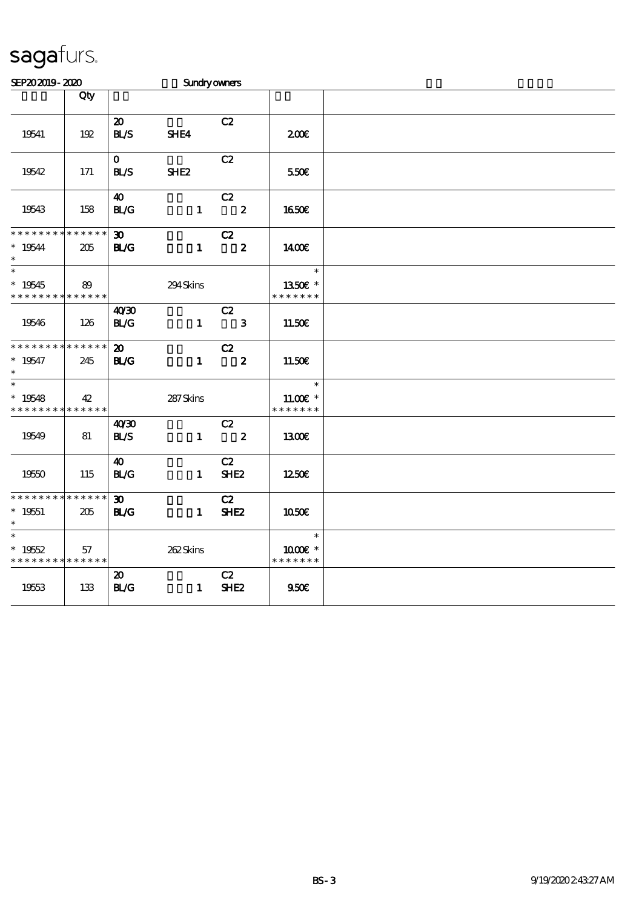# sagafurs.

SEP20 2019 - 2020 Sundry owners

| | Qty | | | | | |
|---|---|---|---|---|---|---|
| 19541 | 192 | 20 BL/S | SHE4 | C2 | 2.00€ | |
| 19542 | 171 | 0 BL/S | SHE2 | C2 | 5.50€ | |
| 19543 | 158 | 40 BL/G | 1 | C2 2 | 16.50€ | |
| * * * * * * * * * * * * * * * 19544 * | 205 | 30 BL/G | 1 | C2 2 | 14.00€ | |
| * * 19545 * * * * * * * * * * * * * * | 89 | | 294 Skins | | * 13.50€ * * * * * * * * | |
| 19546 | 126 | 40/30 BL/G | 1 | C2 3 | 11.50€ | |
| * * * * * * * * * * * * * * * 19547 * | 245 | 20 BL/G | 1 | C2 2 | 11.50€ | |
| * * 19548 * * * * * * * * * * * * * * | 42 | | 287 Skins | | * 11.00€ * * * * * * * * | |
| 19549 | 81 | 40/30 BL/S | 1 | C2 2 | 13.00€ | |
| 19550 | 115 | 40 BL/G | 1 | C2 SHE2 | 12.50€ | |
| * * * * * * * * * * * * * * * 19551 * | 205 | 30 BL/G | 1 | C2 SHE2 | 10.50€ | |
| * * 19552 * * * * * * * * * * * * * * | 57 | | 262 Skins | | * 10.00€ * * * * * * * * | |
| 19553 | 133 | 20 BL/G | 1 | C2 SHE2 | 9.50€ | |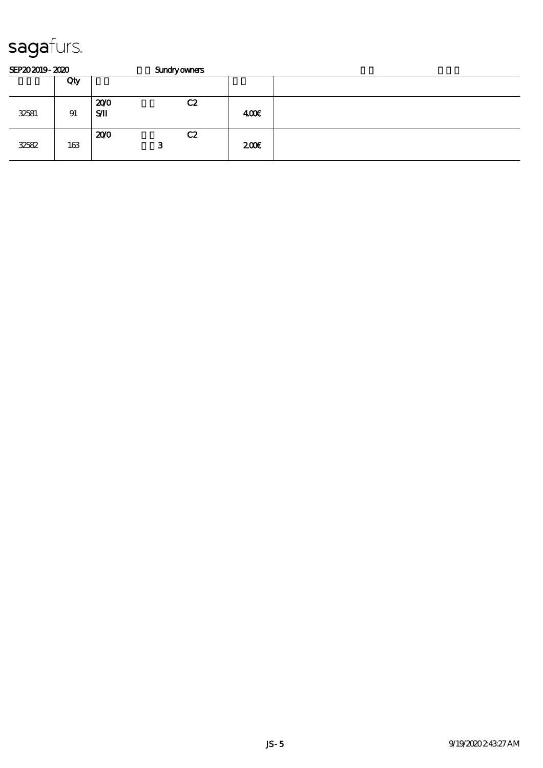# sagafurs.

SEP20 2019 - 2020 Sundry owners

| | Qty | | | |
|---|---|---|---|---|
| 32581 | 91 | 20/0 C2<br>S/II | 4.00€ | |
| 32582 | 163 | 20/0 C2<br>3 | 2.00€ | |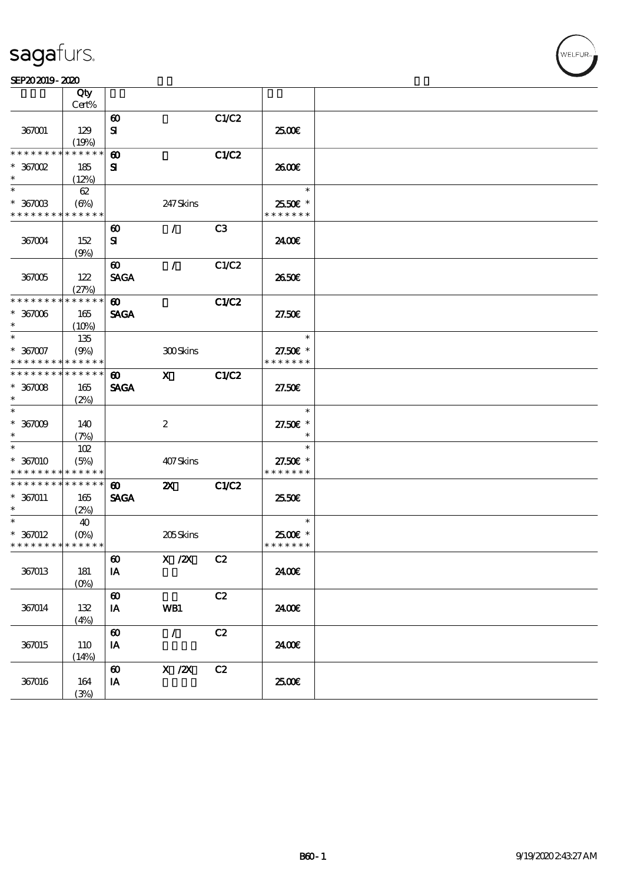| | Qty Cert% | | | | | |
|---|---|---|---|---|---|---|
| 367001 | 129 (19%) | 60 SI | | C1/C2 | 25.00€ | |
| * * * * * * * * * * * * * * 367002 * | 185 (12%) | 60 SI | | C1/C2 | 26.00€ | |
| * * 367003 * * * * * * * * * * * * * * | 62 (6%) | | 247 Skins | | * 25.50€ * * * * * * * * | |
| 367004 | 152 (9%) | 60 SI | / | C3 | 24.00€ | |
| 367005 | 122 (27%) | 60 SAGA | / | C1/C2 | 26.50€ | |
| * * * * * * * * * * * * * * 367006 * | 165 (10%) | 60 SAGA | | C1/C2 | 27.50€ | |
| * * 367007 * * * * * * * * * * * * * * | 135 (9%) | | 300 Skins | | * 27.50€ * * * * * * * * | |
| * * * * * * * * * * * * * * 367008 * | 165 (2%) | 60 SAGA | X | C1/C2 | 27.50€ | |
| * * 367009 * | 140 (7%) | | 2 | | * 27.50€ * * | |
| * * 367010 * * * * * * * * * * * * * * | 102 (5%) | | 407 Skins | | * 27.50€ * * * * * * * * | |
| * * * * * * * * * * * * * * 367011 * | 165 (2%) | 60 SAGA | 2X | C1/C2 | 25.50€ | |
| * * 367012 * * * * * * * * * * * * * * | 40 (0%) | | 205 Skins | | * 25.00€ * * * * * * * * | |
| 367013 | 181 (0%) | 60 IA | X /2X | C2 | 24.00€ | |
| 367014 | 132 (4%) | 60 IA | WB1 | C2 | 24.00€ | |
| 367015 | 110 (14%) | 60 IA | / | C2 | 24.00€ | |
| 367016 | 164 (3%) | 60 IA | X /2X | C2 | 25.00€ | |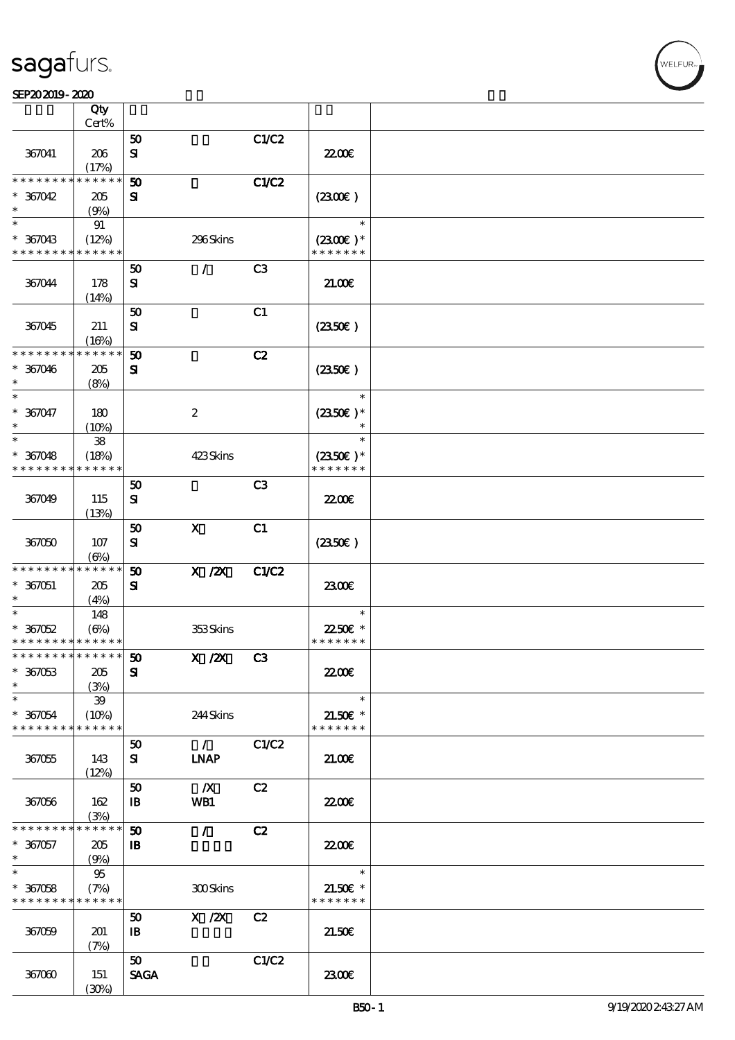| | Qty Cert% | | | | | |
|---|---|---|---|---|---|---|
| 367041 | 206 (17%) | 50 SI | | C1/C2 | 22.00€ | |
| * * * * * * * * * * * * * * 367042 * | 205 (9%) | 50 SI | | C1/C2 | (23.00€) | |
| * * 367043 * * * * * * * * * * * * * | 91 (12%) | | 296 Skins | | * (23.00€) * * * * * * * * | |
| 367044 | 178 (14%) | 50 SI | / | C3 | 21.00€ | |
| 367045 | 211 (16%) | 50 SI | | C1 | (23.50€) | |
| * * * * * * * * * * * * * * 367046 * | 205 (8%) | 50 SI | | C2 | (23.50€) | |
| * * 367047 * | 180 (10%) | | 2 | | * (23.50€) * * | |
| * * 367048 * * * * * * * * * * * * * | 38 (18%) | | 423 Skins | | * (23.50€) * * * * * * * * | |
| 367049 | 115 (13%) | 50 SI | | C3 | 22.00€ | |
| 367050 | 107 (6%) | 50 SI | X | C1 | (23.50€) | |
| * * * * * * * * * * * * * * 367051 * | 205 (4%) | 50 SI | X /2X | C1/C2 | 23.00€ | |
| * * 367052 * * * * * * * * * * * * * | 148 (6%) | | 353 Skins | | * 22.50€ * * * * * * * * | |
| * * * * * * * * * * * * * * 367053 * | 205 (3%) | 50 SI | X /2X | C3 | 22.00€ | |
| * * 367054 * * * * * * * * * * * * * | 39 (10%) | | 244 Skins | | * 21.50€ * * * * * * * * | |
| 367055 | 143 (12%) | 50 SI | / LNAP | C1/C2 | 21.00€ | |
| 367056 | 162 (3%) | 50 IB | /X WB1 | C2 | 22.00€ | |
| * * * * * * * * * * * * * * 367057 * | 205 (9%) | 50 IB | / | C2 | 22.00€ | |
| * * 367058 * * * * * * * * * * * * * | 95 (7%) | | 300 Skins | | * 21.50€ * * * * * * * * | |
| 367059 | 201 (7%) | 50 IB | X /2X | C2 | 21.50€ | |
| 367060 | 151 (30%) | 50 SAGA | | C1/C2 | 23.00€ | |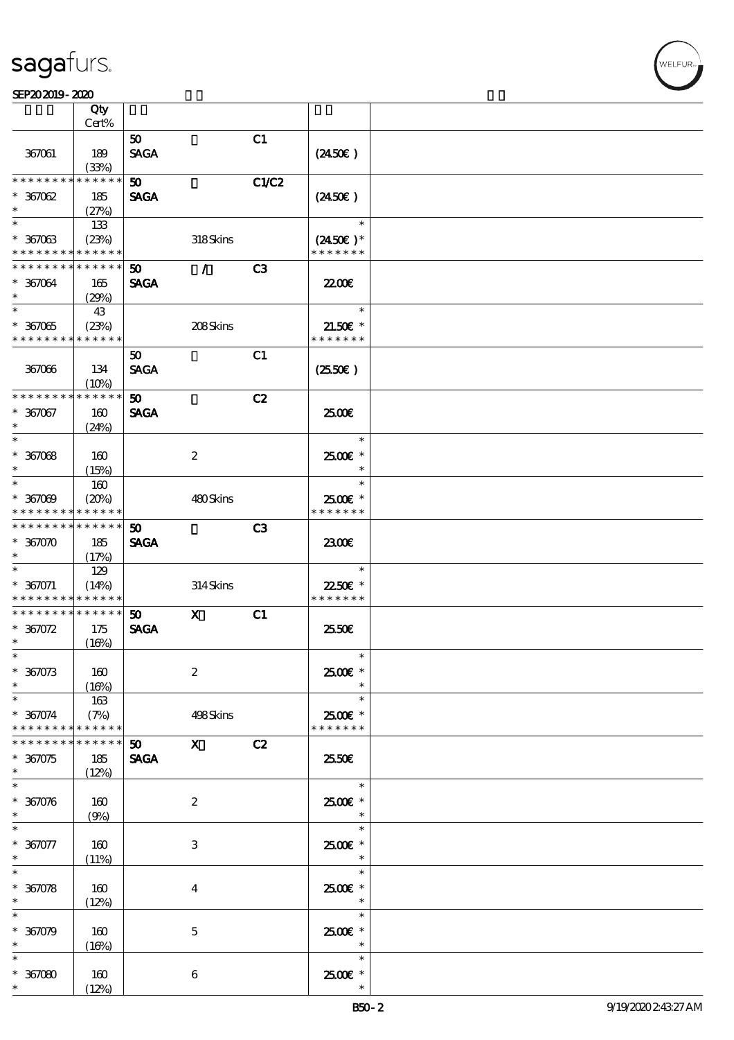sagafurs.

SEP20 2019 - 2020

| | Qty Cert% | | | | | |
|---|---|---|---|---|---|---|
| 367061 | 189 (33%) | 50 SAGA | | C1 | (24.50€) | |
| * * * * * * * * * * * * * * * 367062 * | 185 (27%) | 50 SAGA | | C1/C2 | (24.50€) | |
| * * 367063 * * * * * * * * * * * * * * | 133 (23%) | | 318 Skins | | * (24.50€) * * * * * * * * | |
| * * * * * * * * * * * * * * * 367064 * | 165 (29%) | 50 SAGA | / | C3 | 22.00€ | |
| * * 367065 * * * * * * * * * * * * * * | 43 (23%) | | 208 Skins | | * 21.50€ * * * * * * * * | |
| 367066 | 134 (10%) | 50 SAGA | | C1 | (25.50€) | |
| * * * * * * * * * * * * * * * 367067 * | 160 (24%) | 50 SAGA | | C2 | 25.00€ | |
| * * 367068 * | 160 (15%) | | 2 | | * 25.00€ * * | |
| * * 367069 * * * * * * * * * * * * * * | 160 (20%) | | 480 Skins | | * 25.00€ * * * * * * * * | |
| * * * * * * * * * * * * * * * 367070 * | 185 (17%) | 50 SAGA | | C3 | 23.00€ | |
| * * 367071 * * * * * * * * * * * * * * | 129 (14%) | | 314 Skins | | * 22.50€ * * * * * * * * | |
| * * * * * * * * * * * * * * * 367072 * | 175 (16%) | 50 SAGA | X | C1 | 25.50€ | |
| * * 367073 * | 160 (16%) | | 2 | | * 25.00€ * * | |
| * * 367074 * * * * * * * * * * * * * * | 163 (7%) | | 498 Skins | | * 25.00€ * * * * * * * * | |
| * * * * * * * * * * * * * * * 367075 * | 185 (12%) | 50 SAGA | X | C2 | 25.50€ | |
| * * 367076 * | 160 (9%) | | 2 | | * 25.00€ * * | |
| * * 367077 * | 160 (11%) | | 3 | | * 25.00€ * * | |
| * * 367078 * | 160 (12%) | | 4 | | * 25.00€ * * | |
| * * 367079 * | 160 (16%) | | 5 | | * 25.00€ * * | |
| * * 367080 * | 160 (12%) | | 6 | | * 25.00€ * * | |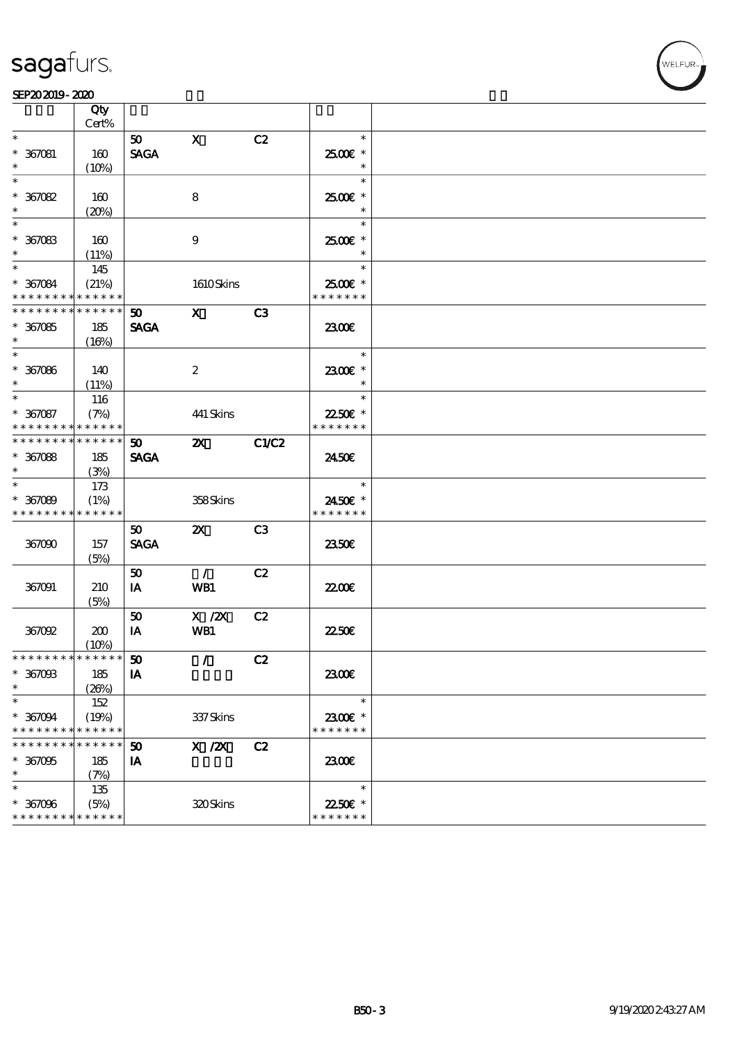| | Qty Cert% | | | | | |
|---|---|---|---|---|---|---|
| * | | 50 | X | C2 | * | |
| * 367081 | 160 | SAGA | | | 25.00€ * | |
| * | (10%) | | | | * | |
| * | | | | | * | |
| * 367082 | 160 | | 8 | | 25.00€ * | |
| * | (20%) | | | | * | |
| * | | | | | * | |
| * 367083 | 160 | | 9 | | 25.00€ * | |
| * | (11%) | | | | * | |
| * | 145 | | | | * | |
| * 367084 | (21%) | | 1610 Skins | | 25.00€ * | |
| * * * * * * * * * * * * * * | | | | | * * * * * * * | |
| * * * * * * * * * * * * * * | | 50 | X | C3 | | |
| * 367085 | 185 | SAGA | | | 23.00€ | |
| * | (16%) | | | | | |
| * | | | | | * | |
| * 367086 | 140 | | 2 | | 23.00€ * | |
| * | (11%) | | | | * | |
| * | 116 | | | | * | |
| * 367087 | (7%) | | 441 Skins | | 22.50€ * | |
| * * * * * * * * * * * * * * | | | | | * * * * * * * | |
| * * * * * * * * * * * * * * | | 50 | 2X | C1/C2 | | |
| * 367088 | 185 | SAGA | | | 24.50€ | |
| * | (3%) | | | | | |
| * | 173 | | | | * | |
| * 367089 | (1%) | | 358 Skins | | 24.50€ * | |
| * * * * * * * * * * * * * * | | | | | * * * * * * * | |
| | | 50 | 2X | C3 | | |
| 367090 | 157 | SAGA | | | 23.50€ | |
| | (5%) | | | | | |
| | | 50 | / | C2 | | |
| 367091 | 210 | IA | WB1 | | 22.00€ | |
| | (5%) | | | | | |
| | | 50 | X /2X | C2 | | |
| 367092 | 200 | IA | WB1 | | 22.50€ | |
| | (10%) | | | | | |
| * * * * * * * * * * * * * * | | 50 | / | C2 | | |
| * 367093 | 185 | IA | | | 23.00€ | |
| * | (26%) | | | | | |
| * | 152 | | | | * | |
| * 367094 | (19%) | | 337 Skins | | 23.00€ * | |
| * * * * * * * * * * * * * * | | | | | * * * * * * * | |
| * * * * * * * * * * * * * * | | 50 | X /2X | C2 | | |
| * 367095 | 185 | IA | | | 23.00€ | |
| * | (7%) | | | | | |
| * | 135 | | | | * | |
| * 367096 | (5%) | | 320 Skins | | 22.50€ * | |
| * * * * * * * * * * * * * * | | | | | * * * * * * * | |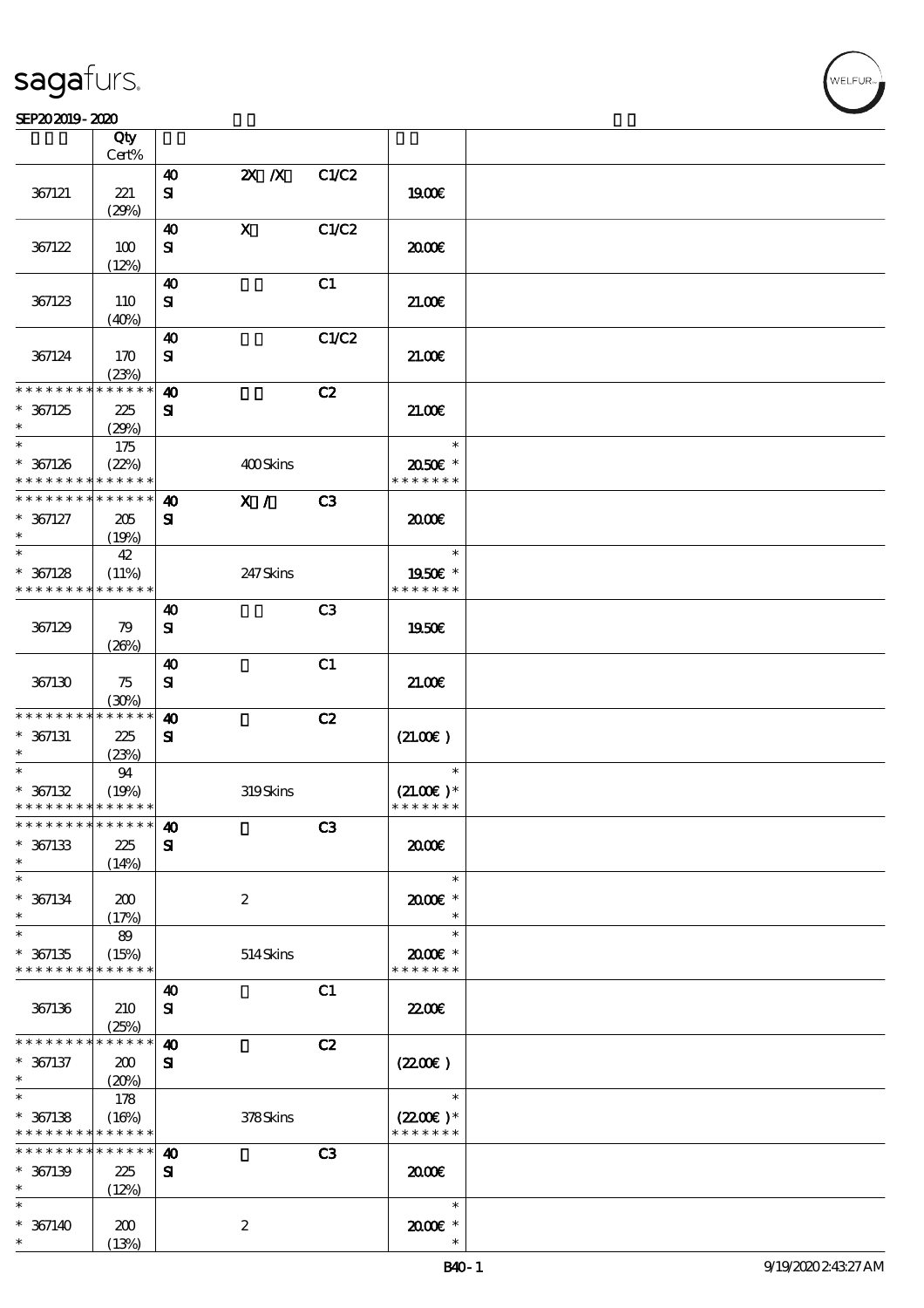| | Qty Cert% | | | | | |
|---|---|---|---|---|---|---|
| 367121 | 221 (29%) | 40 SI | 2X /X | C1/C2 | 19.00€ | |
| 367122 | 100 (12%) | 40 SI | X | C1/C2 | 20.00€ | |
| 367123 | 110 (40%) | 40 SI | | C1 | 21.00€ | |
| 367124 | 170 (23%) | 40 SI | | C1/C2 | 21.00€ | |
| * * * * * * * * * * * * * * * 367125 * | 225 (29%) | 40 SI | | C2 | 21.00€ | |
| * * 367126 * * * * * * * * * * * * * * | 175 (22%) | | 400 Skins | | * 20.50€ * * * * * * * * | |
| * * * * * * * * * * * * * * * 367127 * | 205 (19%) | 40 SI | X / | C3 | 20.00€ | |
| * * 367128 * * * * * * * * * * * * * * | 42 (11%) | | 247 Skins | | * 19.50€ * * * * * * * * | |
| 367129 | 79 (26%) | 40 SI | | C3 | 19.50€ | |
| 367130 | 75 (30%) | 40 SI | | C1 | 21.00€ | |
| * * * * * * * * * * * * * * * 367131 * | 225 (23%) | 40 SI | | C2 | (21.00€) | |
| * * 367132 * * * * * * * * * * * * * * | 94 (19%) | | 319 Skins | | * (21.00€) * * * * * * * * | |
| * * * * * * * * * * * * * * * 367133 * | 225 (14%) | 40 SI | | C3 | 20.00€ | |
| * * 367134 * | 200 (17%) | | 2 | | * 20.00€ * * | |
| * * 367135 * * * * * * * * * * * * * * | 89 (15%) | | 514 Skins | | * 20.00€ * * * * * * * * | |
| 367136 | 210 (25%) | 40 SI | | C1 | 22.00€ | |
| * * * * * * * * * * * * * * * 367137 * | 200 (20%) | 40 SI | | C2 | (22.00€) | |
| * * 367138 * * * * * * * * * * * * * * | 178 (16%) | | 378 Skins | | * (22.00€) * * * * * * * * | |
| * * * * * * * * * * * * * * * 367139 * | 225 (12%) | 40 SI | | C3 | 20.00€ | |
| * * 367140 * | 200 (13%) | | 2 | | * 20.00€ * * | |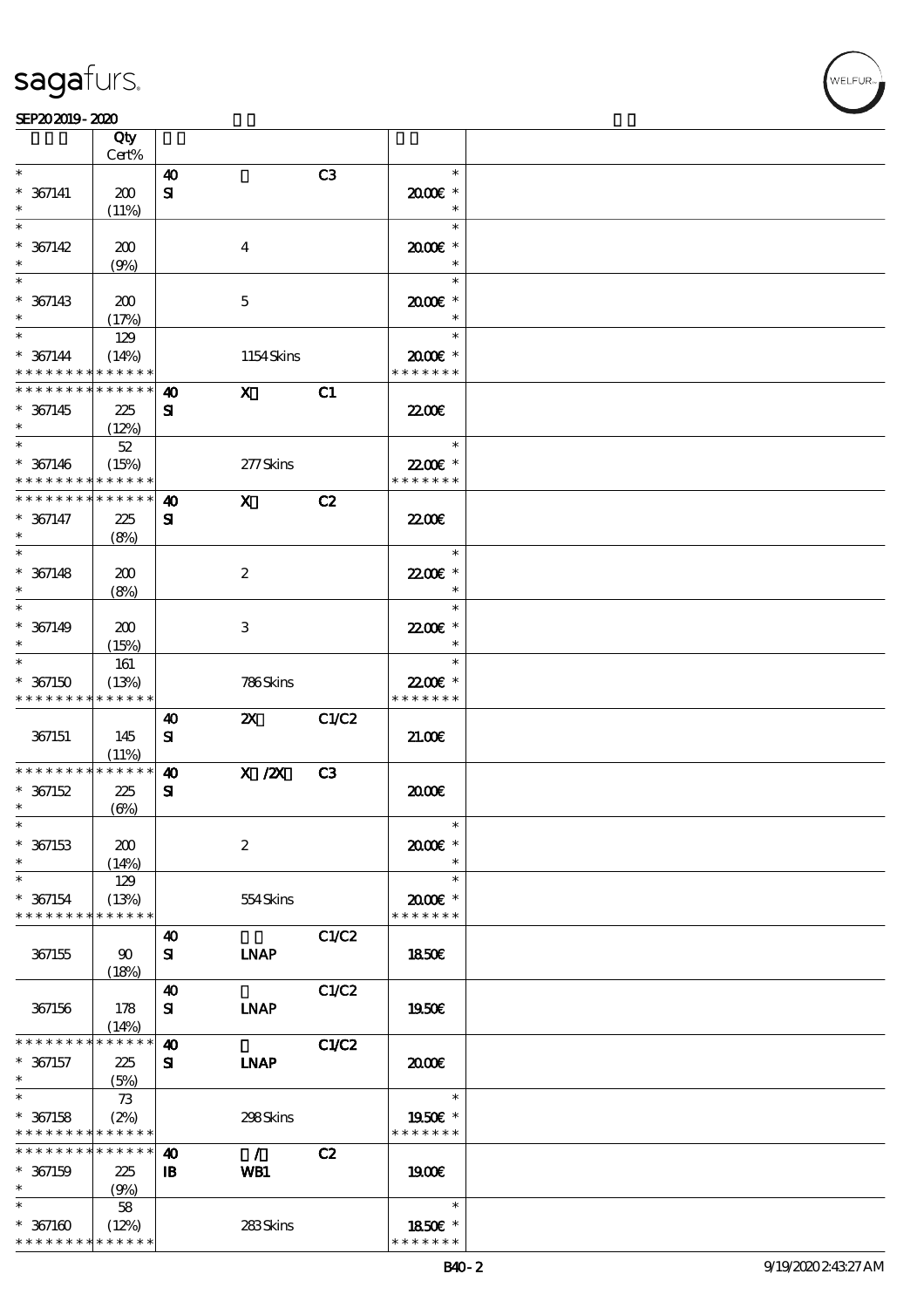| | Qty Cert% | | | | | |
|---|---|---|---|---|---|---|
| * | | 40 | | C3 | * | |
| * 367141 | 200 | SI | | | 20.00€ * | |
| * | (11%) | | | | * | |
| * | | | | | * | |
| * 367142 | 200 | | 4 | | 20.00€ * | |
| * | (9%) | | | | * | |
| * | | | | | * | |
| * 367143 | 200 | | 5 | | 20.00€ * | |
| * | (17%) | | | | * | |
| * | 129 | | | | * | |
| * 367144 | (14%) | | 1154 Skins | | 20.00€ * | |
| * * * * * * * * * * * * * * | | | | | * * * * * * * | |
| * * * * * * * * * * * * * * | | 40 | X | C1 | | |
| * 367145 | 225 | SI | | | 22.00€ | |
| * | (12%) | | | | | |
| * | 52 | | | | * | |
| * 367146 | (15%) | | 277 Skins | | 22.00€ * | |
| * * * * * * * * * * * * * * | | | | | * * * * * * * | |
| * * * * * * * * * * * * * * | | 40 | X | C2 | | |
| * 367147 | 225 | SI | | | 22.00€ | |
| * | (8%) | | | | | |
| * | | | | | * | |
| * 367148 | 200 | | 2 | | 22.00€ * | |
| * | (8%) | | | | * | |
| * | | | | | * | |
| * 367149 | 200 | | 3 | | 22.00€ * | |
| * | (15%) | | | | * | |
| * | 161 | | | | * | |
| * 367150 | (13%) | | 786 Skins | | 22.00€ * | |
| * * * * * * * * * * * * * * | | | | | * * * * * * * | |
| | | 40 | 2X | C1/C2 | | |
| 367151 | 145 (11%) | SI | | | 21.00€ | |
| * * * * * * * * * * * * * * | | 40 | X /2X | C3 | | |
| * 367152 | 225 | SI | | | 20.00€ | |
| * | (6%) | | | | | |
| * | | | | | * | |
| * 367153 | 200 | | 2 | | 20.00€ * | |
| * | (14%) | | | | * | |
| * | 129 | | | | * | |
| * 367154 | (13%) | | 554 Skins | | 20.00€ * | |
| * * * * * * * * * * * * * * | | | | | * * * * * * * | |
| | | 40 | | C1/C2 | | |
| 367155 | 90 (18%) | SI | LNAP | | 18.50€ | |
| | | 40 | | C1/C2 | | |
| 367156 | 178 (14%) | SI | LNAP | | 19.50€ | |
| * * * * * * * * * * * * * * | | 40 | | C1/C2 | | |
| * 367157 | 225 | SI | LNAP | | 20.00€ | |
| * | (5%) | | | | | |
| * | 73 | | | | * | |
| * 367158 | (2%) | | 298 Skins | | 19.50€ * | |
| * * * * * * * * * * * * * * | | | | | * * * * * * * | |
| * * * * * * * * * * * * * * | | 40 | / | C2 | | |
| * 367159 | 225 | IB | WB1 | | 19.00€ | |
| * | (9%) | | | | | |
| * | 58 | | | | * | |
| * 367160 | (12%) | | 283 Skins | | 18.50€ * | |
| * * * * * * * * * * * * * * | | | | | * * * * * * * | |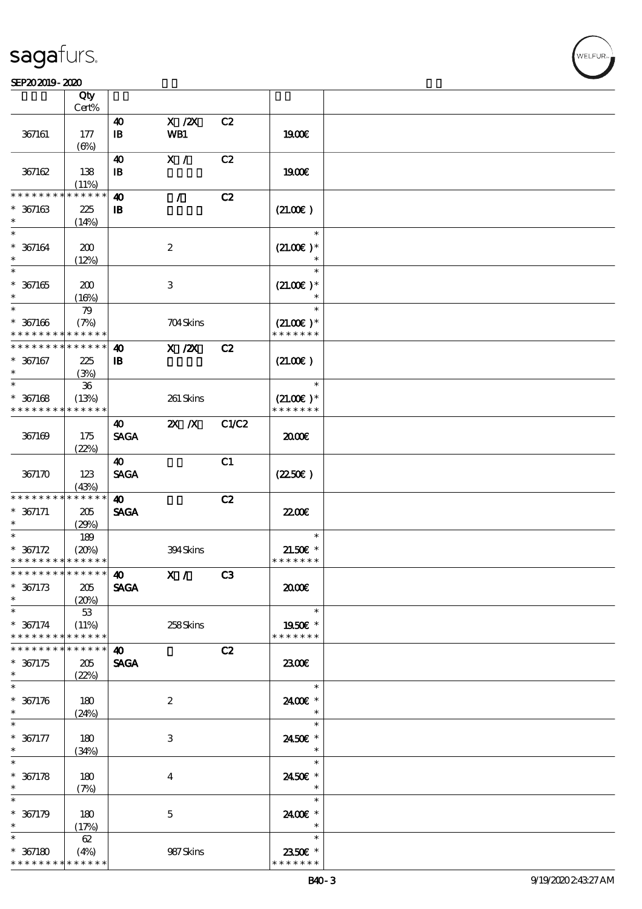| | Qty Cert% | | | | | |
|---|---|---|---|---|---|---|
| | | 40 | X /2X | C2 | | |
| 367161 | 177 (6%) | IB | WB1 | | 19.00€ | |
| | | 40 | X / | C2 | | |
| 367162 | 138 (11%) | IB | | | 19.00€ | |
| * * * * * * * * * * * * * * | | 40 | / | C2 | | |
| * 367163 * | 225 (14%) | IB | | | (21.00€ ) | |
| * * 367164 * | 200 (12%) | | 2 | | * (21.00€ )* * | |
| * * 367165 * | 200 (16%) | | 3 | | * (21.00€ )* * | |
| * * 367166 * * * * * * * * * * * * * | 79 (7%) | | 704 Skins | | * (21.00€ )* * * * * * * * | |
| * * * * * * * * * * * * * * | | 40 | X /2X | C2 | | |
| * 367167 * | 225 (3%) | IB | | | (21.00€ ) | |
| * * 367168 * * * * * * * * * * * * * | 36 (13%) | | 261 Skins | | * (21.00€ )* * * * * * * * | |
| | | 40 | 2X /X | C1/C2 | | |
| 367169 | 175 (22%) | SAGA | | | 20.00€ | |
| | | 40 | | C1 | | |
| 367170 | 123 (43%) | SAGA | | | (22.50€ ) | |
| * * * * * * * * * * * * * * | | 40 | | C2 | | |
| * 367171 * | 205 (29%) | SAGA | | | 22.00€ | |
| * * 367172 * * * * * * * * * * * * * | 189 (20%) | | 394 Skins | | * 21.50€ * * * * * * * * | |
| * * * * * * * * * * * * * * | | 40 | X / | C3 | | |
| * 367173 * | 205 (20%) | SAGA | | | 20.00€ | |
| * * 367174 * * * * * * * * * * * * * | 53 (11%) | | 258 Skins | | * 19.50€ * * * * * * * * | |
| * * * * * * * * * * * * * * | | 40 | | C2 | | |
| * 367175 * | 205 (22%) | SAGA | | | 23.00€ | |
| * * 367176 * | 180 (24%) | | 2 | | * 24.00€ * * | |
| * * 367177 * | 180 (34%) | | 3 | | * 24.50€ * * | |
| * * 367178 * | 180 (7%) | | 4 | | * 24.50€ * * | |
| * * 367179 * | 180 (17%) | | 5 | | * 24.00€ * * | |
| * * 367180 * * * * * * * * * * * * * | 62 (4%) | | 987 Skins | | * 23.50€ * * * * * * * * | |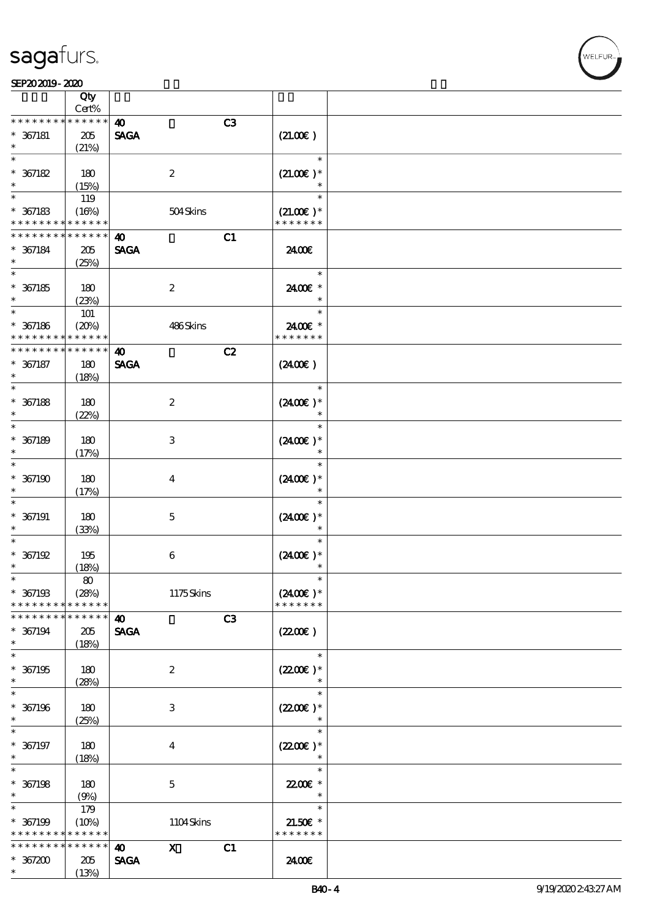| | Qty Cert% | | | | |
|---|---|---|---|---|---|
| * * * * * * * * * * * * * * | | 40 | | C3 | |
| * 367181 * | 205 (21%) | SAGA | | | (21.00€) |
| * * 367182 * | 180 (15%) | | 2 | | * (21.00€) * * |
| * * 367183 * * * * * * * * * * * * * | 119 (16%) | | 504 Skins | | * (21.00€) * * * * * * * * |
| * * * * * * * * * * * * * * | | 40 | | C1 | |
| * 367184 * | 205 (25%) | SAGA | | | 24.00€ |
| * * 367185 * | 180 (23%) | | 2 | | * 24.00€ * * |
| * * 367186 * * * * * * * * * * * * * | 101 (20%) | | 486 Skins | | * 24.00€ * * * * * * * * |
| * * * * * * * * * * * * * * | | 40 | | C2 | |
| * 367187 * | 180 (18%) | SAGA | | | (24.00€) |
| * * 367188 * | 180 (22%) | | 2 | | * (24.00€) * * |
| * * 367189 * | 180 (17%) | | 3 | | * (24.00€) * * |
| * * 367190 * | 180 (17%) | | 4 | | * (24.00€) * * |
| * * 367191 * | 180 (33%) | | 5 | | * (24.00€) * * |
| * * 367192 * | 195 (18%) | | 6 | | * (24.00€) * * |
| * * 367193 * * * * * * * * * * * * * | 80 (28%) | | 1175 Skins | | * (24.00€) * * * * * * * * |
| * * * * * * * * * * * * * * | | 40 | | C3 | |
| * 367194 * | 205 (18%) | SAGA | | | (22.00€) |
| * * 367195 * | 180 (28%) | | 2 | | * (22.00€) * * |
| * * 367196 * | 180 (25%) | | 3 | | * (22.00€) * * |
| * * 367197 * | 180 (18%) | | 4 | | * (22.00€) * * |
| * * 367198 * | 180 (9%) | | 5 | | * 22.00€ * * |
| * * 367199 * * * * * * * * * * * * * | 179 (10%) | | 1104 Skins | | * 21.50€ * * * * * * * * |
| * * * * * * * * * * * * * * | | 40 | X | C1 | |
| * 367200 * | 205 (13%) | SAGA | | | 24.00€ |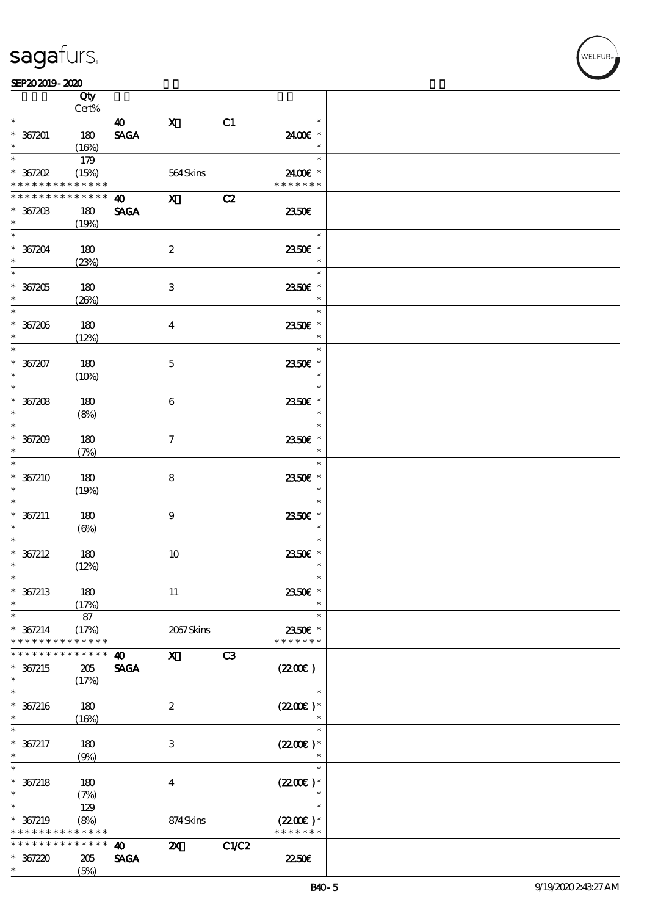sagafurs.

SEP20 2019 - 2020

| | Qty Cert% | | | | | |
|---|---|---|---|---|---|---|
| * | | 40 | X | C1 | * | |
| * 367201 | 180 | SAGA | | | 24.00€ * | |
| * | (16%) | | | | * | |
| * | 179 | | | | * | |
| * 367202 | (15%) | | 564 Skins | | 24.00€ * | |
| * * * * * * * * * * * * * * | | | | | * * * * * * * | |
| * * * * * * * * * * * * * * | | 40 | X | C2 | | |
| * 367203 | 180 | SAGA | | | 23.50€ | |
| * | (19%) | | | | | |
| * | | | | | * | |
| * 367204 | 180 | | 2 | | 23.50€ * | |
| * | (23%) | | | | * | |
| * | | | | | * | |
| * 367205 | 180 | | 3 | | 23.50€ * | |
| * | (26%) | | | | * | |
| * | | | | | * | |
| * 367206 | 180 | | 4 | | 23.50€ * | |
| * | (12%) | | | | * | |
| * | | | | | * | |
| * 367207 | 180 | | 5 | | 23.50€ * | |
| * | (10%) | | | | * | |
| * | | | | | * | |
| * 367208 | 180 | | 6 | | 23.50€ * | |
| * | (8%) | | | | * | |
| * | | | | | * | |
| * 367209 | 180 | | 7 | | 23.50€ * | |
| * | (7%) | | | | * | |
| * | | | | | * | |
| * 367210 | 180 | | 8 | | 23.50€ * | |
| * | (19%) | | | | * | |
| * | | | | | * | |
| * 367211 | 180 | | 9 | | 23.50€ * | |
| * | (6%) | | | | * | |
| * | | | | | * | |
| * 367212 | 180 | | 10 | | 23.50€ * | |
| * | (12%) | | | | * | |
| * | | | | | * | |
| * 367213 | 180 | | 11 | | 23.50€ * | |
| * | (17%) | | | | * | |
| * | 87 | | | | * | |
| * 367214 | (17%) | | 2067 Skins | | 23.50€ * | |
| * * * * * * * * * * * * * * | | | | | * * * * * * * | |
| * * * * * * * * * * * * * * | | 40 | X | C3 | | |
| * 367215 | 205 | SAGA | | | (22.00€ ) | |
| * | (17%) | | | | | |
| * | | | | | * | |
| * 367216 | 180 | | 2 | | (22.00€ )* | |
| * | (16%) | | | | * | |
| * | | | | | * | |
| * 367217 | 180 | | 3 | | (22.00€ )* | |
| * | (9%) | | | | * | |
| * | | | | | * | |
| * 367218 | 180 | | 4 | | (22.00€ )* | |
| * | (7%) | | | | * | |
| * | 129 | | | | * | |
| * 367219 | (8%) | | 874 Skins | | (22.00€ )* | |
| * * * * * * * * * * * * * * | | | | | * * * * * * * | |
| * * * * * * * * * * * * * * | | 40 | 2X | C1/C2 | | |
| * 367220 | 205 | SAGA | | | 22.50€ | |
| * | (5%) | | | | | |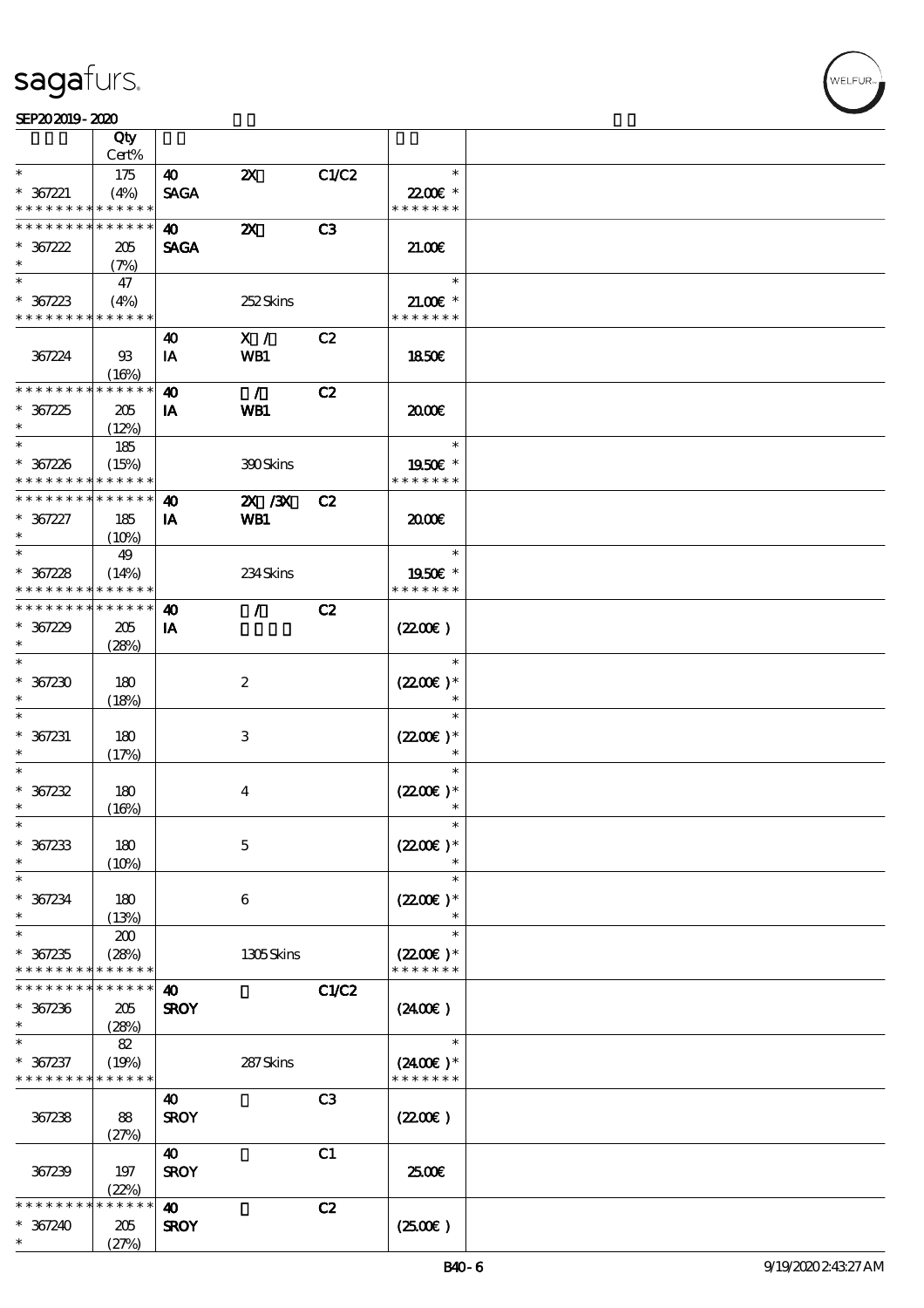| | Qty Cert% | | | | |
|---|---|---|---|---|---|
| * | 175 | 40 | 2X | C1/C2 | * |
| * 367221 | (4%) | SAGA | | | 22.00€ * |
| * * * * * * * * * * * * * * | | | | | * * * * * * * |
| * * * * * * * * * * * * * * | | 40 | 2X | C3 | |
| * 367222 | 205 | SAGA | | | 21.00€ |
| * | (7%) | | | | |
| * | 47 | | | | * |
| * 367223 | (4%) | | 252 Skins | | 21.00€ * |
| * * * * * * * * * * * * * * | | | | | * * * * * * * |
| | | 40 | X / | C2 | |
| 367224 | 93 | IA | WB1 | | 18.50€ |
| | (16%) | | | | |
| * * * * * * * * * * * * * * | | 40 | / | C2 | |
| * 367225 | 205 | IA | WB1 | | 20.00€ |
| * | (12%) | | | | |
| * | 185 | | | | * |
| * 367226 | (15%) | | 390 Skins | | 19.50€ * |
| * * * * * * * * * * * * * * | | | | | * * * * * * * |
| * * * * * * * * * * * * * * | | 40 | 2X /3X | C2 | |
| * 367227 | 185 | IA | WB1 | | 20.00€ |
| * | (10%) | | | | |
| * | 49 | | | | * |
| * 367228 | (14%) | | 234 Skins | | 19.50€ * |
| * * * * * * * * * * * * * * | | | | | * * * * * * * |
| * * * * * * * * * * * * * * | | 40 | / | C2 | |
| * 367229 | 205 | IA | | | (22.00€ ) |
| * | (28%) | | | | |
| * | | | | | * |
| * 367230 | 180 | | 2 | | (22.00€ )* |
| * | (18%) | | | | * |
| * | | | | | * |
| * 367231 | 180 | | 3 | | (22.00€ )* |
| * | (17%) | | | | * |
| * | | | | | * |
| * 367232 | 180 | | 4 | | (22.00€ )* |
| * | (16%) | | | | * |
| * | | | | | * |
| * 367233 | 180 | | 5 | | (22.00€ )* |
| * | (10%) | | | | * |
| * | | | | | * |
| * 367234 | 180 | | 6 | | (22.00€ )* |
| * | (13%) | | | | * |
| * | 200 | | | | * |
| * 367235 | (28%) | | 1305 Skins | | (22.00€ )* |
| * * * * * * * * * * * * * * | | | | | * * * * * * * |
| * * * * * * * * * * * * * * | | 40 | | C1/C2 | |
| * 367236 | 205 | SROY | | | (24.00€ ) |
| * | (28%) | | | | |
| * | 82 | | | | * |
| * 367237 | (19%) | | 287 Skins | | (24.00€ )* |
| * * * * * * * * * * * * * * | | | | | * * * * * * * |
| | | 40 | | C3 | |
| 367238 | 88 | SROY | | | (22.00€ ) |
| | (27%) | | | | |
| | | 40 | | C1 | |
| 367239 | 197 | SROY | | | 25.00€ |
| | (22%) | | | | |
| * * * * * * * * * * * * * * | | 40 | | C2 | |
| * 367240 | 205 | SROY | | | (25.00€ ) |
| * | (27%) | | | | |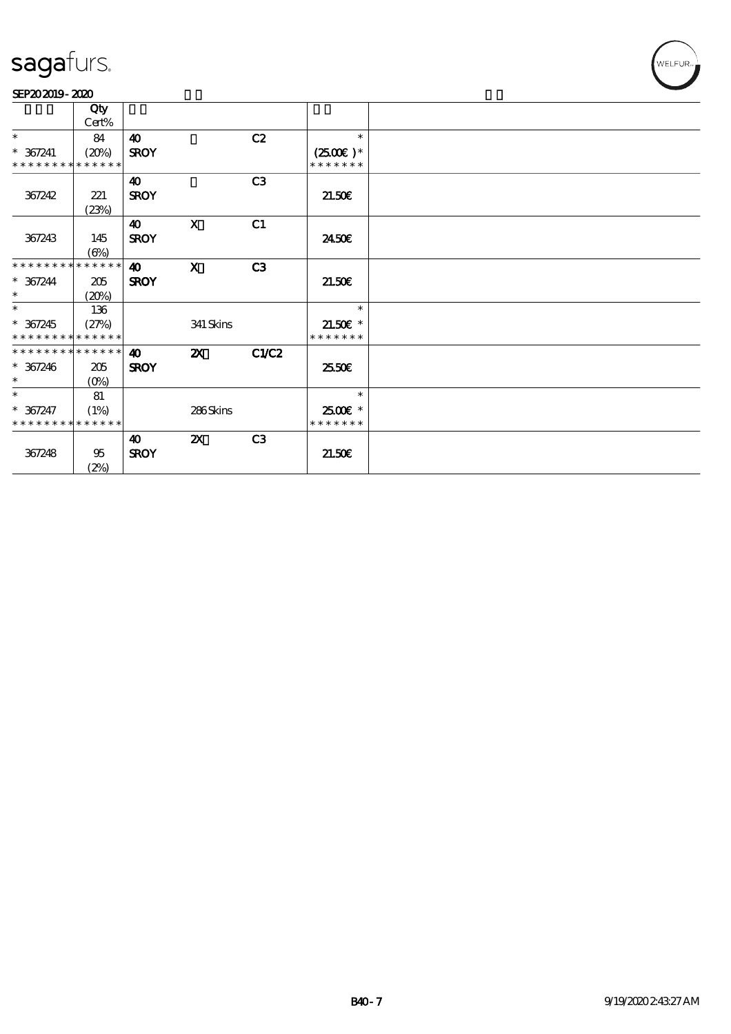| | Qty Cert% | | | | | |
|---|---|---|---|---|---|---|
| * <br> * 367241 <br> * * * * * * * * * * * * * * | 84 <br> (20%) | 40 <br> SROY | | C2 | * <br> (25.00€) * <br> * * * * * * * | |
| 367242 | 221 <br> (23%) | 40 <br> SROY | | C3 | 21.50€ | |
| 367243 | 145 <br> (6%) | 40 <br> SROY | X | C1 | 24.50€ | |
| * * * * * * * * * * * * * * <br> * 367244 <br> * | 205 <br> (20%) | 40 <br> SROY | X | C3 | 21.50€ | |
| * <br> * 367245 <br> * * * * * * * * * * * * * * | 136 <br> (27%) | | 341 Skins | | * <br> 21.50€ * <br> * * * * * * * | |
| * * * * * * * * * * * * * * <br> * 367246 <br> * | 205 <br> (0%) | 40 <br> SROY | 2X | C1/C2 | 25.50€ | |
| * <br> * 367247 <br> * * * * * * * * * * * * * * | 81 <br> (1%) | | 286 Skins | | * <br> 25.00€ * <br> * * * * * * * | |
| 367248 | 95 <br> (2%) | 40 <br> SROY | 2X | C3 | 21.50€ | |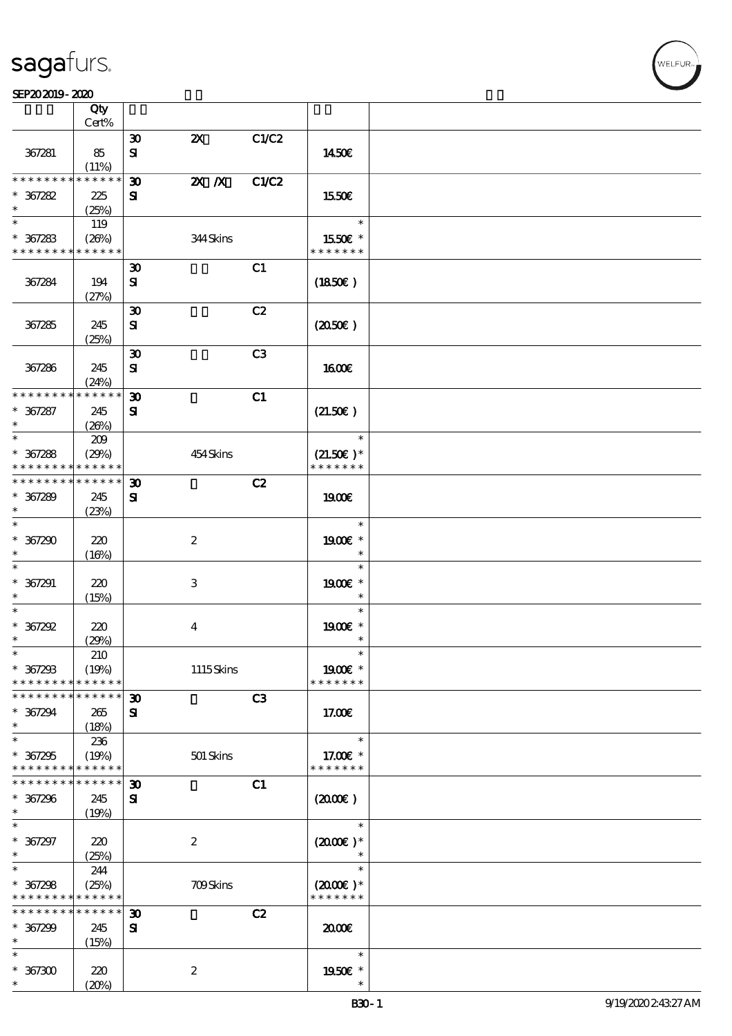| | Qty Cert% | | | | | |
|---|---|---|---|---|---|---|
| 367281 | 85 (11%) | 30 SI | 2X | C1/C2 | 14.50€ | |
| * * * * * * * * * * * * * * 367282 * | 225 (25%) | 30 SI | 2X /X | C1/C2 | 15.50€ | |
| * * 367283 * * * * * * * * * * * * * * | 119 (26%) | | 344 Skins | | * 15.50€ * * * * * * * * | |
| 367284 | 194 (27%) | 30 SI | | C1 | (18.50€ ) | |
| 367285 | 245 (25%) | 30 SI | | C2 | (20.50€ ) | |
| 367286 | 245 (24%) | 30 SI | | C3 | 16.00€ | |
| * * * * * * * * * * * * * * 367287 * | 245 (26%) | 30 SI | | C1 | (21.50€ ) | |
| * * 367288 * * * * * * * * * * * * * * | 209 (29%) | | 454 Skins | | * (21.50€ )* * * * * * * * | |
| * * * * * * * * * * * * * * 367289 * | 245 (23%) | 30 SI | | C2 | 19.00€ | |
| * * 367290 * | 220 (16%) | | 2 | | * 19.00€ * * | |
| * * 367291 * | 220 (15%) | | 3 | | * 19.00€ * * | |
| * * 367292 * | 220 (29%) | | 4 | | * 19.00€ * * | |
| * * 367293 * * * * * * * * * * * * * * | 210 (19%) | | 1115 Skins | | * 19.00€ * * * * * * * * | |
| * * * * * * * * * * * * * * 367294 * | 265 (18%) | 30 SI | | C3 | 17.00€ | |
| * * 367295 * * * * * * * * * * * * * * | 236 (19%) | | 501 Skins | | * 17.00€ * * * * * * * * | |
| * * * * * * * * * * * * * * 367296 * | 245 (19%) | 30 SI | | C1 | (20.00€ ) | |
| * * 367297 * | 220 (25%) | | 2 | | * (20.00€ )* * | |
| * * 367298 * * * * * * * * * * * * * * | 244 (25%) | | 709 Skins | | * (20.00€ )* * * * * * * * | |
| * * * * * * * * * * * * * * 367299 * | 245 (15%) | 30 SI | | C2 | 20.00€ | |
| * * 367300 * | 220 (20%) | | 2 | | * 19.50€ * * | |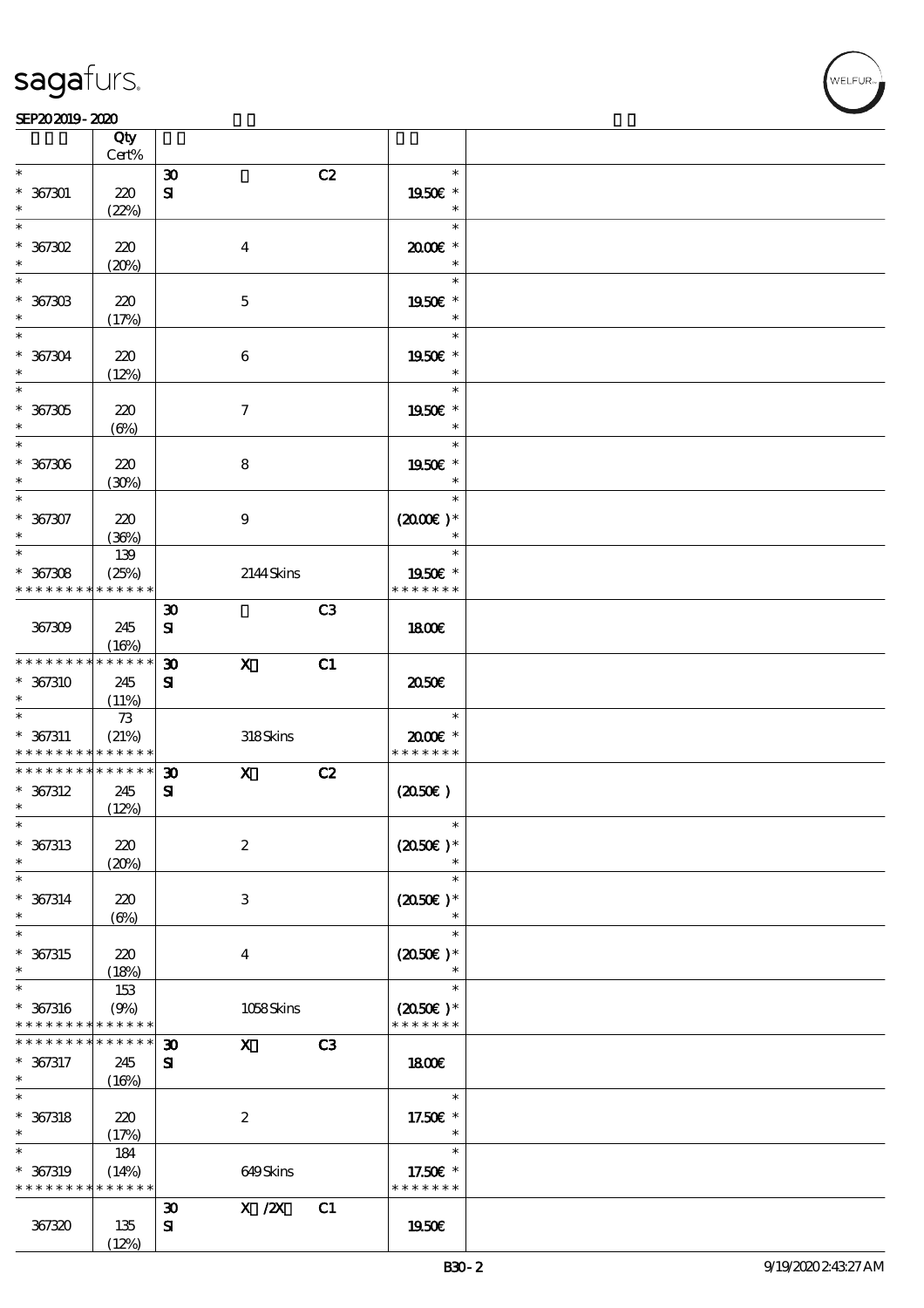| | Qty Cert% | | | | | |
|---|---|---|---|---|---|---|
| * 367301 * | 220 (22%) | 30 SI | | C2 | * 19.50€ * | |
| * 367302 * | 220 (20%) | | 4 | | * 20.00€ * | |
| * 367303 * | 220 (17%) | | 5 | | * 19.50€ * | |
| * 367304 * | 220 (12%) | | 6 | | * 19.50€ * | |
| * 367305 * | 220 (6%) | | 7 | | * 19.50€ * | |
| * 367306 * | 220 (30%) | | 8 | | * 19.50€ * | |
| * 367307 * | 220 (36%) | | 9 | | * (20.00€ )* | |
| * 367308 * * * * * * * * * * * * * | 139 (25%) | | 2144 Skins | | * 19.50€ * * * * * * * * | |
| 367309 | 245 (16%) | 30 SI | | C3 | 18.00€ | |
| * * * * * * * * * * * * * * 367310 * | 245 (11%) | 30 SI | X | C1 | 20.50€ | |
| * 367311 * * * * * * * * * * * * * | 73 (21%) | | 318 Skins | | * 20.00€ * * * * * * * * | |
| * * * * * * * * * * * * * * 367312 * | 245 (12%) | 30 SI | X | C2 | (20.50€ ) | |
| * 367313 * | 220 (20%) | | 2 | | * (20.50€ )* | |
| * 367314 * | 220 (6%) | | 3 | | * (20.50€ )* | |
| * 367315 * | 220 (18%) | | 4 | | * (20.50€ )* | |
| * 367316 * * * * * * * * * * * * * | 153 (9%) | | 1058 Skins | | * (20.50€ )* * * * * * * * | |
| * * * * * * * * * * * * * * 367317 * | 245 (16%) | 30 SI | X | C3 | 18.00€ | |
| * 367318 * | 220 (17%) | | 2 | | * 17.50€ * | |
| * 367319 * * * * * * * * * * * * * | 184 (14%) | | 649 Skins | | * 17.50€ * * * * * * * * | |
| 367320 | 135 (12%) | 30 SI | X /2X | C1 | 19.50€ | |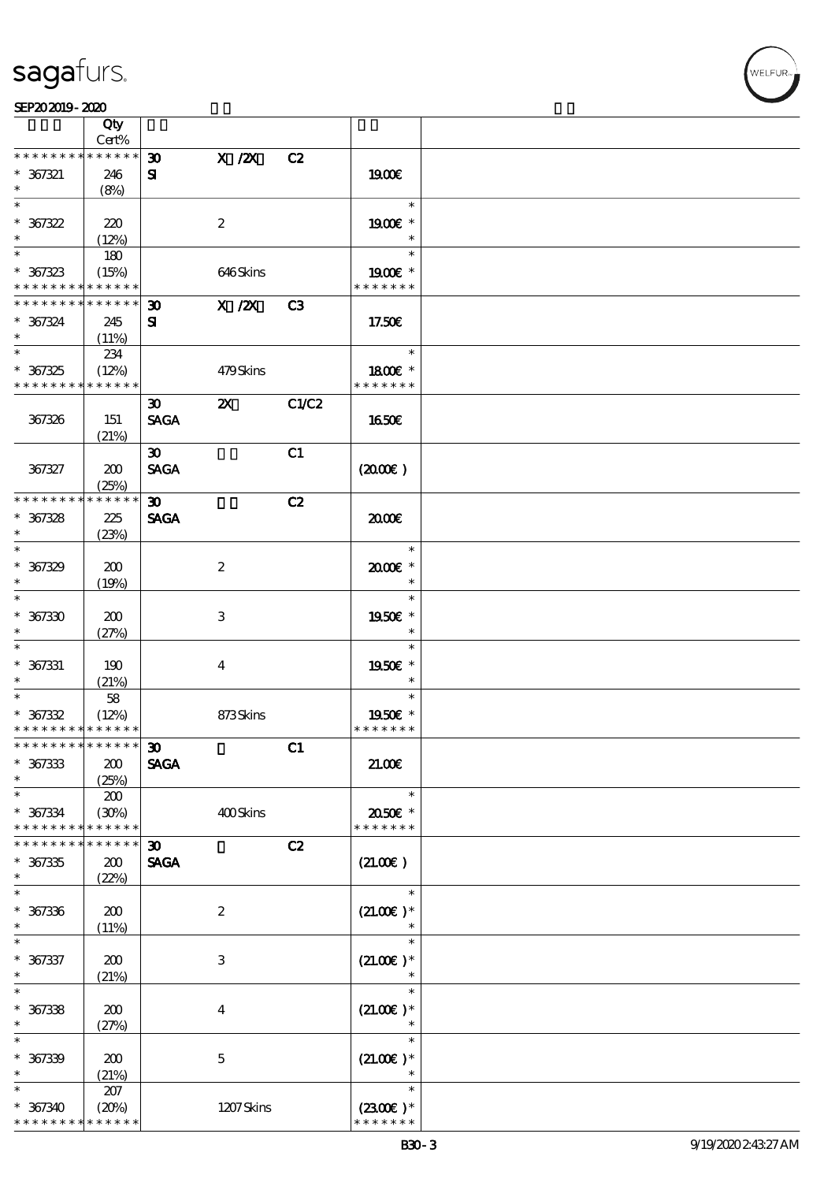| | Qty Cert% | | | | | |
|---|---|---|---|---|---|---|
| * * * * * * * * * * * * * * | | 30 | X /2X | C2 | | |
| * 367321 | 246 | SI | | | 19.00€ | |
| * | (8%) | | | | | |
| * | | | | | * | |
| * 367322 | 220 | | 2 | | 19.00€ * | |
| * | (12%) | | | | * | |
| * | 180 | | | | * | |
| * 367323 | (15%) | | 646 Skins | | 19.00€ * | |
| * * * * * * * * * * * * * * | | | | | * * * * * * * | |
| * * * * * * * * * * * * * * | | 30 | X /2X | C3 | | |
| * 367324 | 245 | SI | | | 17.50€ | |
| * | (11%) | | | | | |
| * | 234 | | | | * | |
| * 367325 | (12%) | | 479 Skins | | 18.00€ * | |
| * * * * * * * * * * * * * * | | | | | * * * * * * * | |
| | | 30 | 2X | C1/C2 | | |
| 367326 | 151 | SAGA | | | 16.50€ | |
| | (21%) | | | | | |
| | | 30 | | C1 | | |
| 367327 | 200 | SAGA | | | (20.00€ ) | |
| | (25%) | | | | | |
| * * * * * * * * * * * * * * | | 30 | | C2 | | |
| * 367328 | 225 | SAGA | | | 20.00€ | |
| * | (23%) | | | | | |
| * | | | | | * | |
| * 367329 | 200 | | 2 | | 20.00€ * | |
| * | (19%) | | | | * | |
| * | | | | | * | |
| * 367330 | 200 | | 3 | | 19.50€ * | |
| * | (27%) | | | | * | |
| * | | | | | * | |
| * 367331 | 190 | | 4 | | 19.50€ * | |
| * | (21%) | | | | * | |
| * | 58 | | | | * | |
| * 367332 | (12%) | | 873 Skins | | 19.50€ * | |
| * * * * * * * * * * * * * * | | | | | * * * * * * * | |
| * * * * * * * * * * * * * * | | 30 | | C1 | | |
| * 367333 | 200 | SAGA | | | 21.00€ | |
| * | (25%) | | | | | |
| * | 200 | | | | * | |
| * 367334 | (30%) | | 400 Skins | | 20.50€ * | |
| * * * * * * * * * * * * * * | | | | | * * * * * * * | |
| * * * * * * * * * * * * * * | | 30 | | C2 | | |
| * 367335 | 200 | SAGA | | | (21.00€ ) | |
| * | (22%) | | | | | |
| * | | | | | * | |
| * 367336 | 200 | | 2 | | (21.00€ )* | |
| * | (11%) | | | | * | |
| * | | | | | * | |
| * 367337 | 200 | | 3 | | (21.00€ )* | |
| * | (21%) | | | | * | |
| * | | | | | * | |
| * 367338 | 200 | | 4 | | (21.00€ )* | |
| * | (27%) | | | | * | |
| * | | | | | * | |
| * 367339 | 200 | | 5 | | (21.00€ )* | |
| * | (21%) | | | | * | |
| * | 207 | | | | * | |
| * 367340 | (20%) | | 1207 Skins | | (23.00€ )* | |
| * * * * * * * * * * * * * * | | | | | * * * * * * * | |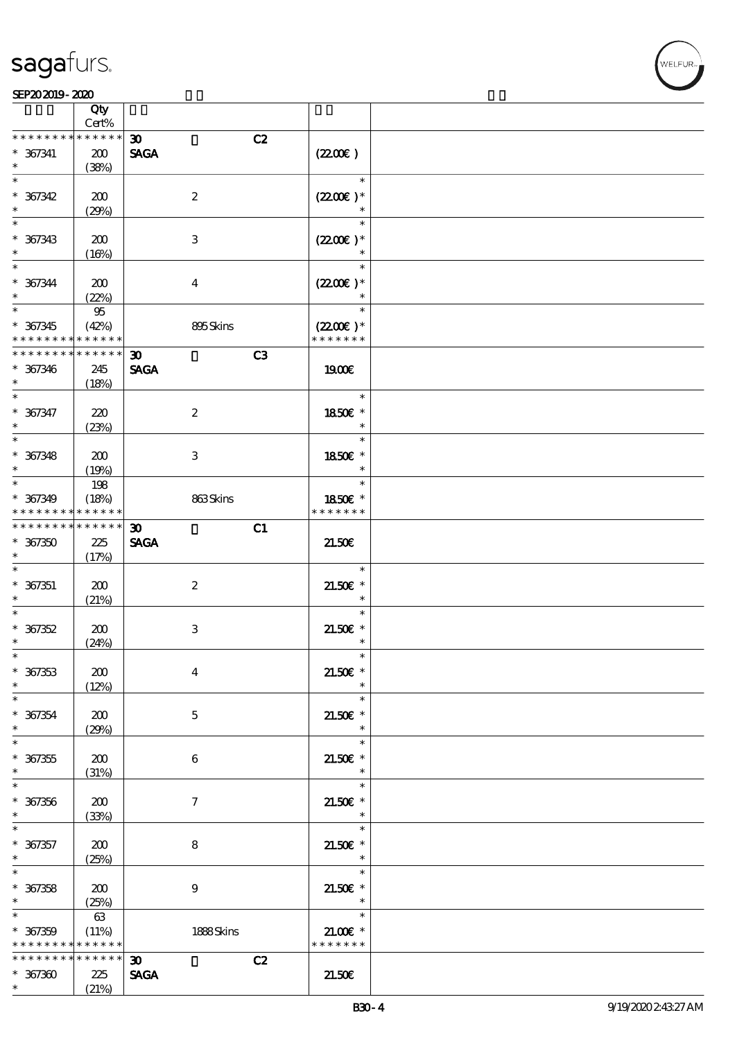| | Qty Cert% | | | |
|---|---|---|---|---|
| * * * * * * * * * * * * * * | | 30 C2 | | |
| * 367341 * | 200 (38%) | SAGA | (22.00€ ) | |
| * 367342 * | 200 (29%) | 2 | (22.00€ )* | |
| * 367343 * | 200 (16%) | 3 | (22.00€ )* | |
| * 367344 * | 200 (22%) | 4 | (22.00€ )* | |
| * 367345 * * * * * * * * * * * * * * | 95 (42%) | 895 Skins | (22.00€ )* * * * * * * * | |
| * * * * * * * * * * * * * * | | 30 C3 | | |
| * 367346 * | 245 (18%) | SAGA | 19.00€ | |
| * 367347 * | 220 (23%) | 2 | 18.50€ * | |
| * 367348 * | 200 (19%) | 3 | 18.50€ * | |
| * 367349 * * * * * * * * * * * * * * | 198 (18%) | 863 Skins | 18.50€ * * * * * * * * | |
| * * * * * * * * * * * * * * | | 30 C1 | | |
| * 367350 * | 225 (17%) | SAGA | 21.50€ | |
| * 367351 * | 200 (21%) | 2 | 21.50€ * | |
| * 367352 * | 200 (24%) | 3 | 21.50€ * | |
| * 367353 * | 200 (12%) | 4 | 21.50€ * | |
| * 367354 * | 200 (29%) | 5 | 21.50€ * | |
| * 367355 * | 200 (31%) | 6 | 21.50€ * | |
| * 367356 * | 200 (33%) | 7 | 21.50€ * | |
| * 367357 * | 200 (25%) | 8 | 21.50€ * | |
| * 367358 * | 200 (25%) | 9 | 21.50€ * | |
| * 367359 * * * * * * * * * * * * * * | 63 (11%) | 1888 Skins | 21.00€ * * * * * * * * | |
| * * * * * * * * * * * * * * | | 30 C2 | | |
| * 367360 * | 225 (21%) | SAGA | 21.50€ | |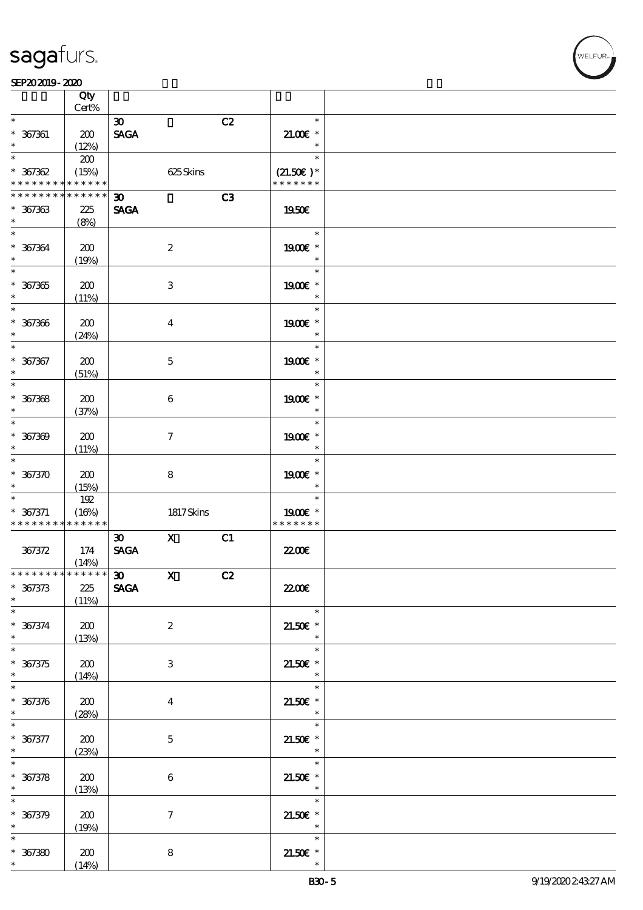| | Qty<br>Cert% | | | |
|---|---|---|---|---|
| * 367361 * | 200 (12%) | 30 SAGA | C2 | * 21.00€ * |
| * 367362 * * * * * * * * * * * * * * | 200 (15%) | 625 Skins | | * (21.50€ )* * * * * * * * |
| * * * * * * * * * * * * * * 367363 * | 225 (8%) | 30 SAGA | C3 | 19.50€ |
| * 367364 * | 200 (19%) | 2 | | * 19.00€ * |
| * 367365 * | 200 (11%) | 3 | | * 19.00€ * |
| * 367366 * | 200 (24%) | 4 | | * 19.00€ * |
| * 367367 * | 200 (51%) | 5 | | * 19.00€ * |
| * 367368 * | 200 (37%) | 6 | | * 19.00€ * |
| * 367369 * | 200 (11%) | 7 | | * 19.00€ * |
| * 367370 * | 200 (15%) | 8 | | * 19.00€ * |
| * 367371 * * * * * * * * * * * * * * | 192 (16%) | 1817 Skins | | * 19.00€ * * * * * * * * |
| 367372 | 174 (14%) | 30 X SAGA | C1 | 22.00€ |
| * * * * * * * * * * * * * * 367373 * | 225 (11%) | 30 X SAGA | C2 | 22.00€ |
| * 367374 * | 200 (13%) | 2 | | * 21.50€ * |
| * 367375 * | 200 (14%) | 3 | | * 21.50€ * |
| * 367376 * | 200 (28%) | 4 | | * 21.50€ * |
| * 367377 * | 200 (23%) | 5 | | * 21.50€ * |
| * 367378 * | 200 (13%) | 6 | | * 21.50€ * |
| * 367379 * | 200 (19%) | 7 | | * 21.50€ * |
| * 367380 * | 200 (14%) | 8 | | * 21.50€ * |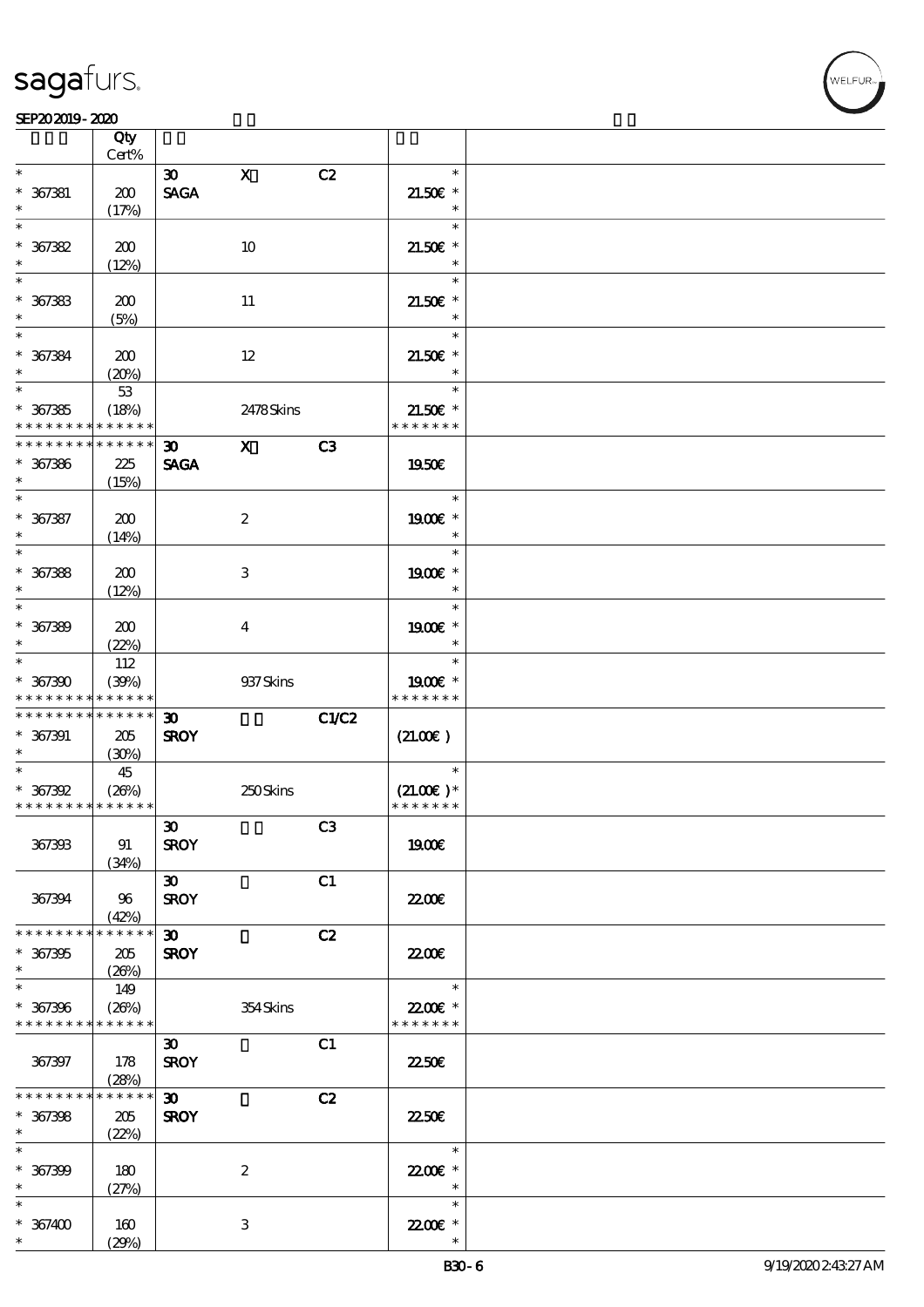| | Qty Cert% | | | | | |
|---|---|---|---|---|---|---|
| * | | 30 | X | C2 | * | |
| * 367381 | 200 | SAGA | | | 21.50€ * | |
| * | (17%) | | | | * | |
| * | | | | | * | |
| * 367382 | 200 | | 10 | | 21.50€ * | |
| * | (12%) | | | | * | |
| * | | | | | * | |
| * 367383 | 200 | | 11 | | 21.50€ * | |
| * | (5%) | | | | * | |
| * | | | | | * | |
| * 367384 | 200 | | 12 | | 21.50€ * | |
| * | (20%) | | | | * | |
| * | 53 | | | | * | |
| * 367385 | (18%) | | 2478 Skins | | 21.50€ * | |
| * * * * * * * * * * * * * | | | | | * * * * * * * | |
| * * * * * * * * * * * * * | | 30 | X | C3 | | |
| * 367386 | 225 | SAGA | | | 19.50€ | |
| * | (15%) | | | | | |
| * | | | | | * | |
| * 367387 | 200 | | 2 | | 19.00€ * | |
| * | (14%) | | | | * | |
| * | | | | | * | |
| * 367388 | 200 | | 3 | | 19.00€ * | |
| * | (12%) | | | | * | |
| * | | | | | * | |
| * 367389 | 200 | | 4 | | 19.00€ * | |
| * | (22%) | | | | * | |
| * | 112 | | | | * | |
| * 367390 | (39%) | | 937 Skins | | 19.00€ * | |
| * * * * * * * * * * * * * | | | | | * * * * * * * | |
| * * * * * * * * * * * * * | | 30 | | C1/C2 | | |
| * 367391 | 205 | SROY | | | (21.00€) | |
| * | (30%) | | | | | |
| * | 45 | | | | * | |
| * 367392 | (26%) | | 250 Skins | | (21.00€) * | |
| * * * * * * * * * * * * * | | | | | * * * * * * * | |
| | | 30 | | C3 | | |
| 367393 | 91 | SROY | | | 19.00€ | |
| | (34%) | | | | | |
| | | 30 | | C1 | | |
| 367394 | 96 | SROY | | | 22.00€ | |
| | (42%) | | | | | |
| * * * * * * * * * * * * * | | 30 | | C2 | | |
| * 367395 | 205 | SROY | | | 22.00€ | |
| * | (26%) | | | | | |
| * | 149 | | | | * | |
| * 367396 | (26%) | | 354 Skins | | 22.00€ * | |
| * * * * * * * * * * * * * | | | | | * * * * * * * | |
| | | 30 | | C1 | | |
| 367397 | 178 | SROY | | | 22.50€ | |
| | (28%) | | | | | |
| * * * * * * * * * * * * * | | 30 | | C2 | | |
| * 367398 | 205 | SROY | | | 22.50€ | |
| * | (22%) | | | | | |
| * | | | | | * | |
| * 367399 | 180 | | 2 | | 22.00€ * | |
| * | (27%) | | | | * | |
| * | | | | | * | |
| * 367400 | 160 | | 3 | | 22.00€ * | |
| * | (29%) | | | | * | |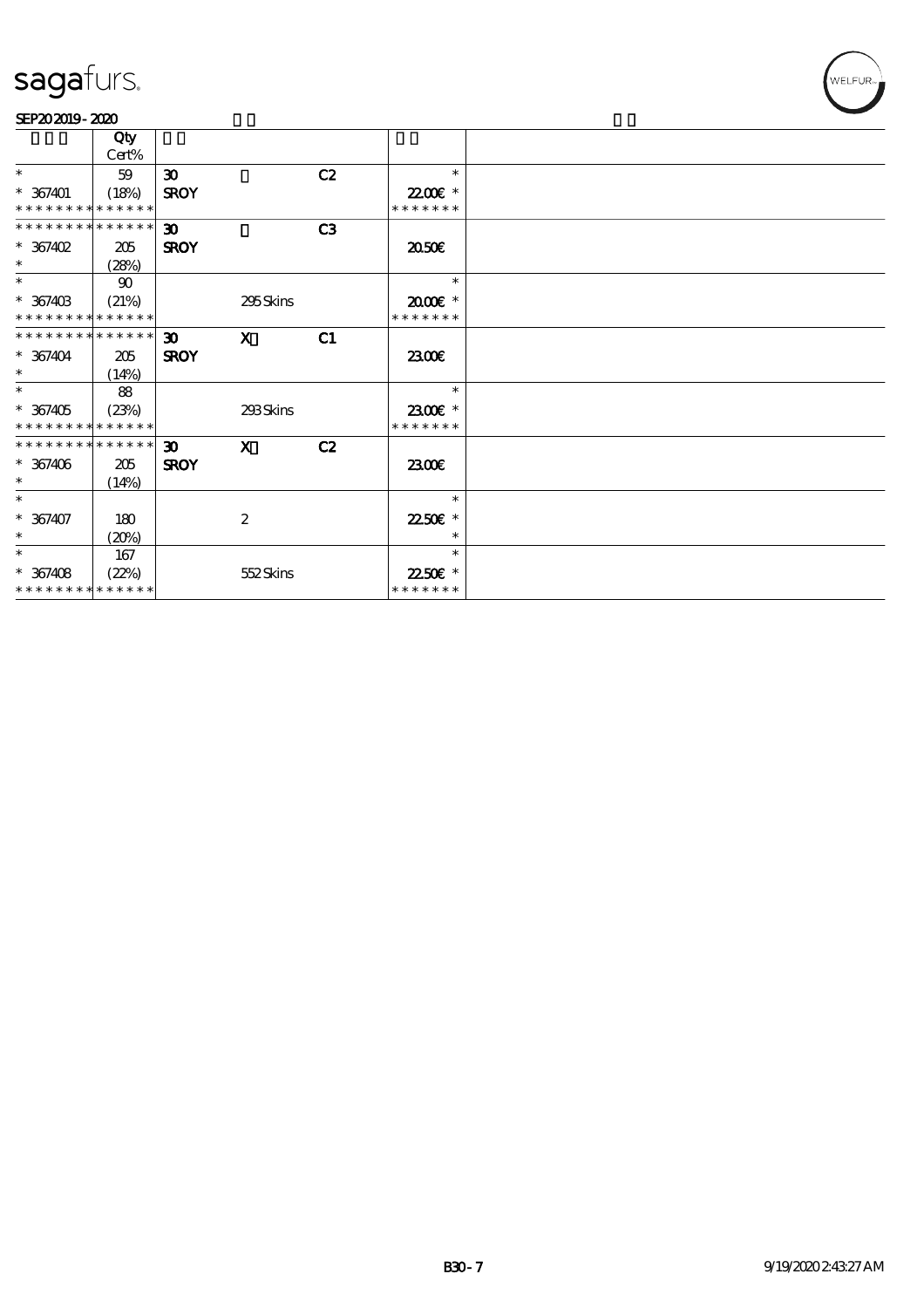| | Qty Cert% | | | | |
|---|---|---|---|---|---|
| * 367401 ************* | 59 (18%) ****** | 30 SROY | | C2 | * 22.00€ * ******* |
| ************* 367402 * | 205 (28%) | 30 SROY | | C3 | 20.50€ |
| * 367403 ************* | 90 (21%) ****** | | 295 Skins | | * 20.00€ * ******* |
| ************* 367404 * | 205 (14%) | 30 SROY | X | C1 | 23.00€ |
| * 367405 ************* | 88 (23%) ****** | | 293 Skins | | * 23.00€ * ******* |
| ************* 367406 * | 205 (14%) | 30 SROY | X | C2 | 23.00€ |
| * 367407 * | 180 (20%) | | 2 | | * 22.50€ * * |
| * 367408 ************* | 167 (22%) ****** | | 552 Skins | | * 22.50€ * ******* |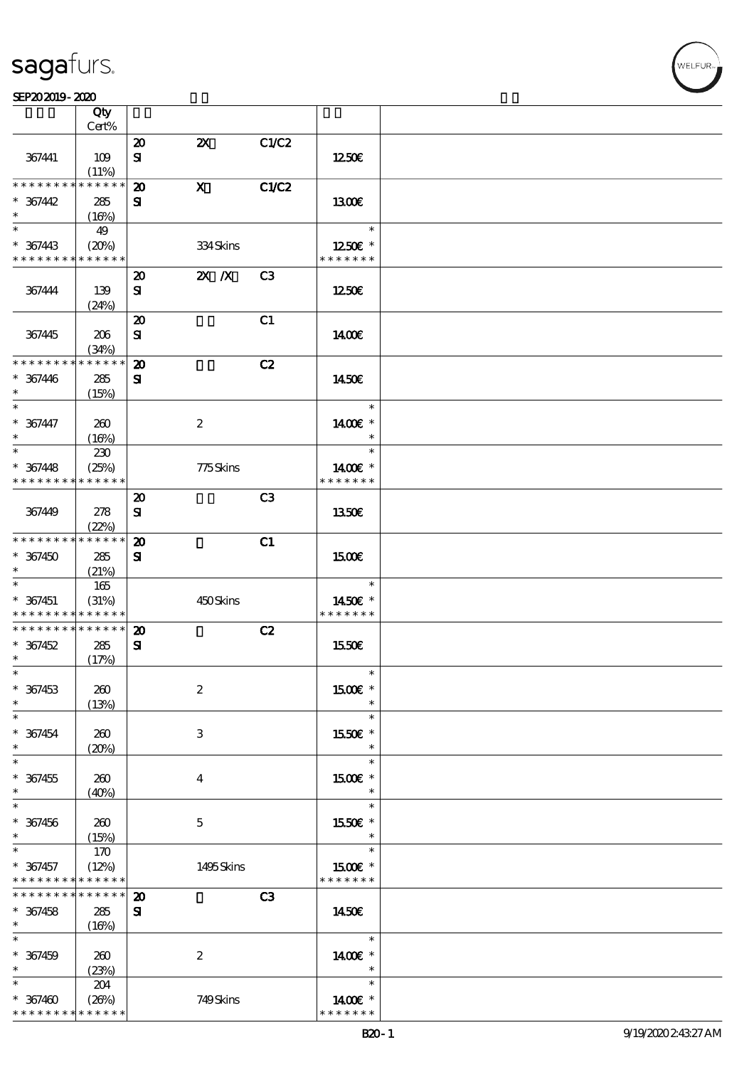| | Qty Cert% | | | | | |
|---|---|---|---|---|---|---|
| 367441 | 109 (11%) | 20 SI | 2X | C1/C2 | 12.50€ | |
| * * * * * * * * * * * * * * 367442 * | 285 (16%) | 20 SI | X | C1/C2 | 13.00€ | |
| * * 367443 * * * * * * * * * * * * * | 49 (20%) | | 334 Skins | | * 12.50€ * * * * * * * * | |
| 367444 | 139 (24%) | 20 SI | 2X /X | C3 | 12.50€ | |
| 367445 | 206 (34%) | 20 SI | | C1 | 14.00€ | |
| * * * * * * * * * * * * * * 367446 * | 285 (15%) | 20 SI | | C2 | 14.50€ | |
| * * 367447 * | 260 (16%) | | 2 | | * 14.00€ * * | |
| * * 367448 * * * * * * * * * * * * * | 230 (25%) | | 775 Skins | | * 14.00€ * * * * * * * * | |
| 367449 | 278 (22%) | 20 SI | | C3 | 13.50€ | |
| * * * * * * * * * * * * * * 367450 * | 285 (21%) | 20 SI | | C1 | 15.00€ | |
| * * 367451 * * * * * * * * * * * * * | 165 (31%) | | 450 Skins | | * 14.50€ * * * * * * * * | |
| * * * * * * * * * * * * * * 367452 * | 285 (17%) | 20 SI | | C2 | 15.50€ | |
| * * 367453 * | 260 (13%) | | 2 | | * 15.00€ * * | |
| * * 367454 * | 260 (20%) | | 3 | | * 15.50€ * * | |
| * * 367455 * | 260 (40%) | | 4 | | * 15.00€ * * | |
| * * 367456 * | 260 (15%) | | 5 | | * 15.50€ * * | |
| * * 367457 * * * * * * * * * * * * * | 170 (12%) | | 1495 Skins | | * 15.00€ * * * * * * * * | |
| * * * * * * * * * * * * * * 367458 * | 285 (16%) | 20 SI | | C3 | 14.50€ | |
| * * 367459 * | 260 (23%) | | 2 | | * 14.00€ * * | |
| * * 367460 * * * * * * * * * * * * * | 204 (26%) | | 749 Skins | | * 14.00€ * * * * * * * * | |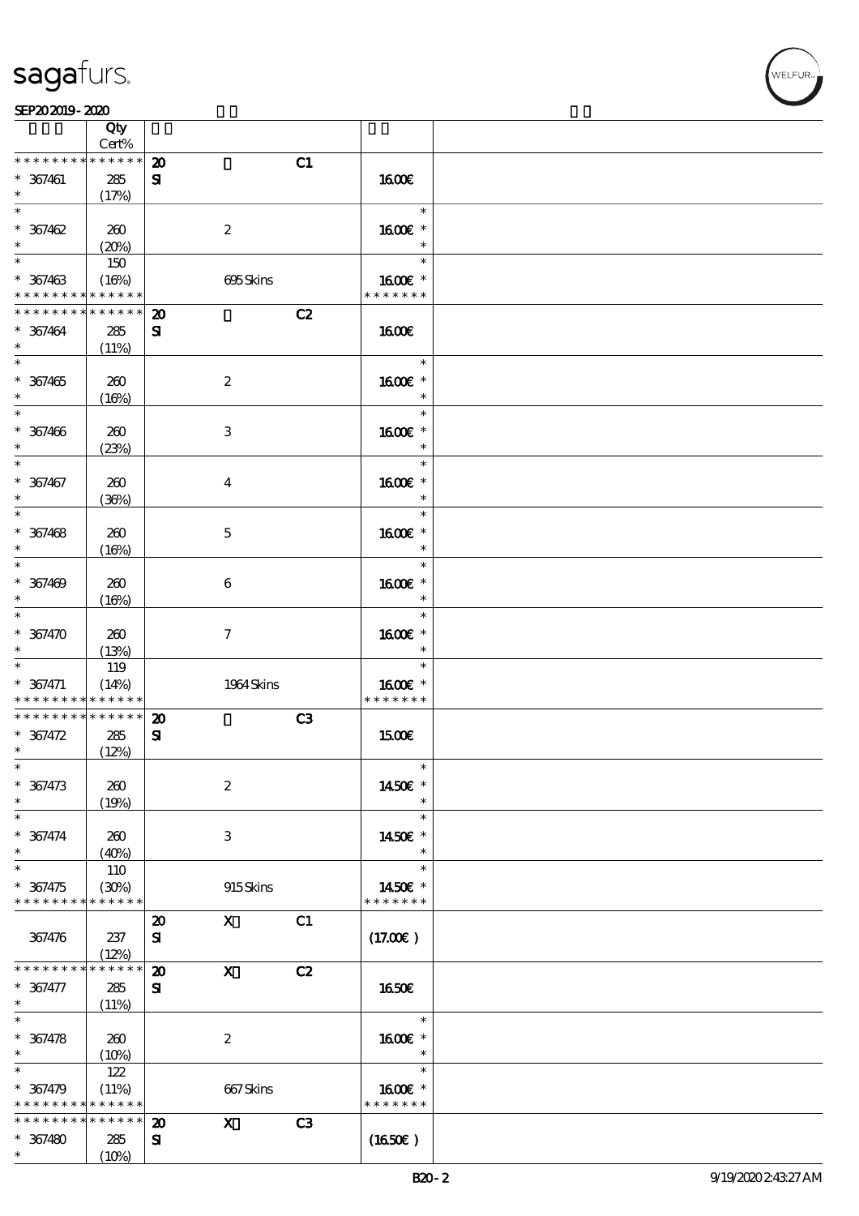| | Qty Cert% | | | | | |
|---|---|---|---|---|---|---|
| * * * * * * * * * * * * * * | | 20 | | C1 | | |
| * 367461 | 285 | SI | | | 16.00€ | |
| * | (17%) | | | | | |
| * 367462 | 260 | | 2 | | 16.00€ * | |
| * | (20%) | | | | | |
| * | 150 | | | | | |
| * 367463 | (16%) | | 695 Skins | | 16.00€ * | |
| * * * * * * * * * * * * * * | | | | | * * * * * * * | |
| * * * * * * * * * * * * * * | | 20 | | C2 | | |
| * 367464 | 285 | SI | | | 16.00€ | |
| * | (11%) | | | | | |
| * 367465 | 260 | | 2 | | 16.00€ * | |
| * | (16%) | | | | | |
| * 367466 | 260 | | 3 | | 16.00€ * | |
| * | (23%) | | | | | |
| * 367467 | 260 | | 4 | | 16.00€ * | |
| * | (36%) | | | | | |
| * 367468 | 260 | | 5 | | 16.00€ * | |
| * | (16%) | | | | | |
| * 367469 | 260 | | 6 | | 16.00€ * | |
| * | (16%) | | | | | |
| * 367470 | 260 | | 7 | | 16.00€ * | |
| * | (13%) | | | | | |
| * | 119 | | | | | |
| * 367471 | (14%) | | 1964 Skins | | 16.00€ * | |
| * * * * * * * * * * * * * * | | | | | * * * * * * * | |
| * * * * * * * * * * * * * * | | 20 | | C3 | | |
| * 367472 | 285 | SI | | | 15.00€ | |
| * | (12%) | | | | | |
| * 367473 | 260 | | 2 | | 14.50€ * | |
| * | (19%) | | | | | |
| * 367474 | 260 | | 3 | | 14.50€ * | |
| * | (40%) | | | | | |
| * | 110 | | | | | |
| * 367475 | (30%) | | 915 Skins | | 14.50€ * | |
| * * * * * * * * * * * * * * | | | | | * * * * * * * | |
| | | 20 | X | C1 | | |
| 367476 | 237 | SI | | | (17.00€) | |
| | (12%) | | | | | |
| * * * * * * * * * * * * * * | | 20 | X | C2 | | |
| * 367477 | 285 | SI | | | 16.50€ | |
| * | (11%) | | | | | |
| * 367478 | 260 | | 2 | | 16.00€ * | |
| * | (10%) | | | | | |
| * | 122 | | | | | |
| * 367479 | (11%) | | 667 Skins | | 16.00€ * | |
| * * * * * * * * * * * * * * | | | | | * * * * * * * | |
| * * * * * * * * * * * * * * | | 20 | X | C3 | | |
| * 367480 | 285 | SI | | | (16.50€) | |
| * | (10%) | | | | | |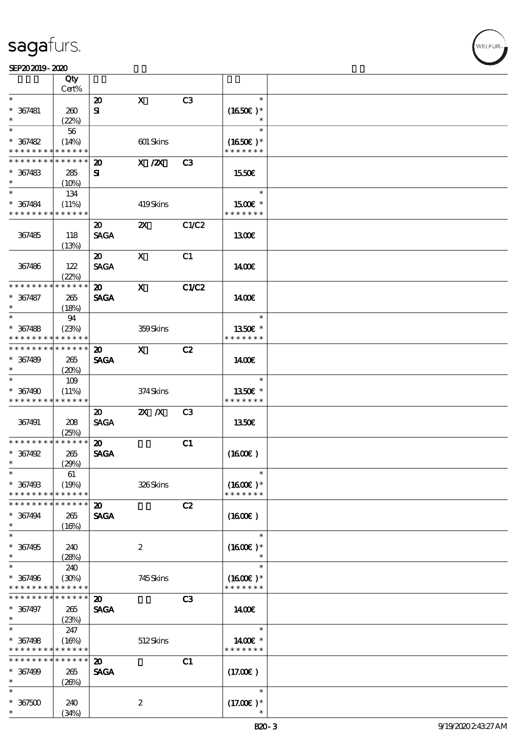# sagafurs.

SEP20 2019 - 2020

| | Qty Cert% | | | | | |
|---|---|---|---|---|---|---|
| * | | 20 | X | C3 | * | |
| * 367481 | 260 | SI | | | (16.50€ )* | |
| * | (22%) | | | | * | |
| * | 56 | | | | * | |
| * 367482 | (14%) | | 601 Skins | | (16.50€ )* | |
| * * * * * * * * * * * * * * | | | | | * * * * * * * | |
| * * * * * * * * * * * * * * | | 20 | X /2X | C3 | | |
| * 367483 | 285 | SI | | | 15.50€ | |
| * | (10%) | | | | | |
| * | 134 | | | | * | |
| * 367484 | (11%) | | 419 Skins | | 15.00€ * | |
| * * * * * * * * * * * * * * | | | | | * * * * * * * | |
| | | 20 | 2X | C1/C2 | | |
| 367485 | 118 | SAGA | | | 13.00€ | |
| | (13%) | | | | | |
| | | 20 | X | C1 | | |
| 367486 | 122 | SAGA | | | 14.00€ | |
| | (22%) | | | | | |
| * * * * * * * * * * * * * * | | 20 | X | C1/C2 | | |
| * 367487 | 265 | SAGA | | | 14.00€ | |
| * | (18%) | | | | | |
| * | 94 | | | | * | |
| * 367488 | (23%) | | 359 Skins | | 13.50€ * | |
| * * * * * * * * * * * * * * | | | | | * * * * * * * | |
| * * * * * * * * * * * * * * | | 20 | X | C2 | | |
| * 367489 | 265 | SAGA | | | 14.00€ | |
| * | (20%) | | | | | |
| * | 109 | | | | * | |
| * 367490 | (11%) | | 374 Skins | | 13.50€ * | |
| * * * * * * * * * * * * * * | | | | | * * * * * * * | |
| | | 20 | 2X /X | C3 | | |
| 367491 | 208 | SAGA | | | 13.50€ | |
| | (25%) | | | | | |
| * * * * * * * * * * * * * * | | 20 | | C1 | | |
| * 367492 | 265 | SAGA | | | (16.00€ ) | |
| * | (29%) | | | | | |
| * | 61 | | | | * | |
| * 367493 | (19%) | | 326 Skins | | (16.00€ )* | |
| * * * * * * * * * * * * * * | | | | | * * * * * * * | |
| * * * * * * * * * * * * * * | | 20 | | C2 | | |
| * 367494 | 265 | SAGA | | | (16.00€ ) | |
| * | (16%) | | | | | |
| * | | | | | * | |
| * 367495 | 240 | | 2 | | (16.00€ )* | |
| * | (28%) | | | | * | |
| * | 240 | | | | * | |
| * 367496 | (30%) | | 745 Skins | | (16.00€ )* | |
| * * * * * * * * * * * * * * | | | | | * * * * * * * | |
| * * * * * * * * * * * * * * | | 20 | | C3 | | |
| * 367497 | 265 | SAGA | | | 14.00€ | |
| * | (23%) | | | | | |
| * | 247 | | | | * | |
| * 367498 | (16%) | | 512 Skins | | 14.00€ * | |
| * * * * * * * * * * * * * * | | | | | * * * * * * * | |
| * * * * * * * * * * * * * * | | 20 | | C1 | | |
| * 367499 | 265 | SAGA | | | (17.00€ ) | |
| * | (26%) | | | | | |
| * | | | | | * | |
| * 367500 | 240 | | 2 | | (17.00€ )* | |
| * | (34%) | | | | * | |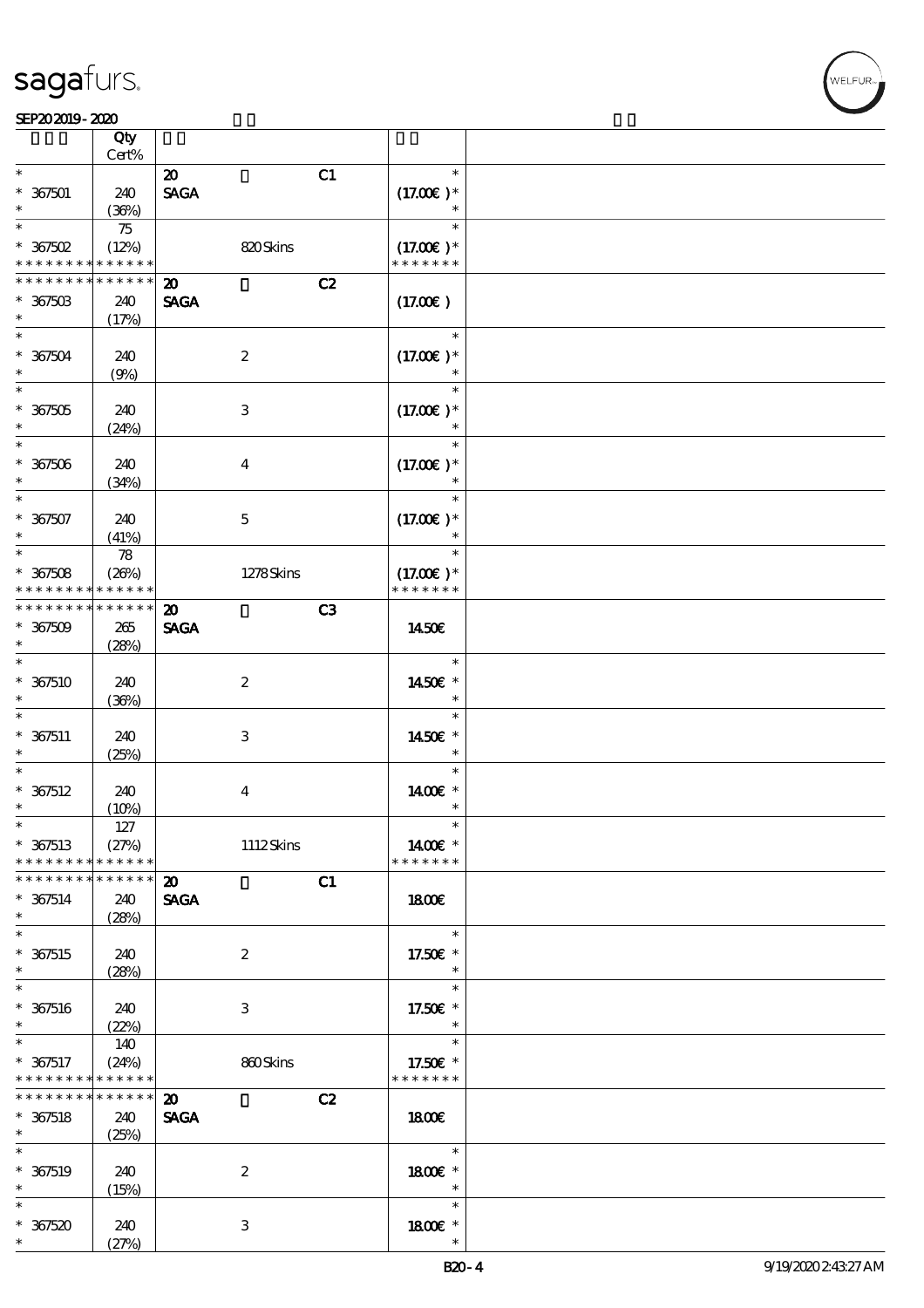| | Qty Cert% | | | | |
|---|---|---|---|---|---|
| * | | 20 | | C1 | * |
| * 367501 | 240 | SAGA | | | (17.00€)* |
| * | (36%) | | | | * |
| * | 75 | | | | * |
| * 367502 | (12%) | | 820 Skins | | (17.00€)* |
| * * * * * * * * * * * * * * | | | | | * * * * * * * |
| * * * * * * * * * * * * * * | | 20 | | C2 | |
| * 367503 | 240 | SAGA | | | (17.00€) |
| * | (17%) | | | | |
| * | | | | | * |
| * 367504 | 240 | | 2 | | (17.00€)* |
| * | (9%) | | | | * |
| * | | | | | * |
| * 367505 | 240 | | 3 | | (17.00€)* |
| * | (24%) | | | | * |
| * | | | | | * |
| * 367506 | 240 | | 4 | | (17.00€)* |
| * | (34%) | | | | * |
| * | | | | | * |
| * 367507 | 240 | | 5 | | (17.00€)* |
| * | (41%) | | | | * |
| * | 78 | | | | * |
| * 367508 | (26%) | | 1278 Skins | | (17.00€)* |
| * * * * * * * * * * * * * * | | | | | * * * * * * * |
| * * * * * * * * * * * * * * | | 20 | | C3 | |
| * 367509 | 265 | SAGA | | | 14.50€ |
| * | (28%) | | | | |
| * | | | | | * |
| * 367510 | 240 | | 2 | | 14.50€ * |
| * | (36%) | | | | * |
| * | | | | | * |
| * 367511 | 240 | | 3 | | 14.50€ * |
| * | (25%) | | | | * |
| * | | | | | * |
| * 367512 | 240 | | 4 | | 14.00€ * |
| * | (10%) | | | | * |
| * | 127 | | | | * |
| * 367513 | (27%) | | 1112 Skins | | 14.00€ * |
| * * * * * * * * * * * * * * | | | | | * * * * * * * |
| * * * * * * * * * * * * * * | | 20 | | C1 | |
| * 367514 | 240 | SAGA | | | 18.00€ |
| * | (28%) | | | | |
| * | | | | | * |
| * 367515 | 240 | | 2 | | 17.50€ * |
| * | (28%) | | | | * |
| * | | | | | * |
| * 367516 | 240 | | 3 | | 17.50€ * |
| * | (22%) | | | | * |
| * | 140 | | | | * |
| * 367517 | (24%) | | 860 Skins | | 17.50€ * |
| * * * * * * * * * * * * * * | | | | | * * * * * * * |
| * * * * * * * * * * * * * * | | 20 | | C2 | |
| * 367518 | 240 | SAGA | | | 18.00€ |
| * | (25%) | | | | |
| * | | | | | * |
| * 367519 | 240 | | 2 | | 18.00€ * |
| * | (15%) | | | | * |
| * | | | | | * |
| * 367520 | 240 | | 3 | | 18.00€ * |
| * | (27%) | | | | * |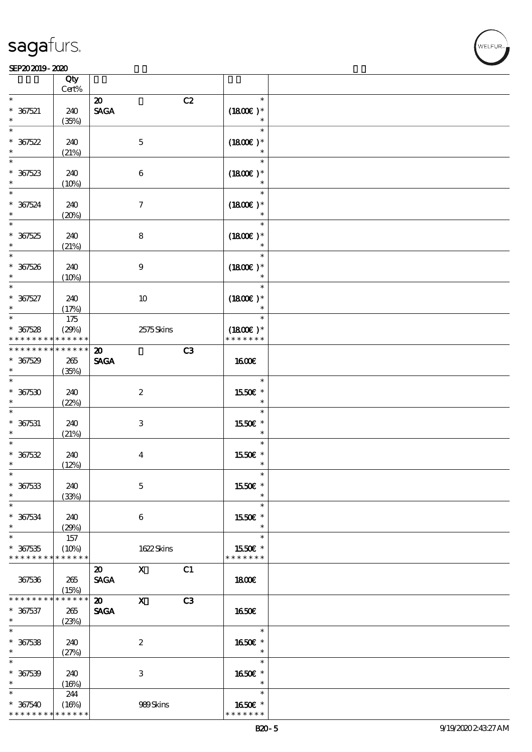sagafurs.

SEP20 2019 - 2020

| | Qty Cert% | | | | | |
|---|---|---|---|---|---|---|
| * * 367521 * | 240 (35%) | 20 SAGA | | C2 | * (18.00€ )* * | |
| * * 367522 * | 240 (21%) | | 5 | | * (18.00€ )* * | |
| * * 367523 * | 240 (10%) | | 6 | | * (18.00€ )* * | |
| * * 367524 * | 240 (20%) | | 7 | | * (18.00€ )* * | |
| * * 367525 * | 240 (21%) | | 8 | | * (18.00€ )* * | |
| * * 367526 * | 240 (10%) | | 9 | | * (18.00€ )* * | |
| * * 367527 * | 240 (17%) | | 10 | | * (18.00€ )* * | |
| * * 367528 * * * * * * * * * * * * * * | 175 (29%) | | 2575 Skins | | * (18.00€ )* * * * * * * * | |
| * * * * * * * * * * * * * * * 367529 * | 265 (35%) | 20 SAGA | | C3 | 16.00€ | |
| * * 367530 * | 240 (22%) | | 2 | | * 15.50€ * * | |
| * * 367531 * | 240 (21%) | | 3 | | * 15.50€ * * | |
| * * 367532 * | 240 (12%) | | 4 | | * 15.50€ * * | |
| * * 367533 * | 240 (33%) | | 5 | | * 15.50€ * * | |
| * * 367534 * | 240 (29%) | | 6 | | * 15.50€ * * | |
| * * 367535 * * * * * * * * * * * * * * | 157 (10%) | | 1622 Skins | | * 15.50€ * * * * * * * * | |
| 367536 | 265 (15%) | 20 SAGA | X | C1 | 18.00€ | |
| * * * * * * * * * * * * * * * 367537 * | 265 (23%) | 20 SAGA | X | C3 | 16.50€ | |
| * * 367538 * | 240 (27%) | | 2 | | * 16.50€ * * | |
| * * 367539 * | 240 (16%) | | 3 | | * 16.50€ * * | |
| * * 367540 * * * * * * * * * * * * * * | 244 (16%) | | 989 Skins | | * 16.50€ * * * * * * * * | |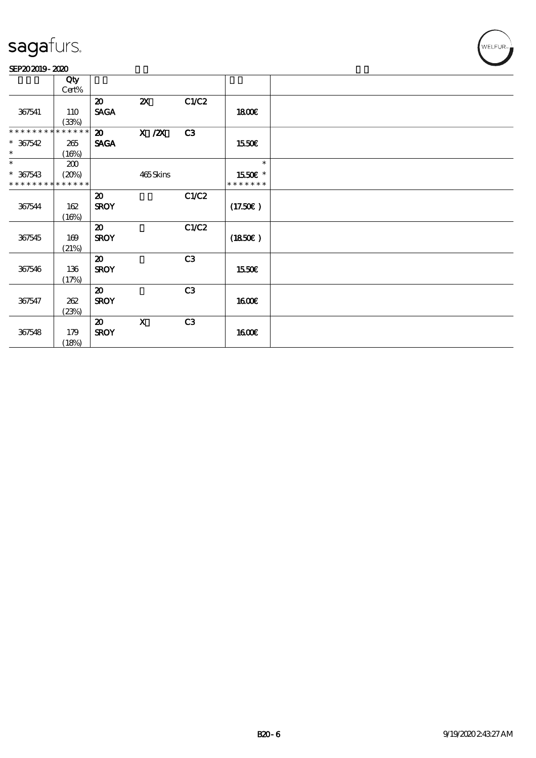| | Qty Cert% | | | | | |
|---|---|---|---|---|---|---|
| 367541 | 110 (33%) | 20 SAGA | 2X | C1/C2 | 18.00€ | |
| ************** * 367542 * | 265 (16%) | 20 SAGA | X /2X | C3 | 15.50€ | |
| * * 367543 ************** | 200 (20%) | | 465 Skins | | * 15.50€ * ******* | |
| 367544 | 162 (16%) | 20 SROY | | C1/C2 | (17.50€) | |
| 367545 | 169 (21%) | 20 SROY | | C1/C2 | (18.50€) | |
| 367546 | 136 (17%) | 20 SROY | | C3 | 15.50€ | |
| 367547 | 262 (23%) | 20 SROY | | C3 | 16.00€ | |
| 367548 | 179 (18%) | 20 SROY | X | C3 | 16.00€ | |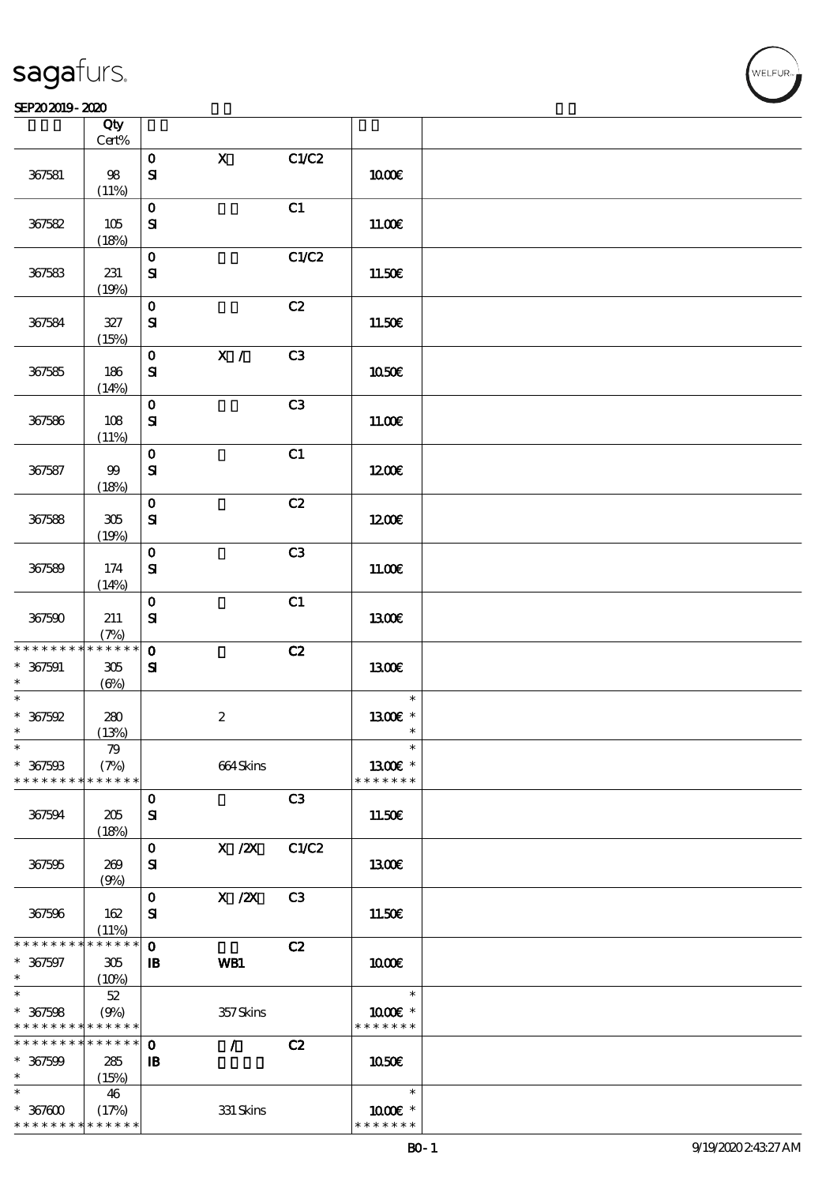| | Qty Cert% | | | | | |
|---|---|---|---|---|---|---|
| 367581 | 98 (11%) | 0 SI | X | C1/C2 | 10.00€ | |
| 367582 | 105 (18%) | 0 SI | | C1 | 11.00€ | |
| 367583 | 231 (19%) | 0 SI | | C1/C2 | 11.50€ | |
| 367584 | 327 (15%) | 0 SI | | C2 | 11.50€ | |
| 367585 | 186 (14%) | 0 SI | X / | C3 | 10.50€ | |
| 367586 | 108 (11%) | 0 SI | | C3 | 11.00€ | |
| 367587 | 99 (18%) | 0 SI | | C1 | 12.00€ | |
| 367588 | 305 (19%) | 0 SI | | C2 | 12.00€ | |
| 367589 | 174 (14%) | 0 SI | | C3 | 11.00€ | |
| 367590 | 211 (7%) | 0 SI | | C1 | 13.00€ | |
| * * * * * * * * * * * * * * * 367591 * | 305 (6%) | 0 SI | | C2 | 13.00€ | |
| * * 367592 * | 280 (13%) | | 2 | | * 13.00€ * * | |
| * * 367593 * * * * * * * * * * * * * * | 79 (7%) | | 664 Skins | | * 13.00€ * * * * * * * * | |
| 367594 | 205 (18%) | 0 SI | | C3 | 11.50€ | |
| 367595 | 269 (9%) | 0 SI | X /2X | C1/C2 | 13.00€ | |
| 367596 | 162 (11%) | 0 SI | X /2X | C3 | 11.50€ | |
| * * * * * * * * * * * * * * * 367597 * | 305 (10%) | 0 IB | WB1 | C2 | 10.00€ | |
| * * 367598 * * * * * * * * * * * * * * | 52 (9%) | | 357 Skins | | * 10.00€ * * * * * * * * | |
| * * * * * * * * * * * * * * * 367599 * | 285 (15%) | 0 IB | / | C2 | 10.50€ | |
| * * 367600 * * * * * * * * * * * * * * | 46 (17%) | | 331 Skins | | * 10.00€ * * * * * * * * | |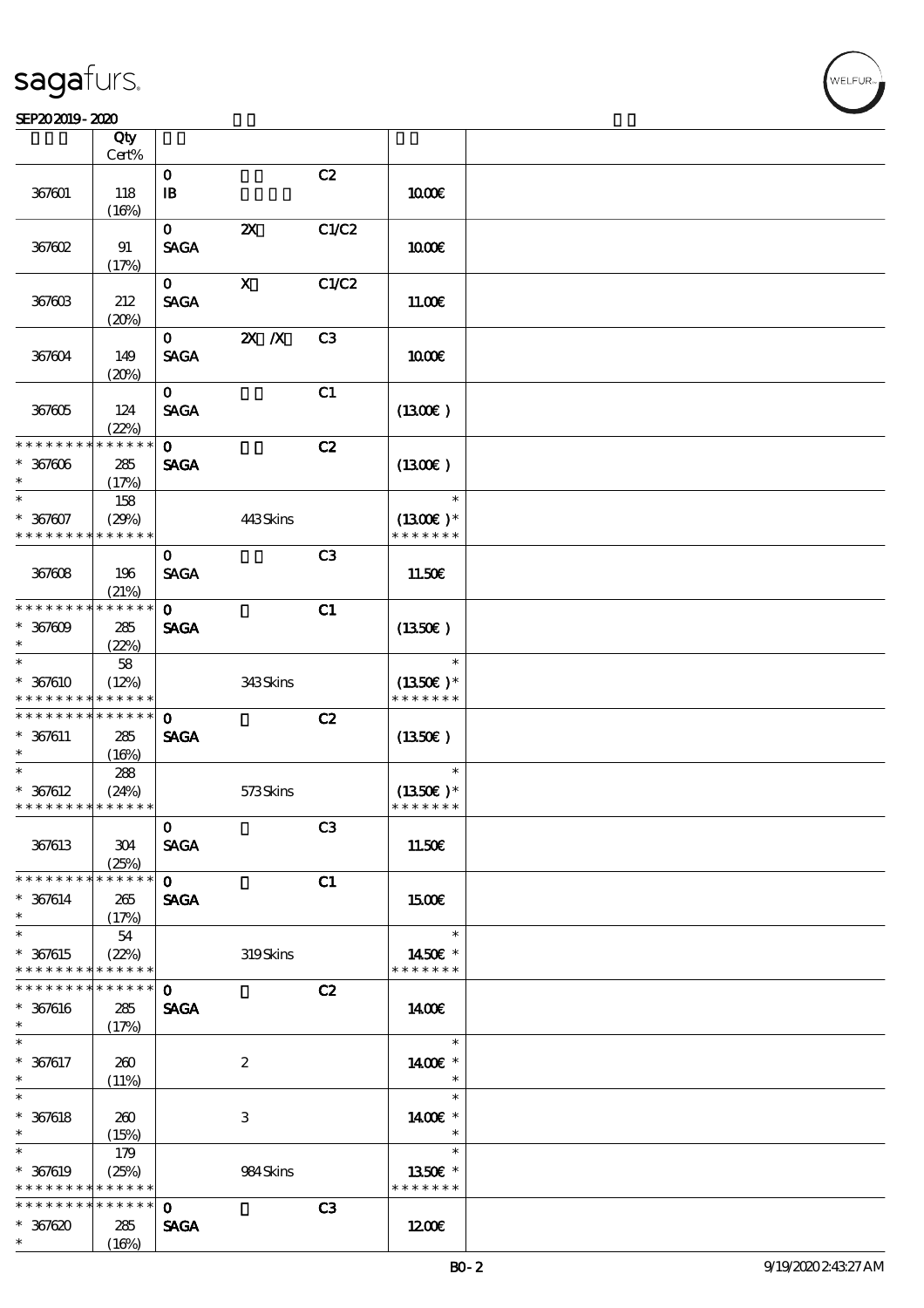| | Qty Cert% | | | | |
|---|---|---|---|---|---|
| 367601 | 118 (16%) | 0 IB | | C2 | 10.00€ |
| 367602 | 91 (17%) | 0 SAGA | 2X | C1/C2 | 10.00€ |
| 367603 | 212 (20%) | 0 SAGA | X | C1/C2 | 11.00€ |
| 367604 | 149 (20%) | 0 SAGA | 2X /X | C3 | 10.00€ |
| 367605 | 124 (22%) | 0 SAGA | | C1 | (13.00€) |
| * * * * * * * * * * * * * * 367606 * | 285 (17%) | 0 SAGA | | C2 | (13.00€) |
| * * 367607 * * * * * * * * * * * * * * | 158 (29%) | | 443 Skins | | * (13.00€) * * * * * * * * |
| 367608 | 196 (21%) | 0 SAGA | | C3 | 11.50€ |
| * * * * * * * * * * * * * * 367609 * | 285 (22%) | 0 SAGA | | C1 | (13.50€) |
| * * 367610 * * * * * * * * * * * * * * | 58 (12%) | | 343 Skins | | * (13.50€) * * * * * * * * |
| * * * * * * * * * * * * * * 367611 * | 285 (16%) | 0 SAGA | | C2 | (13.50€) |
| * * 367612 * * * * * * * * * * * * * * | 288 (24%) | | 573 Skins | | * (13.50€) * * * * * * * * |
| 367613 | 304 (25%) | 0 SAGA | | C3 | 11.50€ |
| * * * * * * * * * * * * * * 367614 * | 265 (17%) | 0 SAGA | | C1 | 15.00€ |
| * * 367615 * * * * * * * * * * * * * * | 54 (22%) | | 319 Skins | | * 14.50€ * * * * * * * * |
| * * * * * * * * * * * * * * 367616 * | 285 (17%) | 0 SAGA | | C2 | 14.00€ |
| * * 367617 * | 260 (11%) | | 2 | | * 14.00€ * * |
| * * 367618 * | 260 (15%) | | 3 | | * 14.00€ * * |
| * * 367619 * * * * * * * * * * * * * * | 179 (25%) | | 984 Skins | | * 13.50€ * * * * * * * * |
| * * * * * * * * * * * * * * 367620 * | 285 (16%) | 0 SAGA | | C3 | 12.00€ |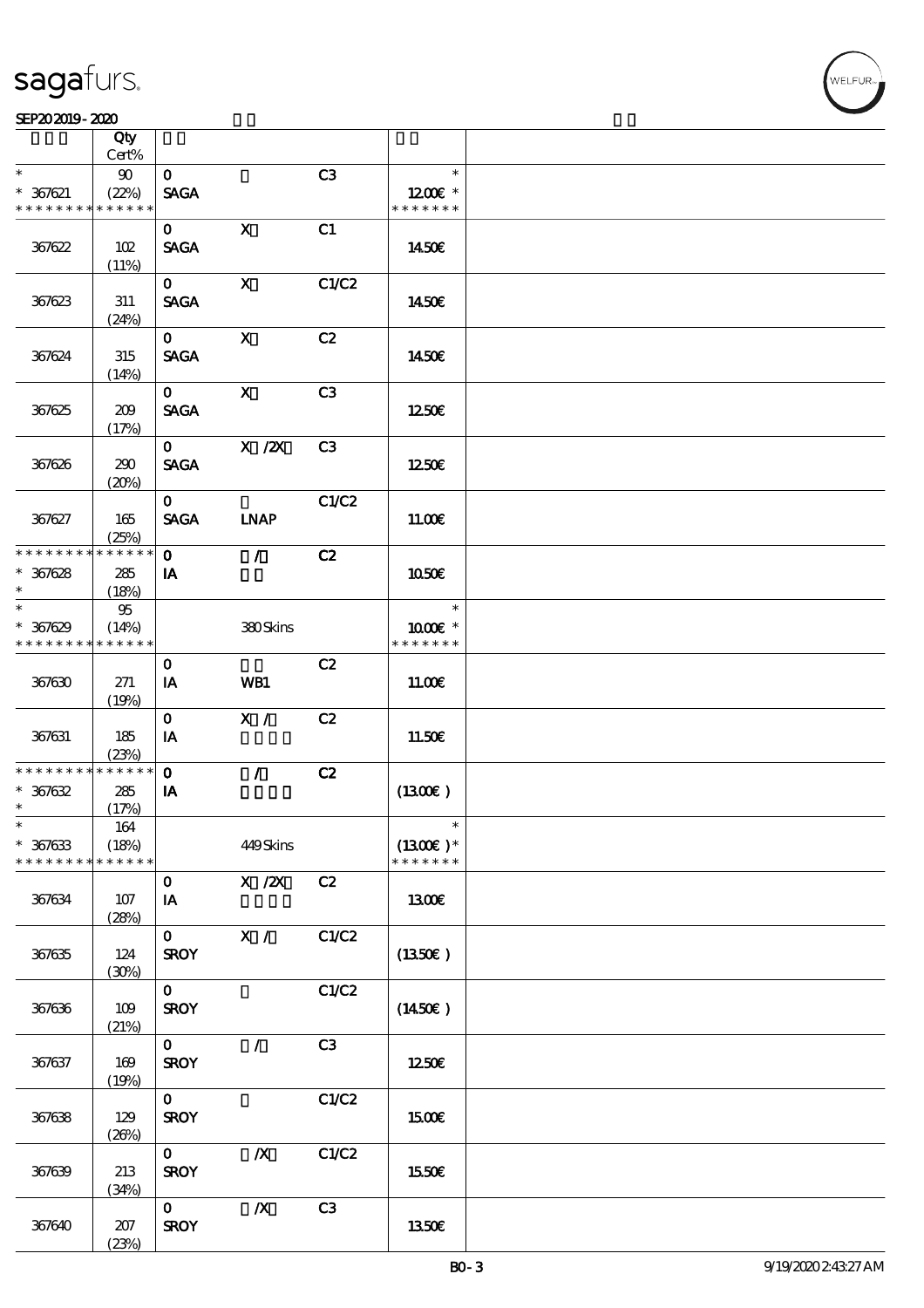| | Qty<br>Cert% | | | | | |
|---|---|---|---|---|---|---|
| * | 90 | 0 | | C3 | * | |
| * 367621 | (22%) | SAGA | | | 12.00€ * | |
| * * * * * * * * * * * * * * | | | | | * * * * * * * | |
| | | 0 | X | C1 | | |
| 367622 | 102<br>(11%) | SAGA | | | 14.50€ | |
| | | 0 | X | C1/C2 | | |
| 367623 | 311<br>(24%) | SAGA | | | 14.50€ | |
| | | 0 | X | C2 | | |
| 367624 | 315<br>(14%) | SAGA | | | 14.50€ | |
| | | 0 | X | C3 | | |
| 367625 | 209<br>(17%) | SAGA | | | 12.50€ | |
| | | 0 | X /2X | C3 | | |
| 367626 | 290<br>(20%) | SAGA | | | 12.50€ | |
| | | 0 | | C1/C2 | | |
| 367627 | 165<br>(25%) | SAGA | LNAP | | 11.00€ | |
| * * * * * * * * * * * * * * | | 0 | / | C2 | | |
| * 367628 | 285 | IA | | | 10.50€ | |
| * | (18%) | | | | | |
| * | 95 | | | | * | |
| * 367629 | (14%) | | 380 Skins | | 10.00€ * | |
| * * * * * * * * * * * * * * | | | | | * * * * * * * | |
| | | 0 | | C2 | | |
| 367630 | 271<br>(19%) | IA | WB1 | | 11.00€ | |
| | | 0 | X / | C2 | | |
| 367631 | 185<br>(23%) | IA | | | 11.50€ | |
| * * * * * * * * * * * * * * | | 0 | / | C2 | | |
| * 367632 | 285 | IA | | | (13.00€ ) | |
| * | (17%) | | | | | |
| * | 164 | | | | * | |
| * 367633 | (18%) | | 449 Skins | | (13.00€ )* | |
| * * * * * * * * * * * * * * | | | | | * * * * * * * | |
| | | 0 | X /2X | C2 | | |
| 367634 | 107<br>(28%) | IA | | | 13.00€ | |
| | | 0 | X / | C1/C2 | | |
| 367635 | 124<br>(30%) | SROY | | | (13.50€ ) | |
| | | 0 | | C1/C2 | | |
| 367636 | 109<br>(21%) | SROY | | | (14.50€ ) | |
| | | 0 | / | C3 | | |
| 367637 | 169<br>(19%) | SROY | | | 12.50€ | |
| | | 0 | | C1/C2 | | |
| 367638 | 129<br>(26%) | SROY | | | 15.00€ | |
| | | 0 | /X | C1/C2 | | |
| 367639 | 213<br>(34%) | SROY | | | 15.50€ | |
| | | 0 | /X | C3 | | |
| 367640 | 207<br>(23%) | SROY | | | 13.50€ | |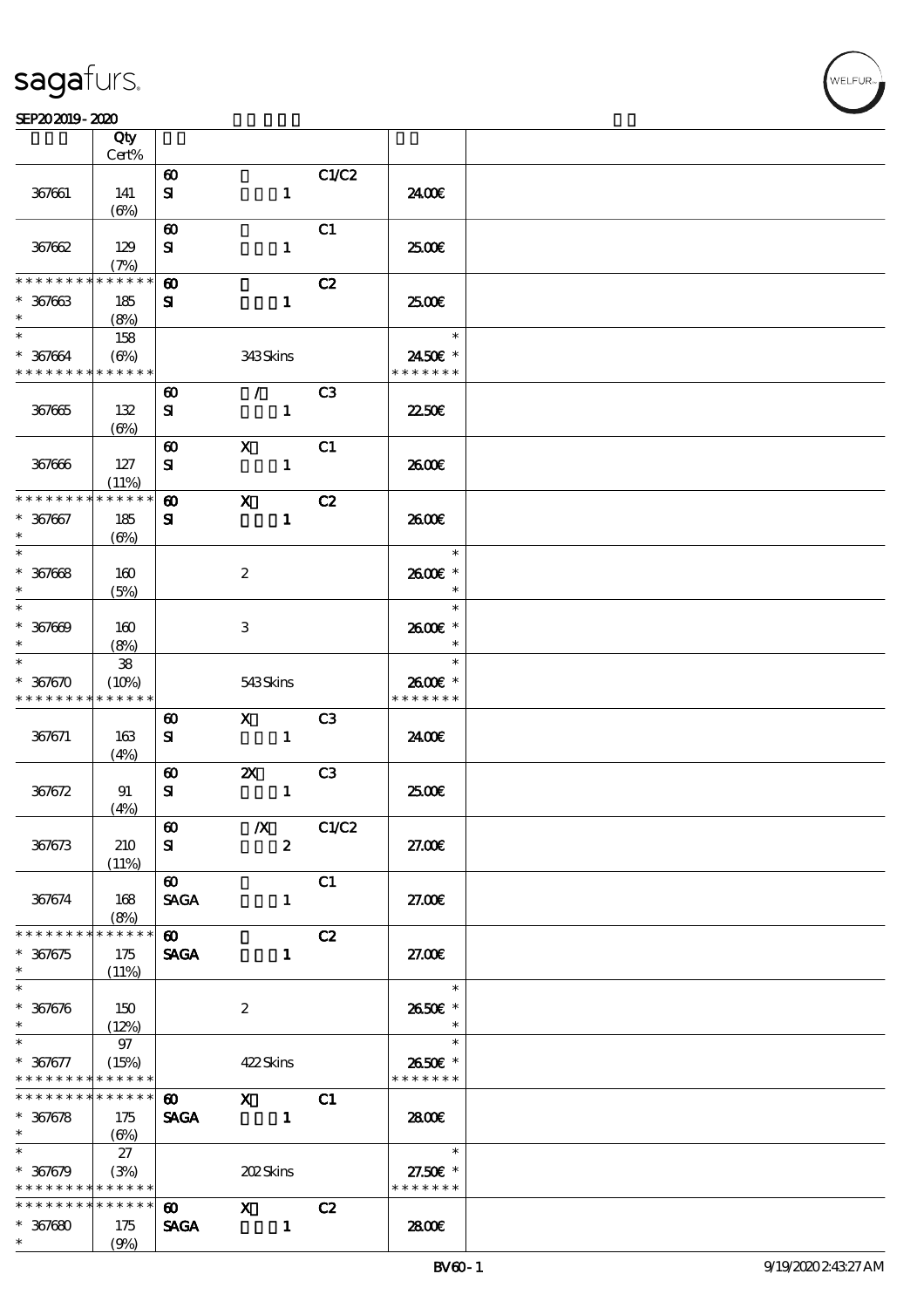| | Qty<br>Cert% | | | | | |
|---|---|---|---|---|---|---|
| 367661 | 141<br>(6%) | 60<br>SI | 1 | C1/C2 | 24.00€ | |
| 367662 | 129<br>(7%) | 60<br>SI | 1 | C1 | 25.00€ | |
| * * * * * * * * * * * * * *<br>* 367663<br>* | 185<br>(8%) | 60<br>SI | 1 | C2 | 25.00€ | |
| *<br>* 367664<br>* * * * * * * * * * * * * * | 158<br>(6%) | | 343 Skins | | *<br>24.50€ *<br>* * * * * * * | |
| 367665 | 132<br>(6%) | 60<br>SI | /<br>1 | C3 | 22.50€ | |
| 367666 | 127<br>(11%) | 60<br>SI | X<br>1 | C1 | 26.00€ | |
| * * * * * * * * * * * * * *<br>* 367667<br>* | 185<br>(6%) | 60<br>SI | X<br>1 | C2 | 26.00€ | |
| *<br>* 367668<br>* | 160<br>(5%) | | 2 | | *<br>26.00€ *<br>* | |
| *<br>* 367669<br>* | 160<br>(8%) | | 3 | | *<br>26.00€ *<br>* | |
| *<br>* 367670<br>* * * * * * * * * * * * * * | 38<br>(10%) | | 543 Skins | | *<br>26.00€ *<br>* * * * * * * | |
| 367671 | 163<br>(4%) | 60<br>SI | X<br>1 | C3 | 24.00€ | |
| 367672 | 91<br>(4%) | 60<br>SI | 2X<br>1 | C3 | 25.00€ | |
| 367673 | 210<br>(11%) | 60<br>SI | /X<br>2 | C1/C2 | 27.00€ | |
| 367674 | 168<br>(8%) | 60<br>SAGA | 1 | C1 | 27.00€ | |
| * * * * * * * * * * * * * *<br>* 367675<br>* | 175<br>(11%) | 60<br>SAGA | 1 | C2 | 27.00€ | |
| *<br>* 367676<br>* | 150<br>(12%) | | 2 | | *<br>26.50€ *<br>* | |
| *<br>* 367677<br>* * * * * * * * * * * * * * | 97<br>(15%) | | 422 Skins | | *<br>26.50€ *<br>* * * * * * * | |
| * * * * * * * * * * * * * *<br>* 367678<br>* | 175<br>(6%) | 60<br>SAGA | X<br>1 | C1 | 28.00€ | |
| *<br>* 367679<br>* * * * * * * * * * * * * * | 27<br>(3%) | | 202 Skins | | *<br>27.50€ *<br>* * * * * * * | |
| * * * * * * * * * * * * * *<br>* 367680<br>* | 175<br>(9%) | 60<br>SAGA | X<br>1 | C2 | 28.00€ | |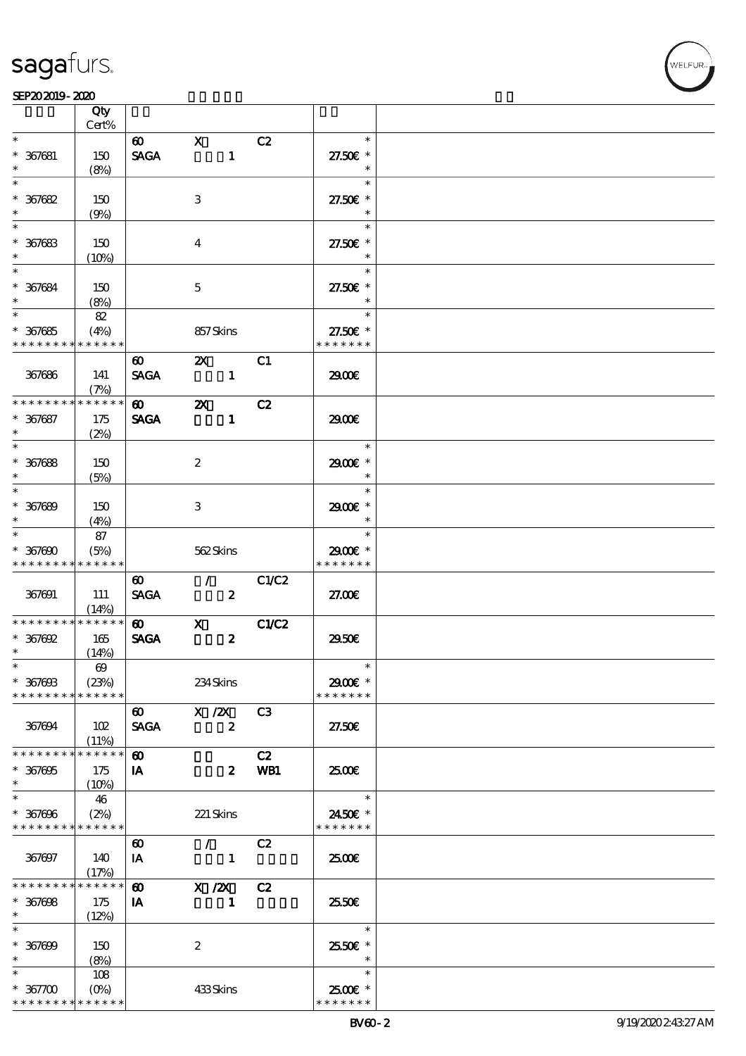| | Qty Cert% | | | | |
|---|---|---|---|---|---|
| * | | 60 | X | C2 | * |
| * 367681 | 150 | SAGA | 1 | | 27.50€ * |
| * | (8%) | | | | * |
| * | | | | | * |
| * 367682 | 150 | | 3 | | 27.50€ * |
| * | (9%) | | | | * |
| * | | | | | * |
| * 367683 | 150 | | 4 | | 27.50€ * |
| * | (10%) | | | | * |
| * | | | | | * |
| * 367684 | 150 | | 5 | | 27.50€ * |
| * | (8%) | | | | * |
| * | 82 | | | | * |
| * 367685 | (4%) | | 857 Skins | | 27.50€ * |
| * * * * * * * * * * * * * * | | | | | * * * * * * * |
| | | 60 | 2X | C1 | |
| 367686 | 141 | SAGA | 1 | | 29.00€ |
| | (7%) | | | | |
| * * * * * * * * * * * * * * | | 60 | 2X | C2 | |
| * 367687 | 175 | SAGA | 1 | | 29.00€ |
| * | (2%) | | | | |
| * | | | | | * |
| * 367688 | 150 | | 2 | | 29.00€ * |
| * | (5%) | | | | * |
| * | | | | | * |
| * 367689 | 150 | | 3 | | 29.00€ * |
| * | (4%) | | | | * |
| * | 87 | | | | * |
| * 367690 | (5%) | | 562 Skins | | 29.00€ * |
| * * * * * * * * * * * * * * | | | | | * * * * * * * |
| | | 60 | / | C1/C2 | |
| 367691 | 111 | SAGA | 2 | | 27.00€ |
| | (14%) | | | | |
| * * * * * * * * * * * * * * | | 60 | X | C1/C2 | |
| * 367692 | 165 | SAGA | 2 | | 29.50€ |
| * | (14%) | | | | |
| * | 69 | | | | * |
| * 367693 | (23%) | | 234 Skins | | 29.00€ * |
| * * * * * * * * * * * * * * | | | | | * * * * * * * |
| | | 60 | X /2X | C3 | |
| 367694 | 102 | SAGA | 2 | | 27.50€ |
| | (11%) | | | | |
| * * * * * * * * * * * * * * | | 60 | | C2 | |
| * 367695 | 175 | IA | 2 | WB1 | 25.00€ |
| * | (10%) | | | | |
| * | 46 | | | | * |
| * 367696 | (2%) | | 221 Skins | | 24.50€ * |
| * * * * * * * * * * * * * * | | | | | * * * * * * * |
| | | 60 | / | C2 | |
| 367697 | 140 | IA | 1 | | 25.00€ |
| | (17%) | | | | |
| * * * * * * * * * * * * * * | | 60 | X /2X | C2 | |
| * 367698 | 175 | IA | 1 | | 25.50€ |
| * | (12%) | | | | |
| * | | | | | * |
| * 367699 | 150 | | 2 | | 25.50€ * |
| * | (8%) | | | | * |
| * | 108 | | | | * |
| * 367700 | (0%) | | 433 Skins | | 25.00€ * |
| * * * * * * * * * * * * * * | | | | | * * * * * * * |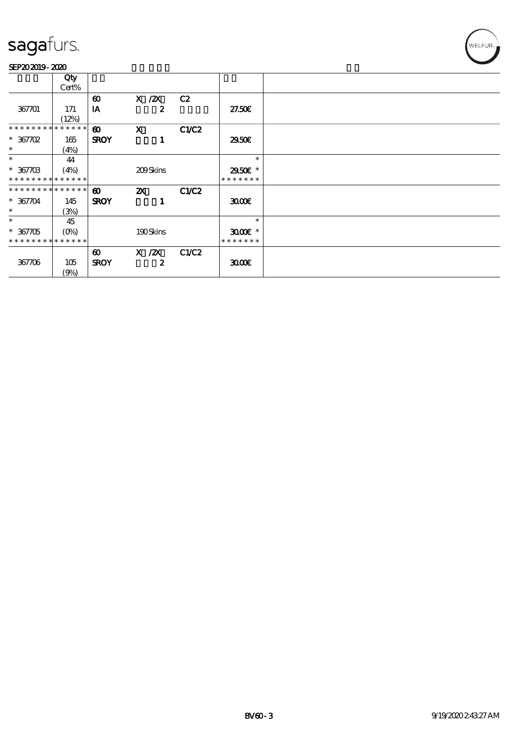# sagafurs.

SEP20 2019 - 2020

| | Qty Cert% | | | | | |
|---|---|---|---|---|---|---|
| 367701 | 171 (12%) | 60 IA | X /2X 2 | C2 | 27.50€ | |
| * * * * * * * * * * * * * * | | 60 | X | C1/C2 | | |
| * 367702 * | 165 (4%) | SROY | 1 | | 29.50€ | |
| * | 44 | | | | * | |
| * 367703 * * * * * * * * * * * * * * | (4%) | | 209 Skins | | 29.50€ * * * * * * * * | |
| * * * * * * * * * * * * * * | | 60 | 2X | C1/C2 | | |
| * 367704 * | 145 (3%) | SROY | 1 | | 30.00€ | |
| * | 45 | | | | * | |
| * 367705 * * * * * * * * * * * * * * | (0%) | | 190 Skins | | 30.00€ * * * * * * * * | |
| 367706 | 105 (9%) | 60 SROY | X /2X 2 | C1/C2 | 30.00€ | |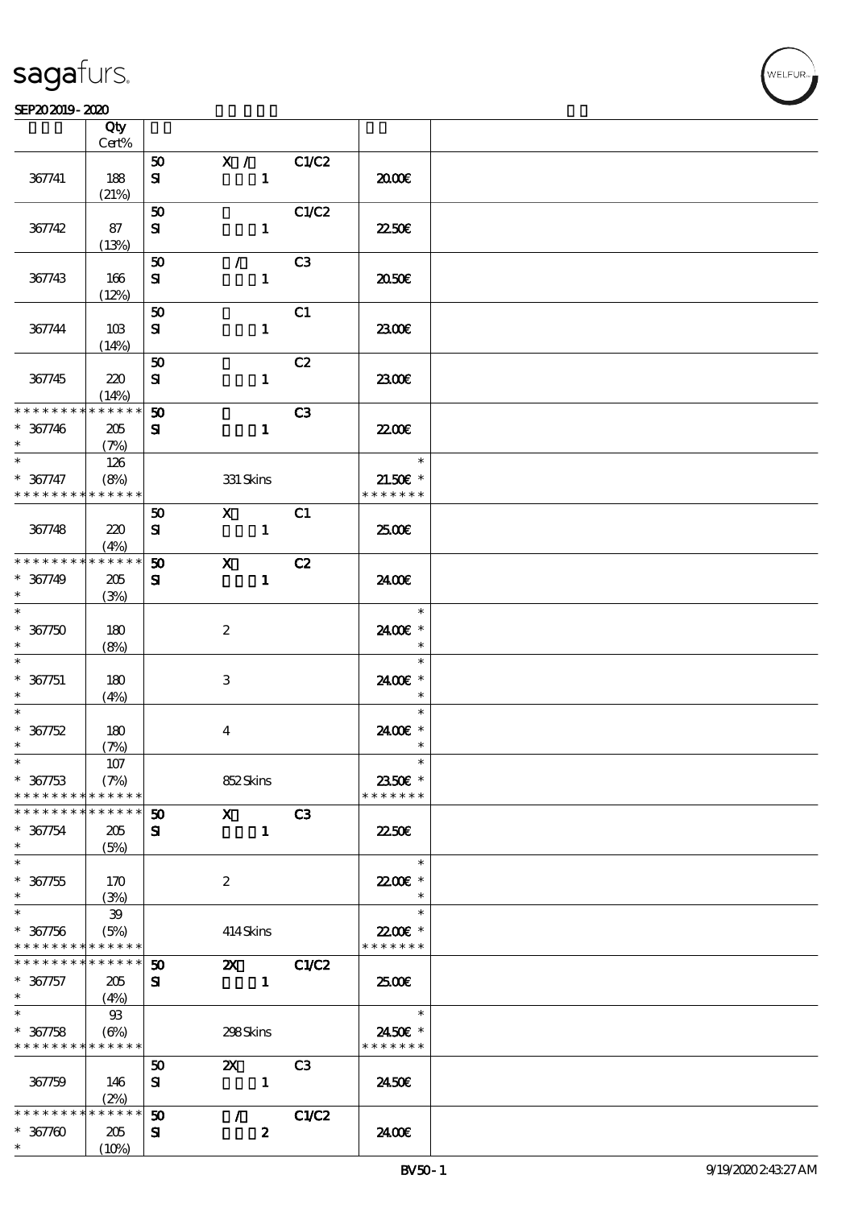| | Qty<br>Cert% | | | | | |
|---|---|---|---|---|---|---|
| 367741 | 188<br>(21%) | 50<br>SI | X /<br>1 | C1/C2 | 20.00€ | |
| 367742 | 87<br>(13%) | 50<br>SI | <br>1 | C1/C2 | 22.50€ | |
| 367743 | 166<br>(12%) | 50<br>SI | /<br>1 | C3 | 20.50€ | |
| 367744 | 103<br>(14%) | 50<br>SI | <br>1 | C1 | 23.00€ | |
| 367745 | 220<br>(14%) | 50<br>SI | <br>1 | C2 | 23.00€ | |
| * * * * * * * * * * * * * *<br>* 367746<br>* | 205<br>(7%) | 50<br>SI | <br>1 | C3 | 22.00€ | |
| *<br>* 367747<br>* * * * * * * * * * * * * * | 126<br>(8%) | | 331 Skins | | *<br>21.50€ *<br>* * * * * * * | |
| 367748 | 220<br>(4%) | 50<br>SI | X<br>1 | C1 | 25.00€ | |
| * * * * * * * * * * * * * *<br>* 367749<br>* | 205<br>(3%) | 50<br>SI | X<br>1 | C2 | 24.00€ | |
| *<br>* 367750<br>* | 180<br>(8%) | | 2 | | *<br>24.00€ *<br>* | |
| *<br>* 367751<br>* | 180<br>(4%) | | 3 | | *<br>24.00€ *<br>* | |
| *<br>* 367752<br>* | 180<br>(7%) | | 4 | | *<br>24.00€ *<br>* | |
| *<br>* 367753<br>* * * * * * * * * * * * * * | 107<br>(7%) | | 852 Skins | | *<br>23.50€ *<br>* * * * * * * | |
| * * * * * * * * * * * * * *<br>* 367754<br>* | 205<br>(5%) | 50<br>SI | X<br>1 | C3 | 22.50€ | |
| *<br>* 367755<br>* | 170<br>(3%) | | 2 | | *<br>22.00€ *<br>* | |
| *<br>* 367756<br>* * * * * * * * * * * * * * | 39<br>(5%) | | 414 Skins | | *<br>22.00€ *<br>* * * * * * * | |
| * * * * * * * * * * * * * *<br>* 367757<br>* | 205<br>(4%) | 50<br>SI | 2X<br>1 | C1/C2 | 25.00€ | |
| *<br>* 367758<br>* * * * * * * * * * * * * * | 93<br>(6%) | | 298 Skins | | *<br>24.50€ *<br>* * * * * * * | |
| 367759 | 146<br>(2%) | 50<br>SI | 2X<br>1 | C3 | 24.50€ | |
| * * * * * * * * * * * * * *<br>* 367760<br>* | 205<br>(10%) | 50<br>SI | /<br>2 | C1/C2 | 24.00€ | |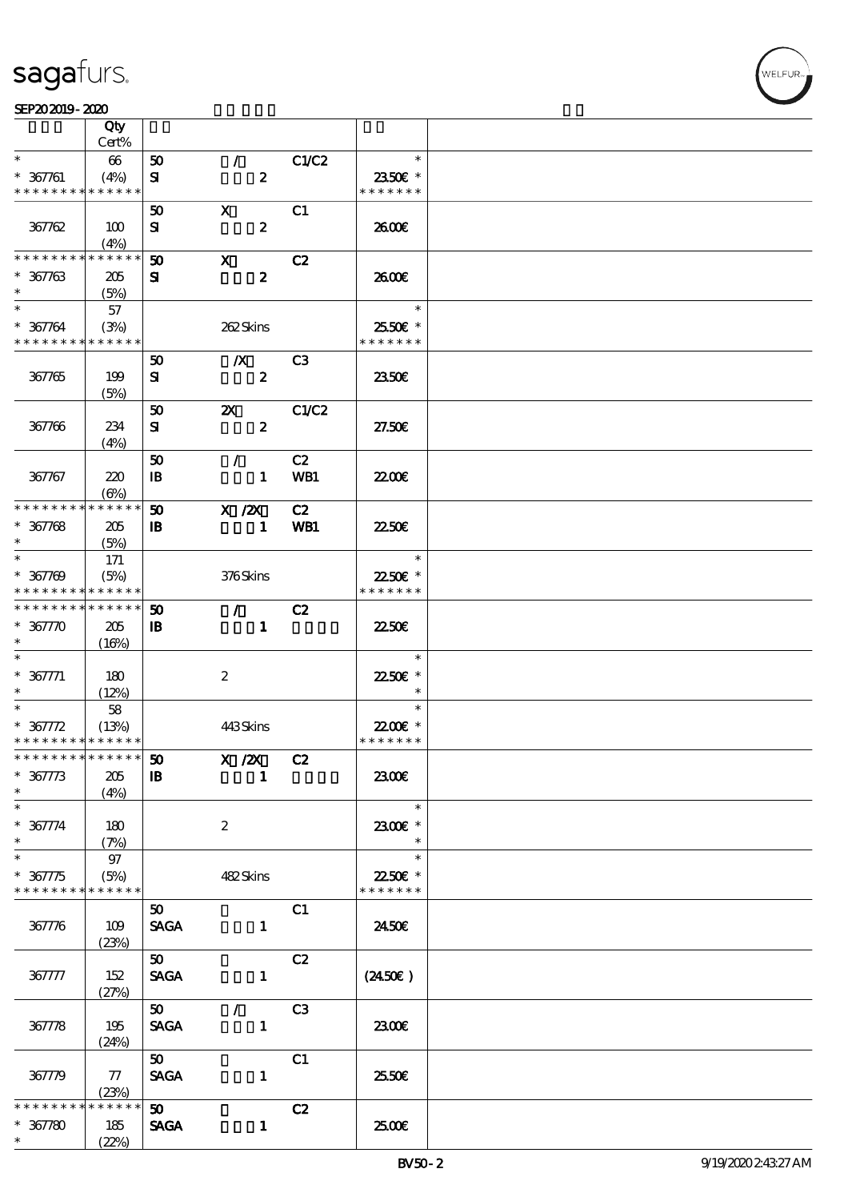| | Qty Cert% | | | | | |
|---|---|---|---|---|---|---|
| * <br> * 367761 <br> * * * * * * * * * * * * * * | 66 <br> (4%) | 50 <br> SI | / <br> 2 | C1/C2 | * <br> 23.50€ * <br> * * * * * * * | |
| 367762 | 100 <br> (4%) | 50 <br> SI | X <br> 2 | C1 | 26.00€ | |
| * * * * * * * * * * * * * * <br> * 367763 <br> * | 205 <br> (5%) | 50 <br> SI | X <br> 2 | C2 | 26.00€ | |
| * <br> * 367764 <br> * * * * * * * * * * * * * * | 57 <br> (3%) | | 262 Skins | | * <br> 25.50€ * <br> * * * * * * * | |
| 367765 | 199 <br> (5%) | 50 <br> SI | /X <br> 2 | C3 | 23.50€ | |
| 367766 | 234 <br> (4%) | 50 <br> SI | 2X <br> 2 | C1/C2 | 27.50€ | |
| 367767 | 220 <br> (6%) | 50 <br> IB | / <br> 1 | C2 <br> WB1 | 22.00€ | |
| * * * * * * * * * * * * * * <br> * 367768 <br> * | 205 <br> (5%) | 50 <br> IB | X /2X <br> 1 | C2 <br> WB1 | 22.50€ | |
| * <br> * 367769 <br> * * * * * * * * * * * * * * | 171 <br> (5%) | | 376 Skins | | * <br> 22.50€ * <br> * * * * * * * | |
| * * * * * * * * * * * * * * <br> * 367770 <br> * | 205 <br> (16%) | 50 <br> IB | / <br> 1 | C2 | 22.50€ | |
| * <br> * 367771 <br> * | 180 <br> (12%) | | 2 | | * <br> 22.50€ * <br> * | |
| * <br> * 367772 <br> * * * * * * * * * * * * * * | 58 <br> (13%) | | 443 Skins | | * <br> 22.00€ * <br> * * * * * * * | |
| * * * * * * * * * * * * * * <br> * 367773 <br> * | 205 <br> (4%) | 50 <br> IB | X /2X <br> 1 | C2 | 23.00€ | |
| * <br> * 367774 <br> * | 180 <br> (7%) | | 2 | | * <br> 23.00€ * <br> * | |
| * <br> * 367775 <br> * * * * * * * * * * * * * * | 97 <br> (5%) | | 482 Skins | | * <br> 22.50€ * <br> * * * * * * * | |
| 367776 | 109 <br> (23%) | 50 <br> SAGA | 1 | C1 | 24.50€ | |
| 367777 | 152 <br> (27%) | 50 <br> SAGA | 1 | C2 | (24.50€) | |
| 367778 | 195 <br> (24%) | 50 <br> SAGA | / <br> 1 | C3 | 23.00€ | |
| 367779 | 77 <br> (23%) | 50 <br> SAGA | 1 | C1 | 25.50€ | |
| * * * * * * * * * * * * * * <br> * 367780 <br> * | 185 <br> (22%) | 50 <br> SAGA | 1 | C2 | 25.00€ | |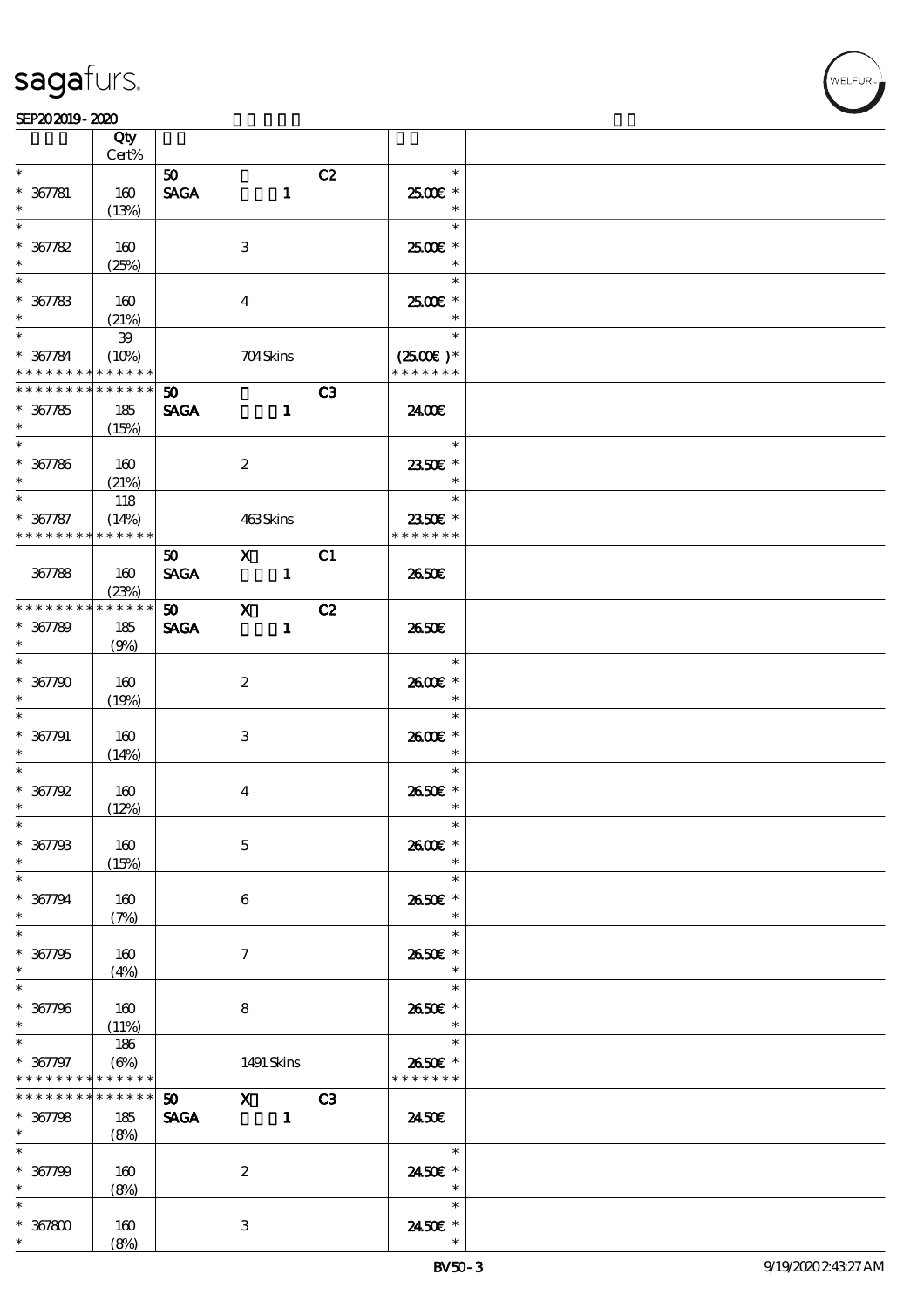sagafurs.

SEP20 2019 - 2020

| | Qty Cert% | | | | | |
|---|---|---|---|---|---|---|
| * | | 50 | | C2 | * | |
| * 367781 | 160 | SAGA | 1 | | 25.00€ * | |
| * | (13%) | | | | * | |
| * | | | | | * | |
| * 367782 | 160 | | 3 | | 25.00€ * | |
| * | (25%) | | | | * | |
| * | | | | | * | |
| * 367783 | 160 | | 4 | | 25.00€ * | |
| * | (21%) | | | | * | |
| * | 39 | | | | * | |
| * 367784 | (10%) | | 704 Skins | | (25.00€ )* | |
| * * * * * * * * * * * * * * | | | | | * * * * * * * | |
| * * * * * * * * * * * * * * | | 50 | | C3 | | |
| * 367785 | 185 | SAGA | 1 | | 24.00€ | |
| * | (15%) | | | | | |
| * | | | | | * | |
| * 367786 | 160 | | 2 | | 23.50€ * | |
| * | (21%) | | | | * | |
| * | 118 | | | | * | |
| * 367787 | (14%) | | 463 Skins | | 23.50€ * | |
| * * * * * * * * * * * * * * | | | | | * * * * * * * | |
| | | 50 | X | C1 | | |
| 367788 | 160 | SAGA | 1 | | 26.50€ | |
| | (23%) | | | | | |
| * * * * * * * * * * * * * * | | 50 | X | C2 | | |
| * 367789 | 185 | SAGA | 1 | | 26.50€ | |
| * | (9%) | | | | | |
| * | | | | | * | |
| * 367790 | 160 | | 2 | | 26.00€ * | |
| * | (19%) | | | | * | |
| * | | | | | * | |
| * 367791 | 160 | | 3 | | 26.00€ * | |
| * | (14%) | | | | * | |
| * | | | | | * | |
| * 367792 | 160 | | 4 | | 26.50€ * | |
| * | (12%) | | | | * | |
| * | | | | | * | |
| * 367793 | 160 | | 5 | | 26.00€ * | |
| * | (15%) | | | | * | |
| * | | | | | * | |
| * 367794 | 160 | | 6 | | 26.50€ * | |
| * | (7%) | | | | * | |
| * | | | | | * | |
| * 367795 | 160 | | 7 | | 26.50€ * | |
| * | (4%) | | | | * | |
| * | | | | | * | |
| * 367796 | 160 | | 8 | | 26.50€ * | |
| * | (11%) | | | | * | |
| * | 186 | | | | * | |
| * 367797 | (6%) | | 1491 Skins | | 26.50€ * | |
| * * * * * * * * * * * * * * | | | | | * * * * * * * | |
| * * * * * * * * * * * * * * | | 50 | X | C3 | | |
| * 367798 | 185 | SAGA | 1 | | 24.50€ | |
| * | (8%) | | | | | |
| * | | | | | * | |
| * 367799 | 160 | | 2 | | 24.50€ * | |
| * | (8%) | | | | * | |
| * | | | | | * | |
| * 367800 | 160 | | 3 | | 24.50€ * | |
| * | (8%) | | | | * | |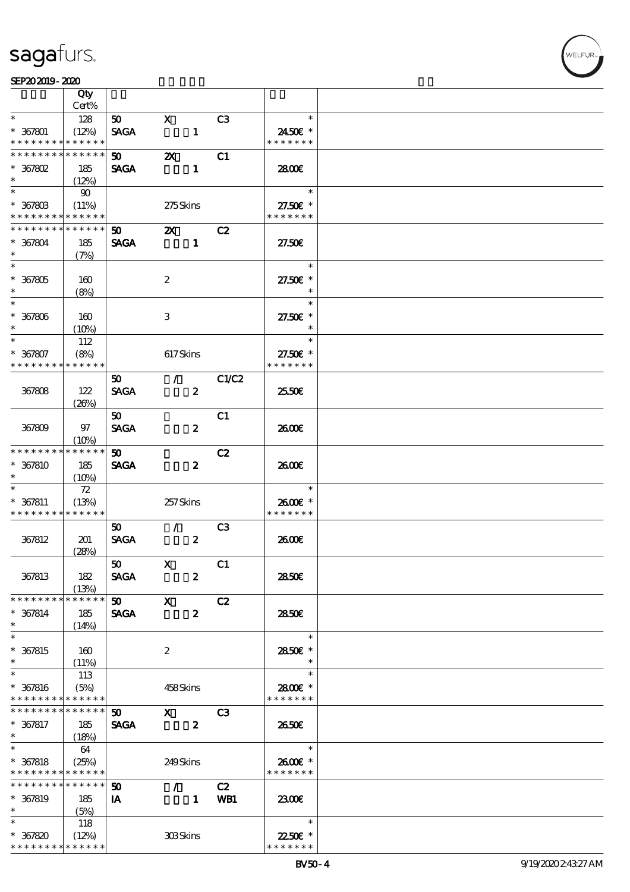| | Qty Cert% | | | | |
|---|---|---|---|---|---|
| * | 128 | 50 | X | C3 | * |
| * 367801 | (12%) | SAGA | 1 | | 24.50€ * |
| * * * * * * * * * * * * * * | | | | | * * * * * * * |
| * * * * * * * * * * * * * * | | 50 | 2X | C1 | |
| * 367802 | 185 | SAGA | 1 | | 28.00€ |
| * | (12%) | | | | |
| * | 90 | | | | * |
| * 367803 | (11%) | | 275 Skins | | 27.50€ * |
| * * * * * * * * * * * * * * | | | | | * * * * * * * |
| * * * * * * * * * * * * * * | | 50 | 2X | C2 | |
| * 367804 | 185 | SAGA | 1 | | 27.50€ |
| * | (7%) | | | | |
| * | | | | | * |
| * 367805 | 160 | | 2 | | 27.50€ * |
| * | (8%) | | | | * |
| * | | | | | * |
| * 367806 | 160 | | 3 | | 27.50€ * |
| * | (10%) | | | | * |
| * | 112 | | | | * |
| * 367807 | (8%) | | 617 Skins | | 27.50€ * |
| * * * * * * * * * * * * * * | | | | | * * * * * * * |
| | | 50 | / | C1/C2 | |
| 367808 | 122 (26%) | SAGA | 2 | | 25.50€ |
| | | 50 | | C1 | |
| 367809 | 97 (10%) | SAGA | 2 | | 26.00€ |
| * * * * * * * * * * * * * * | | 50 | | C2 | |
| * 367810 | 185 | SAGA | 2 | | 26.00€ |
| * | (10%) | | | | |
| * | 72 | | | | * |
| * 367811 | (13%) | | 257 Skins | | 26.00€ * |
| * * * * * * * * * * * * * * | | | | | * * * * * * * |
| | | 50 | / | C3 | |
| 367812 | 201 (28%) | SAGA | 2 | | 26.00€ |
| | | 50 | X | C1 | |
| 367813 | 182 (13%) | SAGA | 2 | | 28.50€ |
| * * * * * * * * * * * * * * | | 50 | X | C2 | |
| * 367814 | 185 | SAGA | 2 | | 28.50€ |
| * | (14%) | | | | |
| * | | | | | * |
| * 367815 | 160 | | 2 | | 28.50€ * |
| * | (11%) | | | | * |
| * | 113 | | | | * |
| * 367816 | (5%) | | 458 Skins | | 28.00€ * |
| * * * * * * * * * * * * * * | | | | | * * * * * * * |
| * * * * * * * * * * * * * * | | 50 | X | C3 | |
| * 367817 | 185 | SAGA | 2 | | 26.50€ |
| * | (18%) | | | | |
| * | 64 | | | | * |
| * 367818 | (25%) | | 249 Skins | | 26.00€ * |
| * * * * * * * * * * * * * * | | | | | * * * * * * * |
| * * * * * * * * * * * * * * | | 50 | / | C2 | |
| * 367819 | 185 | IA | 1 | WB1 | 23.00€ |
| * | (5%) | | | | |
| * | 118 | | | | * |
| * 367820 | (12%) | | 303 Skins | | 22.50€ * |
| * * * * * * * * * * * * * * | | | | | * * * * * * * |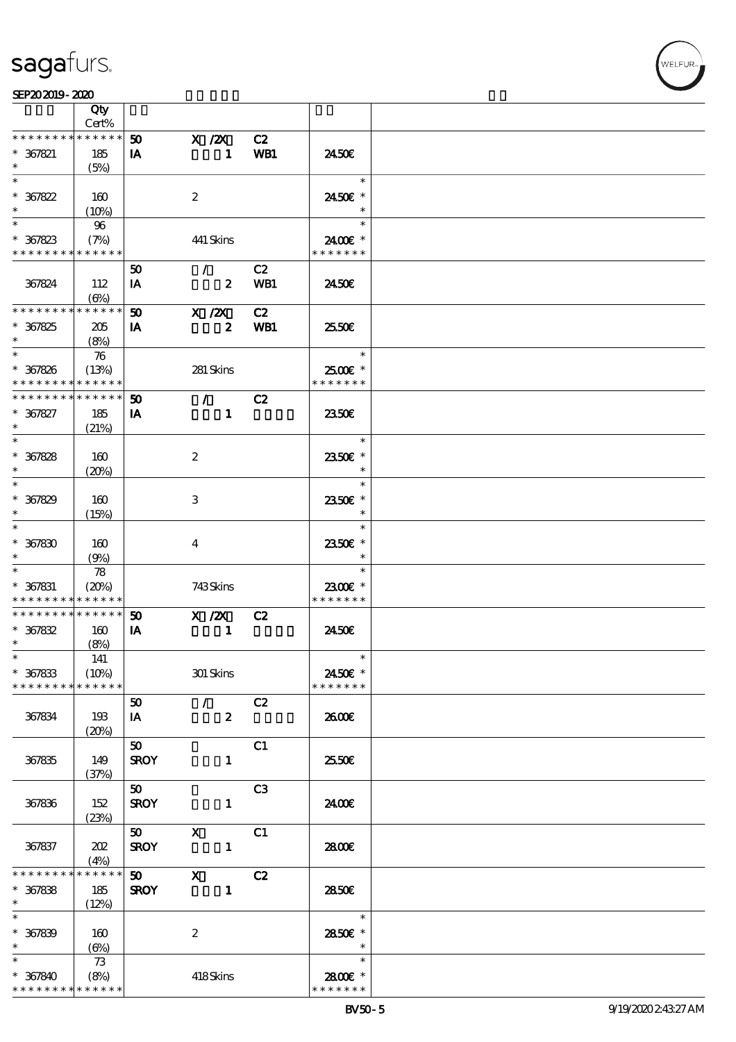| | Qty<br>Cert% | | | | | |
|---|---|---|---|---|---|---|
| * * * * * * * * * * * * * * | | 50 | X /2X | C2 | | |
| * 367821 | 185 | IA | 1 | WB1 | 24.50€ | |
| * | (5%) | | | | | |
| * | | | | | * | |
| * 367822 | 160 | | 2 | | 24.50€ * | |
| * | (10%) | | | | * | |
| * | 96 | | | | * | |
| * 367823 | (7%) | | 441 Skins | | 24.00€ * | |
| * * * * * * * * * * * * * * | | | | | * * * * * * * | |
| | | 50 | / | C2 | | |
| 367824 | 112 | IA | 2 | WB1 | 24.50€ | |
| | (6%) | | | | | |
| * * * * * * * * * * * * * * | | 50 | X /2X | C2 | | |
| * 367825 | 205 | IA | 2 | WB1 | 25.50€ | |
| * | (8%) | | | | | |
| * | 76 | | | | * | |
| * 367826 | (13%) | | 281 Skins | | 25.00€ * | |
| * * * * * * * * * * * * * * | | | | | * * * * * * * | |
| * * * * * * * * * * * * * * | | 50 | / | C2 | | |
| * 367827 | 185 | IA | 1 | | 23.50€ | |
| * | (21%) | | | | | |
| * | | | | | * | |
| * 367828 | 160 | | 2 | | 23.50€ * | |
| * | (20%) | | | | * | |
| * | | | | | * | |
| * 367829 | 160 | | 3 | | 23.50€ * | |
| * | (15%) | | | | * | |
| * | | | | | * | |
| * 367830 | 160 | | 4 | | 23.50€ * | |
| * | (9%) | | | | * | |
| * | 78 | | | | * | |
| * 367831 | (20%) | | 743 Skins | | 23.00€ * | |
| * * * * * * * * * * * * * * | | | | | * * * * * * * | |
| * * * * * * * * * * * * * * | | 50 | X /2X | C2 | | |
| * 367832 | 160 | IA | 1 | | 24.50€ | |
| * | (8%) | | | | | |
| * | 141 | | | | * | |
| * 367833 | (10%) | | 301 Skins | | 24.50€ * | |
| * * * * * * * * * * * * * * | | | | | * * * * * * * | |
| | | 50 | / | C2 | | |
| 367834 | 193 | IA | 2 | | 26.00€ | |
| | (20%) | | | | | |
| | | 50 | | C1 | | |
| 367835 | 149 | SROY | 1 | | 25.50€ | |
| | (37%) | | | | | |
| | | 50 | | C3 | | |
| 367836 | 152 | SROY | 1 | | 24.00€ | |
| | (23%) | | | | | |
| | | 50 | X | C1 | | |
| 367837 | 202 | SROY | 1 | | 28.00€ | |
| | (4%) | | | | | |
| * * * * * * * * * * * * * * | | 50 | X | C2 | | |
| * 367838 | 185 | SROY | 1 | | 28.50€ | |
| * | (12%) | | | | | |
| * | | | | | * | |
| * 367839 | 160 | | 2 | | 28.50€ * | |
| * | (6%) | | | | * | |
| * | 73 | | | | * | |
| * 367840 | (8%) | | 418 Skins | | 28.00€ * | |
| * * * * * * * * * * * * * * | | | | | * * * * * * * | |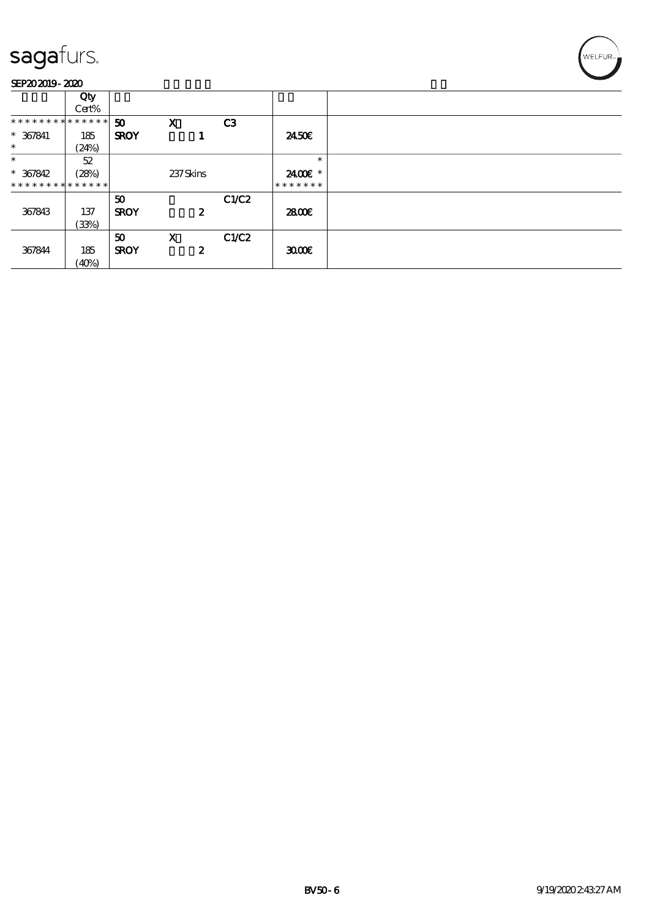# sagafurs.

SEP20 2019 - 2020

| | Qty<br>Cert% | | | | | |
|---|---|---|---|---|---|---|
| ************** | | 50 | X | C3 | | |
| * 367841 | 185 | SROY | 1 | | 24.50€ | |
| * | (24%) | | | | | |
| * | 52 | | | | * | |
| * 367842 | (28%) | | 237 Skins | | 24.00€ * | |
| ************** | | | | | ******* | |
| | | 50 | | C1/C2 | | |
| 367843 | 137 | SROY | 2 | | 28.00€ | |
| | (33%) | | | | | |
| | | 50 | X | C1/C2 | | |
| 367844 | 185 | SROY | 2 | | 30.00€ | |
| | (40%) | | | | | |

BV50 - 6 9/19/2020 2:43:27 AM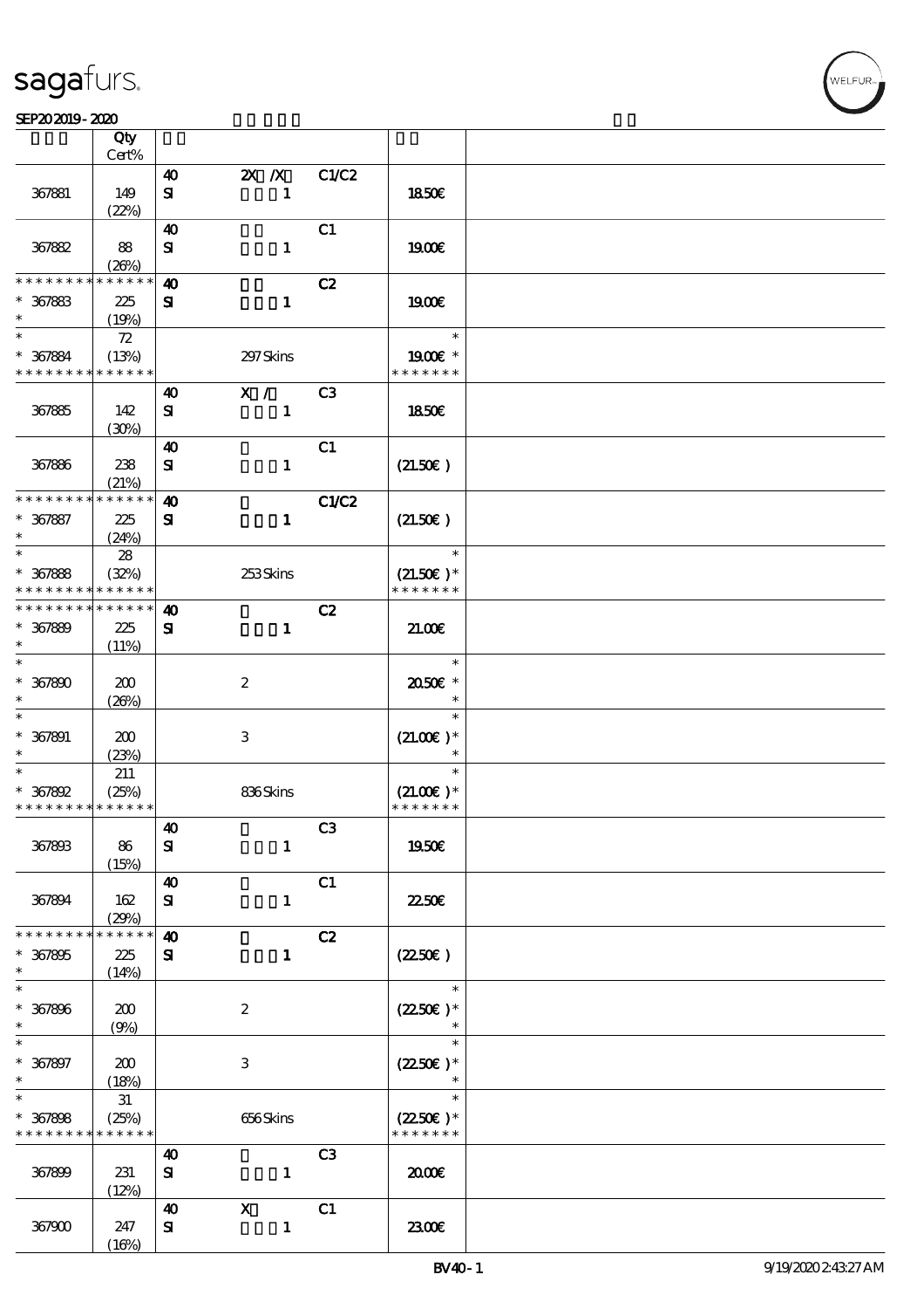sagafurs.

SEP20 2019 - 2020

| | Qty Cert% | | | | | |
|---|---|---|---|---|---|---|
| 367881 | 149 (22%) | 40 SI | 2X /X 1 | C1/C2 | 18.50€ | |
| 367882 | 88 (26%) | 40 SI | 1 | C1 | 19.00€ | |
| * * * * * * * * * * * * * * * 367883 * | 225 (19%) | 40 SI | 1 | C2 | 19.00€ | |
| * * 367884 * * * * * * * * * * * * * * | 72 (13%) | | 297 Skins | | * 19.00€ * * * * * * * * | |
| 367885 | 142 (30%) | 40 SI | X / 1 | C3 | 18.50€ | |
| 367886 | 238 (21%) | 40 SI | 1 | C1 | (21.50€ ) | |
| * * * * * * * * * * * * * * * 367887 * | 225 (24%) | 40 SI | 1 | C1/C2 | (21.50€ ) | |
| * * 367888 * * * * * * * * * * * * * * | 28 (32%) | | 253 Skins | | * (21.50€ ) * * * * * * * * | |
| * * * * * * * * * * * * * * * 367889 * | 225 (11%) | 40 SI | 1 | C2 | 21.00€ | |
| * * 367890 * | 200 (26%) | | 2 | | * 20.50€ * * | |
| * * 367891 * | 200 (23%) | | 3 | | * (21.00€ ) * * | |
| * * 367892 * * * * * * * * * * * * * * | 211 (25%) | | 836 Skins | | * (21.00€ ) * * * * * * * * | |
| 367893 | 86 (15%) | 40 SI | 1 | C3 | 19.50€ | |
| 367894 | 162 (29%) | 40 SI | 1 | C1 | 22.50€ | |
| * * * * * * * * * * * * * * * 367895 * | 225 (14%) | 40 SI | 1 | C2 | (22.50€ ) | |
| * * 367896 * | 200 (9%) | | 2 | | * (22.50€ ) * * | |
| * * 367897 * | 200 (18%) | | 3 | | * (22.50€ ) * * | |
| * * 367898 * * * * * * * * * * * * * * | 31 (25%) | | 656 Skins | | * (22.50€ ) * * * * * * * * | |
| 367899 | 231 (12%) | 40 SI | 1 | C3 | 20.00€ | |
| 367900 | 247 (16%) | 40 SI | X 1 | C1 | 23.00€ | |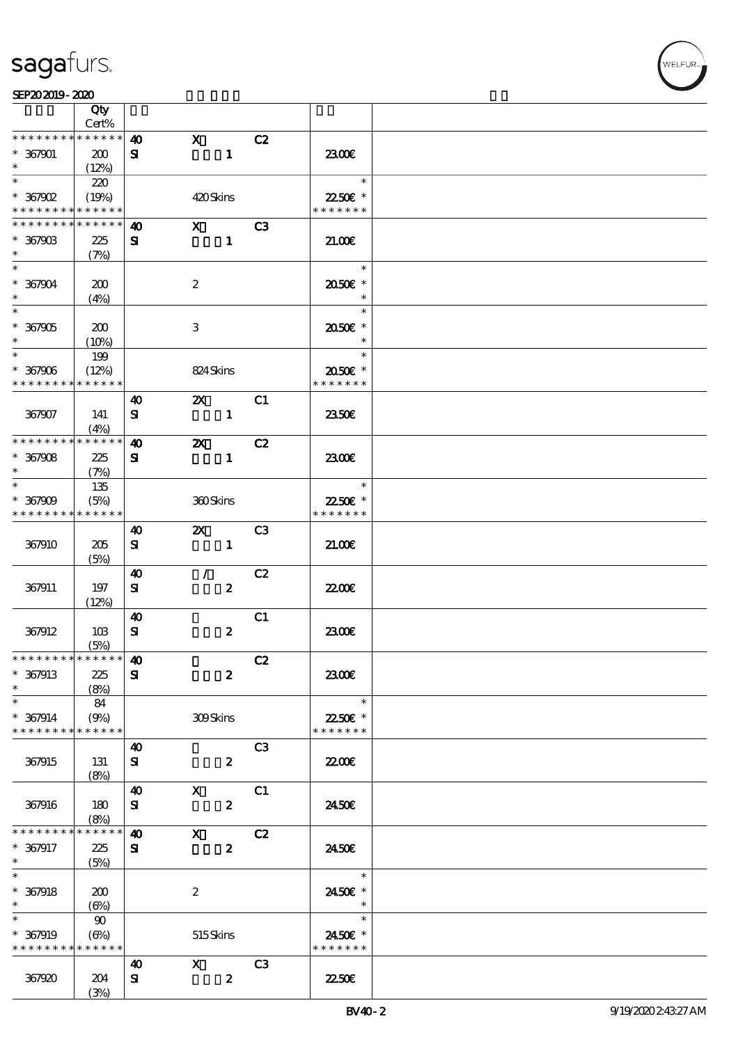| | Qty Cert% | | | | | |
|---|---|---|---|---|---|---|
| * * * * * * * * * * * * * * | | 40 | X | C2 | | |
| * 367901 | 200 | SI | 1 | | 23.00€ | |
| * | (12%) | | | | | |
| * | 220 | | | | * | |
| * 367902 | (19%) | | 420 Skins | | 22.50€ * | |
| * * * * * * * * * * * * * * | | | | | * * * * * * * | |
| * * * * * * * * * * * * * * | | 40 | X | C3 | | |
| * 367903 | 225 | SI | 1 | | 21.00€ | |
| * | (7%) | | | | | |
| * | | | | | * | |
| * 367904 | 200 | | 2 | | 20.50€ * | |
| * | (4%) | | | | * | |
| * | | | | | * | |
| * 367905 | 200 | | 3 | | 20.50€ * | |
| * | (10%) | | | | * | |
| * | 199 | | | | * | |
| * 367906 | (12%) | | 824 Skins | | 20.50€ * | |
| * * * * * * * * * * * * * * | | | | | * * * * * * * | |
| | | 40 | 2X | C1 | | |
| 367907 | 141 (4%) | SI | 1 | | 23.50€ | |
| * * * * * * * * * * * * * * | | 40 | 2X | C2 | | |
| * 367908 | 225 | SI | 1 | | 23.00€ | |
| * | (7%) | | | | | |
| * | 135 | | | | * | |
| * 367909 | (5%) | | 360 Skins | | 22.50€ * | |
| * * * * * * * * * * * * * * | | | | | * * * * * * * | |
| | | 40 | 2X | C3 | | |
| 367910 | 205 (5%) | SI | 1 | | 21.00€ | |
| | | 40 | / | C2 | | |
| 367911 | 197 (12%) | SI | 2 | | 22.00€ | |
| | | 40 | | C1 | | |
| 367912 | 103 (5%) | SI | 2 | | 23.00€ | |
| * * * * * * * * * * * * * * | | 40 | | C2 | | |
| * 367913 | 225 | SI | 2 | | 23.00€ | |
| * | (8%) | | | | | |
| * | 84 | | | | * | |
| * 367914 | (9%) | | 309 Skins | | 22.50€ * | |
| * * * * * * * * * * * * * * | | | | | * * * * * * * | |
| | | 40 | | C3 | | |
| 367915 | 131 (8%) | SI | 2 | | 22.00€ | |
| | | 40 | X | C1 | | |
| 367916 | 180 (8%) | SI | 2 | | 24.50€ | |
| * * * * * * * * * * * * * * | | 40 | X | C2 | | |
| * 367917 | 225 | SI | 2 | | 24.50€ | |
| * | (5%) | | | | | |
| * | | | | | * | |
| * 367918 | 200 | | 2 | | 24.50€ * | |
| * | (6%) | | | | * | |
| * | 90 | | | | * | |
| * 367919 | (6%) | | 515 Skins | | 24.50€ * | |
| * * * * * * * * * * * * * * | | | | | * * * * * * * | |
| | | 40 | X | C3 | | |
| 367920 | 204 (3%) | SI | 2 | | 22.50€ | |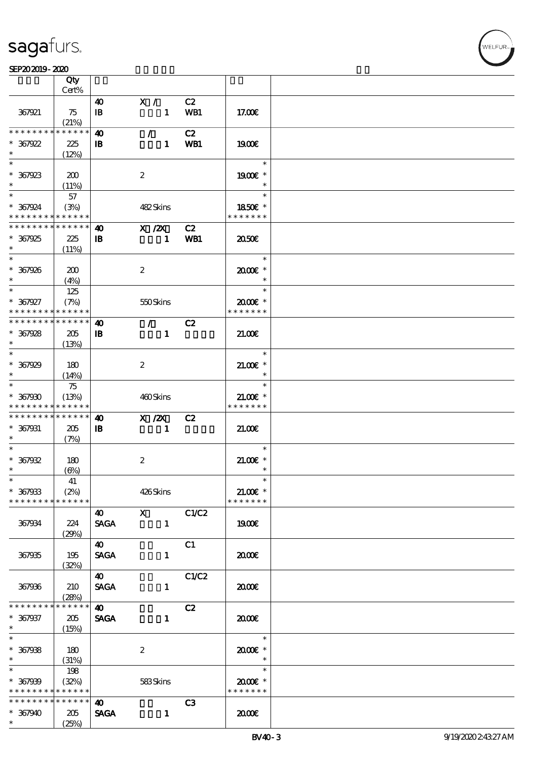| | Qty Cert% | | | | | |
|---|---|---|---|---|---|---|
| 367921 | 75 (21%) | 40 IB | X / 1 | C2 WB1 | 17.00€ | |
| * * * * * * * * * * * * * * 367922 * | 225 (12%) | 40 IB | / 1 | C2 WB1 | 19.00€ | |
| * * 367923 * | 200 (11%) | | 2 | | * 19.00€ * * | |
| * * 367924 * * * * * * * * * * * * * | 57 (3%) | | 482 Skins | | * 18.50€ * * * * * * * * | |
| * * * * * * * * * * * * * * 367925 * | 225 (11%) | 40 IB | X /2X 1 | C2 WB1 | 20.50€ | |
| * * 367926 * | 200 (4%) | | 2 | | * 20.00€ * * | |
| * * 367927 * * * * * * * * * * * * * | 125 (7%) | | 550 Skins | | * 20.00€ * * * * * * * * | |
| * * * * * * * * * * * * * * 367928 * | 205 (13%) | 40 IB | / 1 | C2 | 21.00€ | |
| * * 367929 * | 180 (14%) | | 2 | | * 21.00€ * * | |
| * * 367930 * * * * * * * * * * * * * | 75 (13%) | | 460 Skins | | * 21.00€ * * * * * * * * | |
| * * * * * * * * * * * * * * 367931 * | 205 (7%) | 40 IB | X /2X 1 | C2 | 21.00€ | |
| * * 367932 * | 180 (6%) | | 2 | | * 21.00€ * * | |
| * * 367933 * * * * * * * * * * * * * | 41 (2%) | | 426 Skins | | * 21.00€ * * * * * * * * | |
| 367934 | 224 (29%) | 40 SAGA | X 1 | C1/C2 | 19.00€ | |
| 367935 | 195 (32%) | 40 SAGA | 1 | C1 | 20.00€ | |
| 367936 | 210 (28%) | 40 SAGA | 1 | C1/C2 | 20.00€ | |
| * * * * * * * * * * * * * * 367937 * | 205 (15%) | 40 SAGA | 1 | C2 | 20.00€ | |
| * * 367938 * | 180 (31%) | | 2 | | * 20.00€ * * | |
| * * 367939 * * * * * * * * * * * * * | 198 (32%) | | 583 Skins | | * 20.00€ * * * * * * * * | |
| * * * * * * * * * * * * * * 367940 * | 205 (25%) | 40 SAGA | 1 | C3 | 20.00€ | |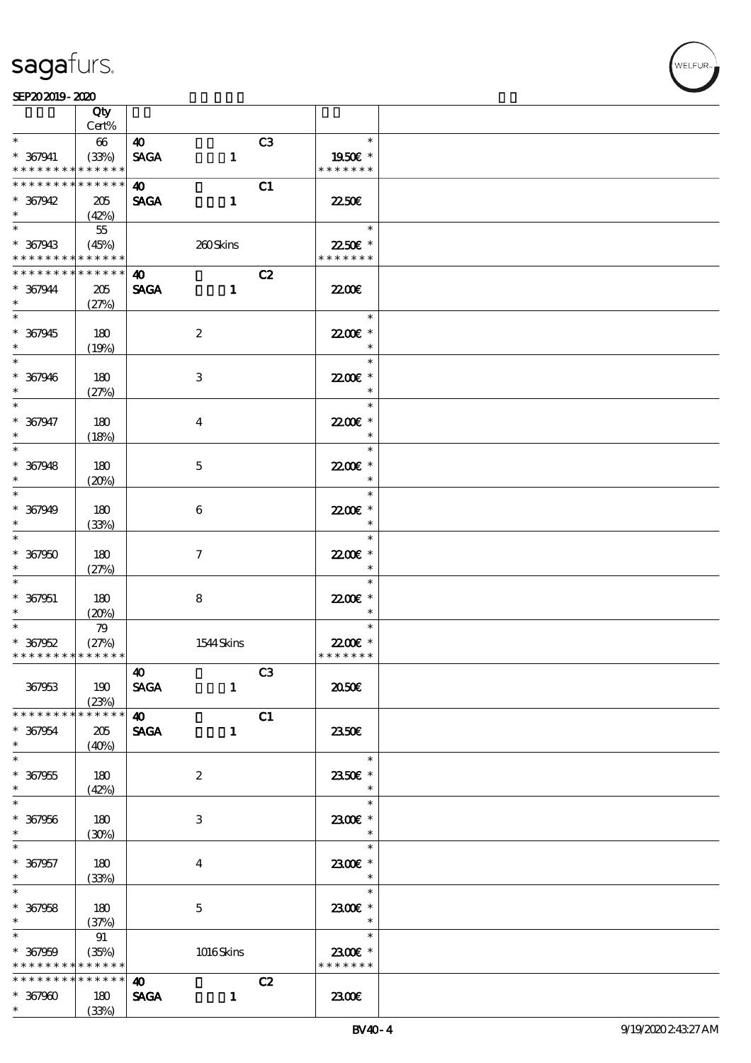sagafurs.

SEP20 2019 - 2020

| | Qty Cert% | | | |
|---|---|---|---|---|
| * <br> * 367941 <br> * * * * * * * * * * * * * * | 66 <br> (33%) | 40 C3 <br> SAGA 1 | * <br> 19.50€ * <br> * * * * * * * | |
| * * * * * * * * * * * * * * <br> * 367942 <br> * | 205 <br> (42%) | 40 C1 <br> SAGA 1 | 22.50€ | |
| * <br> * 367943 <br> * * * * * * * * * * * * * * | 55 <br> (45%) | 260 Skins | * <br> 22.50€ * <br> * * * * * * * | |
| * * * * * * * * * * * * * * <br> * 367944 <br> * | 205 <br> (27%) | 40 C2 <br> SAGA 1 | 22.00€ | |
| * <br> * 367945 <br> * | 180 <br> (19%) | 2 | * <br> 22.00€ * <br> * | |
| * <br> * 367946 <br> * | 180 <br> (27%) | 3 | * <br> 22.00€ * <br> * | |
| * <br> * 367947 <br> * | 180 <br> (18%) | 4 | * <br> 22.00€ * <br> * | |
| * <br> * 367948 <br> * | 180 <br> (20%) | 5 | * <br> 22.00€ * <br> * | |
| * <br> * 367949 <br> * | 180 <br> (33%) | 6 | * <br> 22.00€ * <br> * | |
| * <br> * 367950 <br> * | 180 <br> (27%) | 7 | * <br> 22.00€ * <br> * | |
| * <br> * 367951 <br> * | 180 <br> (20%) | 8 | * <br> 22.00€ * <br> * | |
| * <br> * 367952 <br> * * * * * * * * * * * * * * | 79 <br> (27%) | 1544 Skins | * <br> 22.00€ * <br> * * * * * * * | |
| 367953 | 190 <br> (23%) | 40 C3 <br> SAGA 1 | 20.50€ | |
| * * * * * * * * * * * * * * <br> * 367954 <br> * | 205 <br> (40%) | 40 C1 <br> SAGA 1 | 23.50€ | |
| * <br> * 367955 <br> * | 180 <br> (42%) | 2 | * <br> 23.50€ * <br> * | |
| * <br> * 367956 <br> * | 180 <br> (30%) | 3 | * <br> 23.00€ * <br> * | |
| * <br> * 367957 <br> * | 180 <br> (33%) | 4 | * <br> 23.00€ * <br> * | |
| * <br> * 367958 <br> * | 180 <br> (37%) | 5 | * <br> 23.00€ * <br> * | |
| * <br> * 367959 <br> * * * * * * * * * * * * * * | 91 <br> (35%) | 1016 Skins | * <br> 23.00€ * <br> * * * * * * * | |
| * * * * * * * * * * * * * * <br> * 367960 <br> * | 180 <br> (33%) | 40 C2 <br> SAGA 1 | 23.00€ | |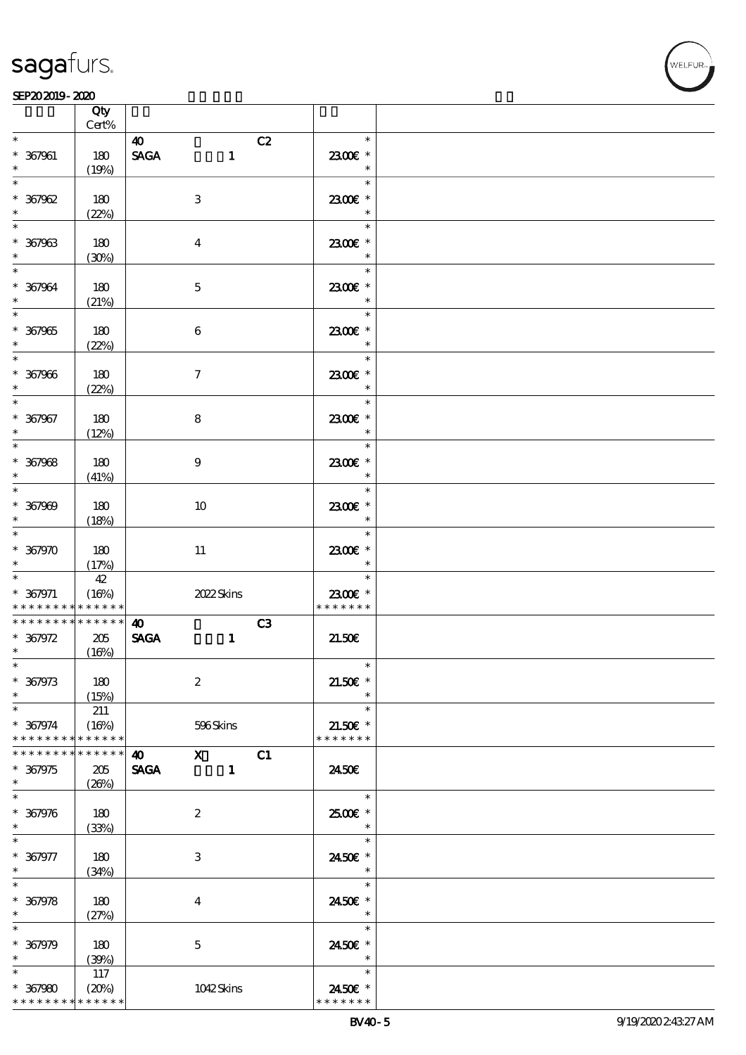| | Qty Cert% | | | |
|---|---|---|---|---|
| * | | 40 C2 | * | |
| * 367961 | 180 | SAGA 1 | 23.00€ * | |
| * | (19%) | | * | |
| * 367962 | 180 | 3 | 23.00€ * | |
| * | (22%) | | * | |
| * 367963 | 180 | 4 | 23.00€ * | |
| * | (30%) | | * | |
| * 367964 | 180 | 5 | 23.00€ * | |
| * | (21%) | | * | |
| * 367965 | 180 | 6 | 23.00€ * | |
| * | (22%) | | * | |
| * 367966 | 180 | 7 | 23.00€ * | |
| * | (22%) | | * | |
| * 367967 | 180 | 8 | 23.00€ * | |
| * | (12%) | | * | |
| * 367968 | 180 | 9 | 23.00€ * | |
| * | (41%) | | * | |
| * 367969 | 180 | 10 | 23.00€ * | |
| * | (18%) | | * | |
| * 367970 | 180 | 11 | 23.00€ * | |
| * | (17%) | | * | |
| * | 42 | | * | |
| * 367971 | (16%) | 2022 Skins | 23.00€ * | |
| * * * * * * * * * * * * * * | | | * * * * * * * | |
| * * * * * * * * * * * * * * | | 40 C3 | | |
| * 367972 | 205 | SAGA 1 | 21.50€ | |
| * | (16%) | | | |
| * 367973 | 180 | 2 | 21.50€ * | |
| * | (15%) | | * | |
| * | 211 | | * | |
| * 367974 | (16%) | 596 Skins | 21.50€ * | |
| * * * * * * * * * * * * * * | | | * * * * * * * | |
| * * * * * * * * * * * * * * | | 40 X C1 | | |
| * 367975 | 205 | SAGA 1 | 24.50€ | |
| * | (26%) | | | |
| * 367976 | 180 | 2 | 25.00€ * | |
| * | (33%) | | * | |
| * 367977 | 180 | 3 | 24.50€ * | |
| * | (34%) | | * | |
| * 367978 | 180 | 4 | 24.50€ * | |
| * | (27%) | | * | |
| * 367979 | 180 | 5 | 24.50€ * | |
| * | (39%) | | * | |
| * | 117 | | * | |
| * 367980 | (20%) | 1042 Skins | 24.50€ * | |
| * * * * * * * * * * * * * * | | | * * * * * * * | |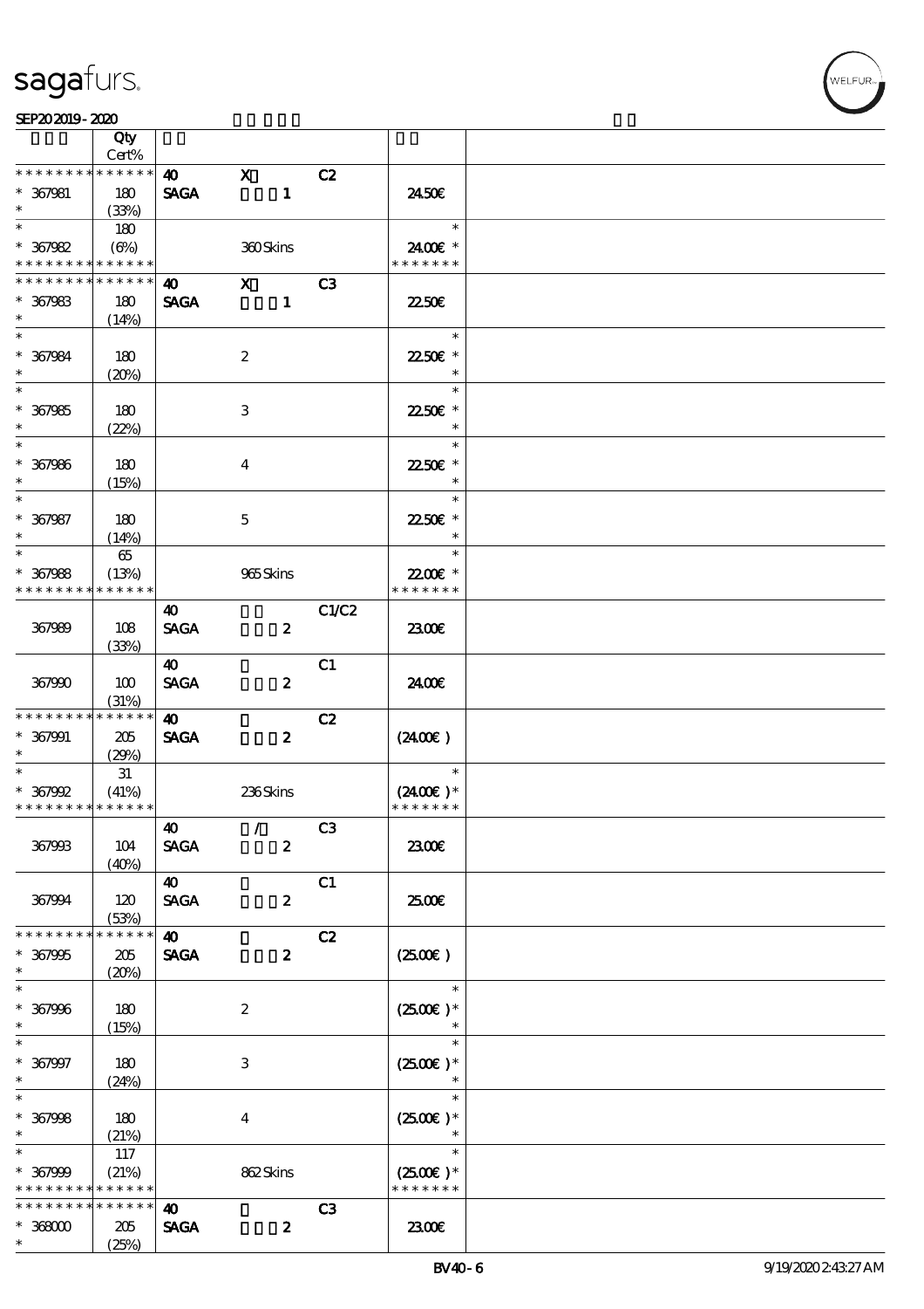sagafurs.

SEP20 2019 - 2020

| | Qty Cert% | | | | | |
|---|---|---|---|---|---|---|
| * * * * * * * * * * * * * * | | 40 | X | C2 | | |
| * 367981 | 180 | SAGA | 1 | | 24.50€ | |
| * | (33%) | | | | | |
| * | 180 | | | | * | |
| * 367982 | (6%) | | 360 Skins | | 24.00€ * | |
| * * * * * * * * * * * * * * | | | | | * * * * * * * | |
| * * * * * * * * * * * * * * | | 40 | X | C3 | | |
| * 367983 | 180 | SAGA | 1 | | 22.50€ | |
| * | (14%) | | | | | |
| * | | | | | * | |
| * 367984 | 180 | | 2 | | 22.50€ * | |
| * | (20%) | | | | * | |
| * | | | | | * | |
| * 367985 | 180 | | 3 | | 22.50€ * | |
| * | (22%) | | | | * | |
| * | | | | | * | |
| * 367986 | 180 | | 4 | | 22.50€ * | |
| * | (15%) | | | | * | |
| * | | | | | * | |
| * 367987 | 180 | | 5 | | 22.50€ * | |
| * | (14%) | | | | * | |
| * | 65 | | | | * | |
| * 367988 | (13%) | | 965 Skins | | 22.00€ * | |
| * * * * * * * * * * * * * * | | | | | * * * * * * * | |
| | | 40 | | C1/C2 | | |
| 367989 | 108 | SAGA | 2 | | 23.00€ | |
| | (33%) | | | | | |
| | | 40 | | C1 | | |
| 367990 | 100 | SAGA | 2 | | 24.00€ | |
| | (31%) | | | | | |
| * * * * * * * * * * * * * * | | 40 | | C2 | | |
| * 367991 | 205 | SAGA | 2 | | (24.00€ ) | |
| * | (29%) | | | | | |
| * | 31 | | | | * | |
| * 367992 | (41%) | | 236 Skins | | (24.00€ )* | |
| * * * * * * * * * * * * * * | | | | | * * * * * * * | |
| | | 40 | / | C3 | | |
| 367993 | 104 | SAGA | 2 | | 23.00€ | |
| | (40%) | | | | | |
| | | 40 | | C1 | | |
| 367994 | 120 | SAGA | 2 | | 25.00€ | |
| | (53%) | | | | | |
| * * * * * * * * * * * * * * | | 40 | | C2 | | |
| * 367995 | 205 | SAGA | 2 | | (25.00€ ) | |
| * | (20%) | | | | | |
| * | | | | | * | |
| * 367996 | 180 | | 2 | | (25.00€ )* | |
| * | (15%) | | | | * | |
| * | | | | | * | |
| * 367997 | 180 | | 3 | | (25.00€ )* | |
| * | (24%) | | | | * | |
| * | | | | | * | |
| * 367998 | 180 | | 4 | | (25.00€ )* | |
| * | (21%) | | | | * | |
| * | 117 | | | | * | |
| * 367999 | (21%) | | 862 Skins | | (25.00€ )* | |
| * * * * * * * * * * * * * * | | | | | * * * * * * * | |
| * * * * * * * * * * * * * * | | 40 | | C3 | | |
| * 368000 | 205 | SAGA | 2 | | 23.00€ | |
| * | (25%) | | | | | |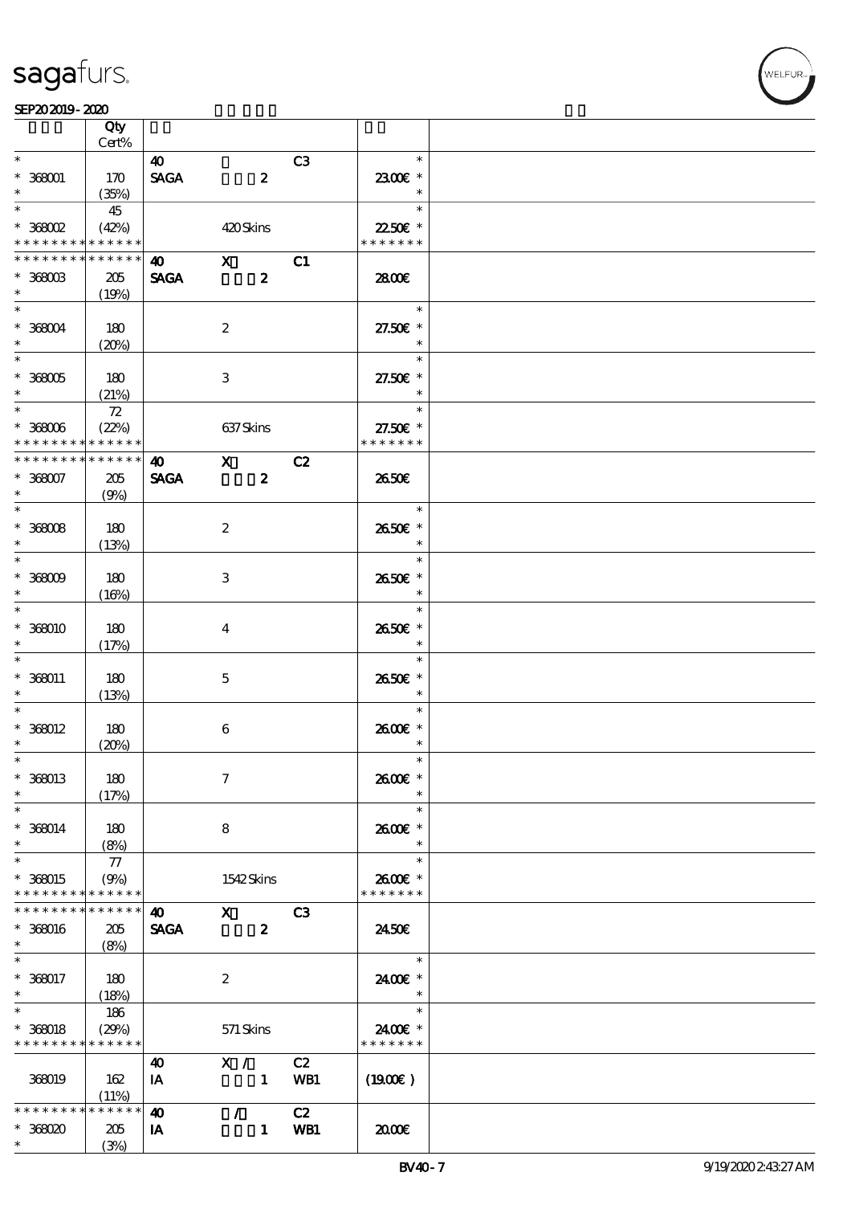SEP20 2019 - 2020

| | Qty Cert% | | | | |
|---|---|---|---|---|---|
| * | | 40 | | C3 | * |
| * 368001 | 170 | SAGA | 2 | | 23.00€ * |
| * | (35%) | | | | * |
| * | 45 | | | | * |
| * 368002 | (42%) | | 420 Skins | | 22.50€ * |
| * * * * * * * * * * * * * * | | | | | * * * * * * * |
| * * * * * * * * * * * * * * | | 40 | X | C1 | |
| * 368003 | 205 | SAGA | 2 | | 28.00€ |
| * | (19%) | | | | |
| * | | | | | * |
| * 368004 | 180 | | 2 | | 27.50€ * |
| * | (20%) | | | | * |
| * | | | | | * |
| * 368005 | 180 | | 3 | | 27.50€ * |
| * | (21%) | | | | * |
| * | 72 | | | | * |
| * 368006 | (22%) | | 637 Skins | | 27.50€ * |
| * * * * * * * * * * * * * * | | | | | * * * * * * * |
| * * * * * * * * * * * * * * | | 40 | X | C2 | |
| * 368007 | 205 | SAGA | 2 | | 26.50€ |
| * | (9%) | | | | |
| * | | | | | * |
| * 368008 | 180 | | 2 | | 26.50€ * |
| * | (13%) | | | | * |
| * | | | | | * |
| * 368009 | 180 | | 3 | | 26.50€ * |
| * | (16%) | | | | * |
| * | | | | | * |
| * 368010 | 180 | | 4 | | 26.50€ * |
| * | (17%) | | | | * |
| * | | | | | * |
| * 368011 | 180 | | 5 | | 26.50€ * |
| * | (13%) | | | | * |
| * | | | | | * |
| * 368012 | 180 | | 6 | | 26.00€ * |
| * | (20%) | | | | * |
| * | | | | | * |
| * 368013 | 180 | | 7 | | 26.00€ * |
| * | (17%) | | | | * |
| * | | | | | * |
| * 368014 | 180 | | 8 | | 26.00€ * |
| * | (8%) | | | | * |
| * | 77 | | | | * |
| * 368015 | (9%) | | 1542 Skins | | 26.00€ * |
| * * * * * * * * * * * * * * | | | | | * * * * * * * |
| * * * * * * * * * * * * * * | | 40 | X | C3 | |
| * 368016 | 205 | SAGA | 2 | | 24.50€ |
| * | (8%) | | | | |
| * | | | | | * |
| * 368017 | 180 | | 2 | | 24.00€ * |
| * | (18%) | | | | * |
| * | 186 | | | | * |
| * 368018 | (29%) | | 571 Skins | | 24.00€ * |
| * * * * * * * * * * * * * * | | | | | * * * * * * * |
| | | 40 | X / | C2 | |
| 368019 | 162 | IA | 1 | WB1 | (19.00€ ) |
| | (11%) | | | | |
| * * * * * * * * * * * * * * | | 40 | / | C2 | |
| * 368020 | 205 | IA | 1 | WB1 | 20.00€ |
| * | (3%) | | | | |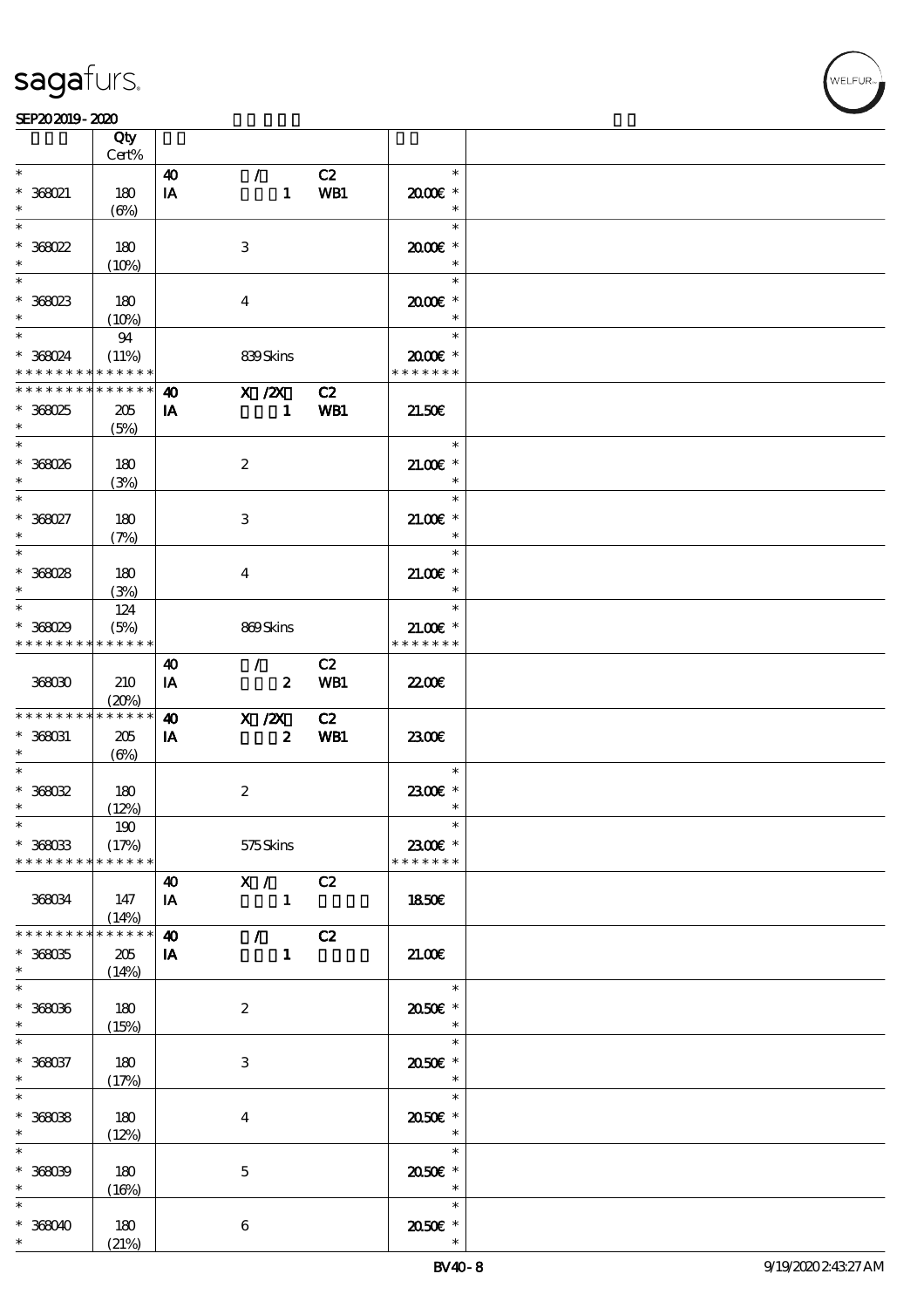| | Qty Cert% | | | | | |
|---|---|---|---|---|---|---|
| * | | 40 | / | C2 | * | |
| * 368021 | 180 | IA | 1 | WB1 | 20.00€ * | |
| * | (6%) | | | | * | |
| * | | | | | * | |
| * 368022 | 180 | | 3 | | 20.00€ * | |
| * | (10%) | | | | * | |
| * | | | | | * | |
| * 368023 | 180 | | 4 | | 20.00€ * | |
| * | (10%) | | | | * | |
| * | 94 | | | | * | |
| * 368024 | (11%) | | 839 Skins | | 20.00€ * | |
| * * * * * * * * * * * * * * | | | | | * * * * * * * | |
| * * * * * * * * * * * * * * | | 40 | X /2X | C2 | | |
| * 368025 | 205 | IA | 1 | WB1 | 21.50€ | |
| * | (5%) | | | | | |
| * | | | | | * | |
| * 368026 | 180 | | 2 | | 21.00€ * | |
| * | (3%) | | | | * | |
| * | | | | | * | |
| * 368027 | 180 | | 3 | | 21.00€ * | |
| * | (7%) | | | | * | |
| * | | | | | * | |
| * 368028 | 180 | | 4 | | 21.00€ * | |
| * | (3%) | | | | * | |
| * | 124 | | | | * | |
| * 368029 | (5%) | | 869 Skins | | 21.00€ * | |
| * * * * * * * * * * * * * * | | | | | * * * * * * * | |
| | | 40 | / | C2 | | |
| 368030 | 210 | IA | 2 | WB1 | 22.00€ | |
| | (20%) | | | | | |
| * * * * * * * * * * * * * * | | 40 | X /2X | C2 | | |
| * 368031 | 205 | IA | 2 | WB1 | 23.00€ | |
| * | (6%) | | | | | |
| * | | | | | * | |
| * 368032 | 180 | | 2 | | 23.00€ * | |
| * | (12%) | | | | * | |
| * | 190 | | | | * | |
| * 368033 | (17%) | | 575 Skins | | 23.00€ * | |
| * * * * * * * * * * * * * * | | | | | * * * * * * * | |
| | | 40 | X / | C2 | | |
| 368034 | 147 | IA | 1 | | 18.50€ | |
| | (14%) | | | | | |
| * * * * * * * * * * * * * * | | 40 | / | C2 | | |
| * 368035 | 205 | IA | 1 | | 21.00€ | |
| * | (14%) | | | | | |
| * | | | | | * | |
| * 368036 | 180 | | 2 | | 20.50€ * | |
| * | (15%) | | | | * | |
| * | | | | | * | |
| * 368037 | 180 | | 3 | | 20.50€ * | |
| * | (17%) | | | | * | |
| * | | | | | * | |
| * 368038 | 180 | | 4 | | 20.50€ * | |
| * | (12%) | | | | * | |
| * | | | | | * | |
| * 368039 | 180 | | 5 | | 20.50€ * | |
| * | (16%) | | | | * | |
| * | | | | | * | |
| * 368040 | 180 | | 6 | | 20.50€ * | |
| * | (21%) | | | | * | |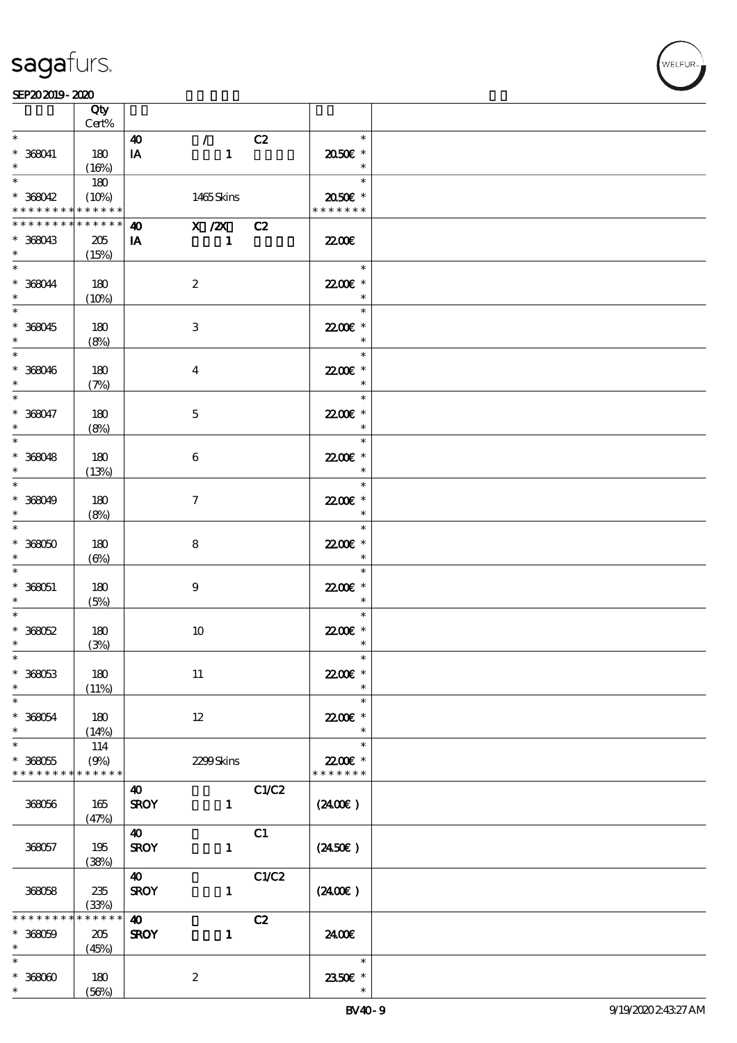| | Qty Cert% | | | | | |
|---|---|---|---|---|---|---|
| * | | 40 | / | C2 | * | |
| * 368041 | 180 | IA | 1 | | 20.50€ * | |
| * | (16%) | | | | * | |
| * | 180 | | | | * | |
| * 368042 | (10%) | | 1465 Skins | | 20.50€ * | |
| * * * * * * * * * * * * * * | | | | | * * * * * * * | |
| * * * * * * * * * * * * * * | | 40 | X /2X | C2 | | |
| * 368043 | 205 | IA | 1 | | 22.00€ | |
| * | (15%) | | | | | |
| * | | | | | * | |
| * 368044 | 180 | | 2 | | 22.00€ * | |
| * | (10%) | | | | * | |
| * | | | | | * | |
| * 368045 | 180 | | 3 | | 22.00€ * | |
| * | (8%) | | | | * | |
| * | | | | | * | |
| * 368046 | 180 | | 4 | | 22.00€ * | |
| * | (7%) | | | | * | |
| * | | | | | * | |
| * 368047 | 180 | | 5 | | 22.00€ * | |
| * | (8%) | | | | * | |
| * | | | | | * | |
| * 368048 | 180 | | 6 | | 22.00€ * | |
| * | (13%) | | | | * | |
| * | | | | | * | |
| * 368049 | 180 | | 7 | | 22.00€ * | |
| * | (8%) | | | | * | |
| * | | | | | * | |
| * 368050 | 180 | | 8 | | 22.00€ * | |
| * | (6%) | | | | * | |
| * | | | | | * | |
| * 368051 | 180 | | 9 | | 22.00€ * | |
| * | (5%) | | | | * | |
| * | | | | | * | |
| * 368052 | 180 | | 10 | | 22.00€ * | |
| * | (3%) | | | | * | |
| * | | | | | * | |
| * 368053 | 180 | | 11 | | 22.00€ * | |
| * | (11%) | | | | * | |
| * | | | | | * | |
| * 368054 | 180 | | 12 | | 22.00€ * | |
| * | (14%) | | | | * | |
| * | 114 | | | | * | |
| * 368055 | (9%) | | 2299 Skins | | 22.00€ * | |
| * * * * * * * * * * * * * * | | | | | * * * * * * * | |
| | | 40 | | C1/C2 | | |
| 368056 | 165 | SROY | 1 | | (24.00€) | |
| | (47%) | | | | | |
| | | 40 | | C1 | | |
| 368057 | 195 | SROY | 1 | | (24.50€) | |
| | (38%) | | | | | |
| | | 40 | | C1/C2 | | |
| 368058 | 235 | SROY | 1 | | (24.00€) | |
| | (33%) | | | | | |
| * * * * * * * * * * * * * * | | 40 | | C2 | | |
| * 368059 | 205 | SROY | 1 | | 24.00€ | |
| * | (45%) | | | | | |
| * | | | | | * | |
| * 368060 | 180 | | 2 | | 23.50€ * | |
| * | (56%) | | | | * | |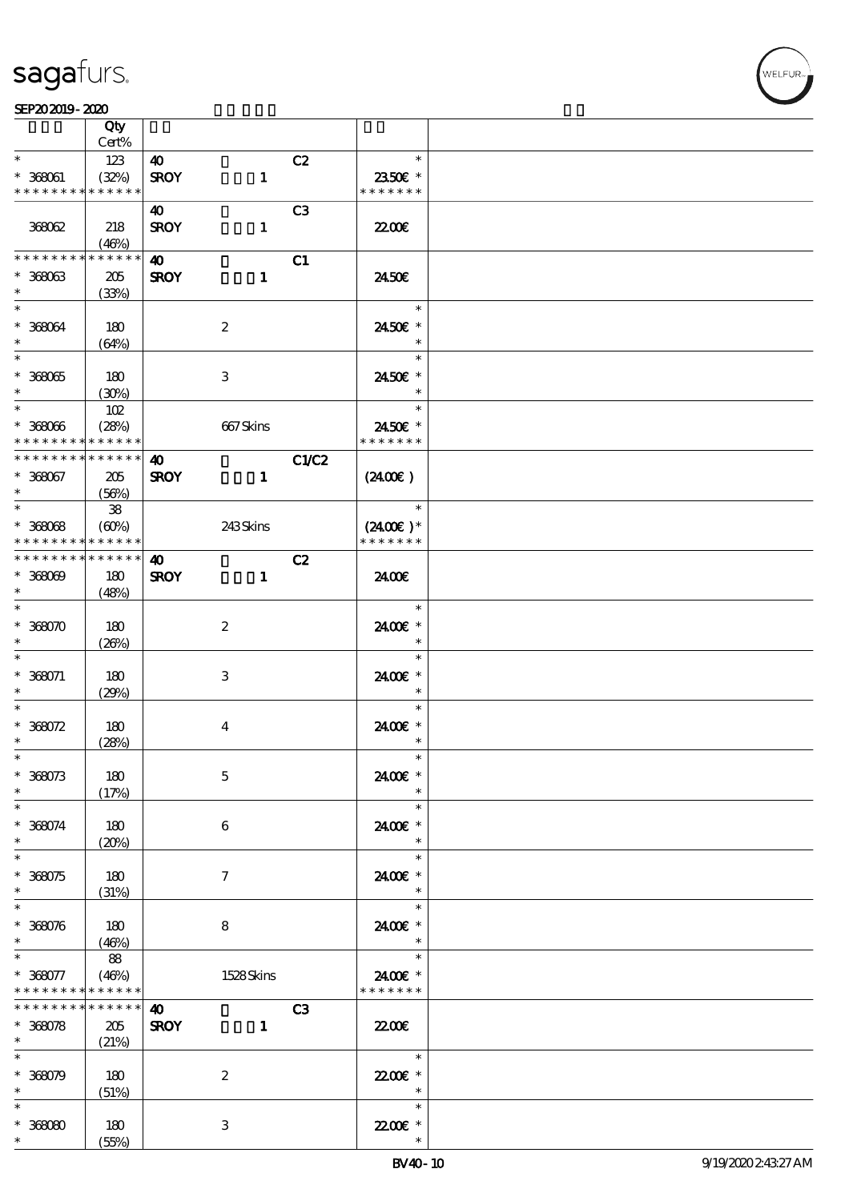| | Qty Cert% | | | |
|---|---|---|---|---|
| * | 123 | 40 | C2 | * |
| * 368061 | (32%) | SROY 1 | | 23.50€ * |
| * * * * * * * * * * * * * * | | | | * * * * * * * |
| | | 40 | C3 | |
| 368062 | 218 (46%) | SROY 1 | | 22.00€ |
| * * * * * * * * * * * * * * | | 40 | C1 | |
| * 368063 | 205 | SROY 1 | | 24.50€ |
| * | (33%) | | | |
| * | | | | * |
| * 368064 | 180 | 2 | | 24.50€ * |
| * | (64%) | | | * |
| * | | | | * |
| * 368065 | 180 | 3 | | 24.50€ * |
| * | (30%) | | | * |
| * | 102 | | | * |
| * 368066 | (28%) | 667 Skins | | 24.50€ * |
| * * * * * * * * * * * * * * | | | | * * * * * * * |
| * * * * * * * * * * * * * * | | 40 | C1/C2 | |
| * 368067 | 205 | SROY 1 | | (24.00€ ) |
| * | (56%) | | | |
| * | 38 | | | * |
| * 368068 | (60%) | 243 Skins | | (24.00€ )* |
| * * * * * * * * * * * * * * | | | | * * * * * * * |
| * * * * * * * * * * * * * * | | 40 | C2 | |
| * 368069 | 180 | SROY 1 | | 24.00€ |
| * | (48%) | | | |
| * | | | | * |
| * 368070 | 180 | 2 | | 24.00€ * |
| * | (26%) | | | * |
| * | | | | * |
| * 368071 | 180 | 3 | | 24.00€ * |
| * | (29%) | | | * |
| * | | | | * |
| * 368072 | 180 | 4 | | 24.00€ * |
| * | (28%) | | | * |
| * | | | | * |
| * 368073 | 180 | 5 | | 24.00€ * |
| * | (17%) | | | * |
| * | | | | * |
| * 368074 | 180 | 6 | | 24.00€ * |
| * | (20%) | | | * |
| * | | | | * |
| * 368075 | 180 | 7 | | 24.00€ * |
| * | (31%) | | | * |
| * | | | | * |
| * 368076 | 180 | 8 | | 24.00€ * |
| * | (46%) | | | * |
| * | 88 | | | * |
| * 368077 | (46%) | 1528 Skins | | 24.00€ * |
| * * * * * * * * * * * * * * | | | | * * * * * * * |
| * * * * * * * * * * * * * * | | 40 | C3 | |
| * 368078 | 205 | SROY 1 | | 22.00€ |
| * | (21%) | | | |
| * | | | | * |
| * 368079 | 180 | 2 | | 22.00€ * |
| * | (51%) | | | * |
| * | | | | * |
| * 368080 | 180 | 3 | | 22.00€ * |
| * | (55%) | | | * |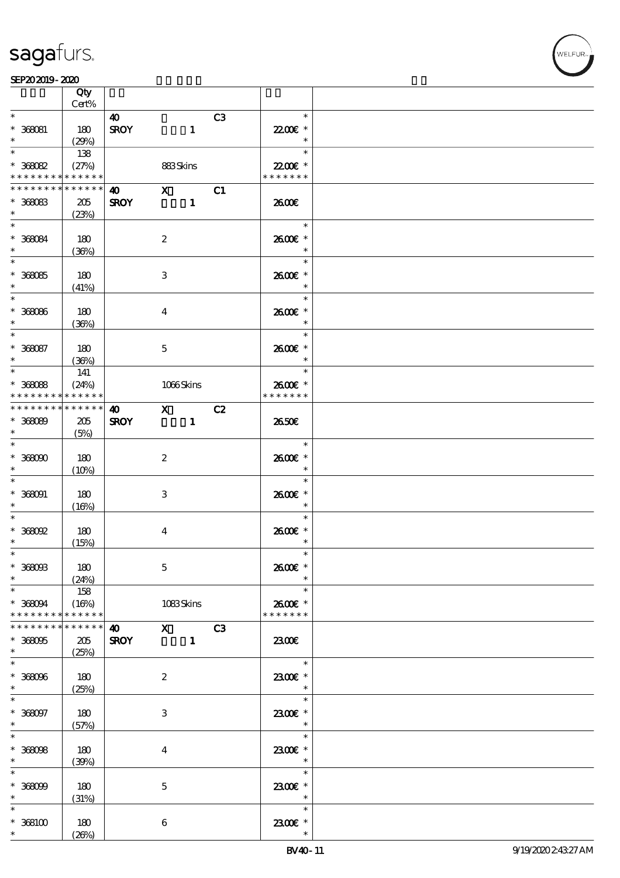| | Qty Cert% | | | | |
|---|---|---|---|---|---|
| * | | 40 | | C3 | * |
| * 368081 | 180 | SROY | 1 | | 22.00€ * |
| * | (29%) | | | | * |
| * | 138 | | | | * |
| * 368082 | (27%) | | 883 Skins | | 22.00€ * |
| * * * * * * * * * * * * * * | | | | | * * * * * * * |
| * * * * * * * * * * * * * * | | 40 | X | C1 | |
| * 368083 | 205 | SROY | 1 | | 26.00€ |
| * | (23%) | | | | |
| * | | | | | * |
| * 368084 | 180 | | 2 | | 26.00€ * |
| * | (36%) | | | | * |
| * | | | | | * |
| * 368085 | 180 | | 3 | | 26.00€ * |
| * | (41%) | | | | * |
| * | | | | | * |
| * 368086 | 180 | | 4 | | 26.00€ * |
| * | (36%) | | | | * |
| * | | | | | * |
| * 368087 | 180 | | 5 | | 26.00€ * |
| * | (36%) | | | | * |
| * | 141 | | | | * |
| * 368088 | (24%) | | 1066 Skins | | 26.00€ * |
| * * * * * * * * * * * * * * | | | | | * * * * * * * |
| * * * * * * * * * * * * * * | | 40 | X | C2 | |
| * 368089 | 205 | SROY | 1 | | 26.50€ |
| * | (5%) | | | | |
| * | | | | | * |
| * 368090 | 180 | | 2 | | 26.00€ * |
| * | (10%) | | | | * |
| * | | | | | * |
| * 368091 | 180 | | 3 | | 26.00€ * |
| * | (16%) | | | | * |
| * | | | | | * |
| * 368092 | 180 | | 4 | | 26.00€ * |
| * | (15%) | | | | * |
| * | | | | | * |
| * 368093 | 180 | | 5 | | 26.00€ * |
| * | (24%) | | | | * |
| * | 158 | | | | * |
| * 368094 | (16%) | | 1083 Skins | | 26.00€ * |
| * * * * * * * * * * * * * * | | | | | * * * * * * * |
| * * * * * * * * * * * * * * | | 40 | X | C3 | |
| * 368095 | 205 | SROY | 1 | | 23.00€ |
| * | (25%) | | | | |
| * | | | | | * |
| * 368096 | 180 | | 2 | | 23.00€ * |
| * | (25%) | | | | * |
| * | | | | | * |
| * 368097 | 180 | | 3 | | 23.00€ * |
| * | (57%) | | | | * |
| * | | | | | * |
| * 368098 | 180 | | 4 | | 23.00€ * |
| * | (39%) | | | | * |
| * | | | | | * |
| * 368099 | 180 | | 5 | | 23.00€ * |
| * | (31%) | | | | * |
| * | | | | | * |
| * 368100 | 180 | | 6 | | 23.00€ * |
| * | (26%) | | | | * |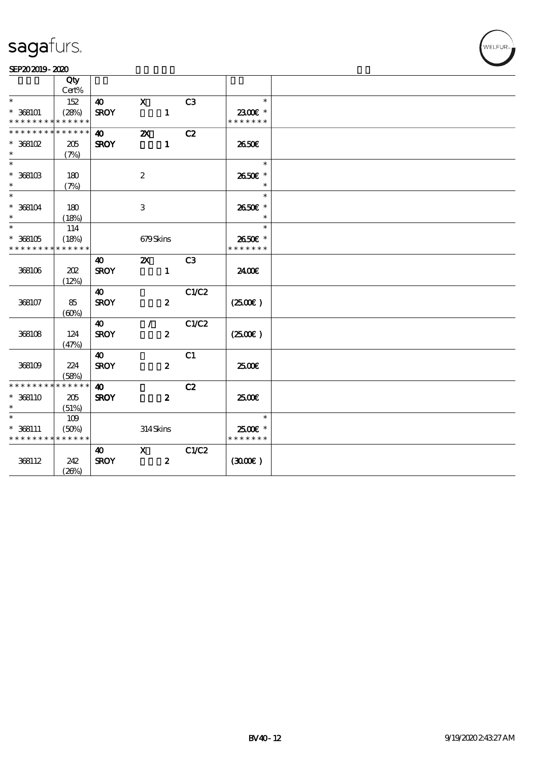sagafurs.

SEP20 2019 - 2020

| | Qty Cert% | | | | | |
|---|---|---|---|---|---|---|
| * | 152 | 40 | X | C3 | * | |
| * 368101 | (28%) | SROY | 1 | | 23.00€ * | |
| * * * * * * * * * * * * * * | | | | | * * * * * * * | |
| * * * * * * * * * * * * * * | | 40 | 2X | C2 | | |
| * 368102 | 205 | SROY | 1 | | 26.50€ | |
| * | (7%) | | | | | |
| * | | | | | * | |
| * 368103 | 180 | | 2 | | 26.50€ * | |
| * | (7%) | | | | * | |
| * | | | | | * | |
| * 368104 | 180 | | 3 | | 26.50€ * | |
| * | (18%) | | | | * | |
| * | 114 | | | | * | |
| * 368105 | (18%) | | 679 Skins | | 26.50€ * | |
| * * * * * * * * * * * * * * | | | | | * * * * * * * | |
| | | 40 | 2X | C3 | | |
| 368106 | 202 | SROY | 1 | | 24.00€ | |
| | (12%) | | | | | |
| | | 40 | | C1/C2 | | |
| 368107 | 85 | SROY | 2 | | (25.00€) | |
| | (60%) | | | | | |
| | | 40 | / | C1/C2 | | |
| 368108 | 124 | SROY | 2 | | (25.00€) | |
| | (47%) | | | | | |
| | | 40 | | C1 | | |
| 368109 | 224 | SROY | 2 | | 25.00€ | |
| | (58%) | | | | | |
| * * * * * * * * * * * * * * | | 40 | | C2 | | |
| * 368110 | 205 | SROY | 2 | | 25.00€ | |
| * | (51%) | | | | | |
| * | 109 | | | | * | |
| * 368111 | (50%) | | 314 Skins | | 25.00€ * | |
| * * * * * * * * * * * * * * | | | | | * * * * * * * | |
| | | 40 | X | C1/C2 | | |
| 368112 | 242 | SROY | 2 | | (30.00€) | |
| | (26%) | | | | | |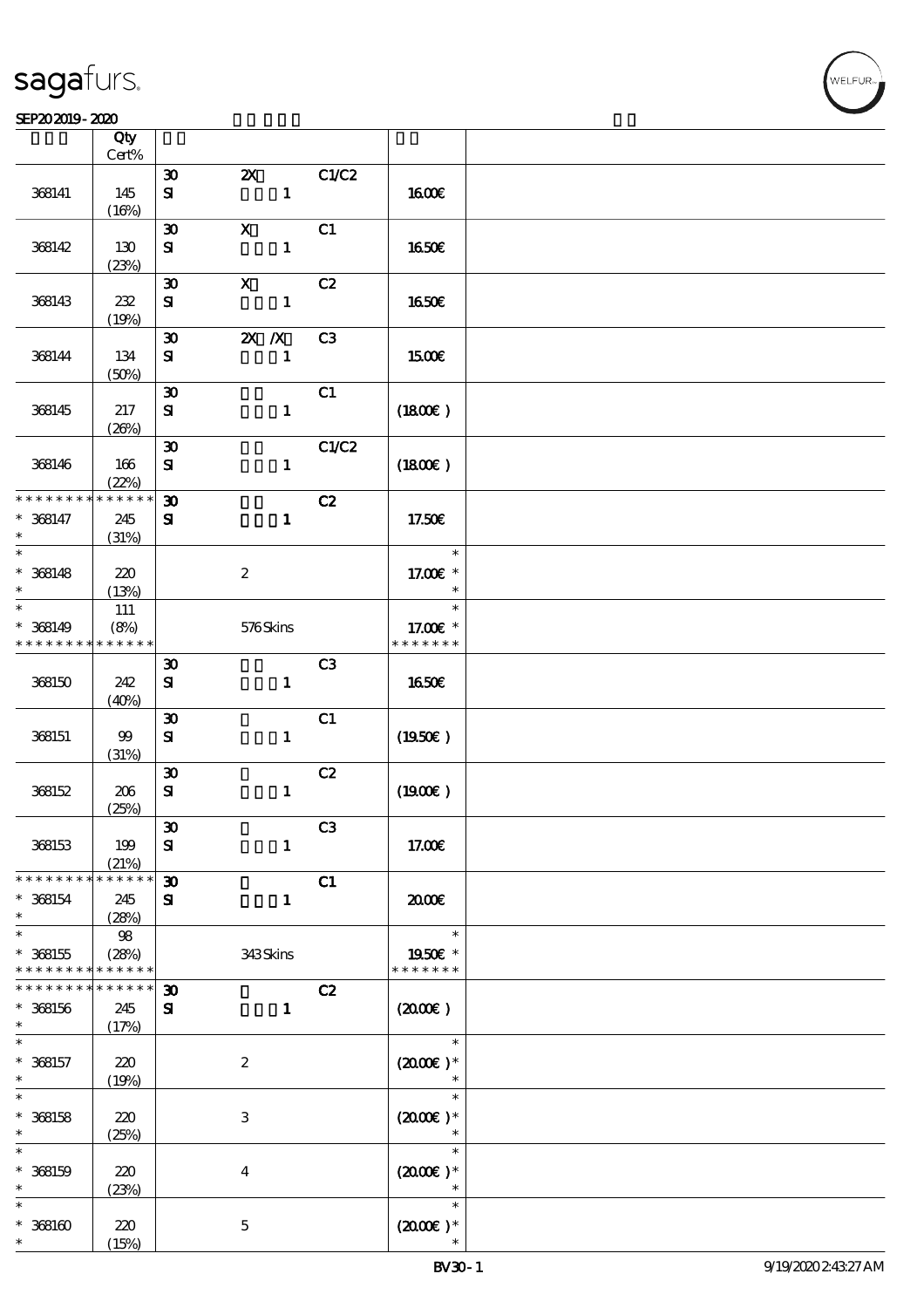| | Qty Cert% | | | | | |
|---|---|---|---|---|---|---|
| 368141 | 145 (16%) | 30 SI | 2X 1 | C1/C2 | 16.00€ | |
| 368142 | 130 (23%) | 30 SI | X 1 | C1 | 16.50€ | |
| 368143 | 232 (19%) | 30 SI | X 1 | C2 | 16.50€ | |
| 368144 | 134 (50%) | 30 SI | 2X /X 1 | C3 | 15.00€ | |
| 368145 | 217 (26%) | 30 SI | 1 | C1 | (18.00€ ) | |
| 368146 | 166 (22%) | 30 SI | 1 | C1/C2 | (18.00€ ) | |
| * * * * * * * * * * * * * * 368147 * | 245 (31%) | 30 SI | 1 | C2 | 17.50€ | |
| * * 368148 * | 220 (13%) | | 2 | | * 17.00€ * * | |
| * * 368149 * * * * * * * * * * * * * * | 111 (8%) | | 576 Skins | | * 17.00€ * * * * * * * * | |
| 368150 | 242 (40%) | 30 SI | 1 | C3 | 16.50€ | |
| 368151 | 99 (31%) | 30 SI | 1 | C1 | (19.50€ ) | |
| 368152 | 206 (25%) | 30 SI | 1 | C2 | (19.00€ ) | |
| 368153 | 199 (21%) | 30 SI | 1 | C3 | 17.00€ | |
| * * * * * * * * * * * * * * 368154 * | 245 (28%) | 30 SI | 1 | C1 | 20.00€ | |
| * * 368155 * * * * * * * * * * * * * * | 98 (28%) | | 343 Skins | | * 19.50€ * * * * * * * * | |
| * * * * * * * * * * * * * * 368156 * | 245 (17%) | 30 SI | 1 | C2 | (20.00€ ) | |
| * * 368157 * | 220 (19%) | | 2 | | * (20.00€ )* * | |
| * * 368158 * | 220 (25%) | | 3 | | * (20.00€ )* * | |
| * * 368159 * | 220 (23%) | | 4 | | * (20.00€ )* * | |
| * * 368160 * | 220 (15%) | | 5 | | * (20.00€ )* * | |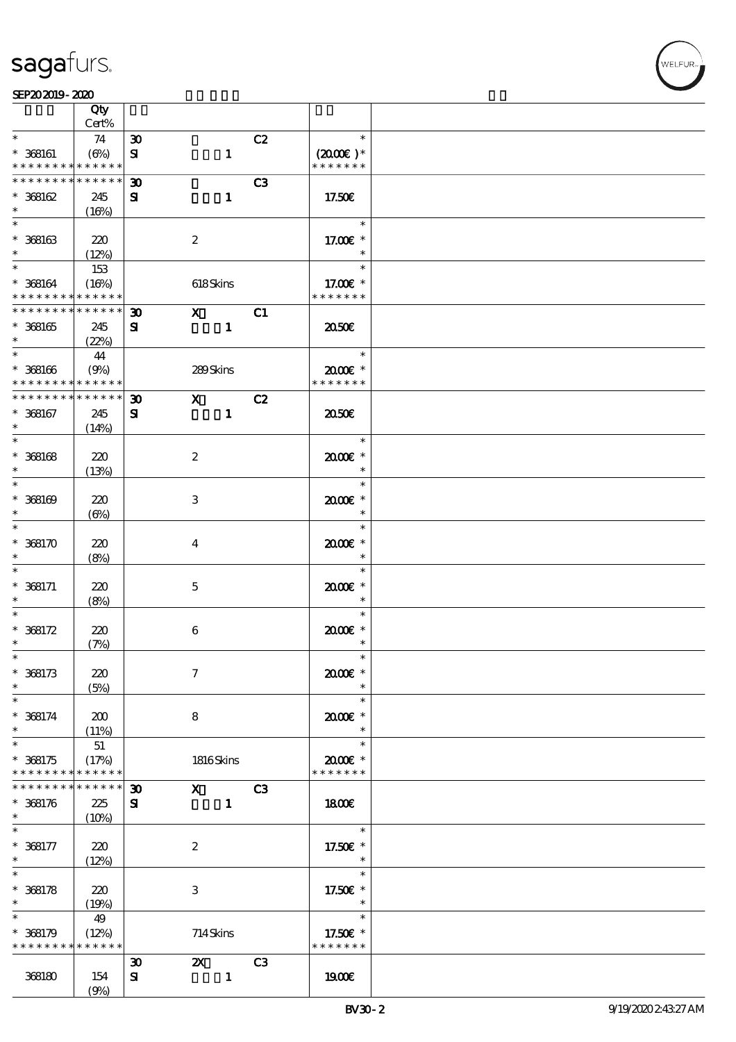# sagafurs.

SEP202019 - 2020

| | Qty Cert% | | | | |
|---|---|---|---|---|---|
| * | 74 | 30 | | C2 | * |
| * 368161 | (6%) | SI | 1 | | (20.00€ )* |
| * * * * * * * * * * * * * * | | | | | * * * * * * * |
| * * * * * * * * * * * * * * | | 30 | | C3 | |
| * 368162 | 245 | SI | 1 | | 17.50€ |
| * | (16%) | | | | |
| * | | | | | * |
| * 368163 | 220 | | 2 | | 17.00€ * |
| * | (12%) | | | | * |
| * | 153 | | | | * |
| * 368164 | (16%) | | 618 Skins | | 17.00€ * |
| * * * * * * * * * * * * * * | | | | | * * * * * * * |
| * * * * * * * * * * * * * * | | 30 | X | C1 | |
| * 368165 | 245 | SI | 1 | | 20.50€ |
| * | (22%) | | | | |
| * | 44 | | | | * |
| * 368166 | (9%) | | 289 Skins | | 20.00€ * |
| * * * * * * * * * * * * * * | | | | | * * * * * * * |
| * * * * * * * * * * * * * * | | 30 | X | C2 | |
| * 368167 | 245 | SI | 1 | | 20.50€ |
| * | (14%) | | | | |
| * | | | | | * |
| * 368168 | 220 | | 2 | | 20.00€ * |
| * | (13%) | | | | * |
| * | | | | | * |
| * 368169 | 220 | | 3 | | 20.00€ * |
| * | (6%) | | | | * |
| * | | | | | * |
| * 368170 | 220 | | 4 | | 20.00€ * |
| * | (8%) | | | | * |
| * | | | | | * |
| * 368171 | 220 | | 5 | | 20.00€ * |
| * | (8%) | | | | * |
| * | | | | | * |
| * 368172 | 220 | | 6 | | 20.00€ * |
| * | (7%) | | | | * |
| * | | | | | * |
| * 368173 | 220 | | 7 | | 20.00€ * |
| * | (5%) | | | | * |
| * | | | | | * |
| * 368174 | 200 | | 8 | | 20.00€ * |
| * | (11%) | | | | * |
| * | 51 | | | | * |
| * 368175 | (17%) | | 1816 Skins | | 20.00€ * |
| * * * * * * * * * * * * * * | | | | | * * * * * * * |
| * * * * * * * * * * * * * * | | 30 | X | C3 | |
| * 368176 | 225 | SI | 1 | | 18.00€ |
| * | (10%) | | | | |
| * | | | | | * |
| * 368177 | 220 | | 2 | | 17.50€ * |
| * | (12%) | | | | * |
| * | | | | | * |
| * 368178 | 220 | | 3 | | 17.50€ * |
| * | (19%) | | | | * |
| * | 49 | | | | * |
| * 368179 | (12%) | | 714 Skins | | 17.50€ * |
| * * * * * * * * * * * * * * | | | | | * * * * * * * |
| | | 30 | 2X | C3 | |
| 368180 | 154 | SI | 1 | | 19.00€ |
| | (9%) | | | | |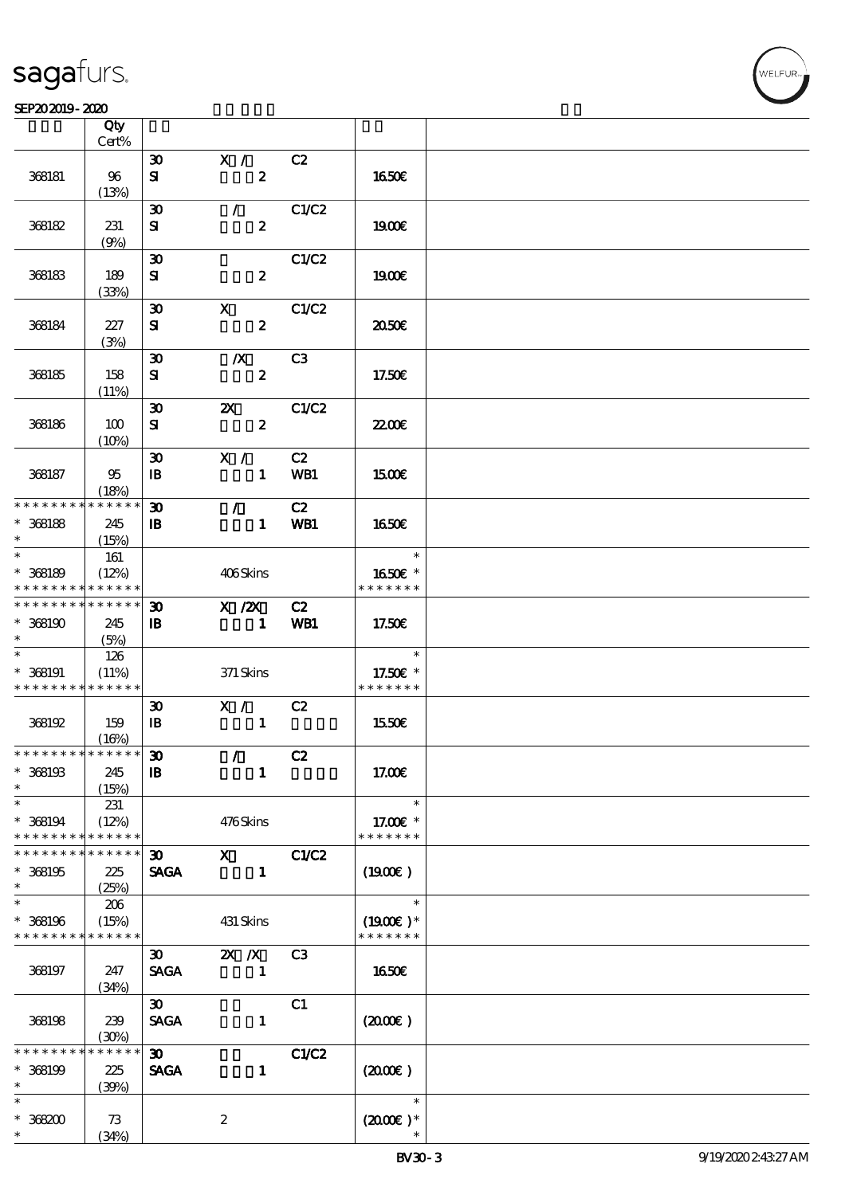| | Qty Cert% | | | | | |
|---|---|---|---|---|---|---|
| 368181 | 96 (13%) | 30 SI | X / 2 | C2 | 16.50€ | |
| 368182 | 231 (9%) | 30 SI | / 2 | C1/C2 | 19.00€ | |
| 368183 | 189 (33%) | 30 SI | 2 | C1/C2 | 19.00€ | |
| 368184 | 227 (3%) | 30 SI | X 2 | C1/C2 | 20.50€ | |
| 368185 | 158 (11%) | 30 SI | /X 2 | C3 | 17.50€ | |
| 368186 | 100 (10%) | 30 SI | 2X 2 | C1/C2 | 22.00€ | |
| 368187 | 95 (18%) | 30 IB | X / 1 | C2 WB1 | 15.00€ | |
| * * * * * * * * * * * * * * * 368188 * | 245 (15%) | 30 IB | / 1 | C2 WB1 | 16.50€ | |
| * * 368189 * * * * * * * * * * * * * * | 161 (12%) | | 406 Skins | | * 16.50€ * * * * * * * * | |
| * * * * * * * * * * * * * * * 368190 * | 245 (5%) | 30 IB | X /2X 1 | C2 WB1 | 17.50€ | |
| * * 368191 * * * * * * * * * * * * * * | 126 (11%) | | 371 Skins | | * 17.50€ * * * * * * * * | |
| 368192 | 159 (16%) | 30 IB | X / 1 | C2 | 15.50€ | |
| * * * * * * * * * * * * * * * 368193 * | 245 (15%) | 30 IB | / 1 | C2 | 17.00€ | |
| * * 368194 * * * * * * * * * * * * * * | 231 (12%) | | 476 Skins | | * 17.00€ * * * * * * * * | |
| * * * * * * * * * * * * * * * 368195 * | 225 (25%) | 30 SAGA | X 1 | C1/C2 | (19.00€ ) | |
| * * 368196 * * * * * * * * * * * * * * | 206 (15%) | | 431 Skins | | * (19.00€ )* * * * * * * * | |
| 368197 | 247 (34%) | 30 SAGA | 2X /X 1 | C3 | 16.50€ | |
| 368198 | 239 (30%) | 30 SAGA | 1 | C1 | (20.00€ ) | |
| * * * * * * * * * * * * * * * 368199 * | 225 (39%) | 30 SAGA | 1 | C1/C2 | (20.00€ ) | |
| * * 368200 * | 73 (34%) | | 2 | | * (20.00€ )* * | |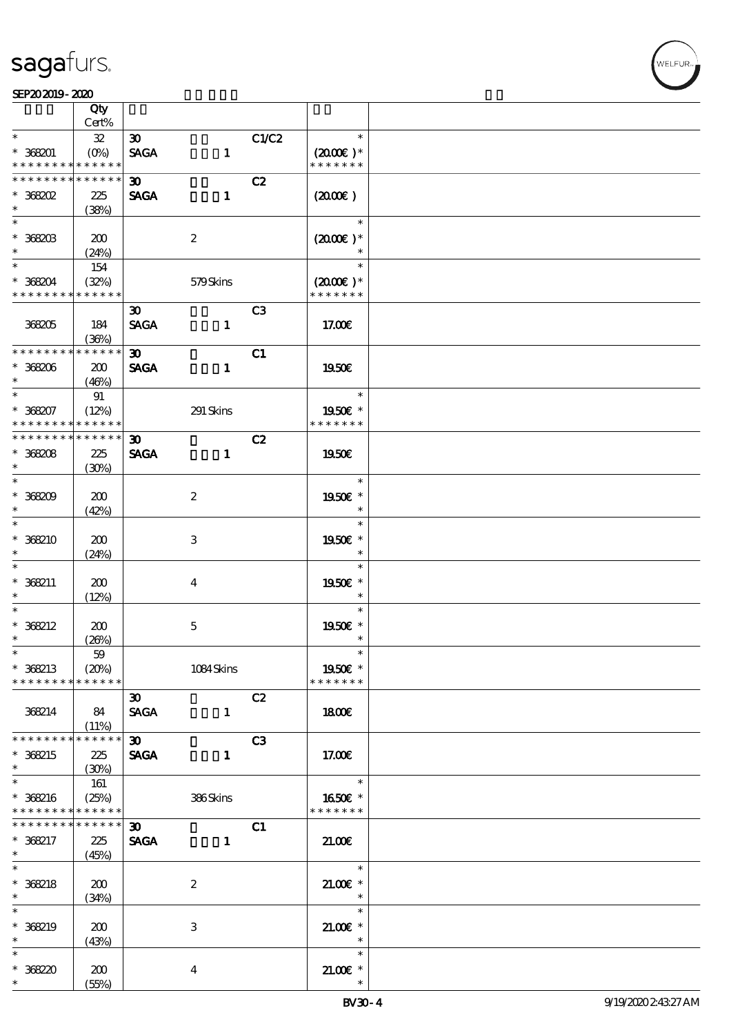| | Qty Cert% | | | |
|---|---|---|---|---|
| * | 32 | 30 C1/C2 | * | |
| * 368201 | (0%) | SAGA 1 | (20.00€)* | |
| * * * * * * * * * * * * * * | | | * * * * * * * | |
| * * * * * * * * * * * * * * | | 30 C2 | | |
| * 368202 | 225 | SAGA 1 | (20.00€) | |
| * | (38%) | | | |
| * | | | * | |
| * 368203 | 200 | 2 | (20.00€)* | |
| * | (24%) | | * | |
| * | 154 | | * | |
| * 368204 | (32%) | 579 Skins | (20.00€)* | |
| * * * * * * * * * * * * * * | | | * * * * * * * | |
| | | 30 C3 | | |
| 368205 | 184 | SAGA 1 | 17.00€ | |
| | (36%) | | | |
| * * * * * * * * * * * * * * | | 30 C1 | | |
| * 368206 | 200 | SAGA 1 | 19.50€ | |
| * | (46%) | | | |
| * | 91 | | * | |
| * 368207 | (12%) | 291 Skins | 19.50€ * | |
| * * * * * * * * * * * * * * | | | * * * * * * * | |
| * * * * * * * * * * * * * * | | 30 C2 | | |
| * 368208 | 225 | SAGA 1 | 19.50€ | |
| * | (30%) | | | |
| * | | | * | |
| * 368209 | 200 | 2 | 19.50€ * | |
| * | (42%) | | * | |
| * | | | * | |
| * 368210 | 200 | 3 | 19.50€ * | |
| * | (24%) | | * | |
| * | | | * | |
| * 368211 | 200 | 4 | 19.50€ * | |
| * | (12%) | | * | |
| * | | | * | |
| * 368212 | 200 | 5 | 19.50€ * | |
| * | (26%) | | * | |
| * | 59 | | * | |
| * 368213 | (20%) | 1084 Skins | 19.50€ * | |
| * * * * * * * * * * * * * * | | | * * * * * * * | |
| | | 30 C2 | | |
| 368214 | 84 | SAGA 1 | 18.00€ | |
| | (11%) | | | |
| * * * * * * * * * * * * * * | | 30 C3 | | |
| * 368215 | 225 | SAGA 1 | 17.00€ | |
| * | (30%) | | | |
| * | 161 | | * | |
| * 368216 | (25%) | 386 Skins | 16.50€ * | |
| * * * * * * * * * * * * * * | | | * * * * * * * | |
| * * * * * * * * * * * * * * | | 30 C1 | | |
| * 368217 | 225 | SAGA 1 | 21.00€ | |
| * | (45%) | | | |
| * | | | * | |
| * 368218 | 200 | 2 | 21.00€ * | |
| * | (34%) | | * | |
| * | | | * | |
| * 368219 | 200 | 3 | 21.00€ * | |
| * | (43%) | | * | |
| * | | | * | |
| * 368220 | 200 | 4 | 21.00€ * | |
| * | (55%) | | * | |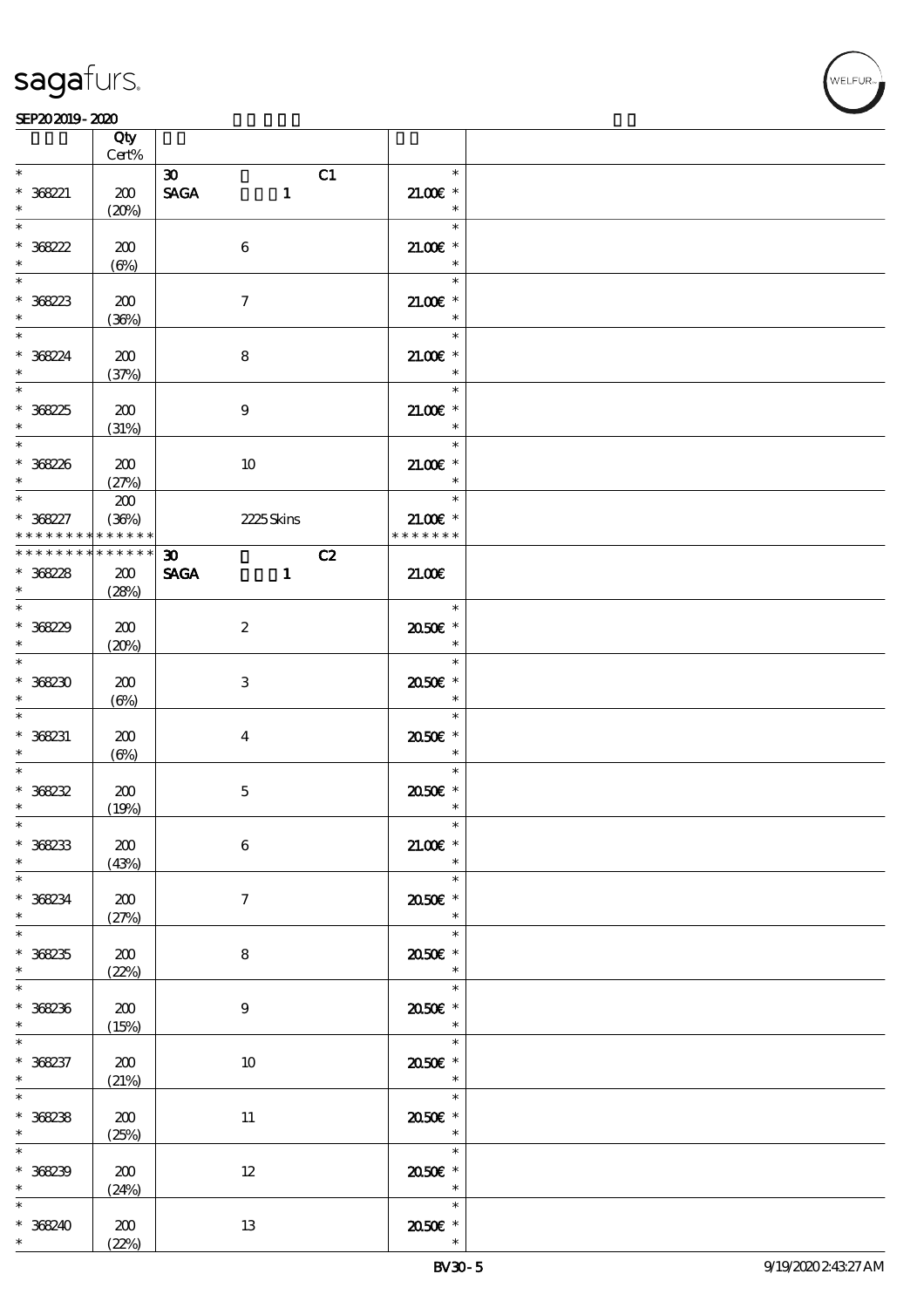| | Qty Cert% | | |
|---|---|---|---|
| * | | 30 C1 | * |
| * 368221 | 200 | SAGA 1 | 21.00€ * |
| * | (20%) | | * |
| * | | | * |
| * 368222 | 200 | 6 | 21.00€ * |
| * | (6%) | | * |
| * | | | * |
| * 368223 | 200 | 7 | 21.00€ * |
| * | (36%) | | * |
| * | | | * |
| * 368224 | 200 | 8 | 21.00€ * |
| * | (37%) | | * |
| * | | | * |
| * 368225 | 200 | 9 | 21.00€ * |
| * | (31%) | | * |
| * | | | * |
| * 368226 | 200 | 10 | 21.00€ * |
| * | (27%) | | * |
| * | 200 | | * |
| * 368227 | (36%) | 2225 Skins | 21.00€ * |
| * * * * * * * * * * * * * * | | | * * * * * * * |
| * * * * * * * * * * * * * * | | 30 C2 | |
| * 368228 | 200 | SAGA 1 | 21.00€ |
| * | (28%) | | |
| * | | | * |
| * 368229 | 200 | 2 | 20.50€ * |
| * | (20%) | | * |
| * | | | * |
| * 368230 | 200 | 3 | 20.50€ * |
| * | (6%) | | * |
| * | | | * |
| * 368231 | 200 | 4 | 20.50€ * |
| * | (6%) | | * |
| * | | | * |
| * 368232 | 200 | 5 | 20.50€ * |
| * | (19%) | | * |
| * | | | * |
| * 368233 | 200 | 6 | 21.00€ * |
| * | (43%) | | * |
| * | | | * |
| * 368234 | 200 | 7 | 20.50€ * |
| * | (27%) | | * |
| * | | | * |
| * 368235 | 200 | 8 | 20.50€ * |
| * | (22%) | | * |
| * | | | * |
| * 368236 | 200 | 9 | 20.50€ * |
| * | (15%) | | * |
| * | | | * |
| * 368237 | 200 | 10 | 20.50€ * |
| * | (21%) | | * |
| * | | | * |
| * 368238 | 200 | 11 | 20.50€ * |
| * | (25%) | | * |
| * | | | * |
| * 368239 | 200 | 12 | 20.50€ * |
| * | (24%) | | * |
| * | | | * |
| * 368240 | 200 | 13 | 20.50€ * |
| * | (22%) | | * |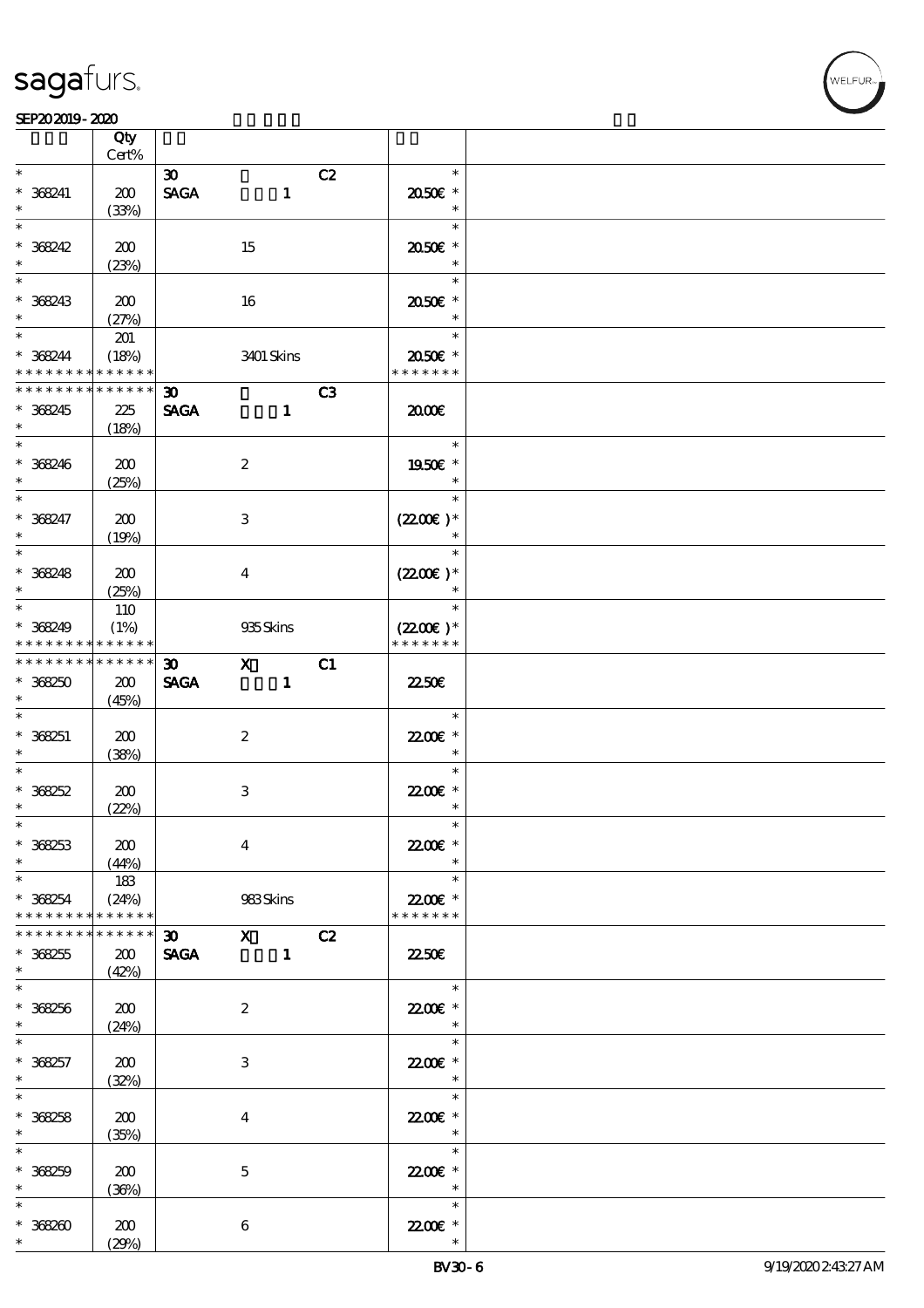**SEP20 2019 - 2020**

| | Qty Cert% | | | | |
|---|---|---|---|---|---|
| * 368241 * | 200 (33%) | 30 SAGA | 1 | C2 | * 20.50€ * |
| * 368242 * | 200 (23%) | | 15 | | * 20.50€ * |
| * 368243 * | 200 (27%) | | 16 | | * 20.50€ * |
| * 368244 * * * * * * * * * * * * * | 201 (18%) | | 3401 Skins | | * 20.50€ * * * * * * * * |
| * * * * * * * * * * * * * * 368245 * | 225 (18%) | 30 SAGA | 1 | C3 | 20.00€ |
| * 368246 * | 200 (25%) | | 2 | | * 19.50€ * |
| * 368247 * | 200 (19%) | | 3 | | * (22.00€ )* |
| * 368248 * | 200 (25%) | | 4 | | * (22.00€ )* |
| * 368249 * * * * * * * * * * * * * | 110 (1%) | | 935 Skins | | * (22.00€ )* * * * * * * * |
| * * * * * * * * * * * * * * 368250 * | 200 (45%) | 30 SAGA | X 1 | C1 | 22.50€ |
| * 368251 * | 200 (38%) | | 2 | | * 22.00€ * |
| * 368252 * | 200 (22%) | | 3 | | * 22.00€ * |
| * 368253 * | 200 (44%) | | 4 | | * 22.00€ * |
| * 368254 * * * * * * * * * * * * * | 183 (24%) | | 983 Skins | | * 22.00€ * * * * * * * * |
| * * * * * * * * * * * * * * 368255 * | 200 (42%) | 30 SAGA | X 1 | C2 | 22.50€ |
| * 368256 * | 200 (24%) | | 2 | | * 22.00€ * |
| * 368257 * | 200 (32%) | | 3 | | * 22.00€ * |
| * 368258 * | 200 (35%) | | 4 | | * 22.00€ * |
| * 368259 * | 200 (36%) | | 5 | | * 22.00€ * |
| * 368260 * | 200 (29%) | | 6 | | * 22.00€ * |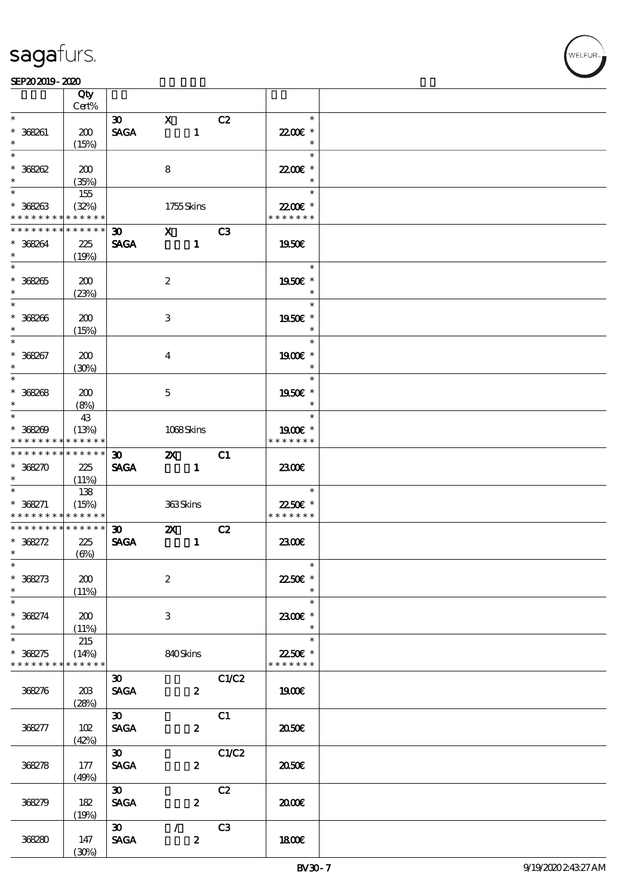sagafurs.

SEP20 2019 - 2020

| | Qty Cert% | | | |
|---|---|---|---|---|
| * | | 30 X C2 | * | |
| * 368261 | 200 | SAGA 1 | 22.00€ * | |
| * | (15%) | | * | |
| * | | | * | |
| * 368262 | 200 | 8 | 22.00€ * | |
| * | (35%) | | * | |
| * | 155 | | * | |
| * 368263 | (32%) | 1755 Skins | 22.00€ * | |
| * * * * * * * * * * * * * * | | | * * * * * * * | |
| * * * * * * * * * * * * * * | | 30 X C3 | | |
| * 368264 | 225 | SAGA 1 | 19.50€ | |
| * | (19%) | | | |
| * | | | * | |
| * 368265 | 200 | 2 | 19.50€ * | |
| * | (23%) | | * | |
| * | | | * | |
| * 368266 | 200 | 3 | 19.50€ * | |
| * | (15%) | | * | |
| * | | | * | |
| * 368267 | 200 | 4 | 19.00€ * | |
| * | (30%) | | * | |
| * | | | * | |
| * 368268 | 200 | 5 | 19.50€ * | |
| * | (8%) | | * | |
| * | 43 | | * | |
| * 368269 | (13%) | 1068 Skins | 19.00€ * | |
| * * * * * * * * * * * * * * | | | * * * * * * * | |
| * * * * * * * * * * * * * * | | 30 2X C1 | | |
| * 368270 | 225 | SAGA 1 | 23.00€ | |
| * | (11%) | | | |
| * | 138 | | * | |
| * 368271 | (15%) | 363 Skins | 22.50€ * | |
| * * * * * * * * * * * * * * | | | * * * * * * * | |
| * * * * * * * * * * * * * * | | 30 2X C2 | | |
| * 368272 | 225 | SAGA 1 | 23.00€ | |
| * | (6%) | | | |
| * | | | * | |
| * 368273 | 200 | 2 | 22.50€ * | |
| * | (11%) | | * | |
| * | | | * | |
| * 368274 | 200 | 3 | 23.00€ * | |
| * | (11%) | | * | |
| * | 215 | | * | |
| * 368275 | (14%) | 840 Skins | 22.50€ * | |
| * * * * * * * * * * * * * * | | | * * * * * * * | |
| | | 30 C1/C2 | | |
| 368276 | 203 (28%) | SAGA 2 | 19.00€ | |
| | | 30 C1 | | |
| 368277 | 102 (42%) | SAGA 2 | 20.50€ | |
| | | 30 C1/C2 | | |
| 368278 | 177 (49%) | SAGA 2 | 20.50€ | |
| | | 30 C2 | | |
| 368279 | 182 (19%) | SAGA 2 | 20.00€ | |
| | | 30 / C3 | | |
| 368280 | 147 (30%) | SAGA 2 | 18.00€ | |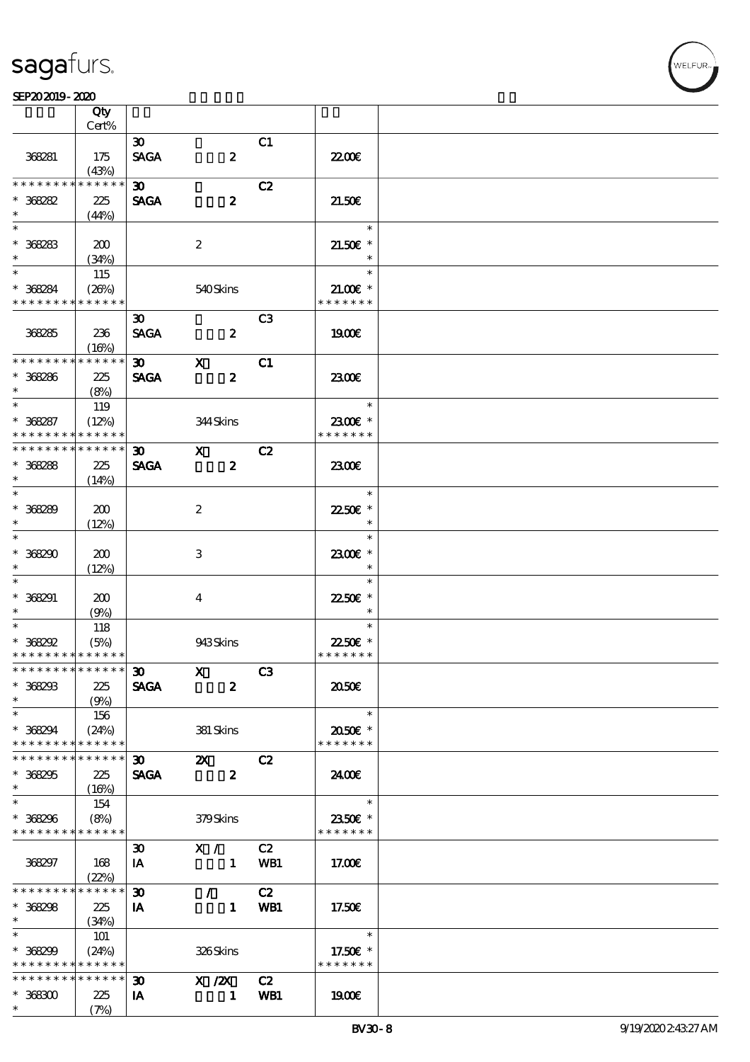| | Qty<br>Cert% | | | | | |
|---|---|---|---|---|---|---|
| 368281 | 175<br>(43%) | 30<br>SAGA | 2 | C1 | 22.00€ | |
| * * * * * * * * * * * * * *<br>* 368282<br>* | 225<br>(44%) | 30<br>SAGA | 2 | C2 | 21.50€ | |
| *<br>* 368283<br>* | 200<br>(34%) | | 2 | | *<br>21.50€ *<br>* | |
| *<br>* 368284<br>* * * * * * * * * * * * * * | 115<br>(26%) | | 540 Skins | | *<br>21.00€ *<br>* * * * * * * | |
| 368285 | 236<br>(16%) | 30<br>SAGA | 2 | C3 | 19.00€ | |
| * * * * * * * * * * * * * *<br>* 368286<br>* | 225<br>(8%) | 30<br>SAGA | X<br>2 | C1 | 23.00€ | |
| *<br>* 368287<br>* * * * * * * * * * * * * * | 119<br>(12%) | | 344 Skins | | *<br>23.00€ *<br>* * * * * * * | |
| * * * * * * * * * * * * * *<br>* 368288<br>* | 225<br>(14%) | 30<br>SAGA | X<br>2 | C2 | 23.00€ | |
| *<br>* 368289<br>* | 200<br>(12%) | | 2 | | *<br>22.50€ *<br>* | |
| *<br>* 368290<br>* | 200<br>(12%) | | 3 | | *<br>23.00€ *<br>* | |
| *<br>* 368291<br>* | 200<br>(9%) | | 4 | | *<br>22.50€ *<br>* | |
| *<br>* 368292<br>* * * * * * * * * * * * * * | 118<br>(5%) | | 943 Skins | | *<br>22.50€ *<br>* * * * * * * | |
| * * * * * * * * * * * * * *<br>* 368293<br>* | 225<br>(9%) | 30<br>SAGA | X<br>2 | C3 | 20.50€ | |
| *<br>* 368294<br>* * * * * * * * * * * * * * | 156<br>(24%) | | 381 Skins | | *<br>20.50€ *<br>* * * * * * * | |
| * * * * * * * * * * * * * *<br>* 368295<br>* | 225<br>(16%) | 30<br>SAGA | 2X<br>2 | C2 | 24.00€ | |
| *<br>* 368296<br>* * * * * * * * * * * * * * | 154<br>(8%) | | 379 Skins | | *<br>23.50€ *<br>* * * * * * * | |
| 368297 | 168<br>(22%) | 30<br>IA | X /<br>1 | C2<br>WB1 | 17.00€ | |
| * * * * * * * * * * * * * *<br>* 368298<br>* | 225<br>(34%) | 30<br>IA | /<br>1 | C2<br>WB1 | 17.50€ | |
| *<br>* 368299<br>* * * * * * * * * * * * * * | 101<br>(24%) | | 326 Skins | | *<br>17.50€ *<br>* * * * * * * | |
| * * * * * * * * * * * * * *<br>* 368300<br>* | 225<br>(7%) | 30<br>IA | X /2X<br>1 | C2<br>WB1 | 19.00€ | |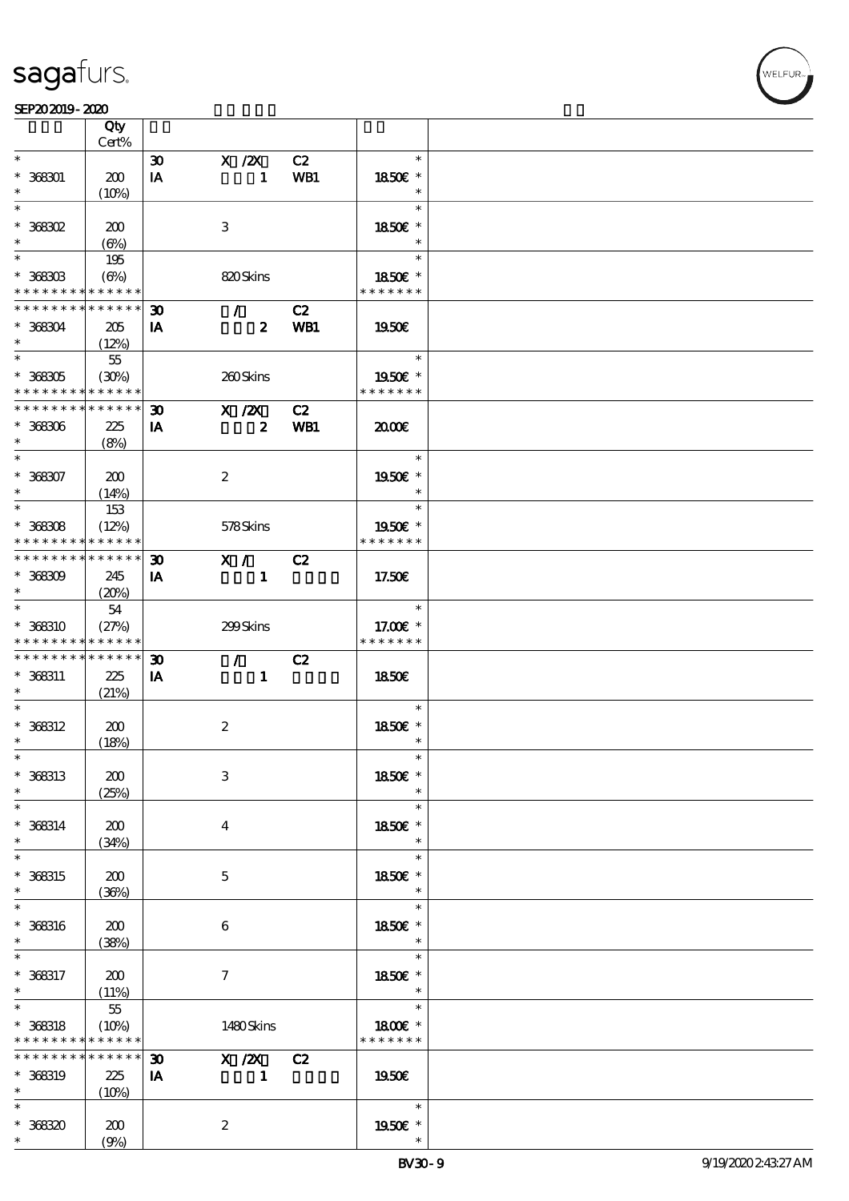| | Qty Cert% | | | | |
|---|---|---|---|---|---|
| * | | 30 | X /2X | C2 | * |
| * 368301 | 200 | IA | 1 | WB1 | 18.50€ * |
| * | (10%) | | | | * |
| * | | | | | * |
| * 368302 | 200 | | 3 | | 18.50€ * |
| * | (6%) | | | | * |
| * | 195 | | | | * |
| * 368303 | (6%) | | 820 Skins | | 18.50€ * |
| * * * * * * * * * * * * * * | | | | | * * * * * * * |
| * * * * * * * * * * * * * * | | 30 | / | C2 | |
| * 368304 | 205 | IA | 2 | WB1 | 19.50€ |
| * | (12%) | | | | |
| * | 55 | | | | * |
| * 368305 | (30%) | | 260 Skins | | 19.50€ * |
| * * * * * * * * * * * * * * | | | | | * * * * * * * |
| * * * * * * * * * * * * * * | | 30 | X /2X | C2 | |
| * 368306 | 225 | IA | 2 | WB1 | 20.00€ |
| * | (8%) | | | | |
| * | | | | | * |
| * 368307 | 200 | | 2 | | 19.50€ * |
| * | (14%) | | | | * |
| * | 153 | | | | * |
| * 368308 | (12%) | | 578 Skins | | 19.50€ * |
| * * * * * * * * * * * * * * | | | | | * * * * * * * |
| * * * * * * * * * * * * * * | | 30 | X / | C2 | |
| * 368309 | 245 | IA | 1 | | 17.50€ |
| * | (20%) | | | | |
| * | 54 | | | | * |
| * 368310 | (27%) | | 299 Skins | | 17.00€ * |
| * * * * * * * * * * * * * * | | | | | * * * * * * * |
| * * * * * * * * * * * * * * | | 30 | / | C2 | |
| * 368311 | 225 | IA | 1 | | 18.50€ |
| * | (21%) | | | | |
| * | | | | | * |
| * 368312 | 200 | | 2 | | 18.50€ * |
| * | (18%) | | | | * |
| * | | | | | * |
| * 368313 | 200 | | 3 | | 18.50€ * |
| * | (25%) | | | | * |
| * | | | | | * |
| * 368314 | 200 | | 4 | | 18.50€ * |
| * | (34%) | | | | * |
| * | | | | | * |
| * 368315 | 200 | | 5 | | 18.50€ * |
| * | (36%) | | | | * |
| * | | | | | * |
| * 368316 | 200 | | 6 | | 18.50€ * |
| * | (38%) | | | | * |
| * | | | | | * |
| * 368317 | 200 | | 7 | | 18.50€ * |
| * | (11%) | | | | * |
| * | 55 | | | | * |
| * 368318 | (10%) | | 1480 Skins | | 18.00€ * |
| * * * * * * * * * * * * * * | | | | | * * * * * * * |
| * * * * * * * * * * * * * * | | 30 | X /2X | C2 | |
| * 368319 | 225 | IA | 1 | | 19.50€ |
| * | (10%) | | | | |
| * | | | | | * |
| * 368320 | 200 | | 2 | | 19.50€ * |
| * | (9%) | | | | * |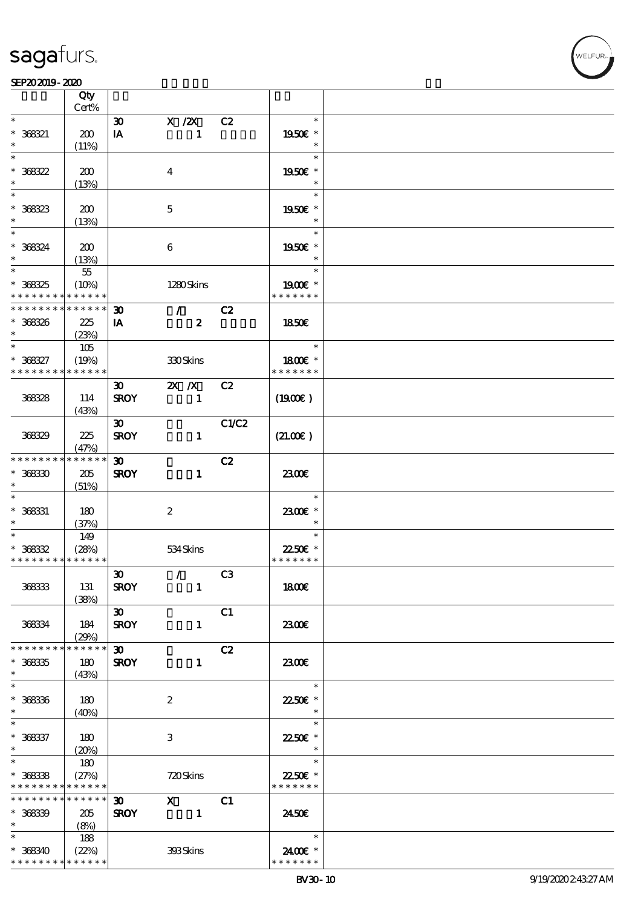| | Qty Cert% | | | | |
|---|---|---|---|---|---|
| * 368321 * | 200 (11%) | 30 IA | X /2X 1 | C2 | * 19.50€ * * |
| * 368322 * | 200 (13%) | | 4 | | * 19.50€ * * |
| * 368323 * | 200 (13%) | | 5 | | * 19.50€ * * |
| * 368324 * | 200 (13%) | | 6 | | * 19.50€ * * |
| * 368325 * * * * * * * * * * * * * | 55 (10%) | | 1280 Skins | | * 19.00€ * * * * * * * * |
| * * * * * * * * * * * * * * 368326 * | 225 (23%) | 30 IA | / 2 | C2 | 18.50€ |
| * 368327 * * * * * * * * * * * * * | 105 (19%) | | 330 Skins | | * 18.00€ * * * * * * * * |
| 368328 | 114 (43%) | 30 SROY | 2X /X 1 | C2 | (19.00€ ) |
| 368329 | 225 (47%) | 30 SROY | 1 | C1/C2 | (21.00€ ) |
| * * * * * * * * * * * * * * 368330 * | 205 (51%) | 30 SROY | 1 | C2 | 23.00€ |
| * 368331 * | 180 (37%) | | 2 | | * 23.00€ * * |
| * 368332 * * * * * * * * * * * * * | 149 (28%) | | 534 Skins | | * 22.50€ * * * * * * * * |
| 368333 | 131 (38%) | 30 SROY | / 1 | C3 | 18.00€ |
| 368334 | 184 (29%) | 30 SROY | 1 | C1 | 23.00€ |
| * * * * * * * * * * * * * * 368335 * | 180 (43%) | 30 SROY | 1 | C2 | 23.00€ |
| * 368336 * | 180 (40%) | | 2 | | * 22.50€ * * |
| * 368337 * | 180 (20%) | | 3 | | * 22.50€ * * |
| * 368338 * * * * * * * * * * * * * | 180 (27%) | | 720 Skins | | * 22.50€ * * * * * * * * |
| * * * * * * * * * * * * * * 368339 * | 205 (8%) | 30 SROY | X 1 | C1 | 24.50€ |
| * 368340 * * * * * * * * * * * * * | 188 (22%) | | 393 Skins | | * 24.00€ * * * * * * * * |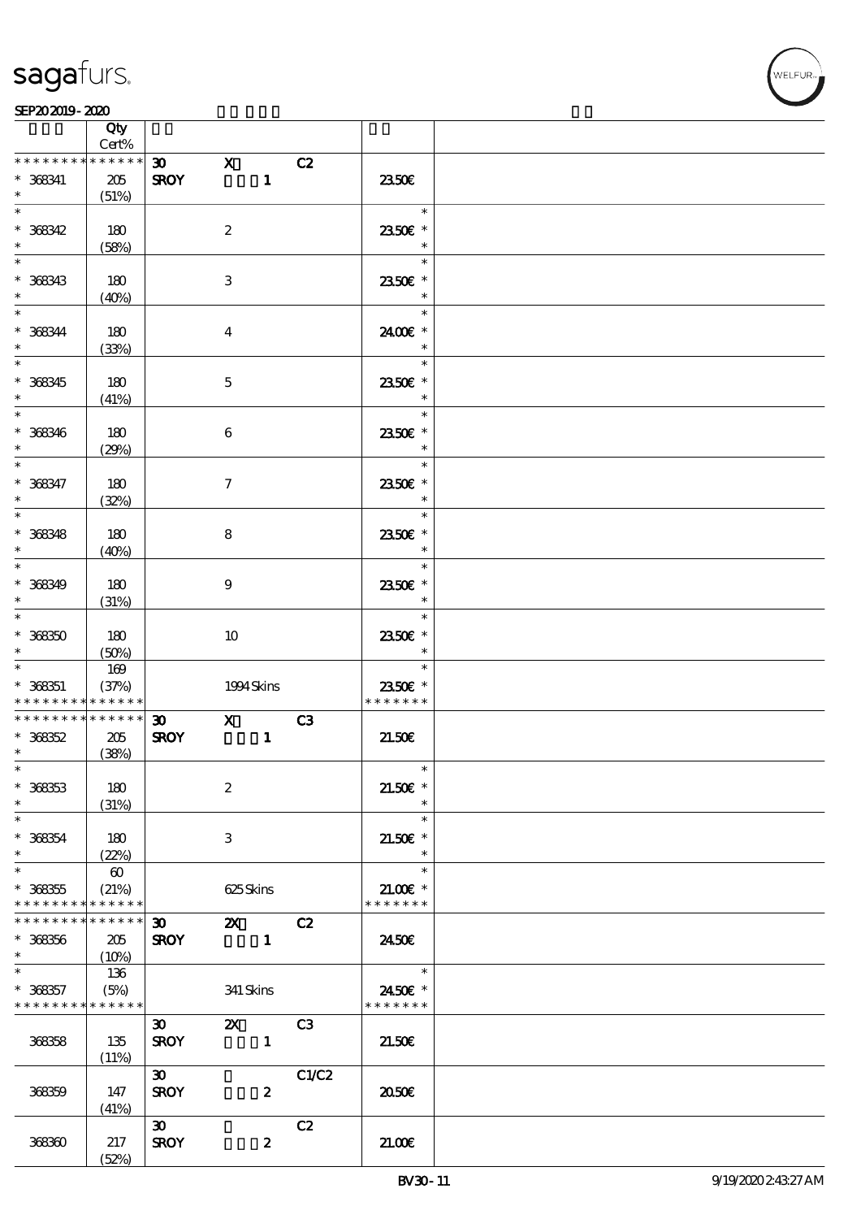| | Qty Cert% | | | | | |
|---|---|---|---|---|---|---|
| * * * * * * * * * * * * * * | | 30 | X | C2 | | |
| * 368341 | 205 | SROY | 1 | | 23.50€ | |
| * | (51%) | | | | | |
| * 368342 | 180 | | 2 | | 23.50€ * | |
| * | (58%) | | | | | |
| * 368343 | 180 | | 3 | | 23.50€ * | |
| * | (40%) | | | | | |
| * 368344 | 180 | | 4 | | 24.00€ * | |
| * | (33%) | | | | | |
| * 368345 | 180 | | 5 | | 23.50€ * | |
| * | (41%) | | | | | |
| * 368346 | 180 | | 6 | | 23.50€ * | |
| * | (29%) | | | | | |
| * 368347 | 180 | | 7 | | 23.50€ * | |
| * | (32%) | | | | | |
| * 368348 | 180 | | 8 | | 23.50€ * | |
| * | (40%) | | | | | |
| * 368349 | 180 | | 9 | | 23.50€ * | |
| * | (31%) | | | | | |
| * 368350 | 180 | | 10 | | 23.50€ * | |
| * | (50%) | | | | | |
| * | 169 | | | | | |
| * 368351 | (37%) | | 1994 Skins | | 23.50€ * | |
| * * * * * * * * * * * * * * | | | | | * * * * * * * | |
| * * * * * * * * * * * * * * | | 30 | X | C3 | | |
| * 368352 | 205 | SROY | 1 | | 21.50€ | |
| * | (38%) | | | | | |
| * 368353 | 180 | | 2 | | 21.50€ * | |
| * | (31%) | | | | | |
| * 368354 | 180 | | 3 | | 21.50€ * | |
| * | (22%) | | | | | |
| * | 60 | | | | | |
| * 368355 | (21%) | | 625 Skins | | 21.00€ * | |
| * * * * * * * * * * * * * * | | | | | * * * * * * * | |
| * * * * * * * * * * * * * * | | 30 | 2X | C2 | | |
| * 368356 | 205 | SROY | 1 | | 24.50€ | |
| * | (10%) | | | | | |
| * | 136 | | | | | |
| * 368357 | (5%) | | 341 Skins | | 24.50€ * | |
| * * * * * * * * * * * * * * | | | | | * * * * * * * | |
| | | 30 | 2X | C3 | | |
| 368358 | 135 (11%) | SROY | 1 | | 21.50€ | |
| | | 30 | | C1/C2 | | |
| 368359 | 147 (41%) | SROY | 2 | | 20.50€ | |
| | | 30 | | C2 | | |
| 368360 | 217 (52%) | SROY | 2 | | 21.00€ | |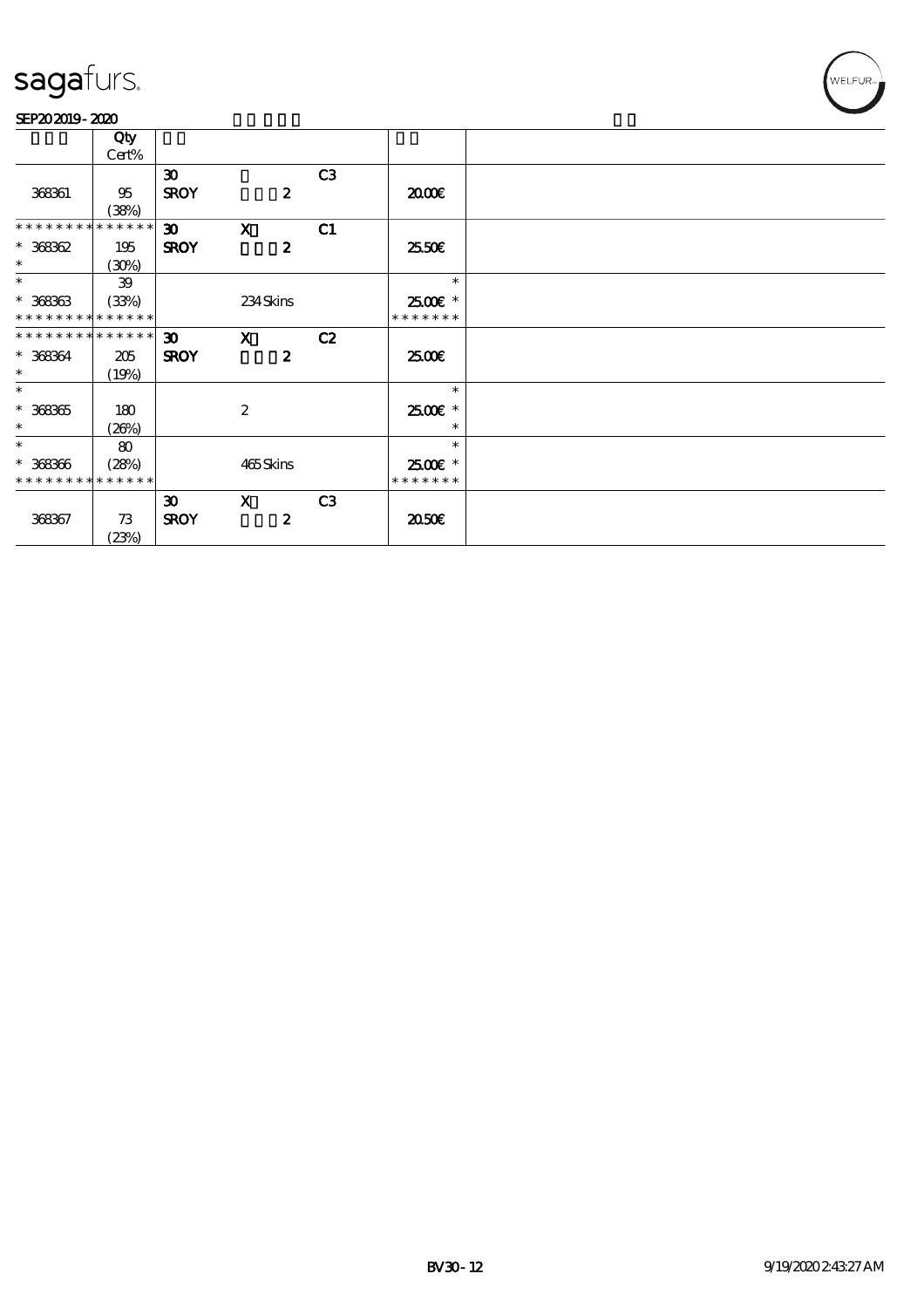| | Qty Cert% | | | | |
|---|---|---|---|---|---|
| 368361 | 95 (38%) | 30 SROY | 2 | C3 | 20.00€ |
| * * * * * * * * * * * * * * <br>* 368362 <br>* | 195 (30%) | 30 SROY | X 2 | C1 | 25.50€ |
| * <br>* 368363 <br>* * * * * * * * * * * * * * | 39 (33%) | | 234 Skins | | * <br>25.00€ * <br>* * * * * * * |
| * * * * * * * * * * * * * * <br>* 368364 <br>* | 205 (19%) | 30 SROY | X 2 | C2 | 25.00€ |
| * <br>* 368365 <br>* | 180 (26%) | | 2 | | * <br>25.00€ * <br>* |
| * <br>* 368366 <br>* * * * * * * * * * * * * * | 80 (28%) | | 465 Skins | | * <br>25.00€ * <br>* * * * * * * |
| 368367 | 73 (23%) | 30 SROY | X 2 | C3 | 20.50€ |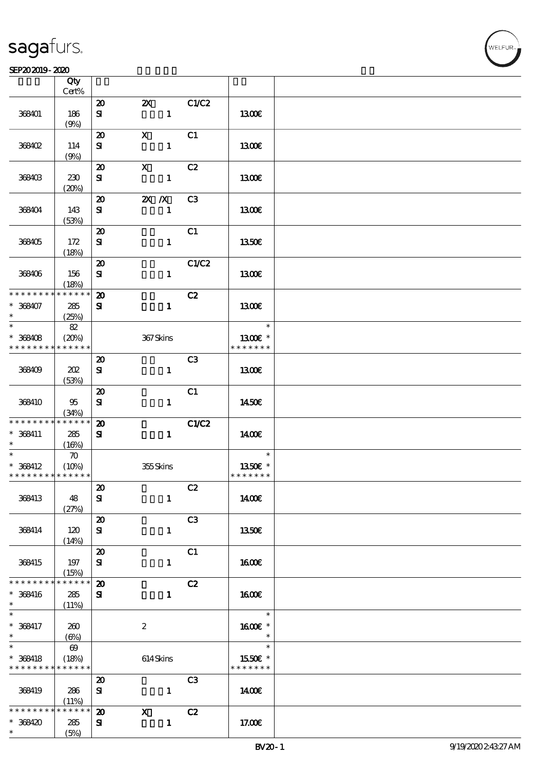sagafurs.

SEP20 2019 - 2020

| | Qty Cert% | | | | | |
|---|---|---|---|---|---|---|
| 368401 | 186 (9%) | 20 SI | 2X 1 | C1/C2 | 13.00€ | |
| 368402 | 114 (9%) | 20 SI | X 1 | C1 | 13.00€ | |
| 368403 | 230 (20%) | 20 SI | X 1 | C2 | 13.00€ | |
| 368404 | 143 (53%) | 20 SI | 2X /X 1 | C3 | 13.00€ | |
| 368405 | 172 (18%) | 20 SI | 1 | C1 | 13.50€ | |
| 368406 | 156 (18%) | 20 SI | 1 | C1/C2 | 13.00€ | |
| * * * * * * * * * * * * * * 368407 * | 285 (25%) | 20 SI | 1 | C2 | 13.00€ | |
| * * 368408 * * * * * * * * * * * * * | 82 (20%) | | 367 Skins | | * 13.00€ * * * * * * * * | |
| 368409 | 202 (53%) | 20 SI | 1 | C3 | 13.00€ | |
| 368410 | 95 (34%) | 20 SI | 1 | C1 | 14.50€ | |
| * * * * * * * * * * * * * * 368411 * | 285 (16%) | 20 SI | 1 | C1/C2 | 14.00€ | |
| * * 368412 * * * * * * * * * * * * * | 70 (10%) | | 355 Skins | | * 13.50€ * * * * * * * * | |
| 368413 | 48 (27%) | 20 SI | 1 | C2 | 14.00€ | |
| 368414 | 120 (14%) | 20 SI | 1 | C3 | 13.50€ | |
| 368415 | 197 (15%) | 20 SI | 1 | C1 | 16.00€ | |
| * * * * * * * * * * * * * * 368416 * | 285 (11%) | 20 SI | 1 | C2 | 16.00€ | |
| * * 368417 * | 260 (6%) | | 2 | | * 16.00€ * * | |
| * * 368418 * * * * * * * * * * * * * | 69 (18%) | | 614 Skins | | * 15.50€ * * * * * * * * | |
| 368419 | 286 (11%) | 20 SI | 1 | C3 | 14.00€ | |
| * * * * * * * * * * * * * * 368420 * | 285 (5%) | 20 SI | X 1 | C2 | 17.00€ | |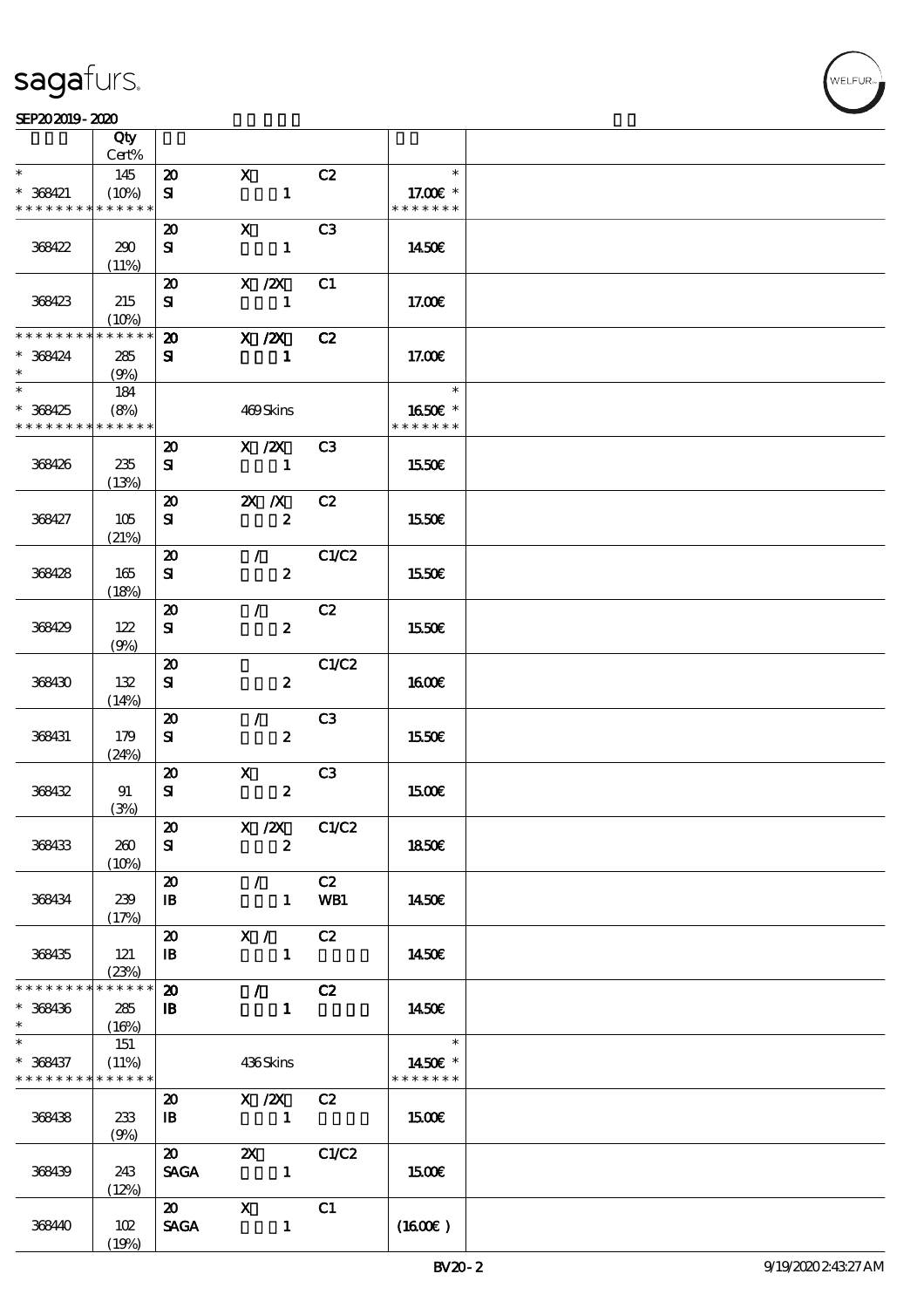sagafurs.

SEP20 2019 - 2020

| | Qty Cert% | | | | | |
|---|---|---|---|---|---|---|
| * | 145 | 20 | X | C2 | * | |
| * 368421 | (10%) | SI | 1 | | 17.00€ * | |
| * * * * * * * * * * * * * * | | | | | * * * * * * * | |
| | | 20 | X | C3 | | |
| 368422 | 290 (11%) | SI | 1 | | 14.50€ | |
| | | 20 | X /2X | C1 | | |
| 368423 | 215 (10%) | SI | 1 | | 17.00€ | |
| * * * * * * * * * * * * * * | | 20 | X /2X | C2 | | |
| * 368424 | 285 (9%) | SI | 1 | | 17.00€ | |
| * | 184 | | | | * | |
| * 368425 | (8%) | | 469 Skins | | 16.50€ * | |
| * * * * * * * * * * * * * * | | | | | * * * * * * * | |
| | | 20 | X /2X | C3 | | |
| 368426 | 235 (13%) | SI | 1 | | 15.50€ | |
| | | 20 | 2X /X | C2 | | |
| 368427 | 105 (21%) | SI | 2 | | 15.50€ | |
| | | 20 | / | C1/C2 | | |
| 368428 | 165 (18%) | SI | 2 | | 15.50€ | |
| | | 20 | / | C2 | | |
| 368429 | 122 (9%) | SI | 2 | | 15.50€ | |
| | | 20 | | C1/C2 | | |
| 368430 | 132 (14%) | SI | 2 | | 16.00€ | |
| | | 20 | / | C3 | | |
| 368431 | 179 (24%) | SI | 2 | | 15.50€ | |
| | | 20 | X | C3 | | |
| 368432 | 91 (3%) | SI | 2 | | 15.00€ | |
| | | 20 | X /2X | C1/C2 | | |
| 368433 | 260 (10%) | SI | 2 | | 18.50€ | |
| | | 20 | / | C2 | | |
| 368434 | 239 (17%) | IB | 1 | WB1 | 14.50€ | |
| | | 20 | X / | C2 | | |
| 368435 | 121 (23%) | IB | 1 | | 14.50€ | |
| * * * * * * * * * * * * * * | | 20 | / | C2 | | |
| * 368436 | 285 (16%) | IB | 1 | | 14.50€ | |
| * | 151 | | | | * | |
| * 368437 | (11%) | | 436 Skins | | 14.50€ * | |
| * * * * * * * * * * * * * * | | | | | * * * * * * * | |
| | | 20 | X /2X | C2 | | |
| 368438 | 233 (9%) | IB | 1 | | 15.00€ | |
| | | 20 | 2X | C1/C2 | | |
| 368439 | 243 (12%) | SAGA | 1 | | 15.00€ | |
| | | 20 | X | C1 | | |
| 368440 | 102 (19%) | SAGA | 1 | | (16.00€) | |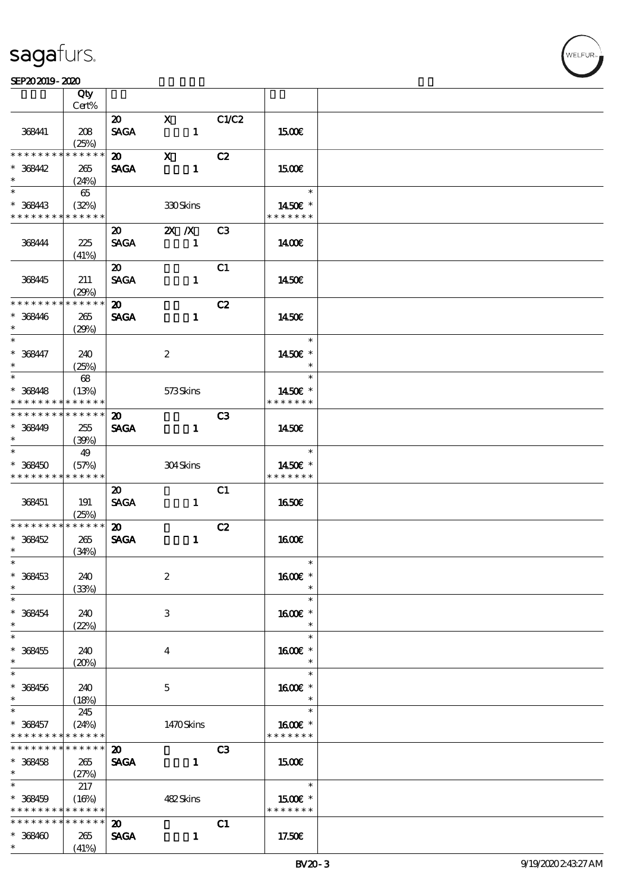| | Qty Cert% | | | | | |
|---|---|---|---|---|---|---|
| 368441 | 208 (25%) | 20 SAGA | X 1 | C1/C2 | 15.00€ | |
| * * * * * * * * * * * * * * 368442 * | 265 (24%) | 20 SAGA | X 1 | C2 | 15.00€ | |
| * * 368443 * * * * * * * * * * * * * * | 65 (32%) | | 330 Skins | | * 14.50€ * * * * * * * * | |
| 368444 | 225 (41%) | 20 SAGA | 2X /X 1 | C3 | 14.00€ | |
| 368445 | 211 (29%) | 20 SAGA | 1 | C1 | 14.50€ | |
| * * * * * * * * * * * * * * 368446 * | 265 (29%) | 20 SAGA | 1 | C2 | 14.50€ | |
| * * 368447 * | 240 (25%) | | 2 | | * 14.50€ * * | |
| * * 368448 * * * * * * * * * * * * * * | 68 (13%) | | 573 Skins | | * 14.50€ * * * * * * * * | |
| * * * * * * * * * * * * * * 368449 * | 255 (39%) | 20 SAGA | 1 | C3 | 14.50€ | |
| * * 368450 * * * * * * * * * * * * * * | 49 (57%) | | 304 Skins | | * 14.50€ * * * * * * * * | |
| 368451 | 191 (25%) | 20 SAGA | 1 | C1 | 16.50€ | |
| * * * * * * * * * * * * * * 368452 * | 265 (34%) | 20 SAGA | 1 | C2 | 16.00€ | |
| * * 368453 * | 240 (33%) | | 2 | | * 16.00€ * * | |
| * * 368454 * | 240 (22%) | | 3 | | * 16.00€ * * | |
| * * 368455 * | 240 (20%) | | 4 | | * 16.00€ * * | |
| * * 368456 * | 240 (18%) | | 5 | | * 16.00€ * * | |
| * * 368457 * * * * * * * * * * * * * * | 245 (24%) | | 1470 Skins | | * 16.00€ * * * * * * * * | |
| * * * * * * * * * * * * * * 368458 * | 265 (27%) | 20 SAGA | 1 | C3 | 15.00€ | |
| * * 368459 * * * * * * * * * * * * * * | 217 (16%) | | 482 Skins | | * 15.00€ * * * * * * * * | |
| * * * * * * * * * * * * * * 368460 * | 265 (41%) | 20 SAGA | 1 | C1 | 17.50€ | |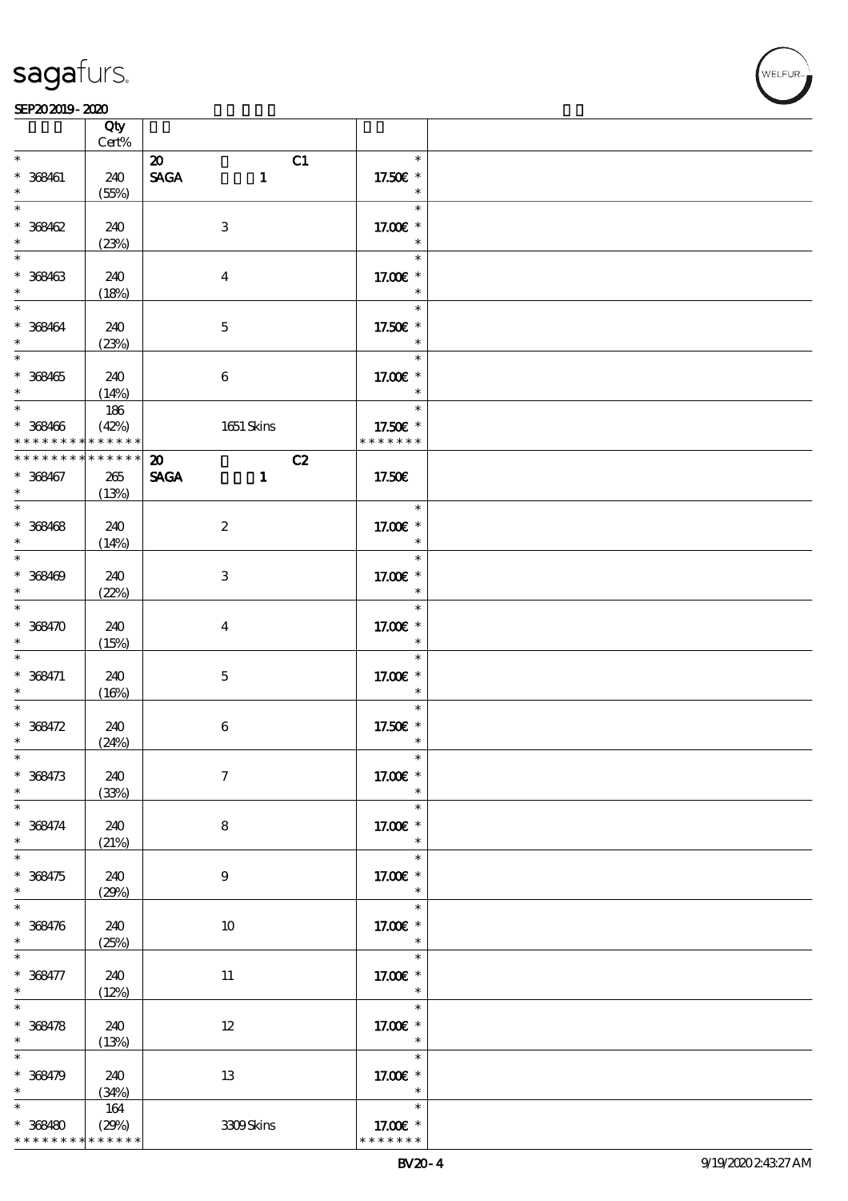| | Qty Cert% | | | |
|---|---|---|---|---|
| * 368461 * | 240 (55%) | 20 C1 SAGA 1 | 17.50€ | |
| * 368462 * | 240 (23%) | 3 | 17.00€ | |
| * 368463 * | 240 (18%) | 4 | 17.00€ | |
| * 368464 * | 240 (23%) | 5 | 17.50€ | |
| * 368465 * | 240 (14%) | 6 | 17.00€ | |
| * 368466 * * * * * * * * * * * * * | 186 (42%) | 1651 Skins | 17.50€ * * * * * * * | |
| * * * * * * * * * * * * * * 368467 * | 265 (13%) | 20 C2 SAGA 1 | 17.50€ | |
| * 368468 * | 240 (14%) | 2 | 17.00€ | |
| * 368469 * | 240 (22%) | 3 | 17.00€ | |
| * 368470 * | 240 (15%) | 4 | 17.00€ | |
| * 368471 * | 240 (16%) | 5 | 17.00€ | |
| * 368472 * | 240 (24%) | 6 | 17.50€ | |
| * 368473 * | 240 (33%) | 7 | 17.00€ | |
| * 368474 * | 240 (21%) | 8 | 17.00€ | |
| * 368475 * | 240 (29%) | 9 | 17.00€ | |
| * 368476 * | 240 (25%) | 10 | 17.00€ | |
| * 368477 * | 240 (12%) | 11 | 17.00€ | |
| * 368478 * | 240 (13%) | 12 | 17.00€ | |
| * 368479 * | 240 (34%) | 13 | 17.00€ | |
| * 368480 * * * * * * * * * * * * * | 164 (29%) | 3309 Skins | 17.00€ * * * * * * * | |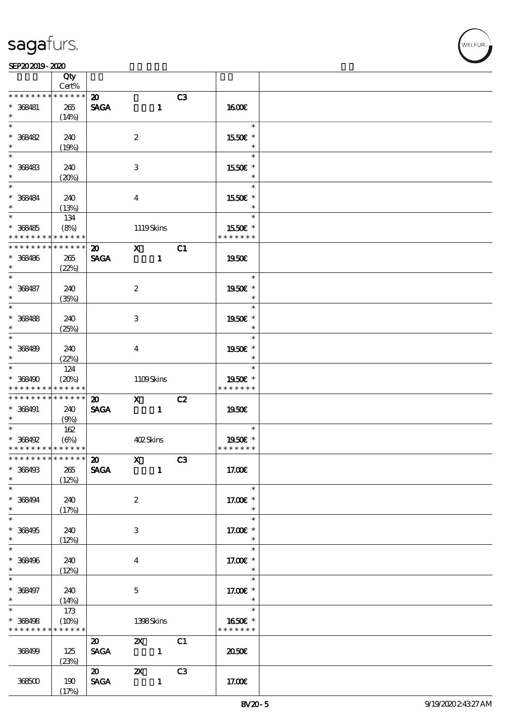sagafurs.

SEP20 2019 - 2020

| | Qty Cert% | | | | | |
|---|---|---|---|---|---|---|
| * * * * * * * * * * * * * * | | 20 | | C3 | | |
| * 368481 | 265 | SAGA | 1 | | 16.00€ | |
| * | (14%) | | | | | |
| * | | | | | * | |
| * 368482 | 240 | | 2 | | 15.50€ * | |
| * | (19%) | | | | * | |
| * | | | | | * | |
| * 368483 | 240 | | 3 | | 15.50€ * | |
| * | (20%) | | | | * | |
| * | | | | | * | |
| * 368484 | 240 | | 4 | | 15.50€ * | |
| * | (13%) | | | | * | |
| * | 134 | | | | * | |
| * 368485 | (8%) | | 1119 Skins | | 15.50€ * | |
| * * * * * * * * * * * * * * | | | | | * * * * * * * | |
| * * * * * * * * * * * * * * | | 20 | X | C1 | | |
| * 368486 | 265 | SAGA | 1 | | 19.50€ | |
| * | (22%) | | | | | |
| * | | | | | * | |
| * 368487 | 240 | | 2 | | 19.50€ * | |
| * | (35%) | | | | * | |
| * | | | | | * | |
| * 368488 | 240 | | 3 | | 19.50€ * | |
| * | (25%) | | | | * | |
| * | | | | | * | |
| * 368489 | 240 | | 4 | | 19.50€ * | |
| * | (22%) | | | | * | |
| * | 124 | | | | * | |
| * 368490 | (20%) | | 1109 Skins | | 19.50€ * | |
| * * * * * * * * * * * * * * | | | | | * * * * * * * | |
| * * * * * * * * * * * * * * | | 20 | X | C2 | | |
| * 368491 | 240 | SAGA | 1 | | 19.50€ | |
| * | (9%) | | | | | |
| * | 162 | | | | * | |
| * 368492 | (6%) | | 402 Skins | | 19.50€ * | |
| * * * * * * * * * * * * * * | | | | | * * * * * * * | |
| * * * * * * * * * * * * * * | | 20 | X | C3 | | |
| * 368493 | 265 | SAGA | 1 | | 17.00€ | |
| * | (12%) | | | | | |
| * | | | | | * | |
| * 368494 | 240 | | 2 | | 17.00€ * | |
| * | (17%) | | | | * | |
| * | | | | | * | |
| * 368495 | 240 | | 3 | | 17.00€ * | |
| * | (12%) | | | | * | |
| * | | | | | * | |
| * 368496 | 240 | | 4 | | 17.00€ * | |
| * | (12%) | | | | * | |
| * | | | | | * | |
| * 368497 | 240 | | 5 | | 17.00€ * | |
| * | (14%) | | | | * | |
| * | 173 | | | | * | |
| * 368498 | (10%) | | 1398 Skins | | 16.50€ * | |
| * * * * * * * * * * * * * * | | | | | * * * * * * * | |
| | | 20 | 2X | C1 | | |
| 368499 | 125 | SAGA | 1 | | 20.50€ | |
| | (23%) | | | | | |
| | | 20 | 2X | C3 | | |
| 368500 | 190 | SAGA | 1 | | 17.00€ | |
| | (17%) | | | | | |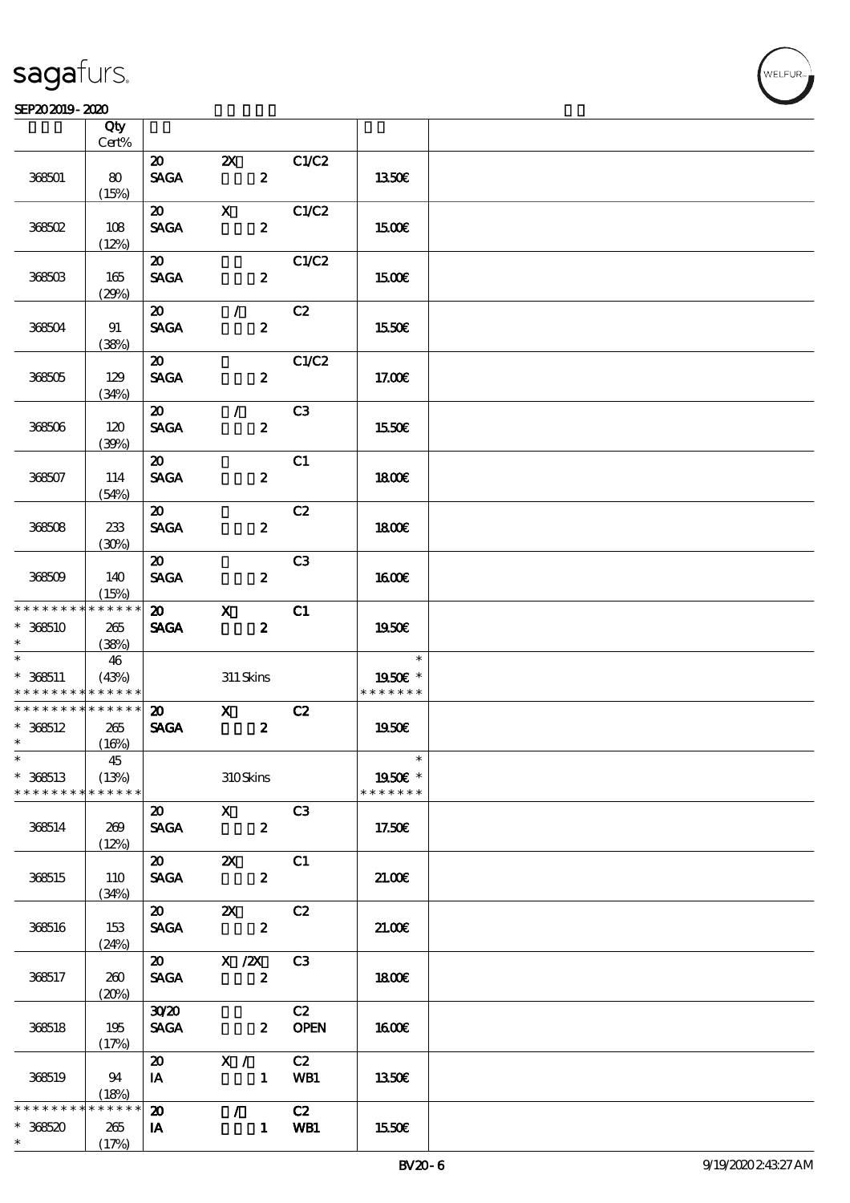| | Qty<br>Cert% | | | | | |
|---|---|---|---|---|---|---|
| 368501 | 80<br>(15%) | 20<br>SAGA | 2X<br>2 | C1/C2 | 13.50€ | |
| 368502 | 108<br>(12%) | 20<br>SAGA | X<br>2 | C1/C2 | 15.00€ | |
| 368503 | 165<br>(29%) | 20<br>SAGA | 2 | C1/C2 | 15.00€ | |
| 368504 | 91<br>(38%) | 20<br>SAGA | /<br>2 | C2 | 15.50€ | |
| 368505 | 129<br>(34%) | 20<br>SAGA | 2 | C1/C2 | 17.00€ | |
| 368506 | 120<br>(39%) | 20<br>SAGA | /<br>2 | C3 | 15.50€ | |
| 368507 | 114<br>(54%) | 20<br>SAGA | 2 | C1 | 18.00€ | |
| 368508 | 233<br>(30%) | 20<br>SAGA | 2 | C2 | 18.00€ | |
| 368509 | 140<br>(15%) | 20<br>SAGA | 2 | C3 | 16.00€ | |
| * * * * * * * * * * * * * *<br>* 368510<br>* | 265<br>(38%) | 20<br>SAGA | X<br>2 | C1 | 19.50€ | |
| *<br>* 368511<br>* * * * * * * * * * * * * * | 46<br>(43%) | | 311 Skins | | *<br>19.50€ *<br>* * * * * * * | |
| * * * * * * * * * * * * * *<br>* 368512<br>* | 265<br>(16%) | 20<br>SAGA | X<br>2 | C2 | 19.50€ | |
| *<br>* 368513<br>* * * * * * * * * * * * * * | 45<br>(13%) | | 310 Skins | | *<br>19.50€ *<br>* * * * * * * | |
| 368514 | 269<br>(12%) | 20<br>SAGA | X<br>2 | C3 | 17.50€ | |
| 368515 | 110<br>(34%) | 20<br>SAGA | 2X<br>2 | C1 | 21.00€ | |
| 368516 | 153<br>(24%) | 20<br>SAGA | 2X<br>2 | C2 | 21.00€ | |
| 368517 | 260<br>(20%) | 20<br>SAGA | X /2X<br>2 | C3 | 18.00€ | |
| 368518 | 195<br>(17%) | 30/20<br>SAGA | 2 | C2<br>OPEN | 16.00€ | |
| 368519 | 94<br>(18%) | 20<br>IA | X /<br>1 | C2<br>WB1 | 13.50€ | |
| * * * * * * * * * * * * * *<br>* 368520<br>* | 265<br>(17%) | 20<br>IA | /<br>1 | C2<br>WB1 | 15.50€ | |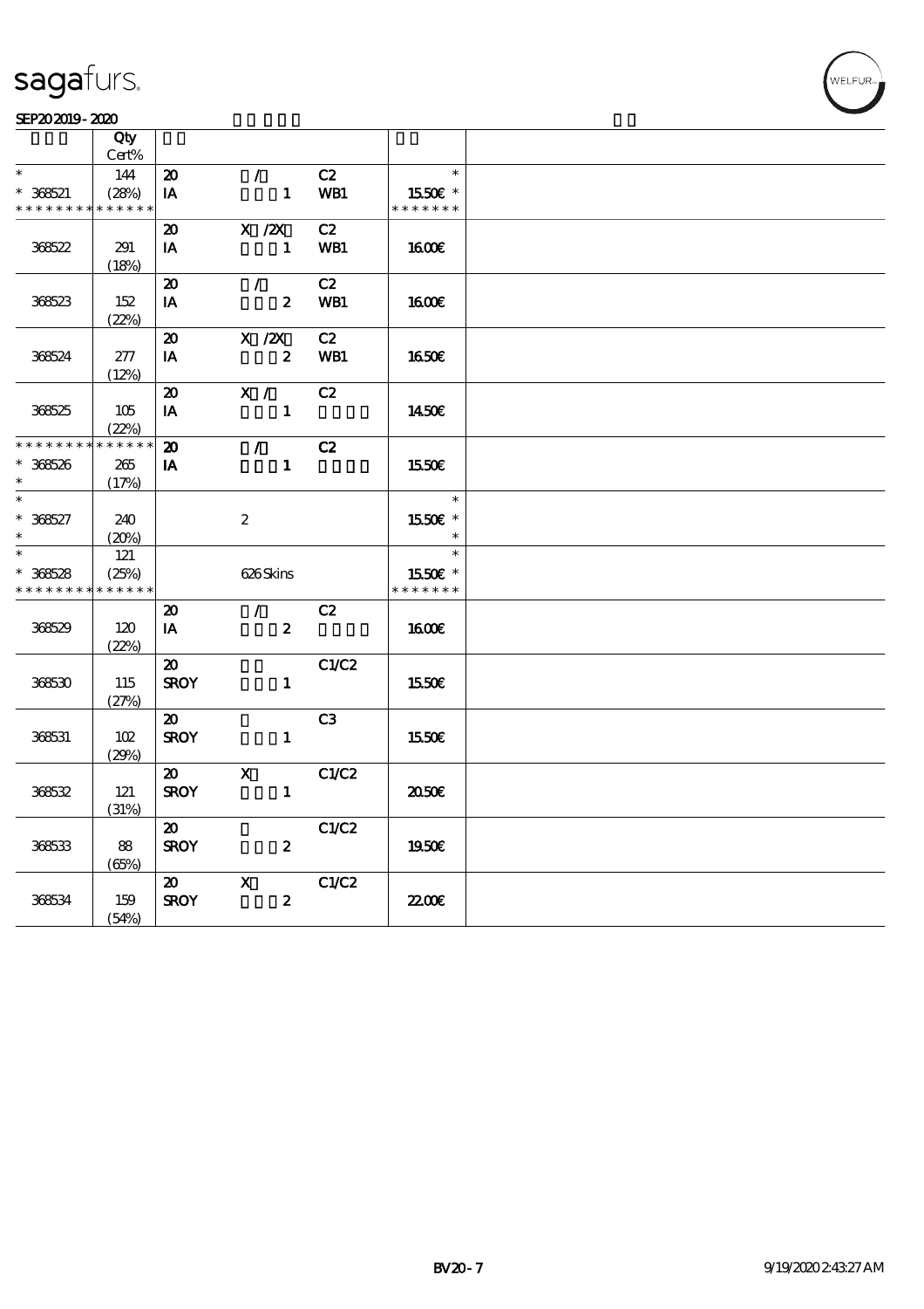# sagafurs.

SEP20 2019 - 2020

| | Qty<br>Cert% | | | | | |
|---|---|---|---|---|---|---|
| * | 144 | 20 | / | C2 | * | |
| * 368521 | (28%) | IA | 1 | WB1 | 15.50€ * | |
| * * * * * * * * * * * * * * | | | | | * * * * * * * | |
| 368522 | 291<br>(18%) | 20<br>IA | X /2X<br>1 | C2<br>WB1 | 16.00€ | |
| 368523 | 152<br>(22%) | 20<br>IA | /<br>2 | C2<br>WB1 | 16.00€ | |
| 368524 | 277<br>(12%) | 20<br>IA | X /2X<br>2 | C2<br>WB1 | 16.50€ | |
| 368525 | 105<br>(22%) | 20<br>IA | X /<br>1 | C2 | 14.50€ | |
| * * * * * * * * * * * * * * | | 20 | / | C2 | | |
| * 368526 | 265 | IA | 1 | | 15.50€ | |
| * | (17%) | | | | | |
| * | | | | | * | |
| * 368527 | 240 | | 2 | | 15.50€ * | |
| * | (20%) | | | | * | |
| * | 121 | | | | * | |
| * 368528 | (25%) | | 626 Skins | | 15.50€ * | |
| * * * * * * * * * * * * * * | | | | | * * * * * * * | |
| 368529 | 120<br>(22%) | 20<br>IA | /<br>2 | C2 | 16.00€ | |
| 368530 | 115<br>(27%) | 20<br>SROY | 1 | C1/C2 | 15.50€ | |
| 368531 | 102<br>(29%) | 20<br>SROY | 1 | C3 | 15.50€ | |
| 368532 | 121<br>(31%) | 20<br>SROY | X<br>1 | C1/C2 | 20.50€ | |
| 368533 | 88<br>(65%) | 20<br>SROY | 2 | C1/C2 | 19.50€ | |
| 368534 | 159<br>(54%) | 20<br>SROY | X<br>2 | C1/C2 | 22.00€ | |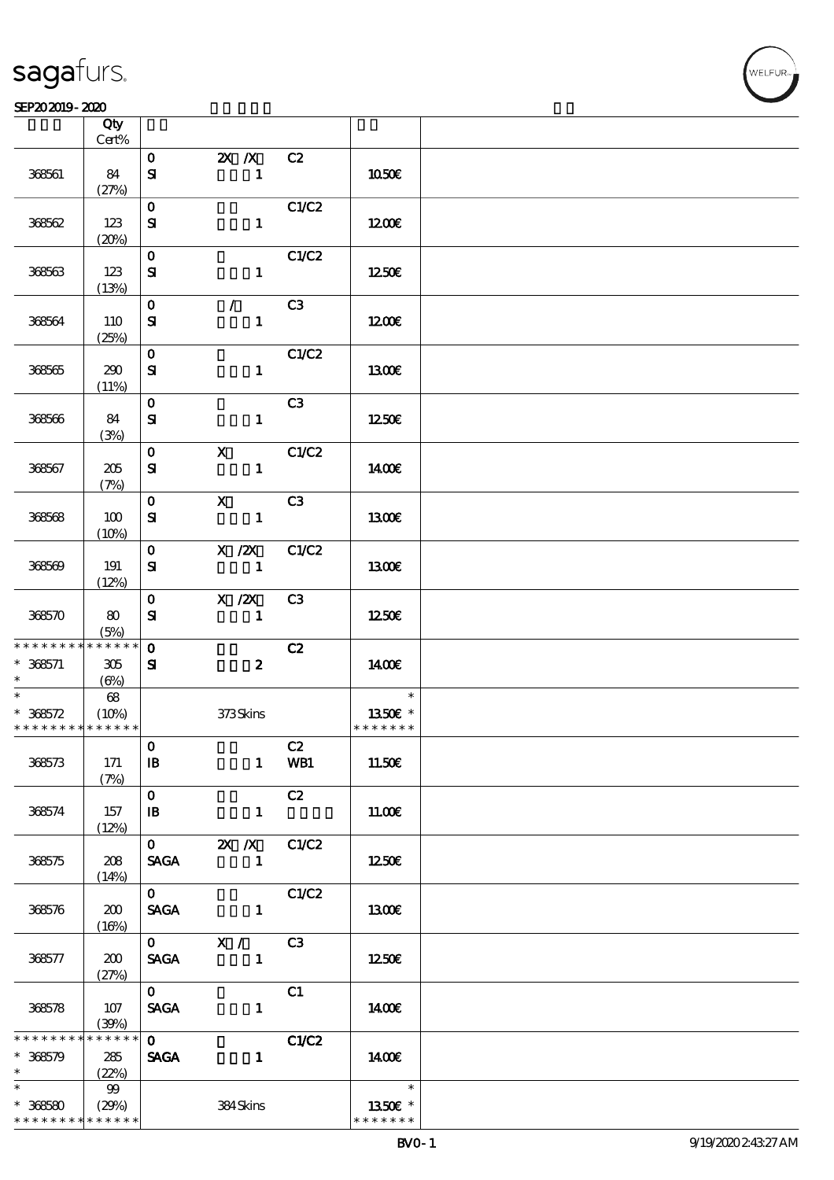| | Qty Cert% | | | | | |
|---|---|---|---|---|---|---|
| 368561 | 84 (27%) | 0 SI | 2X /X 1 | C2 | 10.50€ | |
| 368562 | 123 (20%) | 0 SI | 1 | C1/C2 | 12.00€ | |
| 368563 | 123 (13%) | 0 SI | 1 | C1/C2 | 12.50€ | |
| 368564 | 110 (25%) | 0 SI | / 1 | C3 | 12.00€ | |
| 368565 | 290 (11%) | 0 SI | 1 | C1/C2 | 13.00€ | |
| 368566 | 84 (3%) | 0 SI | 1 | C3 | 12.50€ | |
| 368567 | 205 (7%) | 0 SI | X 1 | C1/C2 | 14.00€ | |
| 368568 | 100 (10%) | 0 SI | X 1 | C3 | 13.00€ | |
| 368569 | 191 (12%) | 0 SI | X /2X 1 | C1/C2 | 13.00€ | |
| 368570 | 80 (5%) | 0 SI | X /2X 1 | C3 | 12.50€ | |
| * * * * * * * * * * * * * * * 368571 * | 305 (6%) | 0 SI | 2 | C2 | 14.00€ | |
| * * 368572 * * * * * * * * * * * * * * | 68 (10%) | | 373 Skins | | * 13.50€ * * * * * * * * | |
| 368573 | 171 (7%) | 0 IB | 1 | C2 WB1 | 11.50€ | |
| 368574 | 157 (12%) | 0 IB | 1 | C2 | 11.00€ | |
| 368575 | 208 (14%) | 0 SAGA | 2X /X 1 | C1/C2 | 12.50€ | |
| 368576 | 200 (16%) | 0 SAGA | 1 | C1/C2 | 13.00€ | |
| 368577 | 200 (27%) | 0 SAGA | X / 1 | C3 | 12.50€ | |
| 368578 | 107 (39%) | 0 SAGA | 1 | C1 | 14.00€ | |
| * * * * * * * * * * * * * * * 368579 * | 285 (22%) | 0 SAGA | 1 | C1/C2 | 14.00€ | |
| * * 368580 * * * * * * * * * * * * * * | 99 (29%) | | 384 Skins | | * 13.50€ * * * * * * * * | |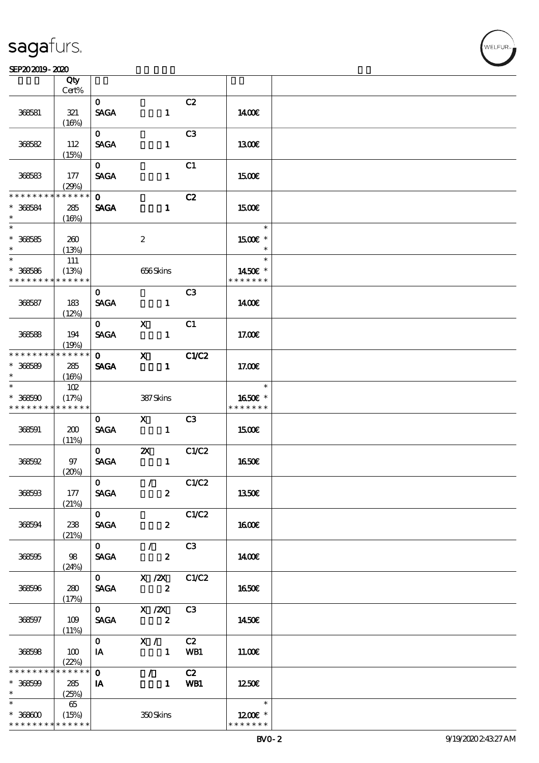| | Qty Cert% | | | | | |
|---|---|---|---|---|---|---|
| 368581 | 321 (16%) | 0 SAGA | 1 | C2 | 14.00€ | |
| 368582 | 112 (15%) | 0 SAGA | 1 | C3 | 13.00€ | |
| 368583 | 177 (29%) | 0 SAGA | 1 | C1 | 15.00€ | |
| * * * * * * * * * * * * * * * 368584 * | 285 (16%) | 0 SAGA | 1 | C2 | 15.00€ | |
| * * 368585 * | 260 (13%) | | 2 | | * 15.00€ * * | |
| * * 368586 * * * * * * * * * * * * * * | 111 (13%) | | 656 Skins | | * 14.50€ * * * * * * * * | |
| 368587 | 183 (12%) | 0 SAGA | 1 | C3 | 14.00€ | |
| 368588 | 194 (19%) | 0 SAGA | X 1 | C1 | 17.00€ | |
| * * * * * * * * * * * * * * * 368589 * | 285 (16%) | 0 SAGA | X 1 | C1/C2 | 17.00€ | |
| * * 368590 * * * * * * * * * * * * * * | 102 (17%) | | 387 Skins | | * 16.50€ * * * * * * * * | |
| 368591 | 200 (11%) | 0 SAGA | X 1 | C3 | 15.00€ | |
| 368592 | 97 (20%) | 0 SAGA | 2X 1 | C1/C2 | 16.50€ | |
| 368593 | 177 (21%) | 0 SAGA | / 2 | C1/C2 | 13.50€ | |
| 368594 | 238 (21%) | 0 SAGA | 2 | C1/C2 | 16.00€ | |
| 368595 | 98 (24%) | 0 SAGA | / 2 | C3 | 14.00€ | |
| 368596 | 280 (17%) | 0 SAGA | X /2X 2 | C1/C2 | 16.50€ | |
| 368597 | 109 (11%) | 0 SAGA | X /2X 2 | C3 | 14.50€ | |
| 368598 | 100 (22%) | 0 IA | X / 1 | C2 WB1 | 11.00€ | |
| * * * * * * * * * * * * * * * 368599 * | 285 (25%) | 0 IA | / 1 | C2 WB1 | 12.50€ | |
| * * 368600 * * * * * * * * * * * * * * | 65 (15%) | | 350 Skins | | * 12.00€ * * * * * * * * | |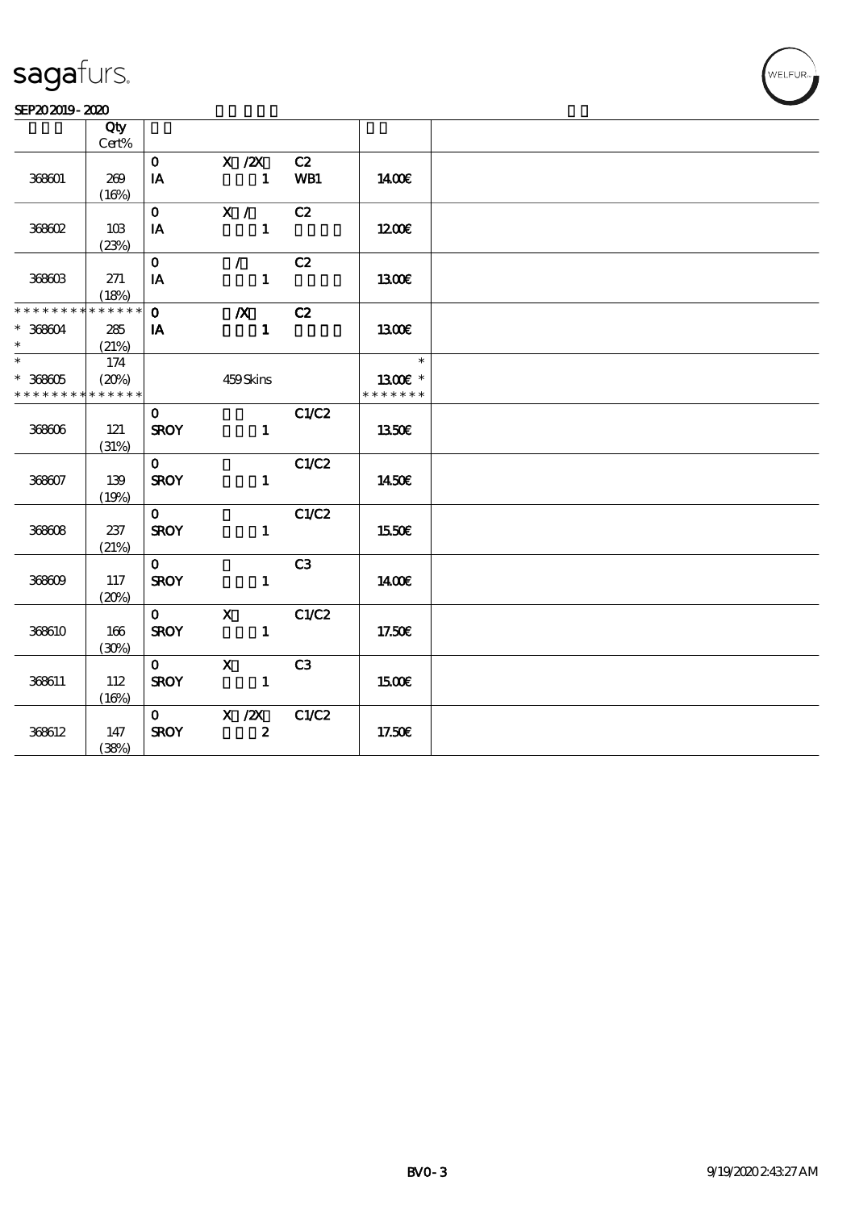sagafurs.

SEP202019 - 2020

| | Qty Cert% | | | | | |
|---|---|---|---|---|---|---|
| 368601 | 269 (16%) | 0 IA | X /2X 1 | C2 WB1 | 14.00€ | |
| 368602 | 103 (23%) | 0 IA | X / 1 | C2 | 12.00€ | |
| 368603 | 271 (18%) | 0 IA | / 1 | C2 | 13.00€ | |
| * * * * * * * * * * * * * * * 368604 * | 285 (21%) | 0 IA | /X 1 | C2 | 13.00€ | |
| * * 368605 * * * * * * * * * * * * * * | 174 (20%) | | 459 Skins | | * 13.00€ * * * * * * * * | |
| 368606 | 121 (31%) | 0 SROY | 1 | C1/C2 | 13.50€ | |
| 368607 | 139 (19%) | 0 SROY | 1 | C1/C2 | 14.50€ | |
| 368608 | 237 (21%) | 0 SROY | 1 | C1/C2 | 15.50€ | |
| 368609 | 117 (20%) | 0 SROY | 1 | C3 | 14.00€ | |
| 368610 | 166 (30%) | 0 SROY | X 1 | C1/C2 | 17.50€ | |
| 368611 | 112 (16%) | 0 SROY | X 1 | C3 | 15.00€ | |
| 368612 | 147 (38%) | 0 SROY | X /2X 2 | C1/C2 | 17.50€ | |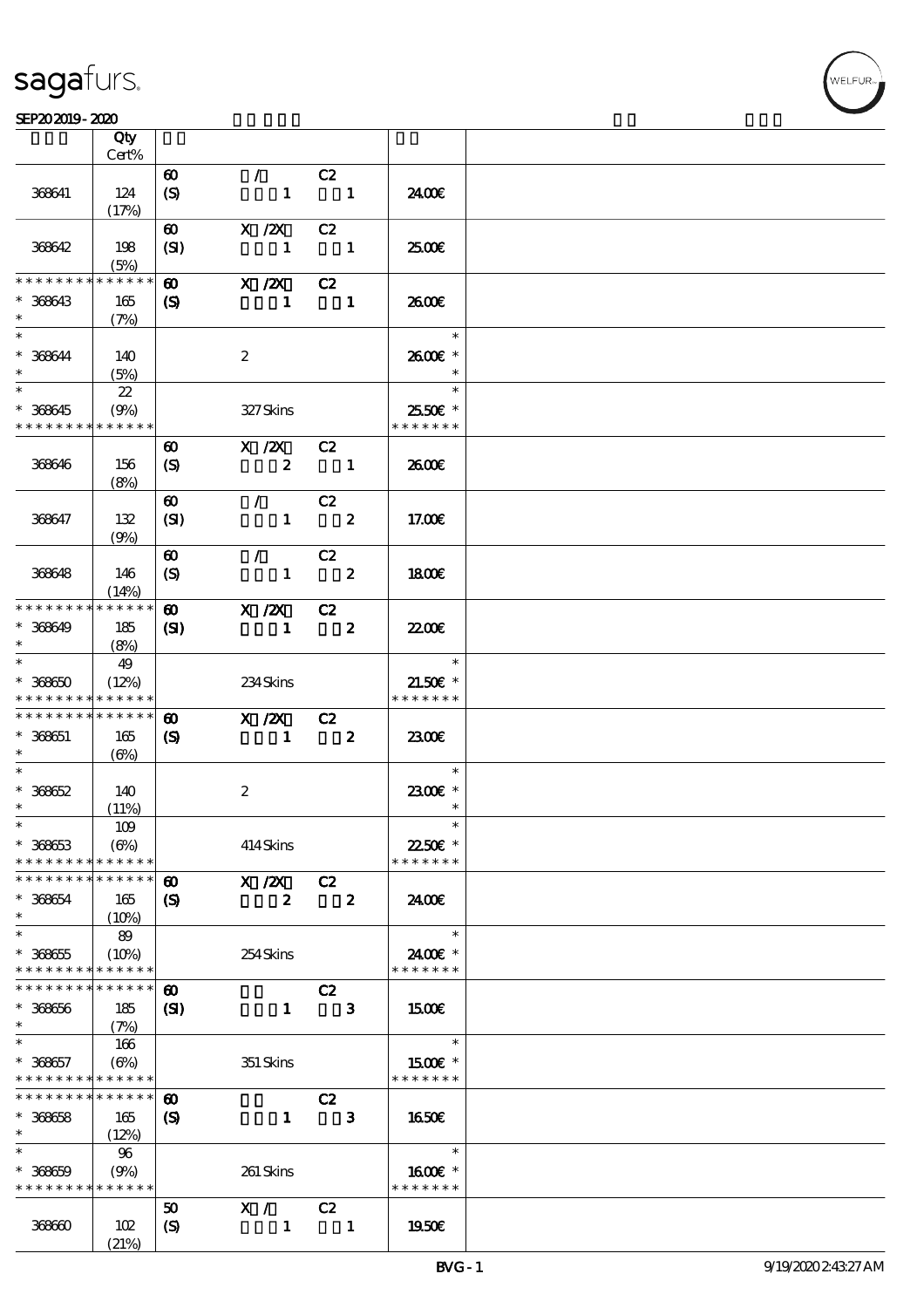| | Qty Cert% | | | | | |
|---|---|---|---|---|---|---|
| 368641 | 124 (17%) | 60 (S) | / 1 | C2 1 | 24.00€ | |
| 368642 | 198 (5%) | 60 (SI) | X /2X 1 | C2 1 | 25.00€ | |
| * * * * * * * * * * * * * * | | 60 | X /2X | C2 | | |
| * 368643 * | 165 (7%) | (S) | 1 | 1 | 26.00€ | |
| * 368644 * | 140 (5%) | | 2 | | * 26.00€ * * | |
| * 368645 * * * * * * * * * * * * * * | 22 (9%) | | 327 Skins | | * 25.50€ * * * * * * * * | |
| 368646 | 156 (8%) | 60 (S) | X /2X 2 | C2 1 | 26.00€ | |
| 368647 | 132 (9%) | 60 (SI) | / 1 | C2 2 | 17.00€ | |
| 368648 | 146 (14%) | 60 (S) | / 1 | C2 2 | 18.00€ | |
| * * * * * * * * * * * * * * | | 60 | X /2X | C2 | | |
| * 368649 * | 185 (8%) | (SI) | 1 | 2 | 22.00€ | |
| * 368650 * * * * * * * * * * * * * * | 49 (12%) | | 234 Skins | | * 21.50€ * * * * * * * * | |
| * * * * * * * * * * * * * * | | 60 | X /2X | C2 | | |
| * 368651 * | 165 (6%) | (S) | 1 | 2 | 23.00€ | |
| * 368652 * | 140 (11%) | | 2 | | * 23.00€ * * | |
| * 368653 * * * * * * * * * * * * * * | 109 (6%) | | 414 Skins | | * 22.50€ * * * * * * * * | |
| * * * * * * * * * * * * * * | | 60 | X /2X | C2 | | |
| * 368654 * | 165 (10%) | (S) | 2 | 2 | 24.00€ | |
| * 368655 * * * * * * * * * * * * * * | 89 (10%) | | 254 Skins | | * 24.00€ * * * * * * * * | |
| * * * * * * * * * * * * * * | | 60 | | C2 | | |
| * 368656 * | 185 (7%) | (SI) | 1 | 3 | 15.00€ | |
| * 368657 * * * * * * * * * * * * * * | 166 (6%) | | 351 Skins | | * 15.00€ * * * * * * * * | |
| * * * * * * * * * * * * * * | | 60 | | C2 | | |
| * 368658 * | 165 (12%) | (S) | 1 | 3 | 16.50€ | |
| * 368659 * * * * * * * * * * * * * * | 96 (9%) | | 261 Skins | | * 16.00€ * * * * * * * * | |
| 368660 | 102 (21%) | 50 (S) | X / 1 | C2 1 | 19.50€ | |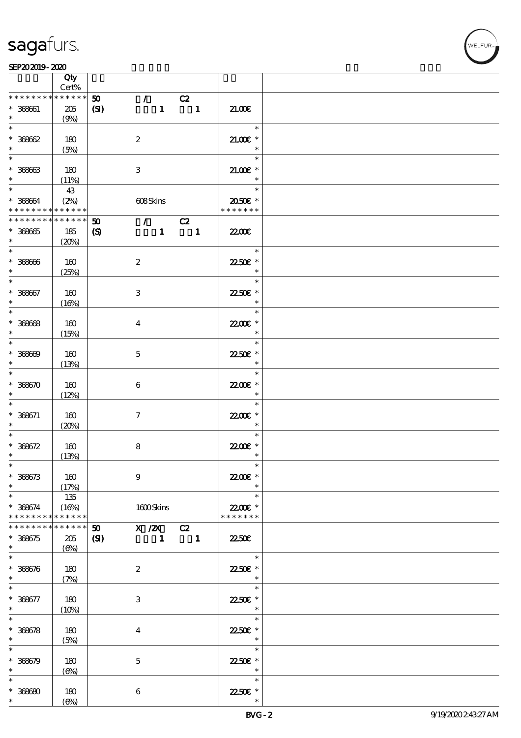| | Qty Cert% | | | |
|---|---|---|---|---|
| * * * * * * * * * * * * * * | | 50 / C2 | | |
| * 368661 | 205 (9%) | (SI) 1 1 | 21.00€ | |
| * 368662 | 180 (5%) | 2 | 21.00€ * | |
| * 368663 | 180 (11%) | 3 | 21.00€ * | |
| * 368664 | 43 (2%) | 608 Skins | 20.50€ * | |
| * * * * * * * * * * * * * * | | 50 / C2 | | |
| * 368665 | 185 (20%) | (S) 1 1 | 22.00€ | |
| * 368666 | 160 (25%) | 2 | 22.50€ * | |
| * 368667 | 160 (16%) | 3 | 22.50€ * | |
| * 368668 | 160 (15%) | 4 | 22.00€ * | |
| * 368669 | 160 (13%) | 5 | 22.50€ * | |
| * 368670 | 160 (12%) | 6 | 22.00€ * | |
| * 368671 | 160 (20%) | 7 | 22.00€ * | |
| * 368672 | 160 (13%) | 8 | 22.00€ * | |
| * 368673 | 160 (17%) | 9 | 22.00€ * | |
| * 368674 | 135 (16%) | 1600 Skins | 22.00€ * | |
| * * * * * * * * * * * * * * | | 50 X /2X C2 | | |
| * 368675 | 205 (6%) | (SI) 1 1 | 22.50€ | |
| * 368676 | 180 (7%) | 2 | 22.50€ * | |
| * 368677 | 180 (10%) | 3 | 22.50€ * | |
| * 368678 | 180 (5%) | 4 | 22.50€ * | |
| * 368679 | 180 (6%) | 5 | 22.50€ * | |
| * 368680 | 180 (6%) | 6 | 22.50€ * | |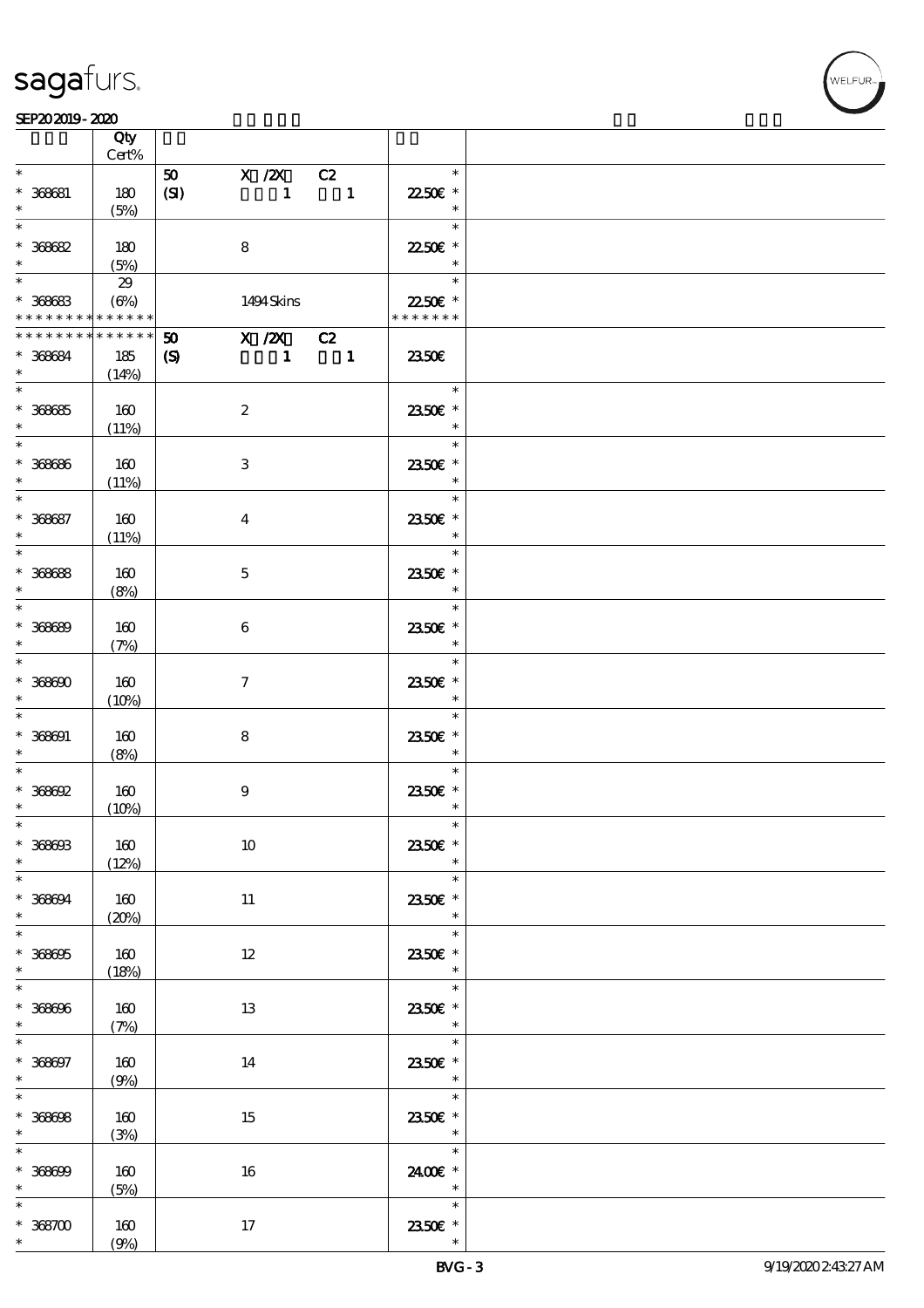| | Qty Cert% | | | | |
|---|---|---|---|---|---|
| * 368681 * | 180 (5%) | 50 (SI) | X /2X 1 | C2 1 | * 22.50€ * * |
| * 368682 * | 180 (5%) | | 8 | | * 22.50€ * * |
| * 368683 * * * * * * * * * * * * * * | 29 (6%) | | 1494 Skins | | * 22.50€ * * * * * * * * |
| * * * * * * * * * * * * * * 368684 * | 185 (14%) | 50 (S) | X /2X 1 | C2 1 | 23.50€ |
| * 368685 * | 160 (11%) | | 2 | | * 23.50€ * * |
| * 368686 * | 160 (11%) | | 3 | | * 23.50€ * * |
| * 368687 * | 160 (11%) | | 4 | | * 23.50€ * * |
| * 368688 * | 160 (8%) | | 5 | | * 23.50€ * * |
| * 368689 * | 160 (7%) | | 6 | | * 23.50€ * * |
| * 368690 * | 160 (10%) | | 7 | | * 23.50€ * * |
| * 368691 * | 160 (8%) | | 8 | | * 23.50€ * * |
| * 368692 * | 160 (10%) | | 9 | | * 23.50€ * * |
| * 368693 * | 160 (12%) | | 10 | | * 23.50€ * * |
| * 368694 * | 160 (20%) | | 11 | | * 23.50€ * * |
| * 368695 * | 160 (18%) | | 12 | | * 23.50€ * * |
| * 368696 * | 160 (7%) | | 13 | | * 23.50€ * * |
| * 368697 * | 160 (9%) | | 14 | | * 23.50€ * * |
| * 368698 * | 160 (3%) | | 15 | | * 23.50€ * * |
| * 368699 * | 160 (5%) | | 16 | | * 24.00€ * * |
| * 368700 * | 160 (9%) | | 17 | | * 23.50€ * * |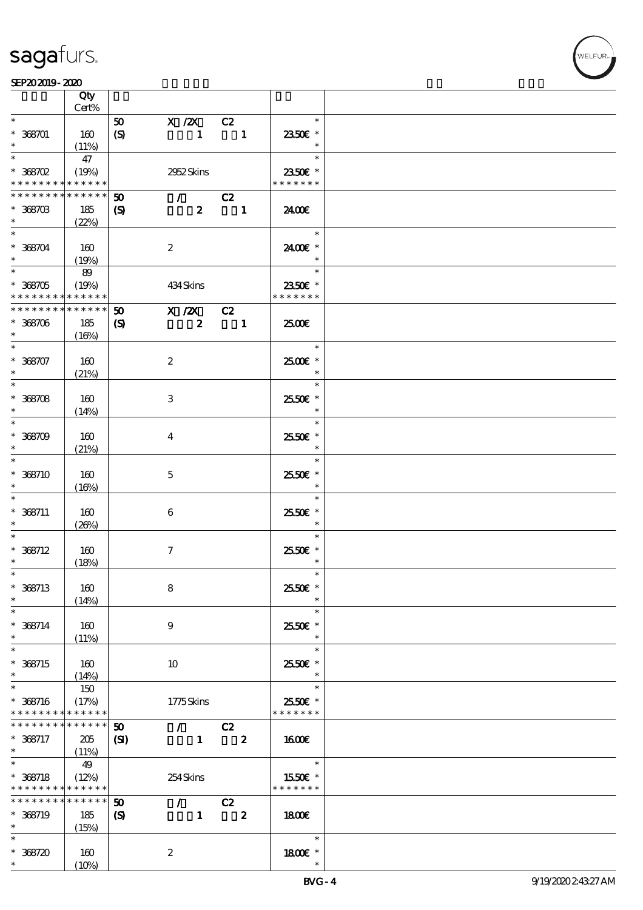| | Qty Cert% | | | | | |
|---|---|---|---|---|---|---|
| * | | 50 | X /2X | C2 | * | |
| * 368701 | 160 | (S) | 1 | 1 | 23.50€ * | |
| * | (11%) | | | | * | |
| * | 47 | | | | * | |
| * 368702 | (19%) | | 2952 Skins | | 23.50€ * | |
| * * * * * * * * * * * * * * | | | | | * * * * * * * | |
| * * * * * * * * * * * * * * | | 50 | / | C2 | | |
| * 368703 | 185 | (S) | 2 | 1 | 24.00€ | |
| * | (22%) | | | | | |
| * | | | | | * | |
| * 368704 | 160 | | 2 | | 24.00€ * | |
| * | (19%) | | | | * | |
| * | 89 | | | | * | |
| * 368705 | (19%) | | 434 Skins | | 23.50€ * | |
| * * * * * * * * * * * * * * | | | | | * * * * * * * | |
| * * * * * * * * * * * * * * | | 50 | X /2X | C2 | | |
| * 368706 | 185 | (S) | 2 | 1 | 25.00€ | |
| * | (16%) | | | | | |
| * | | | | | * | |
| * 368707 | 160 | | 2 | | 25.00€ * | |
| * | (21%) | | | | * | |
| * | | | | | * | |
| * 368708 | 160 | | 3 | | 25.50€ * | |
| * | (14%) | | | | * | |
| * | | | | | * | |
| * 368709 | 160 | | 4 | | 25.50€ * | |
| * | (21%) | | | | * | |
| * | | | | | * | |
| * 368710 | 160 | | 5 | | 25.50€ * | |
| * | (16%) | | | | * | |
| * | | | | | * | |
| * 368711 | 160 | | 6 | | 25.50€ * | |
| * | (26%) | | | | * | |
| * | | | | | * | |
| * 368712 | 160 | | 7 | | 25.50€ * | |
| * | (18%) | | | | * | |
| * | | | | | * | |
| * 368713 | 160 | | 8 | | 25.50€ * | |
| * | (14%) | | | | * | |
| * | | | | | * | |
| * 368714 | 160 | | 9 | | 25.50€ * | |
| * | (11%) | | | | * | |
| * | | | | | * | |
| * 368715 | 160 | | 10 | | 25.50€ * | |
| * | (14%) | | | | * | |
| * | 150 | | | | * | |
| * 368716 | (17%) | | 1775 Skins | | 25.50€ * | |
| * * * * * * * * * * * * * * | | | | | * * * * * * * | |
| * * * * * * * * * * * * * * | | 50 | / | C2 | | |
| * 368717 | 205 | (SI) | 1 | 2 | 16.00€ | |
| * | (11%) | | | | | |
| * | 49 | | | | * | |
| * 368718 | (12%) | | 254 Skins | | 15.50€ * | |
| * * * * * * * * * * * * * * | | | | | * * * * * * * | |
| * * * * * * * * * * * * * * | | 50 | / | C2 | | |
| * 368719 | 185 | (S) | 1 | 2 | 18.00€ | |
| * | (15%) | | | | | |
| * | | | | | * | |
| * 368720 | 160 | | 2 | | 18.00€ * | |
| * | (10%) | | | | * | |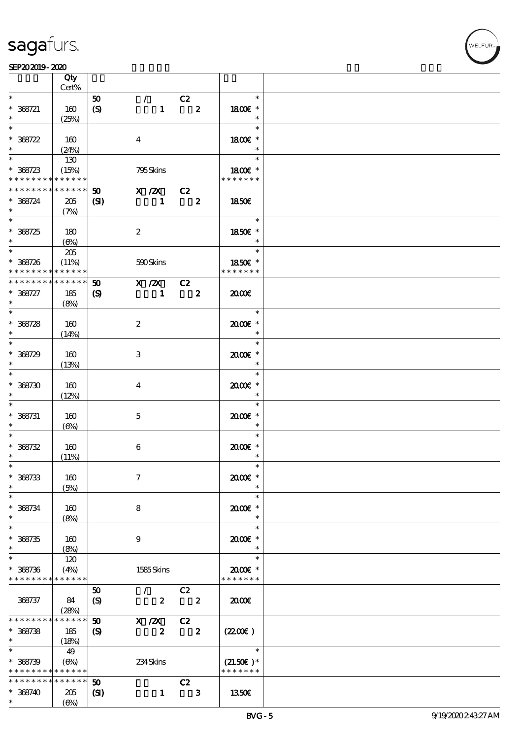# sagafurs.

SEP20 2019 - 2020

| | Qty<br>Cert% | | | | | |
|---|---|---|---|---|---|---|
| *<br>* 368721<br>* | 160<br>(25%) | 50<br>(S) | /<br>1 | C2<br>2 | *<br>18.00€ *<br>* | |
| *<br>* 368722<br>* | 160<br>(24%) | | 4 | | *<br>18.00€ *<br>* | |
| *<br>* 368723<br>* * * * * * * * * * * * * * | 130<br>(15%) | | 795 Skins | | *<br>18.00€ *<br>* * * * * * * | |
| * * * * * * * * * * * * * *<br>* 368724<br>* | 205<br>(7%) | 50<br>(SI) | X /2X<br>1 | C2<br>2 | 18.50€ | |
| *<br>* 368725<br>* | 180<br>(6%) | | 2 | | *<br>18.50€ *<br>* | |
| *<br>* 368726<br>* * * * * * * * * * * * * * | 205<br>(11%) | | 590 Skins | | *<br>18.50€ *<br>* * * * * * * | |
| * * * * * * * * * * * * * *<br>* 368727<br>* | 185<br>(8%) | 50<br>(S) | X /2X<br>1 | C2<br>2 | 20.00€ | |
| *<br>* 368728<br>* | 160<br>(14%) | | 2 | | *<br>20.00€ *<br>* | |
| *<br>* 368729<br>* | 160<br>(13%) | | 3 | | *<br>20.00€ *<br>* | |
| *<br>* 368730<br>* | 160<br>(12%) | | 4 | | *<br>20.00€ *<br>* | |
| *<br>* 368731<br>* | 160<br>(6%) | | 5 | | *<br>20.00€ *<br>* | |
| *<br>* 368732<br>* | 160<br>(11%) | | 6 | | *<br>20.00€ *<br>* | |
| *<br>* 368733<br>* | 160<br>(5%) | | 7 | | *<br>20.00€ *<br>* | |
| *<br>* 368734<br>* | 160<br>(8%) | | 8 | | *<br>20.00€ *<br>* | |
| *<br>* 368735<br>* | 160<br>(8%) | | 9 | | *<br>20.00€ *<br>* | |
| *<br>* 368736<br>* * * * * * * * * * * * * * | 120<br>(4%) | | 1585 Skins | | *<br>20.00€ *<br>* * * * * * * | |
| 368737 | 84<br>(28%) | 50<br>(S) | /<br>2 | C2<br>2 | 20.00€ | |
| * * * * * * * * * * * * * *<br>* 368738<br>* | 185<br>(18%) | 50<br>(S) | X /2X<br>2 | C2<br>2 | (22.00€ ) | |
| *<br>* 368739<br>* * * * * * * * * * * * * * | 49<br>(6%) | | 234 Skins | | *<br>(21.50€ )*<br>* * * * * * * | |
| * * * * * * * * * * * * * *<br>* 368740<br>* | 205<br>(6%) | 50<br>(SI) | <br>1 | C2<br>3 | 13.50€ | |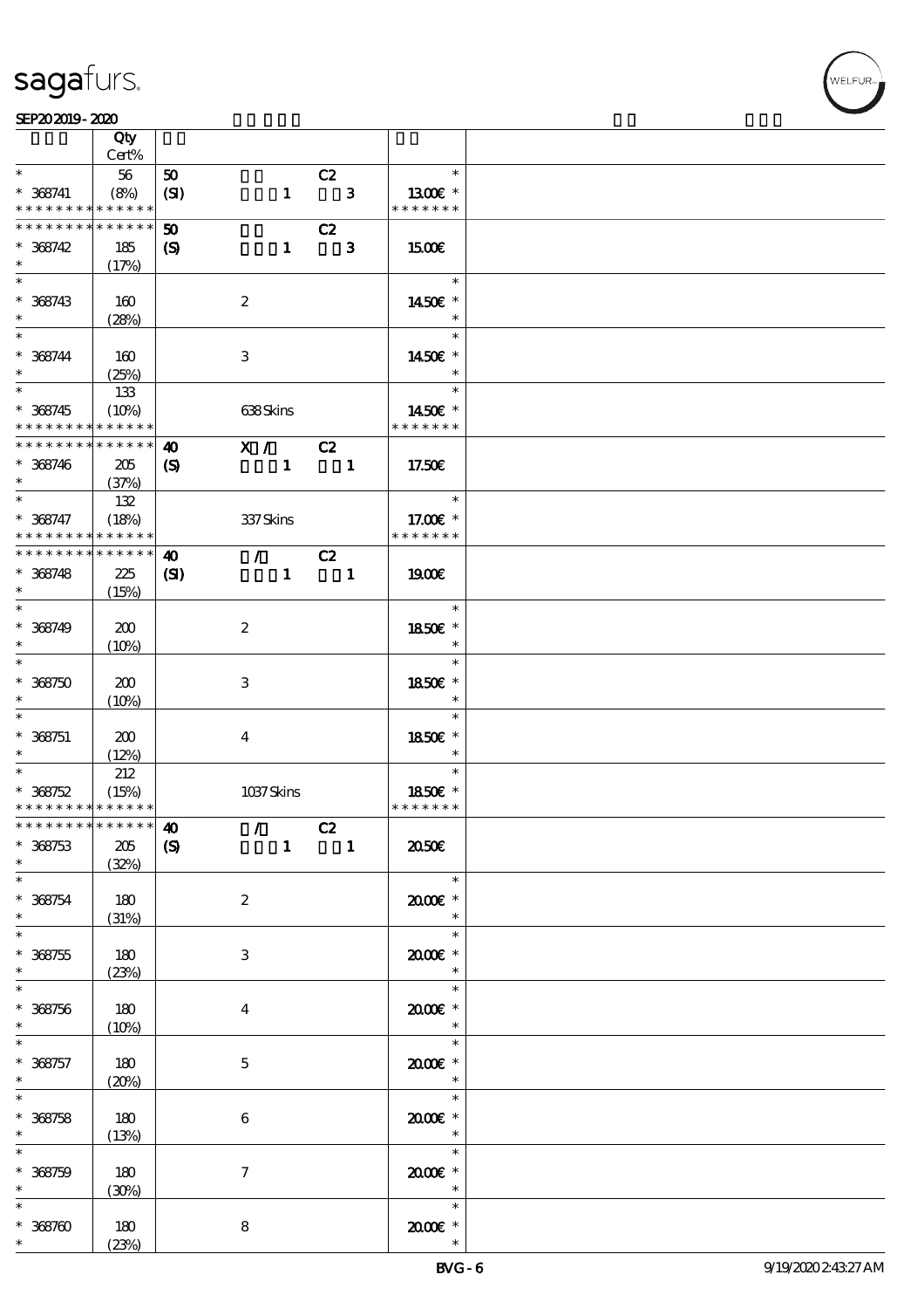| | Qty Cert% | | | |
|---|---|---|---|---|
| * <br> * 368741 <br> * * * * * * * * * * * * * * | 56 <br> (8%) | 50 C2 <br> (SI) 1 3 | * <br> 13.00€ * <br> * * * * * * * | |
| * * * * * * * * * * * * * * <br> * 368742 <br> * | 185 <br> (17%) | 50 C2 <br> (S) 1 3 | 15.00€ | |
| * <br> * 368743 <br> * | 160 <br> (28%) | 2 | * <br> 14.50€ * <br> * | |
| * <br> * 368744 <br> * | 160 <br> (25%) | 3 | * <br> 14.50€ * <br> * | |
| * <br> * 368745 <br> * * * * * * * * * * * * * * | 133 <br> (10%) | 638 Skins | * <br> 14.50€ * <br> * * * * * * * | |
| * * * * * * * * * * * * * * <br> * 368746 <br> * | 205 <br> (37%) | 40 X / C2 <br> (S) 1 1 | 17.50€ | |
| * <br> * 368747 <br> * * * * * * * * * * * * * * | 132 <br> (18%) | 337 Skins | * <br> 17.00€ * <br> * * * * * * * | |
| * * * * * * * * * * * * * * <br> * 368748 <br> * | 225 <br> (15%) | 40 / C2 <br> (SI) 1 1 | 19.00€ | |
| * <br> * 368749 <br> * | 200 <br> (10%) | 2 | * <br> 18.50€ * <br> * | |
| * <br> * 368750 <br> * | 200 <br> (10%) | 3 | * <br> 18.50€ * <br> * | |
| * <br> * 368751 <br> * | 200 <br> (12%) | 4 | * <br> 18.50€ * <br> * | |
| * <br> * 368752 <br> * * * * * * * * * * * * * * | 212 <br> (15%) | 1037 Skins | * <br> 18.50€ * <br> * * * * * * * | |
| * * * * * * * * * * * * * * <br> * 368753 <br> * | 205 <br> (32%) | 40 / C2 <br> (S) 1 1 | 20.50€ | |
| * <br> * 368754 <br> * | 180 <br> (31%) | 2 | * <br> 20.00€ * <br> * | |
| * <br> * 368755 <br> * | 180 <br> (23%) | 3 | * <br> 20.00€ * <br> * | |
| * <br> * 368756 <br> * | 180 <br> (10%) | 4 | * <br> 20.00€ * <br> * | |
| * <br> * 368757 <br> * | 180 <br> (20%) | 5 | * <br> 20.00€ * <br> * | |
| * <br> * 368758 <br> * | 180 <br> (13%) | 6 | * <br> 20.00€ * <br> * | |
| * <br> * 368759 <br> * | 180 <br> (30%) | 7 | * <br> 20.00€ * <br> * | |
| * <br> * 368760 <br> * | 180 <br> (23%) | 8 | * <br> 20.00€ * <br> * | |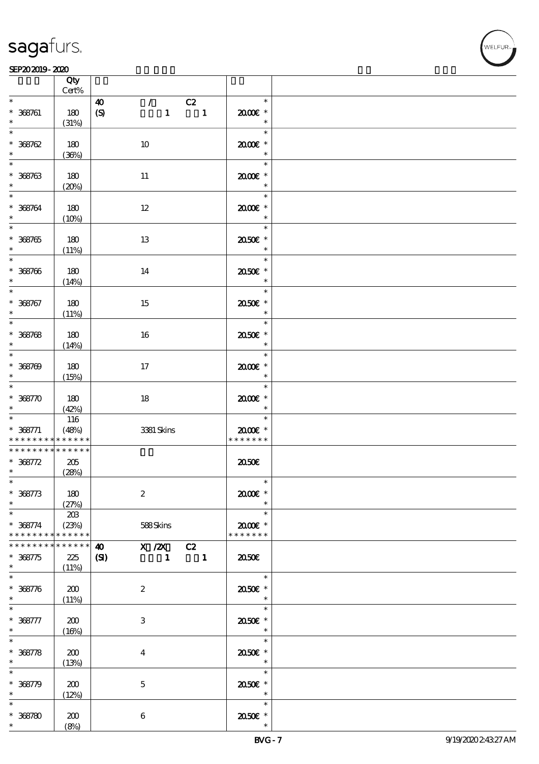| | Qty Cert% | | |
|---|---|---|---|
| * 368761 * | 180 (31%) | 40 / C2 (S) 1 1 | * 20.00€ * * |
| * 368762 * | 180 (36%) | 10 | * 20.00€ * * |
| * 368763 * | 180 (20%) | 11 | * 20.00€ * * |
| * 368764 * | 180 (10%) | 12 | * 20.00€ * * |
| * 368765 * | 180 (11%) | 13 | * 20.50€ * * |
| * 368766 * | 180 (14%) | 14 | * 20.50€ * * |
| * 368767 * | 180 (11%) | 15 | * 20.50€ * * |
| * 368768 * | 180 (14%) | 16 | * 20.50€ * * |
| * 368769 * | 180 (15%) | 17 | * 20.00€ * * |
| * 368770 * | 180 (42%) | 18 | * 20.00€ * * |
| * 368771 * * * * * * * * * * * * * | 116 (48%) | 3381 Skins | * 20.00€ * * * * * * * * |
| * * * * * * * * * * * * * * 368772 * | 205 (28%) | | 20.50€ |
| * 368773 * | 180 (27%) | 2 | * 20.00€ * * |
| * 368774 * * * * * * * * * * * * * | 203 (23%) | 588 Skins | * 20.00€ * * * * * * * * |
| * * * * * * * * * * * * * * 368775 * | 225 (11%) | 40 X /2X C2 (SI) 1 1 | 20.50€ |
| * 368776 * | 200 (11%) | 2 | * 20.50€ * * |
| * 368777 * | 200 (16%) | 3 | * 20.50€ * * |
| * 368778 * | 200 (13%) | 4 | * 20.50€ * * |
| * 368779 * | 200 (12%) | 5 | * 20.50€ * * |
| * 368780 * | 200 (8%) | 6 | * 20.50€ * * |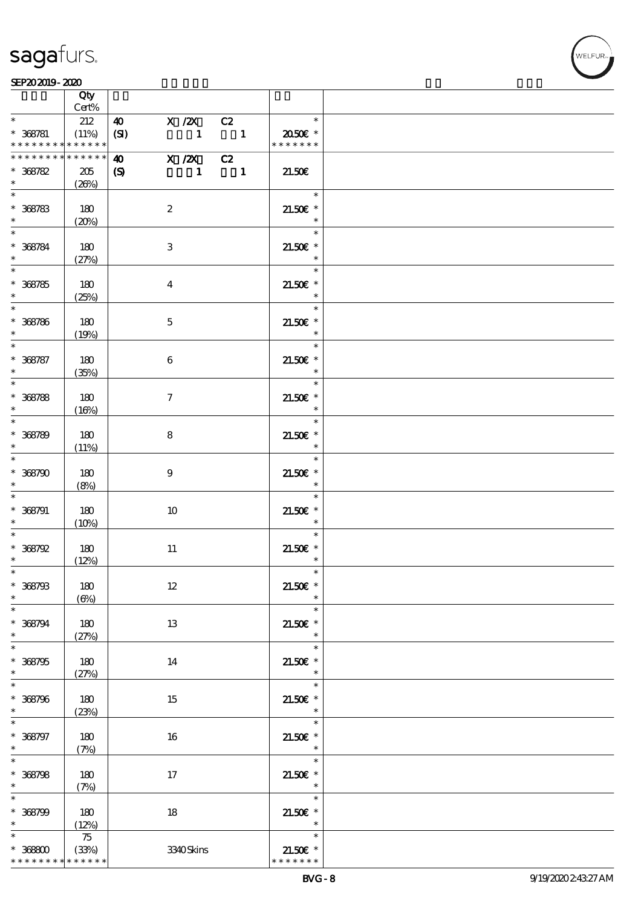| | Qty<br>Cert% | | | |
|---|---|---|---|---|
| * | 212 | 40 X /2X C2 | * | |
| * 368781 | (11%) | (SI) 1 1 | 20.50€ * | |
| * * * * * * * * * * * * * * | | | * * * * * * * | |
| * * * * * * * * * * * * * * | | 40 X /2X C2 | | |
| * 368782 | 205 | (S) 1 1 | 21.50€ | |
| * | (26%) | | | |
| * 368783 | 180<br>(20%) | 2 | 21.50€ * | |
| * 368784 | 180<br>(27%) | 3 | 21.50€ * | |
| * 368785 | 180<br>(25%) | 4 | 21.50€ * | |
| * 368786 | 180<br>(19%) | 5 | 21.50€ * | |
| * 368787 | 180<br>(35%) | 6 | 21.50€ * | |
| * 368788 | 180<br>(16%) | 7 | 21.50€ * | |
| * 368789 | 180<br>(11%) | 8 | 21.50€ * | |
| * 368790 | 180<br>(8%) | 9 | 21.50€ * | |
| * 368791 | 180<br>(10%) | 10 | 21.50€ * | |
| * 368792 | 180<br>(12%) | 11 | 21.50€ * | |
| * 368793 | 180<br>(6%) | 12 | 21.50€ * | |
| * 368794 | 180<br>(27%) | 13 | 21.50€ * | |
| * 368795 | 180<br>(27%) | 14 | 21.50€ * | |
| * 368796 | 180<br>(23%) | 15 | 21.50€ * | |
| * 368797 | 180<br>(7%) | 16 | 21.50€ * | |
| * 368798 | 180<br>(7%) | 17 | 21.50€ * | |
| * 368799 | 180<br>(12%) | 18 | 21.50€ * | |
| * 368800 | 75<br>(33%) | 3340 Skins | 21.50€ * | |
| * * * * * * * * * * * * * * | | | * * * * * * * | |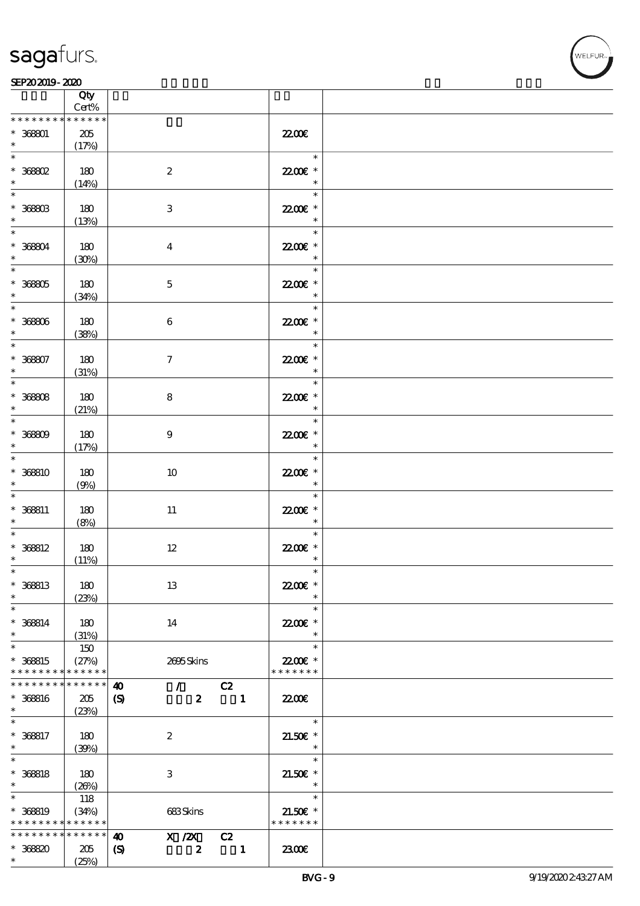| | Qty Cert% | | | |
|---|---|---|---|---|
| * * * * * * * * * * * * * * | | | | |
| * 368801 | 205 (17%) | | 22.00€ | |
| * 368802 | 180 (14%) | 2 | 22.00€ * | |
| * 368803 | 180 (13%) | 3 | 22.00€ * | |
| * 368804 | 180 (30%) | 4 | 22.00€ * | |
| * 368805 | 180 (34%) | 5 | 22.00€ * | |
| * 368806 | 180 (38%) | 6 | 22.00€ * | |
| * 368807 | 180 (31%) | 7 | 22.00€ * | |
| * 368808 | 180 (21%) | 8 | 22.00€ * | |
| * 368809 | 180 (17%) | 9 | 22.00€ * | |
| * 368810 | 180 (9%) | 10 | 22.00€ * | |
| * 368811 | 180 (8%) | 11 | 22.00€ * | |
| * 368812 | 180 (11%) | 12 | 22.00€ * | |
| * 368813 | 180 (23%) | 13 | 22.00€ * | |
| * 368814 | 180 (31%) | 14 | 22.00€ * | |
| * 368815 | 150 (27%) | 2695 Skins | 22.00€ * | |
| * * * * * * * * * * * * * * | | 40 (S) / 2 C2 1 | | |
| * 368816 | 205 (23%) | | 22.00€ | |
| * 368817 | 180 (39%) | 2 | 21.50€ * | |
| * 368818 | 180 (26%) | 3 | 21.50€ * | |
| * 368819 | 118 (34%) | 683 Skins | 21.50€ * | |
| * * * * * * * * * * * * * * | | 40 (S) X /2X 2 C2 1 | | |
| * 368820 | 205 (25%) | | 23.00€ | |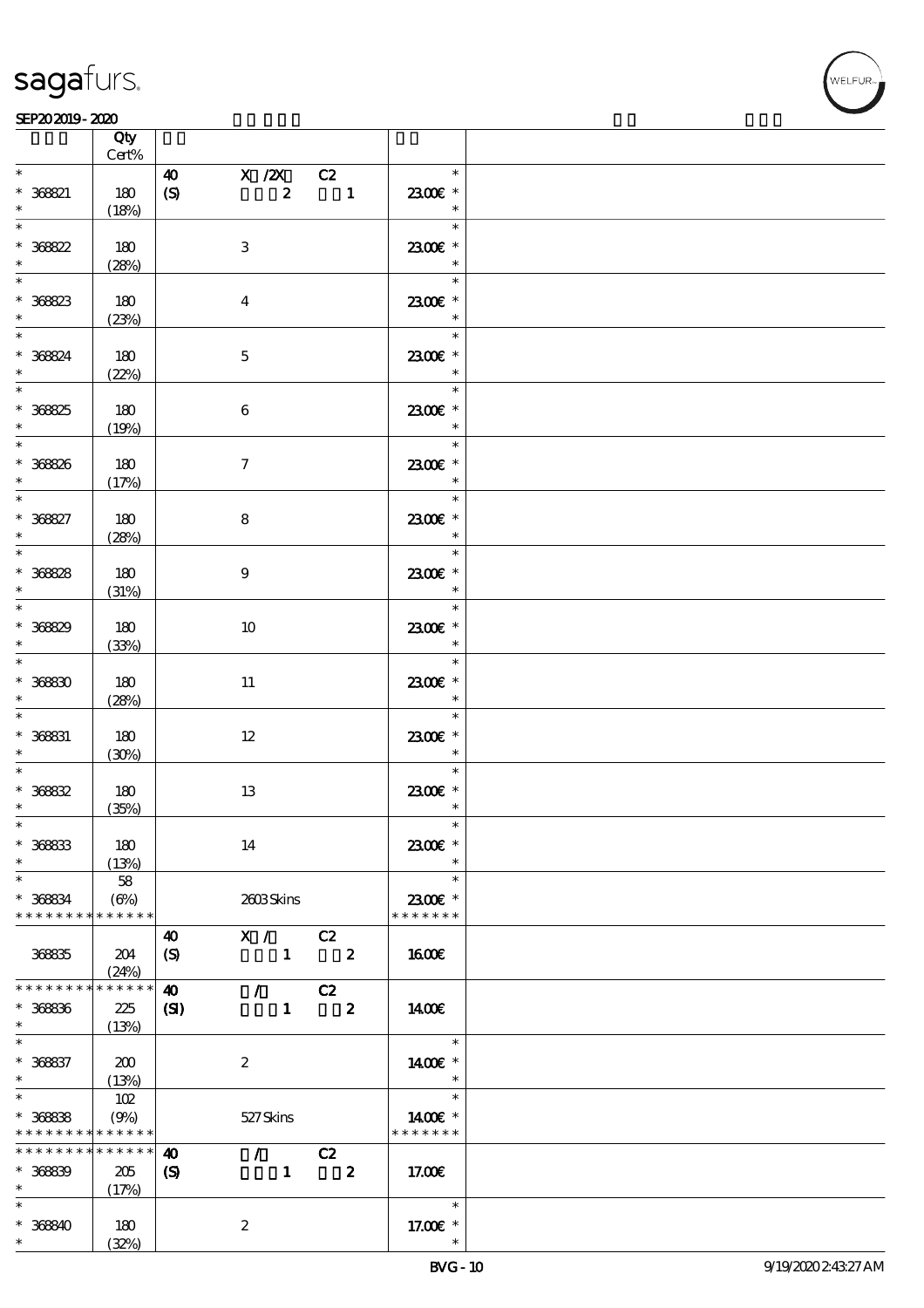| | Qty Cert% | | | | |
|---|---|---|---|---|---|
| * 368821 * | 180 (18%) | 40 (S) | X /2X 2 | C2 1 | * 23.00€ * * |
| * 368822 * | 180 (28%) | | 3 | | * 23.00€ * * |
| * 368823 * | 180 (23%) | | 4 | | * 23.00€ * * |
| * 368824 * | 180 (22%) | | 5 | | * 23.00€ * * |
| * 368825 * | 180 (19%) | | 6 | | * 23.00€ * * |
| * 368826 * | 180 (17%) | | 7 | | * 23.00€ * * |
| * 368827 * | 180 (28%) | | 8 | | * 23.00€ * * |
| * 368828 * | 180 (31%) | | 9 | | * 23.00€ * * |
| * 368829 * | 180 (33%) | | 10 | | * 23.00€ * * |
| * 368830 * | 180 (28%) | | 11 | | * 23.00€ * * |
| * 368831 * | 180 (30%) | | 12 | | * 23.00€ * * |
| * 368832 * | 180 (35%) | | 13 | | * 23.00€ * * |
| * 368833 * | 180 (13%) | | 14 | | * 23.00€ * * |
| * 368834 * * * * * * * * * * * * * | 58 (6%) | | 2603 Skins | | * 23.00€ * * * * * * * * |
| 368835 | 204 (24%) | 40 (S) | X / 1 | C2 2 | 16.00€ |
| * * * * * * * * * * * * * * 368836 * | 225 (13%) | 40 (SI) | / 1 | C2 2 | 14.00€ |
| * 368837 * | 200 (13%) | | 2 | | * 14.00€ * * |
| * 368838 * * * * * * * * * * * * * | 102 (9%) | | 527 Skins | | * 14.00€ * * * * * * * * |
| * * * * * * * * * * * * * * 368839 * | 205 (17%) | 40 (S) | / 1 | C2 2 | 17.00€ |
| * 368840 * | 180 (32%) | | 2 | | * 17.00€ * * |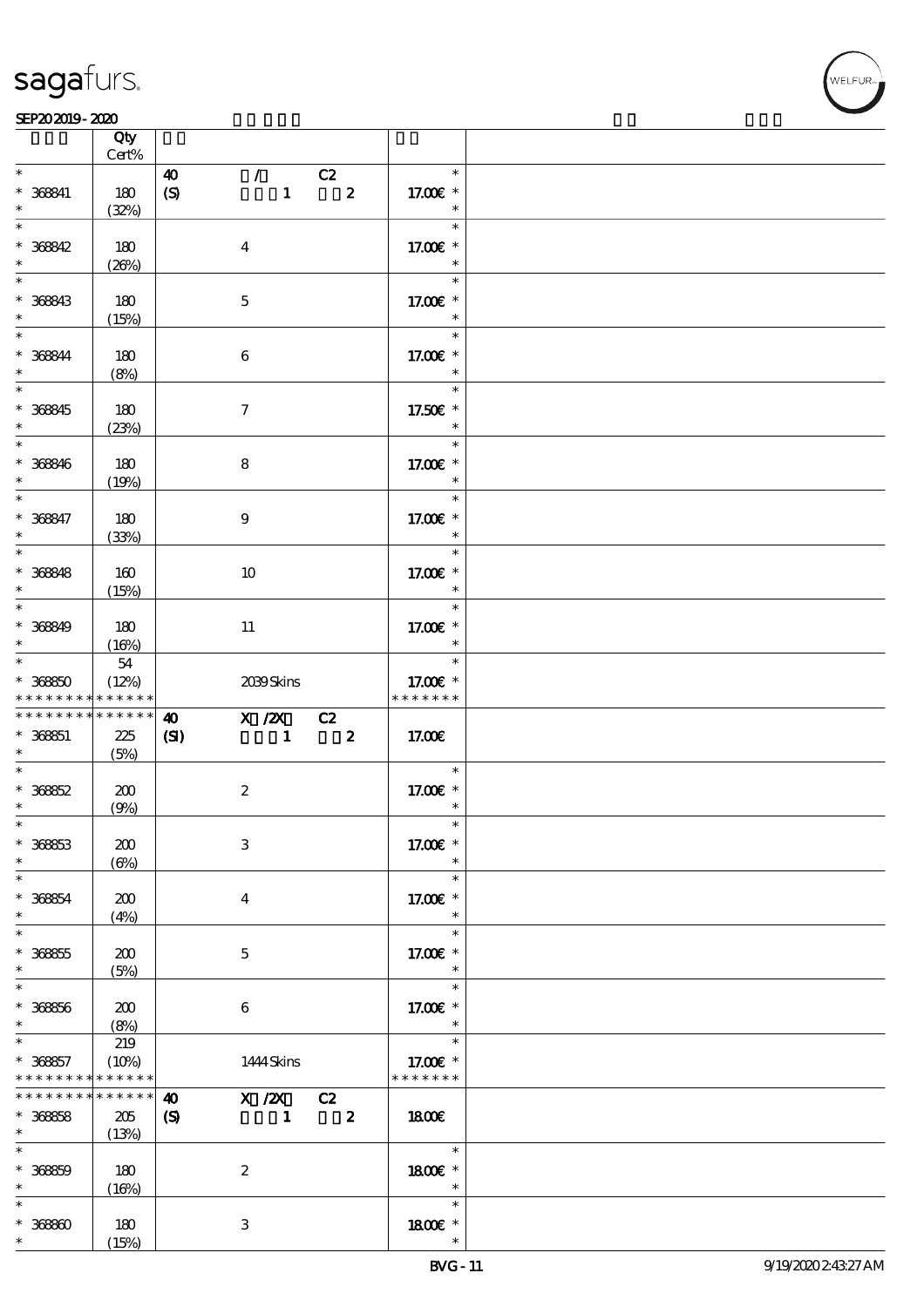| | Qty Cert% | | |
|---|---|---|---|
| * 368841 * | 180 (32%) | 40 / C2 (S) 1 2 | 17.00€ * |
| * 368842 * | 180 (26%) | 4 | 17.00€ * |
| * 368843 * | 180 (15%) | 5 | 17.00€ * |
| * 368844 * | 180 (8%) | 6 | 17.00€ * |
| * 368845 * | 180 (23%) | 7 | 17.50€ * |
| * 368846 * | 180 (19%) | 8 | 17.00€ * |
| * 368847 * | 180 (33%) | 9 | 17.00€ * |
| * 368848 * | 160 (15%) | 10 | 17.00€ * |
| * 368849 * | 180 (16%) | 11 | 17.00€ * |
| * 368850 * * * * * * * * * * * * * | 54 (12%) | 2039 Skins | 17.00€ * * * * * * * * |
| * * * * * * * * * * * * * * 368851 * | 225 (5%) | 40 X /2X C2 (SI) 1 2 | 17.00€ |
| * 368852 * | 200 (9%) | 2 | 17.00€ * |
| * 368853 * | 200 (6%) | 3 | 17.00€ * |
| * 368854 * | 200 (4%) | 4 | 17.00€ * |
| * 368855 * | 200 (5%) | 5 | 17.00€ * |
| * 368856 * | 200 (8%) | 6 | 17.00€ * |
| * 368857 * * * * * * * * * * * * * | 219 (10%) | 1444 Skins | 17.00€ * * * * * * * * |
| * * * * * * * * * * * * * * 368858 * | 205 (13%) | 40 X /2X C2 (S) 1 2 | 18.00€ |
| * 368859 * | 180 (16%) | 2 | 18.00€ * |
| * 368860 * | 180 (15%) | 3 | 18.00€ * |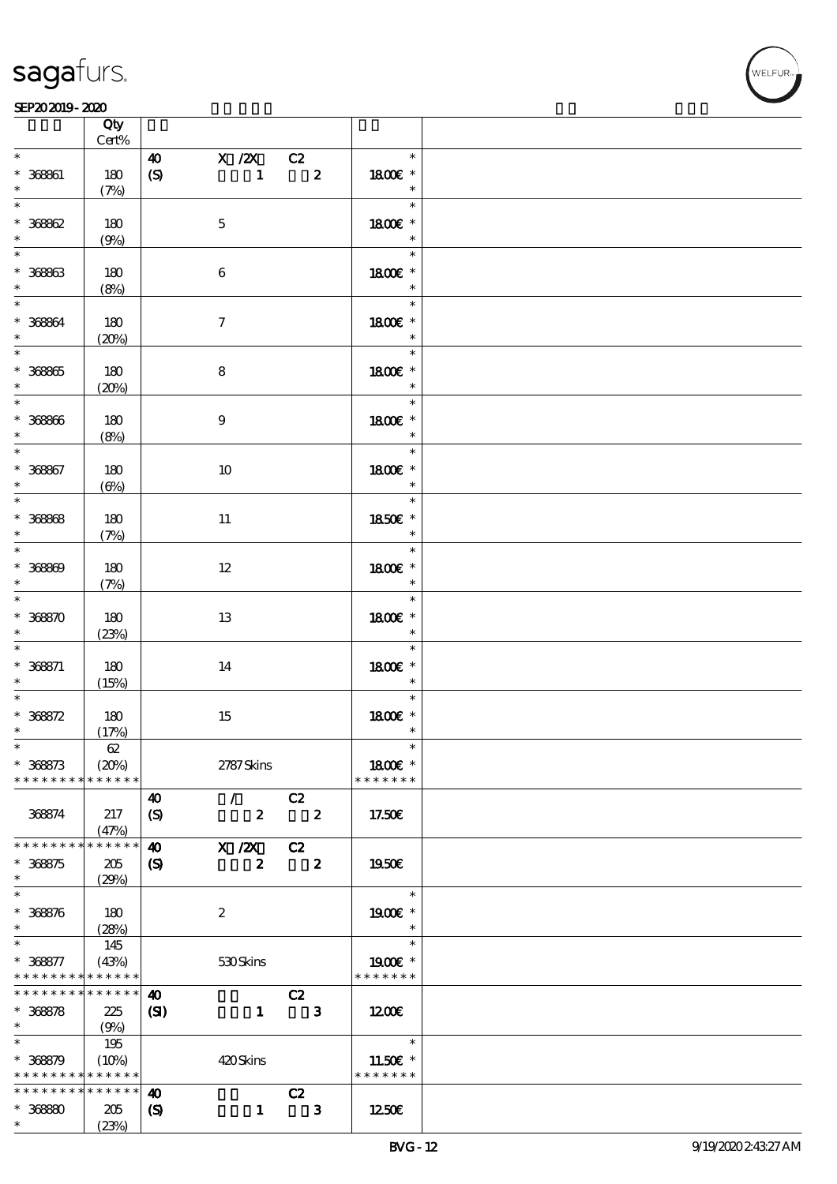| | Qty Cert% | | | | |
|---|---|---|---|---|---|
| * 368861 * | 180 (7%) | 40 (S) | X /2X 1 | C2 2 | * 18.00€ * * |
| * 368862 * | 180 (9%) | | 5 | | * 18.00€ * * |
| * 368863 * | 180 (8%) | | 6 | | * 18.00€ * * |
| * 368864 * | 180 (20%) | | 7 | | * 18.00€ * * |
| * 368865 * | 180 (20%) | | 8 | | * 18.00€ * * |
| * 368866 * | 180 (8%) | | 9 | | * 18.00€ * * |
| * 368867 * | 180 (6%) | | 10 | | * 18.00€ * * |
| * 368868 * | 180 (7%) | | 11 | | * 18.50€ * * |
| * 368869 * | 180 (7%) | | 12 | | * 18.00€ * * |
| * 368870 * | 180 (23%) | | 13 | | * 18.00€ * * |
| * 368871 * | 180 (15%) | | 14 | | * 18.00€ * * |
| * 368872 * | 180 (17%) | | 15 | | * 18.00€ * * |
| * 368873 * * * * * * * * * * * * * * | 62 (20%) | | 2787 Skins | | * 18.00€ * * * * * * * * |
| 368874 | 217 (47%) | 40 (S) | / 2 | C2 2 | 17.50€ |
| * * * * * * * * * * * * * * 368875 * | 205 (29%) | 40 (S) | X /2X 2 | C2 2 | 19.50€ |
| * 368876 * | 180 (28%) | | 2 | | * 19.00€ * * |
| * 368877 * * * * * * * * * * * * * * | 145 (43%) | | 530 Skins | | * 19.00€ * * * * * * * * |
| * * * * * * * * * * * * * * 368878 * | 225 (9%) | 40 (SI) | 1 | C2 3 | 12.00€ |
| * 368879 * * * * * * * * * * * * * * | 195 (10%) | | 420 Skins | | * 11.50€ * * * * * * * * |
| * * * * * * * * * * * * * * 368880 * | 205 (23%) | 40 (S) | 1 | C2 3 | 12.50€ |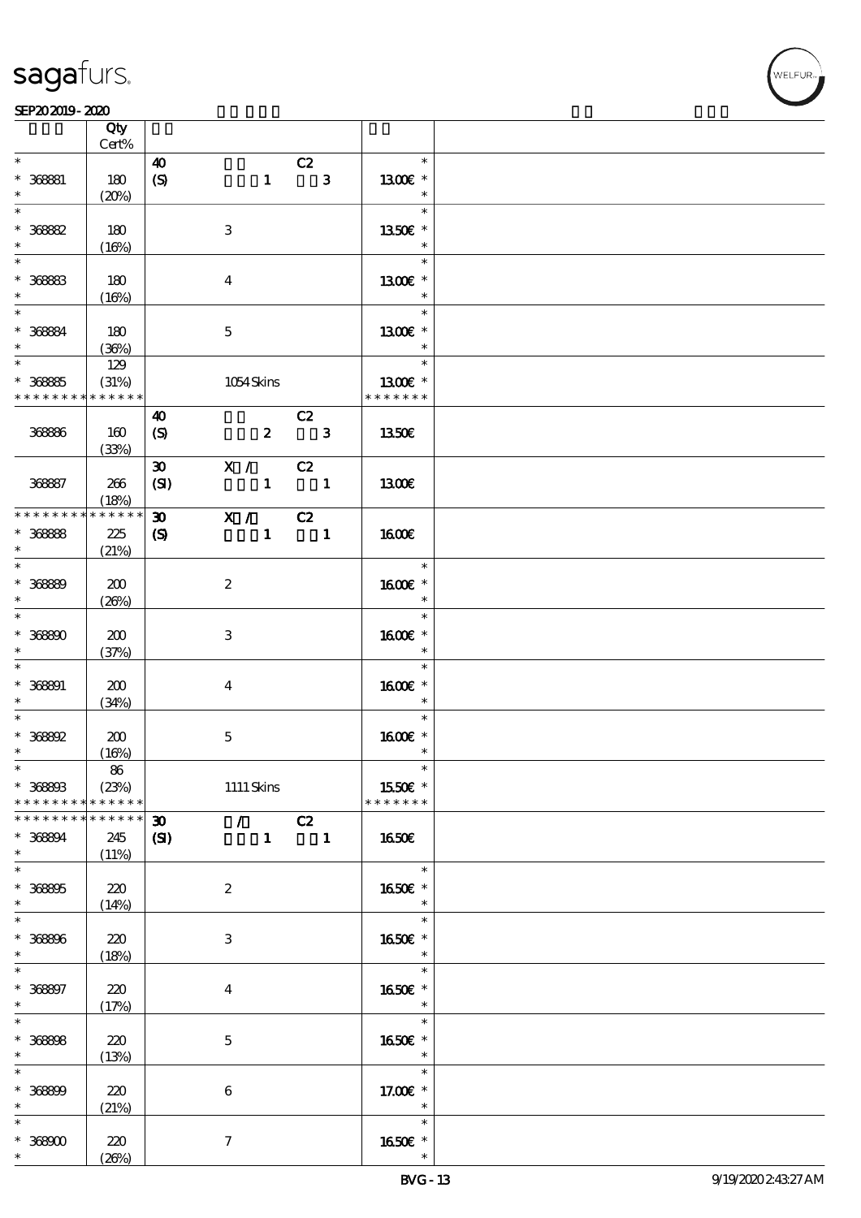| | Qty<br>Cert% | | | | |
|---|---|---|---|---|---|
| * | | 40 | C2 | * | |
| * 368881 | 180 | (S) 1 | 3 | 13.00€ * | |
| * | (20%) | | | * | |
| * | | | | * | |
| * 368882 | 180 | 3 | | 13.50€ * | |
| * | (16%) | | | * | |
| * | | | | * | |
| * 368883 | 180 | 4 | | 13.00€ * | |
| * | (16%) | | | * | |
| * | | | | * | |
| * 368884 | 180 | 5 | | 13.00€ * | |
| * | (36%) | | | * | |
| * | 129 | | | * | |
| * 368885 | (31%) | 1054 Skins | | 13.00€ * | |
| * * * * * * * * * * * * * * | | | | * * * * * * * | |
| | | 40 | C2 | | |
| 368886 | 160 | (S) 2 | 3 | 13.50€ | |
| | (33%) | | | | |
| | | 30 X / | C2 | | |
| 368887 | 266 | (SI) 1 | 1 | 13.00€ | |
| | (18%) | | | | |
| * * * * * * * * * * * * * * | | 30 X / | C2 | | |
| * 368888 | 225 | (S) 1 | 1 | 16.00€ | |
| * | (21%) | | | | |
| * | | | | * | |
| * 368889 | 200 | 2 | | 16.00€ * | |
| * | (26%) | | | * | |
| * | | | | * | |
| * 368890 | 200 | 3 | | 16.00€ * | |
| * | (37%) | | | * | |
| * | | | | * | |
| * 368891 | 200 | 4 | | 16.00€ * | |
| * | (34%) | | | * | |
| * | | | | * | |
| * 368892 | 200 | 5 | | 16.00€ * | |
| * | (16%) | | | * | |
| * | 86 | | | * | |
| * 368893 | (23%) | 1111 Skins | | 15.50€ * | |
| * * * * * * * * * * * * * * | | | | * * * * * * * | |
| * * * * * * * * * * * * * * | | 30 / | C2 | | |
| * 368894 | 245 | (SI) 1 | 1 | 16.50€ | |
| * | (11%) | | | | |
| * | | | | * | |
| * 368895 | 220 | 2 | | 16.50€ * | |
| * | (14%) | | | * | |
| * | | | | * | |
| * 368896 | 220 | 3 | | 16.50€ * | |
| * | (18%) | | | * | |
| * | | | | * | |
| * 368897 | 220 | 4 | | 16.50€ * | |
| * | (17%) | | | * | |
| * | | | | * | |
| * 368898 | 220 | 5 | | 16.50€ * | |
| * | (13%) | | | * | |
| * | | | | * | |
| * 368899 | 220 | 6 | | 17.00€ * | |
| * | (21%) | | | * | |
| * | | | | * | |
| * 368900 | 220 | 7 | | 16.50€ * | |
| * | (26%) | | | * | |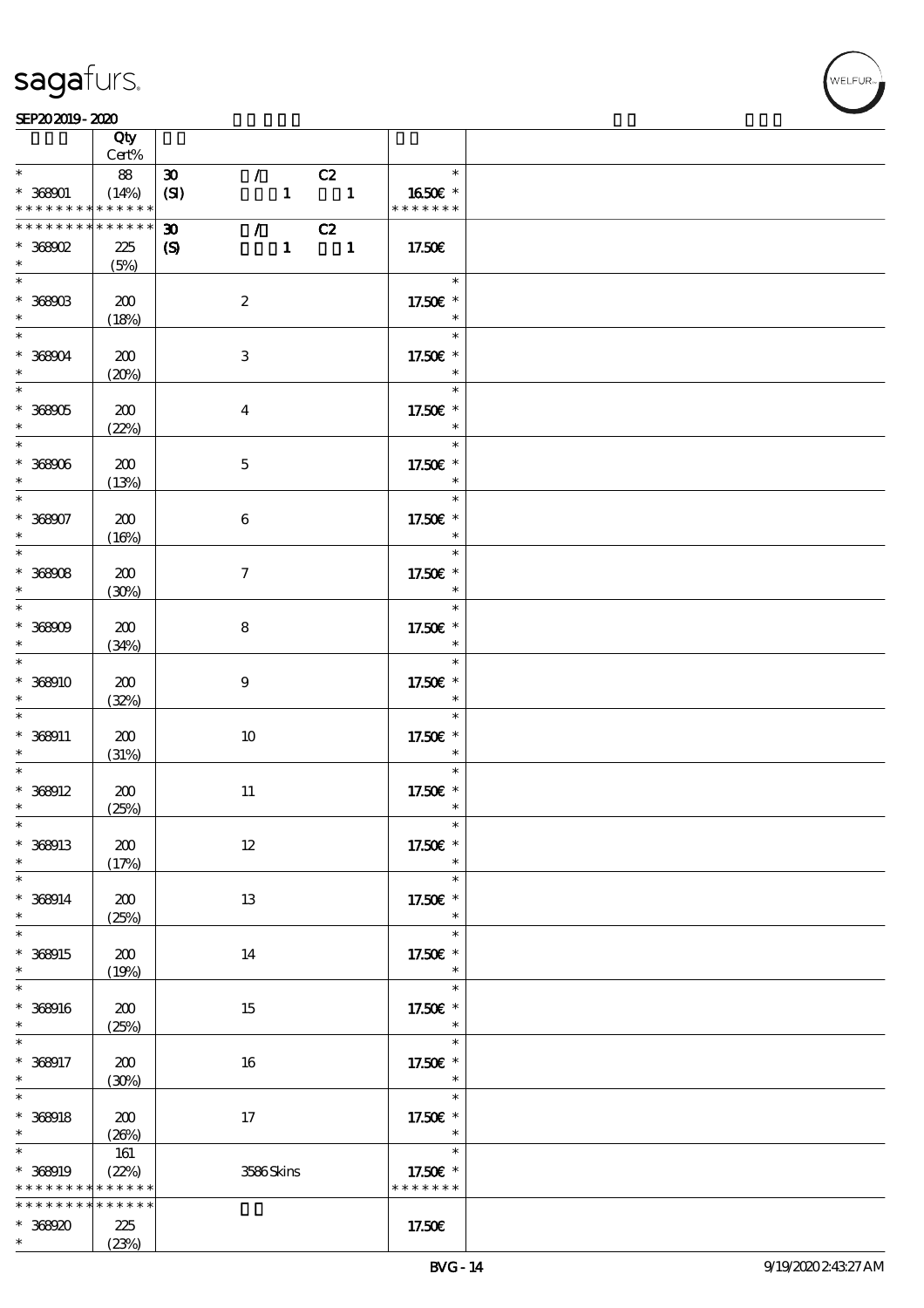| | Qty Cert% | | | | | |
|---|---|---|---|---|---|---|
| * * 368901 * * * * * * * * * * * * * * | 88 (14%) | 30 (SI) | / 1 | C2 1 | * 16.50€ * * * * * * * * | |
| * * * * * * * * * * * * * * * 368902 * | 225 (5%) | 30 (S) | / 1 | C2 1 | 17.50€ | |
| * * 368903 * | 200 (18%) | | 2 | | * 17.50€ * * | |
| * * 368904 * | 200 (20%) | | 3 | | * 17.50€ * * | |
| * * 368905 * | 200 (22%) | | 4 | | * 17.50€ * * | |
| * * 368906 * | 200 (13%) | | 5 | | * 17.50€ * * | |
| * * 368907 * | 200 (16%) | | 6 | | * 17.50€ * * | |
| * * 368908 * | 200 (30%) | | 7 | | * 17.50€ * * | |
| * * 368909 * | 200 (34%) | | 8 | | * 17.50€ * * | |
| * * 368910 * | 200 (32%) | | 9 | | * 17.50€ * * | |
| * * 368911 * | 200 (31%) | | 10 | | * 17.50€ * * | |
| * * 368912 * | 200 (25%) | | 11 | | * 17.50€ * * | |
| * * 368913 * | 200 (17%) | | 12 | | * 17.50€ * * | |
| * * 368914 * | 200 (25%) | | 13 | | * 17.50€ * * | |
| * * 368915 * | 200 (19%) | | 14 | | * 17.50€ * * | |
| * * 368916 * | 200 (25%) | | 15 | | * 17.50€ * * | |
| * * 368917 * | 200 (30%) | | 16 | | * 17.50€ * * | |
| * * 368918 * | 200 (26%) | | 17 | | * 17.50€ * * | |
| * * 368919 * * * * * * * * * * * * * * | 161 (22%) | | 3586 Skins | | * 17.50€ * * * * * * * * | |
| * * * * * * * * * * * * * * * 368920 * | 225 (23%) | | | | 17.50€ | |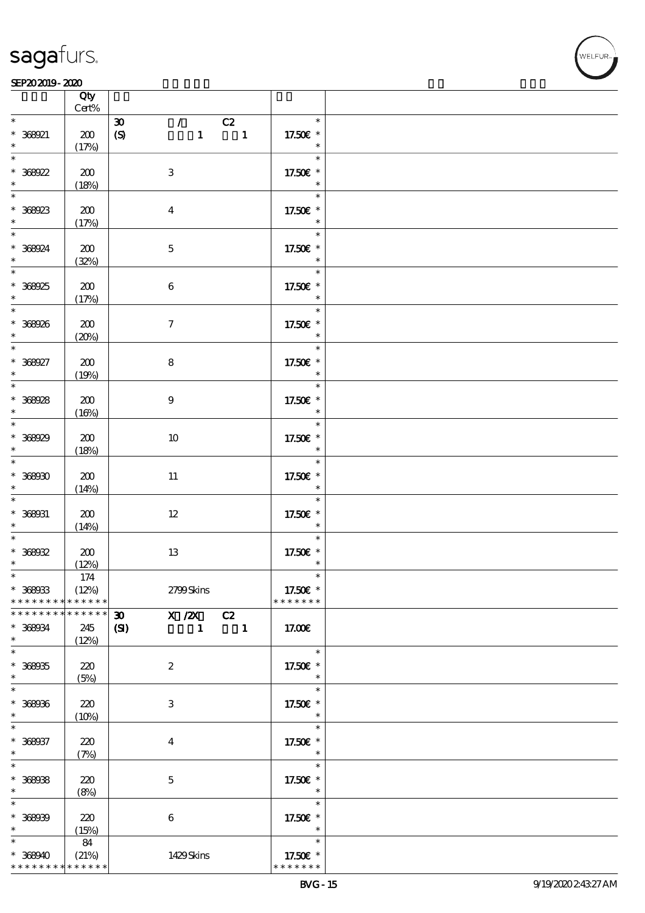| | Qty Cert% | | |
|---|---|---|---|
| * 368921 * | 200 (17%) | 30 / C2 (S) 1 1 | * 17.50€ * * |
| * 368922 * | 200 (18%) | 3 | * 17.50€ * * |
| * 368923 * | 200 (17%) | 4 | * 17.50€ * * |
| * 368924 * | 200 (32%) | 5 | * 17.50€ * * |
| * 368925 * | 200 (17%) | 6 | * 17.50€ * * |
| * 368926 * | 200 (20%) | 7 | * 17.50€ * * |
| * 368927 * | 200 (19%) | 8 | * 17.50€ * * |
| * 368928 * | 200 (16%) | 9 | * 17.50€ * * |
| * 368929 * | 200 (18%) | 10 | * 17.50€ * * |
| * 368930 * | 200 (14%) | 11 | * 17.50€ * * |
| * 368931 * | 200 (14%) | 12 | * 17.50€ * * |
| * 368932 * | 200 (12%) | 13 | * 17.50€ * * |
| * 368933 * * * * * * * * * * * * * * | 174 (12%) | 2799 Skins | * 17.50€ * * * * * * * * |
| * * * * * * * * * * * * * * 368934 * | 245 (12%) | 30 X /2X C2 (SI) 1 1 | 17.00€ |
| * 368935 * | 220 (5%) | 2 | * 17.50€ * * |
| * 368936 * | 220 (10%) | 3 | * 17.50€ * * |
| * 368937 * | 220 (7%) | 4 | * 17.50€ * * |
| * 368938 * | 220 (8%) | 5 | * 17.50€ * * |
| * 368939 * | 220 (15%) | 6 | * 17.50€ * * |
| * 368940 * * * * * * * * * * * * * * | 84 (21%) | 1429 Skins | * 17.50€ * * * * * * * * |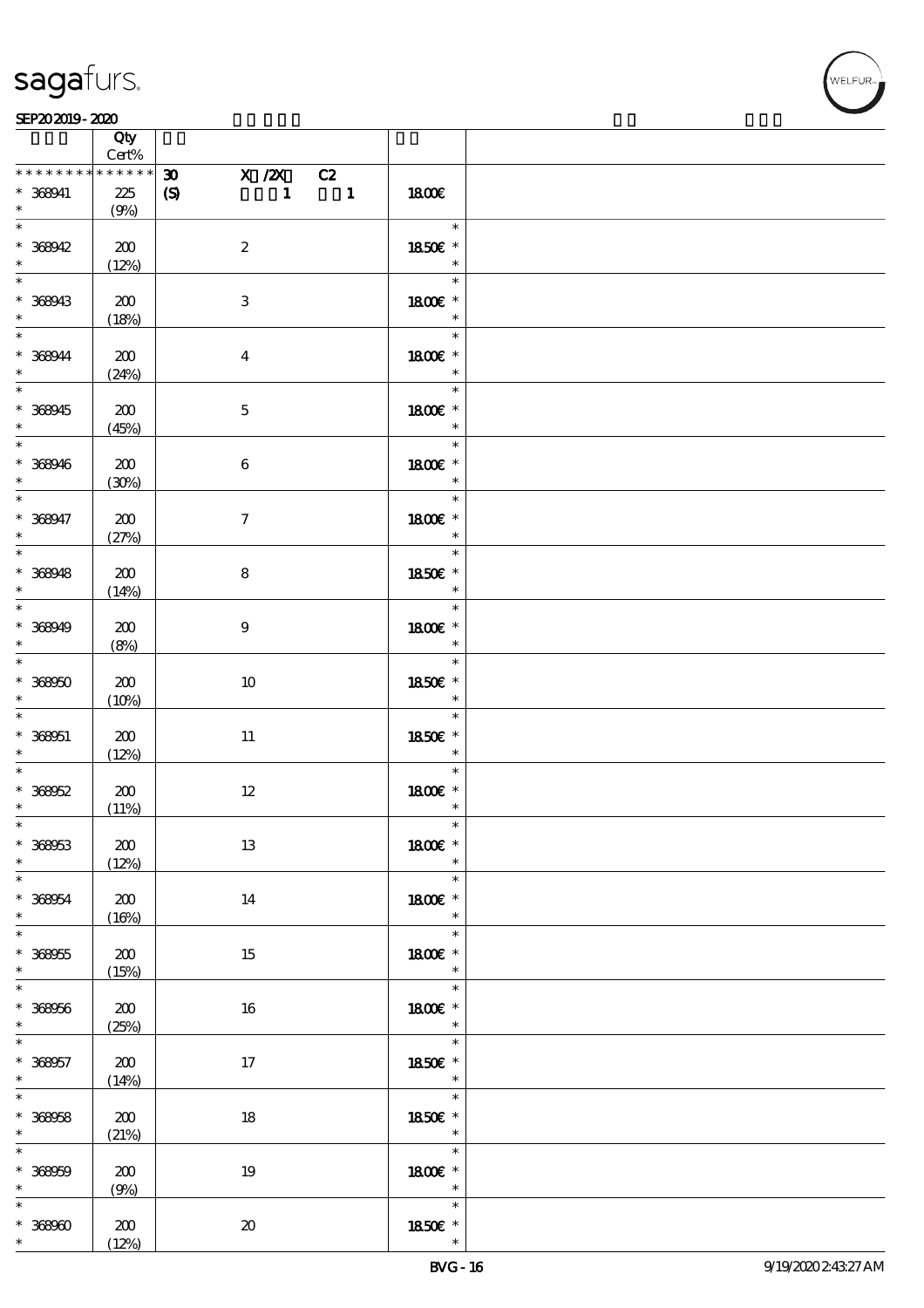| | Qty Cert% | | | |
|---|---|---|---|---|
| ************** | 30 | X /2X C2 | | |
| * 368941 | 225 | (S) 1 1 | 1800€ | |
| * | (9%) | | | |
| * 368942 | 200 | 2 | 1850€ * | |
| * | (12%) | | | |
| * 368943 | 200 | 3 | 1800€ * | |
| * | (18%) | | | |
| * 368944 | 200 | 4 | 1800€ * | |
| * | (24%) | | | |
| * 368945 | 200 | 5 | 1800€ * | |
| * | (45%) | | | |
| * 368946 | 200 | 6 | 1800€ * | |
| * | (30%) | | | |
| * 368947 | 200 | 7 | 1800€ * | |
| * | (27%) | | | |
| * 368948 | 200 | 8 | 1850€ * | |
| * | (14%) | | | |
| * 368949 | 200 | 9 | 1800€ * | |
| * | (8%) | | | |
| * 368950 | 200 | 10 | 1850€ * | |
| * | (10%) | | | |
| * 368951 | 200 | 11 | 1850€ * | |
| * | (12%) | | | |
| * 368952 | 200 | 12 | 1800€ * | |
| * | (11%) | | | |
| * 368953 | 200 | 13 | 1800€ * | |
| * | (12%) | | | |
| * 368954 | 200 | 14 | 1800€ * | |
| * | (16%) | | | |
| * 368955 | 200 | 15 | 1800€ * | |
| * | (15%) | | | |
| * 368956 | 200 | 16 | 1800€ * | |
| * | (25%) | | | |
| * 368957 | 200 | 17 | 1850€ * | |
| * | (14%) | | | |
| * 368958 | 200 | 18 | 1850€ * | |
| * | (21%) | | | |
| * 368959 | 200 | 19 | 1800€ * | |
| * | (9%) | | | |
| * 368960 | 200 | 20 | 1850€ * | |
| * | (12%) | | | |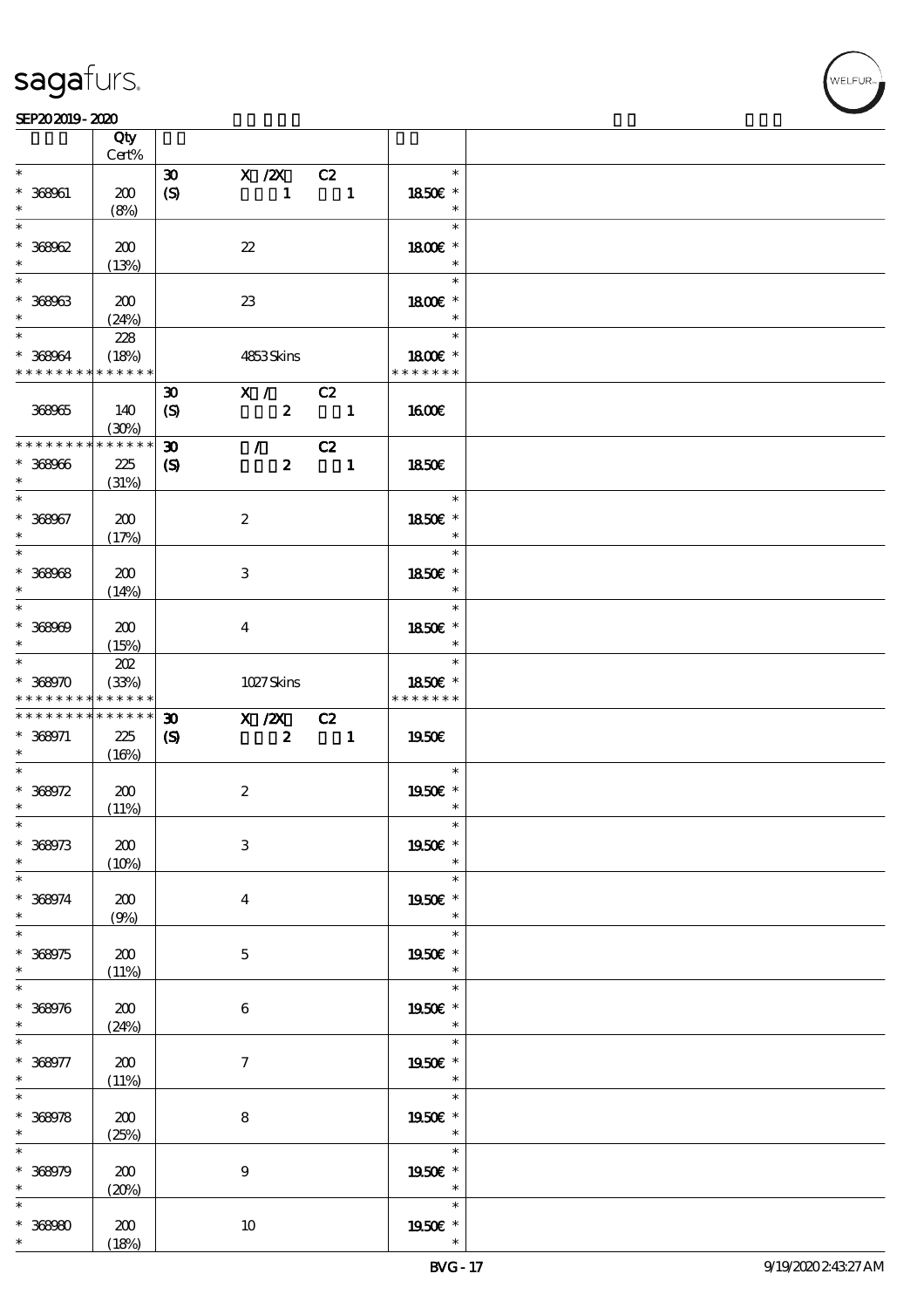| | Qty Cert% | | | | |
|---|---|---|---|---|---|
| * | | 30 | X /2X | C2 | * |
| * 368961 | 200 | (S) | 1 | 1 | 18.50€ * |
| * | (8%) | | | | * |
| * | | | | | * |
| * 368962 | 200 | | 22 | | 18.00€ * |
| * | (13%) | | | | * |
| * | | | | | * |
| * 368963 | 200 | | 23 | | 18.00€ * |
| * | (24%) | | | | * |
| * | 228 | | | | * |
| * 368964 | (18%) | | 4853 Skins | | 18.00€ * |
| * * * * * * * * * * * * * * | | | | | * * * * * * * |
| | | 30 | X / | C2 | |
| 368965 | 140 | (S) | 2 | 1 | 16.00€ |
| | (30%) | | | | |
| * * * * * * * * * * * * * * | | 30 | / | C2 | |
| * 368966 | 225 | (S) | 2 | 1 | 18.50€ |
| * | (31%) | | | | |
| * | | | | | * |
| * 368967 | 200 | | 2 | | 18.50€ * |
| * | (17%) | | | | * |
| * | | | | | * |
| * 368968 | 200 | | 3 | | 18.50€ * |
| * | (14%) | | | | * |
| * | | | | | * |
| * 368969 | 200 | | 4 | | 18.50€ * |
| * | (15%) | | | | * |
| * | 202 | | | | * |
| * 368970 | (33%) | | 1027 Skins | | 18.50€ * |
| * * * * * * * * * * * * * * | | | | | * * * * * * * |
| * * * * * * * * * * * * * * | | 30 | X /2X | C2 | |
| * 368971 | 225 | (S) | 2 | 1 | 19.50€ |
| * | (16%) | | | | |
| * | | | | | * |
| * 368972 | 200 | | 2 | | 19.50€ * |
| * | (11%) | | | | * |
| * | | | | | * |
| * 368973 | 200 | | 3 | | 19.50€ * |
| * | (10%) | | | | * |
| * | | | | | * |
| * 368974 | 200 | | 4 | | 19.50€ * |
| * | (9%) | | | | * |
| * | | | | | * |
| * 368975 | 200 | | 5 | | 19.50€ * |
| * | (11%) | | | | * |
| * | | | | | * |
| * 368976 | 200 | | 6 | | 19.50€ * |
| * | (24%) | | | | * |
| * | | | | | * |
| * 368977 | 200 | | 7 | | 19.50€ * |
| * | (11%) | | | | * |
| * | | | | | * |
| * 368978 | 200 | | 8 | | 19.50€ * |
| * | (25%) | | | | * |
| * | | | | | * |
| * 368979 | 200 | | 9 | | 19.50€ * |
| * | (20%) | | | | * |
| * | | | | | * |
| * 368980 | 200 | | 10 | | 19.50€ * |
| * | (18%) | | | | * |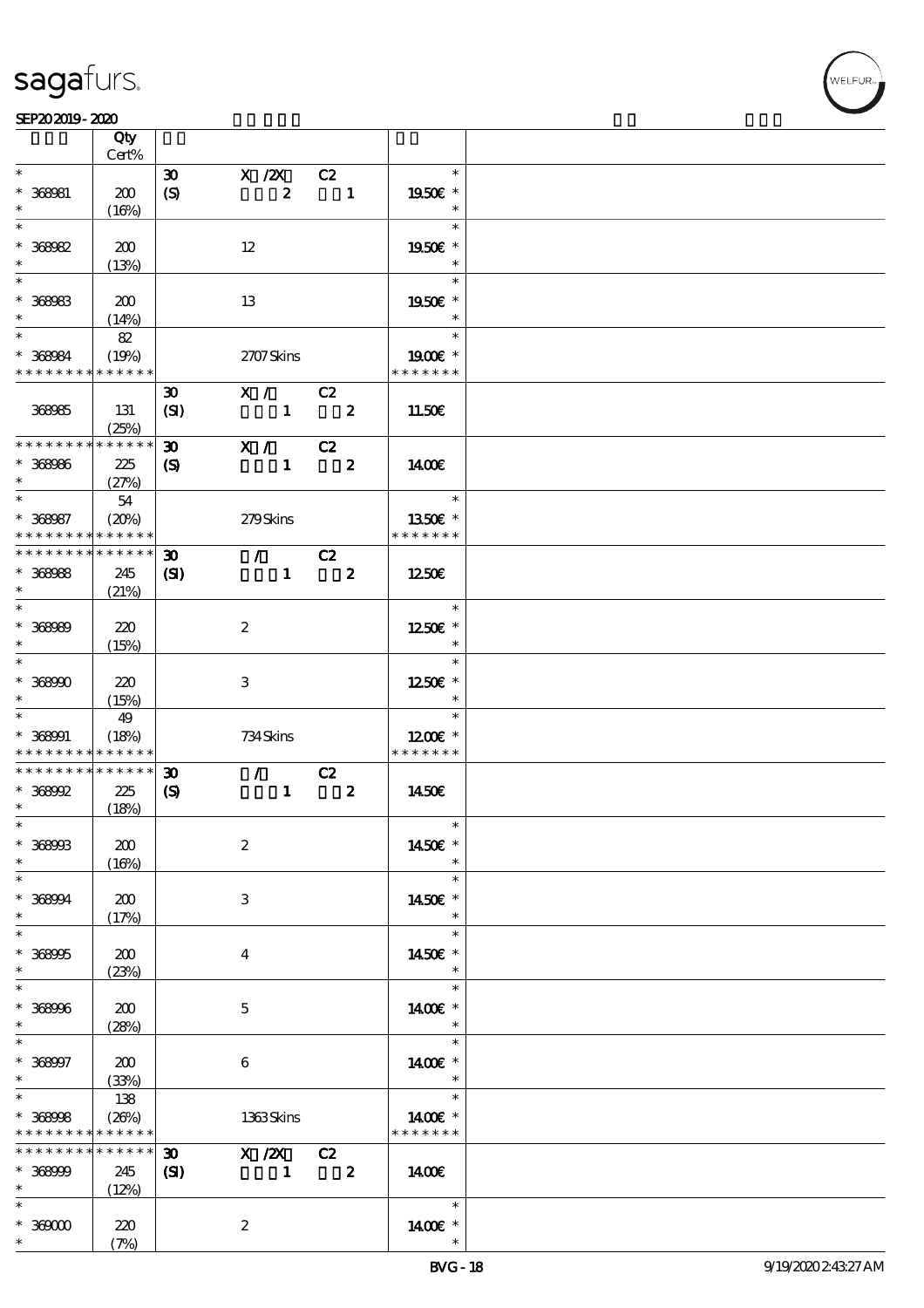| | Qty Cert% | | | |
|---|---|---|---|---|
| * | | 30 | X /2X C2 | * |
| * 368981 | 200 | (S) | 2 1 | 19.50€ * |
| * | (16%) | | | * |
| * | | | | * |
| * 368982 | 200 | | 12 | 19.50€ * |
| * | (13%) | | | * |
| * | | | | * |
| * 368983 | 200 | | 13 | 19.50€ * |
| * | (14%) | | | * |
| * | 82 | | | * |
| * 368984 | (19%) | | 2707 Skins | 19.00€ * |
| * * * * * * * * * * * * * * | | | | * * * * * * * |
| | | 30 | X / C2 | |
| 368985 | 131 | (SI) | 1 2 | 11.50€ |
| | (25%) | | | |
| * * * * * * * * * * * * * * | | 30 | X / C2 | |
| * 368986 | 225 | (S) | 1 2 | 14.00€ |
| * | (27%) | | | |
| * | 54 | | | * |
| * 368987 | (20%) | | 279 Skins | 13.50€ * |
| * * * * * * * * * * * * * * | | | | * * * * * * * |
| * * * * * * * * * * * * * * | | 30 | / C2 | |
| * 368988 | 245 | (SI) | 1 2 | 12.50€ |
| * | (21%) | | | |
| * | | | | * |
| * 368989 | 220 | | 2 | 12.50€ * |
| * | (15%) | | | * |
| * | | | | * |
| * 368990 | 220 | | 3 | 12.50€ * |
| * | (15%) | | | * |
| * | 49 | | | * |
| * 368991 | (18%) | | 734 Skins | 12.00€ * |
| * * * * * * * * * * * * * * | | | | * * * * * * * |
| * * * * * * * * * * * * * * | | 30 | / C2 | |
| * 368992 | 225 | (S) | 1 2 | 14.50€ |
| * | (18%) | | | |
| * | | | | * |
| * 368993 | 200 | | 2 | 14.50€ * |
| * | (16%) | | | * |
| * | | | | * |
| * 368994 | 200 | | 3 | 14.50€ * |
| * | (17%) | | | * |
| * | | | | * |
| * 368995 | 200 | | 4 | 14.50€ * |
| * | (23%) | | | * |
| * | | | | * |
| * 368996 | 200 | | 5 | 14.00€ * |
| * | (28%) | | | * |
| * | | | | * |
| * 368997 | 200 | | 6 | 14.00€ * |
| * | (33%) | | | * |
| * | 138 | | | * |
| * 368998 | (26%) | | 1363 Skins | 14.00€ * |
| * * * * * * * * * * * * * * | | | | * * * * * * * |
| * * * * * * * * * * * * * * | | 30 | X /2X C2 | |
| * 368999 | 245 | (SI) | 1 2 | 14.00€ |
| * | (12%) | | | |
| * | | | | * |
| * 369000 | 220 | | 2 | 14.00€ * |
| * | (7%) | | | * |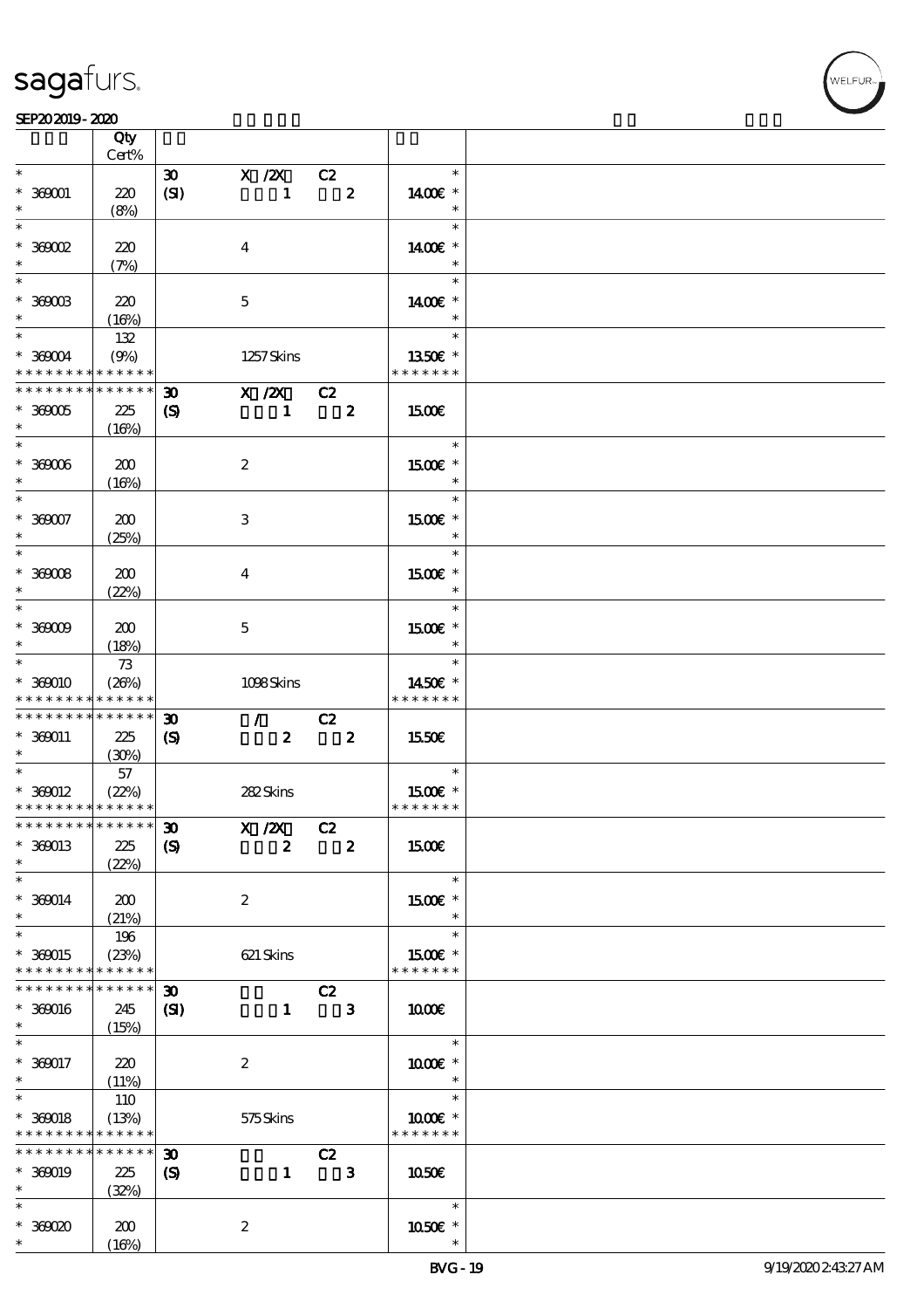| | Qty Cert% | | | | |
|---|---|---|---|---|---|
| * | | 30 | X /2X | C2 | * |
| * 369001 | 220 | (SI) | 1 | 2 | 1400€ * |
| * | (8%) | | | | * |
| * | | | | | * |
| * 369002 | 220 | | 4 | | 1400€ * |
| * | (7%) | | | | * |
| * | | | | | * |
| * 369003 | 220 | | 5 | | 1400€ * |
| * | (16%) | | | | * |
| * | 132 | | | | * |
| * 369004 | (9%) | | 1257 Skins | | 1350€ * |
| * * * * * * * * * * * * * * | | | | | * * * * * * * |
| * * * * * * * * * * * * * * | | 30 | X /2X | C2 | |
| * 369005 | 225 | (S) | 1 | 2 | 1500€ |
| * | (16%) | | | | |
| * | | | | | * |
| * 369006 | 200 | | 2 | | 1500€ * |
| * | (16%) | | | | * |
| * | | | | | * |
| * 369007 | 200 | | 3 | | 1500€ * |
| * | (25%) | | | | * |
| * | | | | | * |
| * 369008 | 200 | | 4 | | 1500€ * |
| * | (22%) | | | | * |
| * | | | | | * |
| * 369009 | 200 | | 5 | | 1500€ * |
| * | (18%) | | | | * |
| * | 73 | | | | * |
| * 369010 | (26%) | | 1098 Skins | | 1450€ * |
| * * * * * * * * * * * * * * | | | | | * * * * * * * |
| * * * * * * * * * * * * * * | | 30 | / | C2 | |
| * 369011 | 225 | (S) | 2 | 2 | 1550€ |
| * | (30%) | | | | |
| * | 57 | | | | * |
| * 369012 | (22%) | | 282 Skins | | 1500€ * |
| * * * * * * * * * * * * * * | | | | | * * * * * * * |
| * * * * * * * * * * * * * * | | 30 | X /2X | C2 | |
| * 369013 | 225 | (S) | 2 | 2 | 1500€ |
| * | (22%) | | | | |
| * | | | | | * |
| * 369014 | 200 | | 2 | | 1500€ * |
| * | (21%) | | | | * |
| * | 196 | | | | * |
| * 369015 | (23%) | | 621 Skins | | 1500€ * |
| * * * * * * * * * * * * * * | | | | | * * * * * * * |
| * * * * * * * * * * * * * * | | 30 | | C2 | |
| * 369016 | 245 | (SI) | 1 | 3 | 1000€ |
| * | (15%) | | | | |
| * | | | | | * |
| * 369017 | 220 | | 2 | | 1000€ * |
| * | (11%) | | | | * |
| * | 110 | | | | * |
| * 369018 | (13%) | | 575 Skins | | 1000€ * |
| * * * * * * * * * * * * * * | | | | | * * * * * * * |
| * * * * * * * * * * * * * * | | 30 | | C2 | |
| * 369019 | 225 | (S) | 1 | 3 | 1050€ |
| * | (32%) | | | | |
| * | | | | | * |
| * 369020 | 200 | | 2 | | 1050€ * |
| * | (16%) | | | | * |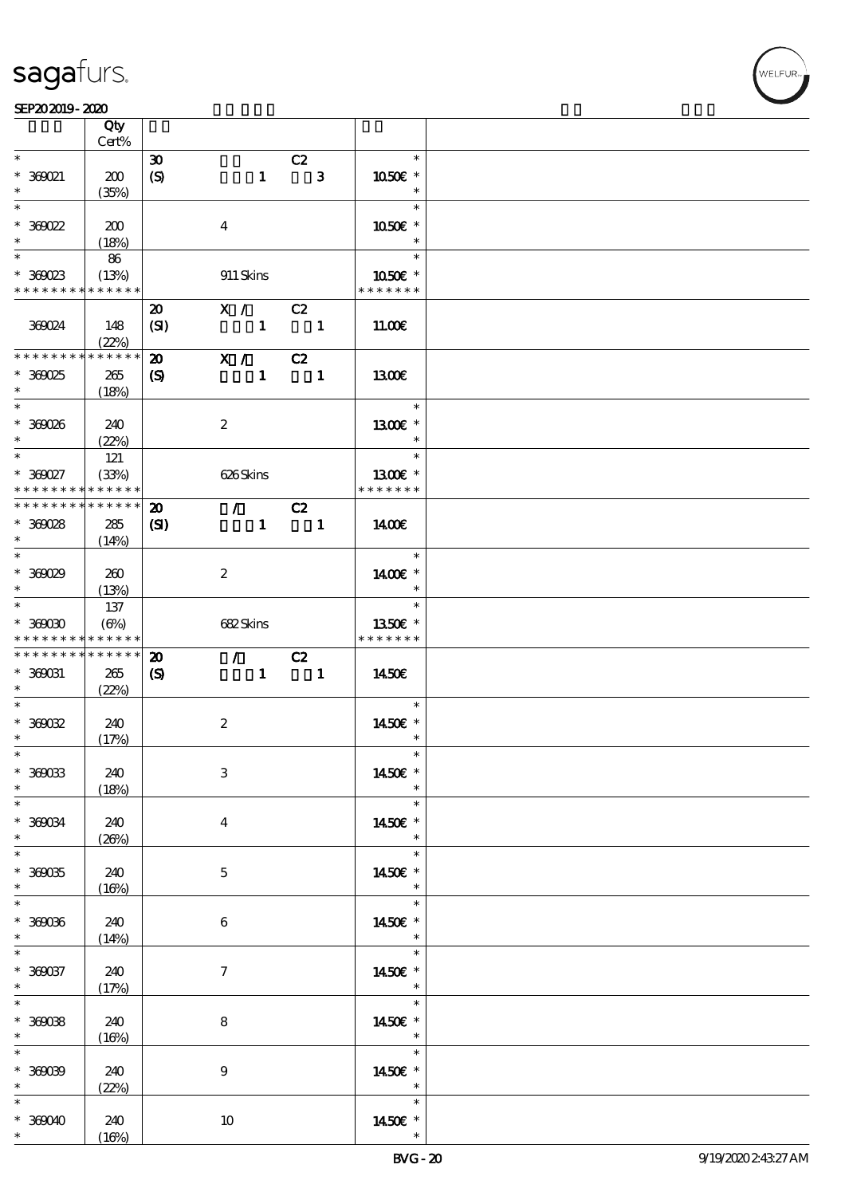| | Qty<br>Cert% | | | | | |
|---|---|---|---|---|---|---|
| * | | 30 | | C2 | * | |
| * 369021 | 200 | (S) | 1 | 3 | 10.50€ * | |
| * | (35%) | | | | * | |
| * | | | | | * | |
| * 369022 | 200 | | 4 | | 10.50€ * | |
| * | (18%) | | | | * | |
| * | 86 | | | | * | |
| * 369023 | (13%) | | 911 Skins | | 10.50€ * | |
| * * * * * * * * * * * * * * | | | | | * * * * * * * | |
| | | 20 | X / | C2 | | |
| 369024 | 148 | (SI) | 1 | 1 | 11.00€ | |
| | (22%) | | | | | |
| * * * * * * * * * * * * * * | | 20 | X / | C2 | | |
| * 369025 | 265 | (S) | 1 | 1 | 13.00€ | |
| * | (18%) | | | | | |
| * | | | | | * | |
| * 369026 | 240 | | 2 | | 13.00€ * | |
| * | (22%) | | | | * | |
| * | 121 | | | | * | |
| * 369027 | (33%) | | 626 Skins | | 13.00€ * | |
| * * * * * * * * * * * * * * | | | | | * * * * * * * | |
| * * * * * * * * * * * * * * | | 20 | / | C2 | | |
| * 369028 | 285 | (SI) | 1 | 1 | 14.00€ | |
| * | (14%) | | | | | |
| * | | | | | * | |
| * 369029 | 260 | | 2 | | 14.00€ * | |
| * | (13%) | | | | * | |
| * | 137 | | | | * | |
| * 369030 | (6%) | | 682 Skins | | 13.50€ * | |
| * * * * * * * * * * * * * * | | | | | * * * * * * * | |
| * * * * * * * * * * * * * * | | 20 | / | C2 | | |
| * 369031 | 265 | (S) | 1 | 1 | 14.50€ | |
| * | (22%) | | | | | |
| * | | | | | * | |
| * 369032 | 240 | | 2 | | 14.50€ * | |
| * | (17%) | | | | * | |
| * | | | | | * | |
| * 369033 | 240 | | 3 | | 14.50€ * | |
| * | (18%) | | | | * | |
| * | | | | | * | |
| * 369034 | 240 | | 4 | | 14.50€ * | |
| * | (26%) | | | | * | |
| * | | | | | * | |
| * 369035 | 240 | | 5 | | 14.50€ * | |
| * | (16%) | | | | * | |
| * | | | | | * | |
| * 369036 | 240 | | 6 | | 14.50€ * | |
| * | (14%) | | | | * | |
| * | | | | | * | |
| * 369037 | 240 | | 7 | | 14.50€ * | |
| * | (17%) | | | | * | |
| * | | | | | * | |
| * 369038 | 240 | | 8 | | 14.50€ * | |
| * | (16%) | | | | * | |
| * | | | | | * | |
| * 369039 | 240 | | 9 | | 14.50€ * | |
| * | (22%) | | | | * | |
| * | | | | | * | |
| * 369040 | 240 | | 10 | | 14.50€ * | |
| * | (16%) | | | | * | |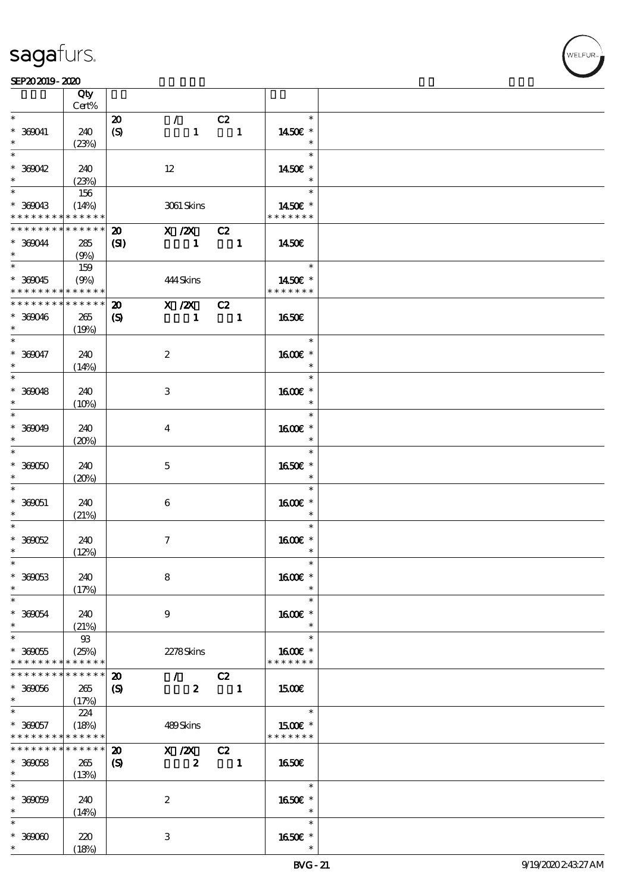| | Qty Cert% | | | |
|---|---|---|---|---|
| * 369041 * | 240 (23%) | 20 / C2 (S) 1 1 | | * 1450€ * * |
| * 369042 * | 240 (23%) | 12 | | * 1450€ * * |
| * 369043 * * * * * * * * * * * * * * | 156 (14%) | 3061 Skins | | * 1450€ * * * * * * * * |
| * * * * * * * * * * * * * * 369044 * | 285 (9%) | 20 X /2X C2 (SI) 1 1 | | 1450€ |
| * 369045 * * * * * * * * * * * * * * | 159 (9%) | 444 Skins | | * 1450€ * * * * * * * * |
| * * * * * * * * * * * * * * 369046 * | 265 (19%) | 20 X /2X C2 (S) 1 1 | | 1650€ |
| * 369047 * | 240 (14%) | 2 | | * 1600€ * * |
| * 369048 * | 240 (10%) | 3 | | * 1600€ * * |
| * 369049 * | 240 (20%) | 4 | | * 1600€ * * |
| * 369050 * | 240 (20%) | 5 | | * 1650€ * * |
| * 369051 * | 240 (21%) | 6 | | * 1600€ * * |
| * 369052 * | 240 (12%) | 7 | | * 1600€ * * |
| * 369053 * | 240 (17%) | 8 | | * 1600€ * * |
| * 369054 * | 240 (21%) | 9 | | * 1600€ * * |
| * 369055 * * * * * * * * * * * * * * | 93 (25%) | 2278 Skins | | * 1600€ * * * * * * * * |
| * * * * * * * * * * * * * * 369056 * | 265 (17%) | 20 / C2 (S) 2 1 | | 1500€ |
| * 369057 * * * * * * * * * * * * * * | 224 (18%) | 489 Skins | | * 1500€ * * * * * * * * |
| * * * * * * * * * * * * * * 369058 * | 265 (13%) | 20 X /2X C2 (S) 2 1 | | 1650€ |
| * 369059 * | 240 (14%) | 2 | | * 1650€ * * |
| * 369060 * | 220 (18%) | 3 | | * 1650€ * * |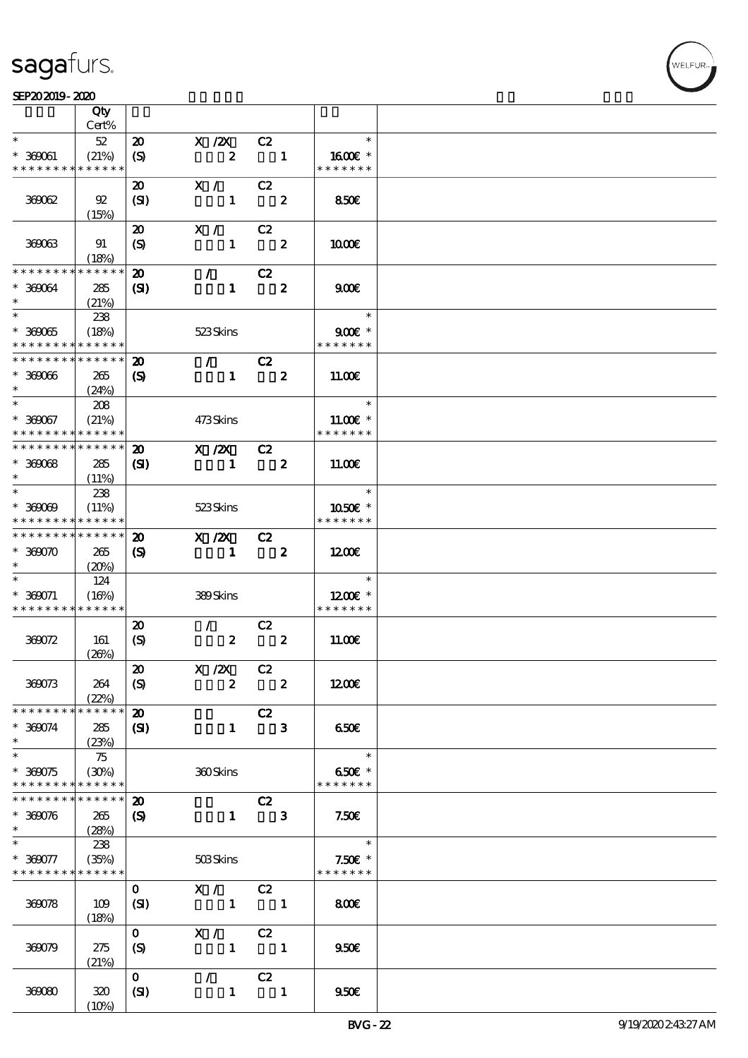| | Qty Cert% | | | | | | |
|---|---|---|---|---|---|---|---|
| * <br> * 369061 <br> * * * * * * * * * * * * * * | 52 <br> (21%) | 20 <br> (S) | X /2X <br> 2 | C2 <br> 1 | | * <br> 16.00€ * <br> * * * * * * * | |
| 369062 | 92 <br> (15%) | 20 <br> (SI) | X / <br> 1 | C2 <br> 2 | | 8.50€ | |
| 369063 | 91 <br> (18%) | 20 <br> (S) | X / <br> 1 | C2 <br> 2 | | 10.00€ | |
| * * * * * * * * * * * * * * <br> * 369064 <br> * | 285 <br> (21%) | 20 <br> (SI) | / <br> 1 | C2 <br> 2 | | 9.00€ | |
| * <br> * 369065 <br> * * * * * * * * * * * * * * | 238 <br> (18%) | | 523 Skins | | | * <br> 9.00€ * <br> * * * * * * * | |
| * * * * * * * * * * * * * * <br> * 369066 <br> * | 265 <br> (24%) | 20 <br> (S) | / <br> 1 | C2 <br> 2 | | 11.00€ | |
| * <br> * 369067 <br> * * * * * * * * * * * * * * | 208 <br> (21%) | | 473 Skins | | | * <br> 11.00€ * <br> * * * * * * * | |
| * * * * * * * * * * * * * * <br> * 369068 <br> * | 285 <br> (11%) | 20 <br> (SI) | X /2X <br> 1 | C2 <br> 2 | | 11.00€ | |
| * <br> * 369069 <br> * * * * * * * * * * * * * * | 238 <br> (11%) | | 523 Skins | | | * <br> 10.50€ * <br> * * * * * * * | |
| * * * * * * * * * * * * * * <br> * 369070 <br> * | 265 <br> (20%) | 20 <br> (S) | X /2X <br> 1 | C2 <br> 2 | | 12.00€ | |
| * <br> * 369071 <br> * * * * * * * * * * * * * * | 124 <br> (16%) | | 389 Skins | | | * <br> 12.00€ * <br> * * * * * * * | |
| 369072 | 161 <br> (26%) | 20 <br> (S) | / <br> 2 | C2 <br> 2 | | 11.00€ | |
| 369073 | 264 <br> (22%) | 20 <br> (S) | X /2X <br> 2 | C2 <br> 2 | | 12.00€ | |
| * * * * * * * * * * * * * * <br> * 369074 <br> * | 285 <br> (23%) | 20 <br> (SI) | <br> 1 | C2 <br> 3 | | 6.50€ | |
| * <br> * 369075 <br> * * * * * * * * * * * * * * | 75 <br> (30%) | | 360 Skins | | | * <br> 6.50€ * <br> * * * * * * * | |
| * * * * * * * * * * * * * * <br> * 369076 <br> * | 265 <br> (28%) | 20 <br> (S) | <br> 1 | C2 <br> 3 | | 7.50€ | |
| * <br> * 369077 <br> * * * * * * * * * * * * * * | 238 <br> (35%) | | 503 Skins | | | * <br> 7.50€ * <br> * * * * * * * | |
| 369078 | 109 <br> (18%) | 0 <br> (SI) | X / <br> 1 | C2 <br> 1 | | 8.00€ | |
| 369079 | 275 <br> (21%) | 0 <br> (S) | X / <br> 1 | C2 <br> 1 | | 9.50€ | |
| 369080 | 320 <br> (10%) | 0 <br> (SI) | / <br> 1 | C2 <br> 1 | | 9.50€ | |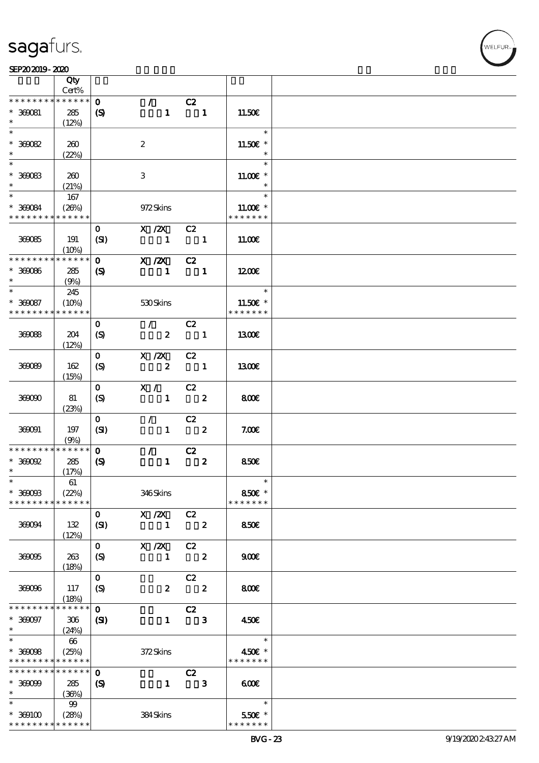| | Qty Cert% | | | | | |
|---|---|---|---|---|---|---|
| * * * * * * * * * * * * * * | | 0 | / | C2 | | |
| * 369081 | 285 | (S) | 1 | 1 | 11.50€ | |
| * | (12%) | | | | | |
| * | | | | | * | |
| * 369082 | 260 | | 2 | | 11.50€ * | |
| * | (22%) | | | | * | |
| * | | | | | * | |
| * 369083 | 260 | | 3 | | 11.00€ * | |
| * | (21%) | | | | * | |
| * | 167 | | | | * | |
| * 369084 | (26%) | | 972 Skins | | 11.00€ * | |
| * * * * * * * * * * * * * * | | | | | * * * * * * * | |
| | | 0 | X /2X | C2 | | |
| 369085 | 191 | (SI) | 1 | 1 | 11.00€ | |
| | (10%) | | | | | |
| * * * * * * * * * * * * * * | | 0 | X /2X | C2 | | |
| * 369086 | 285 | (S) | 1 | 1 | 12.00€ | |
| * | (9%) | | | | | |
| * | 245 | | | | * | |
| * 369087 | (10%) | | 530 Skins | | 11.50€ * | |
| * * * * * * * * * * * * * * | | | | | * * * * * * * | |
| | | 0 | / | C2 | | |
| 369088 | 204 | (S) | 2 | 1 | 13.00€ | |
| | (12%) | | | | | |
| | | 0 | X /2X | C2 | | |
| 369089 | 162 | (S) | 2 | 1 | 13.00€ | |
| | (15%) | | | | | |
| | | 0 | X / | C2 | | |
| 369090 | 81 | (S) | 1 | 2 | 8.00€ | |
| | (23%) | | | | | |
| | | 0 | / | C2 | | |
| 369091 | 197 | (SI) | 1 | 2 | 7.00€ | |
| | (9%) | | | | | |
| * * * * * * * * * * * * * * | | 0 | / | C2 | | |
| * 369092 | 285 | (S) | 1 | 2 | 8.50€ | |
| * | (17%) | | | | | |
| * | 61 | | | | * | |
| * 369093 | (22%) | | 346 Skins | | 8.50€ * | |
| * * * * * * * * * * * * * * | | | | | * * * * * * * | |
| | | 0 | X /2X | C2 | | |
| 369094 | 132 | (SI) | 1 | 2 | 8.50€ | |
| | (12%) | | | | | |
| | | 0 | X /2X | C2 | | |
| 369095 | 263 | (S) | 1 | 2 | 9.00€ | |
| | (18%) | | | | | |
| | | 0 | | C2 | | |
| 369096 | 117 | (S) | 2 | 2 | 8.00€ | |
| | (18%) | | | | | |
| * * * * * * * * * * * * * * | | 0 | | C2 | | |
| * 369097 | 306 | (SI) | 1 | 3 | 4.50€ | |
| * | (24%) | | | | | |
| * | 66 | | | | * | |
| * 369098 | (25%) | | 372 Skins | | 4.50€ * | |
| * * * * * * * * * * * * * * | | | | | * * * * * * * | |
| * * * * * * * * * * * * * * | | 0 | | C2 | | |
| * 369099 | 285 | (S) | 1 | 3 | 6.00€ | |
| * | (36%) | | | | | |
| * | 99 | | | | * | |
| * 369100 | (28%) | | 384 Skins | | 5.50€ * | |
| * * * * * * * * * * * * * * | | | | | * * * * * * * | |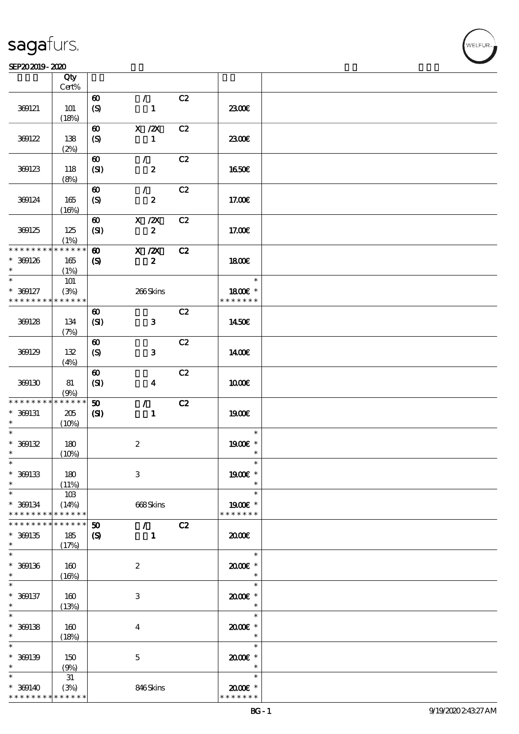| | Qty Cert% | | | | | |
|---|---|---|---|---|---|---|
| 369121 | 101 (18%) | 60 (S) | / 1 | C2 | 23.00€ | |
| 369122 | 138 (2%) | 60 (S) | X /2X 1 | C2 | 23.00€ | |
| 369123 | 118 (8%) | 60 (SI) | / 2 | C2 | 16.50€ | |
| 369124 | 165 (16%) | 60 (S) | / 2 | C2 | 17.00€ | |
| 369125 | 125 (1%) | 60 (SI) | X /2X 2 | C2 | 17.00€ | |
| * * * * * * * * * * * * * * * 369126 * | 165 (1%) | 60 (S) | X /2X 2 | C2 | 18.00€ | |
| * * 369127 * * * * * * * * * * * * * * | 101 (3%) | | 266 Skins | | * 18.00€ * * * * * * * * | |
| 369128 | 134 (7%) | 60 (SI) | 3 | C2 | 14.50€ | |
| 369129 | 132 (4%) | 60 (S) | 3 | C2 | 14.00€ | |
| 369130 | 81 (9%) | 60 (SI) | 4 | C2 | 10.00€ | |
| * * * * * * * * * * * * * * * 369131 * | 205 (10%) | 50 (SI) | / 1 | C2 | 19.00€ | |
| * * 369132 * | 180 (10%) | | 2 | | * 19.00€ * * | |
| * * 369133 * | 180 (11%) | | 3 | | * 19.00€ * * | |
| * * 369134 * * * * * * * * * * * * * * | 103 (14%) | | 668 Skins | | * 19.00€ * * * * * * * * | |
| * * * * * * * * * * * * * * * 369135 * | 185 (17%) | 50 (S) | / 1 | C2 | 20.00€ | |
| * * 369136 * | 160 (16%) | | 2 | | * 20.00€ * * | |
| * * 369137 * | 160 (13%) | | 3 | | * 20.00€ * * | |
| * * 369138 * | 160 (18%) | | 4 | | * 20.00€ * * | |
| * * 369139 * | 150 (9%) | | 5 | | * 20.00€ * * | |
| * * 369140 * * * * * * * * * * * * * * | 31 (3%) | | 846 Skins | | * 20.00€ * * * * * * * * | |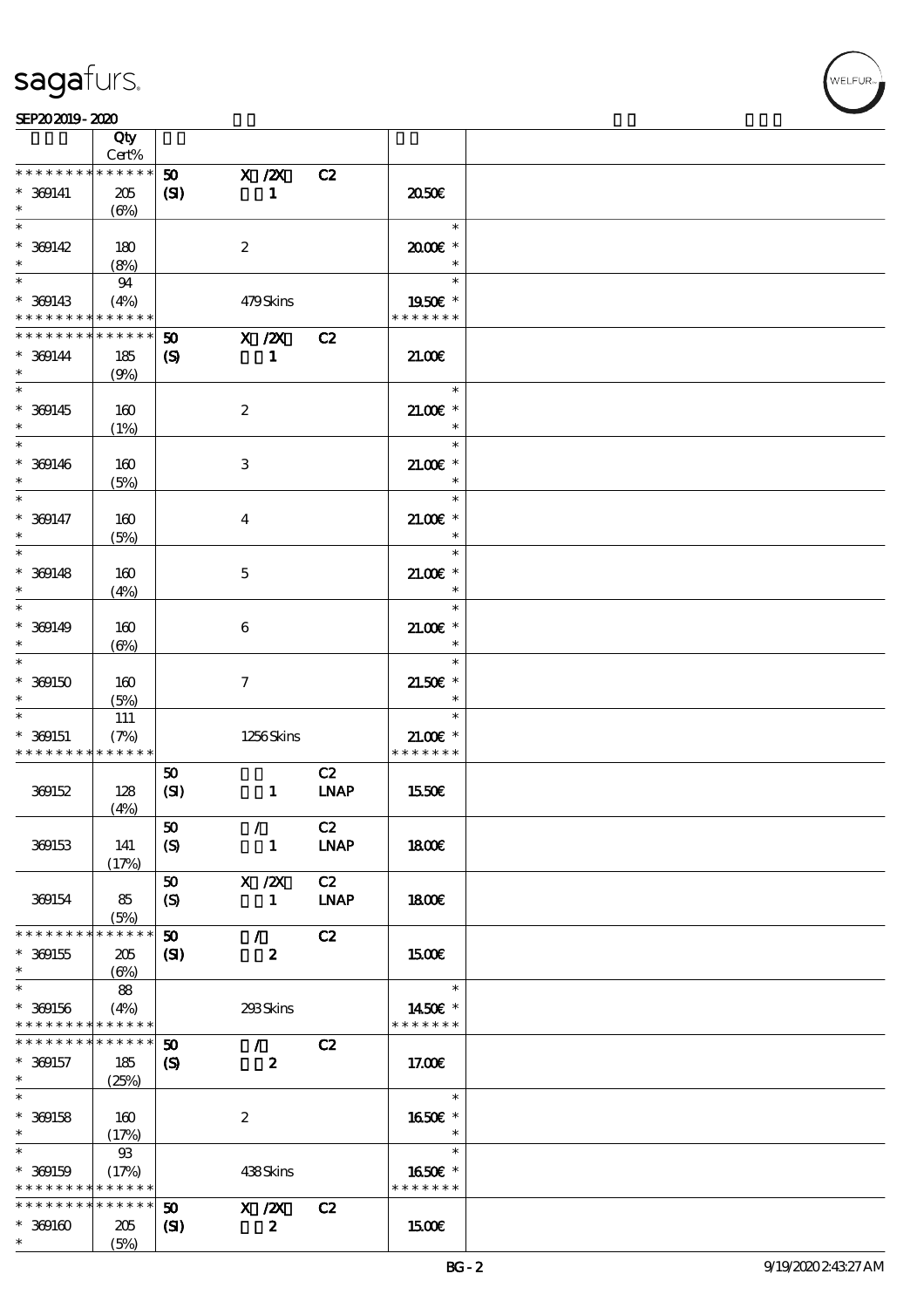| | Qty Cert% | | | | | |
|---|---|---|---|---|---|---|
| * * * * * * * * * * * * * * | 50 | X /2X | C2 | | | |
| * 369141 * | 205 (6%) | (SI) | 1 | | 20.50€ | |
| * * 369142 * | 180 (8%) | | 2 | | 20.00€ * | |
| * 369143 * * * * * * * * * * * * * * | 94 (4%) | | 479 Skins | | 19.50€ * * * * * * * * | |
| * * * * * * * * * * * * * * | 50 | X /2X | C2 | | | |
| * 369144 * | 185 (9%) | (S) | 1 | | 21.00€ | |
| * * 369145 * | 160 (1%) | | 2 | | 21.00€ * | |
| * * 369146 * | 160 (5%) | | 3 | | 21.00€ * | |
| * * 369147 * | 160 (5%) | | 4 | | 21.00€ * | |
| * * 369148 * | 160 (4%) | | 5 | | 21.00€ * | |
| * * 369149 * | 160 (6%) | | 6 | | 21.00€ * | |
| * * 369150 * | 160 (5%) | | 7 | | 21.50€ * | |
| * 369151 * * * * * * * * * * * * * * | 111 (7%) | | 1256 Skins | | 21.00€ * * * * * * * * | |
| 369152 | 128 (4%) | 50 (SI) | 1 | C2 LNAP | 15.50€ | |
| 369153 | 141 (17%) | 50 (S) | / 1 | C2 LNAP | 18.00€ | |
| 369154 | 85 (5%) | 50 (S) | X /2X 1 | C2 LNAP | 18.00€ | |
| * * * * * * * * * * * * * * | 50 | / | C2 | | | |
| * 369155 * | 205 (6%) | (SI) | 2 | | 15.00€ | |
| * 369156 * * * * * * * * * * * * * * | 88 (4%) | | 293 Skins | | 14.50€ * * * * * * * * | |
| * * * * * * * * * * * * * * | 50 | / | C2 | | | |
| * 369157 * | 185 (25%) | (S) | 2 | | 17.00€ | |
| * * 369158 * | 160 (17%) | | 2 | | 16.50€ * | |
| * 369159 * * * * * * * * * * * * * * | 93 (17%) | | 438 Skins | | 16.50€ * * * * * * * * | |
| * * * * * * * * * * * * * * | 50 | X /2X | C2 | | | |
| * 369160 * | 205 (5%) | (SI) | 2 | | 15.00€ | |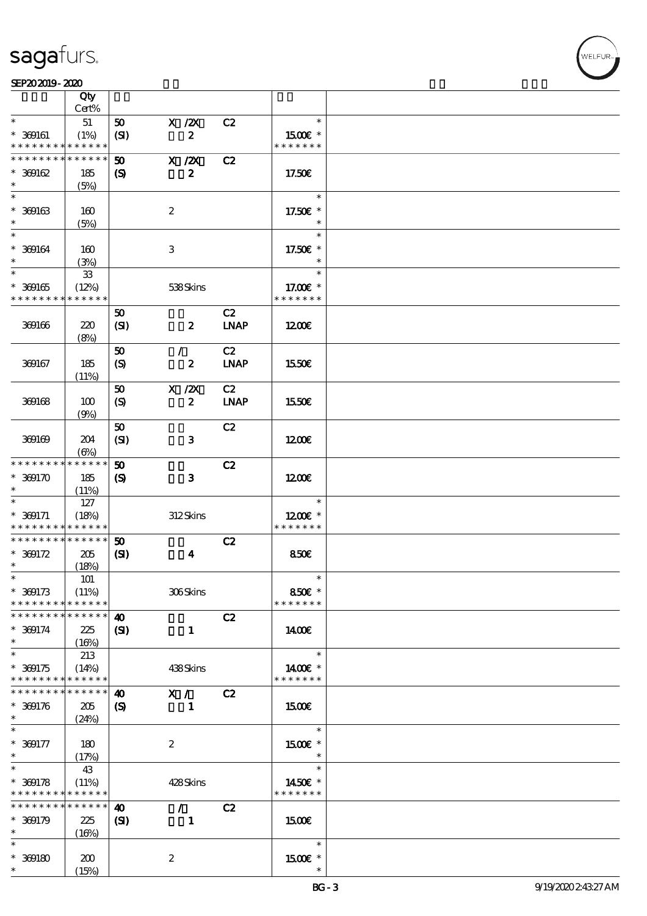| | Qty Cert% | | | | | |
|---|---|---|---|---|---|---|
| * * 369161 * * * * * * * * * * * * * | 51 (1%) | 50 (SI) | X /2X 2 | C2 | * 15.00€ * * * * * * * * | |
| * * * * * * * * * * * * * * 369162 * | 185 (5%) | 50 (S) | X /2X 2 | C2 | 17.50€ | |
| * * 369163 * | 160 (5%) | | 2 | | * 17.50€ * * | |
| * * 369164 * | 160 (3%) | | 3 | | * 17.50€ * * | |
| * * 369165 * * * * * * * * * * * * * | 33 (12%) | | 538 Skins | | * 17.00€ * * * * * * * * | |
| 369166 | 220 (8%) | 50 (SI) | 2 | C2 LNAP | 12.00€ | |
| 369167 | 185 (11%) | 50 (S) | / 2 | C2 LNAP | 15.50€ | |
| 369168 | 100 (9%) | 50 (S) | X /2X 2 | C2 LNAP | 15.50€ | |
| 369169 | 204 (6%) | 50 (SI) | 3 | C2 | 12.00€ | |
| * * * * * * * * * * * * * * 369170 * | 185 (11%) | 50 (S) | 3 | C2 | 12.00€ | |
| * * 369171 * * * * * * * * * * * * * | 127 (18%) | | 312 Skins | | * 12.00€ * * * * * * * * | |
| * * * * * * * * * * * * * * 369172 * | 205 (18%) | 50 (SI) | 4 | C2 | 8.50€ | |
| * * 369173 * * * * * * * * * * * * * | 101 (11%) | | 306 Skins | | * 8.50€ * * * * * * * * | |
| * * * * * * * * * * * * * * 369174 * | 225 (16%) | 40 (SI) | 1 | C2 | 14.00€ | |
| * * 369175 * * * * * * * * * * * * * | 213 (14%) | | 438 Skins | | * 14.00€ * * * * * * * * | |
| * * * * * * * * * * * * * * 369176 * | 205 (24%) | 40 (S) | X / 1 | C2 | 15.00€ | |
| * * 369177 * | 180 (17%) | | 2 | | * 15.00€ * * | |
| * * 369178 * * * * * * * * * * * * * | 43 (11%) | | 428 Skins | | * 14.50€ * * * * * * * * | |
| * * * * * * * * * * * * * * 369179 * | 225 (16%) | 40 (SI) | / 1 | C2 | 15.00€ | |
| * * 369180 * | 200 (15%) | | 2 | | * 15.00€ * * | |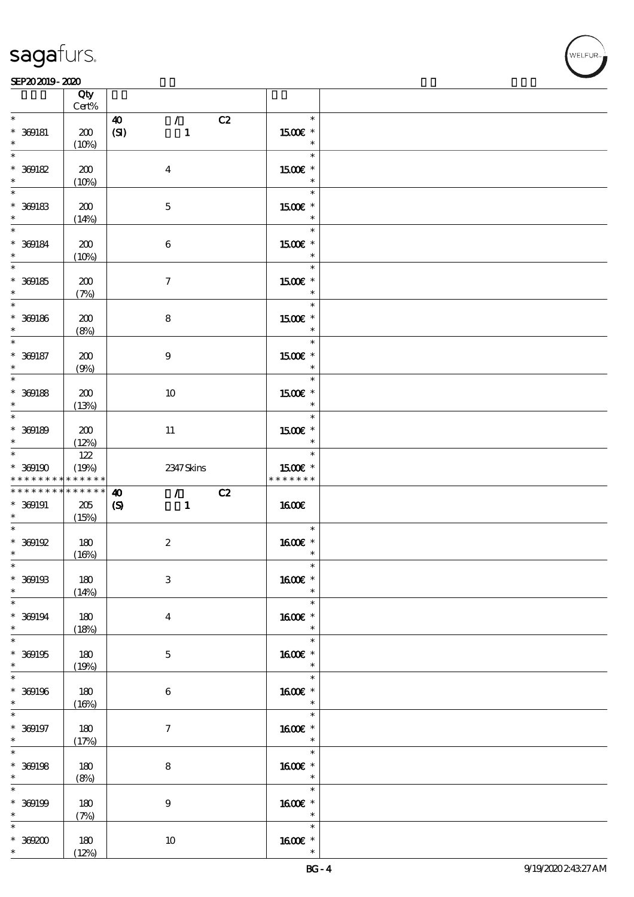| | Qty Cert% | | |
|---|---|---|---|
| * | | 40 / C2 | * |
| * 369181 | 200 | (SI) 1 | 15.00€ * |
| * | (10%) | | * |
| * | | | * |
| * 369182 | 200 | 4 | 15.00€ * |
| * | (10%) | | * |
| * | | | * |
| * 369183 | 200 | 5 | 15.00€ * |
| * | (14%) | | * |
| * | | | * |
| * 369184 | 200 | 6 | 15.00€ * |
| * | (10%) | | * |
| * | | | * |
| * 369185 | 200 | 7 | 15.00€ * |
| * | (7%) | | * |
| * | | | * |
| * 369186 | 200 | 8 | 15.00€ * |
| * | (8%) | | * |
| * | | | * |
| * 369187 | 200 | 9 | 15.00€ * |
| * | (9%) | | * |
| * | | | * |
| * 369188 | 200 | 10 | 15.00€ * |
| * | (13%) | | * |
| * | | | * |
| * 369189 | 200 | 11 | 15.00€ * |
| * | (12%) | | * |
| * | 122 | | * |
| * 369190 | (19%) | 2347 Skins | 15.00€ * |
| * * * * * * * * * * * * * | | | * * * * * * * |
| * * * * * * * * * * * * * | | 40 / C2 | |
| * 369191 | 205 | (S) 1 | 16.00€ |
| * | (15%) | | |
| * | | | * |
| * 369192 | 180 | 2 | 16.00€ * |
| * | (16%) | | * |
| * | | | * |
| * 369193 | 180 | 3 | 16.00€ * |
| * | (14%) | | * |
| * | | | * |
| * 369194 | 180 | 4 | 16.00€ * |
| * | (18%) | | * |
| * | | | * |
| * 369195 | 180 | 5 | 16.00€ * |
| * | (19%) | | * |
| * | | | * |
| * 369196 | 180 | 6 | 16.00€ * |
| * | (16%) | | * |
| * | | | * |
| * 369197 | 180 | 7 | 16.00€ * |
| * | (17%) | | * |
| * | | | * |
| * 369198 | 180 | 8 | 16.00€ * |
| * | (8%) | | * |
| * | | | * |
| * 369199 | 180 | 9 | 16.00€ * |
| * | (7%) | | * |
| * | | | * |
| * 369200 | 180 | 10 | 16.00€ * |
| * | (12%) | | * |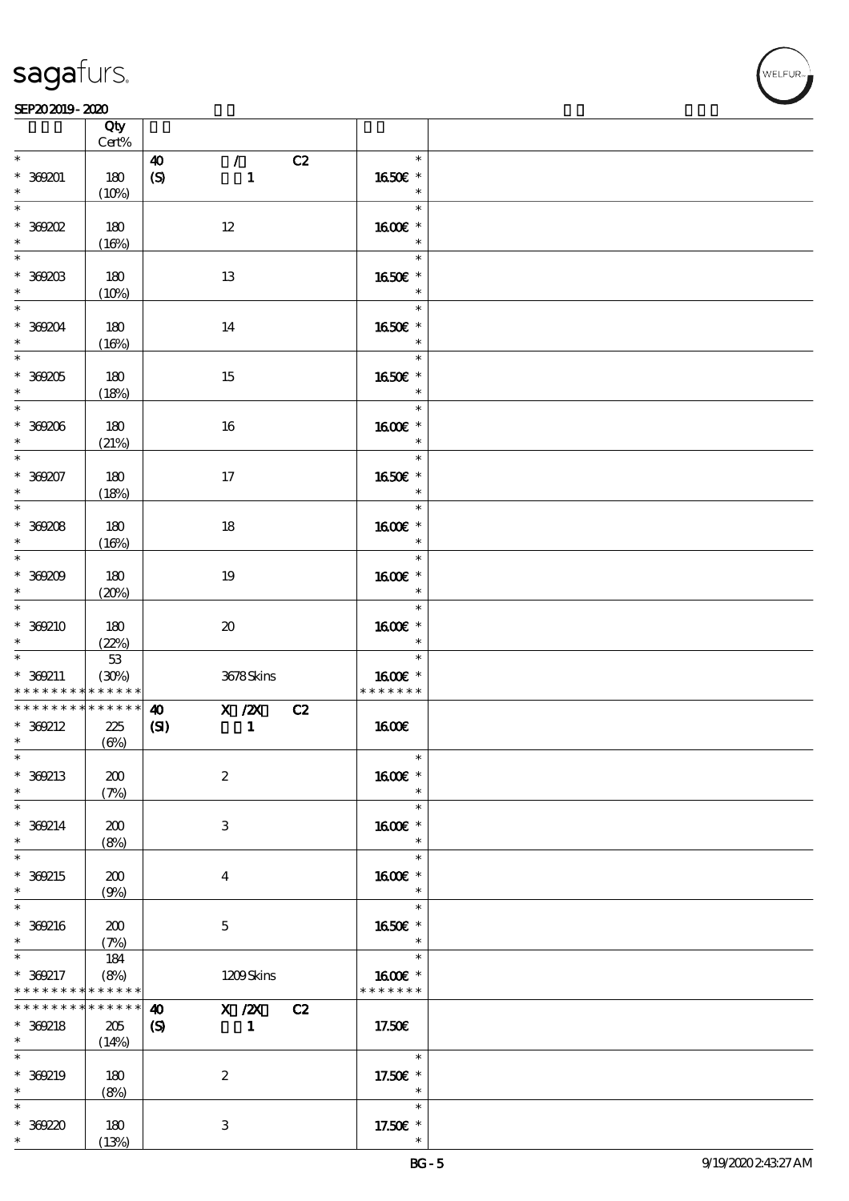| | Qty Cert% | | | |
|---|---|---|---|---|
| * 369201 * | 180 (10%) | 40 / C2 (S) 1 | * 16.50€ * * | |
| * 369202 * | 180 (16%) | 12 | * 16.00€ * * | |
| * 369203 * | 180 (10%) | 13 | * 16.50€ * * | |
| * 369204 * | 180 (16%) | 14 | * 16.50€ * * | |
| * 369205 * | 180 (18%) | 15 | * 16.50€ * * | |
| * 369206 * | 180 (21%) | 16 | * 16.00€ * * | |
| * 369207 * | 180 (18%) | 17 | * 16.50€ * * | |
| * 369208 * | 180 (16%) | 18 | * 16.00€ * * | |
| * 369209 * | 180 (20%) | 19 | * 16.00€ * * | |
| * 369210 * | 180 (22%) | 20 | * 16.00€ * * | |
| * 369211 * * * * * * * * * * * * * * | 53 (30%) | 3678 Skins | * 16.00€ * * * * * * * * | |
| * * * * * * * * * * * * * * 369212 * | 225 (6%) | 40 X /2X C2 (SI) 1 | 16.00€ | |
| * 369213 * | 200 (7%) | 2 | * 16.00€ * * | |
| * 369214 * | 200 (8%) | 3 | * 16.00€ * * | |
| * 369215 * | 200 (9%) | 4 | * 16.00€ * * | |
| * 369216 * | 200 (7%) | 5 | * 16.50€ * * | |
| * 369217 * * * * * * * * * * * * * * | 184 (8%) | 1209 Skins | * 16.00€ * * * * * * * * | |
| * * * * * * * * * * * * * * 369218 * | 205 (14%) | 40 X /2X C2 (S) 1 | 17.50€ | |
| * 369219 * | 180 (8%) | 2 | * 17.50€ * * | |
| * 369220 * | 180 (13%) | 3 | * 17.50€ * * | |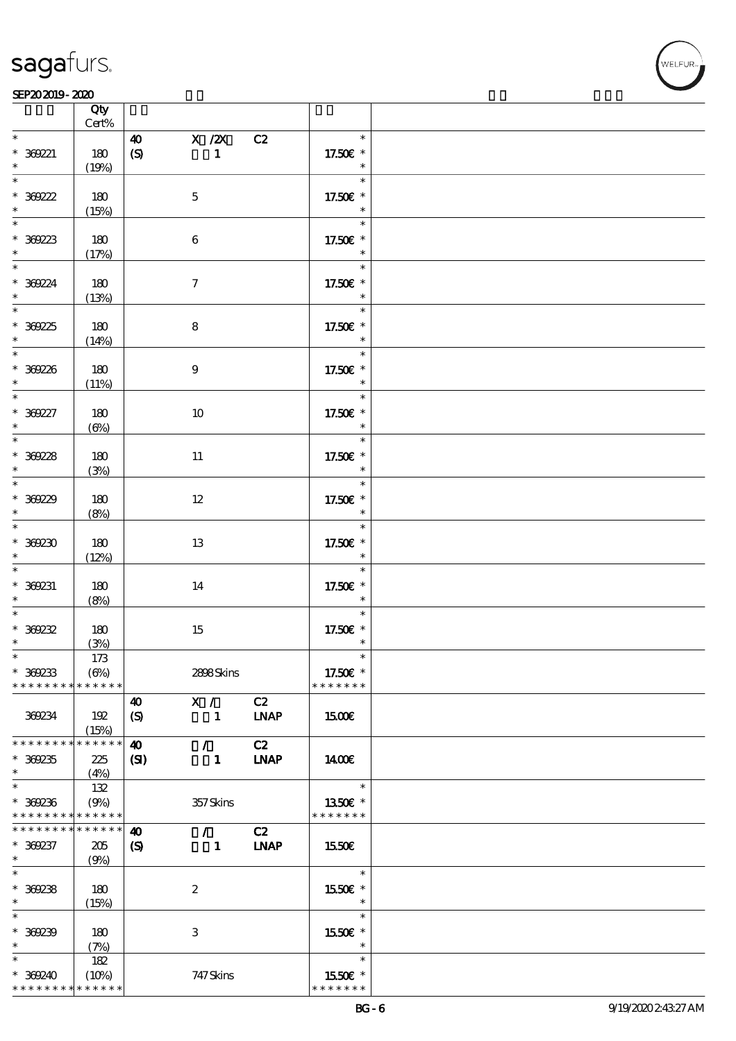| | Qty Cert% | | | | | |
|---|---|---|---|---|---|---|
| * 369221 * | 180 (19%) | 40 (S) | X /2X 1 | C2 | 17.50€ | |
| * 369222 * | 180 (15%) | | 5 | | 17.50€ | |
| * 369223 * | 180 (17%) | | 6 | | 17.50€ | |
| * 369224 * | 180 (13%) | | 7 | | 17.50€ | |
| * 369225 * | 180 (14%) | | 8 | | 17.50€ | |
| * 369226 * | 180 (11%) | | 9 | | 17.50€ | |
| * 369227 * | 180 (6%) | | 10 | | 17.50€ | |
| * 369228 * | 180 (3%) | | 11 | | 17.50€ | |
| * 369229 * | 180 (8%) | | 12 | | 17.50€ | |
| * 369230 * | 180 (12%) | | 13 | | 17.50€ | |
| * 369231 * | 180 (8%) | | 14 | | 17.50€ | |
| * 369232 * | 180 (3%) | | 15 | | 17.50€ | |
| * 369233 * * * * * * * * * * * * * | 173 (6%) | | 2898 Skins | | 17.50€ * * * * * * * | |
| 369234 | 192 (15%) | 40 (S) | X / 1 | C2 LNAP | 15.00€ | |
| * * * * * * * * * * * * * * 369235 * | 225 (4%) | 40 (SI) | / 1 | C2 LNAP | 14.00€ | |
| * 369236 * * * * * * * * * * * * * | 132 (9%) | | 357 Skins | | 13.50€ * * * * * * * | |
| * * * * * * * * * * * * * * 369237 * | 205 (9%) | 40 (S) | / 1 | C2 LNAP | 15.50€ | |
| * 369238 * | 180 (15%) | | 2 | | 15.50€ | |
| * 369239 * | 180 (7%) | | 3 | | 15.50€ | |
| * 369240 * * * * * * * * * * * * * | 182 (10%) | | 747 Skins | | 15.50€ * * * * * * * | |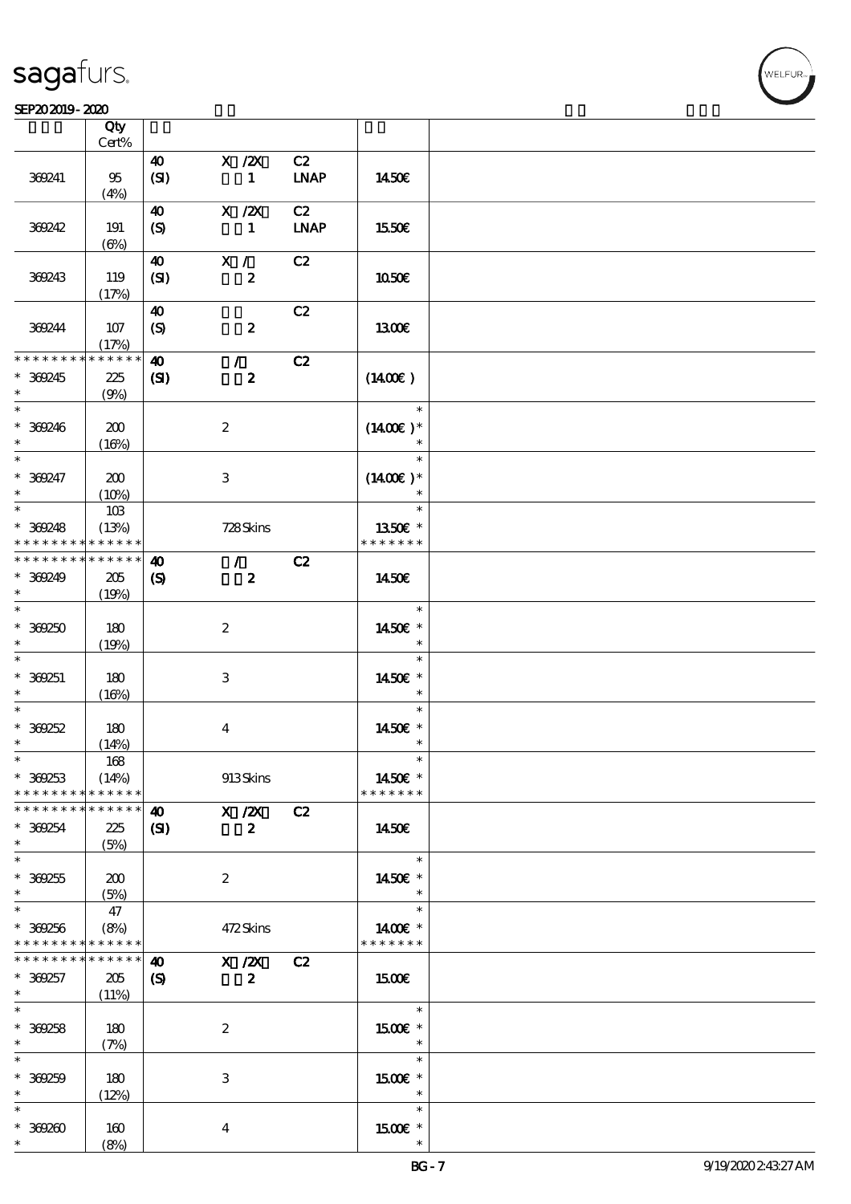| | Qty Cert% | | | | | |
|---|---|---|---|---|---|---|
| 369241 | 95 (4%) | 40 (SI) | X /2X 1 | C2 LNAP | 14.50€ | |
| 369242 | 191 (6%) | 40 (S) | X /2X 1 | C2 LNAP | 15.50€ | |
| 369243 | 119 (17%) | 40 (SI) | X / 2 | C2 | 10.50€ | |
| 369244 | 107 (17%) | 40 (S) | 2 | C2 | 13.00€ | |
| * * * * * * * * * * * * * * 369245 * | 225 (9%) | 40 (SI) | / 2 | C2 | (14.00€ ) | |
| * * 369246 * | 200 (16%) | | 2 | | * (14.00€ )* * | |
| * * 369247 * | 200 (10%) | | 3 | | * (14.00€ )* * | |
| * * 369248 * * * * * * * * * * * * * * | 103 (13%) | | 728 Skins | | * 13.50€ * * * * * * * * | |
| * * * * * * * * * * * * * * 369249 * | 205 (19%) | 40 (S) | / 2 | C2 | 14.50€ | |
| * * 369250 * | 180 (19%) | | 2 | | * 14.50€ * * | |
| * * 369251 * | 180 (16%) | | 3 | | * 14.50€ * * | |
| * * 369252 * | 180 (14%) | | 4 | | * 14.50€ * * | |
| * * 369253 * * * * * * * * * * * * * * | 168 (14%) | | 913 Skins | | * 14.50€ * * * * * * * * | |
| * * * * * * * * * * * * * * 369254 * | 225 (5%) | 40 (SI) | X /2X 2 | C2 | 14.50€ | |
| * * 369255 * | 200 (5%) | | 2 | | * 14.50€ * * | |
| * * 369256 * * * * * * * * * * * * * * | 47 (8%) | | 472 Skins | | * 14.00€ * * * * * * * * | |
| * * * * * * * * * * * * * * 369257 * | 205 (11%) | 40 (S) | X /2X 2 | C2 | 15.00€ | |
| * * 369258 * | 180 (7%) | | 2 | | * 15.00€ * * | |
| * * 369259 * | 180 (12%) | | 3 | | * 15.00€ * * | |
| * * 369260 * | 160 (8%) | | 4 | | * 15.00€ * * | |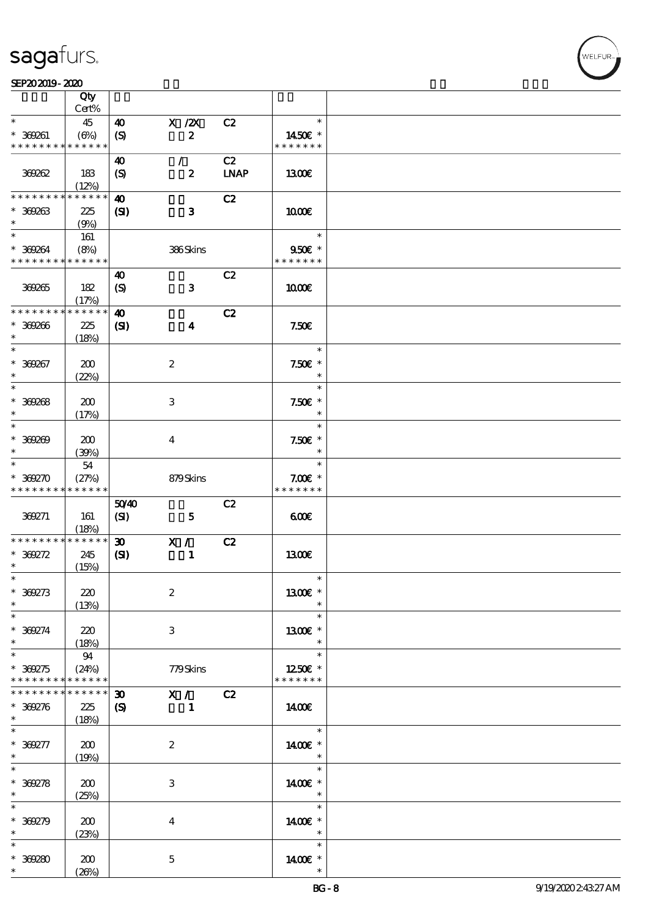| | Qty Cert% | | | | | |
|---|---|---|---|---|---|---|
| * * 369261 * * * * * * * * * * * * * | 45 (6%) | 40 (S) | X /2X 2 | C2 | * 14.50€ * * * * * * * * | |
| 369262 | 183 (12%) | 40 (S) | / 2 | C2 LNAP | 13.00€ | |
| * * * * * * * * * * * * * * 369263 * | 225 (9%) | 40 (SI) | 3 | C2 | 10.00€ | |
| * * 369264 * * * * * * * * * * * * * | 161 (8%) | | 386 Skins | | * 9.50€ * * * * * * * * | |
| 369265 | 182 (17%) | 40 (S) | 3 | C2 | 10.00€ | |
| * * * * * * * * * * * * * * 369266 * | 225 (18%) | 40 (SI) | 4 | C2 | 7.50€ | |
| * * 369267 * | 200 (22%) | | 2 | | * 7.50€ * * | |
| * * 369268 * | 200 (17%) | | 3 | | * 7.50€ * * | |
| * * 369269 * | 200 (39%) | | 4 | | * 7.50€ * * | |
| * * 369270 * * * * * * * * * * * * * | 54 (27%) | | 879 Skins | | * 7.00€ * * * * * * * * | |
| 369271 | 161 (18%) | 50/40 (SI) | 5 | C2 | 6.00€ | |
| * * * * * * * * * * * * * * 369272 * | 245 (15%) | 30 (SI) | X / 1 | C2 | 13.00€ | |
| * * 369273 * | 220 (13%) | | 2 | | * 13.00€ * * | |
| * * 369274 * | 220 (18%) | | 3 | | * 13.00€ * * | |
| * * 369275 * * * * * * * * * * * * * | 94 (24%) | | 779 Skins | | * 12.50€ * * * * * * * * | |
| * * * * * * * * * * * * * * 369276 * | 225 (18%) | 30 (S) | X / 1 | C2 | 14.00€ | |
| * * 369277 * | 200 (19%) | | 2 | | * 14.00€ * * | |
| * * 369278 * | 200 (25%) | | 3 | | * 14.00€ * * | |
| * * 369279 * | 200 (23%) | | 4 | | * 14.00€ * * | |
| * * 369280 * | 200 (26%) | | 5 | | * 14.00€ * * | |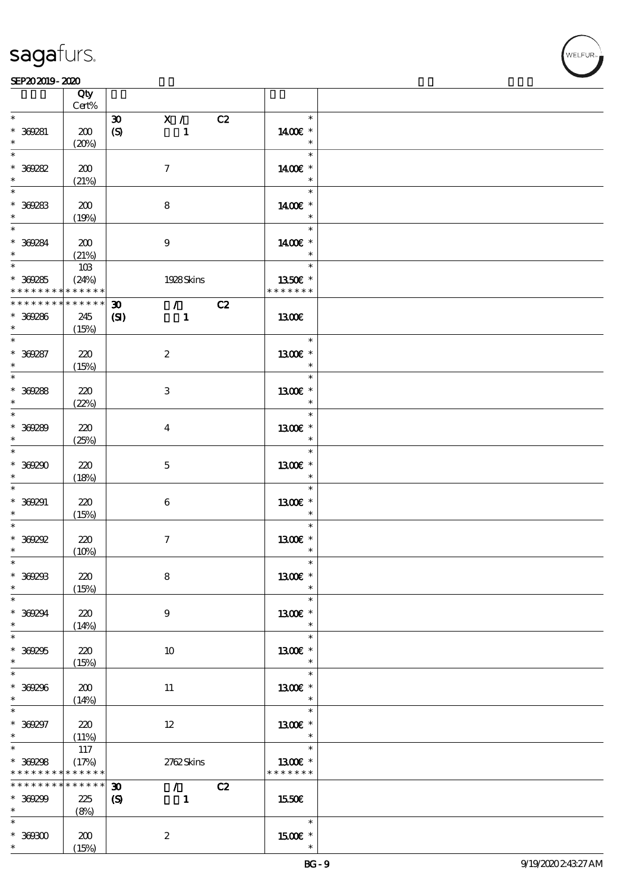| | Qty Cert% | | |
|---|---|---|---|
| * 369281 * | 200 (20%) | 30 X / C2 (S) 1 | * 14.00€ * |
| * 369282 * | 200 (21%) | 7 | * 14.00€ * |
| * 369283 * | 200 (19%) | 8 | * 14.00€ * |
| * 369284 * | 200 (21%) | 9 | * 14.00€ * |
| * 369285 * * * * * * * * * * * * * | 103 (24%) | 1928 Skins | * 13.50€ * * * * * * * * |
| * * * * * * * * * * * * * * 369286 * | 245 (15%) | 30 / C2 (SI) 1 | 13.00€ |
| * 369287 * | 220 (15%) | 2 | * 13.00€ * |
| * 369288 * | 220 (22%) | 3 | * 13.00€ * |
| * 369289 * | 220 (25%) | 4 | * 13.00€ * |
| * 369290 * | 220 (18%) | 5 | * 13.00€ * |
| * 369291 * | 220 (15%) | 6 | * 13.00€ * |
| * 369292 * | 220 (10%) | 7 | * 13.00€ * |
| * 369293 * | 220 (15%) | 8 | * 13.00€ * |
| * 369294 * | 220 (14%) | 9 | * 13.00€ * |
| * 369295 * | 220 (15%) | 10 | * 13.00€ * |
| * 369296 * | 200 (14%) | 11 | * 13.00€ * |
| * 369297 * | 220 (11%) | 12 | * 13.00€ * |
| * 369298 * * * * * * * * * * * * * | 117 (17%) | 2762 Skins | * 13.00€ * * * * * * * * |
| * * * * * * * * * * * * * * 369299 * | 225 (8%) | 30 / C2 (S) 1 | 15.50€ |
| * 369300 * | 200 (15%) | 2 | * 15.00€ * |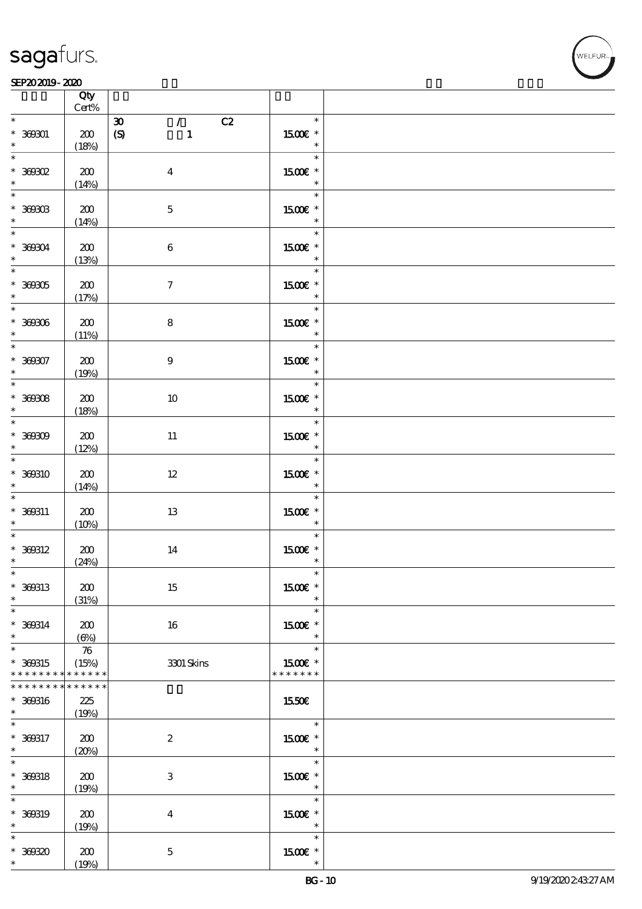| | Qty Cert% | | | |
|---|---|---|---|---|
| * 369301 * | 200 (18%) | 30 / C2 (S) 1 | 15.00€ * | |
| * 369302 * | 200 (14%) | 4 | 15.00€ * | |
| * 369303 * | 200 (14%) | 5 | 15.00€ * | |
| * 369304 * | 200 (13%) | 6 | 15.00€ * | |
| * 369305 * | 200 (17%) | 7 | 15.00€ * | |
| * 369306 * | 200 (11%) | 8 | 15.00€ * | |
| * 369307 * | 200 (19%) | 9 | 15.00€ * | |
| * 369308 * | 200 (18%) | 10 | 15.00€ * | |
| * 369309 * | 200 (12%) | 11 | 15.00€ * | |
| * 369310 * | 200 (14%) | 12 | 15.00€ * | |
| * 369311 * | 200 (10%) | 13 | 15.00€ * | |
| * 369312 * | 200 (24%) | 14 | 15.00€ * | |
| * 369313 * | 200 (31%) | 15 | 15.00€ * | |
| * 369314 * | 200 (6%) | 16 | 15.00€ * | |
| * 369315 * * * * * * * * * * * * * | 76 (15%) | 3301 Skins | 15.00€ * * * * * * * * | |
| * * * * * * * * * * * * * * 369316 * | 225 (19%) | | 15.50€ | |
| * 369317 * | 200 (20%) | 2 | 15.00€ * | |
| * 369318 * | 200 (19%) | 3 | 15.00€ * | |
| * 369319 * | 200 (19%) | 4 | 15.00€ * | |
| * 369320 * | 200 (19%) | 5 | 15.00€ * | |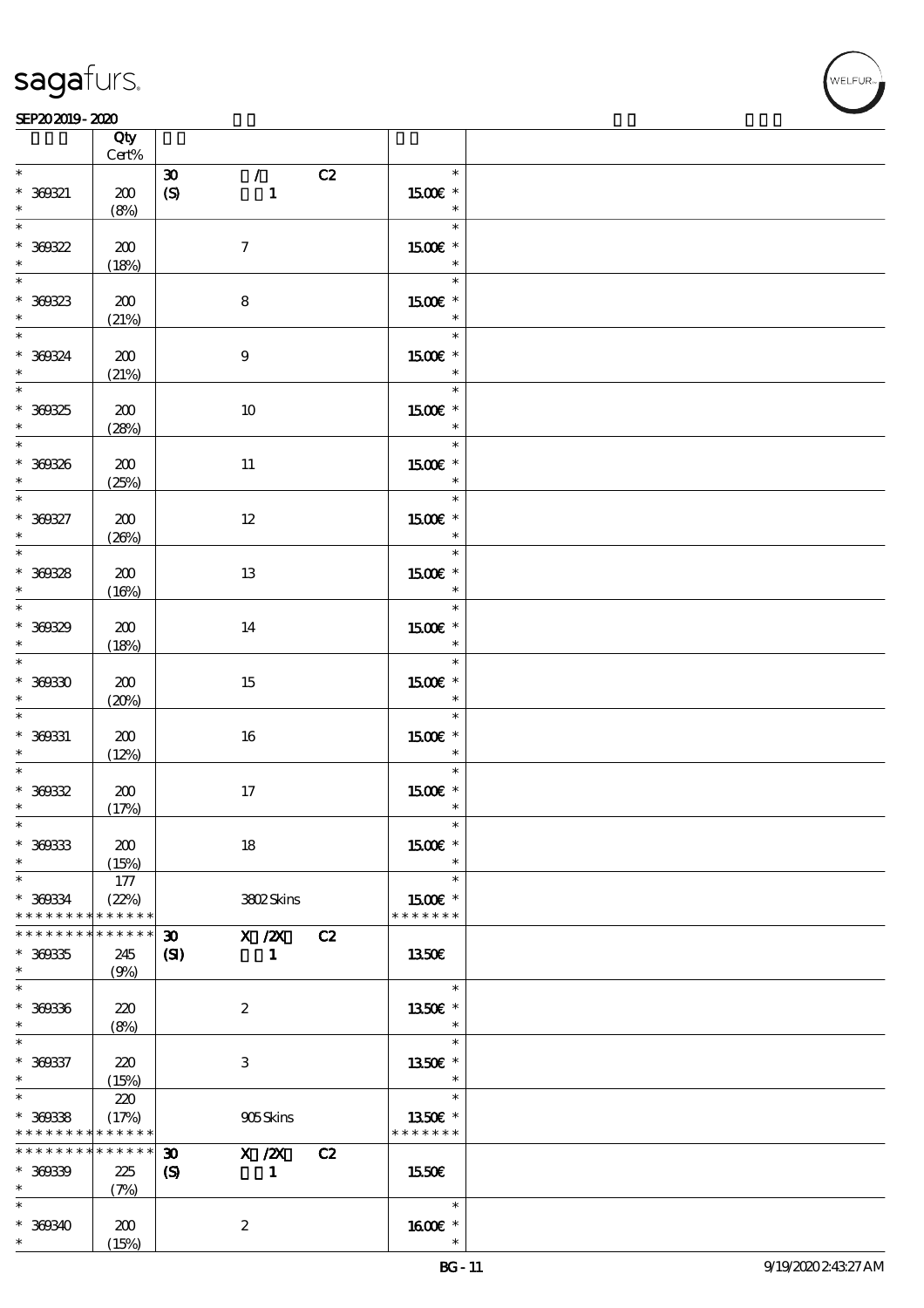| | Qty<br>Cert% | | | |
|---|---|---|---|---|
| * | | 30 / C2 | * | |
| * 369321 | 200 | (S) 1 | 15.00€ * | |
| * | (8%) | | * | |
| * 369322 | 200 | 7 | 15.00€ * | |
| * | (18%) | | * | |
| * 369323 | 200 | 8 | 15.00€ * | |
| * | (21%) | | * | |
| * 369324 | 200 | 9 | 15.00€ * | |
| * | (21%) | | * | |
| * 369325 | 200 | 10 | 15.00€ * | |
| * | (28%) | | * | |
| * 369326 | 200 | 11 | 15.00€ * | |
| * | (25%) | | * | |
| * 369327 | 200 | 12 | 15.00€ * | |
| * | (26%) | | * | |
| * 369328 | 200 | 13 | 15.00€ * | |
| * | (16%) | | * | |
| * 369329 | 200 | 14 | 15.00€ * | |
| * | (18%) | | * | |
| * 369330 | 200 | 15 | 15.00€ * | |
| * | (20%) | | * | |
| * 369331 | 200 | 16 | 15.00€ * | |
| * | (12%) | | * | |
| * 369332 | 200 | 17 | 15.00€ * | |
| * | (17%) | | * | |
| * 369333 | 200 | 18 | 15.00€ * | |
| * | (15%) | | * | |
| * | 177 | | * | |
| * 369334 | (22%) | 3802 Skins | 15.00€ * | |
| * * * * * * * * * * * * * * | | | * * * * * * * | |
| * * * * * * * * * * * * * * | | 30 X /2X C2 | | |
| * 369335 | 245 | (SI) 1 | 13.50€ | |
| * | (9%) | | | |
| * 369336 | 220 | 2 | 13.50€ * | |
| * | (8%) | | * | |
| * 369337 | 220 | 3 | 13.50€ * | |
| * | (15%) | | * | |
| * | 220 | | * | |
| * 369338 | (17%) | 905 Skins | 13.50€ * | |
| * * * * * * * * * * * * * * | | | * * * * * * * | |
| * * * * * * * * * * * * * * | | 30 X /2X C2 | | |
| * 369339 | 225 | (S) 1 | 15.50€ | |
| * | (7%) | | | |
| * 369340 | 200 | 2 | 16.00€ * | |
| * | (15%) | | * | |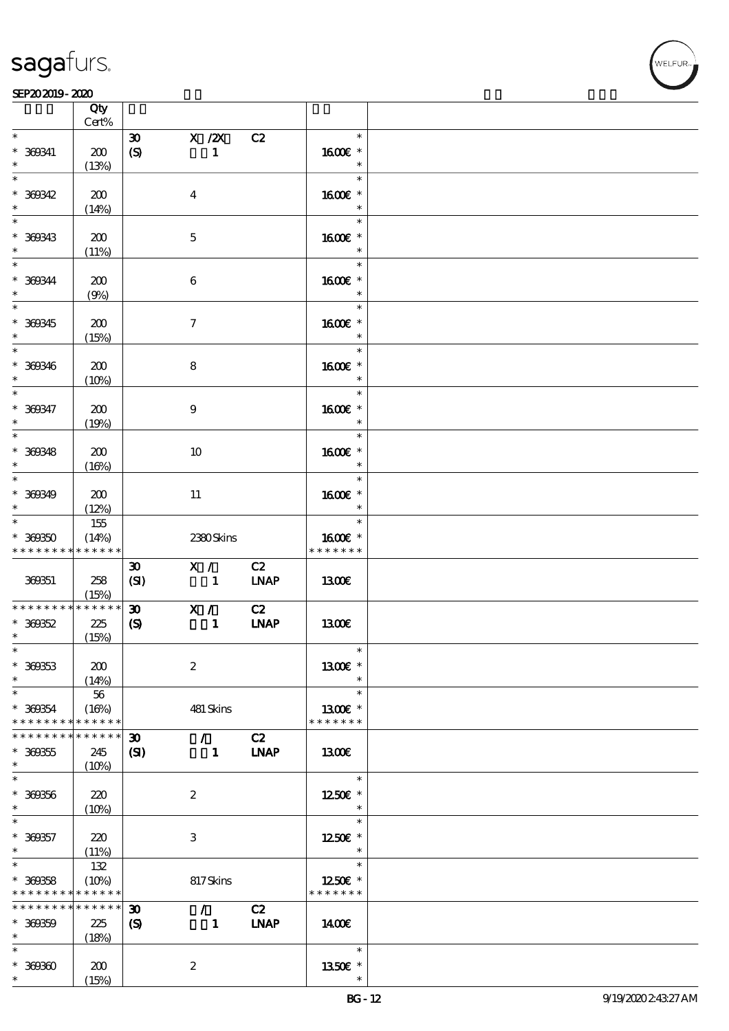| | Qty Cert% | | | | |
|---|---|---|---|---|---|
| * 369341 * | 200 (13%) | 30 (S) | X /2X 1 | C2 | * 16.00€ * * |
| * 369342 * | 200 (14%) | | 4 | | * 16.00€ * * |
| * 369343 * | 200 (11%) | | 5 | | * 16.00€ * * |
| * 369344 * | 200 (9%) | | 6 | | * 16.00€ * * |
| * 369345 * | 200 (15%) | | 7 | | * 16.00€ * * |
| * 369346 * | 200 (10%) | | 8 | | * 16.00€ * * |
| * 369347 * | 200 (19%) | | 9 | | * 16.00€ * * |
| * 369348 * | 200 (16%) | | 10 | | * 16.00€ * * |
| * 369349 * | 200 (12%) | | 11 | | * 16.00€ * * |
| * 369350 * * * * * * * * * * * * * | 155 (14%) | | 2380 Skins | | * 16.00€ * * * * * * * * |
| 369351 | 258 (15%) | 30 (SI) | X / 1 | C2 LNAP | 13.00€ |
| * * * * * * * * * * * * * 369352 * | 225 (15%) | 30 (S) | X / 1 | C2 LNAP | 13.00€ |
| * 369353 * | 200 (14%) | | 2 | | * 13.00€ * * |
| * 369354 * * * * * * * * * * * * * | 56 (16%) | | 481 Skins | | * 13.00€ * * * * * * * * |
| * * * * * * * * * * * * * 369355 * | 245 (10%) | 30 (SI) | / 1 | C2 LNAP | 13.00€ |
| * 369356 * | 220 (10%) | | 2 | | * 12.50€ * * |
| * 369357 * | 220 (11%) | | 3 | | * 12.50€ * * |
| * 369358 * * * * * * * * * * * * * | 132 (10%) | | 817 Skins | | * 12.50€ * * * * * * * * |
| * * * * * * * * * * * * * 369359 * | 225 (18%) | 30 (S) | / 1 | C2 LNAP | 14.00€ |
| * 369360 * | 200 (15%) | | 2 | | * 13.50€ * * |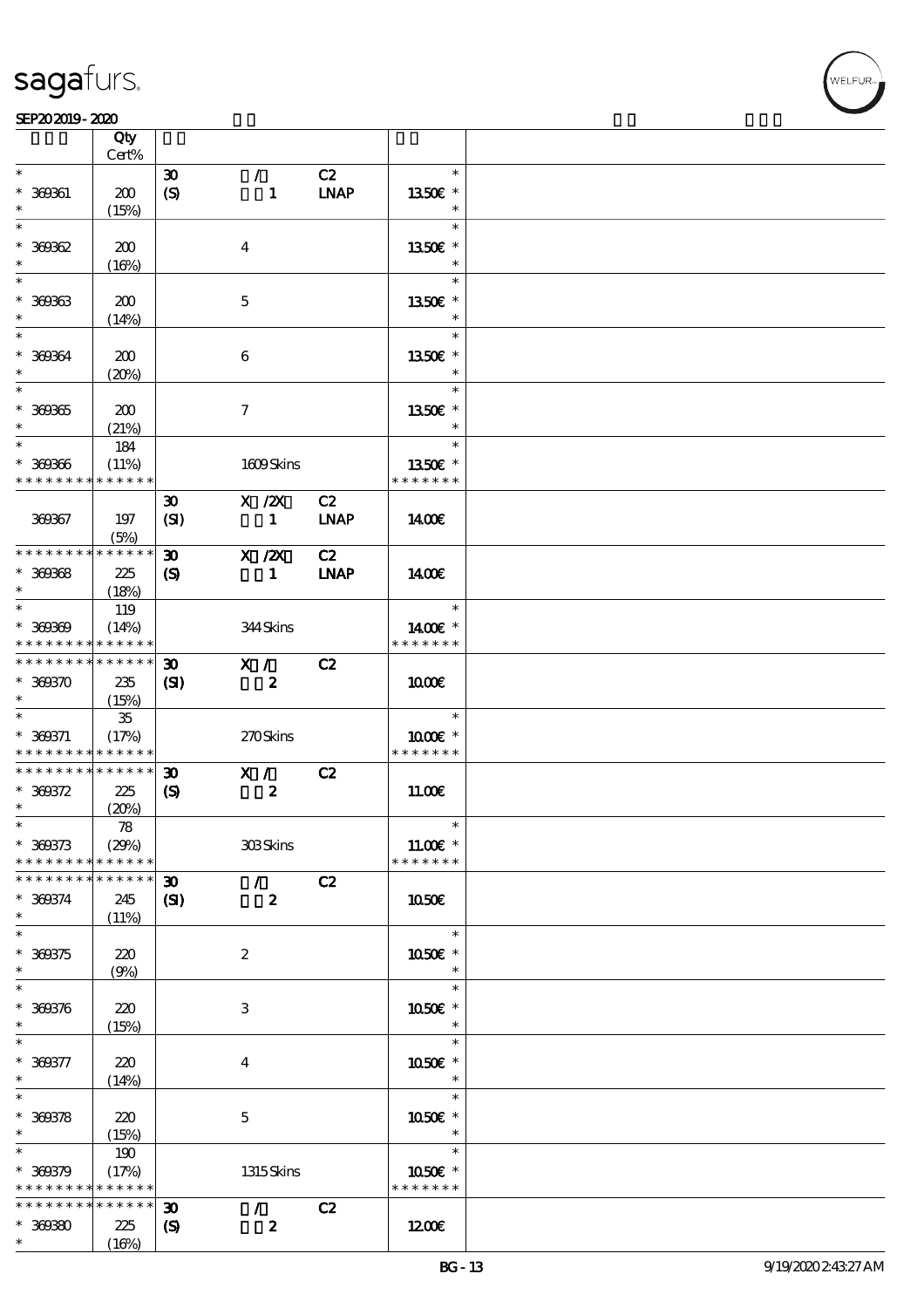# sagafurs.

SEP20 2019 - 2020

| | Qty Cert% | | | | |
|---|---|---|---|---|---|
| * | | 30 | / | C2 | * |
| * 369361 | 200 | (S) | 1 | LNAP | 13.50€ * |
| * | (15%) | | | | * |
| * | | | | | * |
| * 369362 | 200 | | 4 | | 13.50€ * |
| * | (16%) | | | | * |
| * | | | | | * |
| * 369363 | 200 | | 5 | | 13.50€ * |
| * | (14%) | | | | * |
| * | | | | | * |
| * 369364 | 200 | | 6 | | 13.50€ * |
| * | (20%) | | | | * |
| * | | | | | * |
| * 369365 | 200 | | 7 | | 13.50€ * |
| * | (21%) | | | | * |
| * | 184 | | | | * |
| * 369366 | (11%) | | 1609 Skins | | 13.50€ * |
| * * * * * * * * * * * * * * | | | | | * * * * * * * |
| | | 30 | X /2X | C2 | |
| 369367 | 197 | (SI) | 1 | LNAP | 14.00€ |
| | (5%) | | | | |
| * * * * * * * * * * * * * * | | 30 | X /2X | C2 | |
| * 369368 | 225 | (S) | 1 | LNAP | 14.00€ |
| * | (18%) | | | | |
| * | 119 | | | | * |
| * 369369 | (14%) | | 344 Skins | | 14.00€ * |
| * * * * * * * * * * * * * * | | | | | * * * * * * * |
| * * * * * * * * * * * * * * | | 30 | X / | C2 | |
| * 369370 | 235 | (SI) | 2 | | 10.00€ |
| * | (15%) | | | | |
| * | 35 | | | | * |
| * 369371 | (17%) | | 270 Skins | | 10.00€ * |
| * * * * * * * * * * * * * * | | | | | * * * * * * * |
| * * * * * * * * * * * * * * | | 30 | X / | C2 | |
| * 369372 | 225 | (S) | 2 | | 11.00€ |
| * | (20%) | | | | |
| * | 78 | | | | * |
| * 369373 | (29%) | | 303 Skins | | 11.00€ * |
| * * * * * * * * * * * * * * | | | | | * * * * * * * |
| * * * * * * * * * * * * * * | | 30 | / | C2 | |
| * 369374 | 245 | (SI) | 2 | | 10.50€ |
| * | (11%) | | | | |
| * | | | | | * |
| * 369375 | 220 | | 2 | | 10.50€ * |
| * | (9%) | | | | * |
| * | | | | | * |
| * 369376 | 220 | | 3 | | 10.50€ * |
| * | (15%) | | | | * |
| * | | | | | * |
| * 369377 | 220 | | 4 | | 10.50€ * |
| * | (14%) | | | | * |
| * | | | | | * |
| * 369378 | 220 | | 5 | | 10.50€ * |
| * | (15%) | | | | * |
| * | 190 | | | | * |
| * 369379 | (17%) | | 1315 Skins | | 10.50€ * |
| * * * * * * * * * * * * * * | | | | | * * * * * * * |
| * * * * * * * * * * * * * * | | 30 | / | C2 | |
| * 369380 | 225 | (S) | 2 | | 12.00€ |
| * | (16%) | | | | |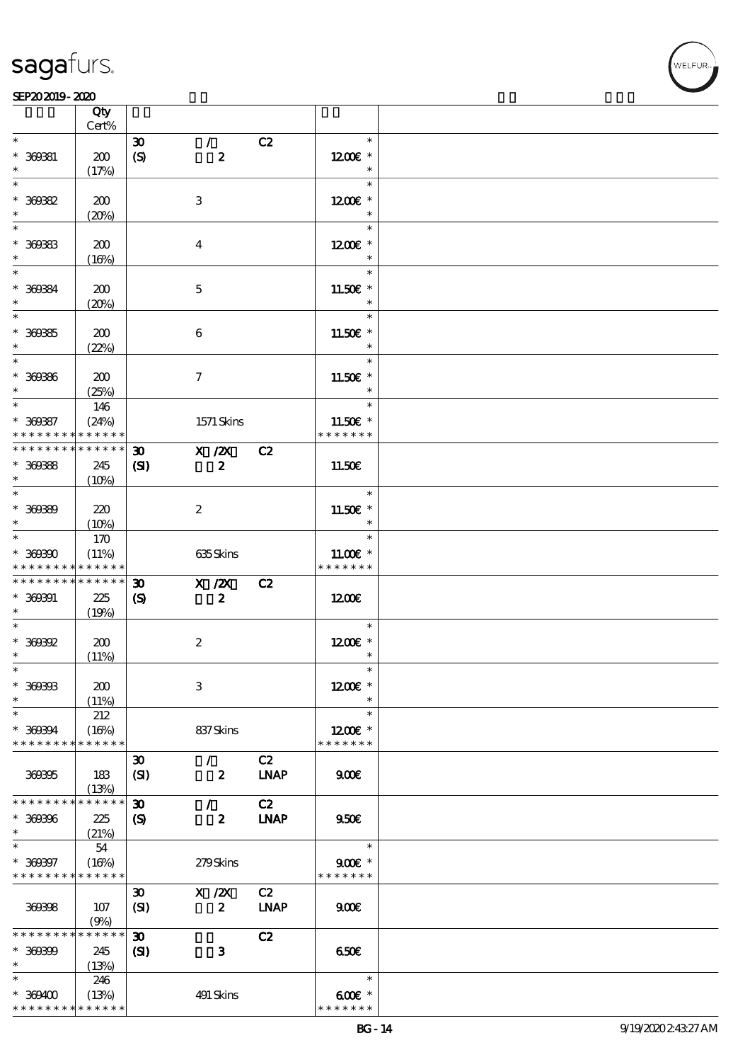| | Qty Cert% | | | | | |
|---|---|---|---|---|---|---|
| * | | 30 | / | C2 | * | |
| * 369381 | 200 | (S) | 2 | | 12.00€ * | |
| * | (17%) | | | | * | |
| * | | | | | * | |
| * 369382 | 200 | | 3 | | 12.00€ * | |
| * | (20%) | | | | * | |
| * | | | | | * | |
| * 369383 | 200 | | 4 | | 12.00€ * | |
| * | (16%) | | | | * | |
| * | | | | | * | |
| * 369384 | 200 | | 5 | | 11.50€ * | |
| * | (20%) | | | | * | |
| * | | | | | * | |
| * 369385 | 200 | | 6 | | 11.50€ * | |
| * | (22%) | | | | * | |
| * | | | | | * | |
| * 369386 | 200 | | 7 | | 11.50€ * | |
| * | (25%) | | | | * | |
| * | 146 | | | | * | |
| * 369387 | (24%) | | 1571 Skins | | 11.50€ * | |
| * * * * * * * * * * * * * * | | | | | * * * * * * * | |
| * * * * * * * * * * * * * * | | 30 | X /2X | C2 | | |
| * 369388 | 245 | (SI) | 2 | | 11.50€ | |
| * | (10%) | | | | | |
| * | | | | | * | |
| * 369389 | 220 | | 2 | | 11.50€ * | |
| * | (10%) | | | | * | |
| * | 170 | | | | * | |
| * 369390 | (11%) | | 635 Skins | | 11.00€ * | |
| * * * * * * * * * * * * * * | | | | | * * * * * * * | |
| * * * * * * * * * * * * * * | | 30 | X /2X | C2 | | |
| * 369391 | 225 | (S) | 2 | | 12.00€ | |
| * | (19%) | | | | | |
| * | | | | | * | |
| * 369392 | 200 | | 2 | | 12.00€ * | |
| * | (11%) | | | | * | |
| * | | | | | * | |
| * 369393 | 200 | | 3 | | 12.00€ * | |
| * | (11%) | | | | * | |
| * | 212 | | | | * | |
| * 369394 | (16%) | | 837 Skins | | 12.00€ * | |
| * * * * * * * * * * * * * * | | | | | * * * * * * * | |
| | | 30 | / | C2 | | |
| 369395 | 183 | (SI) | 2 | LNAP | 9.00€ | |
| | (13%) | | | | | |
| * * * * * * * * * * * * * * | | 30 | / | C2 | | |
| * 369396 | 225 | (S) | 2 | LNAP | 9.50€ | |
| * | (21%) | | | | | |
| * | 54 | | | | * | |
| * 369397 | (16%) | | 279 Skins | | 9.00€ * | |
| * * * * * * * * * * * * * * | | | | | * * * * * * * | |
| | | 30 | X /2X | C2 | | |
| 369398 | 107 | (SI) | 2 | LNAP | 9.00€ | |
| | (9%) | | | | | |
| * * * * * * * * * * * * * * | | 30 | | C2 | | |
| * 369399 | 245 | (SI) | 3 | | 6.50€ | |
| * | (13%) | | | | | |
| * | 246 | | | | * | |
| * 369400 | (13%) | | 491 Skins | | 6.00€ * | |
| * * * * * * * * * * * * * * | | | | | * * * * * * * | |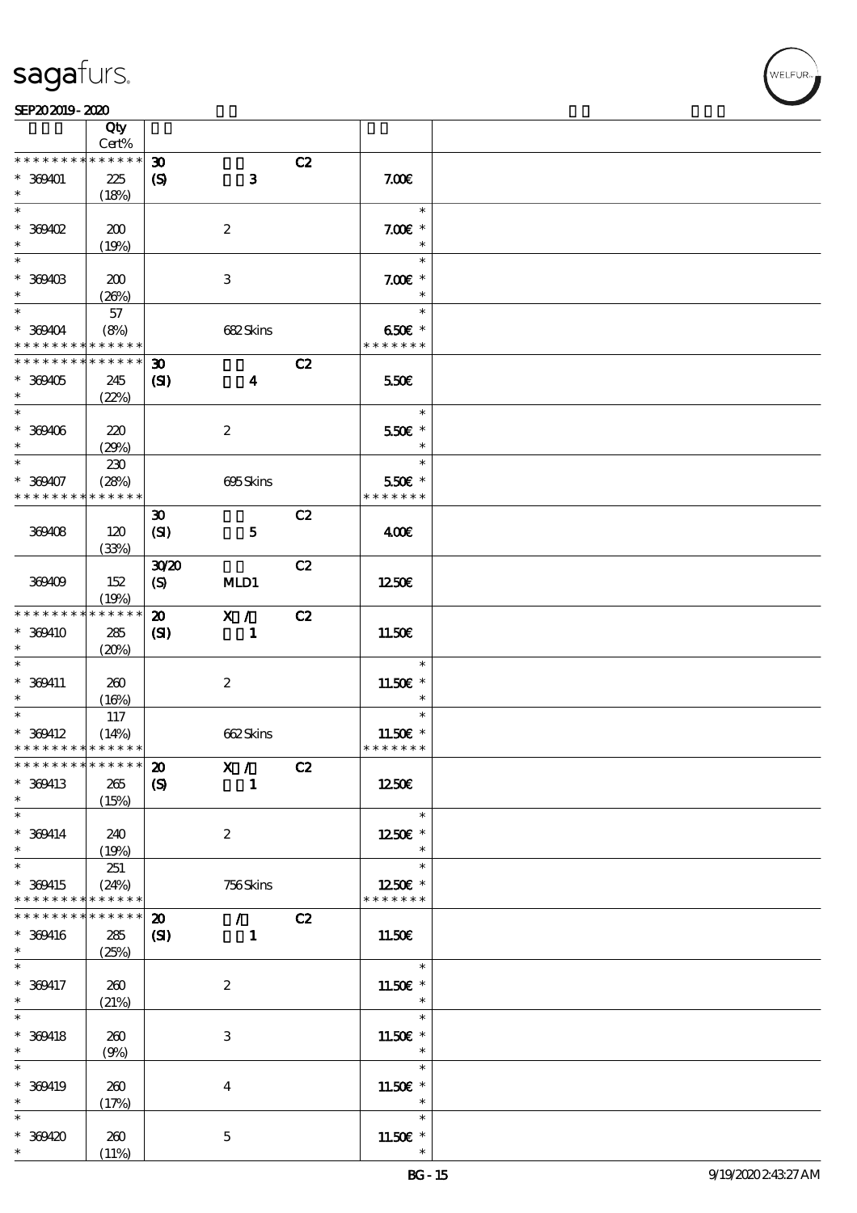| | Qty Cert% | | | | | |
|---|---|---|---|---|---|---|
| * * * * * * * * * * * * * * | | 30 | | C2 | | |
| * 369401 | 225 | (S) | 3 | | 7.00€ | |
| * | (18%) | | | | | |
| * | | | | | * | |
| * 369402 | 200 | | 2 | | 7.00€ * | |
| * | (19%) | | | | * | |
| * | | | | | * | |
| * 369403 | 200 | | 3 | | 7.00€ * | |
| * | (26%) | | | | * | |
| * | 57 | | | | * | |
| * 369404 | (8%) | | 682 Skins | | 6.50€ * | |
| * * * * * * * * * * * * * * | | | | | * * * * * * * | |
| * * * * * * * * * * * * * * | | 30 | | C2 | | |
| * 369405 | 245 | (SI) | 4 | | 5.50€ | |
| * | (22%) | | | | | |
| * | | | | | * | |
| * 369406 | 220 | | 2 | | 5.50€ * | |
| * | (29%) | | | | * | |
| * | 230 | | | | * | |
| * 369407 | (28%) | | 695 Skins | | 5.50€ * | |
| * * * * * * * * * * * * * * | | | | | * * * * * * * | |
| | | 30 | | C2 | | |
| 369408 | 120 | (SI) | 5 | | 4.00€ | |
| | (33%) | | | | | |
| | | 30/20 | | C2 | | |
| 369409 | 152 | (S) | MLD1 | | 12.50€ | |
| | (19%) | | | | | |
| * * * * * * * * * * * * * * | | 20 | X / | C2 | | |
| * 369410 | 285 | (SI) | 1 | | 11.50€ | |
| * | (20%) | | | | | |
| * | | | | | * | |
| * 369411 | 260 | | 2 | | 11.50€ * | |
| * | (16%) | | | | * | |
| * | 117 | | | | * | |
| * 369412 | (14%) | | 662 Skins | | 11.50€ * | |
| * * * * * * * * * * * * * * | | | | | * * * * * * * | |
| * * * * * * * * * * * * * * | | 20 | X / | C2 | | |
| * 369413 | 265 | (S) | 1 | | 12.50€ | |
| * | (15%) | | | | | |
| * | | | | | * | |
| * 369414 | 240 | | 2 | | 12.50€ * | |
| * | (19%) | | | | * | |
| * | 251 | | | | * | |
| * 369415 | (24%) | | 756 Skins | | 12.50€ * | |
| * * * * * * * * * * * * * * | | | | | * * * * * * * | |
| * * * * * * * * * * * * * * | | 20 | / | C2 | | |
| * 369416 | 285 | (SI) | 1 | | 11.50€ | |
| * | (25%) | | | | | |
| * | | | | | * | |
| * 369417 | 260 | | 2 | | 11.50€ * | |
| * | (21%) | | | | * | |
| * | | | | | * | |
| * 369418 | 260 | | 3 | | 11.50€ * | |
| * | (9%) | | | | * | |
| * | | | | | * | |
| * 369419 | 260 | | 4 | | 11.50€ * | |
| * | (17%) | | | | * | |
| * | | | | | * | |
| * 369420 | 260 | | 5 | | 11.50€ * | |
| * | (11%) | | | | * | |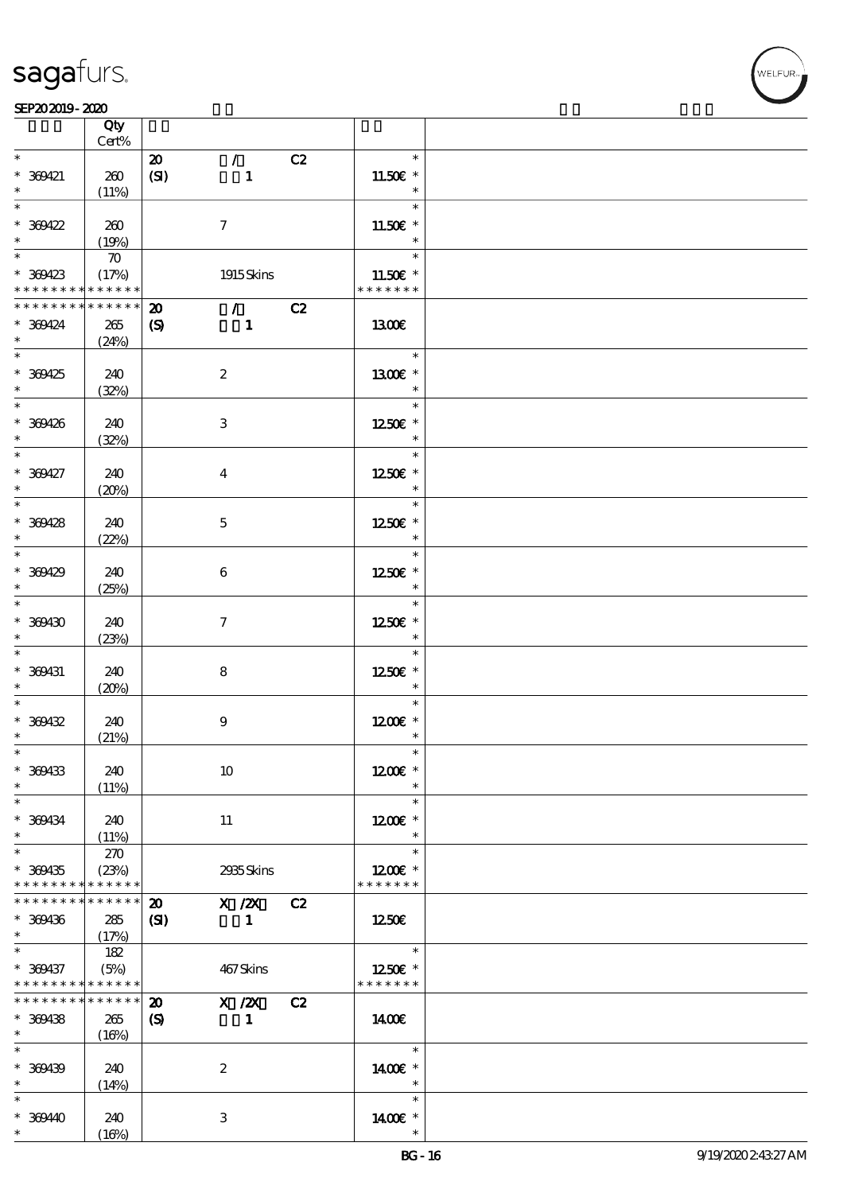| | Qty Cert% | | | | |
|---|---|---|---|---|---|
| * | | 20 | / | C2 | * |
| * 369421 | 260 | (SI) | 1 | | 11.50€ * |
| * | (11%) | | | | * |
| * | | | | | * |
| * 369422 | 260 | | 7 | | 11.50€ * |
| * | (19%) | | | | * |
| * | 70 | | | | * |
| * 369423 | (17%) | | 1915 Skins | | 11.50€ * |
| * * * * * * * * * * * * * * | | | | | * * * * * * * |
| * * * * * * * * * * * * * * | | 20 | / | C2 | |
| * 369424 | 265 | (S) | 1 | | 13.00€ |
| * | (24%) | | | | |
| * | | | | | * |
| * 369425 | 240 | | 2 | | 13.00€ * |
| * | (32%) | | | | * |
| * | | | | | * |
| * 369426 | 240 | | 3 | | 12.50€ * |
| * | (32%) | | | | * |
| * | | | | | * |
| * 369427 | 240 | | 4 | | 12.50€ * |
| * | (20%) | | | | * |
| * | | | | | * |
| * 369428 | 240 | | 5 | | 12.50€ * |
| * | (22%) | | | | * |
| * | | | | | * |
| * 369429 | 240 | | 6 | | 12.50€ * |
| * | (25%) | | | | * |
| * | | | | | * |
| * 369430 | 240 | | 7 | | 12.50€ * |
| * | (23%) | | | | * |
| * | | | | | * |
| * 369431 | 240 | | 8 | | 12.50€ * |
| * | (20%) | | | | * |
| * | | | | | * |
| * 369432 | 240 | | 9 | | 12.00€ * |
| * | (21%) | | | | * |
| * | | | | | * |
| * 369433 | 240 | | 10 | | 12.00€ * |
| * | (11%) | | | | * |
| * | | | | | * |
| * 369434 | 240 | | 11 | | 12.00€ * |
| * | (11%) | | | | * |
| * | 270 | | | | * |
| * 369435 | (23%) | | 2935 Skins | | 12.00€ * |
| * * * * * * * * * * * * * * | | | | | * * * * * * * |
| * * * * * * * * * * * * * * | | 20 | X /2X | C2 | |
| * 369436 | 285 | (SI) | 1 | | 12.50€ |
| * | (17%) | | | | |
| * | 182 | | | | * |
| * 369437 | (5%) | | 467 Skins | | 12.50€ * |
| * * * * * * * * * * * * * * | | | | | * * * * * * * |
| * * * * * * * * * * * * * * | | 20 | X /2X | C2 | |
| * 369438 | 265 | (S) | 1 | | 14.00€ |
| * | (16%) | | | | |
| * | | | | | * |
| * 369439 | 240 | | 2 | | 14.00€ * |
| * | (14%) | | | | * |
| * | | | | | * |
| * 369440 | 240 | | 3 | | 14.00€ * |
| * | (16%) | | | | * |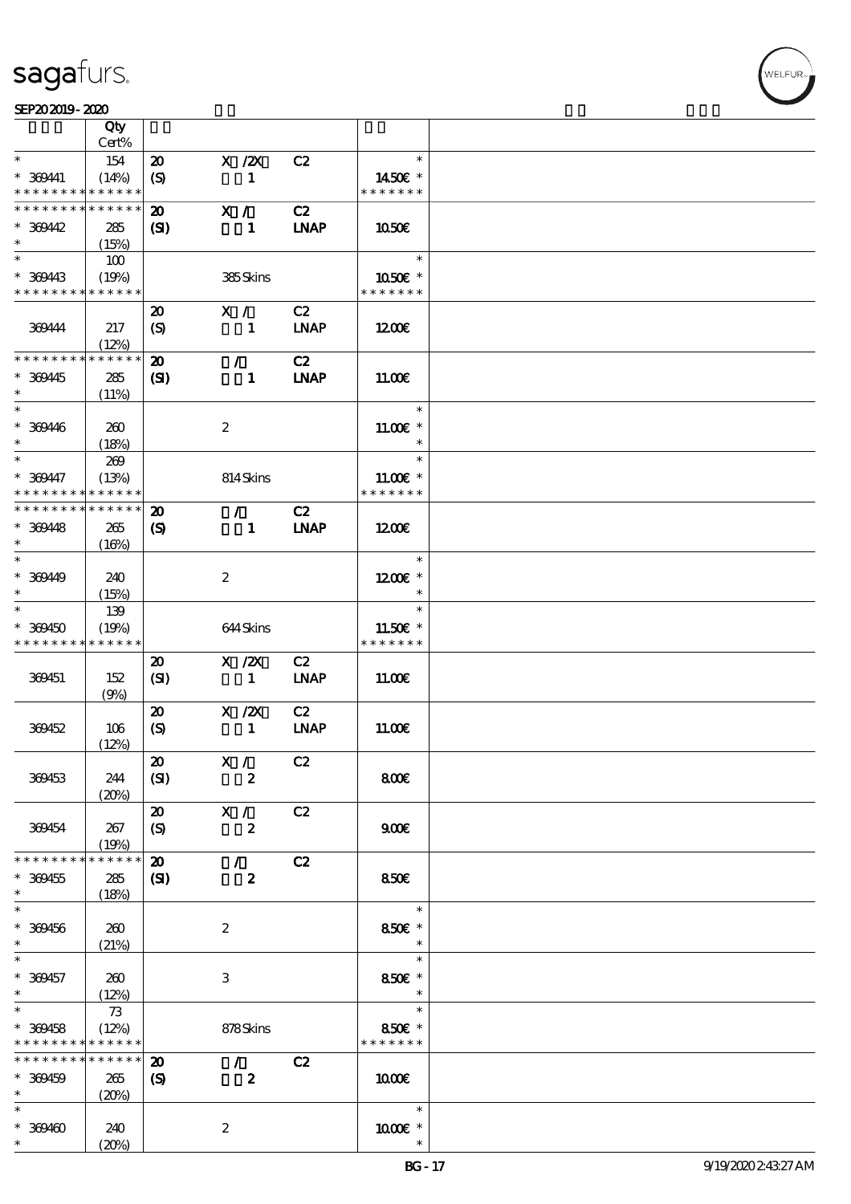| | Qty Cert% | | | | |
|---|---|---|---|---|---|
| * * 369441 * * * * * * * * * * * * * * | 154 (14%) | 20 (S) | X /2X 1 | C2 | * 14.50€ * * * * * * * * |
| * * * * * * * * * * * * * * * 369442 * | 285 (15%) | 20 (SI) | X / 1 | C2 LNAP | 10.50€ |
| * * 369443 * * * * * * * * * * * * * * | 100 (19%) | | 385 Skins | | * 10.50€ * * * * * * * * |
| 369444 | 217 (12%) | 20 (S) | X / 1 | C2 LNAP | 12.00€ |
| * * * * * * * * * * * * * * * 369445 * | 285 (11%) | 20 (SI) | / 1 | C2 LNAP | 11.00€ |
| * * 369446 * | 260 (18%) | | 2 | | * 11.00€ * * |
| * * 369447 * * * * * * * * * * * * * * | 269 (13%) | | 814 Skins | | * 11.00€ * * * * * * * * |
| * * * * * * * * * * * * * * * 369448 * | 265 (16%) | 20 (S) | / 1 | C2 LNAP | 12.00€ |
| * * 369449 * | 240 (15%) | | 2 | | * 12.00€ * * |
| * * 369450 * * * * * * * * * * * * * * | 139 (19%) | | 644 Skins | | * 11.50€ * * * * * * * * |
| 369451 | 152 (9%) | 20 (SI) | X /2X 1 | C2 LNAP | 11.00€ |
| 369452 | 106 (12%) | 20 (S) | X /2X 1 | C2 LNAP | 11.00€ |
| 369453 | 244 (20%) | 20 (SI) | X / 2 | C2 | 8.00€ |
| 369454 | 267 (19%) | 20 (S) | X / 2 | C2 | 9.00€ |
| * * * * * * * * * * * * * * * 369455 * | 285 (18%) | 20 (SI) | / 2 | C2 | 8.50€ |
| * * 369456 * | 260 (21%) | | 2 | | * 8.50€ * * |
| * * 369457 * | 260 (12%) | | 3 | | * 8.50€ * * |
| * * 369458 * * * * * * * * * * * * * * | 73 (12%) | | 878 Skins | | * 8.50€ * * * * * * * * |
| * * * * * * * * * * * * * * * 369459 * | 265 (20%) | 20 (S) | / 2 | C2 | 10.00€ |
| * * 369460 * | 240 (20%) | | 2 | | * 10.00€ * * |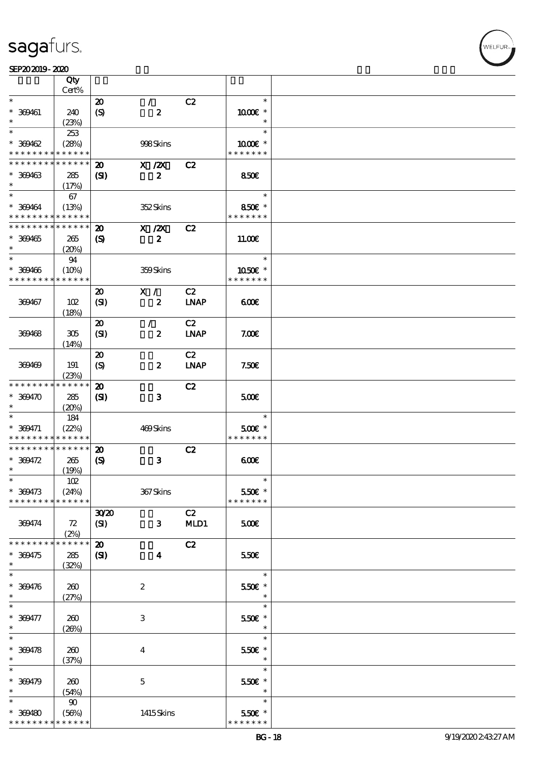| | Qty Cert% | | | | |
|---|---|---|---|---|---|
| * | | 20 | / | C2 | * |
| * 369461 | 240 | (S) | 2 | | 10.00€ * |
| * | (23%) | | | | * |
| * | 253 | | | | * |
| * 369462 | (28%) | | 998 Skins | | 10.00€ * |
| * * * * * * * * * * * * * | | | | | * * * * * * * |
| * * * * * * * * * * * * * | | 20 | X /2X | C2 | |
| * 369463 | 285 | (SI) | 2 | | 8.50€ |
| * | (17%) | | | | |
| * | 67 | | | | * |
| * 369464 | (13%) | | 352 Skins | | 8.50€ * |
| * * * * * * * * * * * * * | | | | | * * * * * * * |
| * * * * * * * * * * * * * | | 20 | X /2X | C2 | |
| * 369465 | 265 | (S) | 2 | | 11.00€ |
| * | (20%) | | | | |
| * | 94 | | | | * |
| * 369466 | (10%) | | 359 Skins | | 10.50€ * |
| * * * * * * * * * * * * * | | | | | * * * * * * * |
| | | 20 | X / | C2 | |
| 369467 | 102 | (SI) | 2 | LNAP | 6.00€ |
| | (18%) | | | | |
| | | 20 | / | C2 | |
| 369468 | 305 | (SI) | 2 | LNAP | 7.00€ |
| | (14%) | | | | |
| | | 20 | | C2 | |
| 369469 | 191 | (S) | 2 | LNAP | 7.50€ |
| | (23%) | | | | |
| * * * * * * * * * * * * * | | 20 | | C2 | |
| * 369470 | 285 | (SI) | 3 | | 5.00€ |
| * | (20%) | | | | |
| * | 184 | | | | * |
| * 369471 | (22%) | | 469 Skins | | 5.00€ * |
| * * * * * * * * * * * * * | | | | | * * * * * * * |
| * * * * * * * * * * * * * | | 20 | | C2 | |
| * 369472 | 265 | (S) | 3 | | 6.00€ |
| * | (19%) | | | | |
| * | 102 | | | | * |
| * 369473 | (24%) | | 367 Skins | | 5.50€ * |
| * * * * * * * * * * * * * | | | | | * * * * * * * |
| | | 30/20 | | C2 | |
| 369474 | 72 | (SI) | 3 | MLD1 | 5.00€ |
| | (2%) | | | | |
| * * * * * * * * * * * * * | | 20 | | C2 | |
| * 369475 | 285 | (SI) | 4 | | 5.50€ |
| * | (32%) | | | | |
| * | | | | | * |
| * 369476 | 260 | | 2 | | 5.50€ * |
| * | (27%) | | | | * |
| * | | | | | * |
| * 369477 | 260 | | 3 | | 5.50€ * |
| * | (26%) | | | | * |
| * | | | | | * |
| * 369478 | 260 | | 4 | | 5.50€ * |
| * | (37%) | | | | * |
| * | | | | | * |
| * 369479 | 260 | | 5 | | 5.50€ * |
| * | (54%) | | | | * |
| * | 90 | | | | * |
| * 369480 | (56%) | | 1415 Skins | | 5.50€ * |
| * * * * * * * * * * * * * | | | | | * * * * * * * |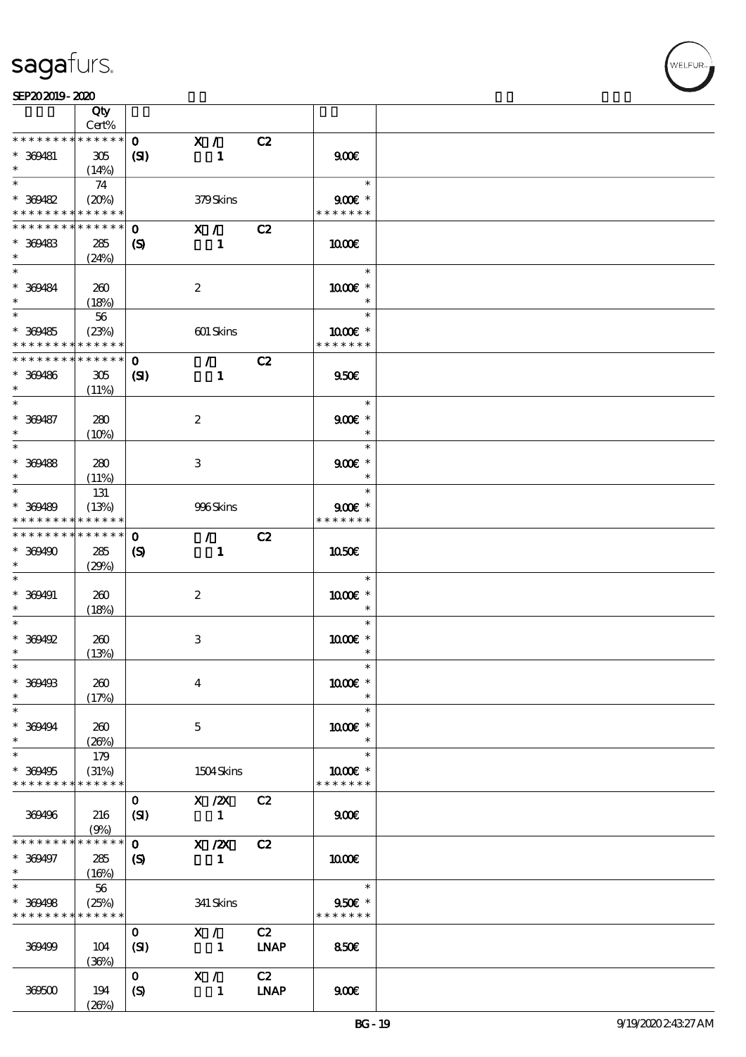sagafurs.

SEP20 2019 - 2020

| | Qty Cert% | | | | | |
|---|---|---|---|---|---|---|
| * * * * * * * * * * * * * * | | 0 | X / | C2 | | |
| * 369481 | 305 | (SI) | 1 | | 9.00€ | |
| * | (14%) | | | | | |
| * | 74 | | | | * | |
| * 369482 | (20%) | | 379 Skins | | 9.00€ * | |
| * * * * * * * * * * * * * * | | | | | * * * * * * * | |
| * * * * * * * * * * * * * * | | 0 | X / | C2 | | |
| * 369483 | 285 | (S) | 1 | | 10.00€ | |
| * | (24%) | | | | | |
| * | | | | | * | |
| * 369484 | 260 | | 2 | | 10.00€ * | |
| * | (18%) | | | | * | |
| * | 56 | | | | * | |
| * 369485 | (23%) | | 601 Skins | | 10.00€ * | |
| * * * * * * * * * * * * * * | | | | | * * * * * * * | |
| * * * * * * * * * * * * * * | | 0 | / | C2 | | |
| * 369486 | 305 | (SI) | 1 | | 9.50€ | |
| * | (11%) | | | | | |
| * | | | | | * | |
| * 369487 | 280 | | 2 | | 9.00€ * | |
| * | (10%) | | | | * | |
| * | | | | | * | |
| * 369488 | 280 | | 3 | | 9.00€ * | |
| * | (11%) | | | | * | |
| * | 131 | | | | * | |
| * 369489 | (13%) | | 996 Skins | | 9.00€ * | |
| * * * * * * * * * * * * * * | | | | | * * * * * * * | |
| * * * * * * * * * * * * * * | | 0 | / | C2 | | |
| * 369490 | 285 | (S) | 1 | | 10.50€ | |
| * | (29%) | | | | | |
| * | | | | | * | |
| * 369491 | 260 | | 2 | | 10.00€ * | |
| * | (18%) | | | | * | |
| * | | | | | * | |
| * 369492 | 260 | | 3 | | 10.00€ * | |
| * | (13%) | | | | * | |
| * | | | | | * | |
| * 369493 | 260 | | 4 | | 10.00€ * | |
| * | (17%) | | | | * | |
| * | | | | | * | |
| * 369494 | 260 | | 5 | | 10.00€ * | |
| * | (26%) | | | | * | |
| * | 179 | | | | * | |
| * 369495 | (31%) | | 1504 Skins | | 10.00€ * | |
| * * * * * * * * * * * * * * | | | | | * * * * * * * | |
| | | 0 | X /2X | C2 | | |
| 369496 | 216 | (SI) | 1 | | 9.00€ | |
| | (9%) | | | | | |
| * * * * * * * * * * * * * * | | 0 | X /2X | C2 | | |
| * 369497 | 285 | (S) | 1 | | 10.00€ | |
| * | (16%) | | | | | |
| * | 56 | | | | * | |
| * 369498 | (25%) | | 341 Skins | | 9.50€ * | |
| * * * * * * * * * * * * * * | | | | | * * * * * * * | |
| | | 0 | X / | C2 | | |
| 369499 | 104 | (SI) | 1 | LNAP | 8.50€ | |
| | (36%) | | | | | |
| | | 0 | X / | C2 | | |
| 369500 | 194 | (S) | 1 | LNAP | 9.00€ | |
| | (26%) | | | | | |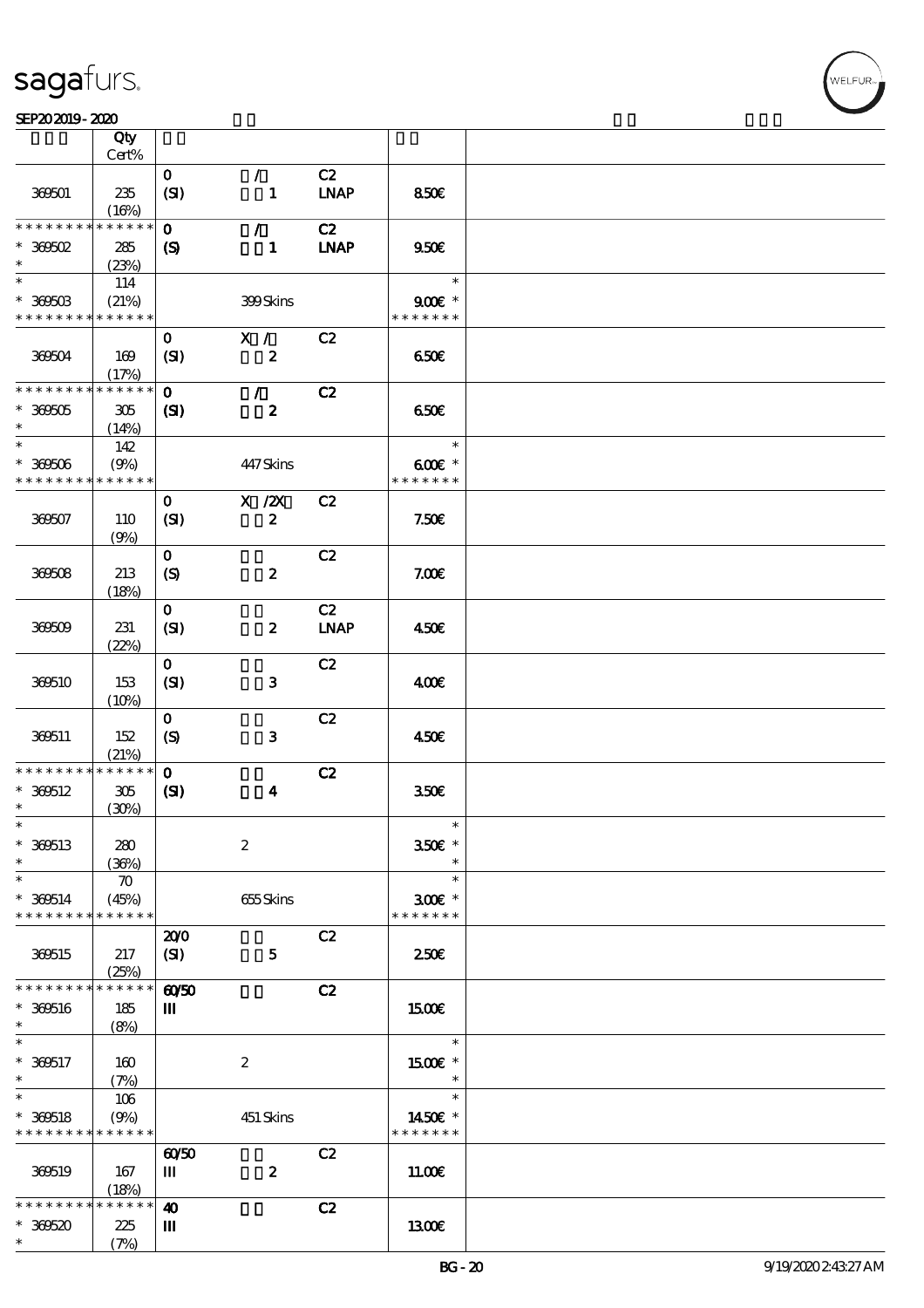sagafurs.

SEP202019 - 2020

| | Qty Cert% | | | | | |
|---|---|---|---|---|---|---|
| 369501 | 235 (16%) | 0 (SI) | / 1 | C2 LNAP | 8.50€ | |
| * * * * * * * * * * * * * * * 369502 * | 285 (23%) | 0 (S) | / 1 | C2 LNAP | 9.50€ | |
| * * 369503 * * * * * * * * * * * * * * | 114 (21%) | | 399 Skins | | * 9.00€ * * * * * * * * | |
| 369504 | 169 (17%) | 0 (SI) | X / 2 | C2 | 6.50€ | |
| * * * * * * * * * * * * * * * 369505 * | 305 (14%) | 0 (SI) | / 2 | C2 | 6.50€ | |
| * * 369506 * * * * * * * * * * * * * * | 142 (9%) | | 447 Skins | | * 6.00€ * * * * * * * * | |
| 369507 | 110 (9%) | 0 (SI) | X /2X 2 | C2 | 7.50€ | |
| 369508 | 213 (18%) | 0 (S) | 2 | C2 | 7.00€ | |
| 369509 | 231 (22%) | 0 (SI) | 2 | C2 LNAP | 4.50€ | |
| 369510 | 153 (10%) | 0 (SI) | 3 | C2 | 4.00€ | |
| 369511 | 152 (21%) | 0 (S) | 3 | C2 | 4.50€ | |
| * * * * * * * * * * * * * * * 369512 * | 305 (30%) | 0 (SI) | 4 | C2 | 3.50€ | |
| * * 369513 * | 280 (36%) | | 2 | | * 3.50€ * * | |
| * * 369514 * * * * * * * * * * * * * * | 70 (45%) | | 655 Skins | | * 3.00€ * * * * * * * * | |
| 369515 | 217 (25%) | 20/0 (SI) | 5 | C2 | 2.50€ | |
| * * * * * * * * * * * * * * * 369516 * | 185 (8%) | 60/50 III | | C2 | 15.00€ | |
| * * 369517 * | 160 (7%) | | 2 | | * 15.00€ * * | |
| * * 369518 * * * * * * * * * * * * * * | 106 (9%) | | 451 Skins | | * 14.50€ * * * * * * * * | |
| 369519 | 167 (18%) | 60/50 III | 2 | C2 | 11.00€ | |
| * * * * * * * * * * * * * * * 369520 * | 225 (7%) | 40 III | | C2 | 13.00€ | |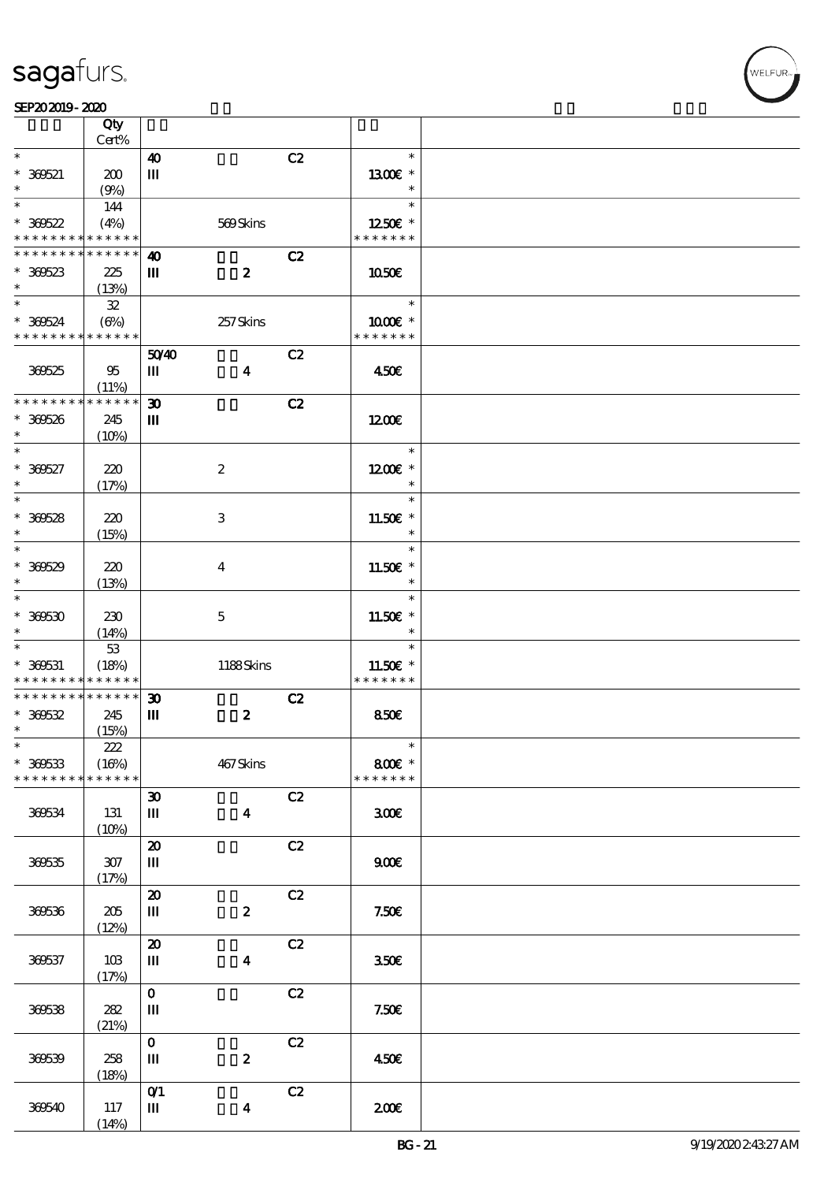| | Qty Cert% | | | | |
|---|---|---|---|---|---|
| * 369521 * | 200 (9%) | 40 III | | C2 | * 13.00€ * * |
| * 369522 * * * * * * * * * * * * * | 144 (4%) | | 569 Skins | | * 12.50€ * * * * * * * * |
| * * * * * * * * * * * * * * 369523 * | 225 (13%) | 40 III | 2 | C2 | 10.50€ |
| * 369524 * * * * * * * * * * * * * | 32 (6%) | | 257 Skins | | * 10.00€ * * * * * * * * |
| 369525 | 95 (11%) | 50/40 III | 4 | C2 | 4.50€ |
| * * * * * * * * * * * * * * 369526 * | 245 (10%) | 30 III | | C2 | 12.00€ |
| * 369527 * | 220 (17%) | | 2 | | * 12.00€ * * |
| * 369528 * | 220 (15%) | | 3 | | * 11.50€ * * |
| * 369529 * | 220 (13%) | | 4 | | * 11.50€ * * |
| * 369530 * | 230 (14%) | | 5 | | * 11.50€ * * |
| * 369531 * * * * * * * * * * * * * | 53 (18%) | | 1188 Skins | | * 11.50€ * * * * * * * * |
| * * * * * * * * * * * * * * 369532 * | 245 (15%) | 30 III | 2 | C2 | 8.50€ |
| * 369533 * * * * * * * * * * * * * | 222 (16%) | | 467 Skins | | * 8.00€ * * * * * * * * |
| 369534 | 131 (10%) | 30 III | 4 | C2 | 3.00€ |
| 369535 | 307 (17%) | 20 III | | C2 | 9.00€ |
| 369536 | 205 (12%) | 20 III | 2 | C2 | 7.50€ |
| 369537 | 103 (17%) | 20 III | 4 | C2 | 3.50€ |
| 369538 | 282 (21%) | 0 III | | C2 | 7.50€ |
| 369539 | 258 (18%) | 0 III | 2 | C2 | 4.50€ |
| 369540 | 117 (14%) | 0/1 III | 4 | C2 | 2.00€ |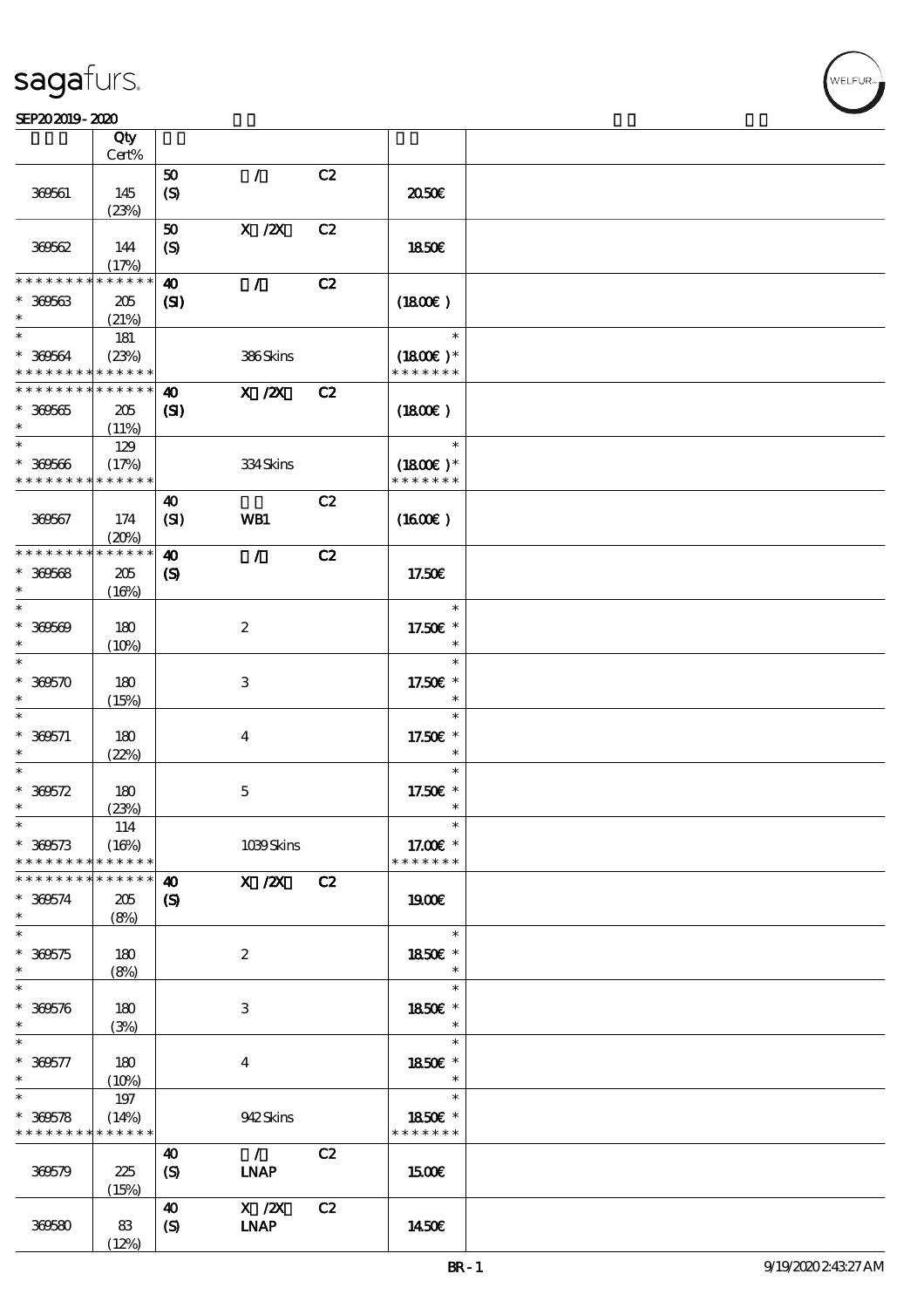| | Qty<br>Cert% | | | | |
|---|---|---|---|---|---|
| 369561 | 145<br>(23%) | 50<br>(S) | / | C2 | 20.50€ |
| 369562 | 144<br>(17%) | 50<br>(S) | X /2X | C2 | 18.50€ |
| * * * * * * * * * * * * * *<br>* 369563<br>* | 205<br>(21%) | 40<br>(SI) | / | C2 | (18.00€ ) |
| *<br>* 369564<br>* * * * * * * * * * * * * * | 181<br>(23%) | | 386 Skins | | *<br>(18.00€ )*<br>* * * * * * * |
| * * * * * * * * * * * * * *<br>* 369565<br>* | 205<br>(11%) | 40<br>(SI) | X /2X | C2 | (18.00€ ) |
| *<br>* 369566<br>* * * * * * * * * * * * * * | 129<br>(17%) | | 334 Skins | | *<br>(18.00€ )*<br>* * * * * * * |
| 369567 | 174<br>(20%) | 40<br>(SI) | WB1 | C2 | (16.00€ ) |
| * * * * * * * * * * * * * *<br>* 369568<br>* | 205<br>(16%) | 40<br>(S) | / | C2 | 17.50€ |
| *<br>* 369569<br>* | 180<br>(10%) | | 2 | | *<br>17.50€ *<br>* |
| *<br>* 369570<br>* | 180<br>(15%) | | 3 | | *<br>17.50€ *<br>* |
| *<br>* 369571<br>* | 180<br>(22%) | | 4 | | *<br>17.50€ *<br>* |
| *<br>* 369572<br>* | 180<br>(23%) | | 5 | | *<br>17.50€ *<br>* |
| *<br>* 369573<br>* * * * * * * * * * * * * * | 114<br>(16%) | | 1039 Skins | | *<br>17.00€ *<br>* * * * * * * |
| * * * * * * * * * * * * * *<br>* 369574<br>* | 205<br>(8%) | 40<br>(S) | X /2X | C2 | 19.00€ |
| *<br>* 369575<br>* | 180<br>(8%) | | 2 | | *<br>18.50€ *<br>* |
| *<br>* 369576<br>* | 180<br>(3%) | | 3 | | *<br>18.50€ *<br>* |
| *<br>* 369577<br>* | 180<br>(10%) | | 4 | | *<br>18.50€ *<br>* |
| *<br>* 369578<br>* * * * * * * * * * * * * * | 197<br>(14%) | | 942 Skins | | *<br>18.50€ *<br>* * * * * * * |
| 369579 | 225<br>(15%) | 40<br>(S) | /<br>LNAP | C2 | 15.00€ |
| 369580 | 83<br>(12%) | 40<br>(S) | X /2X<br>LNAP | C2 | 14.50€ |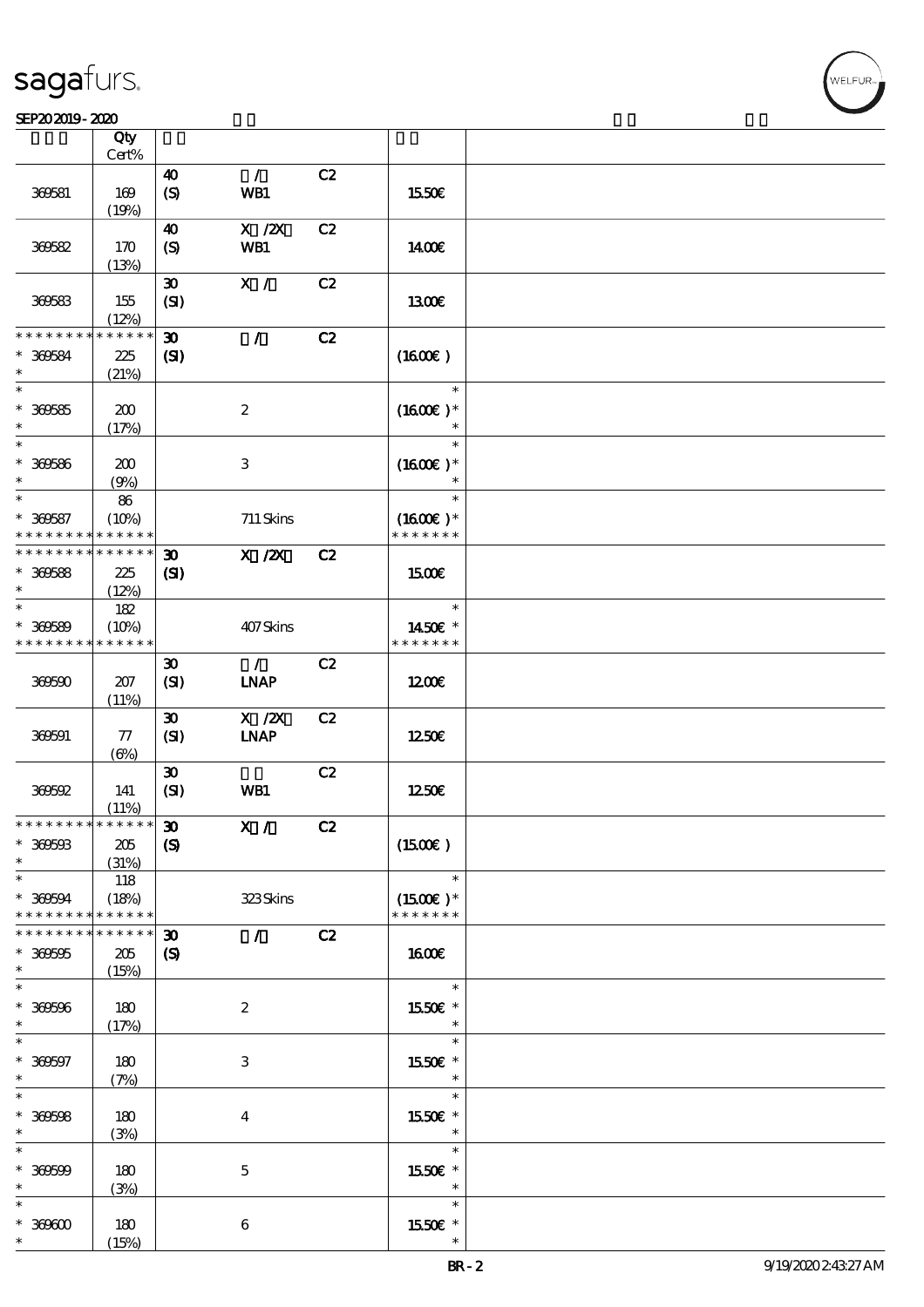| | Qty Cert% | | | | | |
|---|---|---|---|---|---|---|
| 369581 | 169 (19%) | 40 (S) | / WB1 | C2 | 15.50€ | |
| 369582 | 170 (13%) | 40 (S) | X /2X WB1 | C2 | 14.00€ | |
| 369583 | 155 (12%) | 30 (SI) | X / | C2 | 13.00€ | |
| * * * * * * * * * * * * * * * 369584 * | 225 (21%) | 30 (SI) | / | C2 | (16.00€) | |
| * * 369585 * | 200 (17%) | | 2 | | * (16.00€) * * | |
| * * 369586 * | 200 (9%) | | 3 | | * (16.00€) * * | |
| * * 369587 * * * * * * * * * * * * * * | 86 (10%) | | 711 Skins | | * (16.00€) * * * * * * * * | |
| * * * * * * * * * * * * * * * 369588 * | 225 (12%) | 30 (SI) | X /2X | C2 | 15.00€ | |
| * * 369589 * * * * * * * * * * * * * * | 182 (10%) | | 407 Skins | | * 14.50€ * * * * * * * * | |
| 369590 | 207 (11%) | 30 (SI) | / LNAP | C2 | 12.00€ | |
| 369591 | 77 (6%) | 30 (SI) | X /2X LNAP | C2 | 12.50€ | |
| 369592 | 141 (11%) | 30 (SI) | WB1 | C2 | 12.50€ | |
| * * * * * * * * * * * * * * * 369593 * | 205 (31%) | 30 (S) | X / | C2 | (15.00€) | |
| * * 369594 * * * * * * * * * * * * * * | 118 (18%) | | 323 Skins | | * (15.00€) * * * * * * * * | |
| * * * * * * * * * * * * * * * 369595 * | 205 (15%) | 30 (S) | / | C2 | 16.00€ | |
| * * 369596 * | 180 (17%) | | 2 | | * 15.50€ * * | |
| * * 369597 * | 180 (7%) | | 3 | | * 15.50€ * * | |
| * * 369598 * | 180 (3%) | | 4 | | * 15.50€ * * | |
| * * 369599 * | 180 (3%) | | 5 | | * 15.50€ * * | |
| * * 369600 * | 180 (15%) | | 6 | | * 15.50€ * * | |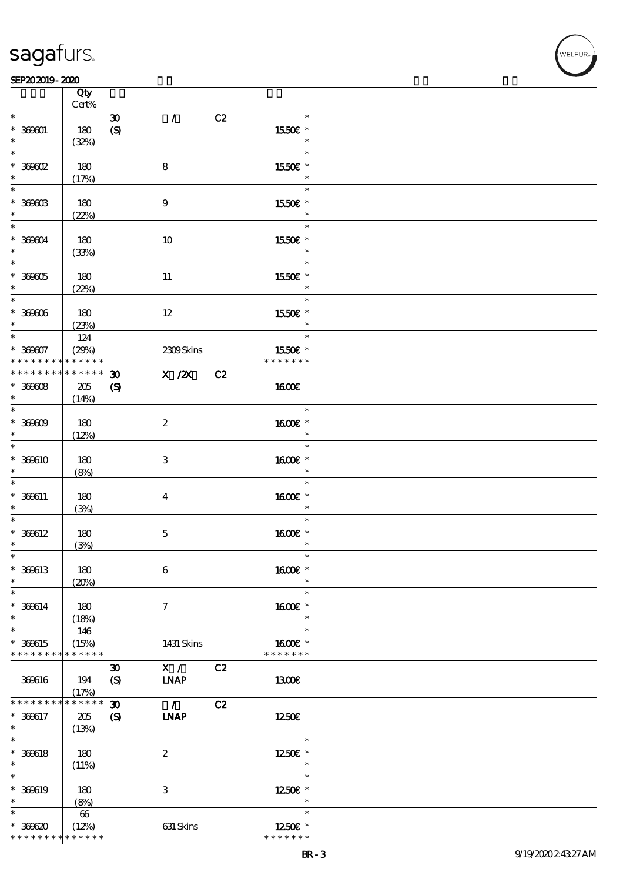| | Qty Cert% | | | | |
|---|---|---|---|---|---|
| * 369601 * | 180 (32%) | 30 (S) | / | C2 | * 15.50€ * * |
| * 369602 * | 180 (17%) | | 8 | | * 15.50€ * * |
| * 369603 * | 180 (22%) | | 9 | | * 15.50€ * * |
| * 369604 * | 180 (33%) | | 10 | | * 15.50€ * * |
| * 369605 * | 180 (22%) | | 11 | | * 15.50€ * * |
| * 369606 * | 180 (23%) | | 12 | | * 15.50€ * * |
| * 369607 * * * * * * * * * * * * * * | 124 (29%) | | 2309 Skins | | * 15.50€ * * * * * * * * |
| * * * * * * * * * * * * * * 369608 * | 205 (14%) | 30 (S) | X /2X | C2 | 16.00€ |
| * 369609 * | 180 (12%) | | 2 | | * 16.00€ * * |
| * 369610 * | 180 (8%) | | 3 | | * 16.00€ * * |
| * 369611 * | 180 (3%) | | 4 | | * 16.00€ * * |
| * 369612 * | 180 (3%) | | 5 | | * 16.00€ * * |
| * 369613 * | 180 (20%) | | 6 | | * 16.00€ * * |
| * 369614 * | 180 (18%) | | 7 | | * 16.00€ * * |
| * 369615 * * * * * * * * * * * * * * | 146 (15%) | | 1431 Skins | | * 16.00€ * * * * * * * * |
| 369616 | 194 (17%) | 30 (S) | X / LNAP | C2 | 13.00€ |
| * * * * * * * * * * * * * * 369617 * | 205 (13%) | 30 (S) | / LNAP | C2 | 12.50€ |
| * 369618 * | 180 (11%) | | 2 | | * 12.50€ * * |
| * 369619 * | 180 (8%) | | 3 | | * 12.50€ * * |
| * 369620 * * * * * * * * * * * * * * | 66 (12%) | | 631 Skins | | * 12.50€ * * * * * * * * |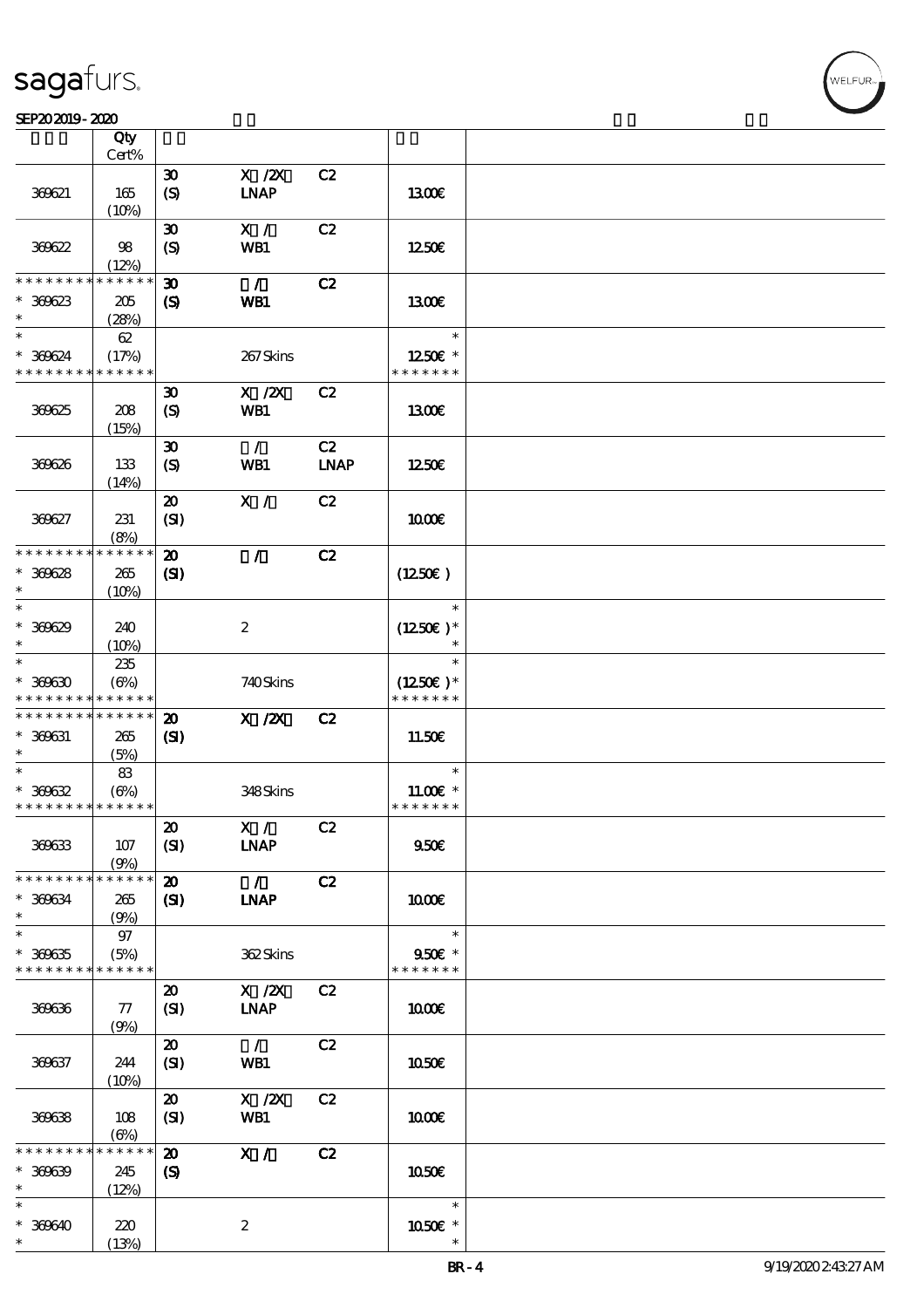| | Qty Cert% | | | | | |
|---|---|---|---|---|---|---|
| 369621 | 165 (10%) | 30 (S) | X /2X LNAP | C2 | 13.00€ | |
| 369622 | 98 (12%) | 30 (S) | X / WB1 | C2 | 12.50€ | |
| * * * * * * * * * * * * * * * 369623 * | 205 (28%) | 30 (S) | / WB1 | C2 | 13.00€ | |
| * * 369624 * * * * * * * * * * * * * * | 62 (17%) | | 267 Skins | | * 12.50€ * * * * * * * * | |
| 369625 | 208 (15%) | 30 (S) | X /2X WB1 | C2 | 13.00€ | |
| 369626 | 133 (14%) | 30 (S) | / WB1 | C2 LNAP | 12.50€ | |
| 369627 | 231 (8%) | 20 (SI) | X / | C2 | 10.00€ | |
| * * * * * * * * * * * * * * * 369628 * | 265 (10%) | 20 (SI) | / | C2 | (12.50€) | |
| * * 369629 * | 240 (10%) | | 2 | | * (12.50€) * * | |
| * * 369630 * * * * * * * * * * * * * * | 235 (6%) | | 740 Skins | | * (12.50€) * * * * * * * * | |
| * * * * * * * * * * * * * * * 369631 * | 265 (5%) | 20 (SI) | X /2X | C2 | 11.50€ | |
| * * 369632 * * * * * * * * * * * * * * | 83 (6%) | | 348 Skins | | * 11.00€ * * * * * * * * | |
| 369633 | 107 (9%) | 20 (SI) | X / LNAP | C2 | 9.50€ | |
| * * * * * * * * * * * * * * * 369634 * | 265 (9%) | 20 (SI) | / LNAP | C2 | 10.00€ | |
| * * 369635 * * * * * * * * * * * * * * | 97 (5%) | | 362 Skins | | * 9.50€ * * * * * * * * | |
| 369636 | 77 (9%) | 20 (SI) | X /2X LNAP | C2 | 10.00€ | |
| 369637 | 244 (10%) | 20 (SI) | / WB1 | C2 | 10.50€ | |
| 369638 | 108 (6%) | 20 (SI) | X /2X WB1 | C2 | 10.00€ | |
| * * * * * * * * * * * * * * * 369639 * | 245 (12%) | 20 (S) | X / | C2 | 10.50€ | |
| * * 369640 * | 220 (13%) | | 2 | | * 10.50€ * * | |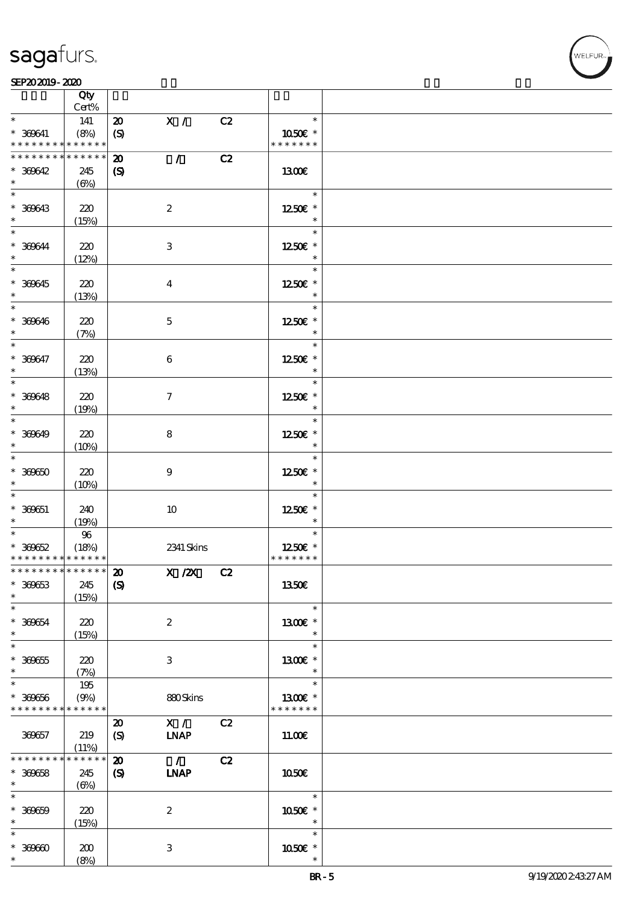| | Qty Cert% | | | | | |
|---|---|---|---|---|---|---|
| * | 141 | 20 | X / | C2 | * | |
| * 369641 | (8%) | (S) | | | 10.50€ * | |
| * * * * * * * * * * * * * * | | | | | * * * * * * * | |
| * * * * * * * * * * * * * * | | 20 | / | C2 | | |
| * 369642 | 245 | (S) | | | 13.00€ | |
| * | (6%) | | | | | |
| * | | | | | * | |
| * 369643 | 220 | | 2 | | 12.50€ * | |
| * | (15%) | | | | * | |
| * | | | | | * | |
| * 369644 | 220 | | 3 | | 12.50€ * | |
| * | (12%) | | | | * | |
| * | | | | | * | |
| * 369645 | 220 | | 4 | | 12.50€ * | |
| * | (13%) | | | | * | |
| * | | | | | * | |
| * 369646 | 220 | | 5 | | 12.50€ * | |
| * | (7%) | | | | * | |
| * | | | | | * | |
| * 369647 | 220 | | 6 | | 12.50€ * | |
| * | (13%) | | | | * | |
| * | | | | | * | |
| * 369648 | 220 | | 7 | | 12.50€ * | |
| * | (19%) | | | | * | |
| * | | | | | * | |
| * 369649 | 220 | | 8 | | 12.50€ * | |
| * | (10%) | | | | * | |
| * | | | | | * | |
| * 369650 | 220 | | 9 | | 12.50€ * | |
| * | (10%) | | | | * | |
| * | | | | | * | |
| * 369651 | 240 | | 10 | | 12.50€ * | |
| * | (19%) | | | | * | |
| * | 96 | | | | * | |
| * 369652 | (18%) | | 2341 Skins | | 12.50€ * | |
| * * * * * * * * * * * * * * | | | | | * * * * * * * | |
| * * * * * * * * * * * * * * | | 20 | X /2X | C2 | | |
| * 369653 | 245 | (S) | | | 13.50€ | |
| * | (15%) | | | | | |
| * | | | | | * | |
| * 369654 | 220 | | 2 | | 13.00€ * | |
| * | (15%) | | | | * | |
| * | | | | | * | |
| * 369655 | 220 | | 3 | | 13.00€ * | |
| * | (7%) | | | | * | |
| * | 195 | | | | * | |
| * 369656 | (9%) | | 880 Skins | | 13.00€ * | |
| * * * * * * * * * * * * * * | | | | | * * * * * * * | |
| | | 20 | X / | C2 | | |
| 369657 | 219 | (S) | LNAP | | 11.00€ | |
| | (11%) | | | | | |
| * * * * * * * * * * * * * * | | 20 | / | C2 | | |
| * 369658 | 245 | (S) | LNAP | | 10.50€ | |
| * | (6%) | | | | | |
| * | | | | | * | |
| * 369659 | 220 | | 2 | | 10.50€ * | |
| * | (15%) | | | | * | |
| * | | | | | * | |
| * 369660 | 200 | | 3 | | 10.50€ * | |
| * | (8%) | | | | * | |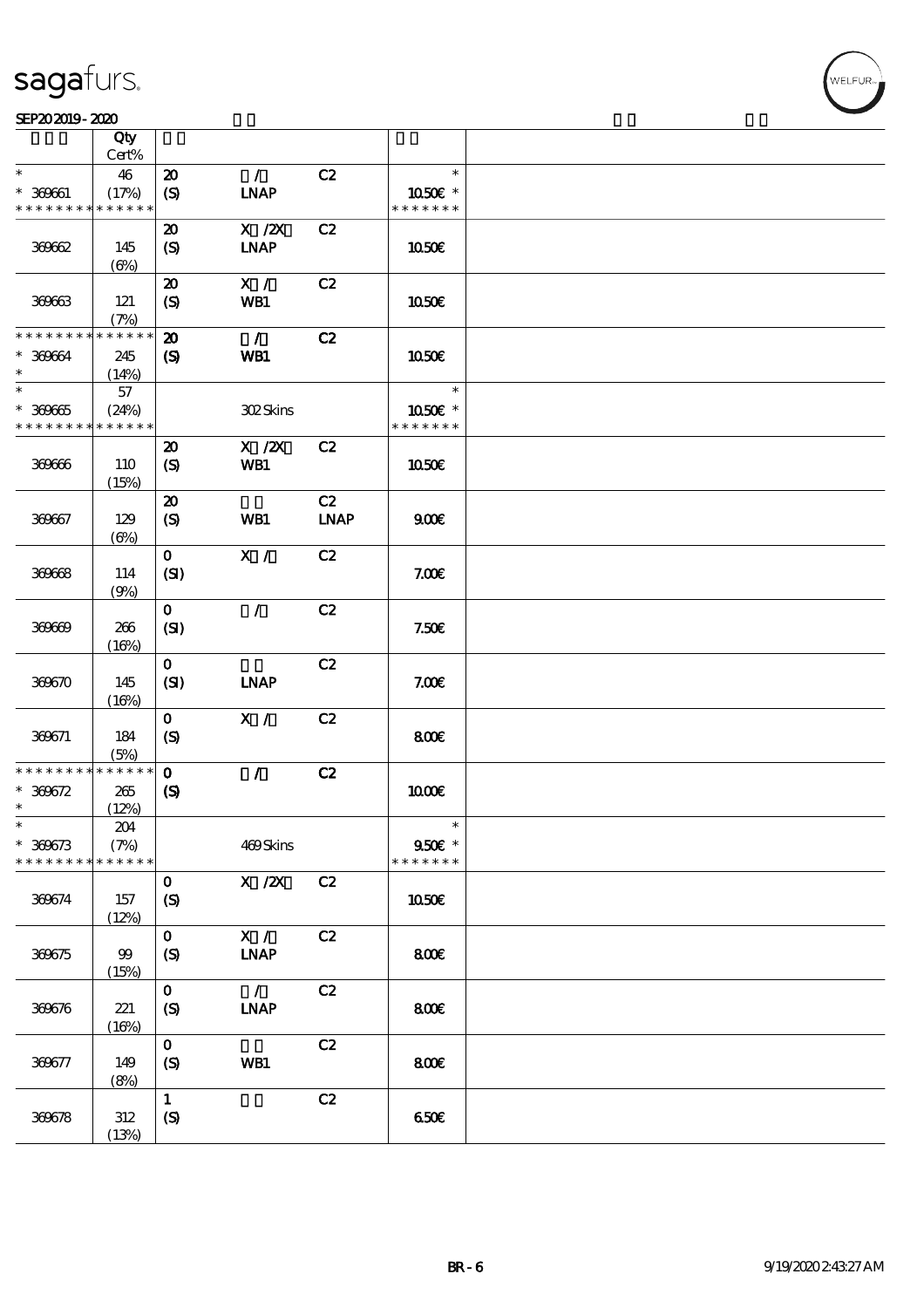sagafurs.

SEP20 2019 - 2020

| | Qty Cert% | | | | | |
|---|---|---|---|---|---|---|
| * | 46 | 20 | / | C2 | * | |
| * 369661 | (17%) | (S) | LNAP | | 10.50€ * | |
| * * * * * * * * * * * * * * | | | | | * * * * * * * | |
| 369662 | 145 (6%) | 20 (S) | X /2X LNAP | C2 | 10.50€ | |
| 369663 | 121 (7%) | 20 (S) | X / WB1 | C2 | 10.50€ | |
| * * * * * * * * * * * * * * | | 20 | / | C2 | | |
| * 369664 | 245 | (S) | WB1 | | 10.50€ | |
| * | (14%) | | | | | |
| * | 57 | | | | * | |
| * 369665 | (24%) | | 302 Skins | | 10.50€ * | |
| * * * * * * * * * * * * * * | | | | | * * * * * * * | |
| 369666 | 110 (15%) | 20 (S) | X /2X WB1 | C2 | 10.50€ | |
| 369667 | 129 (6%) | 20 (S) | WB1 | C2 LNAP | 9.00€ | |
| 369668 | 114 (9%) | 0 (SI) | X / | C2 | 7.00€ | |
| 369669 | 266 (16%) | 0 (SI) | / | C2 | 7.50€ | |
| 369670 | 145 (16%) | 0 (SI) | LNAP | C2 | 7.00€ | |
| 369671 | 184 (5%) | 0 (S) | X / | C2 | 8.00€ | |
| * * * * * * * * * * * * * * | | 0 | / | C2 | | |
| * 369672 | 265 | (S) | | | 10.00€ | |
| * | (12%) | | | | | |
| * | 204 | | | | * | |
| * 369673 | (7%) | | 469 Skins | | 9.50€ * | |
| * * * * * * * * * * * * * * | | | | | * * * * * * * | |
| 369674 | 157 (12%) | 0 (S) | X /2X | C2 | 10.50€ | |
| 369675 | 99 (15%) | 0 (S) | X / LNAP | C2 | 8.00€ | |
| 369676 | 221 (16%) | 0 (S) | / LNAP | C2 | 8.00€ | |
| 369677 | 149 (8%) | 0 (S) | WB1 | C2 | 8.00€ | |
| 369678 | 312 (13%) | 1 (S) | | C2 | 6.50€ | |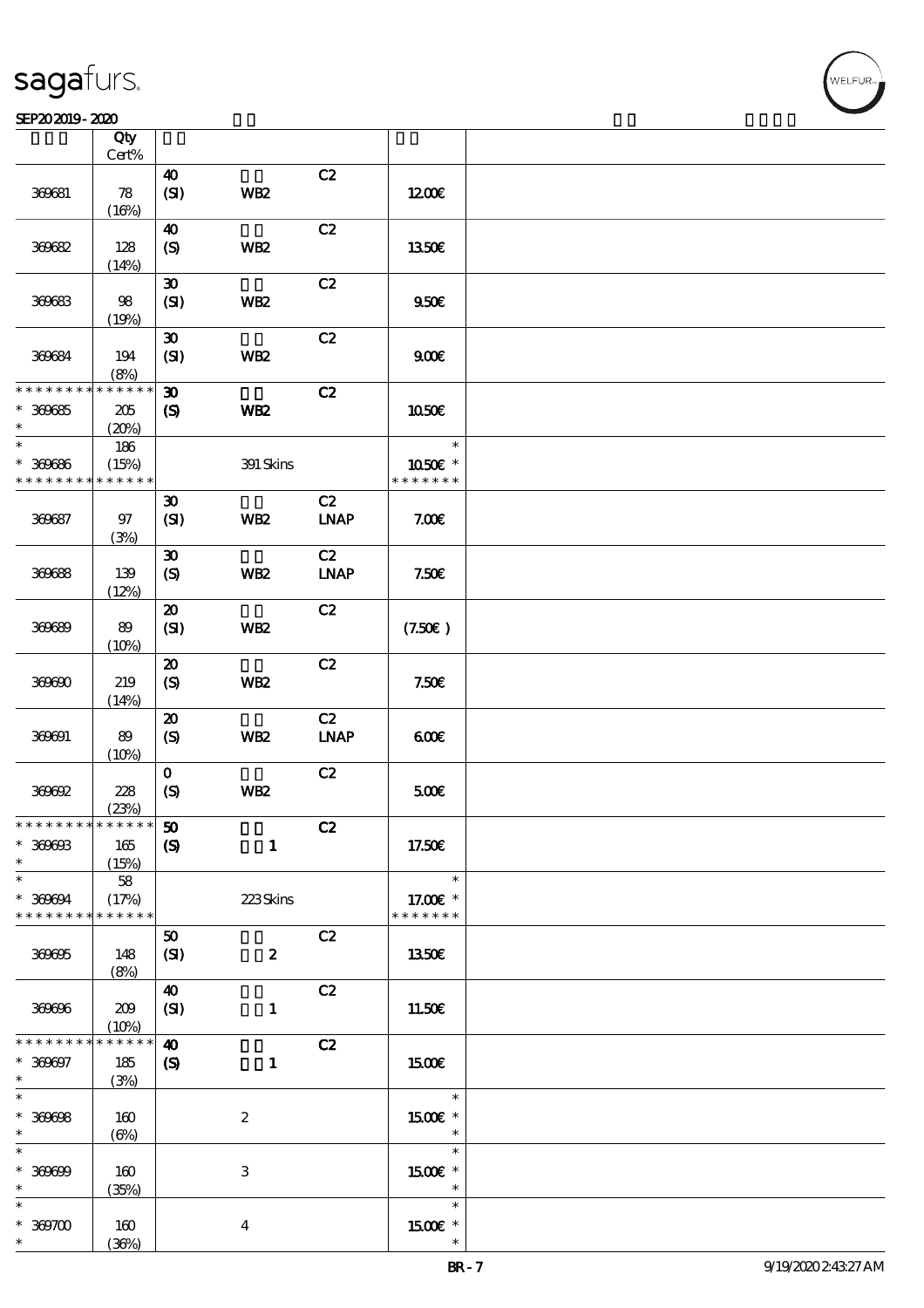| | Qty Cert% | | | | | |
|---|---|---|---|---|---|---|
| 369681 | 78 (16%) | 40 (SI) | WB2 | C2 | 12.00€ | |
| 369682 | 128 (14%) | 40 (S) | WB2 | C2 | 13.50€ | |
| 369683 | 98 (19%) | 30 (SI) | WB2 | C2 | 9.50€ | |
| 369684 | 194 (8%) | 30 (SI) | WB2 | C2 | 9.00€ | |
| * * * * * * * * * * * * * * <br>* 369685<br>* | 205 (20%) | 30 (S) | WB2 | C2 | 10.50€ | |
| *<br>* 369686<br>* * * * * * * * * * * * * * | 186 (15%) | | 391 Skins | | *<br>10.50€ *<br>* * * * * * * | |
| 369687 | 97 (3%) | 30 (SI) | WB2 | C2 LNAP | 7.00€ | |
| 369688 | 139 (12%) | 30 (S) | WB2 | C2 LNAP | 7.50€ | |
| 369689 | 89 (10%) | 20 (SI) | WB2 | C2 | (7.50€) | |
| 369690 | 219 (14%) | 20 (S) | WB2 | C2 | 7.50€ | |
| 369691 | 89 (10%) | 20 (S) | WB2 | C2 LNAP | 6.00€ | |
| 369692 | 228 (23%) | 0 (S) | WB2 | C2 | 5.00€ | |
| * * * * * * * * * * * * * * <br>* 369693<br>* | 165 (15%) | 50 (S) | 1 | C2 | 17.50€ | |
| *<br>* 369694<br>* * * * * * * * * * * * * * | 58 (17%) | | 223 Skins | | *<br>17.00€ *<br>* * * * * * * | |
| 369695 | 148 (8%) | 50 (SI) | 2 | C2 | 13.50€ | |
| 369696 | 209 (10%) | 40 (SI) | 1 | C2 | 11.50€ | |
| * * * * * * * * * * * * * * <br>* 369697<br>* | 185 (3%) | 40 (S) | 1 | C2 | 15.00€ | |
| *<br>* 369698<br>* | 160 (6%) | | 2 | | *<br>15.00€ *<br>* | |
| *<br>* 369699<br>* | 160 (35%) | | 3 | | *<br>15.00€ *<br>* | |
| *<br>* 369700<br>* | 160 (36%) | | 4 | | *<br>15.00€ *<br>* | |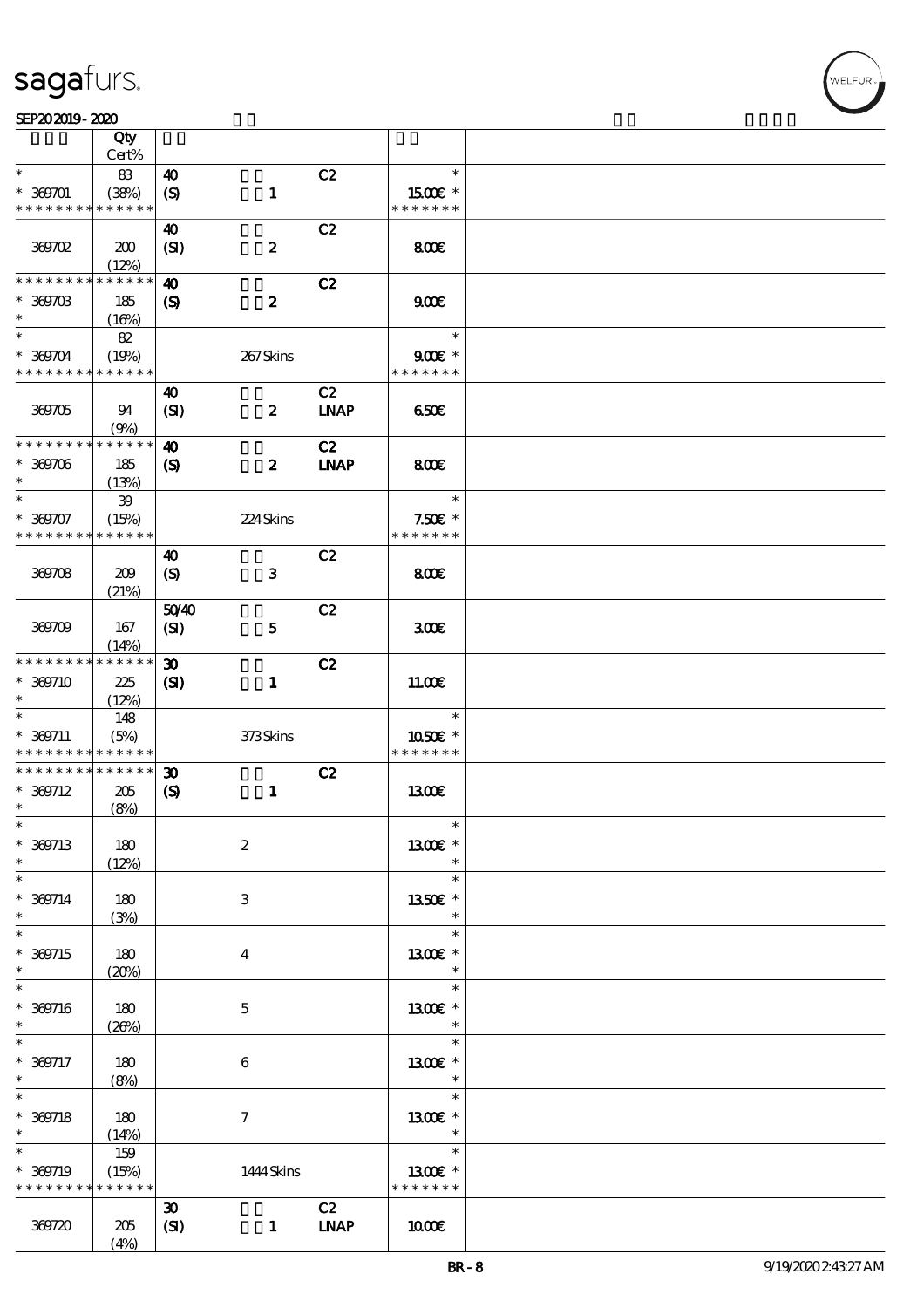| | Qty Cert% | | | | | |
|---|---|---|---|---|---|---|
| * | 83 | 40 | | C2 | * | |
| * 369701 | (38%) | (S) | 1 | | 15.00€ * | |
| * * * * * * * * * * * * * * | | | | | * * * * * * * | |
| | | 40 | | C2 | | |
| 369702 | 200 (12%) | (SI) | 2 | | 8.00€ | |
| * * * * * * * * * * * * * * | | 40 | | C2 | | |
| * 369703 | 185 (16%) | (S) | 2 | | 9.00€ | |
| * | 82 | | | | * | |
| * 369704 | (19%) | | 267 Skins | | 9.00€ * | |
| * * * * * * * * * * * * * * | | | | | * * * * * * * | |
| | | 40 | | C2 | | |
| 369705 | 94 (9%) | (SI) | 2 | LNAP | 6.50€ | |
| * * * * * * * * * * * * * * | | 40 | | C2 | | |
| * 369706 | 185 (13%) | (S) | 2 | LNAP | 8.00€ | |
| * | 39 | | | | * | |
| * 369707 | (15%) | | 224 Skins | | 7.50€ * | |
| * * * * * * * * * * * * * * | | | | | * * * * * * * | |
| | | 40 | | C2 | | |
| 369708 | 209 (21%) | (S) | 3 | | 8.00€ | |
| | | 50/40 | | C2 | | |
| 369709 | 167 (14%) | (SI) | 5 | | 3.00€ | |
| * * * * * * * * * * * * * * | | 30 | | C2 | | |
| * 369710 | 225 (12%) | (SI) | 1 | | 11.00€ | |
| * | 148 | | | | * | |
| * 369711 | (5%) | | 373 Skins | | 10.50€ * | |
| * * * * * * * * * * * * * * | | | | | * * * * * * * | |
| * * * * * * * * * * * * * * | | 30 | | C2 | | |
| * 369712 | 205 (8%) | (S) | 1 | | 13.00€ | |
| * 369713 | 180 (12%) | | 2 | | 13.00€ * | |
| * 369714 | 180 (3%) | | 3 | | 13.50€ * | |
| * 369715 | 180 (20%) | | 4 | | 13.00€ * | |
| * 369716 | 180 (26%) | | 5 | | 13.00€ * | |
| * 369717 | 180 (8%) | | 6 | | 13.00€ * | |
| * 369718 | 180 (14%) | | 7 | | 13.00€ * | |
| * | 159 | | | | * | |
| * 369719 | (15%) | | 1444 Skins | | 13.00€ * | |
| * * * * * * * * * * * * * * | | | | | * * * * * * * | |
| | | 30 | | C2 | | |
| 369720 | 205 (4%) | (SI) | 1 | LNAP | 10.00€ | |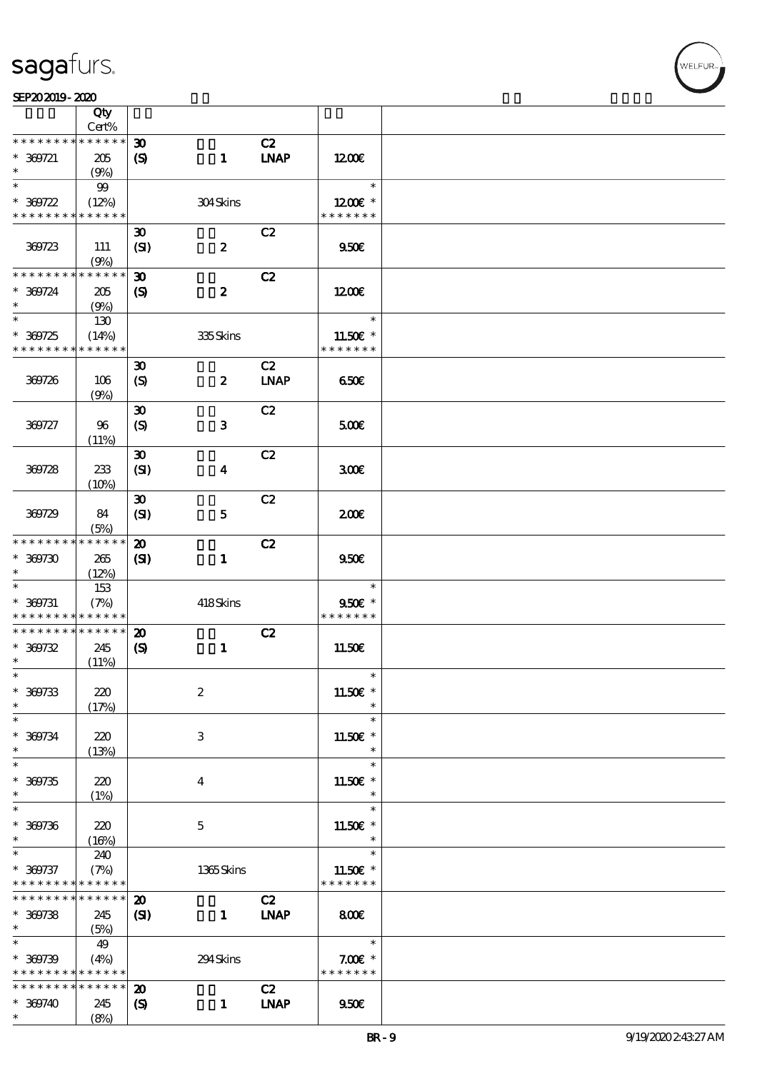| | Qty Cert% | | | | |
|---|---|---|---|---|---|
| * * * * * * * * * * * * * * | | 30 | | C2 | |
| * 369721 | 205 | (S) | 1 | LNAP | 12.00€ |
| * | (9%) | | | | |
| * | 99 | | | | * |
| * 369722 | (12%) | | 304 Skins | | 12.00€ * |
| * * * * * * * * * * * * * * | | | | | * * * * * * * |
| | | 30 | | C2 | |
| 369723 | 111 | (SI) | 2 | | 9.50€ |
| | (9%) | | | | |
| * * * * * * * * * * * * * * | | 30 | | C2 | |
| * 369724 | 205 | (S) | 2 | | 12.00€ |
| * | (9%) | | | | |
| * | 130 | | | | * |
| * 369725 | (14%) | | 335 Skins | | 11.50€ * |
| * * * * * * * * * * * * * * | | | | | * * * * * * * |
| | | 30 | | C2 | |
| 369726 | 106 | (S) | 2 | LNAP | 6.50€ |
| | (9%) | | | | |
| | | 30 | | C2 | |
| 369727 | 96 | (S) | 3 | | 5.00€ |
| | (11%) | | | | |
| | | 30 | | C2 | |
| 369728 | 233 | (SI) | 4 | | 3.00€ |
| | (10%) | | | | |
| | | 30 | | C2 | |
| 369729 | 84 | (SI) | 5 | | 2.00€ |
| | (5%) | | | | |
| * * * * * * * * * * * * * * | | 20 | | C2 | |
| * 369730 | 265 | (SI) | 1 | | 9.50€ |
| * | (12%) | | | | |
| * | 153 | | | | * |
| * 369731 | (7%) | | 418 Skins | | 9.50€ * |
| * * * * * * * * * * * * * * | | | | | * * * * * * * |
| * * * * * * * * * * * * * * | | 20 | | C2 | |
| * 369732 | 245 | (S) | 1 | | 11.50€ |
| * | (11%) | | | | |
| * | | | | | * |
| * 369733 | 220 | | 2 | | 11.50€ * |
| * | (17%) | | | | * |
| * | | | | | * |
| * 369734 | 220 | | 3 | | 11.50€ * |
| * | (13%) | | | | * |
| * | | | | | * |
| * 369735 | 220 | | 4 | | 11.50€ * |
| * | (1%) | | | | * |
| * | | | | | * |
| * 369736 | 220 | | 5 | | 11.50€ * |
| * | (16%) | | | | * |
| * | 240 | | | | * |
| * 369737 | (7%) | | 1365 Skins | | 11.50€ * |
| * * * * * * * * * * * * * * | | | | | * * * * * * * |
| * * * * * * * * * * * * * * | | 20 | | C2 | |
| * 369738 | 245 | (SI) | 1 | LNAP | 8.00€ |
| * | (5%) | | | | |
| * | 49 | | | | * |
| * 369739 | (4%) | | 294 Skins | | 7.00€ * |
| * * * * * * * * * * * * * * | | | | | * * * * * * * |
| * * * * * * * * * * * * * * | | 20 | | C2 | |
| * 369740 | 245 | (S) | 1 | LNAP | 9.50€ |
| * | (8%) | | | | |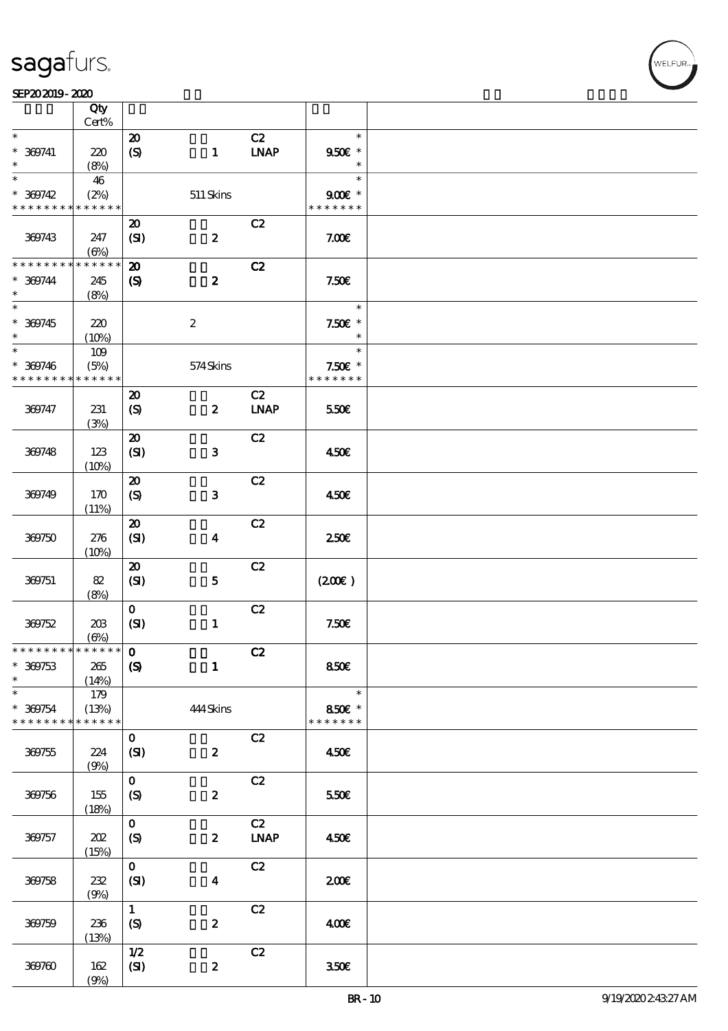| | Qty Cert% | | | | |
|---|---|---|---|---|---|
| * | | 20 | | C2 | * |
| * 369741 | 220 | (S) | 1 | LNAP | 9.50€ * |
| * | (8%) | | | | * |
| * | 46 | | | | * |
| * 369742 | (2%) | | 511 Skins | | 9.00€ * |
| * * * * * * * * * * * * * * | | | | | * * * * * * * |
| | | 20 | | C2 | |
| 369743 | 247 | (SI) | 2 | | 7.00€ |
| | (6%) | | | | |
| * * * * * * * * * * * * * * | | 20 | | C2 | |
| * 369744 | 245 | (S) | 2 | | 7.50€ |
| * | (8%) | | | | |
| * | | | | | * |
| * 369745 | 220 | | 2 | | 7.50€ * |
| * | (10%) | | | | * |
| * | 109 | | | | * |
| * 369746 | (5%) | | 574 Skins | | 7.50€ * |
| * * * * * * * * * * * * * * | | | | | * * * * * * * |
| | | 20 | | C2 | |
| 369747 | 231 | (S) | 2 | LNAP | 5.50€ |
| | (3%) | | | | |
| | | 20 | | C2 | |
| 369748 | 123 | (SI) | 3 | | 4.50€ |
| | (10%) | | | | |
| | | 20 | | C2 | |
| 369749 | 170 | (S) | 3 | | 4.50€ |
| | (11%) | | | | |
| | | 20 | | C2 | |
| 369750 | 276 | (SI) | 4 | | 2.50€ |
| | (10%) | | | | |
| | | 20 | | C2 | |
| 369751 | 82 | (SI) | 5 | | (2.00€) |
| | (8%) | | | | |
| | | 0 | | C2 | |
| 369752 | 203 | (SI) | 1 | | 7.50€ |
| | (6%) | | | | |
| * * * * * * * * * * * * * * | | 0 | | C2 | |
| * 369753 | 265 | (S) | 1 | | 8.50€ |
| * | (14%) | | | | |
| * | 179 | | | | * |
| * 369754 | (13%) | | 444 Skins | | 8.50€ * |
| * * * * * * * * * * * * * * | | | | | * * * * * * * |
| | | 0 | | C2 | |
| 369755 | 224 | (SI) | 2 | | 4.50€ |
| | (9%) | | | | |
| | | 0 | | C2 | |
| 369756 | 155 | (S) | 2 | | 5.50€ |
| | (18%) | | | | |
| | | 0 | | C2 | |
| 369757 | 202 | (S) | 2 | LNAP | 4.50€ |
| | (15%) | | | | |
| | | 0 | | C2 | |
| 369758 | 232 | (SI) | 4 | | 2.00€ |
| | (9%) | | | | |
| | | 1 | | C2 | |
| 369759 | 236 | (S) | 2 | | 4.00€ |
| | (13%) | | | | |
| | | 1/2 | | C2 | |
| 369760 | 162 | (SI) | 2 | | 3.50€ |
| | (9%) | | | | |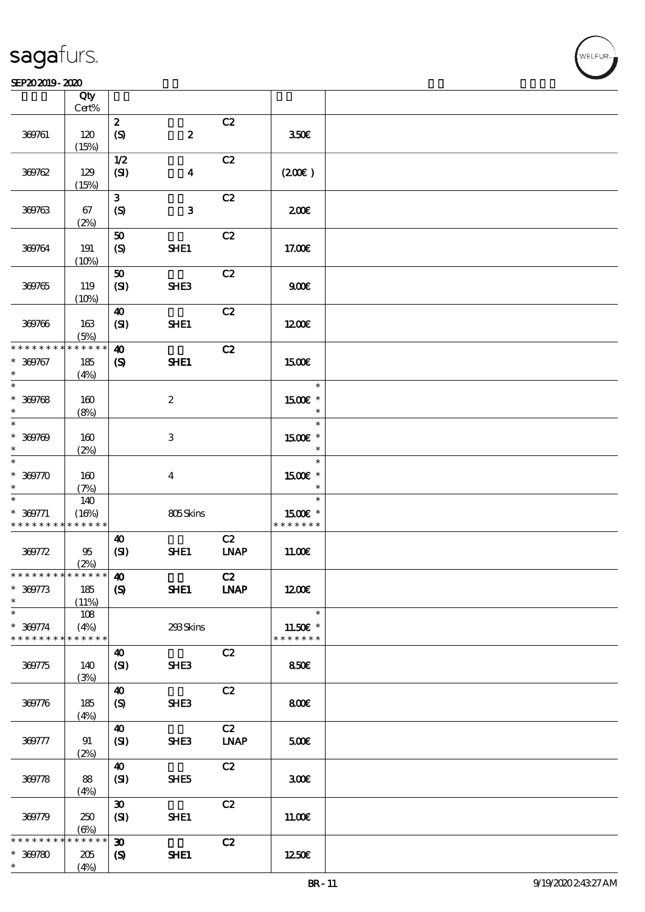| | Qty Cert% | | | | |
|---|---|---|---|---|---|
| 369761 | 120 (15%) | 2 (S) | 2 | C2 | 3.50€ |
| 369762 | 129 (15%) | 1/2 (SI) | 4 | C2 | (2.00€ ) |
| 369763 | 67 (2%) | 3 (S) | 3 | C2 | 2.00€ |
| 369764 | 191 (10%) | 50 (S) | SHE1 | C2 | 17.00€ |
| 369765 | 119 (10%) | 50 (SI) | SHE3 | C2 | 9.00€ |
| 369766 | 163 (5%) | 40 (SI) | SHE1 | C2 | 12.00€ |
| * * * * * * * * * * * * * * <br> * 369767 <br> * | 185 (4%) | 40 (S) | SHE1 | C2 | 15.00€ |
| * <br> * 369768 <br> * | 160 (8%) | | 2 | | * <br> 15.00€ * <br> * |
| * <br> * 369769 <br> * | 160 (2%) | | 3 | | * <br> 15.00€ * <br> * |
| * <br> * 369770 <br> * | 160 (7%) | | 4 | | * <br> 15.00€ * <br> * |
| * <br> * 369771 <br> * * * * * * * * * * * * * * | 140 (16%) | | 805 Skins | | * <br> 15.00€ * <br> * * * * * * * |
| 369772 | 95 (2%) | 40 (SI) | SHE1 | C2 LNAP | 11.00€ |
| * * * * * * * * * * * * * * <br> * 369773 <br> * | 185 (11%) | 40 (S) | SHE1 | C2 LNAP | 12.00€ |
| * <br> * 369774 <br> * * * * * * * * * * * * * * | 108 (4%) | | 293 Skins | | * <br> 11.50€ * <br> * * * * * * * |
| 369775 | 140 (3%) | 40 (SI) | SHE3 | C2 | 8.50€ |
| 369776 | 185 (4%) | 40 (S) | SHE3 | C2 | 8.00€ |
| 369777 | 91 (2%) | 40 (SI) | SHE3 | C2 LNAP | 5.00€ |
| 369778 | 88 (4%) | 40 (SI) | SHE5 | C2 | 3.00€ |
| 369779 | 250 (6%) | 30 (SI) | SHE1 | C2 | 11.00€ |
| * * * * * * * * * * * * * * <br> * 369780 <br> * | 205 (4%) | 30 (S) | SHE1 | C2 | 12.50€ |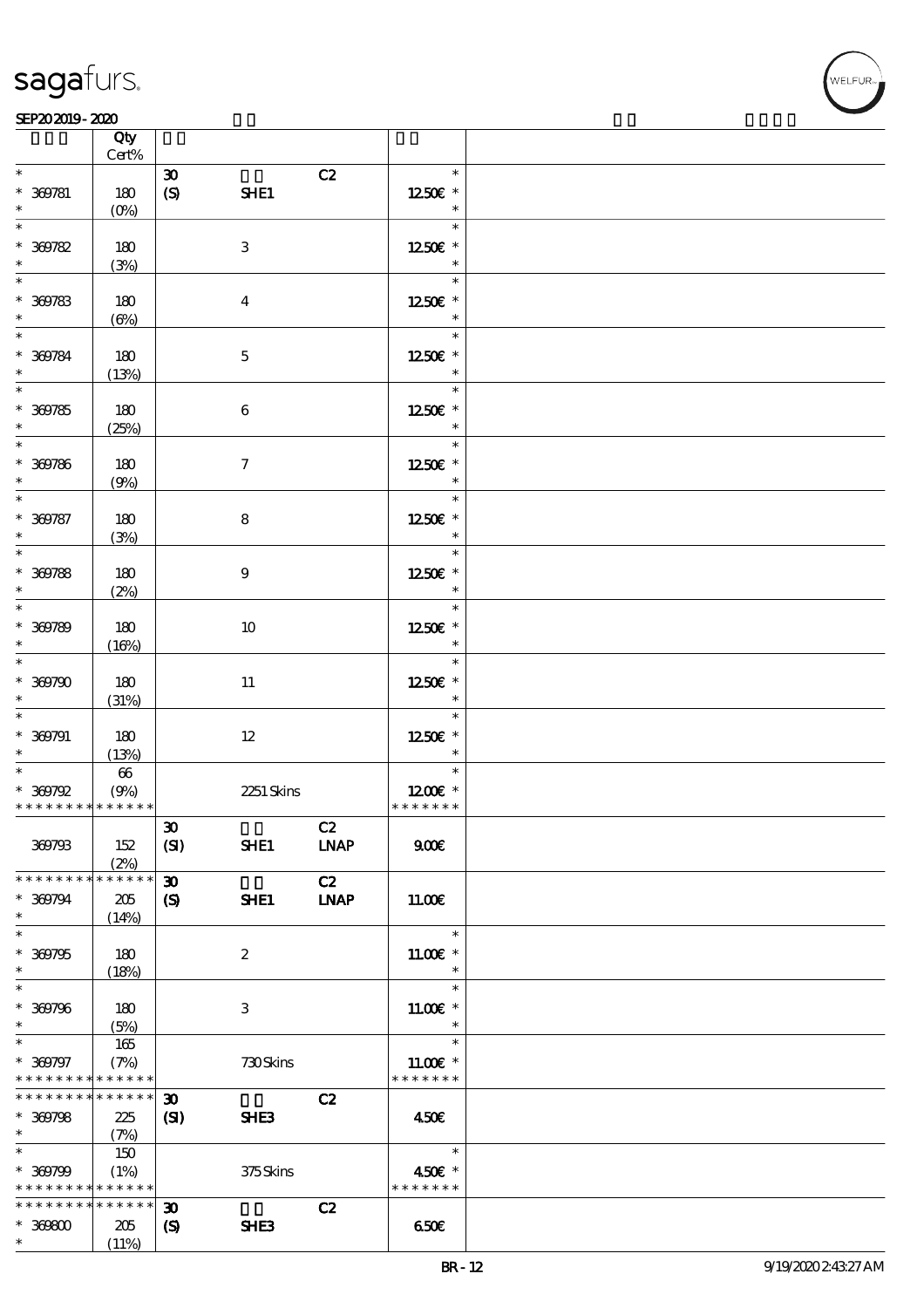| | Qty<br>Cert% | | | | | |
|---|---|---|---|---|---|---|
| * | | 30 | | C2 | * | |
| * 369781 | 180 | (S) | SHE1 | | 12.50€ * | |
| * | (0%) | | | | * | |
| * | | | | | * | |
| * 369782 | 180 | | 3 | | 12.50€ * | |
| * | (3%) | | | | * | |
| * | | | | | * | |
| * 369783 | 180 | | 4 | | 12.50€ * | |
| * | (6%) | | | | * | |
| * | | | | | * | |
| * 369784 | 180 | | 5 | | 12.50€ * | |
| * | (13%) | | | | * | |
| * | | | | | * | |
| * 369785 | 180 | | 6 | | 12.50€ * | |
| * | (25%) | | | | * | |
| * | | | | | * | |
| * 369786 | 180 | | 7 | | 12.50€ * | |
| * | (9%) | | | | * | |
| * | | | | | * | |
| * 369787 | 180 | | 8 | | 12.50€ * | |
| * | (3%) | | | | * | |
| * | | | | | * | |
| * 369788 | 180 | | 9 | | 12.50€ * | |
| * | (2%) | | | | * | |
| * | | | | | * | |
| * 369789 | 180 | | 10 | | 12.50€ * | |
| * | (16%) | | | | * | |
| * | | | | | * | |
| * 369790 | 180 | | 11 | | 12.50€ * | |
| * | (31%) | | | | * | |
| * | | | | | * | |
| * 369791 | 180 | | 12 | | 12.50€ * | |
| * | (13%) | | | | * | |
| * | 66 | | | | * | |
| * 369792 | (9%) | | 2251 Skins | | 12.00€ * | |
| * * * * * * * * * * * * * * | | | | | * * * * * * * | |
| | | 30 | | C2 | | |
| 369793 | 152 | (SI) | SHE1 | LNAP | 9.00€ | |
| | (2%) | | | | | |
| * * * * * * * * * * * * * * | | 30 | | C2 | | |
| * 369794 | 205 | (S) | SHE1 | LNAP | 11.00€ | |
| * | (14%) | | | | | |
| * | | | | | * | |
| * 369795 | 180 | | 2 | | 11.00€ * | |
| * | (18%) | | | | * | |
| * | | | | | * | |
| * 369796 | 180 | | 3 | | 11.00€ * | |
| * | (5%) | | | | * | |
| * | 165 | | | | * | |
| * 369797 | (7%) | | 730 Skins | | 11.00€ * | |
| * * * * * * * * * * * * * * | | | | | * * * * * * * | |
| * * * * * * * * * * * * * * | | 30 | | C2 | | |
| * 369798 | 225 | (SI) | SHE3 | | 4.50€ | |
| * | (7%) | | | | | |
| * | 150 | | | | * | |
| * 369799 | (1%) | | 375 Skins | | 4.50€ * | |
| * * * * * * * * * * * * * * | | | | | * * * * * * * | |
| * * * * * * * * * * * * * * | | 30 | | C2 | | |
| * 369800 | 205 | (S) | SHE3 | | 6.50€ | |
| * | (11%) | | | | | |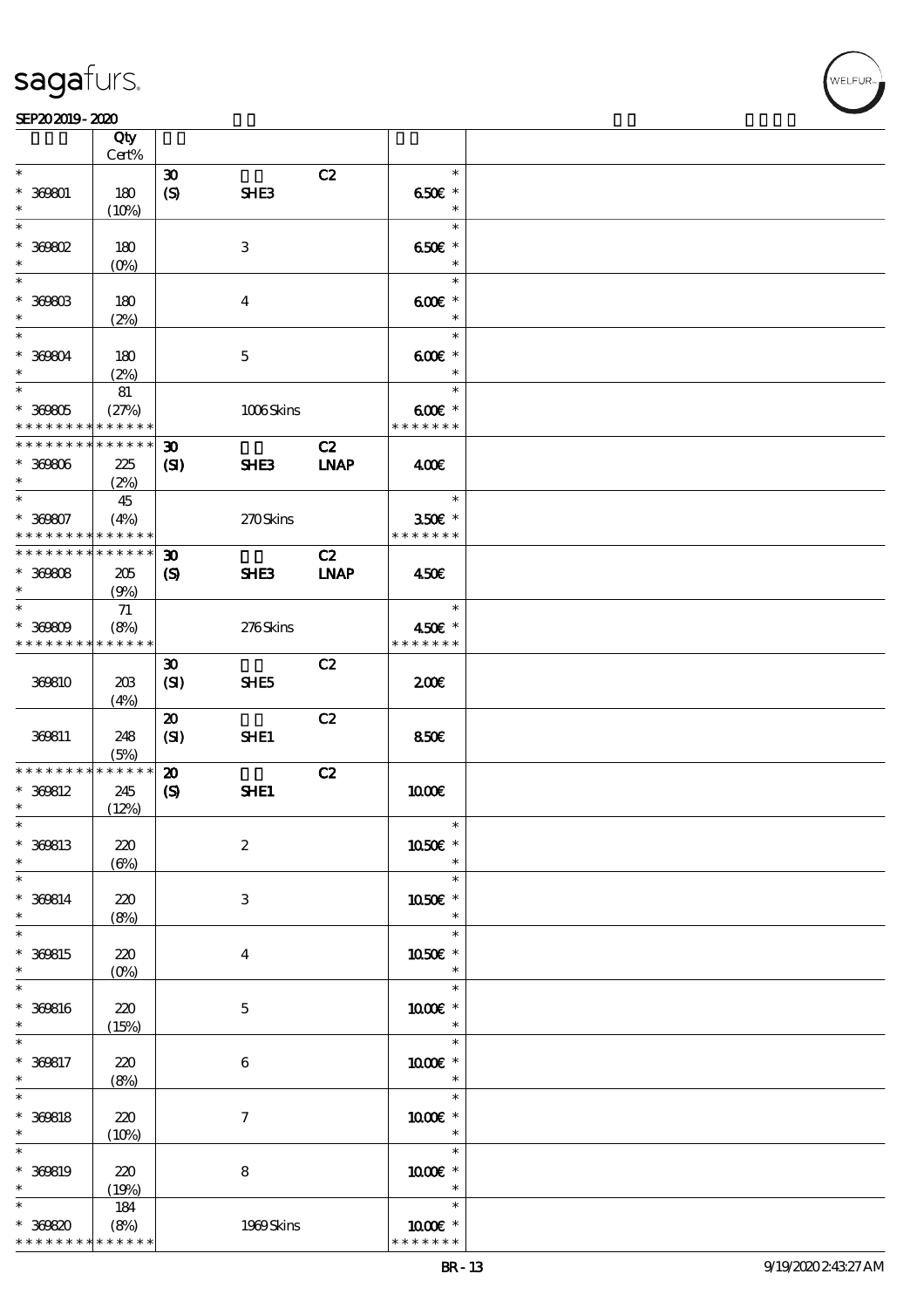sagafurs.

SEP20 2019 - 2020

| | Qty Cert% | | | | | |
|---|---|---|---|---|---|---|
| * | | 30 | | C2 | * | |
| * 369801 | 180 | (S) | SHE3 | | 6.50€ * | |
| * | (10%) | | | | * | |
| * | | | | | * | |
| * 369802 | 180 | | 3 | | 6.50€ * | |
| * | (0%) | | | | * | |
| * | | | | | * | |
| * 369803 | 180 | | 4 | | 6.00€ * | |
| * | (2%) | | | | * | |
| * | | | | | * | |
| * 369804 | 180 | | 5 | | 6.00€ * | |
| * | (2%) | | | | * | |
| * | 81 | | | | * | |
| * 369805 | (27%) | | 1006 Skins | | 6.00€ * | |
| * * * * * * * * * * * * * * | | | | | * * * * * * * | |
| * * * * * * * * * * * * * * | | 30 | | C2 | | |
| * 369806 | 225 | (SI) | SHE3 | LNAP | 4.00€ | |
| * | (2%) | | | | | |
| * | 45 | | | | * | |
| * 369807 | (4%) | | 270 Skins | | 3.50€ * | |
| * * * * * * * * * * * * * * | | | | | * * * * * * * | |
| * * * * * * * * * * * * * * | | 30 | | C2 | | |
| * 369808 | 205 | (S) | SHE3 | LNAP | 4.50€ | |
| * | (9%) | | | | | |
| * | 71 | | | | * | |
| * 369809 | (8%) | | 276 Skins | | 4.50€ * | |
| * * * * * * * * * * * * * * | | | | | * * * * * * * | |
| | | 30 | | C2 | | |
| 369810 | 203 | (SI) | SHE5 | | 2.00€ | |
| | (4%) | | | | | |
| | | 20 | | C2 | | |
| 369811 | 248 | (SI) | SHE1 | | 8.50€ | |
| | (5%) | | | | | |
| * * * * * * * * * * * * * * | | 20 | | C2 | | |
| * 369812 | 245 | (S) | SHE1 | | 10.00€ | |
| * | (12%) | | | | | |
| * | | | | | * | |
| * 369813 | 220 | | 2 | | 10.50€ * | |
| * | (6%) | | | | * | |
| * | | | | | * | |
| * 369814 | 220 | | 3 | | 10.50€ * | |
| * | (8%) | | | | * | |
| * | | | | | * | |
| * 369815 | 220 | | 4 | | 10.50€ * | |
| * | (0%) | | | | * | |
| * | | | | | * | |
| * 369816 | 220 | | 5 | | 10.00€ * | |
| * | (15%) | | | | * | |
| * | | | | | * | |
| * 369817 | 220 | | 6 | | 10.00€ * | |
| * | (8%) | | | | * | |
| * | | | | | * | |
| * 369818 | 220 | | 7 | | 10.00€ * | |
| * | (10%) | | | | * | |
| * | | | | | * | |
| * 369819 | 220 | | 8 | | 10.00€ * | |
| * | (19%) | | | | * | |
| * | 184 | | | | * | |
| * 369820 | (8%) | | 1969 Skins | | 10.00€ * | |
| * * * * * * * * * * * * * * | | | | | * * * * * * * | |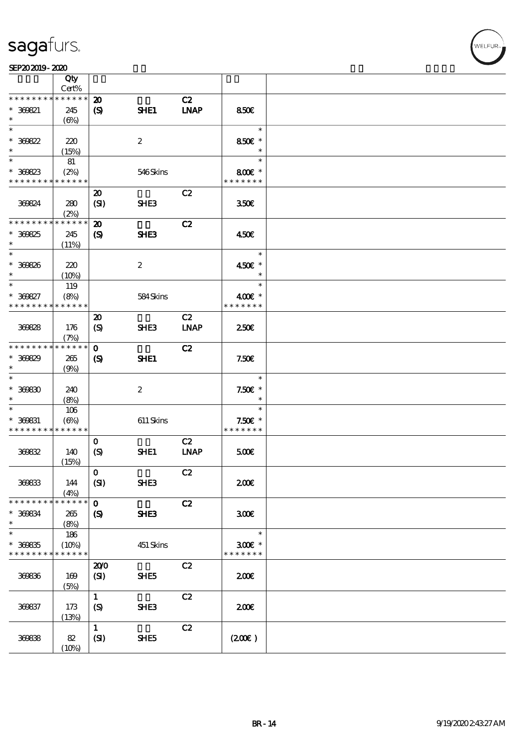| | Qty Cert% | | | | | |
|---|---|---|---|---|---|---|
| * * * * * * * * * * * * * * | | 20 | | C2 | | |
| * 369821 | 245 | (S) | SHE1 | LNAP | 850€ | |
| * | (6%) | | | | | |
| * | | | | | * | |
| * 369822 | 220 | | 2 | | 850€ * | |
| * | (15%) | | | | * | |
| * | 81 | | | | * | |
| * 369823 | (2%) | | 546 Skins | | 800€ * | |
| * * * * * * * * * * * * * * | | | | | * * * * * * * | |
| | | 20 | | C2 | | |
| 369824 | 280 | (SI) | SHE3 | | 350€ | |
| | (2%) | | | | | |
| * * * * * * * * * * * * * * | | 20 | | C2 | | |
| * 369825 | 245 | (S) | SHE3 | | 450€ | |
| * | (11%) | | | | | |
| * | | | | | * | |
| * 369826 | 220 | | 2 | | 450€ * | |
| * | (10%) | | | | * | |
| * | 119 | | | | * | |
| * 369827 | (8%) | | 584 Skins | | 400€ * | |
| * * * * * * * * * * * * * * | | | | | * * * * * * * | |
| | | 20 | | C2 | | |
| 369828 | 176 | (S) | SHE3 | LNAP | 250€ | |
| | (7%) | | | | | |
| * * * * * * * * * * * * * * | | 0 | | C2 | | |
| * 369829 | 265 | (S) | SHE1 | | 7.50€ | |
| * | (9%) | | | | | |
| * | | | | | * | |
| * 369830 | 240 | | 2 | | 7.50€ * | |
| * | (8%) | | | | * | |
| * | 106 | | | | * | |
| * 369831 | (6%) | | 611 Skins | | 7.50€ * | |
| * * * * * * * * * * * * * * | | | | | * * * * * * * | |
| | | 0 | | C2 | | |
| 369832 | 140 | (S) | SHE1 | LNAP | 500€ | |
| | (15%) | | | | | |
| | | 0 | | C2 | | |
| 369833 | 144 | (SI) | SHE3 | | 200€ | |
| | (4%) | | | | | |
| * * * * * * * * * * * * * * | | 0 | | C2 | | |
| * 369834 | 265 | (S) | SHE3 | | 300€ | |
| * | (8%) | | | | | |
| * | 186 | | | | * | |
| * 369835 | (10%) | | 451 Skins | | 300€ * | |
| * * * * * * * * * * * * * * | | | | | * * * * * * * | |
| | | 20/0 | | C2 | | |
| 369836 | 169 | (SI) | SHE5 | | 200€ | |
| | (5%) | | | | | |
| | | 1 | | C2 | | |
| 369837 | 173 | (S) | SHE3 | | 200€ | |
| | (13%) | | | | | |
| | | 1 | | C2 | | |
| 369838 | 82 | (SI) | SHE5 | | (200€) | |
| | (10%) | | | | | |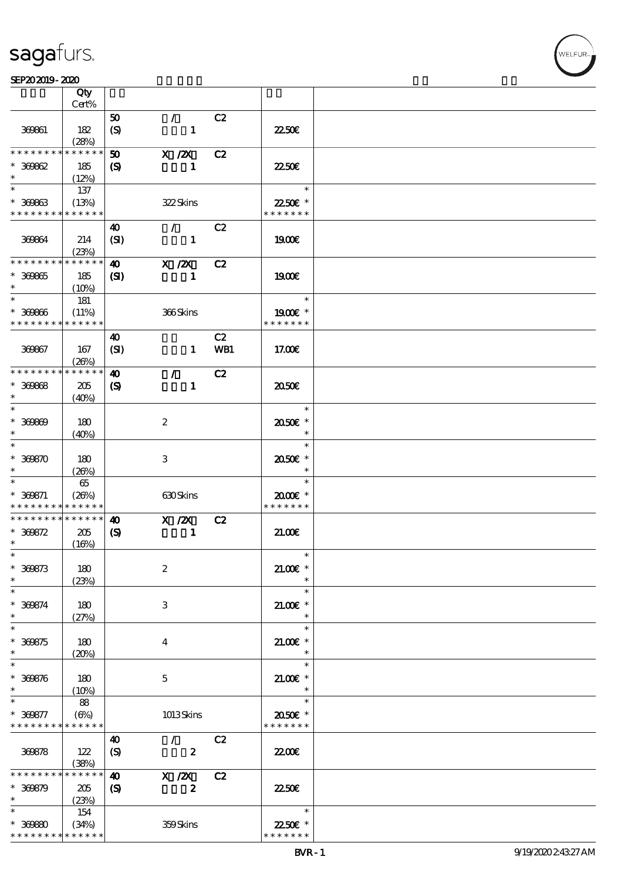| | Qty Cert% | | | | | |
|---|---|---|---|---|---|---|
| 369861 | 182 (28%) | 50 (S) | / 1 | C2 | 22.50€ | |
| * * * * * * * * * * * * * * 369862 * | 185 (12%) | 50 (S) | X /2X 1 | C2 | 22.50€ | |
| * 369863 * * * * * * * * * * * * * * | 137 (13%) | | 322 Skins | | * 22.50€ * * * * * * * * | |
| 369864 | 214 (23%) | 40 (SI) | / 1 | C2 | 19.00€ | |
| * * * * * * * * * * * * * * 369865 * | 185 (10%) | 40 (SI) | X /2X 1 | C2 | 19.00€ | |
| * 369866 * * * * * * * * * * * * * * | 181 (11%) | | 366 Skins | | * 19.00€ * * * * * * * * | |
| 369867 | 167 (26%) | 40 (SI) | 1 | C2 WB1 | 17.00€ | |
| * * * * * * * * * * * * * * 369868 * | 205 (40%) | 40 (S) | / 1 | C2 | 20.50€ | |
| * 369869 * | 180 (40%) | | 2 | | * 20.50€ * * | |
| * 369870 * | 180 (26%) | | 3 | | * 20.50€ * * | |
| * 369871 * * * * * * * * * * * * * * | 65 (26%) | | 630 Skins | | * 20.00€ * * * * * * * * | |
| * * * * * * * * * * * * * * 369872 * | 205 (16%) | 40 (S) | X /2X 1 | C2 | 21.00€ | |
| * 369873 * | 180 (23%) | | 2 | | * 21.00€ * * | |
| * 369874 * | 180 (27%) | | 3 | | * 21.00€ * * | |
| * 369875 * | 180 (20%) | | 4 | | * 21.00€ * * | |
| * 369876 * | 180 (10%) | | 5 | | * 21.00€ * * | |
| * 369877 * * * * * * * * * * * * * * | 88 (6%) | | 1013 Skins | | * 20.50€ * * * * * * * * | |
| 369878 | 122 (38%) | 40 (S) | / 2 | C2 | 22.00€ | |
| * * * * * * * * * * * * * * 369879 * | 205 (23%) | 40 (S) | X /2X 2 | C2 | 22.50€ | |
| * 369880 * * * * * * * * * * * * * * | 154 (34%) | | 359 Skins | | * 22.50€ * * * * * * * * | |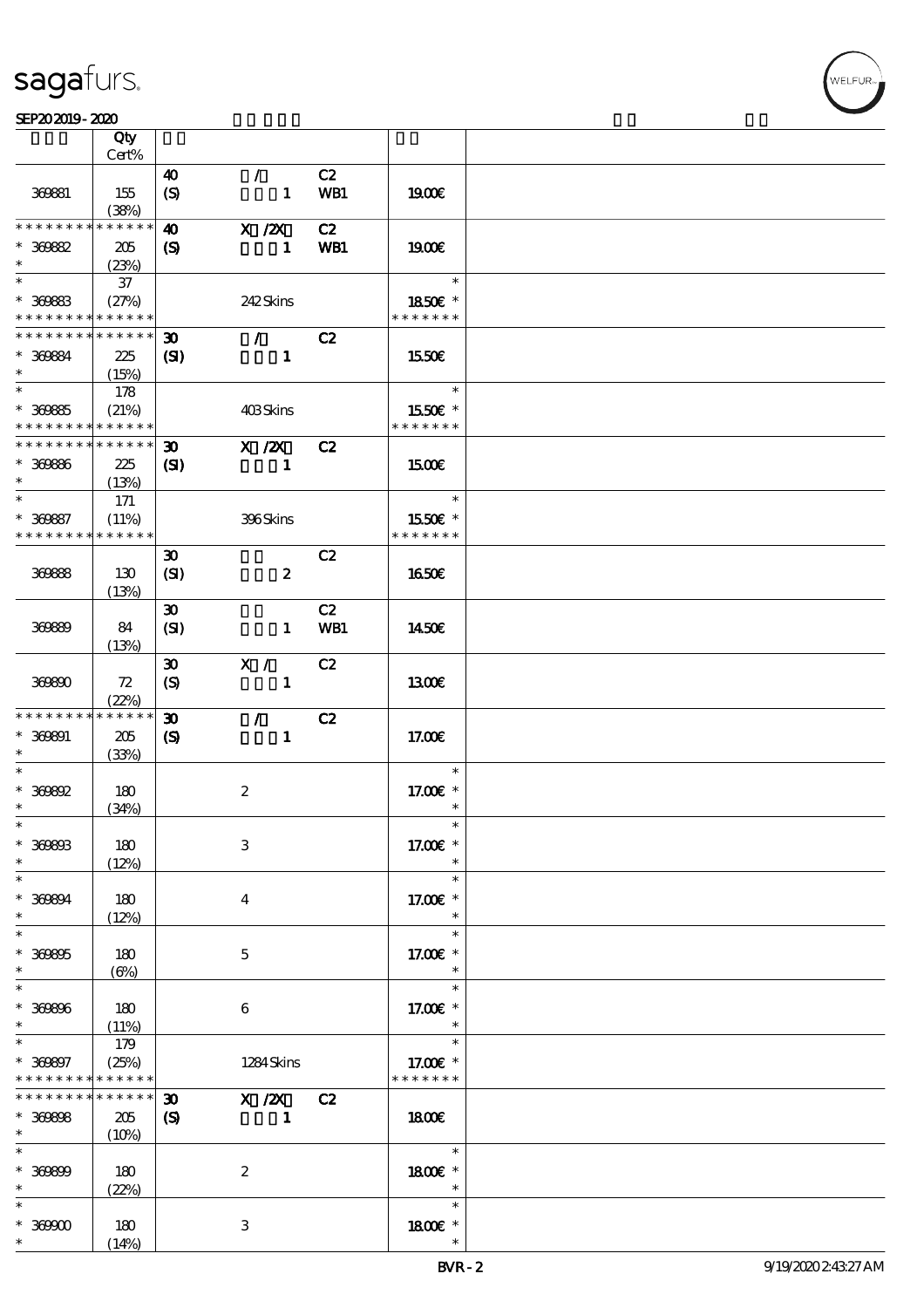| | Qty Cert% | | | | | |
|---|---|---|---|---|---|---|
| 369881 | 155 (38%) | 40 (S) | / 1 | C2 WB1 | 19.00€ | |
| * * * * * * * * * * * * * * 369882 * | 205 (23%) | 40 (S) | X /2X 1 | C2 WB1 | 19.00€ | |
| * * 369883 * * * * * * * * * * * * * * | 37 (27%) | | 242 Skins | | * 18.50€ * * * * * * * * | |
| * * * * * * * * * * * * * * 369884 * | 225 (15%) | 30 (SI) | / 1 | C2 | 15.50€ | |
| * * 369885 * * * * * * * * * * * * * * | 178 (21%) | | 403 Skins | | * 15.50€ * * * * * * * * | |
| * * * * * * * * * * * * * * 369886 * | 225 (13%) | 30 (SI) | X /2X 1 | C2 | 15.00€ | |
| * * 369887 * * * * * * * * * * * * * * | 171 (11%) | | 396 Skins | | * 15.50€ * * * * * * * * | |
| 369888 | 130 (13%) | 30 (SI) | 2 | C2 | 16.50€ | |
| 369889 | 84 (13%) | 30 (SI) | 1 | C2 WB1 | 14.50€ | |
| 369890 | 72 (22%) | 30 (S) | X / 1 | C2 | 13.00€ | |
| * * * * * * * * * * * * * * 369891 * | 205 (33%) | 30 (S) | / 1 | C2 | 17.00€ | |
| * * 369892 * | 180 (34%) | | 2 | | * 17.00€ * * | |
| * * 369893 * | 180 (12%) | | 3 | | * 17.00€ * * | |
| * * 369894 * | 180 (12%) | | 4 | | * 17.00€ * * | |
| * * 369895 * | 180 (6%) | | 5 | | * 17.00€ * * | |
| * * 369896 * | 180 (11%) | | 6 | | * 17.00€ * * | |
| * * 369897 * * * * * * * * * * * * * * | 179 (25%) | | 1284 Skins | | * 17.00€ * * * * * * * * | |
| * * * * * * * * * * * * * * 369898 * | 205 (10%) | 30 (S) | X /2X 1 | C2 | 18.00€ | |
| * * 369899 * | 180 (22%) | | 2 | | * 18.00€ * * | |
| * * 369900 * | 180 (14%) | | 3 | | * 18.00€ * * | |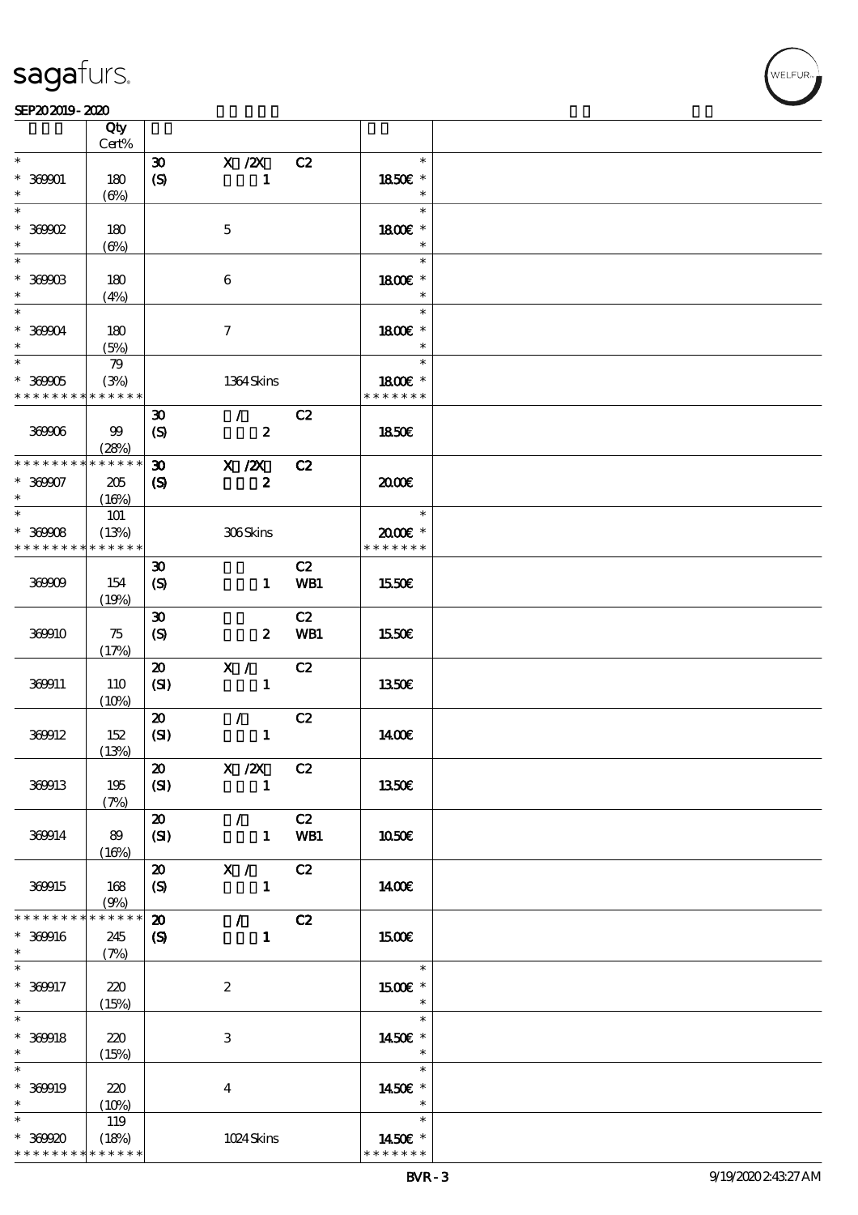# sagafurs.

SEP20 2019 - 2020

| | Qty Cert% | | | | |
|---|---|---|---|---|---|
| * | | 30 | X /2X | C2 | * |
| * 369901 | 180 | (S) | 1 | | 18.50€ * |
| * | (6%) | | | | * |
| * | | | | | * |
| * 369902 | 180 | | 5 | | 18.00€ * |
| * | (6%) | | | | * |
| * | | | | | * |
| * 369903 | 180 | | 6 | | 18.00€ * |
| * | (4%) | | | | * |
| * | | | | | * |
| * 369904 | 180 | | 7 | | 18.00€ * |
| * | (5%) | | | | * |
| * | 79 | | | | * |
| * 369905 | (3%) | | 1364 Skins | | 18.00€ * |
| * * * * * * * * * * * * * | | | | | * * * * * * * |
| | | 30 | / | C2 | |
| 369906 | 99 | (S) | 2 | | 18.50€ |
| | (28%) | | | | |
| * * * * * * * * * * * * * | | 30 | X /2X | C2 | |
| * 369907 | 205 | (S) | 2 | | 20.00€ |
| * | (16%) | | | | |
| * | 101 | | | | * |
| * 369908 | (13%) | | 306 Skins | | 20.00€ * |
| * * * * * * * * * * * * * | | | | | * * * * * * * |
| | | 30 | | C2 | |
| 369909 | 154 | (S) | 1 | WB1 | 15.50€ |
| | (19%) | | | | |
| | | 30 | | C2 | |
| 369910 | 75 | (S) | 2 | WB1 | 15.50€ |
| | (17%) | | | | |
| | | 20 | X / | C2 | |
| 369911 | 110 | (SI) | 1 | | 13.50€ |
| | (10%) | | | | |
| | | 20 | / | C2 | |
| 369912 | 152 | (SI) | 1 | | 14.00€ |
| | (13%) | | | | |
| | | 20 | X /2X | C2 | |
| 369913 | 195 | (SI) | 1 | | 13.50€ |
| | (7%) | | | | |
| | | 20 | / | C2 | |
| 369914 | 89 | (SI) | 1 | WB1 | 10.50€ |
| | (16%) | | | | |
| | | 20 | X / | C2 | |
| 369915 | 168 | (S) | 1 | | 14.00€ |
| | (9%) | | | | |
| * * * * * * * * * * * * * | | 20 | / | C2 | |
| * 369916 | 245 | (S) | 1 | | 15.00€ |
| * | (7%) | | | | |
| * | | | | | * |
| * 369917 | 220 | | 2 | | 15.00€ * |
| * | (15%) | | | | * |
| * | | | | | * |
| * 369918 | 220 | | 3 | | 14.50€ * |
| * | (15%) | | | | * |
| * | | | | | * |
| * 369919 | 220 | | 4 | | 14.50€ * |
| * | (10%) | | | | * |
| * | 119 | | | | * |
| * 369920 | (18%) | | 1024 Skins | | 14.50€ * |
| * * * * * * * * * * * * * | | | | | * * * * * * * |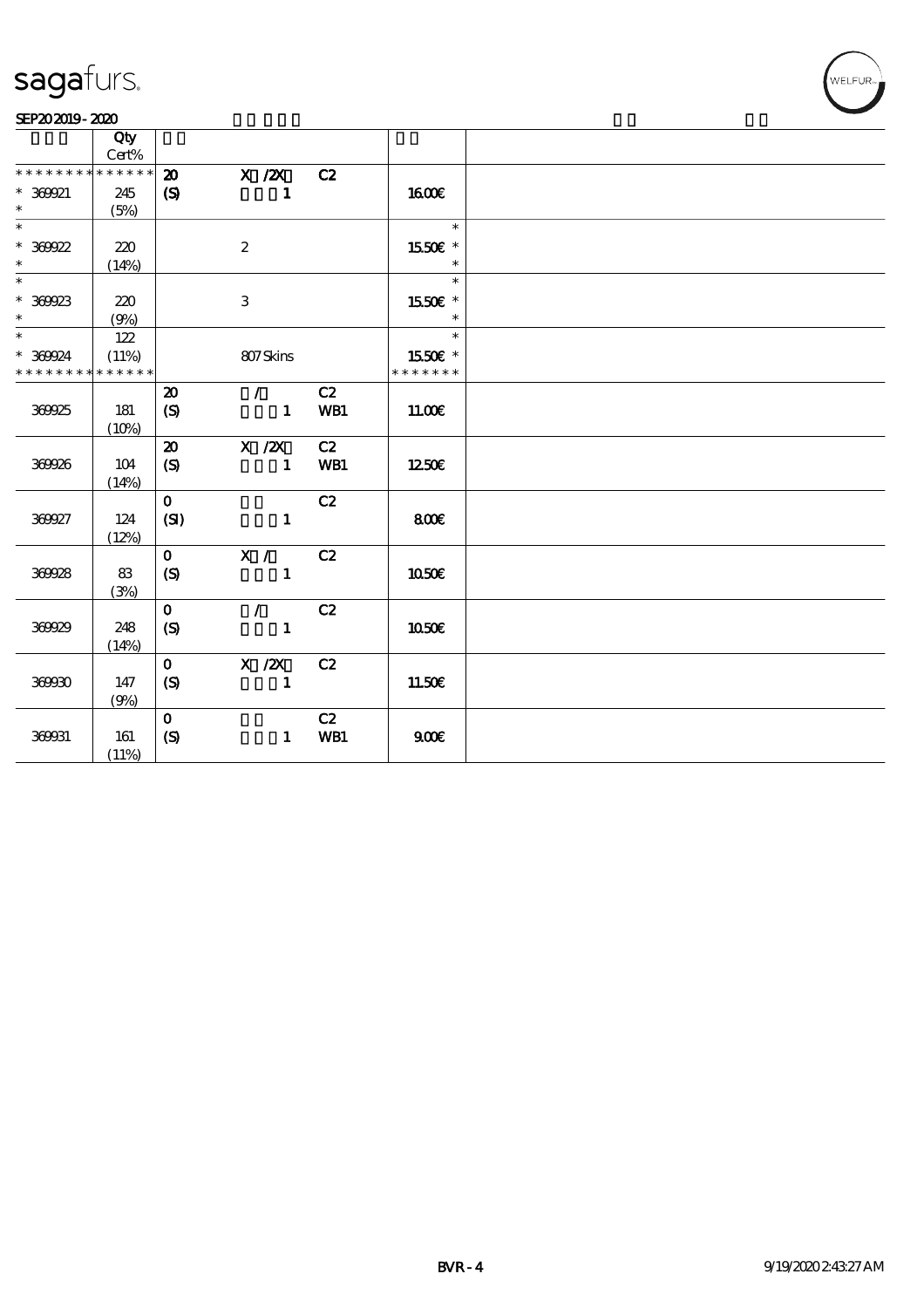# sagafurs.

SEP20 2019 - 2020

| | Qty Cert% | | | | | |
|---|---|---|---|---|---|---|
| * * * * * * * * * * * * * * | | 20 | X /2X | C2 | | |
| * 369921 | 245 | (S) | 1 | | 16.00€ | |
| * | (5%) | | | | | |
| * | | | | | * | |
| * 369922 | 220 | | 2 | | 15.50€ * | |
| * | (14%) | | | | * | |
| * | | | | | * | |
| * 369923 | 220 | | 3 | | 15.50€ * | |
| * | (9%) | | | | * | |
| * | 122 | | | | * | |
| * 369924 | (11%) | | 807 Skins | | 15.50€ * | |
| * * * * * * * * * * * * * * | | | | | * * * * * * * | |
| | | 20 | / | C2 | | |
| 369925 | 181 | (S) | 1 | WB1 | 11.00€ | |
| | (10%) | | | | | |
| | | 20 | X /2X | C2 | | |
| 369926 | 104 | (S) | 1 | WB1 | 12.50€ | |
| | (14%) | | | | | |
| | | 0 | | C2 | | |
| 369927 | 124 | (SI) | 1 | | 8.00€ | |
| | (12%) | | | | | |
| | | 0 | X / | C2 | | |
| 369928 | 83 | (S) | 1 | | 10.50€ | |
| | (3%) | | | | | |
| | | 0 | / | C2 | | |
| 369929 | 248 | (S) | 1 | | 10.50€ | |
| | (14%) | | | | | |
| | | 0 | X /2X | C2 | | |
| 369930 | 147 | (S) | 1 | | 11.50€ | |
| | (9%) | | | | | |
| | | 0 | | C2 | | |
| 369931 | 161 | (S) | 1 | WB1 | 9.00€ | |
| | (11%) | | | | | |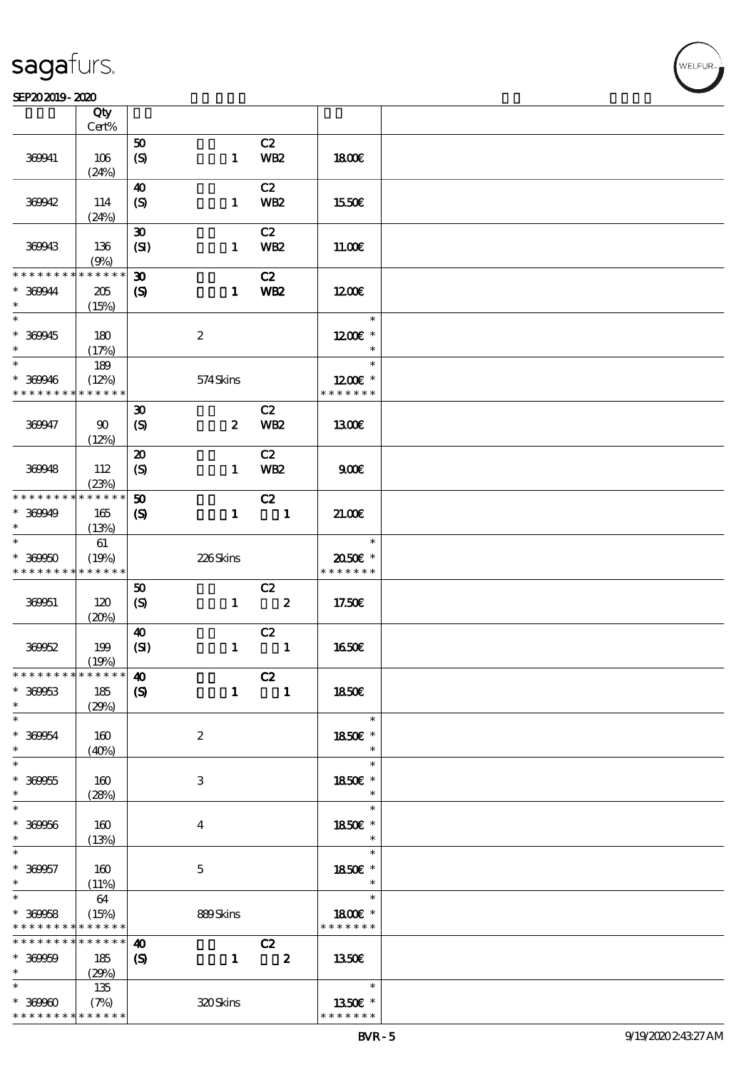| | Qty Cert% | | | | |
|---|---|---|---|---|---|
| 369941 | 106 (24%) | 50 (S) 1 | C2 WB2 | 18.00€ | |
| 369942 | 114 (24%) | 40 (S) 1 | C2 WB2 | 15.50€ | |
| 369943 | 136 (9%) | 30 (SI) 1 | C2 WB2 | 11.00€ | |
| * 369944 * | 205 (15%) | 30 (S) 1 | C2 WB2 | 12.00€ | |
| * 369945 * | 180 (17%) | 2 | | 12.00€ * | |
| * 369946 * | 189 (12%) | 574 Skins | | 12.00€ * | |
| 369947 | 90 (12%) | 30 (S) 2 | C2 WB2 | 13.00€ | |
| 369948 | 112 (23%) | 20 (S) 1 | C2 WB2 | 9.00€ | |
| * 369949 * | 165 (13%) | 50 (S) 1 | C2 1 | 21.00€ | |
| * 369950 * | 61 (19%) | 226 Skins | | 20.50€ * | |
| 369951 | 120 (20%) | 50 (S) 1 | C2 2 | 17.50€ | |
| 369952 | 199 (19%) | 40 (SI) 1 | C2 1 | 16.50€ | |
| * 369953 * | 185 (29%) | 40 (S) 1 | C2 1 | 18.50€ | |
| * 369954 * | 160 (40%) | 2 | | 18.50€ * | |
| * 369955 * | 160 (28%) | 3 | | 18.50€ * | |
| * 369956 * | 160 (13%) | 4 | | 18.50€ * | |
| * 369957 * | 160 (11%) | 5 | | 18.50€ * | |
| * 369958 * | 64 (15%) | 889 Skins | | 18.00€ * | |
| * 369959 * | 185 (29%) | 40 (S) 1 | C2 2 | 13.50€ | |
| * 369960 * | 135 (7%) | 320 Skins | | 13.50€ * | |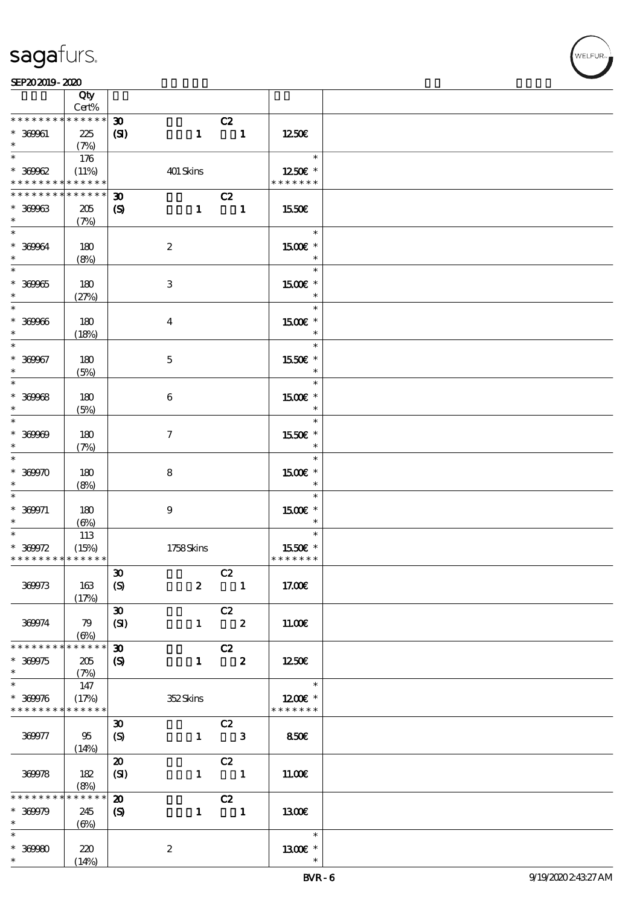| | Qty Cert% | | | | | |
|---|---|---|---|---|---|---|
| * * * * * * * * * * * * * * | | 30 | | C2 | | |
| * 369961 | 225 | (SI) | 1 | 1 | 12.50€ | |
| * | (7%) | | | | | |
| * | 176 | | | | * | |
| * 369962 | (11%) | | 401 Skins | | 12.50€ * | |
| * * * * * * * * * * * * * * | | | | | * * * * * * * | |
| * * * * * * * * * * * * * * | | 30 | | C2 | | |
| * 369963 | 205 | (S) | 1 | 1 | 15.50€ | |
| * | (7%) | | | | | |
| * 369964 | 180 (8%) | | 2 | | 15.00€ * | |
| * 369965 | 180 (27%) | | 3 | | 15.00€ * | |
| * 369966 | 180 (18%) | | 4 | | 15.00€ * | |
| * 369967 | 180 (5%) | | 5 | | 15.50€ * | |
| * 369968 | 180 (5%) | | 6 | | 15.00€ * | |
| * 369969 | 180 (7%) | | 7 | | 15.50€ * | |
| * 369970 | 180 (8%) | | 8 | | 15.00€ * | |
| * 369971 | 180 (6%) | | 9 | | 15.00€ * | |
| * | 113 | | | | * | |
| * 369972 | (15%) | | 1758 Skins | | 15.50€ * | |
| * * * * * * * * * * * * * * | | | | | * * * * * * * | |
| 369973 | 163 (17%) | 30 (S) | 2 | C2 1 | 17.00€ | |
| 369974 | 79 (6%) | 30 (SI) | 1 | C2 2 | 11.00€ | |
| * * * * * * * * * * * * * * | | 30 | | C2 | | |
| * 369975 | 205 | (S) | 1 | 2 | 12.50€ | |
| * | (7%) | | | | | |
| * | 147 | | | | * | |
| * 369976 | (17%) | | 352 Skins | | 12.00€ * | |
| * * * * * * * * * * * * * * | | | | | * * * * * * * | |
| 369977 | 95 (14%) | 30 (S) | 1 | C2 3 | 8.50€ | |
| 369978 | 182 (8%) | 20 (SI) | 1 | C2 1 | 11.00€ | |
| * * * * * * * * * * * * * * | | 20 | | C2 | | |
| * 369979 | 245 | (S) | 1 | 1 | 13.00€ | |
| * | (6%) | | | | | |
| * 369980 | 220 (14%) | | 2 | | 13.00€ * | |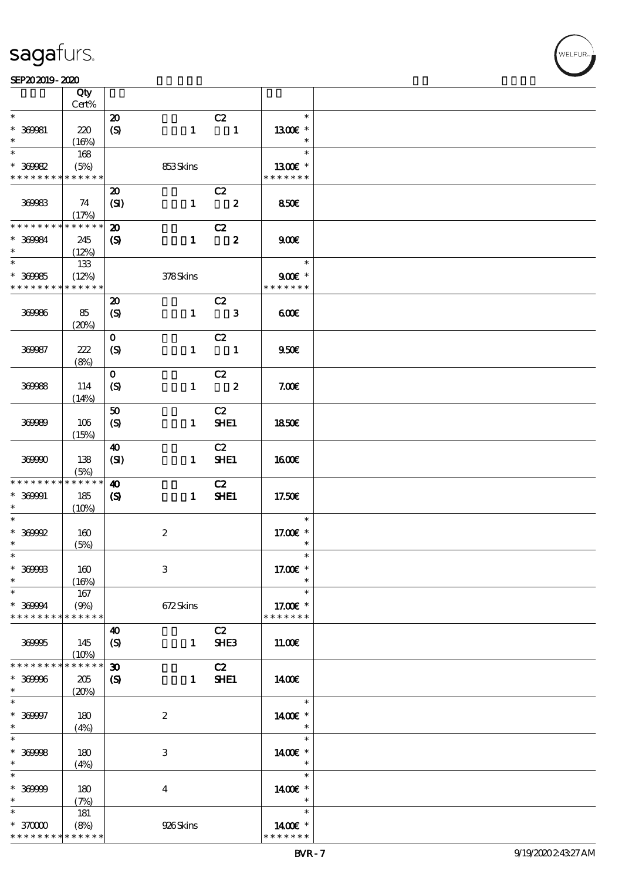| | Qty Cert% | | | | |
|---|---|---|---|---|---|
| * | | 20 | C2 | * | |
| * 369981 | 220 | (S) 1 | 1 | 13.00€ * | |
| * | (16%) | | | * | |
| * | 168 | | | * | |
| * 369982 | (5%) | 853 Skins | | 13.00€ * | |
| * * * * * * * * * * * * * * | | | | * * * * * * * | |
| | | 20 | C2 | | |
| 369983 | 74 | (SI) 1 | 2 | 8.50€ | |
| | (17%) | | | | |
| * * * * * * * * * * * * * * | | 20 | C2 | | |
| * 369984 | 245 | (S) 1 | 2 | 9.00€ | |
| * | (12%) | | | | |
| * | 133 | | | * | |
| * 369985 | (12%) | 378 Skins | | 9.00€ * | |
| * * * * * * * * * * * * * * | | | | * * * * * * * | |
| | | 20 | C2 | | |
| 369986 | 85 | (S) 1 | 3 | 6.00€ | |
| | (20%) | | | | |
| | | 0 | C2 | | |
| 369987 | 222 | (S) 1 | 1 | 9.50€ | |
| | (8%) | | | | |
| | | 0 | C2 | | |
| 369988 | 114 | (S) 1 | 2 | 7.00€ | |
| | (14%) | | | | |
| | | 50 | C2 | | |
| 369989 | 106 | (S) 1 | SHE1 | 18.50€ | |
| | (15%) | | | | |
| | | 40 | C2 | | |
| 369990 | 138 | (SI) 1 | SHE1 | 16.00€ | |
| | (5%) | | | | |
| * * * * * * * * * * * * * * | | 40 | C2 | | |
| * 369991 | 185 | (S) 1 | SHE1 | 17.50€ | |
| * | (10%) | | | | |
| * | | | | * | |
| * 369992 | 160 | 2 | | 17.00€ * | |
| * | (5%) | | | * | |
| * | | | | * | |
| * 369993 | 160 | 3 | | 17.00€ * | |
| * | (16%) | | | * | |
| * | 167 | | | * | |
| * 369994 | (9%) | 672 Skins | | 17.00€ * | |
| * * * * * * * * * * * * * * | | | | * * * * * * * | |
| | | 40 | C2 | | |
| 369995 | 145 | (S) 1 | SHE3 | 11.00€ | |
| | (10%) | | | | |
| * * * * * * * * * * * * * * | | 30 | C2 | | |
| * 369996 | 205 | (S) 1 | SHE1 | 14.00€ | |
| * | (20%) | | | | |
| * | | | | * | |
| * 369997 | 180 | 2 | | 14.00€ * | |
| * | (4%) | | | * | |
| * | | | | * | |
| * 369998 | 180 | 3 | | 14.00€ * | |
| * | (4%) | | | * | |
| * | | | | * | |
| * 369999 | 180 | 4 | | 14.00€ * | |
| * | (7%) | | | * | |
| * | 181 | | | * | |
| * 370000 | (8%) | 926 Skins | | 14.00€ * | |
| * * * * * * * * * * * * * * | | | | * * * * * * * | |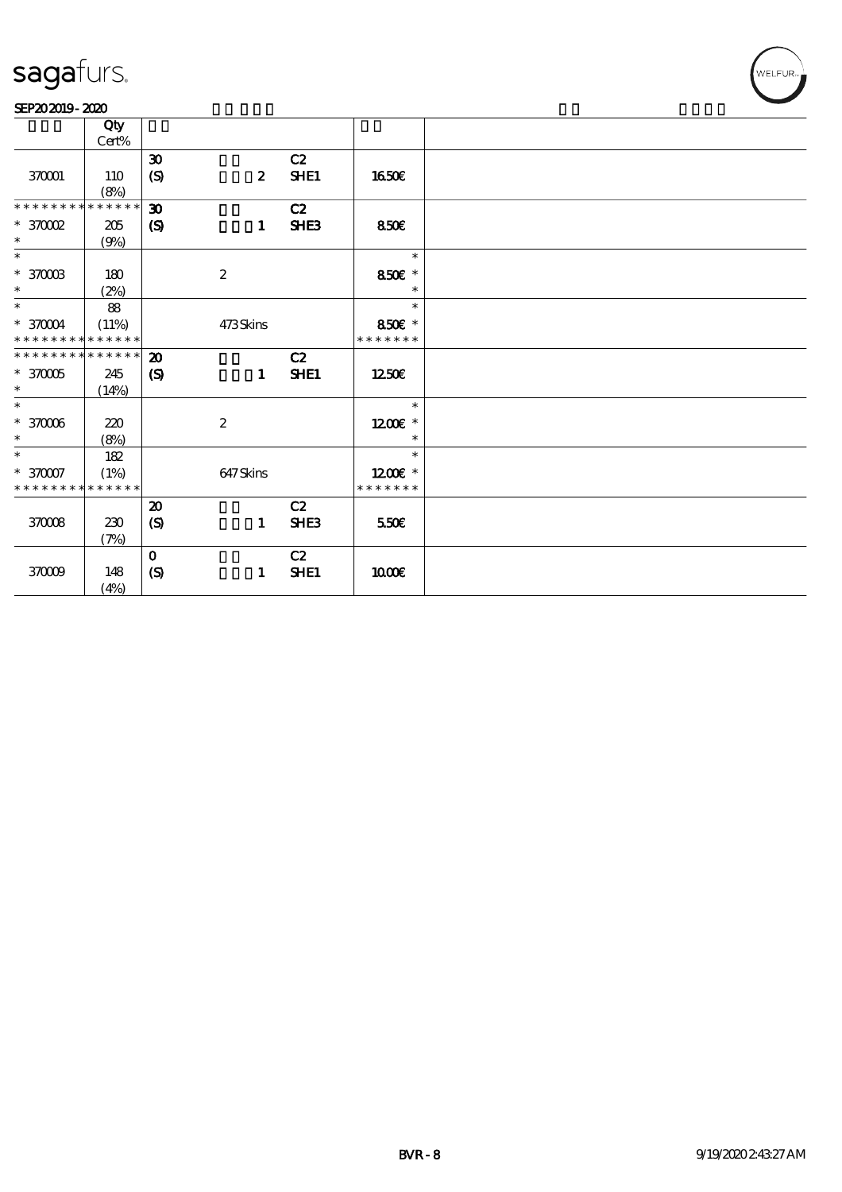# sagafurs.

SEP20 2019 - 2020

| | Qty Cert% | | | | | |
|---|---|---|---|---|---|---|
| 370001 | 110 (8%) | 30 (S) | 2 | C2 SHE1 | 16.50€ | |
| * * * * * * * * * * * * * * 370002 * | 205 (9%) | 30 (S) | 1 | C2 SHE3 | 8.50€ | |
| * 370003 * | 180 (2%) | | 2 | | * 8.50€ * * | |
| * 370004 * * * * * * * * * * * * * | 88 (11%) | | 473 Skins | | * 8.50€ * * * * * * * * | |
| * * * * * * * * * * * * * * 370005 * | 245 (14%) | 20 (S) | 1 | C2 SHE1 | 12.50€ | |
| * 370006 * | 220 (8%) | | 2 | | * 12.00€ * * | |
| * 370007 * * * * * * * * * * * * * | 182 (1%) | | 647 Skins | | * 12.00€ * * * * * * * * | |
| 370008 | 230 (7%) | 20 (S) | 1 | C2 SHE3 | 5.50€ | |
| 370009 | 148 (4%) | 0 (S) | 1 | C2 SHE1 | 10.00€ | |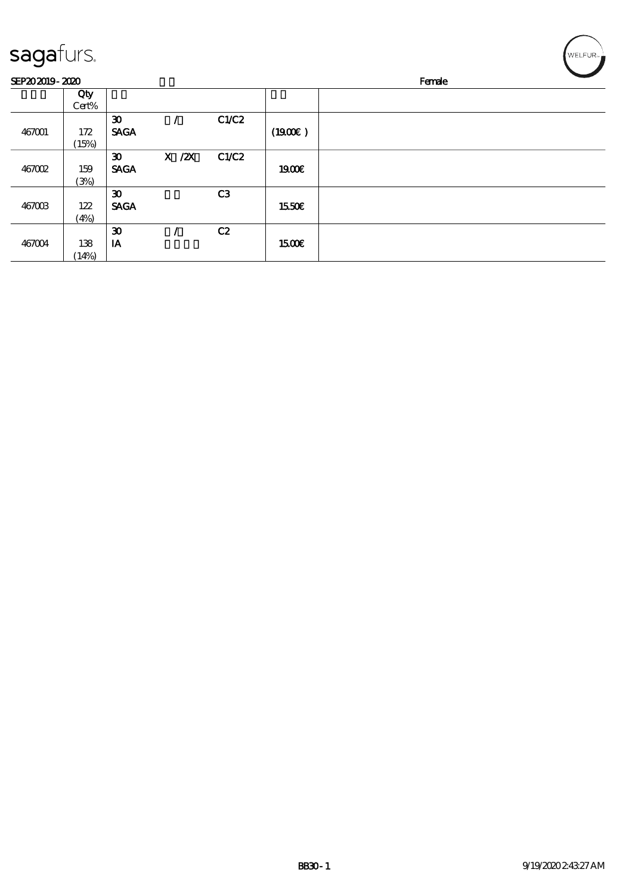sagafurs.

SEP20 2019 - 2020 Female

| | Qty Cert% | | | | | |
|---|---|---|---|---|---|---|
| 467001 | 172 (15%) | 30 SAGA | / | C1/C2 | (19.00€ ) | |
| 467002 | 159 (3%) | 30 SAGA | X /2X | C1/C2 | 19.00€ | |
| 467003 | 122 (4%) | 30 SAGA | | C3 | 15.50€ | |
| 467004 | 138 (14%) | 30 IA | / | C2 | 15.00€ | |

BB30 - 1 9/19/2020 2:43:27 AM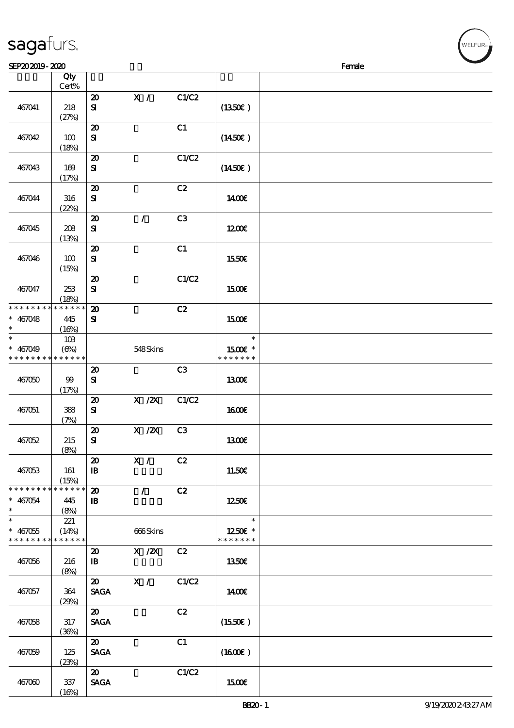sagafurs.

SEP20 2019 - 2020 Female

| | Qty Cert% | | | | | |
|---|---|---|---|---|---|---|
| 467041 | 218 (27%) | 20 SI | X / | C1/C2 | (13.50€) | |
| 467042 | 100 (18%) | 20 SI | | C1 | (14.50€) | |
| 467043 | 169 (17%) | 20 SI | | C1/C2 | (14.50€) | |
| 467044 | 316 (22%) | 20 SI | | C2 | 14.00€ | |
| 467045 | 208 (13%) | 20 SI | / | C3 | 12.00€ | |
| 467046 | 100 (15%) | 20 SI | | C1 | 15.50€ | |
| 467047 | 253 (18%) | 20 SI | | C1/C2 | 15.00€ | |
| * * * * * * * * * * * * * * * 467048 * | 445 (16%) | 20 SI | | C2 | 15.00€ | |
| * * 467049 * * * * * * * * * * * * * * | 103 (6%) | | 548 Skins | | * 15.00€ * * * * * * * * | |
| 467050 | 99 (17%) | 20 SI | | C3 | 13.00€ | |
| 467051 | 388 (7%) | 20 SI | X /2X | C1/C2 | 16.00€ | |
| 467052 | 215 (8%) | 20 SI | X /2X | C3 | 13.00€ | |
| 467053 | 161 (15%) | 20 IB | X / | C2 | 11.50€ | |
| * * * * * * * * * * * * * * * 467054 * | 445 (8%) | 20 IB | / | C2 | 12.50€ | |
| * * 467055 * * * * * * * * * * * * * * | 221 (14%) | | 666 Skins | | * 12.50€ * * * * * * * * | |
| 467056 | 216 (8%) | 20 IB | X /2X | C2 | 13.50€ | |
| 467057 | 364 (29%) | 20 SAGA | X / | C1/C2 | 14.00€ | |
| 467058 | 317 (36%) | 20 SAGA | | C2 | (15.50€) | |
| 467059 | 125 (23%) | 20 SAGA | | C1 | (16.00€) | |
| 467060 | 337 (16%) | 20 SAGA | | C1/C2 | 15.00€ | |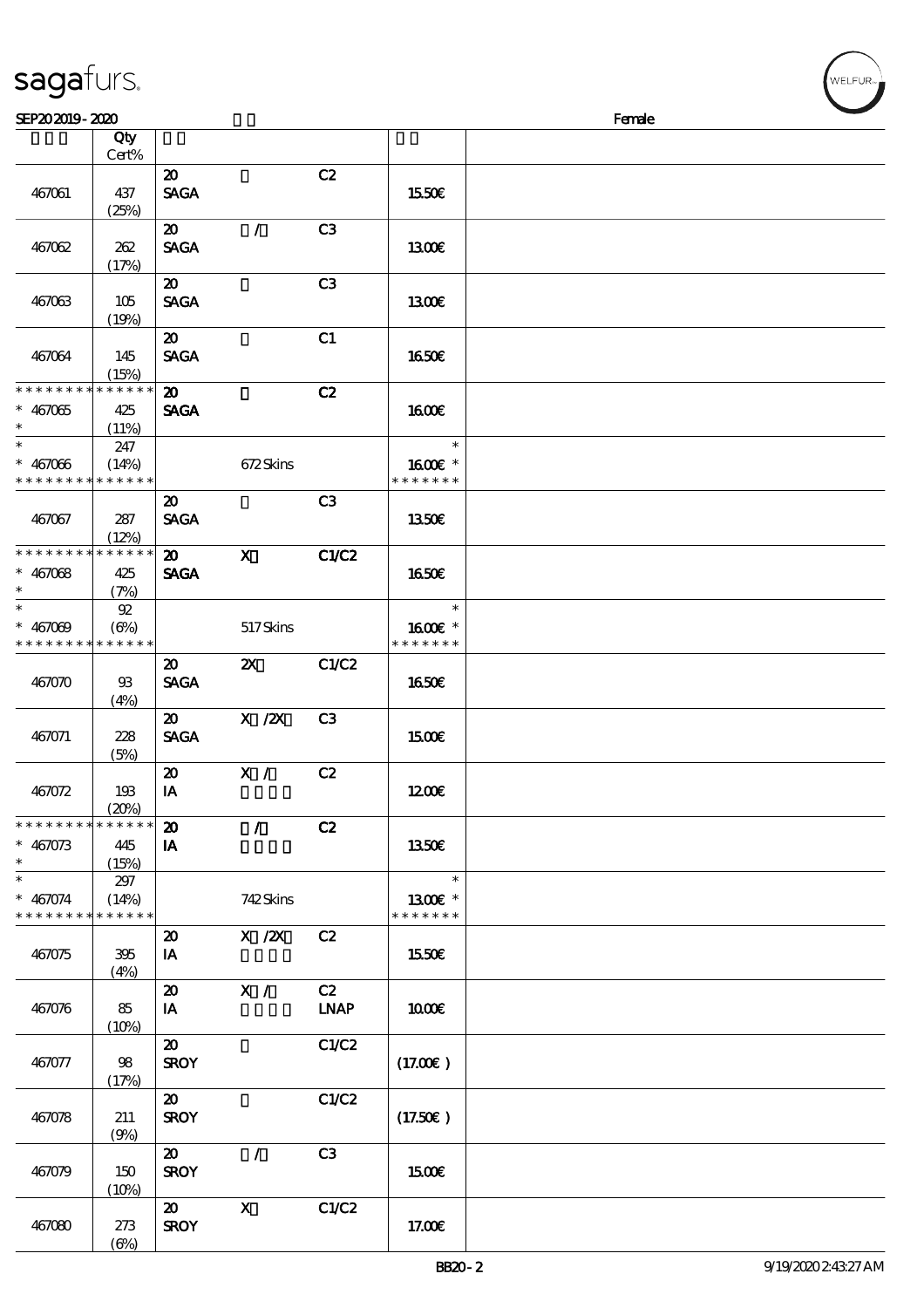| | Qty Cert% | | | | | |
|---|---|---|---|---|---|---|
| 467061 | 437 (25%) | 20 SAGA | | C2 | 15.50€ | |
| 467062 | 262 (17%) | 20 SAGA | / | C3 | 13.00€ | |
| 467063 | 105 (19%) | 20 SAGA | | C3 | 13.00€ | |
| 467064 | 145 (15%) | 20 SAGA | | C1 | 16.50€ | |
| * * * * * * * * * * * * * * * 467065 * | 425 (11%) | 20 SAGA | | C2 | 16.00€ | |
| * * 467066 * * * * * * * * * * * * * * | 247 (14%) | | 672 Skins | | * 16.00€ * * * * * * * * | |
| 467067 | 287 (12%) | 20 SAGA | | C3 | 13.50€ | |
| * * * * * * * * * * * * * * * 467068 * | 425 (7%) | 20 SAGA | X | C1/C2 | 16.50€ | |
| * * 467069 * * * * * * * * * * * * * * | 92 (6%) | | 517 Skins | | * 16.00€ * * * * * * * * | |
| 467070 | 93 (4%) | 20 SAGA | 2X | C1/C2 | 16.50€ | |
| 467071 | 228 (5%) | 20 SAGA | X /2X | C3 | 15.00€ | |
| 467072 | 193 (20%) | 20 IA | X / | C2 | 12.00€ | |
| * * * * * * * * * * * * * * * 467073 * | 445 (15%) | 20 IA | / | C2 | 13.50€ | |
| * * 467074 * * * * * * * * * * * * * * | 297 (14%) | | 742 Skins | | * 13.00€ * * * * * * * * | |
| 467075 | 395 (4%) | 20 IA | X /2X | C2 | 15.50€ | |
| 467076 | 85 (10%) | 20 IA | X / | C2 LNAP | 10.00€ | |
| 467077 | 98 (17%) | 20 SROY | | C1/C2 | (17.00€) | |
| 467078 | 211 (9%) | 20 SROY | | C1/C2 | (17.50€) | |
| 467079 | 150 (10%) | 20 SROY | / | C3 | 15.00€ | |
| 467080 | 273 (6%) | 20 SROY | X | C1/C2 | 17.00€ | |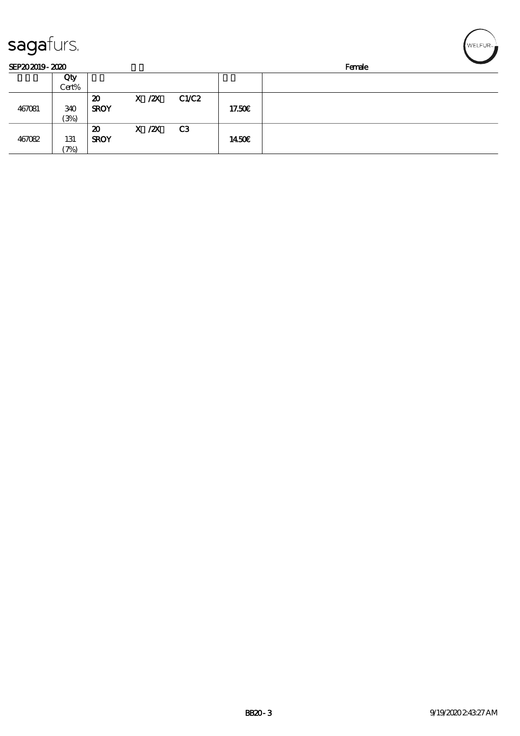SEP20 2019 - 2020 Female

| | Qty Cert% | | | |
|---|---|---|---|---|
| 467081 | 340 (3%) | 20 X /2X C1/C2 SROY | 17.50€ | |
| 467082 | 131 (7%) | 20 X /2X C3 SROY | 14.50€ | |

BB20 - 3 9/19/2020 2:43:27 AM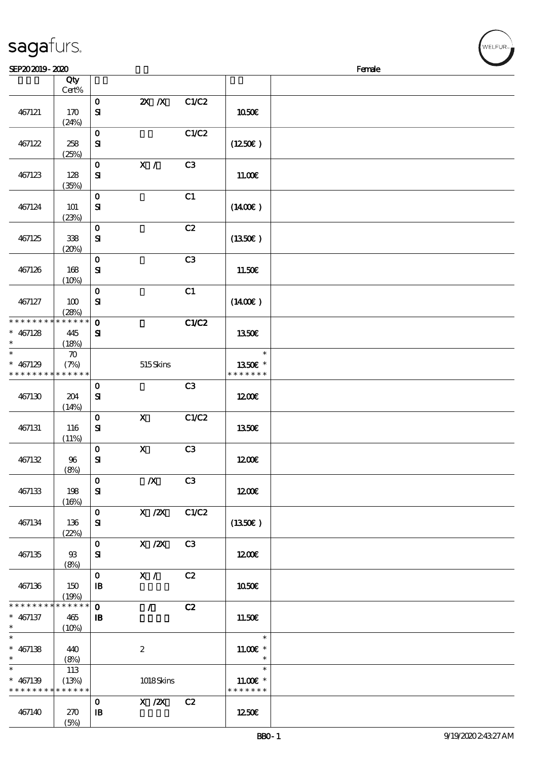| | Qty Cert% | | | | | |
|---|---|---|---|---|---|---|
| 467121 | 170 (24%) | 0 SI | 2X /X | C1/C2 | 10.50€ | |
| 467122 | 258 (25%) | 0 SI | | C1/C2 | (12.50€ ) | |
| 467123 | 128 (35%) | 0 SI | X / | C3 | 11.00€ | |
| 467124 | 101 (23%) | 0 SI | | C1 | (14.00€ ) | |
| 467125 | 338 (20%) | 0 SI | | C2 | (13.50€ ) | |
| 467126 | 168 (10%) | 0 SI | | C3 | 11.50€ | |
| 467127 | 100 (28%) | 0 SI | | C1 | (14.00€ ) | |
| * * * * * * * * * * * * * * * 467128 * | 445 (18%) | 0 SI | | C1/C2 | 13.50€ | |
| * * 467129 * * * * * * * * * * * * * * | 70 (7%) | | 515 Skins | | * 13.50€ * * * * * * * * | |
| 467130 | 204 (14%) | 0 SI | | C3 | 12.00€ | |
| 467131 | 116 (11%) | 0 SI | X | C1/C2 | 13.50€ | |
| 467132 | 96 (8%) | 0 SI | X | C3 | 12.00€ | |
| 467133 | 198 (16%) | 0 SI | /X | C3 | 12.00€ | |
| 467134 | 136 (22%) | 0 SI | X /2X | C1/C2 | (13.50€ ) | |
| 467135 | 93 (8%) | 0 SI | X /2X | C3 | 12.00€ | |
| 467136 | 150 (19%) | 0 IB | X / | C2 | 10.50€ | |
| * * * * * * * * * * * * * * * 467137 * | 465 (10%) | 0 IB | / | C2 | 11.50€ | |
| * * 467138 * | 440 (8%) | | 2 | | * 11.00€ * * | |
| * * 467139 * * * * * * * * * * * * * * | 113 (13%) | | 1018 Skins | | * 11.00€ * * * * * * * * | |
| 467140 | 270 (5%) | 0 IB | X /2X | C2 | 12.50€ | |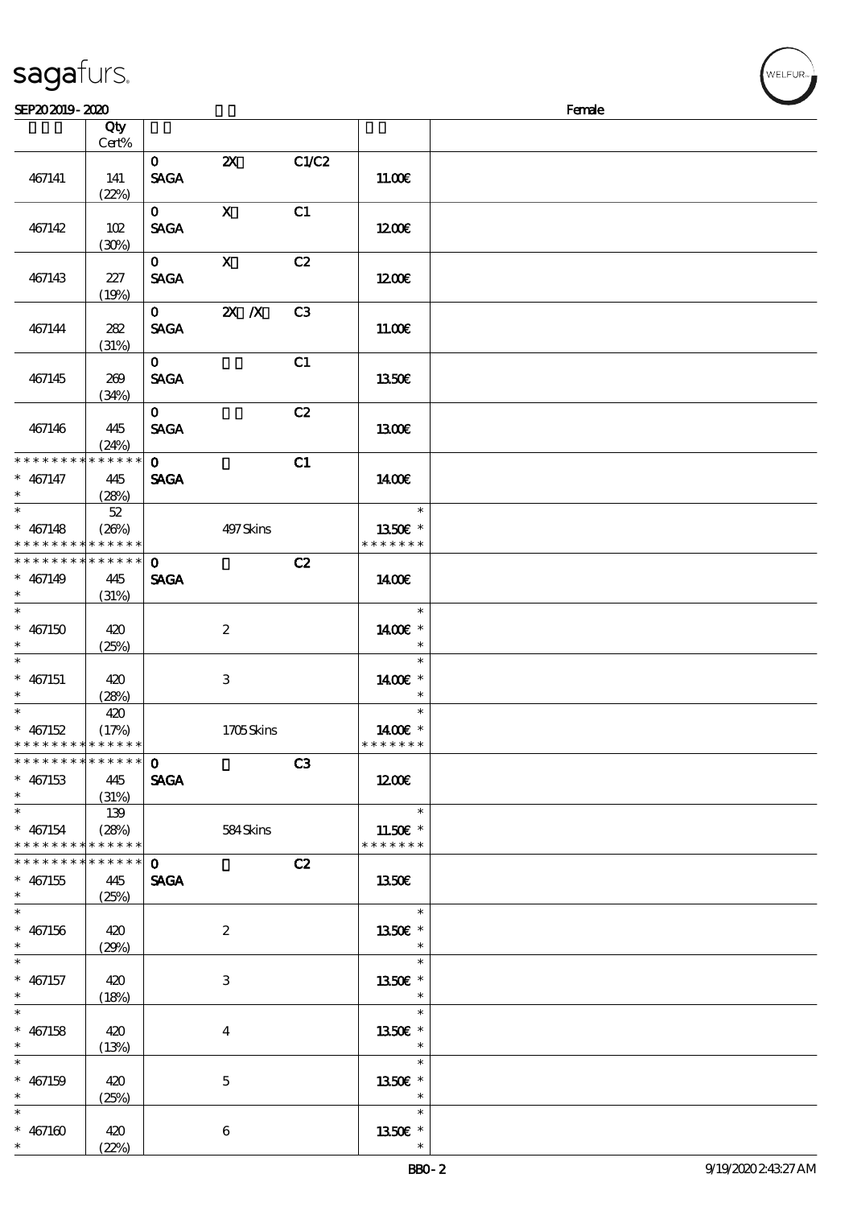# sagafurs.

SEP20 2019 - 2020 Female

| | Qty Cert% | | | | | |
|---|---|---|---|---|---|---|
| 467141 | 141 (22%) | 0 SAGA | 2X | C1/C2 | 11.00€ | |
| 467142 | 102 (30%) | 0 SAGA | X | C1 | 12.00€ | |
| 467143 | 227 (19%) | 0 SAGA | X | C2 | 12.00€ | |
| 467144 | 282 (31%) | 0 SAGA | 2X /X | C3 | 11.00€ | |
| 467145 | 269 (34%) | 0 SAGA | | C1 | 13.50€ | |
| 467146 | 445 (24%) | 0 SAGA | | C2 | 13.00€ | |
| * 467147 | 445 (28%) | 0 SAGA | | C1 | 14.00€ | |
| * 467148 | 52 (26%) | | 497 Skins | | 13.50€ * | |
| * 467149 | 445 (31%) | 0 SAGA | | C2 | 14.00€ | |
| * 467150 | 420 (25%) | | 2 | | 14.00€ * | |
| * 467151 | 420 (28%) | | 3 | | 14.00€ * | |
| * 467152 | 420 (17%) | | 1705 Skins | | 14.00€ * | |
| * 467153 | 445 (31%) | 0 SAGA | | C3 | 12.00€ | |
| * 467154 | 139 (28%) | | 584 Skins | | 11.50€ * | |
| * 467155 | 445 (25%) | 0 SAGA | | C2 | 13.50€ | |
| * 467156 | 420 (29%) | | 2 | | 13.50€ * | |
| * 467157 | 420 (18%) | | 3 | | 13.50€ * | |
| * 467158 | 420 (13%) | | 4 | | 13.50€ * | |
| * 467159 | 420 (25%) | | 5 | | 13.50€ * | |
| * 467160 | 420 (22%) | | 6 | | 13.50€ * | |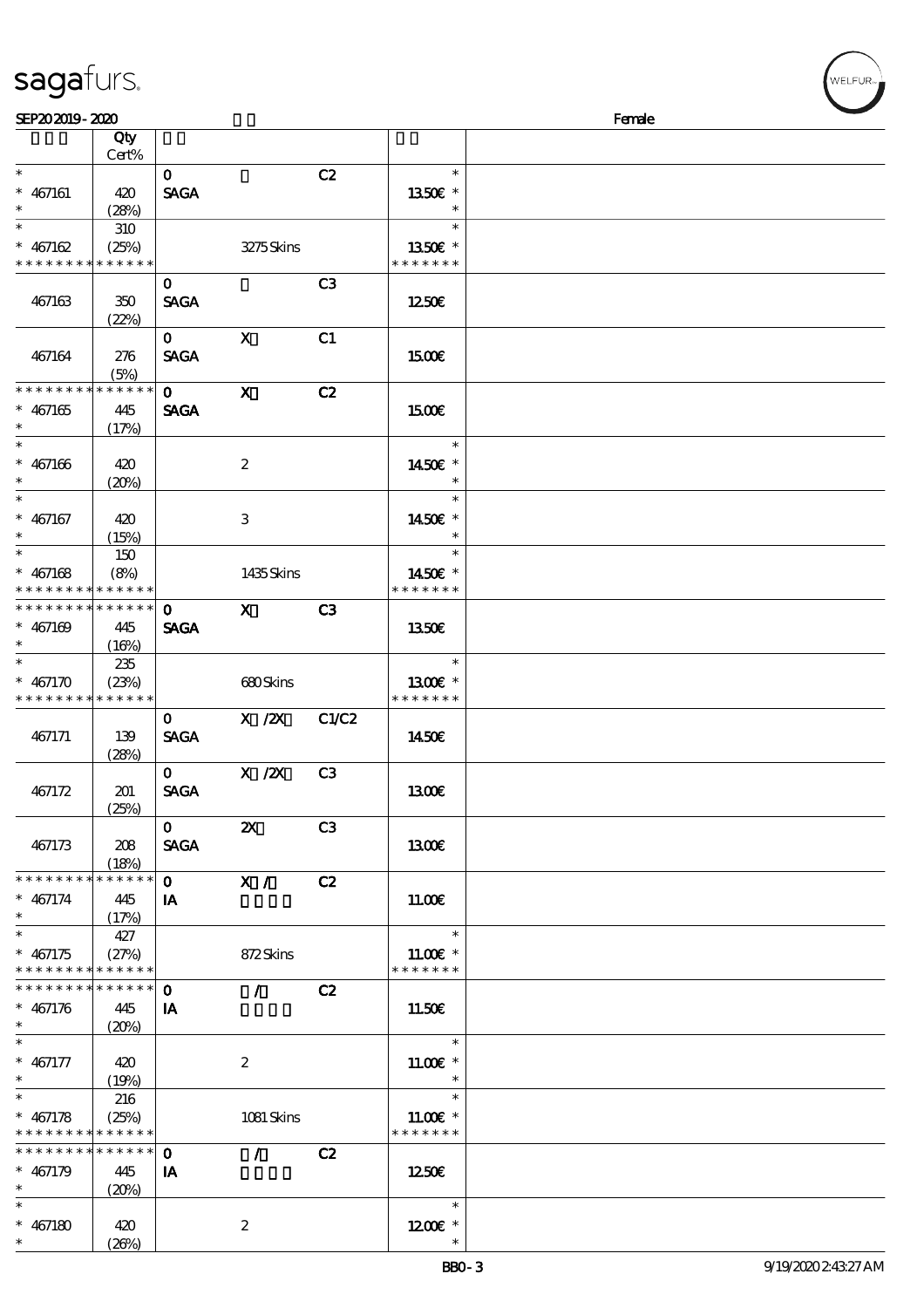| | Qty Cert% | | | | | |
|---|---|---|---|---|---|---|
| * | | 0 | | C2 | * | |
| * 467161 | 420 | SAGA | | | 13.50€ * | |
| * | (28%) | | | | * | |
| * | 310 | | | | * | |
| * 467162 | (25%) | | 3275 Skins | | 13.50€ * | |
| * * * * * * * * * * * * * * | | | | | * * * * * * * | |
| | | 0 | | C3 | | |
| 467163 | 350 (22%) | SAGA | | | 12.50€ | |
| | | 0 | X | C1 | | |
| 467164 | 276 (5%) | SAGA | | | 15.00€ | |
| * * * * * * * * * * * * * * | | 0 | X | C2 | | |
| * 467165 | 445 | SAGA | | | 15.00€ | |
| * | (17%) | | | | | |
| * | | | | | * | |
| * 467166 | 420 | | 2 | | 14.50€ * | |
| * | (20%) | | | | * | |
| * | | | | | * | |
| * 467167 | 420 | | 3 | | 14.50€ * | |
| * | (15%) | | | | * | |
| * | 150 | | | | * | |
| * 467168 | (8%) | | 1435 Skins | | 14.50€ * | |
| * * * * * * * * * * * * * * | | | | | * * * * * * * | |
| * * * * * * * * * * * * * * | | 0 | X | C3 | | |
| * 467169 | 445 | SAGA | | | 13.50€ | |
| * | (16%) | | | | | |
| * | 235 | | | | * | |
| * 467170 | (23%) | | 680 Skins | | 13.00€ * | |
| * * * * * * * * * * * * * * | | | | | * * * * * * * | |
| | | 0 | X /2X | C1/C2 | | |
| 467171 | 139 (28%) | SAGA | | | 14.50€ | |
| | | 0 | X /2X | C3 | | |
| 467172 | 201 (25%) | SAGA | | | 13.00€ | |
| | | 0 | 2X | C3 | | |
| 467173 | 208 (18%) | SAGA | | | 13.00€ | |
| * * * * * * * * * * * * * * | | 0 | X / | C2 | | |
| * 467174 | 445 | IA | | | 11.00€ | |
| * | (17%) | | | | | |
| * | 427 | | | | * | |
| * 467175 | (27%) | | 872 Skins | | 11.00€ * | |
| * * * * * * * * * * * * * * | | | | | * * * * * * * | |
| * * * * * * * * * * * * * * | | 0 | / | C2 | | |
| * 467176 | 445 | IA | | | 11.50€ | |
| * | (20%) | | | | | |
| * | | | | | * | |
| * 467177 | 420 | | 2 | | 11.00€ * | |
| * | (19%) | | | | * | |
| * | 216 | | | | * | |
| * 467178 | (25%) | | 1081 Skins | | 11.00€ * | |
| * * * * * * * * * * * * * * | | | | | * * * * * * * | |
| * * * * * * * * * * * * * * | | 0 | / | C2 | | |
| * 467179 | 445 | IA | | | 12.50€ | |
| * | (20%) | | | | | |
| * | | | | | * | |
| * 467180 | 420 | | 2 | | 12.00€ * | |
| * | (26%) | | | | * | |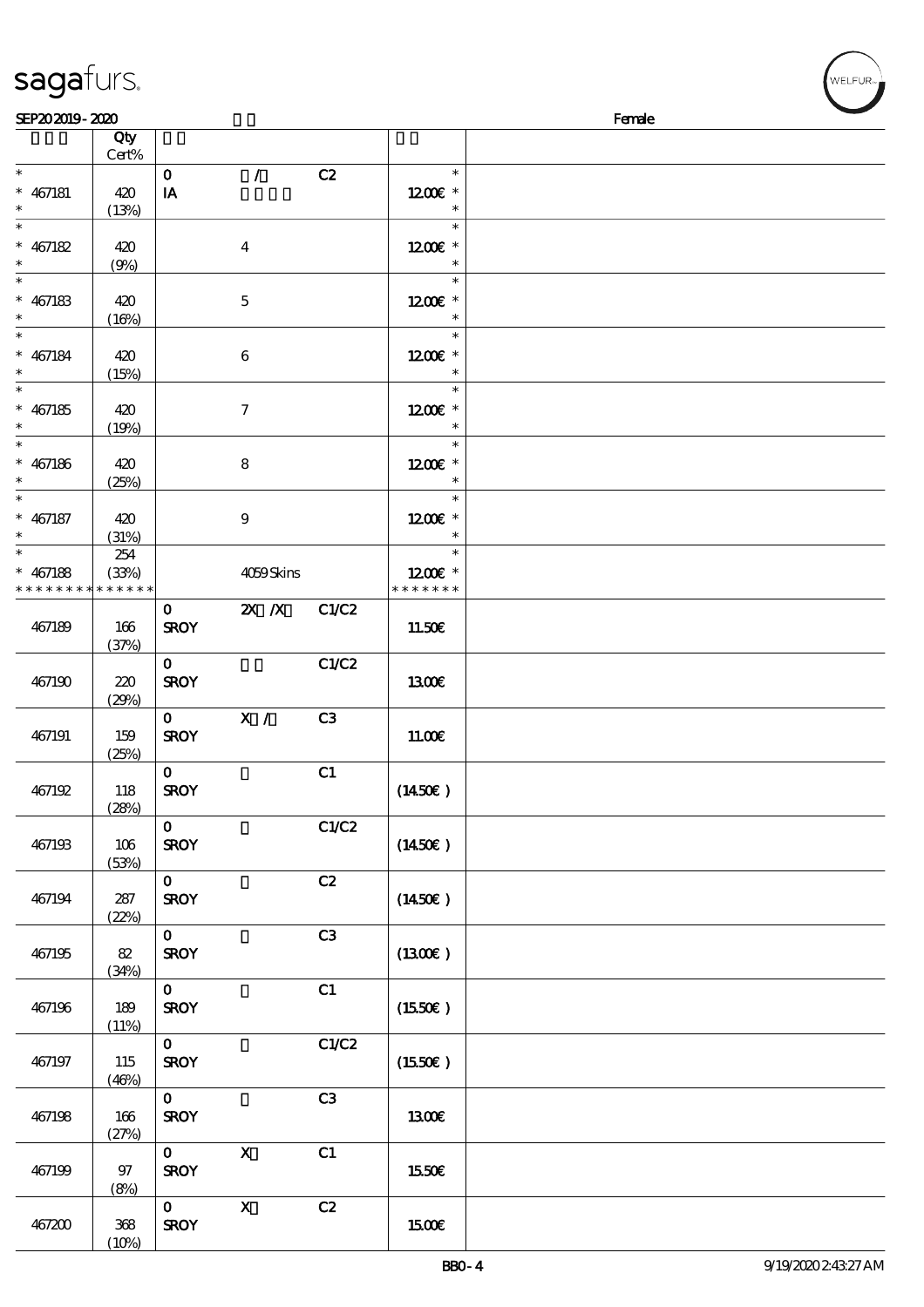| | Qty Cert% | | | | | |
|---|---|---|---|---|---|---|
| * 467181 * | 420 (13%) | 0 IA | / | C2 | * 12.00€ * | |
| * 467182 * | 420 (9%) | | 4 | | * 12.00€ * | |
| * 467183 * | 420 (16%) | | 5 | | * 12.00€ * | |
| * 467184 * | 420 (15%) | | 6 | | * 12.00€ * | |
| * 467185 * | 420 (19%) | | 7 | | * 12.00€ * | |
| * 467186 * | 420 (25%) | | 8 | | * 12.00€ * | |
| * 467187 * | 420 (31%) | | 9 | | * 12.00€ * | |
| * 467188 * * * * * * * * * * * * * | 254 (33%) | | 4059 Skins | | * 12.00€ * * * * * * * * | |
| 467189 | 166 (37%) | 0 SROY | 2X /X | C1/C2 | 11.50€ | |
| 467190 | 220 (29%) | 0 SROY | | C1/C2 | 13.00€ | |
| 467191 | 159 (25%) | 0 SROY | X / | C3 | 11.00€ | |
| 467192 | 118 (28%) | 0 SROY | | C1 | (14.50€) | |
| 467193 | 106 (53%) | 0 SROY | | C1/C2 | (14.50€) | |
| 467194 | 287 (22%) | 0 SROY | | C2 | (14.50€) | |
| 467195 | 82 (34%) | 0 SROY | | C3 | (13.00€) | |
| 467196 | 189 (11%) | 0 SROY | | C1 | (15.50€) | |
| 467197 | 115 (46%) | 0 SROY | | C1/C2 | (15.50€) | |
| 467198 | 166 (27%) | 0 SROY | | C3 | 13.00€ | |
| 467199 | 97 (8%) | 0 SROY | X | C1 | 15.50€ | |
| 467200 | 368 (10%) | 0 SROY | X | C2 | 15.00€ | |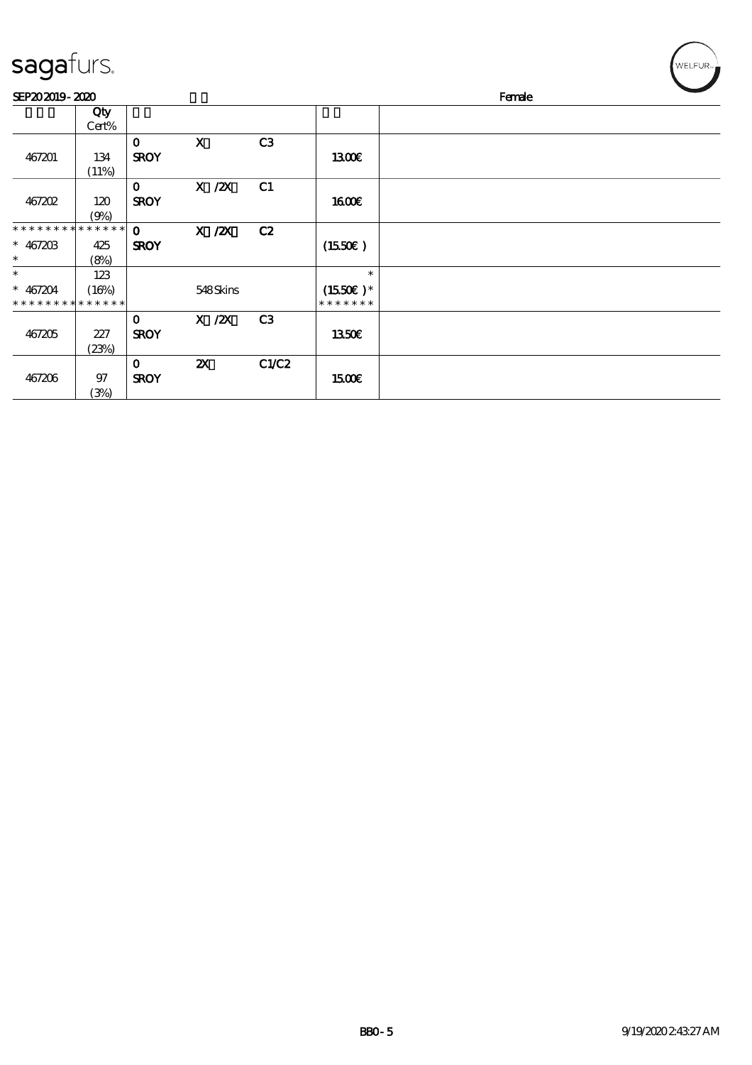sagafurs.

SEP20 2019 - 2020 Female

| | Qty Cert% | | | | | |
|---|---|---|---|---|---|---|
| 467201 | 134 (11%) | 0 SROY | X | C3 | 13.00€ | |
| 467202 | 120 (9%) | 0 SROY | X /2X | C1 | 16.00€ | |
| * * * * * * * * * * * * * * <br>* 467203<br>* | 425 (8%) | 0 SROY | X /2X | C2 | (15.50€ ) | |
| *<br>* 467204<br>* * * * * * * * * * * * * * | 123 (16%) | | 548 Skins | | *<br>(15.50€ ) *<br>* * * * * * * | |
| 467205 | 227 (23%) | 0 SROY | X /2X | C3 | 13.50€ | |
| 467206 | 97 (3%) | 0 SROY | 2X | C1/C2 | 15.00€ | |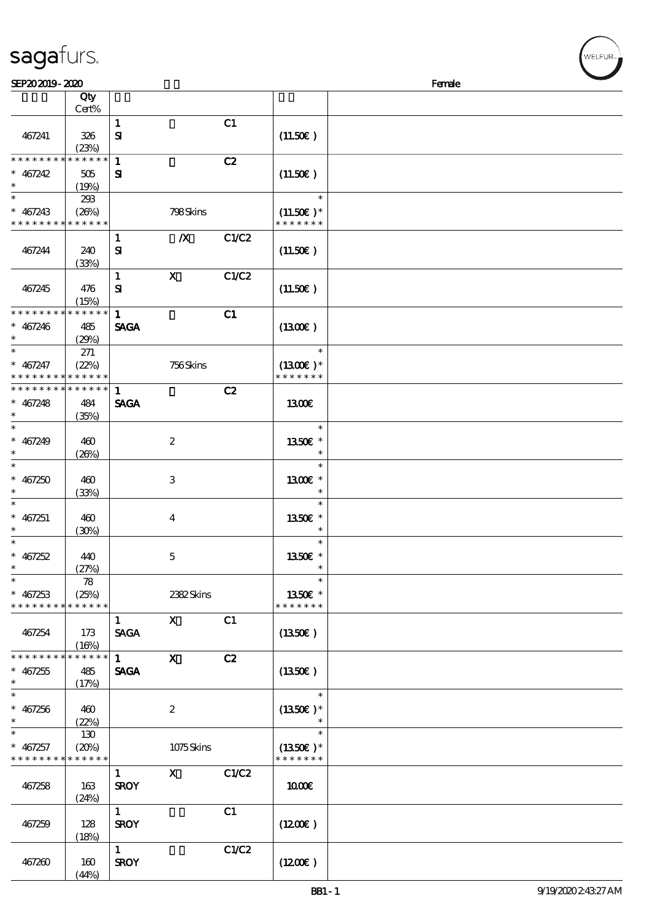SEP20 2019 - 2020 Female

| | Qty Cert% | | | | | |
|---|---|---|---|---|---|---|
| 467241 | 326 (23%) | 1 SI | | C1 | (11.50€ ) | |
| * * * * * * * * * * * * * * * 467242 * | 505 (19%) | 1 SI | | C2 | (11.50€ ) | |
| * * 467243 * * * * * * * * * * * * * * | 293 (26%) | | 798 Skins | | * (11.50€ )* * * * * * * * | |
| 467244 | 240 (33%) | 1 SI | /X | C1/C2 | (11.50€ ) | |
| 467245 | 476 (15%) | 1 SI | X | C1/C2 | (11.50€ ) | |
| * * * * * * * * * * * * * * * 467246 * | 485 (29%) | 1 SAGA | | C1 | (13.00€ ) | |
| * * 467247 * * * * * * * * * * * * * * | 271 (22%) | | 756 Skins | | * (13.00€ )* * * * * * * * | |
| * * * * * * * * * * * * * * * 467248 * | 484 (35%) | 1 SAGA | | C2 | 13.00€ | |
| * * 467249 * | 460 (26%) | | 2 | | * 13.50€ * * | |
| * * 467250 * | 460 (33%) | | 3 | | * 13.00€ * * | |
| * * 467251 * | 460 (30%) | | 4 | | * 13.50€ * * | |
| * * 467252 * | 440 (27%) | | 5 | | * 13.50€ * * | |
| * * 467253 * * * * * * * * * * * * * * | 78 (25%) | | 2382 Skins | | * 13.50€ * * * * * * * * | |
| 467254 | 173 (16%) | 1 SAGA | X | C1 | (13.50€ ) | |
| * * * * * * * * * * * * * * * 467255 * | 485 (17%) | 1 SAGA | X | C2 | (13.50€ ) | |
| * * 467256 * | 460 (22%) | | 2 | | * (13.50€ )* * | |
| * * 467257 * * * * * * * * * * * * * * | 130 (20%) | | 1075 Skins | | * (13.50€ )* * * * * * * * | |
| 467258 | 163 (24%) | 1 SROY | X | C1/C2 | 10.00€ | |
| 467259 | 128 (18%) | 1 SROY | | C1 | (12.00€ ) | |
| 467260 | 160 (44%) | 1 SROY | | C1/C2 | (12.00€ ) | |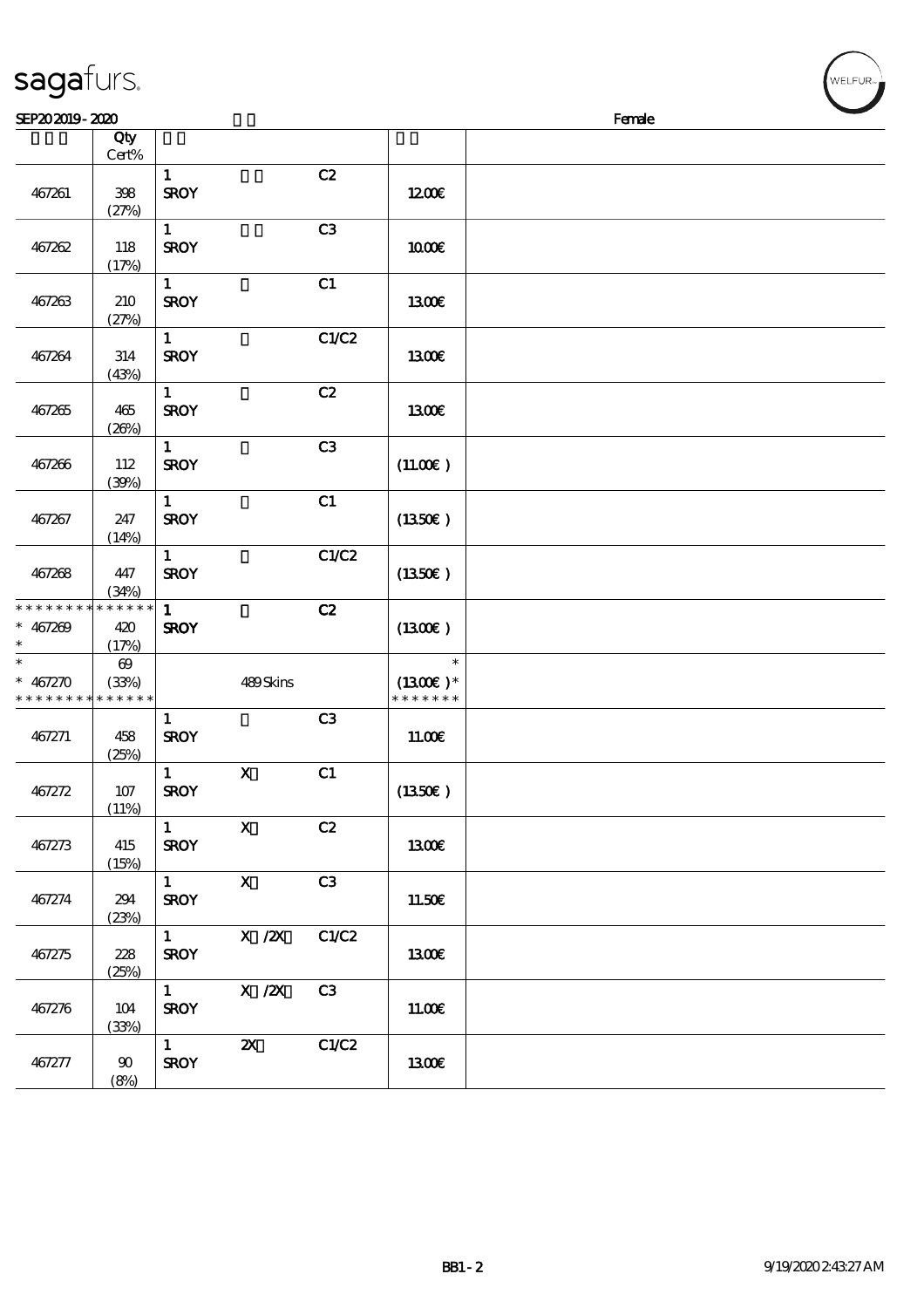sagafurs.

SEP20 2019 - 2020 Female

| | Qty Cert% | | | | | |
|---|---|---|---|---|---|---|
| 467261 | 398 (27%) | 1 SROY | | C2 | 12.00€ | |
| 467262 | 118 (17%) | 1 SROY | | C3 | 10.00€ | |
| 467263 | 210 (27%) | 1 SROY | | C1 | 13.00€ | |
| 467264 | 314 (43%) | 1 SROY | | C1/C2 | 13.00€ | |
| 467265 | 465 (26%) | 1 SROY | | C2 | 13.00€ | |
| 467266 | 112 (39%) | 1 SROY | | C3 | (11.00€ ) | |
| 467267 | 247 (14%) | 1 SROY | | C1 | (13.50€ ) | |
| 467268 | 447 (34%) | 1 SROY | | C1/C2 | (13.50€ ) | |
| * * * * * * * * * * * * * * * 467269 * | * * * * * * 420 (17%) | 1 SROY | | C2 | (13.00€ ) | |
| * * 467270 * * * * * * * * * * * * * | 69 (33%) * * * * * * | | 489 Skins | | * (13.00€ )* * * * * * * * | |
| 467271 | 458 (25%) | 1 SROY | | C3 | 11.00€ | |
| 467272 | 107 (11%) | 1 SROY | X | C1 | (13.50€ ) | |
| 467273 | 415 (15%) | 1 SROY | X | C2 | 13.00€ | |
| 467274 | 294 (23%) | 1 SROY | X | C3 | 11.50€ | |
| 467275 | 228 (25%) | 1 SROY | X /2X | C1/C2 | 13.00€ | |
| 467276 | 104 (33%) | 1 SROY | X /2X | C3 | 11.00€ | |
| 467277 | 90 (8%) | 1 SROY | 2X | C1/C2 | 13.00€ | |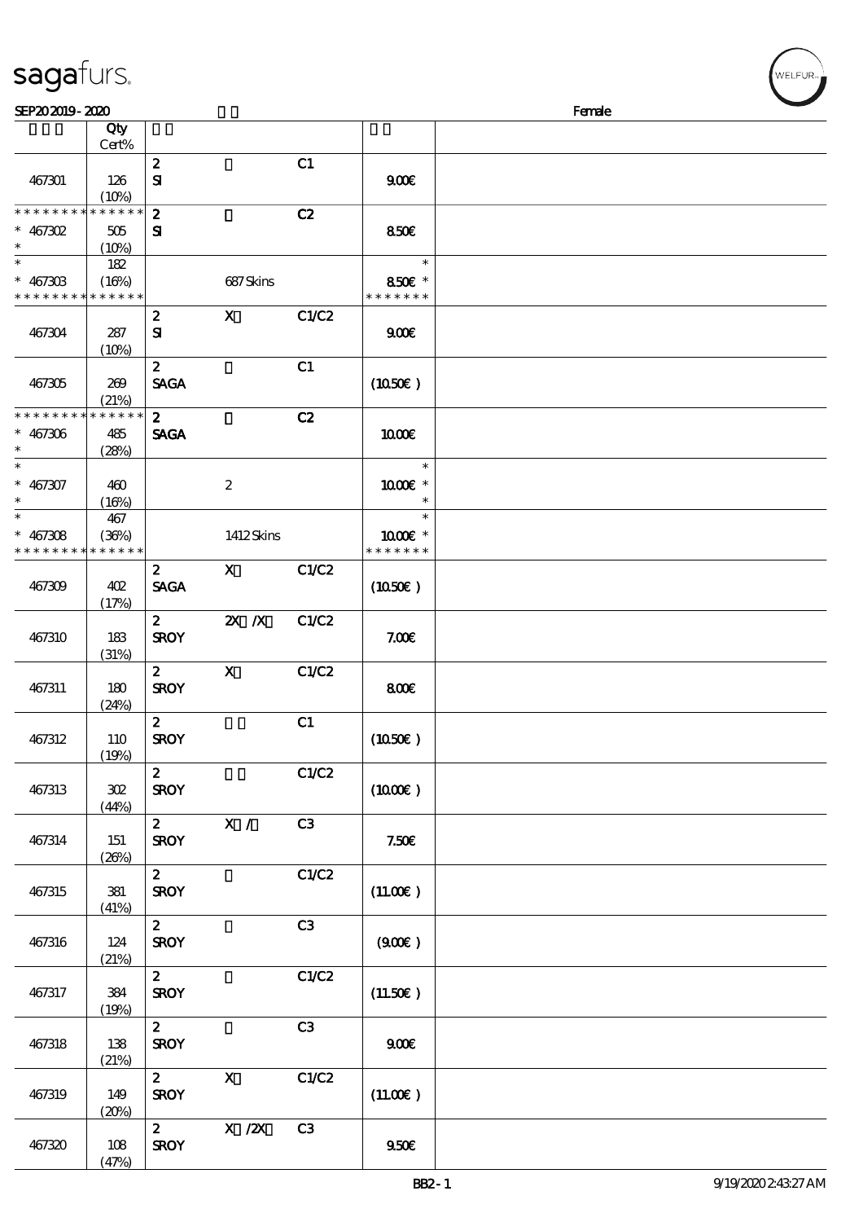**sagafurs.**

SEP20 2019 - 2020 — Female

| | Qty Cert% | | | | | |
|---|---|---|---|---|---|---|
| 467301 | 126 (10%) | 2 SI | | C1 | 9.00€ | |
| * * * * * * * * * * * * * * * 467302 * | 505 (10%) | 2 SI | | C2 | 8.50€ | |
| * * 467303 * * * * * * * * * * * * * * | 182 (16%) | | 687 Skins | | * 8.50€ * * * * * * * * | |
| 467304 | 287 (10%) | 2 SI | X | C1/C2 | 9.00€ | |
| 467305 | 269 (21%) | 2 SAGA | | C1 | (10.50€ ) | |
| * * * * * * * * * * * * * * * 467306 * | 485 (28%) | 2 SAGA | | C2 | 10.00€ | |
| * * 467307 * | 460 (16%) | | 2 | | * 10.00€ * * | |
| * * 467308 * * * * * * * * * * * * * * | 467 (36%) | | 1412 Skins | | * 10.00€ * * * * * * * * | |
| 467309 | 402 (17%) | 2 SAGA | X | C1/C2 | (10.50€ ) | |
| 467310 | 183 (31%) | 2 SROY | 2X /X | C1/C2 | 7.00€ | |
| 467311 | 180 (24%) | 2 SROY | X | C1/C2 | 8.00€ | |
| 467312 | 110 (19%) | 2 SROY | | C1 | (10.50€ ) | |
| 467313 | 302 (44%) | 2 SROY | | C1/C2 | (10.00€ ) | |
| 467314 | 151 (26%) | 2 SROY | X / | C3 | 7.50€ | |
| 467315 | 381 (41%) | 2 SROY | | C1/C2 | (11.00€ ) | |
| 467316 | 124 (21%) | 2 SROY | | C3 | (9.00€ ) | |
| 467317 | 384 (19%) | 2 SROY | | C1/C2 | (11.50€ ) | |
| 467318 | 138 (21%) | 2 SROY | | C3 | 9.00€ | |
| 467319 | 149 (20%) | 2 SROY | X | C1/C2 | (11.00€ ) | |
| 467320 | 108 (47%) | 2 SROY | X /2X | C3 | 9.50€ | |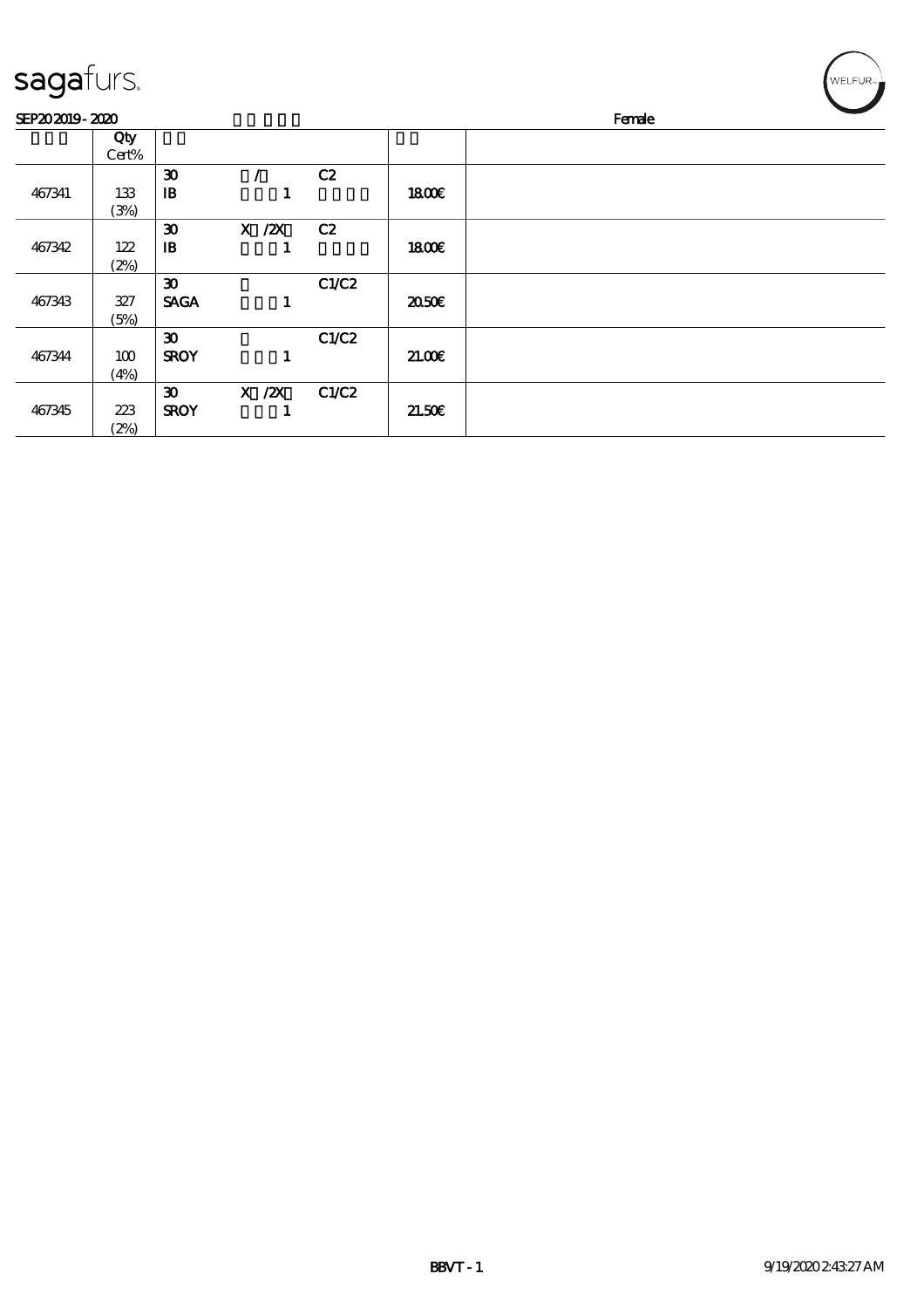sagafurs.

SEP20 2019 - 2020 Female

| | Qty Cert% | | | | | |
|---|---|---|---|---|---|---|
| 467341 | 133 (3%) | 30 IB | / 1 | C2 | 18.00€ | |
| 467342 | 122 (2%) | 30 IB | X /2X 1 | C2 | 18.00€ | |
| 467343 | 327 (5%) | 30 SAGA | 1 | C1/C2 | 20.50€ | |
| 467344 | 100 (4%) | 30 SROY | 1 | C1/C2 | 21.00€ | |
| 467345 | 223 (2%) | 30 SROY | X /2X 1 | C1/C2 | 21.50€ | |

BBVT - 1 9/19/2020 2:43:27 AM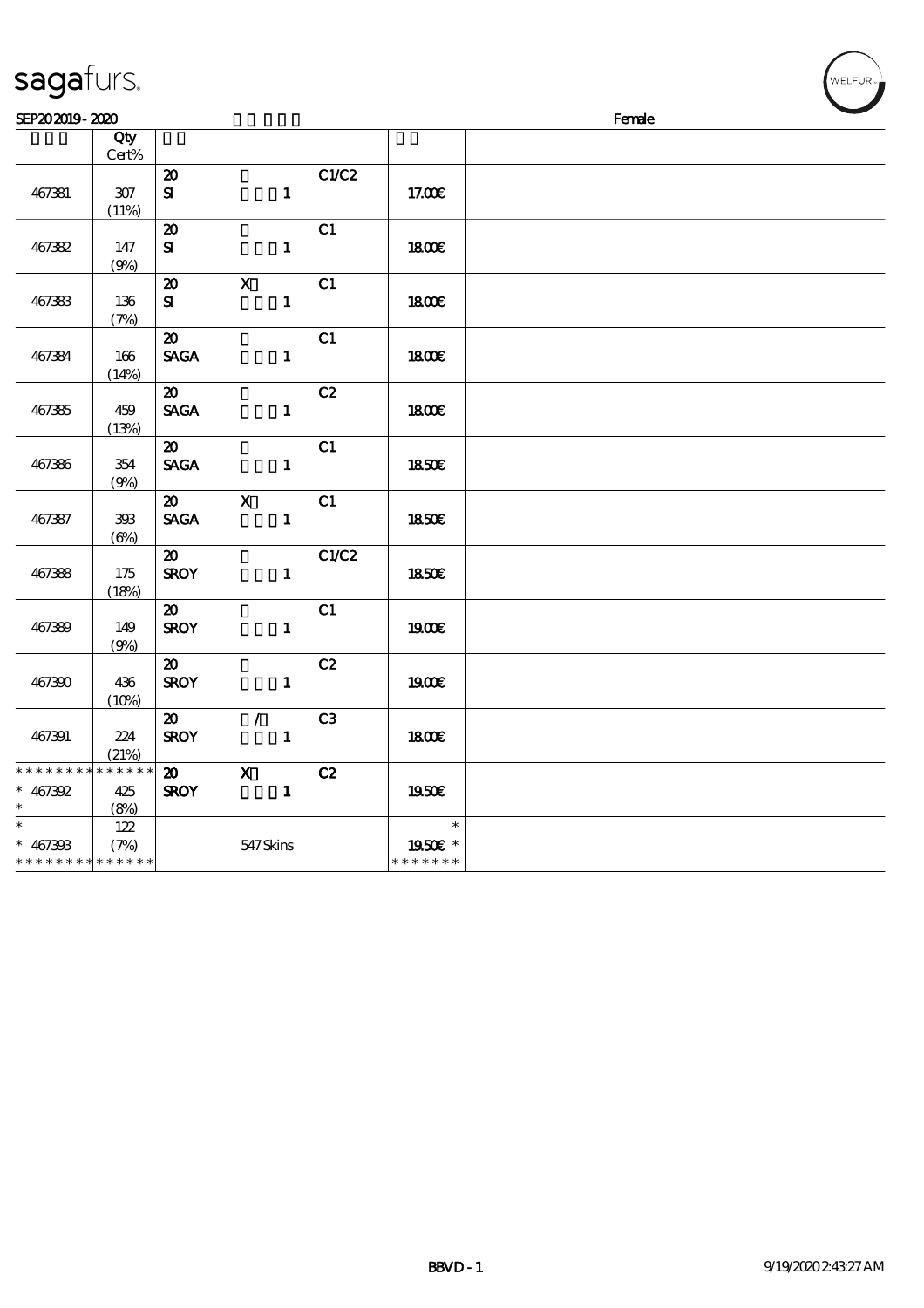# sagafurs.

SEP20 2019 - 2020 Female

| | Qty Cert% | | | | | |
|---|---|---|---|---|---|---|
| 467381 | 307 (11%) | 20 SI | 1 | C1/C2 | 17.00€ | |
| 467382 | 147 (9%) | 20 SI | 1 | C1 | 18.00€ | |
| 467383 | 136 (7%) | 20 SI | X 1 | C1 | 18.00€ | |
| 467384 | 166 (14%) | 20 SAGA | 1 | C1 | 18.00€ | |
| 467385 | 459 (13%) | 20 SAGA | 1 | C2 | 18.00€ | |
| 467386 | 354 (9%) | 20 SAGA | 1 | C1 | 18.50€ | |
| 467387 | 393 (6%) | 20 SAGA | X 1 | C1 | 18.50€ | |
| 467388 | 175 (18%) | 20 SROY | 1 | C1/C2 | 18.50€ | |
| 467389 | 149 (9%) | 20 SROY | 1 | C1 | 19.00€ | |
| 467390 | 436 (10%) | 20 SROY | 1 | C2 | 19.00€ | |
| 467391 | 224 (21%) | 20 SROY | / 1 | C3 | 18.00€ | |
| * 467392 | 425 (8%) | 20 SROY | X 1 | C2 | 19.50€ | |
| * 467393 | 122 (7%) | | 547 Skins | | 19.50€ * | |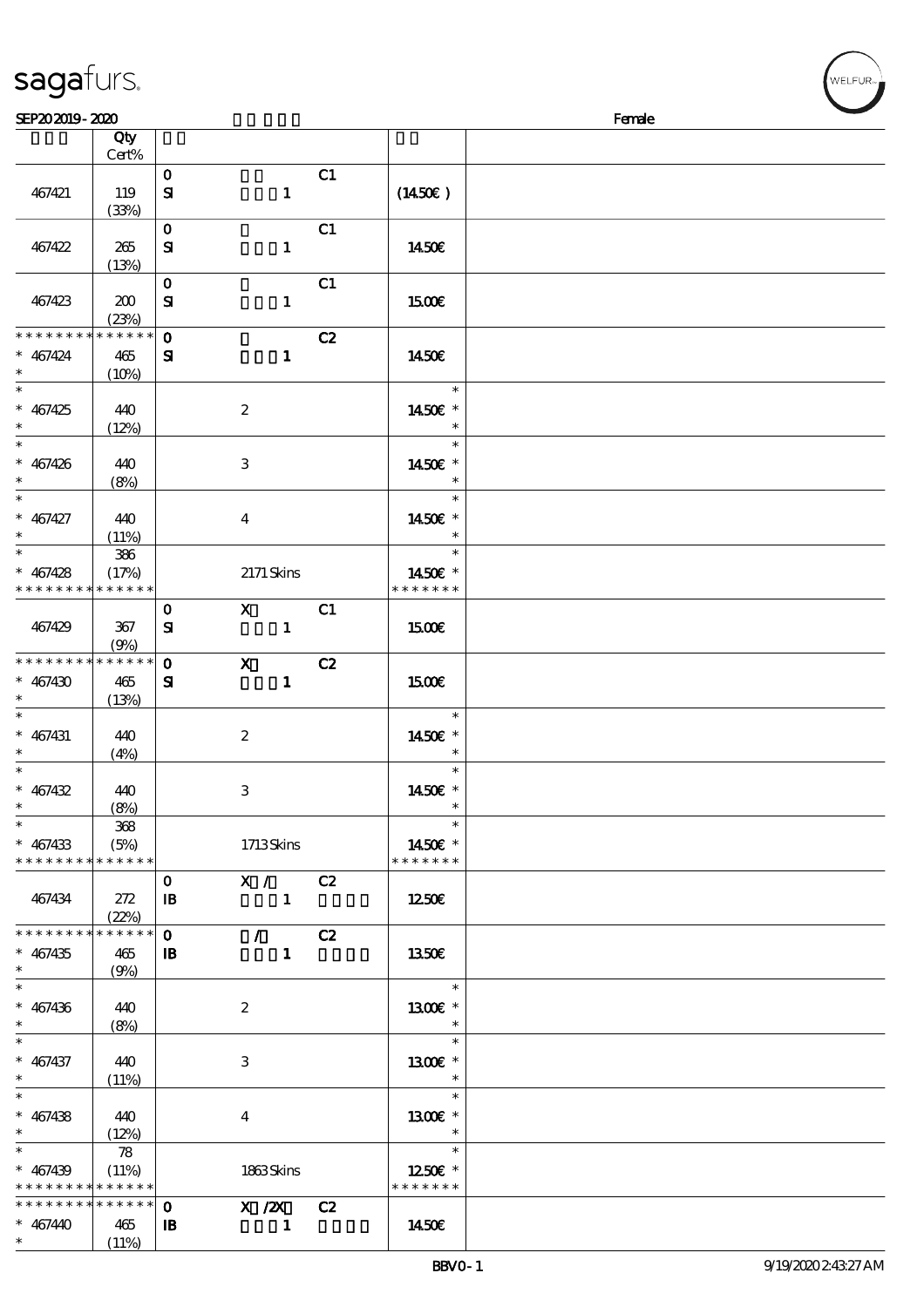sagafurs.

SEP20 2019 - 2020 Female

| | Qty Cert% | | | | | |
|---|---|---|---|---|---|---|
| 467421 | 119 (33%) | 0 SI | 1 | C1 | (14.50€) | |
| 467422 | 265 (13%) | 0 SI | 1 | C1 | 14.50€ | |
| 467423 | 200 (23%) | 0 SI | 1 | C1 | 15.00€ | |
| * * * * * * * * * * * * * * * 467424 * | 465 (10%) | 0 SI | 1 | C2 | 14.50€ | |
| * * 467425 * | 440 (12%) | | 2 | | * 14.50€ * * | |
| * * 467426 * | 440 (8%) | | 3 | | * 14.50€ * * | |
| * * 467427 * | 440 (11%) | | 4 | | * 14.50€ * * | |
| * * 467428 * * * * * * * * * * * * * * | 386 (17%) | | 2171 Skins | | * 14.50€ * * * * * * * * | |
| 467429 | 367 (9%) | 0 SI | X 1 | C1 | 15.00€ | |
| * * * * * * * * * * * * * * * 467430 * | 465 (13%) | 0 SI | X 1 | C2 | 15.00€ | |
| * * 467431 * | 440 (4%) | | 2 | | * 14.50€ * * | |
| * * 467432 * | 440 (8%) | | 3 | | * 14.50€ * * | |
| * * 467433 * * * * * * * * * * * * * * | 368 (5%) | | 1713 Skins | | * 14.50€ * * * * * * * * | |
| 467434 | 272 (22%) | 0 IB | X / 1 | C2 | 12.50€ | |
| * * * * * * * * * * * * * * * 467435 * | 465 (9%) | 0 IB | / 1 | C2 | 13.50€ | |
| * * 467436 * | 440 (8%) | | 2 | | * 13.00€ * * | |
| * * 467437 * | 440 (11%) | | 3 | | * 13.00€ * * | |
| * * 467438 * | 440 (12%) | | 4 | | * 13.00€ * * | |
| * * 467439 * * * * * * * * * * * * * * | 78 (11%) | | 1863 Skins | | * 12.50€ * * * * * * * * | |
| * * * * * * * * * * * * * * * 467440 * | 465 (11%) | 0 IB | X /2X 1 | C2 | 14.50€ | |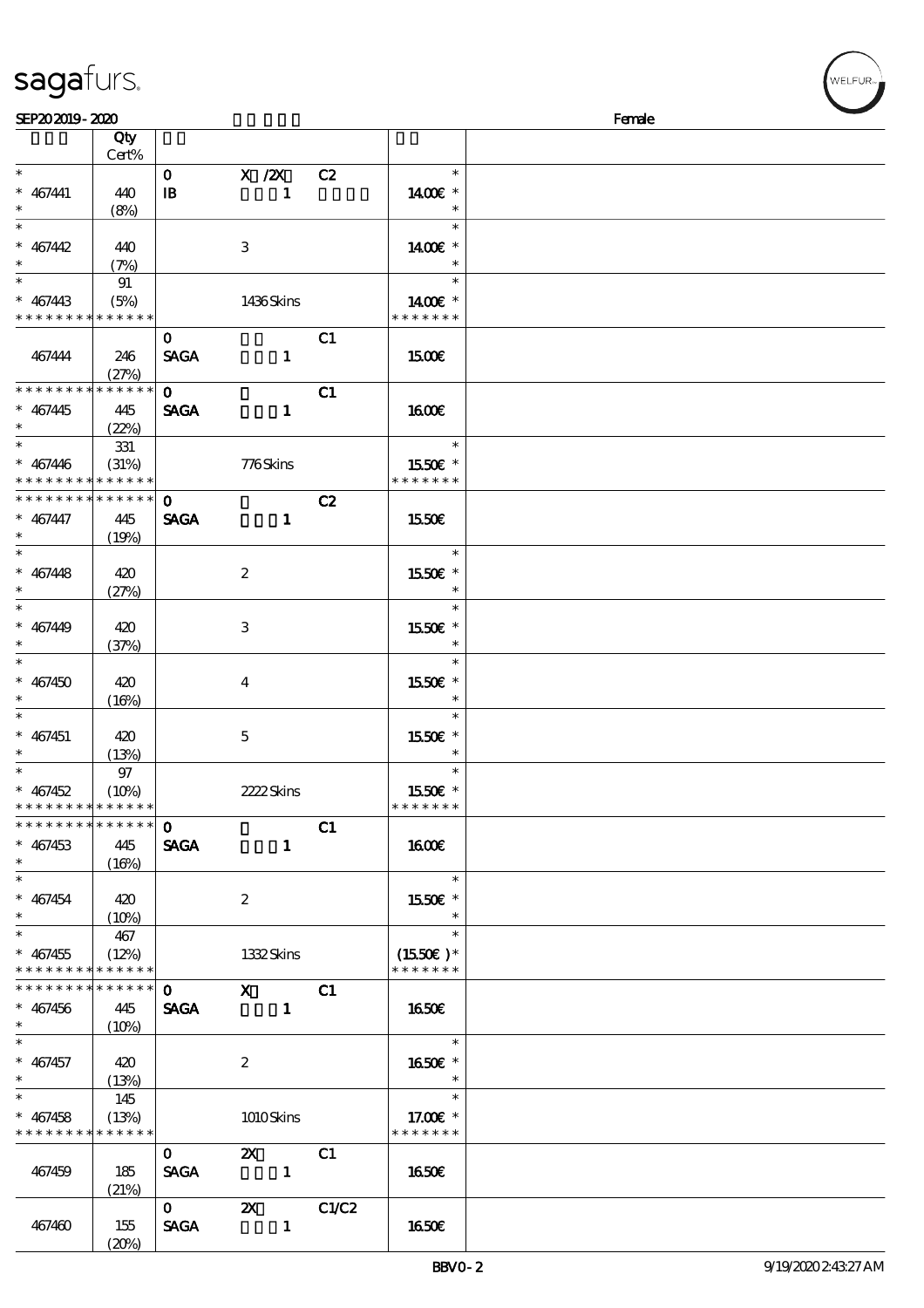sagafurs.

SEP20 2019 - 2020 Female

| | Qty Cert% | | | | | |
|---|---|---|---|---|---|---|
| * | | 0 | X /2X | C2 | * | |
| * 467441 | 440 | IB | 1 | | 14.00€ * | |
| * | (8%) | | | | * | |
| * | | | | | * | |
| * 467442 | 440 | | 3 | | 14.00€ * | |
| * | (7%) | | | | * | |
| * | 91 | | | | * | |
| * 467443 | (5%) | | 1436 Skins | | 14.00€ * | |
| * * * * * * * * * * * * * * | | | | | * * * * * * * | |
| | | 0 | | C1 | | |
| 467444 | 246 | SAGA | 1 | | 15.00€ | |
| | (27%) | | | | | |
| * * * * * * * * * * * * * * | | 0 | | C1 | | |
| * 467445 | 445 | SAGA | 1 | | 16.00€ | |
| * | (22%) | | | | | |
| * | 331 | | | | * | |
| * 467446 | (31%) | | 776 Skins | | 15.50€ * | |
| * * * * * * * * * * * * * * | | | | | * * * * * * * | |
| * * * * * * * * * * * * * * | | 0 | | C2 | | |
| * 467447 | 445 | SAGA | 1 | | 15.50€ | |
| * | (19%) | | | | | |
| * | | | | | * | |
| * 467448 | 420 | | 2 | | 15.50€ * | |
| * | (27%) | | | | * | |
| * | | | | | * | |
| * 467449 | 420 | | 3 | | 15.50€ * | |
| * | (37%) | | | | * | |
| * | | | | | * | |
| * 467450 | 420 | | 4 | | 15.50€ * | |
| * | (16%) | | | | * | |
| * | | | | | * | |
| * 467451 | 420 | | 5 | | 15.50€ * | |
| * | (13%) | | | | * | |
| * | 97 | | | | * | |
| * 467452 | (10%) | | 2222 Skins | | 15.50€ * | |
| * * * * * * * * * * * * * * | | | | | * * * * * * * | |
| * * * * * * * * * * * * * * | | 0 | | C1 | | |
| * 467453 | 445 | SAGA | 1 | | 16.00€ | |
| * | (16%) | | | | | |
| * | | | | | * | |
| * 467454 | 420 | | 2 | | 15.50€ * | |
| * | (10%) | | | | * | |
| * | 467 | | | | * | |
| * 467455 | (12%) | | 1332 Skins | | (15.50€ )* | |
| * * * * * * * * * * * * * * | | | | | * * * * * * * | |
| * * * * * * * * * * * * * * | | 0 | X | C1 | | |
| * 467456 | 445 | SAGA | 1 | | 16.50€ | |
| * | (10%) | | | | | |
| * | | | | | * | |
| * 467457 | 420 | | 2 | | 16.50€ * | |
| * | (13%) | | | | * | |
| * | 145 | | | | * | |
| * 467458 | (13%) | | 1010 Skins | | 17.00€ * | |
| * * * * * * * * * * * * * * | | | | | * * * * * * * | |
| | | 0 | 2X | C1 | | |
| 467459 | 185 | SAGA | 1 | | 16.50€ | |
| | (21%) | | | | | |
| | | 0 | 2X | C1/C2 | | |
| 467460 | 155 | SAGA | 1 | | 16.50€ | |
| | (20%) | | | | | |

BBVO - 2 9/19/2020 2:43:27 AM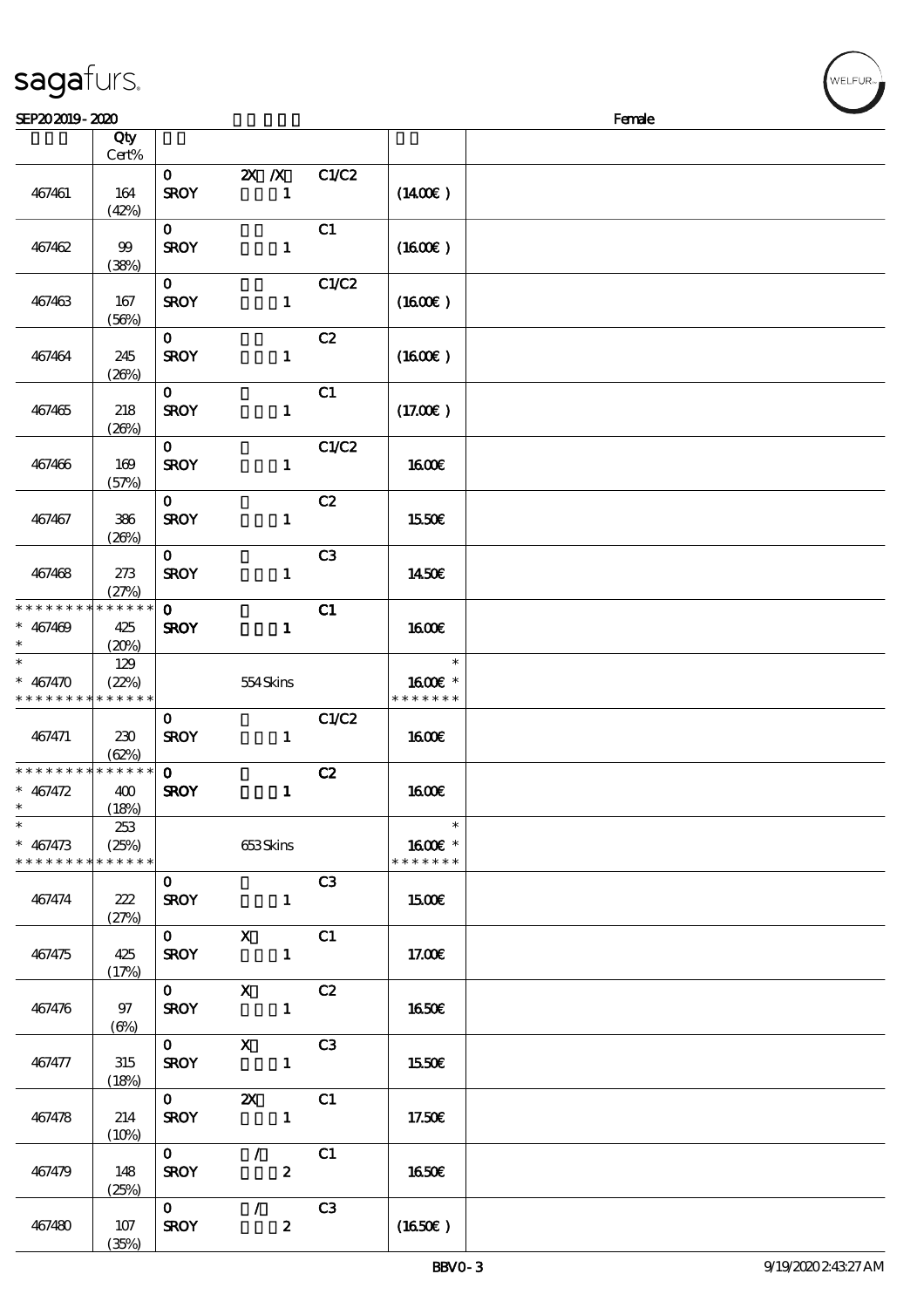| | Qty Cert% | | | | | |
|---|---|---|---|---|---|---|
| 467461 | 164 (42%) | 0 SROY | 2X /X 1 | C1/C2 | (14.00€) | |
| 467462 | 99 (38%) | 0 SROY | 1 | C1 | (16.00€) | |
| 467463 | 167 (56%) | 0 SROY | 1 | C1/C2 | (16.00€) | |
| 467464 | 245 (26%) | 0 SROY | 1 | C2 | (16.00€) | |
| 467465 | 218 (26%) | 0 SROY | 1 | C1 | (17.00€) | |
| 467466 | 169 (57%) | 0 SROY | 1 | C1/C2 | 16.00€ | |
| 467467 | 386 (26%) | 0 SROY | 1 | C2 | 15.50€ | |
| 467468 | 273 (27%) | 0 SROY | 1 | C3 | 14.50€ | |
| * * * * * * * * * * * * * * * 467469 * | 425 (20%) | 0 SROY | 1 | C1 | 16.00€ | |
| * * 467470 * * * * * * * * * * * * * | 129 (22%) | | 554 Skins | | * 16.00€ * * * * * * * * | |
| 467471 | 230 (62%) | 0 SROY | 1 | C1/C2 | 16.00€ | |
| * * * * * * * * * * * * * * * 467472 * | 400 (18%) | 0 SROY | 1 | C2 | 16.00€ | |
| * * 467473 * * * * * * * * * * * * * | 253 (25%) | | 653 Skins | | * 16.00€ * * * * * * * * | |
| 467474 | 222 (27%) | 0 SROY | 1 | C3 | 15.00€ | |
| 467475 | 425 (17%) | 0 SROY | X 1 | C1 | 17.00€ | |
| 467476 | 97 (6%) | 0 SROY | X 1 | C2 | 16.50€ | |
| 467477 | 315 (18%) | 0 SROY | X 1 | C3 | 15.50€ | |
| 467478 | 214 (10%) | 0 SROY | 2X 1 | C1 | 17.50€ | |
| 467479 | 148 (25%) | 0 SROY | / 2 | C1 | 16.50€ | |
| 467480 | 107 (35%) | 0 SROY | / 2 | C3 | (16.50€) | |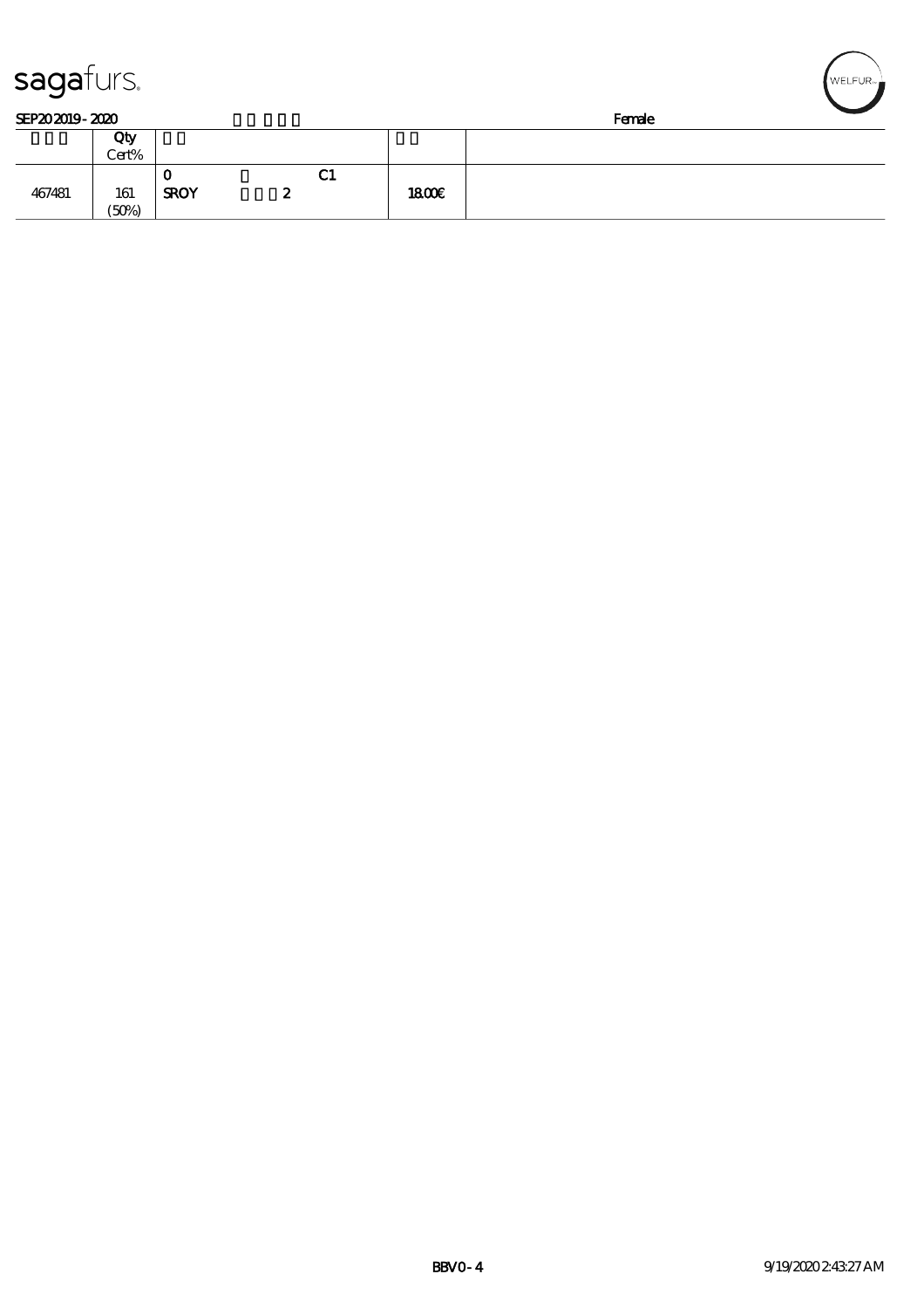sagafurs.

SEP20 2019 - 2020 Female

| | Qty Cert% | | | | |
|---|---|---|---|---|---|
| 467481 | 161 (50%) | 0 SROY 2 C1 | | 1800€ | |

BBVO - 4 9/19/2020 2:43:27 AM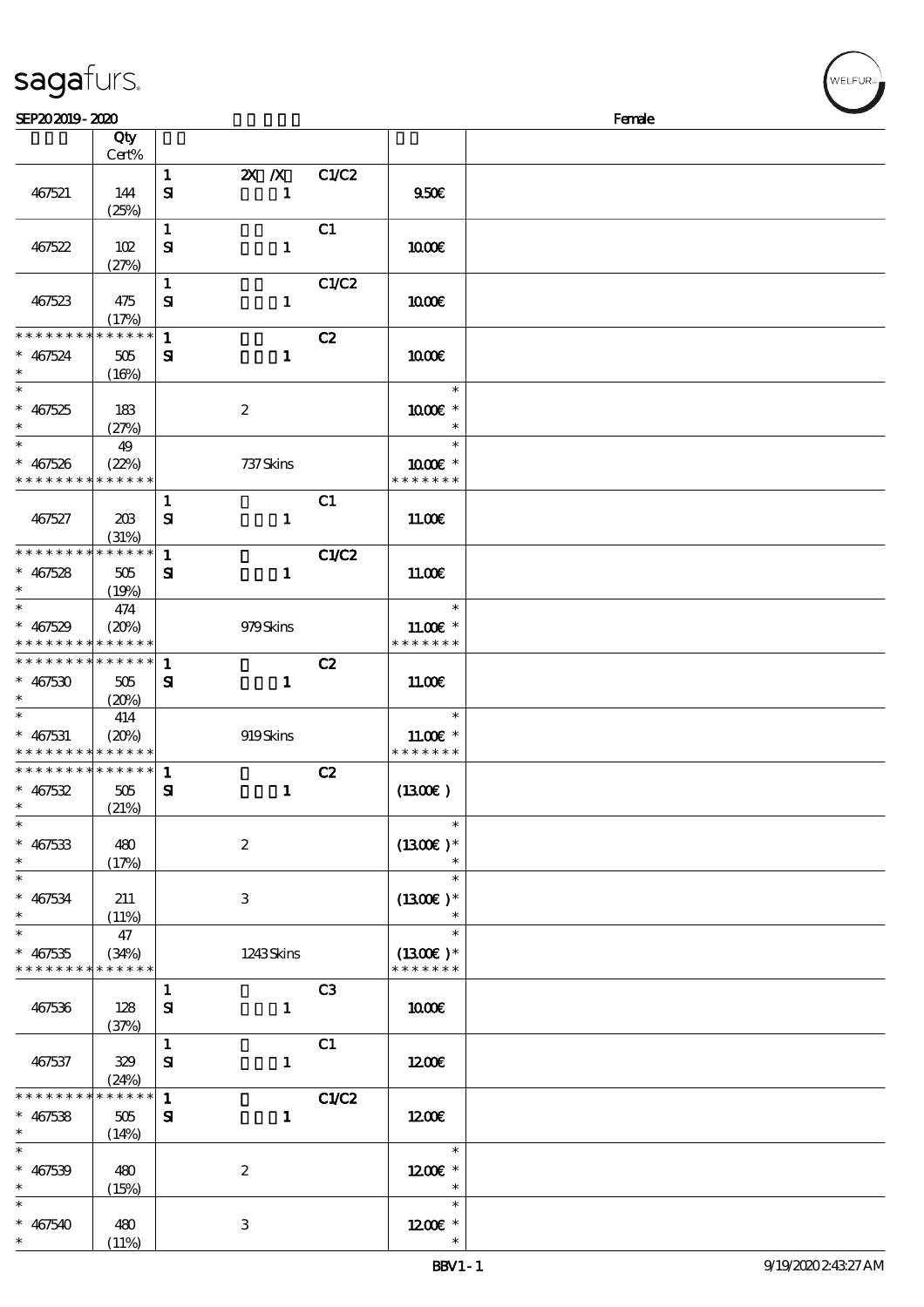| | Qty Cert% | | | | |
|---|---|---|---|---|---|
| 467521 | 144 (25%) | 1 SI | 2X /X 1 | C1/C2 | 9.50€ |
| 467522 | 102 (27%) | 1 SI | 1 | C1 | 10.00€ |
| 467523 | 475 (17%) | 1 SI | 1 | C1/C2 | 10.00€ |
| * * * * * * * * * * * * * * * 467524 * | 505 (16%) | 1 SI | 1 | C2 | 10.00€ |
| * * 467525 * | 183 (27%) | | 2 | | * 10.00€ * * |
| * * 467526 * * * * * * * * * * * * * | 49 (22%) | | 737 Skins | | * 10.00€ * * * * * * * * |
| 467527 | 203 (31%) | 1 SI | 1 | C1 | 11.00€ |
| * * * * * * * * * * * * * * * 467528 * | 505 (19%) | 1 SI | 1 | C1/C2 | 11.00€ |
| * * 467529 * * * * * * * * * * * * * | 474 (20%) | | 979 Skins | | * 11.00€ * * * * * * * * |
| * * * * * * * * * * * * * * * 467530 * | 505 (20%) | 1 SI | 1 | C2 | 11.00€ |
| * * 467531 * * * * * * * * * * * * * | 414 (20%) | | 919 Skins | | * 11.00€ * * * * * * * * |
| * * * * * * * * * * * * * * * 467532 * | 505 (21%) | 1 SI | 1 | C2 | (13.00€ ) |
| * * 467533 * | 480 (17%) | | 2 | | * (13.00€ )* * |
| * * 467534 * | 211 (11%) | | 3 | | * (13.00€ )* * |
| * * 467535 * * * * * * * * * * * * * | 47 (34%) | | 1243 Skins | | * (13.00€ )* * * * * * * * |
| 467536 | 128 (37%) | 1 SI | 1 | C3 | 10.00€ |
| 467537 | 329 (24%) | 1 SI | 1 | C1 | 12.00€ |
| * * * * * * * * * * * * * * * 467538 * | 505 (14%) | 1 SI | 1 | C1/C2 | 12.00€ |
| * * 467539 * | 480 (15%) | | 2 | | * 12.00€ * * |
| * * 467540 * | 480 (11%) | | 3 | | * 12.00€ * * |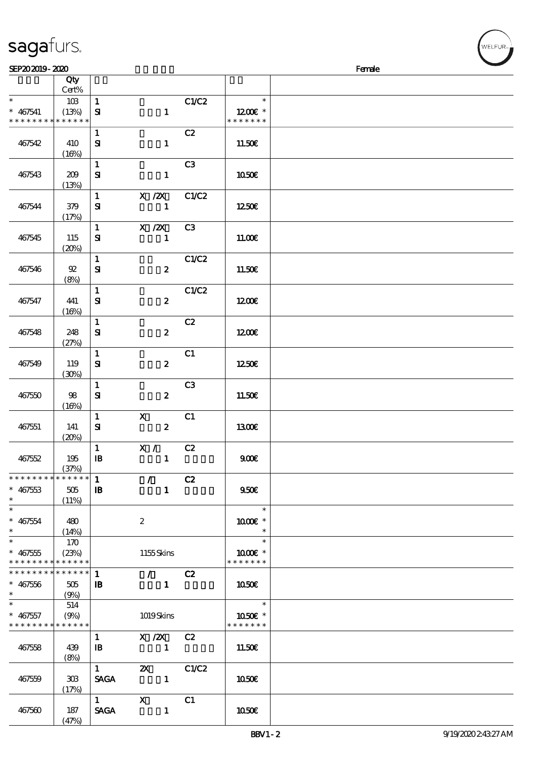| | Qty Cert% | | | | | |
|---|---|---|---|---|---|---|
| * * 467541 * * * * * * * * * * * * * * | 103 (13%) | 1 SI | 1 | C1/C2 | * 12.00€ * * * * * * * * | |
| 467542 | 410 (16%) | 1 SI | 1 | C2 | 11.50€ | |
| 467543 | 209 (13%) | 1 SI | 1 | C3 | 10.50€ | |
| 467544 | 379 (17%) | 1 SI | X /2X 1 | C1/C2 | 12.50€ | |
| 467545 | 115 (20%) | 1 SI | X /2X 1 | C3 | 11.00€ | |
| 467546 | 92 (8%) | 1 SI | 2 | C1/C2 | 11.50€ | |
| 467547 | 441 (16%) | 1 SI | 2 | C1/C2 | 12.00€ | |
| 467548 | 248 (27%) | 1 SI | 2 | C2 | 12.00€ | |
| 467549 | 119 (30%) | 1 SI | 2 | C1 | 12.50€ | |
| 467550 | 98 (16%) | 1 SI | 2 | C3 | 11.50€ | |
| 467551 | 141 (20%) | 1 SI | X 2 | C1 | 13.00€ | |
| 467552 | 195 (37%) | 1 IB | X / 1 | C2 | 9.00€ | |
| * * * * * * * * * * * * * * * 467553 * | 505 (11%) | 1 IB | / 1 | C2 | 9.50€ | |
| * * 467554 * | 480 (14%) | | 2 | | * 10.00€ * * | |
| * * 467555 * * * * * * * * * * * * * * | 170 (23%) | | 1155 Skins | | * 10.00€ * * * * * * * * | |
| * * * * * * * * * * * * * * * 467556 * | 505 (9%) | 1 IB | / 1 | C2 | 10.50€ | |
| * * 467557 * * * * * * * * * * * * * * | 514 (9%) | | 1019 Skins | | * 10.50€ * * * * * * * * | |
| 467558 | 439 (8%) | 1 IB | X /2X 1 | C2 | 11.50€ | |
| 467559 | 303 (17%) | 1 SAGA | 2X 1 | C1/C2 | 10.50€ | |
| 467560 | 187 (47%) | 1 SAGA | X 1 | C1 | 10.50€ | |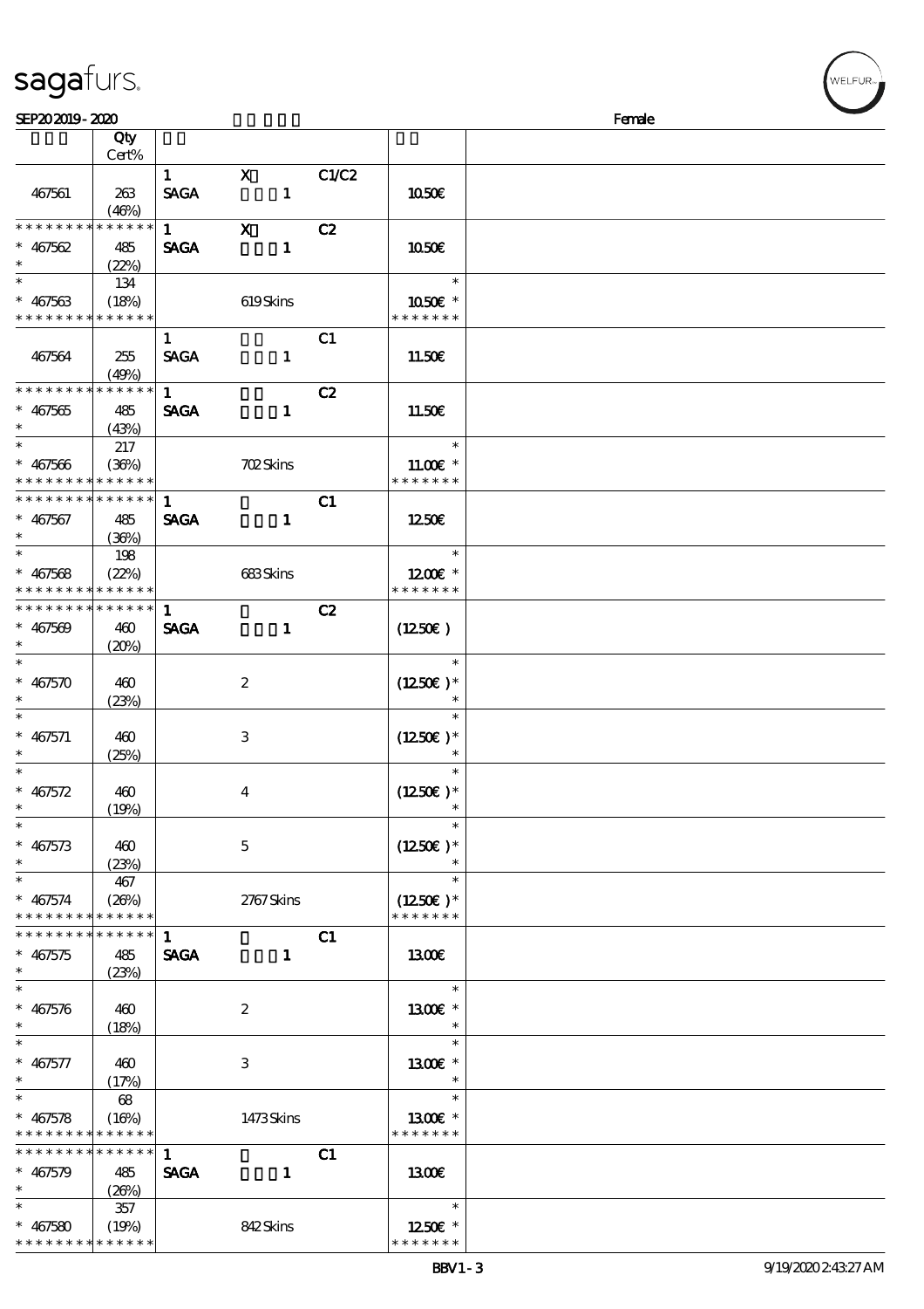| | Qty Cert% | | | | | |
|---|---|---|---|---|---|---|
| 467561 | 263 (46%) | 1 SAGA | X 1 | C1/C2 | 10.50€ | |
| * * * * * * * * * * * * * * 467562 * | 485 (22%) | 1 SAGA | X 1 | C2 | 10.50€ | |
| * * 467563 * * * * * * * * * * * * * | 134 (18%) | | 619 Skins | | * 10.50€ * * * * * * * * | |
| 467564 | 255 (49%) | 1 SAGA | 1 | C1 | 11.50€ | |
| * * * * * * * * * * * * * * 467565 * | 485 (43%) | 1 SAGA | 1 | C2 | 11.50€ | |
| * * 467566 * * * * * * * * * * * * * | 217 (36%) | | 702 Skins | | * 11.00€ * * * * * * * * | |
| * * * * * * * * * * * * * * 467567 * | 485 (36%) | 1 SAGA | 1 | C1 | 12.50€ | |
| * * 467568 * * * * * * * * * * * * * | 198 (22%) | | 683 Skins | | * 12.00€ * * * * * * * * | |
| * * * * * * * * * * * * * * 467569 * | 460 (20%) | 1 SAGA | 1 | C2 | (12.50€ ) | |
| * * 467570 * | 460 (23%) | | 2 | | * (12.50€ )* * | |
| * * 467571 * | 460 (25%) | | 3 | | * (12.50€ )* * | |
| * * 467572 * | 460 (19%) | | 4 | | * (12.50€ )* * | |
| * * 467573 * | 460 (23%) | | 5 | | * (12.50€ )* * | |
| * * 467574 * * * * * * * * * * * * * | 467 (26%) | | 2767 Skins | | * (12.50€ )* * * * * * * * | |
| * * * * * * * * * * * * * * 467575 * | 485 (23%) | 1 SAGA | 1 | C1 | 13.00€ | |
| * * 467576 * | 460 (18%) | | 2 | | * 13.00€ * * | |
| * * 467577 * | 460 (17%) | | 3 | | * 13.00€ * * | |
| * * 467578 * * * * * * * * * * * * * | 68 (16%) | | 1473 Skins | | * 13.00€ * * * * * * * * | |
| * * * * * * * * * * * * * * 467579 * | 485 (26%) | 1 SAGA | 1 | C1 | 13.00€ | |
| * * 467580 * * * * * * * * * * * * * | 357 (19%) | | 842 Skins | | * 12.50€ * * * * * * * * | |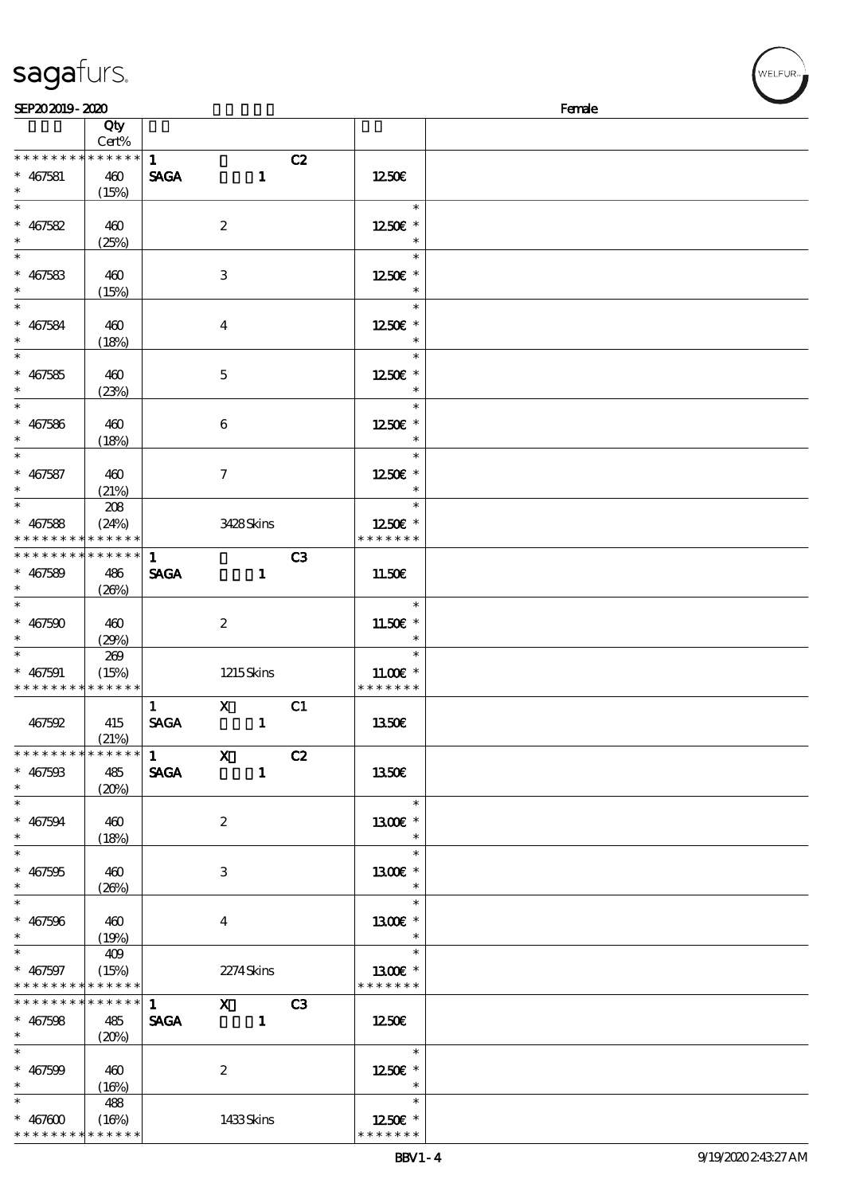sagafurs.

SEP20 2019 - 2020 Female

| | Qty Cert% | | | | | |
|---|---|---|---|---|---|---|
| * * * * * * * * * * * * * * | | 1 | | C2 | | |
| * 467581 | 460 (15%) | SAGA | 1 | | 12.50€ | |
| * 467582 | 460 (25%) | | 2 | | 12.50€ * | |
| * 467583 | 460 (15%) | | 3 | | 12.50€ * | |
| * 467584 | 460 (18%) | | 4 | | 12.50€ * | |
| * 467585 | 460 (23%) | | 5 | | 12.50€ * | |
| * 467586 | 460 (18%) | | 6 | | 12.50€ * | |
| * 467587 | 460 (21%) | | 7 | | 12.50€ * | |
| * 467588 | 208 (24%) | | 3428 Skins | | 12.50€ * | |
| * * * * * * * * * * * * * * | | 1 | | C3 | | |
| * 467589 | 486 (26%) | SAGA | 1 | | 11.50€ | |
| * 467590 | 460 (29%) | | 2 | | 11.50€ * | |
| * 467591 | 269 (15%) | | 1215 Skins | | 11.00€ * | |
| | | 1 | X | C1 | | |
| 467592 | 415 (21%) | SAGA | 1 | | 13.50€ | |
| * * * * * * * * * * * * * * | | 1 | X | C2 | | |
| * 467593 | 485 (20%) | SAGA | 1 | | 13.50€ | |
| * 467594 | 460 (18%) | | 2 | | 13.00€ * | |
| * 467595 | 460 (26%) | | 3 | | 13.00€ * | |
| * 467596 | 460 (19%) | | 4 | | 13.00€ * | |
| * 467597 | 409 (15%) | | 2274 Skins | | 13.00€ * | |
| * * * * * * * * * * * * * * | | 1 | X | C3 | | |
| * 467598 | 485 (20%) | SAGA | 1 | | 12.50€ | |
| * 467599 | 460 (16%) | | 2 | | 12.50€ * | |
| * 467600 | 488 (16%) | | 1433 Skins | | 12.50€ * | |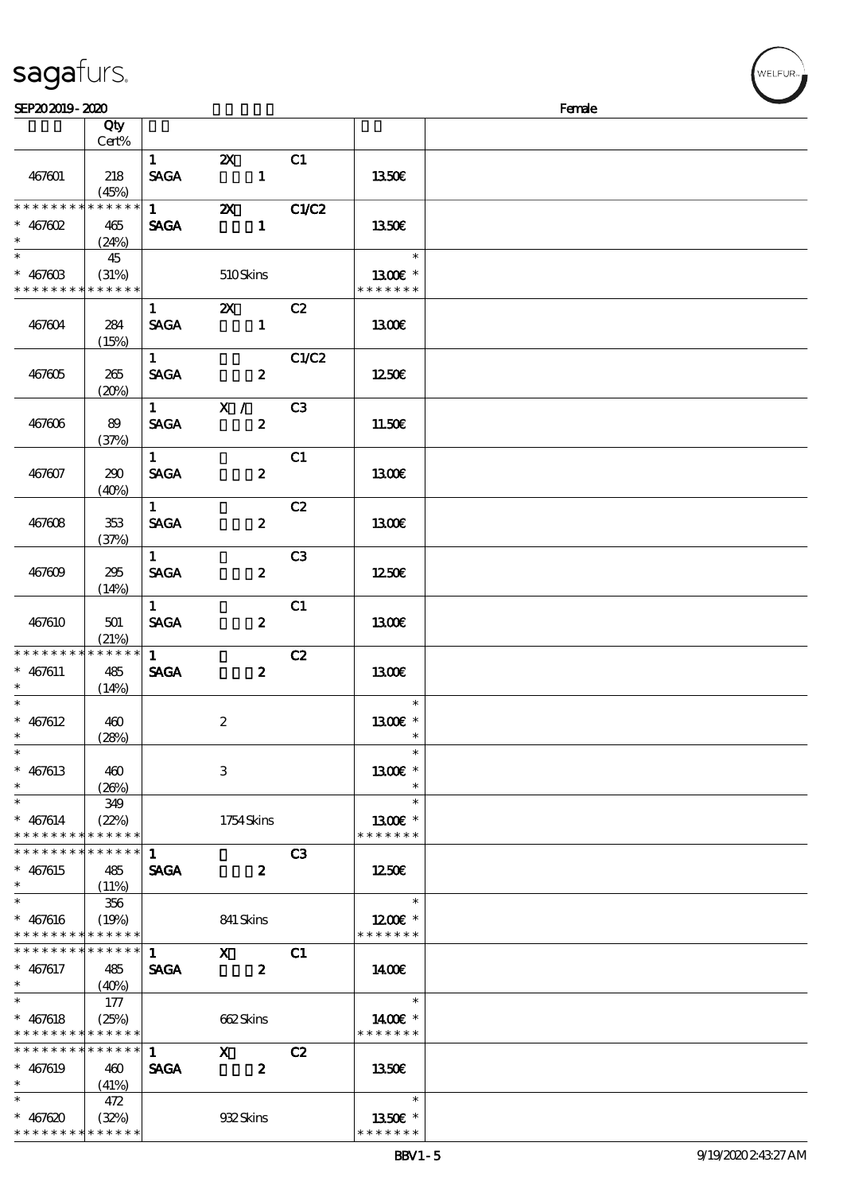sagafurs.

SEP20 2019 - 2020 Female

| | Qty Cert% | | | | | |
|---|---|---|---|---|---|---|
| 467601 | 218 (45%) | 1 SAGA | 2X 1 | C1 | 13.50€ | |
| * * * * * * * * * * * * * * * 467602 * | 465 (24%) | 1 SAGA | 2X 1 | C1/C2 | 13.50€ | |
| * * 467603 * * * * * * * * * * * * * * | 45 (31%) | | 510 Skins | | * 13.00€ * * * * * * * * | |
| 467604 | 284 (15%) | 1 SAGA | 2X 1 | C2 | 13.00€ | |
| 467605 | 265 (20%) | 1 SAGA | 2 | C1/C2 | 12.50€ | |
| 467606 | 89 (37%) | 1 SAGA | X / 2 | C3 | 11.50€ | |
| 467607 | 290 (40%) | 1 SAGA | 2 | C1 | 13.00€ | |
| 467608 | 353 (37%) | 1 SAGA | 2 | C2 | 13.00€ | |
| 467609 | 295 (14%) | 1 SAGA | 2 | C3 | 12.50€ | |
| 467610 | 501 (21%) | 1 SAGA | 2 | C1 | 13.00€ | |
| * * * * * * * * * * * * * * * 467611 * | 485 (14%) | 1 SAGA | 2 | C2 | 13.00€ | |
| * * 467612 * | 460 (28%) | | 2 | | * 13.00€ * * | |
| * * 467613 * | 460 (26%) | | 3 | | * 13.00€ * * | |
| * * 467614 * * * * * * * * * * * * * * | 349 (22%) | | 1754 Skins | | * 13.00€ * * * * * * * * | |
| * * * * * * * * * * * * * * * 467615 * | 485 (11%) | 1 SAGA | 2 | C3 | 12.50€ | |
| * * 467616 * * * * * * * * * * * * * * | 356 (19%) | | 841 Skins | | * 12.00€ * * * * * * * * | |
| * * * * * * * * * * * * * * * 467617 * | 485 (40%) | 1 SAGA | X 2 | C1 | 14.00€ | |
| * * 467618 * * * * * * * * * * * * * * | 177 (25%) | | 662 Skins | | * 14.00€ * * * * * * * * | |
| * * * * * * * * * * * * * * * 467619 * | 460 (41%) | 1 SAGA | X 2 | C2 | 13.50€ | |
| * * 467620 * * * * * * * * * * * * * * | 472 (32%) | | 932 Skins | | * 13.50€ * * * * * * * * | |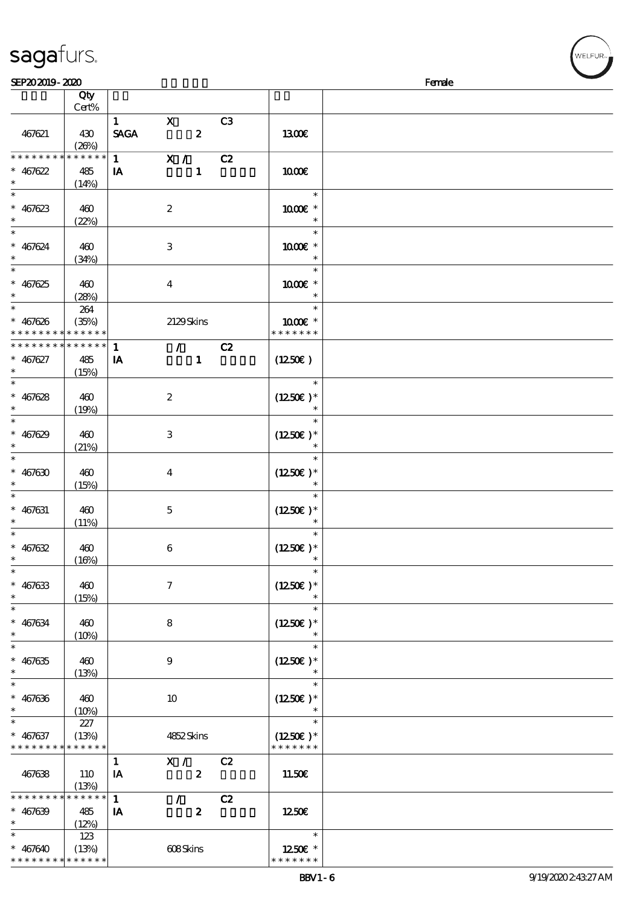# sagafurs.

SEP20 2019 - 2020 Female

| | Qty Cert% | | | | | |
|---|---|---|---|---|---|---|
| 467621 | 430 (26%) | 1 SAGA | X 2 | C3 | 13.00€ | |
| * * * * * * * * * * * * * * 467622 * | 485 (14%) | 1 IA | X / 1 | C2 | 10.00€ | |
| * * 467623 * | 460 (22%) | | 2 | | * 10.00€ * * | |
| * * 467624 * | 460 (34%) | | 3 | | * 10.00€ * * | |
| * * 467625 * | 460 (28%) | | 4 | | * 10.00€ * * | |
| * * 467626 * * * * * * * * * * * * * | 264 (35%) | | 2129 Skins | | * 10.00€ * * * * * * * * | |
| * * * * * * * * * * * * * * 467627 * | 485 (15%) | 1 IA | / 1 | C2 | (12.50€) | |
| * * 467628 * | 460 (19%) | | 2 | | * (12.50€)* * | |
| * * 467629 * | 460 (21%) | | 3 | | * (12.50€)* * | |
| * * 467630 * | 460 (15%) | | 4 | | * (12.50€)* * | |
| * * 467631 * | 460 (11%) | | 5 | | * (12.50€)* * | |
| * * 467632 * | 460 (16%) | | 6 | | * (12.50€)* * | |
| * * 467633 * | 460 (15%) | | 7 | | * (12.50€)* * | |
| * * 467634 * | 460 (10%) | | 8 | | * (12.50€)* * | |
| * * 467635 * | 460 (13%) | | 9 | | * (12.50€)* * | |
| * * 467636 * | 460 (10%) | | 10 | | * (12.50€)* * | |
| * * 467637 * * * * * * * * * * * * * | 227 (13%) | | 4852 Skins | | * (12.50€)* * * * * * * * | |
| 467638 | 110 (13%) | 1 IA | X / 2 | C2 | 11.50€ | |
| * * * * * * * * * * * * * * 467639 * | 485 (12%) | 1 IA | / 2 | C2 | 12.50€ | |
| * * 467640 * * * * * * * * * * * * * | 123 (13%) | | 608 Skins | | * 12.50€ * * * * * * * * | |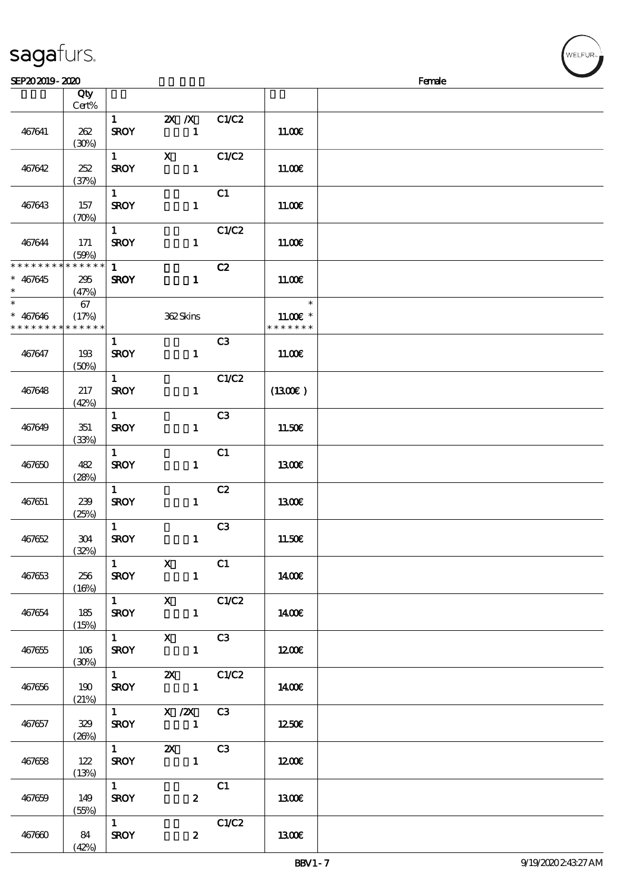SEP20 2019 - 2020 Female

| | Qty Cert% | | | | | |
|---|---|---|---|---|---|---|
| 467641 | 262 (30%) | 1 SROY | 2X /X 1 | C1/C2 | 11.00€ | |
| 467642 | 252 (37%) | 1 SROY | X 1 | C1/C2 | 11.00€ | |
| 467643 | 157 (70%) | 1 SROY | 1 | C1 | 11.00€ | |
| 467644 | 171 (59%) | 1 SROY | 1 | C1/C2 | 11.00€ | |
| * * * * * * * * * * * * * * * 467645 * | 295 (47%) | 1 SROY | 1 | C2 | 11.00€ | |
| * * 467646 * * * * * * * * * * * * * * | 67 (17%) | | 362 Skins | | * 11.00€ * * * * * * * * | |
| 467647 | 193 (50%) | 1 SROY | 1 | C3 | 11.00€ | |
| 467648 | 217 (42%) | 1 SROY | 1 | C1/C2 | (13.00€ ) | |
| 467649 | 351 (33%) | 1 SROY | 1 | C3 | 11.50€ | |
| 467650 | 482 (28%) | 1 SROY | 1 | C1 | 13.00€ | |
| 467651 | 239 (25%) | 1 SROY | 1 | C2 | 13.00€ | |
| 467652 | 304 (32%) | 1 SROY | 1 | C3 | 11.50€ | |
| 467653 | 256 (16%) | 1 SROY | X 1 | C1 | 14.00€ | |
| 467654 | 185 (15%) | 1 SROY | X 1 | C1/C2 | 14.00€ | |
| 467655 | 106 (30%) | 1 SROY | X 1 | C3 | 12.00€ | |
| 467656 | 190 (21%) | 1 SROY | 2X 1 | C1/C2 | 14.00€ | |
| 467657 | 329 (26%) | 1 SROY | X /2X 1 | C3 | 12.50€ | |
| 467658 | 122 (13%) | 1 SROY | 2X 1 | C3 | 12.00€ | |
| 467659 | 149 (55%) | 1 SROY | 2 | C1 | 13.00€ | |
| 467660 | 84 (42%) | 1 SROY | 2 | C1/C2 | 13.00€ | |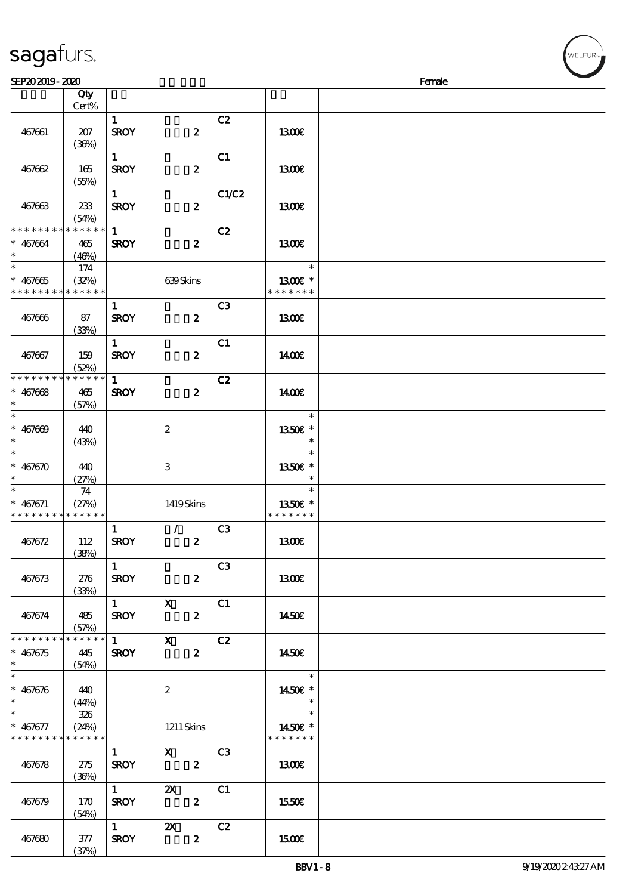SEP20 2019 - 2020 Female

| | Qty Cert% | | | | | |
|---|---|---|---|---|---|---|
| 467661 | 207 (36%) | 1 SROY | 2 | C2 | 13.00€ | |
| 467662 | 165 (55%) | 1 SROY | 2 | C1 | 13.00€ | |
| 467663 | 233 (54%) | 1 SROY | 2 | C1/C2 | 13.00€ | |
| * * * * * * * * * * * * * * * 467664 * | 465 (46%) | 1 SROY | 2 | C2 | 13.00€ | |
| * * 467665 * * * * * * * * * * * * * * | 174 (32%) | | 639 Skins | | * 13.00€ * * * * * * * * | |
| 467666 | 87 (33%) | 1 SROY | 2 | C3 | 13.00€ | |
| 467667 | 159 (52%) | 1 SROY | 2 | C1 | 14.00€ | |
| * * * * * * * * * * * * * * * 467668 * | 465 (57%) | 1 SROY | 2 | C2 | 14.00€ | |
| * * 467669 * | 440 (43%) | | 2 | | * 13.50€ * * | |
| * * 467670 * | 440 (27%) | | 3 | | * 13.50€ * * | |
| * * 467671 * * * * * * * * * * * * * * | 74 (27%) | | 1419 Skins | | * 13.50€ * * * * * * * * | |
| 467672 | 112 (38%) | 1 SROY | / 2 | C3 | 13.00€ | |
| 467673 | 276 (33%) | 1 SROY | 2 | C3 | 13.00€ | |
| 467674 | 485 (57%) | 1 SROY | X 2 | C1 | 14.50€ | |
| * * * * * * * * * * * * * * * 467675 * | 445 (54%) | 1 SROY | X 2 | C2 | 14.50€ | |
| * * 467676 * | 440 (44%) | | 2 | | * 14.50€ * * | |
| * * 467677 * * * * * * * * * * * * * * | 326 (24%) | | 1211 Skins | | * 14.50€ * * * * * * * * | |
| 467678 | 275 (36%) | 1 SROY | X 2 | C3 | 13.00€ | |
| 467679 | 170 (54%) | 1 SROY | 2X 2 | C1 | 15.50€ | |
| 467680 | 377 (37%) | 1 SROY | 2X 2 | C2 | 15.00€ | |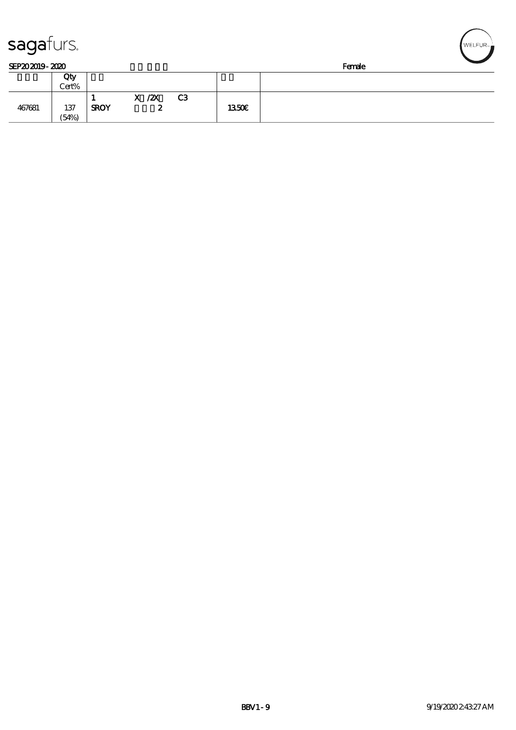SEP20 2019 - 2020 Female

| | Qty Cert% | | |
|---|---|---|---|
| 467681 | 137 (54%) | 1 X /2X C3 SROY 2 | 13.50€ |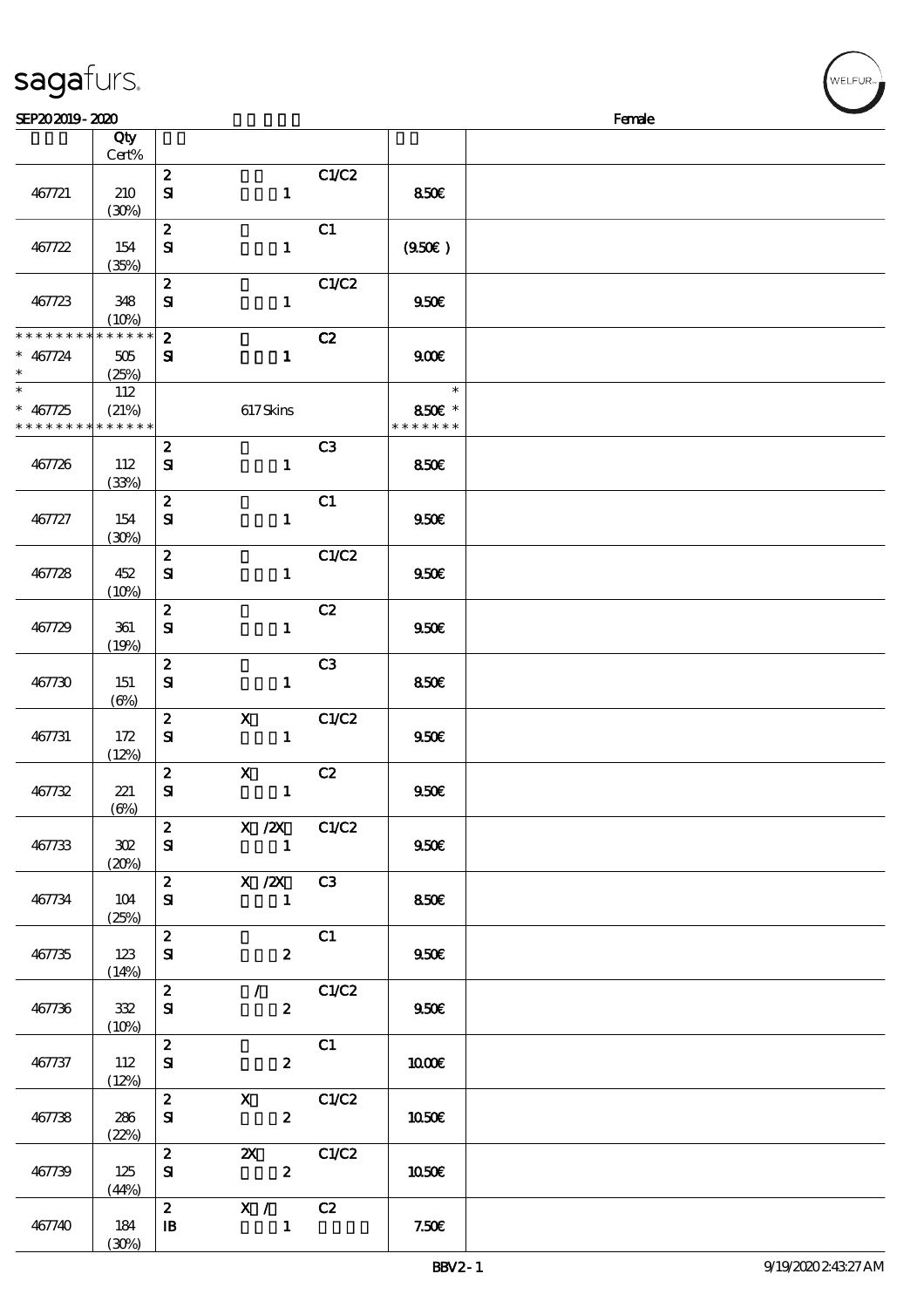| | Qty Cert% | | | | | |
|---|---|---|---|---|---|---|
| 467721 | 210 (30%) | 2 SI | 1 | C1/C2 | 8.50€ | |
| 467722 | 154 (35%) | 2 SI | 1 | C1 | (9.50€) | |
| 467723 | 348 (10%) | 2 SI | 1 | C1/C2 | 9.50€ | |
| * * * * * * * * * * * * * * * 467724 * | 505 (25%) | 2 SI | 1 | C2 | 9.00€ | |
| * * 467725 * * * * * * * * * * * * * * | 112 (21%) | | 617 Skins | | * 8.50€ * * * * * * * * | |
| 467726 | 112 (33%) | 2 SI | 1 | C3 | 8.50€ | |
| 467727 | 154 (30%) | 2 SI | 1 | C1 | 9.50€ | |
| 467728 | 452 (10%) | 2 SI | 1 | C1/C2 | 9.50€ | |
| 467729 | 361 (19%) | 2 SI | 1 | C2 | 9.50€ | |
| 467730 | 151 (6%) | 2 SI | 1 | C3 | 8.50€ | |
| 467731 | 172 (12%) | 2 SI | X 1 | C1/C2 | 9.50€ | |
| 467732 | 221 (6%) | 2 SI | X 1 | C2 | 9.50€ | |
| 467733 | 302 (20%) | 2 SI | X /2X 1 | C1/C2 | 9.50€ | |
| 467734 | 104 (25%) | 2 SI | X /2X 1 | C3 | 8.50€ | |
| 467735 | 123 (14%) | 2 SI | 2 | C1 | 9.50€ | |
| 467736 | 332 (10%) | 2 SI | / 2 | C1/C2 | 9.50€ | |
| 467737 | 112 (12%) | 2 SI | 2 | C1 | 10.00€ | |
| 467738 | 286 (22%) | 2 SI | X 2 | C1/C2 | 10.50€ | |
| 467739 | 125 (44%) | 2 SI | 2X 2 | C1/C2 | 10.50€ | |
| 467740 | 184 (30%) | 2 IB | X / 1 | C2 | 7.50€ | |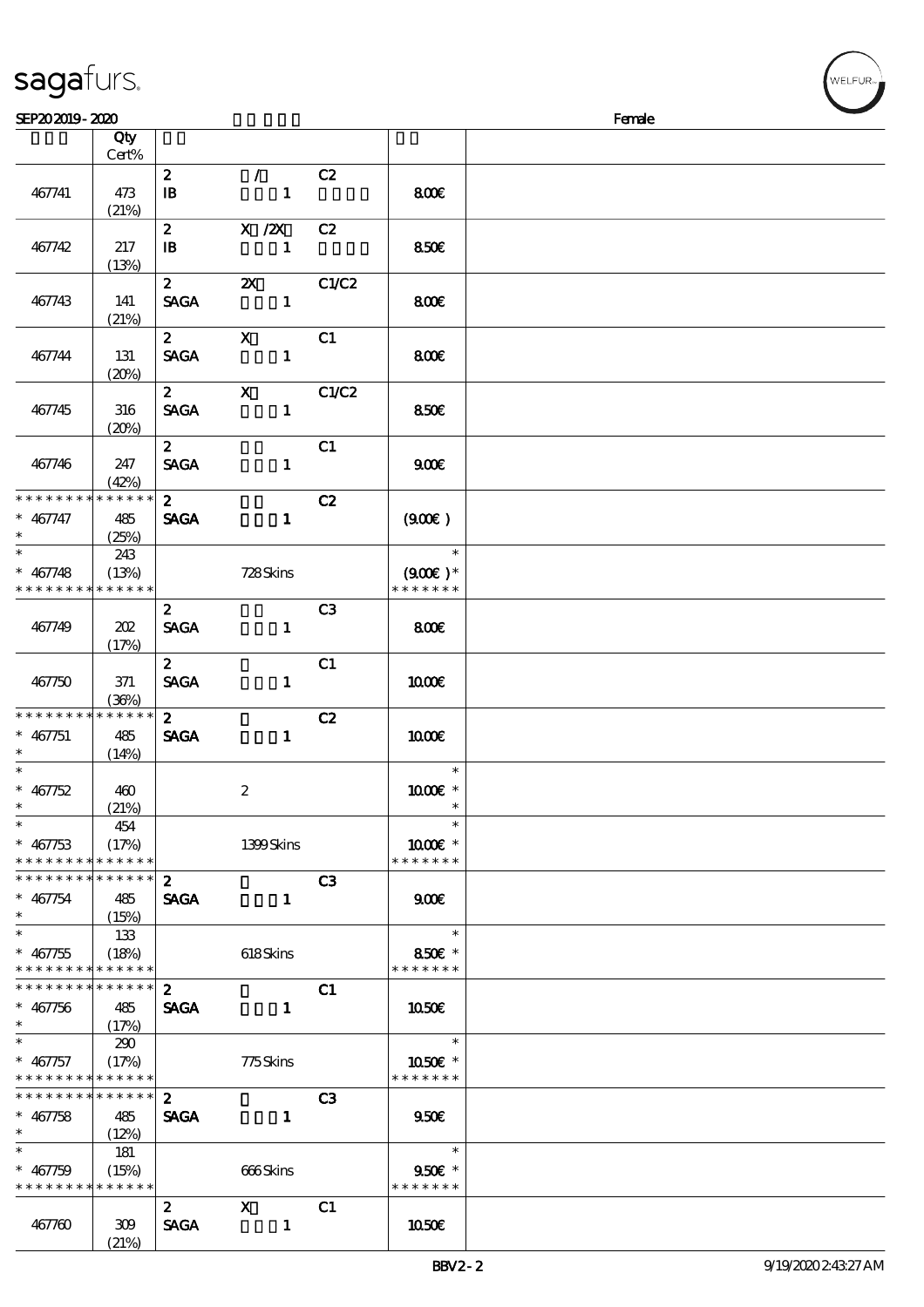sagafurs.

SEP20 2019 - 2020 Female

| | Qty Cert% | | | | | |
|---|---|---|---|---|---|---|
| 467741 | 473 (21%) | 2 IB | / 1 | C2 | 8.00€ | |
| 467742 | 217 (13%) | 2 IB | X /2X 1 | C2 | 8.50€ | |
| 467743 | 141 (21%) | 2 SAGA | 2X 1 | C1/C2 | 8.00€ | |
| 467744 | 131 (20%) | 2 SAGA | X 1 | C1 | 8.00€ | |
| 467745 | 316 (20%) | 2 SAGA | X 1 | C1/C2 | 8.50€ | |
| 467746 | 247 (42%) | 2 SAGA | 1 | C1 | 9.00€ | |
| * * * * * * * * * * * * * * * 467747 * | 485 (25%) | 2 SAGA | 1 | C2 | (9.00€) | |
| * * 467748 * * * * * * * * * * * * * * | 243 (13%) | | 728 Skins | | * (9.00€) * * * * * * * * | |
| 467749 | 202 (17%) | 2 SAGA | 1 | C3 | 8.00€ | |
| 467750 | 371 (36%) | 2 SAGA | 1 | C1 | 10.00€ | |
| * * * * * * * * * * * * * * * 467751 * | 485 (14%) | 2 SAGA | 1 | C2 | 10.00€ | |
| * * 467752 * | 460 (21%) | | 2 | | * 10.00€ * * | |
| * * 467753 * * * * * * * * * * * * * * | 454 (17%) | | 1399 Skins | | * 10.00€ * * * * * * * * | |
| * * * * * * * * * * * * * * * 467754 * | 485 (15%) | 2 SAGA | 1 | C3 | 9.00€ | |
| * * 467755 * * * * * * * * * * * * * * | 133 (18%) | | 618 Skins | | * 8.50€ * * * * * * * * | |
| * * * * * * * * * * * * * * * 467756 * | 485 (17%) | 2 SAGA | 1 | C1 | 10.50€ | |
| * * 467757 * * * * * * * * * * * * * * | 290 (17%) | | 775 Skins | | * 10.50€ * * * * * * * * | |
| * * * * * * * * * * * * * * * 467758 * | 485 (12%) | 2 SAGA | 1 | C3 | 9.50€ | |
| * * 467759 * * * * * * * * * * * * * * | 181 (15%) | | 666 Skins | | * 9.50€ * * * * * * * * | |
| 467760 | 309 (21%) | 2 SAGA | X 1 | C1 | 10.50€ | |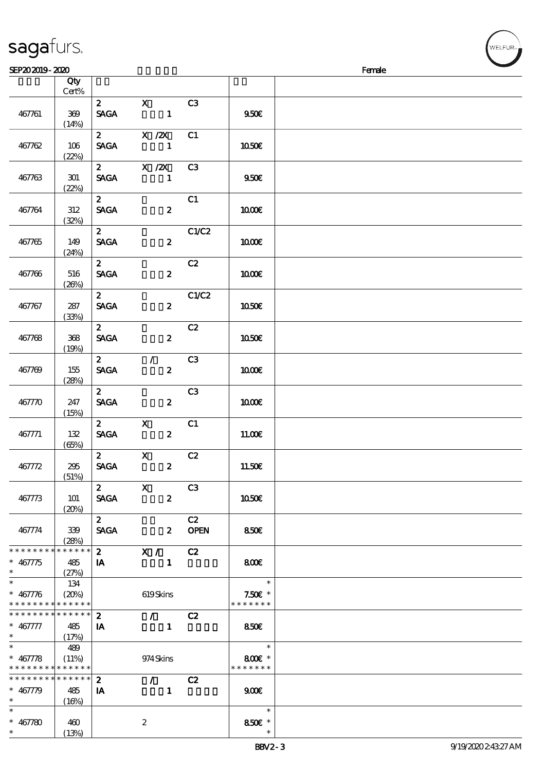sagafurs.

SEP20 2019 - 2020 Female

| | Qty Cert% | | | | | |
|---|---|---|---|---|---|---|
| 467761 | 369 (14%) | 2 SAGA | X 1 | C3 | 9.50€ | |
| 467762 | 106 (22%) | 2 SAGA | X /2X 1 | C1 | 10.50€ | |
| 467763 | 301 (22%) | 2 SAGA | X /2X 1 | C3 | 9.50€ | |
| 467764 | 312 (32%) | 2 SAGA | 2 | C1 | 10.00€ | |
| 467765 | 149 (24%) | 2 SAGA | 2 | C1/C2 | 10.00€ | |
| 467766 | 516 (26%) | 2 SAGA | 2 | C2 | 10.00€ | |
| 467767 | 287 (33%) | 2 SAGA | 2 | C1/C2 | 10.50€ | |
| 467768 | 368 (19%) | 2 SAGA | 2 | C2 | 10.50€ | |
| 467769 | 155 (28%) | 2 SAGA | / 2 | C3 | 10.00€ | |
| 467770 | 247 (15%) | 2 SAGA | 2 | C3 | 10.00€ | |
| 467771 | 132 (65%) | 2 SAGA | X 2 | C1 | 11.00€ | |
| 467772 | 295 (51%) | 2 SAGA | X 2 | C2 | 11.50€ | |
| 467773 | 101 (20%) | 2 SAGA | X 2 | C3 | 10.50€ | |
| 467774 | 339 (28%) | 2 SAGA | 2 | C2 OPEN | 8.50€ | |
| * * * * * * * * * * * * * * * 467775 * | 485 (27%) | 2 IA | X / 1 | C2 | 8.00€ | |
| * * 467776 * * * * * * * * * * * * * * | 134 (20%) | | 619 Skins | | * 7.50€ * * * * * * * * | |
| * * * * * * * * * * * * * * * 467777 * | 485 (17%) | 2 IA | / 1 | C2 | 8.50€ | |
| * * 467778 * * * * * * * * * * * * * * | 489 (11%) | | 974 Skins | | * 8.00€ * * * * * * * * | |
| * * * * * * * * * * * * * * * 467779 * | 485 (16%) | 2 IA | / 1 | C2 | 9.00€ | |
| * * 467780 * | 460 (13%) | | 2 | | * 8.50€ * * | |

BBV2 - 3 9/19/2020 2:43:27 AM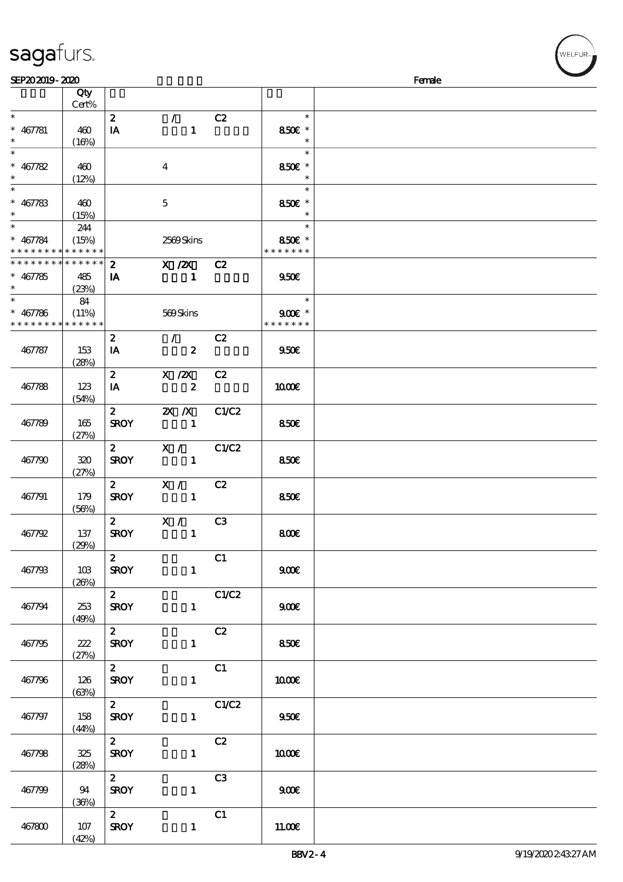SEP20 2019 - 2020 Female

| | Qty Cert% | | | | | |
|---|---|---|---|---|---|---|
| * 467781 * | 460 (16%) | 2 IA | / 1 | C2 | * 8.50€ * * | |
| * 467782 * | 460 (12%) | | 4 | | * 8.50€ * * | |
| * 467783 * | 460 (15%) | | 5 | | * 8.50€ * * | |
| * 467784 * * * * * * * * * * * * * * | 244 (15%) | | 2569 Skins | | * 8.50€ * * * * * * * * | |
| * * * * * * * * * * * * * * 467785 * | 485 (23%) | 2 IA | X /2X 1 | C2 | 9.50€ | |
| * 467786 * * * * * * * * * * * * * * | 84 (11%) | | 569 Skins | | * 9.00€ * * * * * * * * | |
| 467787 | 153 (28%) | 2 IA | / 2 | C2 | 9.50€ | |
| 467788 | 123 (54%) | 2 IA | X /2X 2 | C2 | 10.00€ | |
| 467789 | 165 (27%) | 2 SROY | 2X /X 1 | C1/C2 | 8.50€ | |
| 467790 | 320 (27%) | 2 SROY | X / 1 | C1/C2 | 8.50€ | |
| 467791 | 179 (56%) | 2 SROY | X / 1 | C2 | 8.50€ | |
| 467792 | 137 (29%) | 2 SROY | X / 1 | C3 | 8.00€ | |
| 467793 | 103 (26%) | 2 SROY | 1 | C1 | 9.00€ | |
| 467794 | 253 (49%) | 2 SROY | 1 | C1/C2 | 9.00€ | |
| 467795 | 222 (27%) | 2 SROY | 1 | C2 | 8.50€ | |
| 467796 | 126 (63%) | 2 SROY | 1 | C1 | 10.00€ | |
| 467797 | 158 (44%) | 2 SROY | 1 | C1/C2 | 9.50€ | |
| 467798 | 325 (28%) | 2 SROY | 1 | C2 | 10.00€ | |
| 467799 | 94 (36%) | 2 SROY | 1 | C3 | 9.00€ | |
| 467800 | 107 (42%) | 2 SROY | 1 | C1 | 11.00€ | |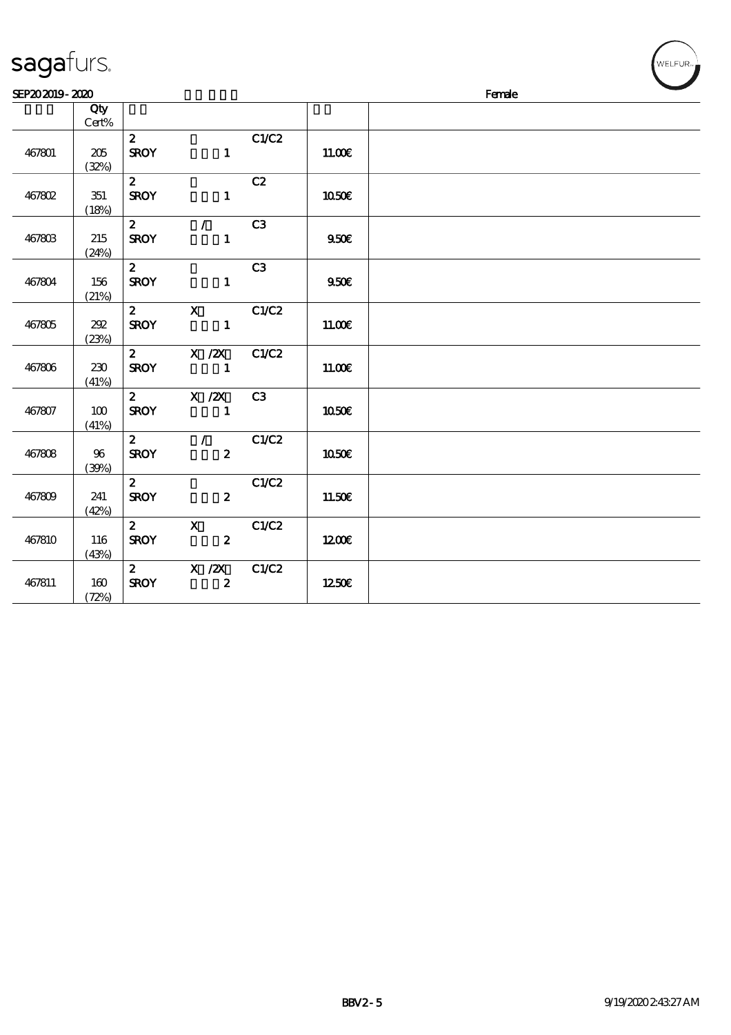sagafurs.

SEP20 2019 - 2020 Female

| | Qty Cert% | | | | | |
|---|---|---|---|---|---|---|
| 467801 | 205 (32%) | 2 SROY | 1 | C1/C2 | 11.00€ | |
| 467802 | 351 (18%) | 2 SROY | 1 | C2 | 10.50€ | |
| 467803 | 215 (24%) | 2 SROY | / 1 | C3 | 9.50€ | |
| 467804 | 156 (21%) | 2 SROY | 1 | C3 | 9.50€ | |
| 467805 | 292 (23%) | 2 SROY | X 1 | C1/C2 | 11.00€ | |
| 467806 | 230 (41%) | 2 SROY | X /2X 1 | C1/C2 | 11.00€ | |
| 467807 | 100 (41%) | 2 SROY | X /2X 1 | C3 | 10.50€ | |
| 467808 | 96 (39%) | 2 SROY | / 2 | C1/C2 | 10.50€ | |
| 467809 | 241 (42%) | 2 SROY | 2 | C1/C2 | 11.50€ | |
| 467810 | 116 (43%) | 2 SROY | X 2 | C1/C2 | 12.00€ | |
| 467811 | 160 (72%) | 2 SROY | X /2X 2 | C1/C2 | 12.50€ | |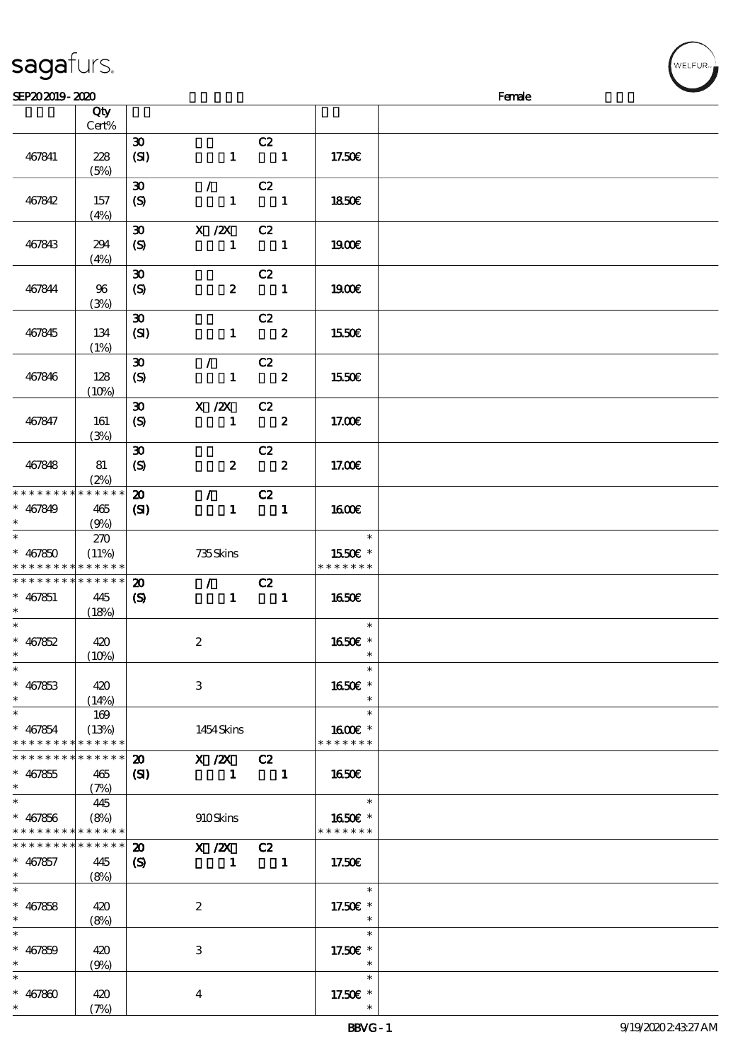| | Qty Cert% | | | | | |
|---|---|---|---|---|---|---|
| 467841 | 228 (5%) | 30 (SI) | 1 | C2 1 | 17.50€ | |
| 467842 | 157 (4%) | 30 (S) | / 1 | C2 1 | 18.50€ | |
| 467843 | 294 (4%) | 30 (S) | X /2X 1 | C2 1 | 19.00€ | |
| 467844 | 96 (3%) | 30 (S) | 2 | C2 1 | 19.00€ | |
| 467845 | 134 (1%) | 30 (SI) | 1 | C2 2 | 15.50€ | |
| 467846 | 128 (10%) | 30 (S) | / 1 | C2 2 | 15.50€ | |
| 467847 | 161 (3%) | 30 (S) | X /2X 1 | C2 2 | 17.00€ | |
| 467848 | 81 (2%) | 30 (S) | 2 | C2 2 | 17.00€ | |
| * * * * * * * * * * * * * * | | | | | | |
| * 467849 * | 465 (9%) | 20 (SI) | / 1 | C2 1 | 16.00€ | |
| * 467850 * * * * * * * * * * * * * * | 270 (11%) | | 735 Skins | | * 15.50€ * * * * * * * * | |
| * * * * * * * * * * * * * * | | | | | | |
| * 467851 * | 445 (18%) | 20 (S) | / 1 | C2 1 | 16.50€ | |
| * 467852 * | 420 (10%) | | 2 | | * 16.50€ * * | |
| * 467853 * | 420 (14%) | | 3 | | * 16.50€ * * | |
| * 467854 * * * * * * * * * * * * * * | 169 (13%) | | 1454 Skins | | * 16.00€ * * * * * * * * | |
| * * * * * * * * * * * * * * | | | | | | |
| * 467855 * | 465 (7%) | 20 (SI) | X /2X 1 | C2 1 | 16.50€ | |
| * 467856 * * * * * * * * * * * * * * | 445 (8%) | | 910 Skins | | * 16.50€ * * * * * * * * | |
| * * * * * * * * * * * * * * | | | | | | |
| * 467857 * | 445 (8%) | 20 (S) | X /2X 1 | C2 1 | 17.50€ | |
| * 467858 * | 420 (8%) | | 2 | | * 17.50€ * * | |
| * 467859 * | 420 (9%) | | 3 | | * 17.50€ * * | |
| * 467860 * | 420 (7%) | | 4 | | * 17.50€ * * | |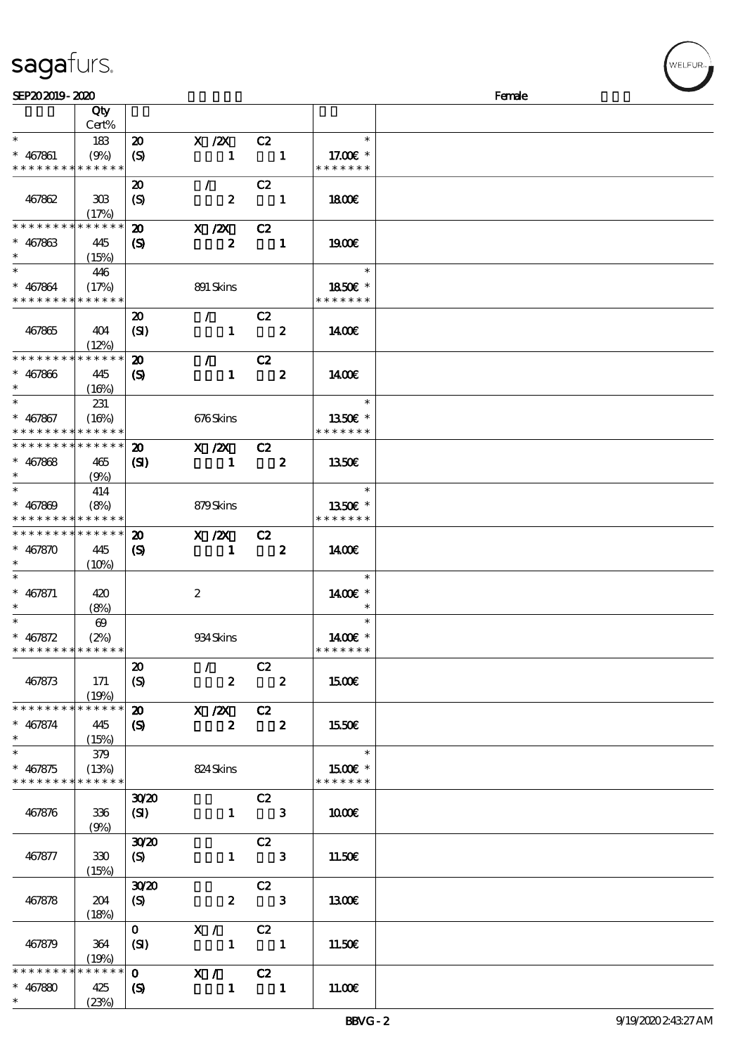SEP20 2019 - 2020 Female

| | Qty Cert% | | | | | |
|---|---|---|---|---|---|---|
| * | 183 | 20 | X /2X | C2 | | * |
| * 467861 | (9%) | (S) | 1 | 1 | | 17.00€ * |
| * * * * * * * * * * * * * * | | | | | | * * * * * * * |
| | | 20 | / | C2 | | |
| 467862 | 303 (17%) | (S) | 2 | 1 | | 18.00€ |
| * * * * * * * * * * * * * * | | 20 | X /2X | C2 | | |
| * 467863 | 445 | (S) | 2 | 1 | | 19.00€ |
| * | (15%) | | | | | |
| * | 446 | | | | | * |
| * 467864 | (17%) | | 891 Skins | | | 18.50€ * |
| * * * * * * * * * * * * * * | | | | | | * * * * * * * |
| | | 20 | / | C2 | | |
| 467865 | 404 (12%) | (SI) | 1 | 2 | | 14.00€ |
| * * * * * * * * * * * * * * | | 20 | / | C2 | | |
| * 467866 | 445 | (S) | 1 | 2 | | 14.00€ |
| * | (16%) | | | | | |
| * | 231 | | | | | * |
| * 467867 | (16%) | | 676 Skins | | | 13.50€ * |
| * * * * * * * * * * * * * * | | | | | | * * * * * * * |
| * * * * * * * * * * * * * * | | 20 | X /2X | C2 | | |
| * 467868 | 465 | (SI) | 1 | 2 | | 13.50€ |
| * | (9%) | | | | | |
| * | 414 | | | | | * |
| * 467869 | (8%) | | 879 Skins | | | 13.50€ * |
| * * * * * * * * * * * * * * | | | | | | * * * * * * * |
| * * * * * * * * * * * * * * | | 20 | X /2X | C2 | | |
| * 467870 | 445 | (S) | 1 | 2 | | 14.00€ |
| * | (10%) | | | | | |
| * | | | | | | * |
| * 467871 | 420 | | 2 | | | 14.00€ * |
| * | (8%) | | | | | * |
| * | 69 | | | | | * |
| * 467872 | (2%) | | 934 Skins | | | 14.00€ * |
| * * * * * * * * * * * * * * | | | | | | * * * * * * * |
| | | 20 | / | C2 | | |
| 467873 | 171 (19%) | (S) | 2 | 2 | | 15.00€ |
| * * * * * * * * * * * * * * | | 20 | X /2X | C2 | | |
| * 467874 | 445 | (S) | 2 | 2 | | 15.50€ |
| * | (15%) | | | | | |
| * | 379 | | | | | * |
| * 467875 | (13%) | | 824 Skins | | | 15.00€ * |
| * * * * * * * * * * * * * * | | | | | | * * * * * * * |
| | | 30/20 | | C2 | | |
| 467876 | 336 (9%) | (SI) | 1 | 3 | | 10.00€ |
| | | 30/20 | | C2 | | |
| 467877 | 330 (15%) | (S) | 1 | 3 | | 11.50€ |
| | | 30/20 | | C2 | | |
| 467878 | 204 (18%) | (S) | 2 | 3 | | 13.00€ |
| | | 0 | X / | C2 | | |
| 467879 | 364 (19%) | (SI) | 1 | 1 | | 11.50€ |
| * * * * * * * * * * * * * * | | 0 | X / | C2 | | |
| * 467880 | 425 | (S) | 1 | 1 | | 11.00€ |
| * | (23%) | | | | | |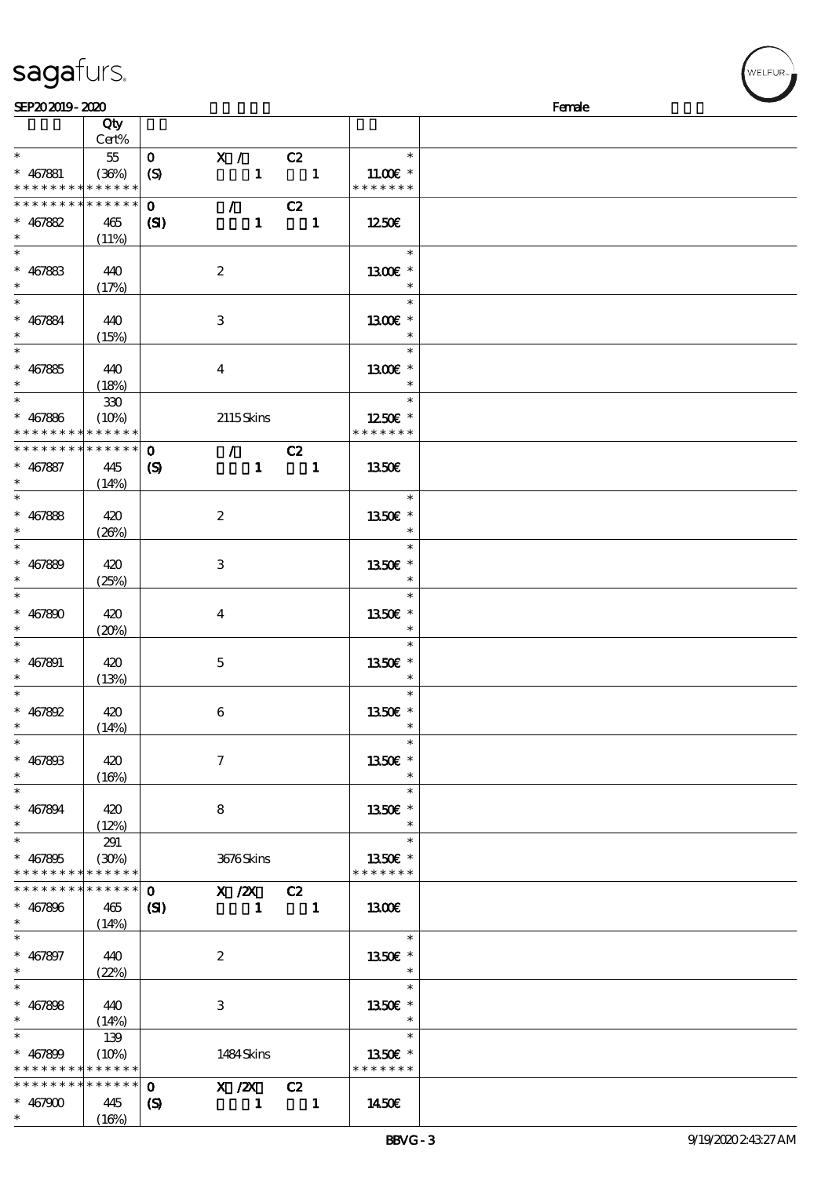| | Qty Cert% | | | | |
|---|---|---|---|---|---|
| * | 55 | 0 | X / | C2 | * |
| * 467881 | (36%) | (S) | 1 | 1 | 11.00€ * |
| * * * * * * * * * * * * * * | | | | | * * * * * * * |
| * * * * * * * * * * * * * * | | 0 | / | C2 | |
| * 467882 | 465 | (SI) | 1 | 1 | 12.50€ |
| * | (11%) | | | | |
| * | | | | | * |
| * 467883 | 440 | | 2 | | 13.00€ * |
| * | (17%) | | | | * |
| * | | | | | * |
| * 467884 | 440 | | 3 | | 13.00€ * |
| * | (15%) | | | | * |
| * | | | | | * |
| * 467885 | 440 | | 4 | | 13.00€ * |
| * | (18%) | | | | * |
| * | 330 | | | | * |
| * 467886 | (10%) | | 2115 Skins | | 12.50€ * |
| * * * * * * * * * * * * * * | | | | | * * * * * * * |
| * * * * * * * * * * * * * * | | 0 | / | C2 | |
| * 467887 | 445 | (S) | 1 | 1 | 13.50€ |
| * | (14%) | | | | |
| * | | | | | * |
| * 467888 | 420 | | 2 | | 13.50€ * |
| * | (26%) | | | | * |
| * | | | | | * |
| * 467889 | 420 | | 3 | | 13.50€ * |
| * | (25%) | | | | * |
| * | | | | | * |
| * 467890 | 420 | | 4 | | 13.50€ * |
| * | (20%) | | | | * |
| * | | | | | * |
| * 467891 | 420 | | 5 | | 13.50€ * |
| * | (13%) | | | | * |
| * | | | | | * |
| * 467892 | 420 | | 6 | | 13.50€ * |
| * | (14%) | | | | * |
| * | | | | | * |
| * 467893 | 420 | | 7 | | 13.50€ * |
| * | (16%) | | | | * |
| * | | | | | * |
| * 467894 | 420 | | 8 | | 13.50€ * |
| * | (12%) | | | | * |
| * | 291 | | | | * |
| * 467895 | (30%) | | 3676 Skins | | 13.50€ * |
| * * * * * * * * * * * * * * | | | | | * * * * * * * |
| * * * * * * * * * * * * * * | | 0 | X /2X | C2 | |
| * 467896 | 465 | (SI) | 1 | 1 | 13.00€ |
| * | (14%) | | | | |
| * | | | | | * |
| * 467897 | 440 | | 2 | | 13.50€ * |
| * | (22%) | | | | * |
| * | | | | | * |
| * 467898 | 440 | | 3 | | 13.50€ * |
| * | (14%) | | | | * |
| * | 139 | | | | * |
| * 467899 | (10%) | | 1484 Skins | | 13.50€ * |
| * * * * * * * * * * * * * * | | | | | * * * * * * * |
| * * * * * * * * * * * * * * | | 0 | X /2X | C2 | |
| * 467900 | 445 | (S) | 1 | 1 | 14.50€ |
| * | (16%) | | | | |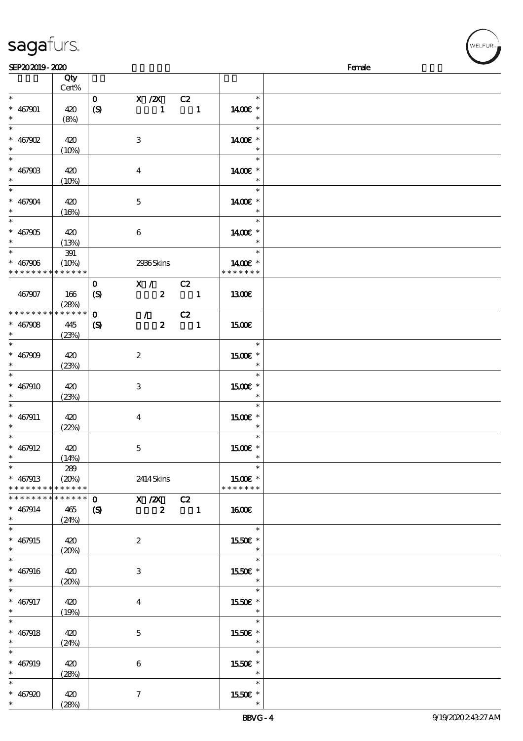| | Qty Cert% | | | |
|---|---|---|---|---|
| * 467901 * | 420 (8%) | 0 (S) | X /2X C2 1 1 | 14.00€ |
| * 467902 * | 420 (10%) | | 3 | 14.00€ |
| * 467903 * | 420 (10%) | | 4 | 14.00€ |
| * 467904 * | 420 (16%) | | 5 | 14.00€ |
| * 467905 * | 420 (13%) | | 6 | 14.00€ |
| * 467906 * * * * * * * * * * * * * | 391 (10%) | | 2936 Skins | 14.00€ * * * * * * * |
| 467907 | 166 (28%) | 0 (S) | X / C2 2 1 | 13.00€ |
| * * * * * * * * * * * * * * 467908 * | 445 (23%) | 0 (S) | / C2 2 1 | 15.00€ |
| * 467909 * | 420 (23%) | | 2 | 15.00€ |
| * 467910 * | 420 (23%) | | 3 | 15.00€ |
| * 467911 * | 420 (22%) | | 4 | 15.00€ |
| * 467912 * | 420 (14%) | | 5 | 15.00€ |
| * 467913 * * * * * * * * * * * * * | 289 (20%) | | 2414 Skins | 15.00€ * * * * * * * |
| * * * * * * * * * * * * * * 467914 * | 465 (24%) | 0 (S) | X /2X C2 2 1 | 16.00€ |
| * 467915 * | 420 (20%) | | 2 | 15.50€ |
| * 467916 * | 420 (20%) | | 3 | 15.50€ |
| * 467917 * | 420 (19%) | | 4 | 15.50€ |
| * 467918 * | 420 (24%) | | 5 | 15.50€ |
| * 467919 * | 420 (28%) | | 6 | 15.50€ |
| * 467920 * | 420 (28%) | | 7 | 15.50€ |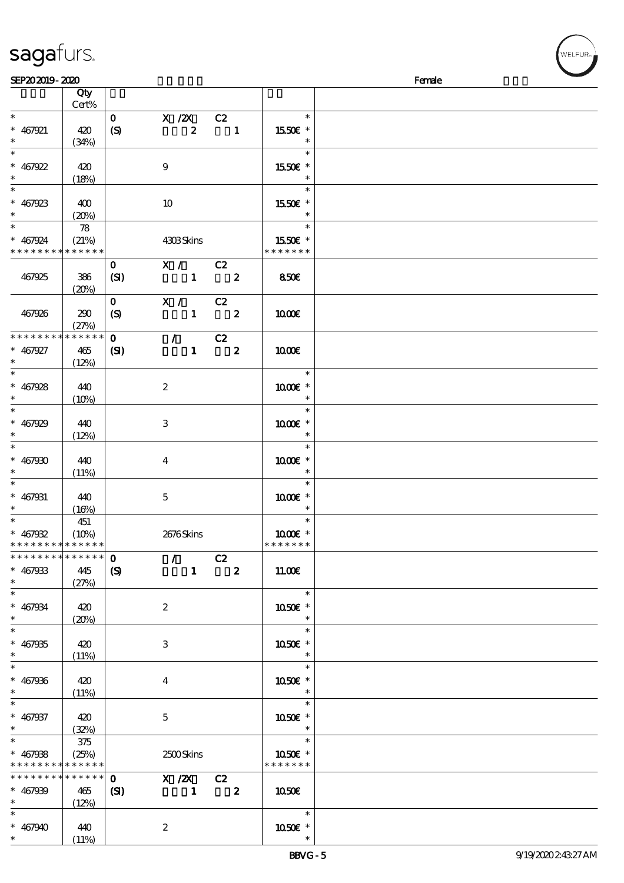sagafurs.

SEP20 2019 - 2020 Female

| | Qty Cert% | | | |
|---|---|---|---|---|
| * | | 0 X /2X C2 | * | |
| * 467921 | 420 | (S) 2 1 | 15.50€ * | |
| * | (34%) | | * | |
| * | | | * | |
| * 467922 | 420 | 9 | 15.50€ * | |
| * | (18%) | | * | |
| * | | | * | |
| * 467923 | 400 | 10 | 15.50€ * | |
| * | (20%) | | * | |
| * | 78 | | * | |
| * 467924 | (21%) | 4303 Skins | 15.50€ * | |
| * * * * * * * * * * * * * * | | | * * * * * * * | |
| | | 0 X / C2 | | |
| 467925 | 386 | (SI) 1 2 | 8.50€ | |
| | (20%) | | | |
| | | 0 X / C2 | | |
| 467926 | 290 | (S) 1 2 | 10.00€ | |
| | (27%) | | | |
| * * * * * * * * * * * * * * | | 0 / C2 | | |
| * 467927 | 465 | (SI) 1 2 | 10.00€ | |
| * | (12%) | | | |
| * | | | * | |
| * 467928 | 440 | 2 | 10.00€ * | |
| * | (10%) | | * | |
| * | | | * | |
| * 467929 | 440 | 3 | 10.00€ * | |
| * | (12%) | | * | |
| * | | | * | |
| * 467930 | 440 | 4 | 10.00€ * | |
| * | (11%) | | * | |
| * | | | * | |
| * 467931 | 440 | 5 | 10.00€ * | |
| * | (16%) | | * | |
| * | 451 | | * | |
| * 467932 | (10%) | 2676 Skins | 10.00€ * | |
| * * * * * * * * * * * * * * | | | * * * * * * * | |
| * * * * * * * * * * * * * * | | 0 / C2 | | |
| * 467933 | 445 | (S) 1 2 | 11.00€ | |
| * | (27%) | | | |
| * | | | * | |
| * 467934 | 420 | 2 | 10.50€ * | |
| * | (20%) | | * | |
| * | | | * | |
| * 467935 | 420 | 3 | 10.50€ * | |
| * | (11%) | | * | |
| * | | | * | |
| * 467936 | 420 | 4 | 10.50€ * | |
| * | (11%) | | * | |
| * | | | * | |
| * 467937 | 420 | 5 | 10.50€ * | |
| * | (32%) | | * | |
| * | 375 | | * | |
| * 467938 | (25%) | 2500 Skins | 10.50€ * | |
| * * * * * * * * * * * * * * | | | * * * * * * * | |
| * * * * * * * * * * * * * * | | 0 X /2X C2 | | |
| * 467939 | 465 | (SI) 1 2 | 10.50€ | |
| * | (12%) | | | |
| * | | | * | |
| * 467940 | 440 | 2 | 10.50€ * | |
| * | (11%) | | * | |

BBVG - 5 9/19/2020 2:43:27 AM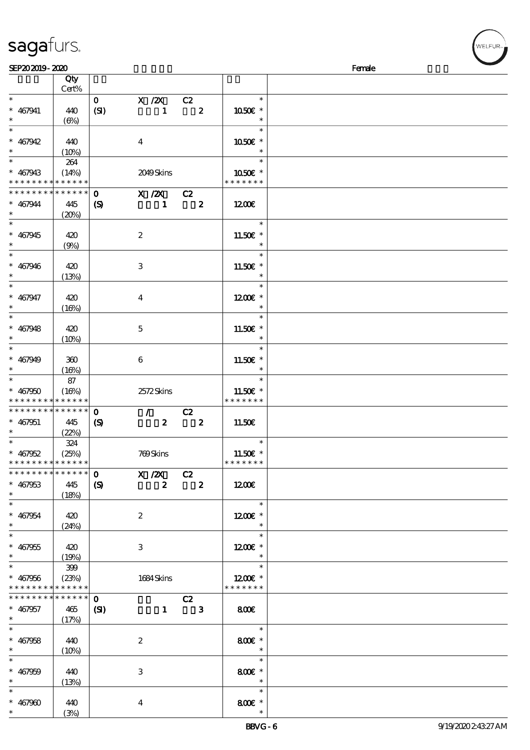SEP20 2019 - 2020 Female

| | Qty Cert% | | | | |
|---|---|---|---|---|---|
| * | | 0 | X /2X | C2 | * |
| * 467941 | 440 | (SI) | 1 | 2 | 10.50€ * |
| * | (6%) | | | | * |
| * | | | | | * |
| * 467942 | 440 | | 4 | | 10.50€ * |
| * | (10%) | | | | * |
| * | 264 | | | | * |
| * 467943 | (14%) | | 2049 Skins | | 10.50€ * |
| * * * * * * * * * * * * * * | | | | | * * * * * * * |
| * * * * * * * * * * * * * * | | 0 | X /2X | C2 | |
| * 467944 | 445 | (S) | 1 | 2 | 12.00€ |
| * | (20%) | | | | |
| * | | | | | * |
| * 467945 | 420 | | 2 | | 11.50€ * |
| * | (9%) | | | | * |
| * | | | | | * |
| * 467946 | 420 | | 3 | | 11.50€ * |
| * | (13%) | | | | * |
| * | | | | | * |
| * 467947 | 420 | | 4 | | 12.00€ * |
| * | (16%) | | | | * |
| * | | | | | * |
| * 467948 | 420 | | 5 | | 11.50€ * |
| * | (10%) | | | | * |
| * | | | | | * |
| * 467949 | 360 | | 6 | | 11.50€ * |
| * | (16%) | | | | * |
| * | 87 | | | | * |
| * 467950 | (16%) | | 2572 Skins | | 11.50€ * |
| * * * * * * * * * * * * * * | | | | | * * * * * * * |
| * * * * * * * * * * * * * * | | 0 | / | C2 | |
| * 467951 | 445 | (S) | 2 | 2 | 11.50€ |
| * | (22%) | | | | |
| * | 324 | | | | * |
| * 467952 | (25%) | | 769 Skins | | 11.50€ * |
| * * * * * * * * * * * * * * | | | | | * * * * * * * |
| * * * * * * * * * * * * * * | | 0 | X /2X | C2 | |
| * 467953 | 445 | (S) | 2 | 2 | 12.00€ |
| * | (18%) | | | | |
| * | | | | | * |
| * 467954 | 420 | | 2 | | 12.00€ * |
| * | (24%) | | | | * |
| * | | | | | * |
| * 467955 | 420 | | 3 | | 12.00€ * |
| * | (19%) | | | | * |
| * | 399 | | | | * |
| * 467956 | (23%) | | 1684 Skins | | 12.00€ * |
| * * * * * * * * * * * * * * | | | | | * * * * * * * |
| * * * * * * * * * * * * * * | | 0 | | C2 | |
| * 467957 | 465 | (SI) | 1 | 3 | 8.00€ |
| * | (17%) | | | | |
| * | | | | | * |
| * 467958 | 440 | | 2 | | 8.00€ * |
| * | (10%) | | | | * |
| * | | | | | * |
| * 467959 | 440 | | 3 | | 8.00€ * |
| * | (13%) | | | | * |
| * | | | | | * |
| * 467960 | 440 | | 4 | | 8.00€ * |
| * | (3%) | | | | * |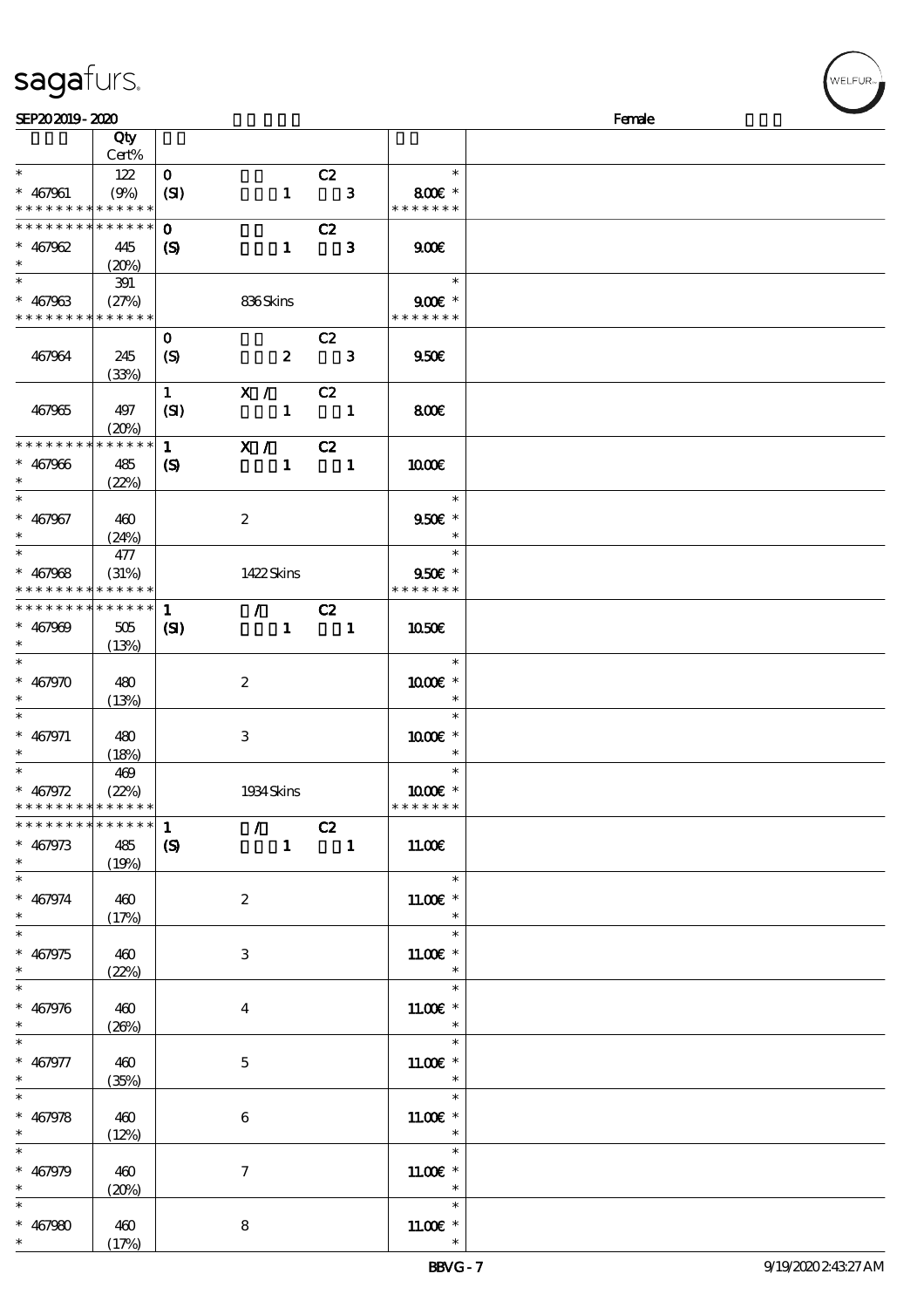SEP20 2019 - 2020 Female

| | Qty Cert% | | | |
|---|---|---|---|---|
| * <br> * 467961 <br> * * * * * * * * * * * * * * | 122 <br> (9%) | 0 C2 <br> (SI) 1 3 | * <br> 8.00€ * <br> * * * * * * * | |
| * * * * * * * * * * * * * * <br> * 467962 <br> * | 445 <br> (20%) | 0 C2 <br> (S) 1 3 | 9.00€ | |
| * <br> * 467963 <br> * * * * * * * * * * * * * * | 391 <br> (27%) | 836 Skins | * <br> 9.00€ * <br> * * * * * * * | |
| 467964 | 245 <br> (33%) | 0 C2 <br> (S) 2 3 | 9.50€ | |
| 467965 | 497 <br> (20%) | 1 X / C2 <br> (SI) 1 1 | 8.00€ | |
| * * * * * * * * * * * * * * <br> * 467966 <br> * | 485 <br> (22%) | 1 X / C2 <br> (S) 1 1 | 10.00€ | |
| * <br> * 467967 <br> * | 460 <br> (24%) | 2 | * <br> 9.50€ * <br> * | |
| * <br> * 467968 <br> * * * * * * * * * * * * * * | 477 <br> (31%) | 1422 Skins | * <br> 9.50€ * <br> * * * * * * * | |
| * * * * * * * * * * * * * * <br> * 467969 <br> * | 505 <br> (13%) | 1 / C2 <br> (SI) 1 1 | 10.50€ | |
| * <br> * 467970 <br> * | 480 <br> (13%) | 2 | * <br> 10.00€ * <br> * | |
| * <br> * 467971 <br> * | 480 <br> (18%) | 3 | * <br> 10.00€ * <br> * | |
| * <br> * 467972 <br> * * * * * * * * * * * * * * | 469 <br> (22%) | 1934 Skins | * <br> 10.00€ * <br> * * * * * * * | |
| * * * * * * * * * * * * * * <br> * 467973 <br> * | 485 <br> (19%) | 1 / C2 <br> (S) 1 1 | 11.00€ | |
| * <br> * 467974 <br> * | 460 <br> (17%) | 2 | * <br> 11.00€ * <br> * | |
| * <br> * 467975 <br> * | 460 <br> (22%) | 3 | * <br> 11.00€ * <br> * | |
| * <br> * 467976 <br> * | 460 <br> (26%) | 4 | * <br> 11.00€ * <br> * | |
| * <br> * 467977 <br> * | 460 <br> (35%) | 5 | * <br> 11.00€ * <br> * | |
| * <br> * 467978 <br> * | 460 <br> (12%) | 6 | * <br> 11.00€ * <br> * | |
| * <br> * 467979 <br> * | 460 <br> (20%) | 7 | * <br> 11.00€ * <br> * | |
| * <br> * 467980 <br> * | 460 <br> (17%) | 8 | * <br> 11.00€ * <br> * | |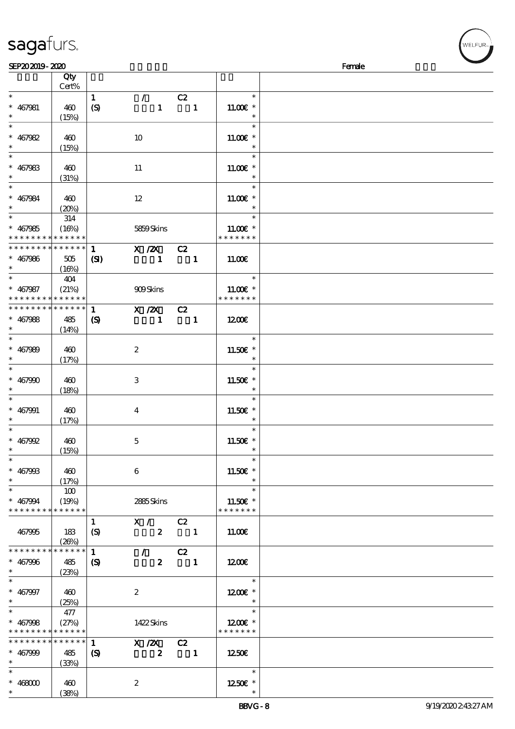SEP20 2019 - 2020 Female

| | Qty Cert% | | | |
|---|---|---|---|---|
| * 467981 * | 460 (15%) | 1 (S) | / C2 1 1 | * 11.00€ * |
| * 467982 * | 460 (15%) | | 10 | * 11.00€ * |
| * 467983 * | 460 (31%) | | 11 | * 11.00€ * |
| * 467984 * | 460 (20%) | | 12 | * 11.00€ * |
| * 467985 * * * * * * * * * * * * * | 314 (16%) | | 5859 Skins | * 11.00€ * * * * * * * * |
| * * * * * * * * * * * * * * 467986 * | 505 (16%) | 1 (SI) | X /2X C2 1 1 | 11.00€ |
| * 467987 * * * * * * * * * * * * * | 404 (21%) | | 909 Skins | * 11.00€ * * * * * * * * |
| * * * * * * * * * * * * * * 467988 * | 485 (14%) | 1 (S) | X /2X C2 1 1 | 12.00€ |
| * 467989 * | 460 (17%) | | 2 | * 11.50€ * |
| * 467990 * | 460 (18%) | | 3 | * 11.50€ * |
| * 467991 * | 460 (17%) | | 4 | * 11.50€ * |
| * 467992 * | 460 (15%) | | 5 | * 11.50€ * |
| * 467993 * | 460 (17%) | | 6 | * 11.50€ * |
| * 467994 * * * * * * * * * * * * * | 100 (19%) | | 2885 Skins | * 11.50€ * * * * * * * * |
| 467995 | 183 (26%) | 1 (S) | X / C2 2 1 | 11.00€ |
| * * * * * * * * * * * * * * 467996 * | 485 (23%) | 1 (S) | / C2 2 1 | 12.00€ |
| * 467997 * | 460 (25%) | | 2 | * 12.00€ * |
| * 467998 * * * * * * * * * * * * * | 477 (27%) | | 1422 Skins | * 12.00€ * * * * * * * * |
| * * * * * * * * * * * * * * 467999 * | 485 (33%) | 1 (S) | X /2X C2 2 1 | 12.50€ |
| * 468000 * | 460 (38%) | | 2 | * 12.50€ * |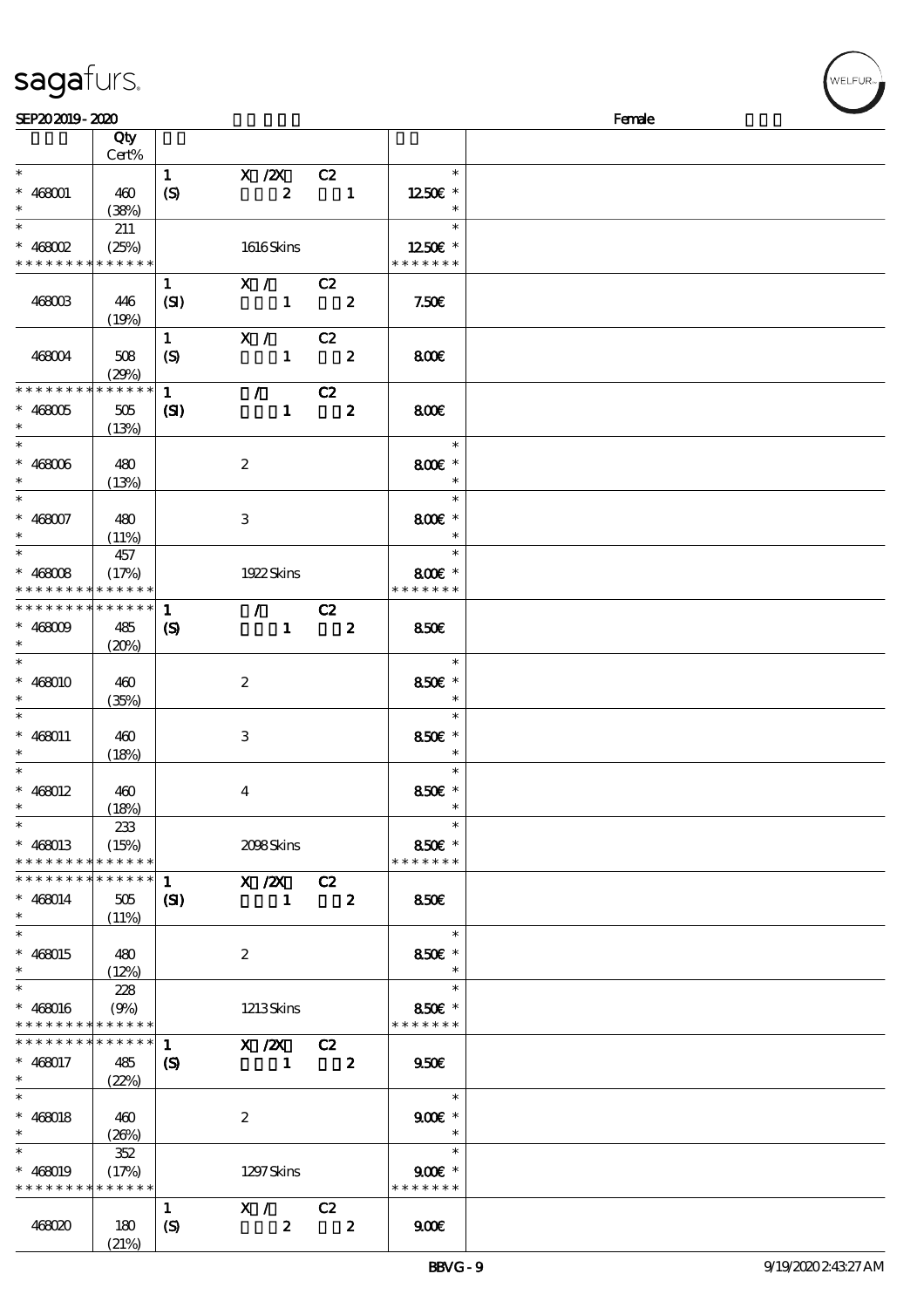SEP20 2019 - 2020 Female

| | Qty Cert% | | | | | |
|---|---|---|---|---|---|---|
| * | | 1 | X /2X | C2 | * | |
| * 468001 | 460 | (S) | 2 | 1 | 12.50€ * | |
| * | (38%) | | | | * | |
| * | 211 | | | | * | |
| * 468002 | (25%) | | 1616 Skins | | 12.50€ * | |
| * * * * * * * * * * * * * * | | | | | * * * * * * * | |
| | | 1 | X / | C2 | | |
| 468003 | 446 (19%) | (SI) | 1 | 2 | 7.50€ | |
| | | 1 | X / | C2 | | |
| 468004 | 508 (29%) | (S) | 1 | 2 | 8.00€ | |
| * * * * * * * * * * * * * * | | 1 | / | C2 | | |
| * 468005 | 505 | (SI) | 1 | 2 | 8.00€ | |
| * | (13%) | | | | | |
| * | | | | | * | |
| * 468006 | 480 | | 2 | | 8.00€ * | |
| * | (13%) | | | | * | |
| * | | | | | * | |
| * 468007 | 480 | | 3 | | 8.00€ * | |
| * | (11%) | | | | * | |
| * | 457 | | | | * | |
| * 468008 | (17%) | | 1922 Skins | | 8.00€ * | |
| * * * * * * * * * * * * * * | | | | | * * * * * * * | |
| * * * * * * * * * * * * * * | | 1 | / | C2 | | |
| * 468009 | 485 | (S) | 1 | 2 | 8.50€ | |
| * | (20%) | | | | | |
| * | | | | | * | |
| * 468010 | 460 | | 2 | | 8.50€ * | |
| * | (35%) | | | | * | |
| * | | | | | * | |
| * 468011 | 460 | | 3 | | 8.50€ * | |
| * | (18%) | | | | * | |
| * | | | | | * | |
| * 468012 | 460 | | 4 | | 8.50€ * | |
| * | (18%) | | | | * | |
| * | 233 | | | | * | |
| * 468013 | (15%) | | 2098 Skins | | 8.50€ * | |
| * * * * * * * * * * * * * * | | | | | * * * * * * * | |
| * * * * * * * * * * * * * * | | 1 | X /2X | C2 | | |
| * 468014 | 505 | (SI) | 1 | 2 | 8.50€ | |
| * | (11%) | | | | | |
| * | | | | | * | |
| * 468015 | 480 | | 2 | | 8.50€ * | |
| * | (12%) | | | | * | |
| * | 228 | | | | * | |
| * 468016 | (9%) | | 1213 Skins | | 8.50€ * | |
| * * * * * * * * * * * * * * | | | | | * * * * * * * | |
| * * * * * * * * * * * * * * | | 1 | X /2X | C2 | | |
| * 468017 | 485 | (S) | 1 | 2 | 9.50€ | |
| * | (22%) | | | | | |
| * | | | | | * | |
| * 468018 | 460 | | 2 | | 9.00€ * | |
| * | (26%) | | | | * | |
| * | 352 | | | | * | |
| * 468019 | (17%) | | 1297 Skins | | 9.00€ * | |
| * * * * * * * * * * * * * * | | | | | * * * * * * * | |
| | | 1 | X / | C2 | | |
| 468020 | 180 (21%) | (S) | 2 | 2 | 9.00€ | |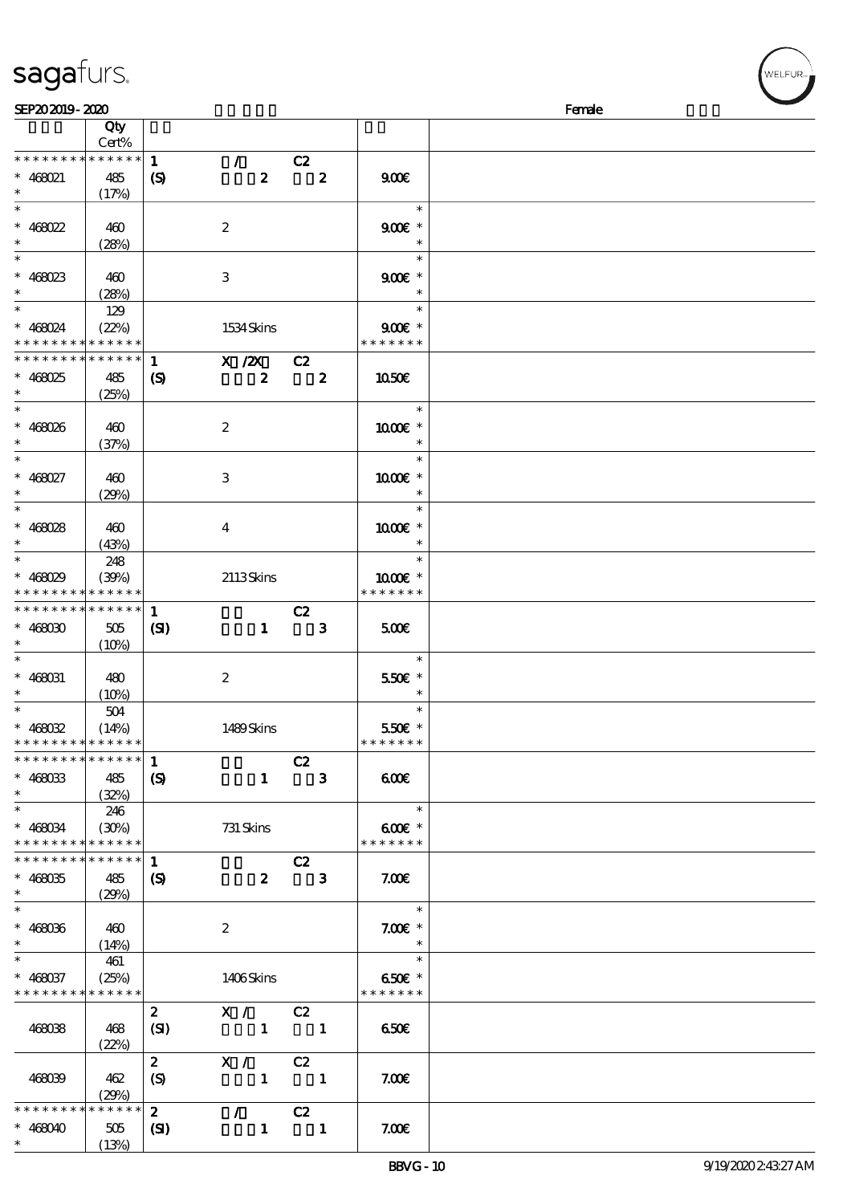| | Qty Cert% | | | | | |
|---|---|---|---|---|---|---|
| * * * * * * * * * * * * * * | | 1 | / | C2 | | |
| * 468021 | 485 | (S) | 2 | 2 | 9.00€ | |
| * | (17%) | | | | | |
| * | | | | | * | |
| * 468022 | 460 | | 2 | | 9.00€ * | |
| * | (28%) | | | | * | |
| * | | | | | * | |
| * 468023 | 460 | | 3 | | 9.00€ * | |
| * | (28%) | | | | * | |
| * | 129 | | | | * | |
| * 468024 | (22%) | | 1534 Skins | | 9.00€ * | |
| * * * * * * * * * * * * * * | | | | | * * * * * * * | |
| * * * * * * * * * * * * * * | | 1 | X /2X | C2 | | |
| * 468025 | 485 | (S) | 2 | 2 | 10.50€ | |
| * | (25%) | | | | | |
| * | | | | | * | |
| * 468026 | 460 | | 2 | | 10.00€ * | |
| * | (37%) | | | | * | |
| * | | | | | * | |
| * 468027 | 460 | | 3 | | 10.00€ * | |
| * | (29%) | | | | * | |
| * | | | | | * | |
| * 468028 | 460 | | 4 | | 10.00€ * | |
| * | (43%) | | | | * | |
| * | 248 | | | | * | |
| * 468029 | (39%) | | 2113 Skins | | 10.00€ * | |
| * * * * * * * * * * * * * * | | | | | * * * * * * * | |
| * * * * * * * * * * * * * * | | 1 | | C2 | | |
| * 468030 | 505 | (SI) | 1 | 3 | 5.00€ | |
| * | (10%) | | | | | |
| * | | | | | * | |
| * 468031 | 480 | | 2 | | 5.50€ * | |
| * | (10%) | | | | * | |
| * | 504 | | | | * | |
| * 468032 | (14%) | | 1489 Skins | | 5.50€ * | |
| * * * * * * * * * * * * * * | | | | | * * * * * * * | |
| * * * * * * * * * * * * * * | | 1 | | C2 | | |
| * 468033 | 485 | (S) | 1 | 3 | 6.00€ | |
| * | (32%) | | | | | |
| * | 246 | | | | * | |
| * 468034 | (30%) | | 731 Skins | | 6.00€ * | |
| * * * * * * * * * * * * * * | | | | | * * * * * * * | |
| * * * * * * * * * * * * * * | | 1 | | C2 | | |
| * 468035 | 485 | (S) | 2 | 3 | 7.00€ | |
| * | (29%) | | | | | |
| * | | | | | * | |
| * 468036 | 460 | | 2 | | 7.00€ * | |
| * | (14%) | | | | * | |
| * | 461 | | | | * | |
| * 468037 | (25%) | | 1406 Skins | | 6.50€ * | |
| * * * * * * * * * * * * * * | | | | | * * * * * * * | |
| | | 2 | X / | C2 | | |
| 468038 | 468 | (SI) | 1 | 1 | 6.50€ | |
| | (22%) | | | | | |
| | | 2 | X / | C2 | | |
| 468039 | 462 | (S) | 1 | 1 | 7.00€ | |
| | (29%) | | | | | |
| * * * * * * * * * * * * * * | | 2 | / | C2 | | |
| * 468040 | 505 | (SI) | 1 | 1 | 7.00€ | |
| * | (13%) | | | | | |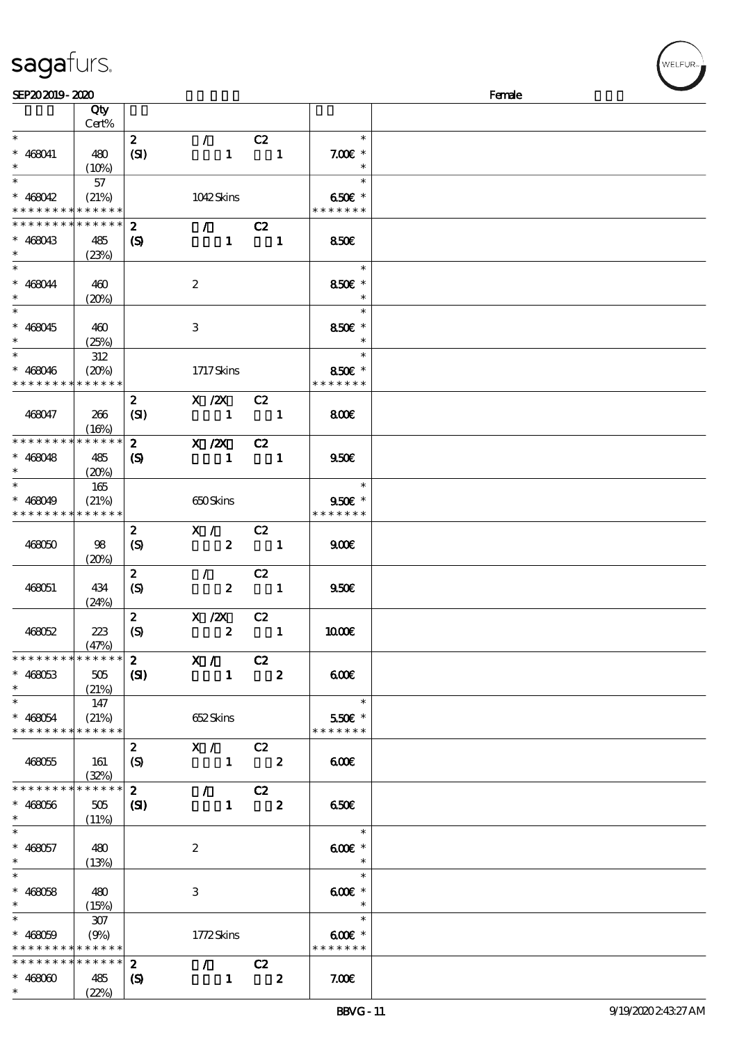| | Qty Cert% | | | | | |
|---|---|---|---|---|---|---|
| * <br> * 468041 <br> * | 480 <br> (10%) | 2 <br> (SI) | / <br> 1 | C2 <br> 1 | * <br> 7.00€ * <br> * | |
| * <br> * 468042 <br> * * * * * * * * * * * * * * | 57 <br> (21%) | | 1042 Skins | | * <br> 6.50€ * <br> * * * * * * * | |
| * * * * * * * * * * * * * * <br> * 468043 <br> * | 485 <br> (23%) | 2 <br> (S) | / <br> 1 | C2 <br> 1 | 8.50€ | |
| * <br> * 468044 <br> * | 460 <br> (20%) | | 2 | | * <br> 8.50€ * <br> * | |
| * <br> * 468045 <br> * | 460 <br> (25%) | | 3 | | * <br> 8.50€ * <br> * | |
| * <br> * 468046 <br> * * * * * * * * * * * * * * | 312 <br> (20%) | | 1717 Skins | | * <br> 8.50€ * <br> * * * * * * * | |
| 468047 | 266 <br> (16%) | 2 <br> (SI) | X /2X <br> 1 | C2 <br> 1 | 8.00€ | |
| * * * * * * * * * * * * * * <br> * 468048 <br> * | 485 <br> (20%) | 2 <br> (S) | X /2X <br> 1 | C2 <br> 1 | 9.50€ | |
| * <br> * 468049 <br> * * * * * * * * * * * * * * | 165 <br> (21%) | | 650 Skins | | * <br> 9.50€ * <br> * * * * * * * | |
| 468050 | 98 <br> (20%) | 2 <br> (S) | X / <br> 2 | C2 <br> 1 | 9.00€ | |
| 468051 | 434 <br> (24%) | 2 <br> (S) | / <br> 2 | C2 <br> 1 | 9.50€ | |
| 468052 | 223 <br> (47%) | 2 <br> (S) | X /2X <br> 2 | C2 <br> 1 | 10.00€ | |
| * * * * * * * * * * * * * * <br> * 468053 <br> * | 505 <br> (21%) | 2 <br> (SI) | X / <br> 1 | C2 <br> 2 | 6.00€ | |
| * <br> * 468054 <br> * * * * * * * * * * * * * * | 147 <br> (21%) | | 652 Skins | | * <br> 5.50€ * <br> * * * * * * * | |
| 468055 | 161 <br> (32%) | 2 <br> (S) | X / <br> 1 | C2 <br> 2 | 6.00€ | |
| * * * * * * * * * * * * * * <br> * 468056 <br> * | 505 <br> (11%) | 2 <br> (SI) | / <br> 1 | C2 <br> 2 | 6.50€ | |
| * <br> * 468057 <br> * | 480 <br> (13%) | | 2 | | * <br> 6.00€ * <br> * | |
| * <br> * 468058 <br> * | 480 <br> (15%) | | 3 | | * <br> 6.00€ * <br> * | |
| * <br> * 468059 <br> * * * * * * * * * * * * * * | 307 <br> (9%) | | 1772 Skins | | * <br> 6.00€ * <br> * * * * * * * | |
| * * * * * * * * * * * * * * <br> * 468060 <br> * | 485 <br> (22%) | 2 <br> (S) | / <br> 1 | C2 <br> 2 | 7.00€ | |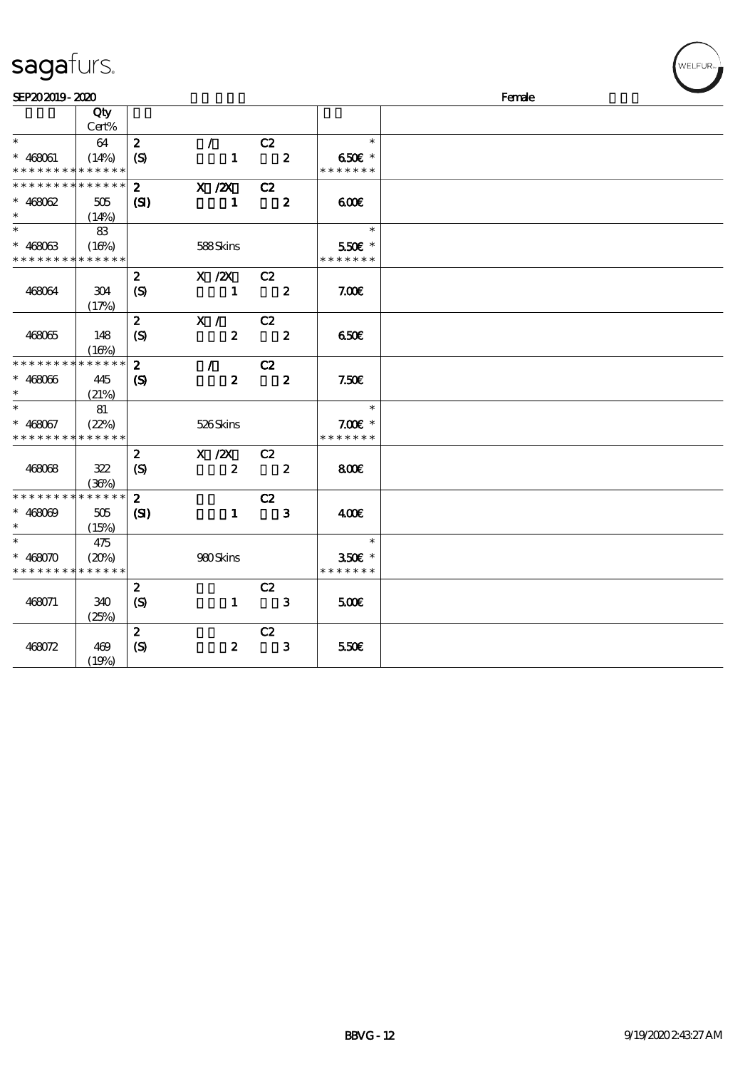sagafurs.

SEP20 2019 - 2020 Female

| | Qty Cert% | | | | | |
|---|---|---|---|---|---|---|
| * | 64 | 2 | / | C2 | * | |
| * 468061 | (14%) | (S) | 1 | 2 | 6.50€ * | |
| * * * * * * * * * * * * * * | | | | | * * * * * * * | |
| * * * * * * * * * * * * * * | | 2 | X /2X | C2 | | |
| * 468062 | 505 | (SI) | 1 | 2 | 6.00€ | |
| * | (14%) | | | | | |
| * | 83 | | | | * | |
| * 468063 | (16%) | | 588 Skins | | 5.50€ * | |
| * * * * * * * * * * * * * * | | | | | * * * * * * * | |
| | | 2 | X /2X | C2 | | |
| 468064 | 304 | (S) | 1 | 2 | 7.00€ | |
| | (17%) | | | | | |
| | | 2 | X / | C2 | | |
| 468065 | 148 | (S) | 2 | 2 | 6.50€ | |
| | (16%) | | | | | |
| * * * * * * * * * * * * * * | | 2 | / | C2 | | |
| * 468066 | 445 | (S) | 2 | 2 | 7.50€ | |
| * | (21%) | | | | | |
| * | 81 | | | | * | |
| * 468067 | (22%) | | 526 Skins | | 7.00€ * | |
| * * * * * * * * * * * * * * | | | | | * * * * * * * | |
| | | 2 | X /2X | C2 | | |
| 468068 | 322 | (S) | 2 | 2 | 8.00€ | |
| | (36%) | | | | | |
| * * * * * * * * * * * * * * | | 2 | | C2 | | |
| * 468069 | 505 | (SI) | 1 | 3 | 4.00€ | |
| * | (15%) | | | | | |
| * | 475 | | | | * | |
| * 468070 | (20%) | | 980 Skins | | 3.50€ * | |
| * * * * * * * * * * * * * * | | | | | * * * * * * * | |
| | | 2 | | C2 | | |
| 468071 | 340 | (S) | 1 | 3 | 5.00€ | |
| | (25%) | | | | | |
| | | 2 | | C2 | | |
| 468072 | 469 | (S) | 2 | 3 | 5.50€ | |
| | (19%) | | | | | |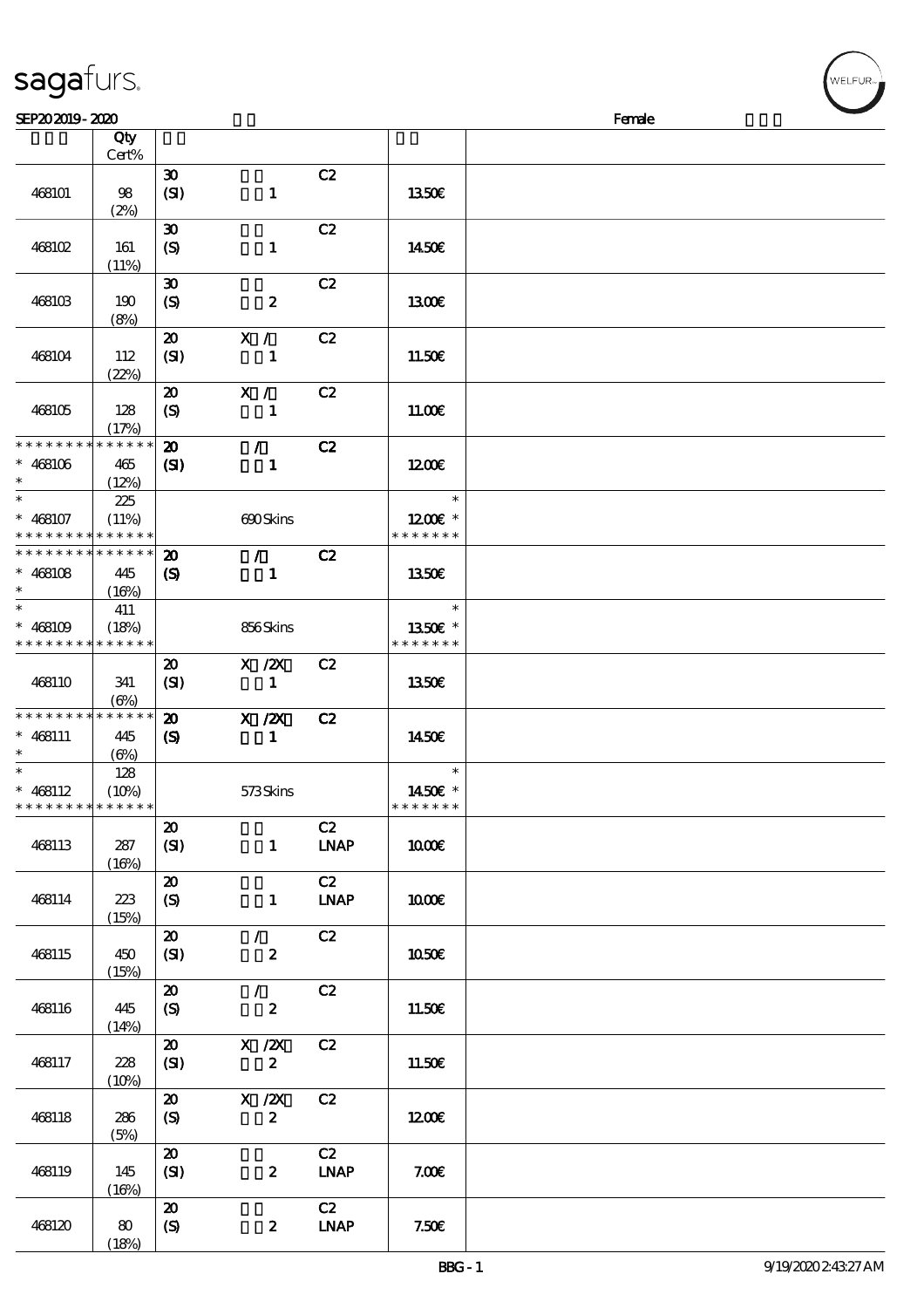sagafurs.

SEP20 2019 - 2020 Female

| | Qty Cert% | | | | | |
|---|---|---|---|---|---|---|
| 468101 | 98 (2%) | 30 (SI) | 1 | C2 | 13.50€ | |
| 468102 | 161 (11%) | 30 (S) | 1 | C2 | 14.50€ | |
| 468103 | 190 (8%) | 30 (S) | 2 | C2 | 13.00€ | |
| 468104 | 112 (22%) | 20 (SI) | X / 1 | C2 | 11.50€ | |
| 468105 | 128 (17%) | 20 (S) | X / 1 | C2 | 11.00€ | |
| * * * * * * * * * * * * * * * 468106 * | 465 (12%) | 20 (SI) | / 1 | C2 | 12.00€ | |
| * * 468107 * * * * * * * * * * * * * * | 225 (11%) | | 690 Skins | | * 12.00€ * * * * * * * * | |
| * * * * * * * * * * * * * * * 468108 * | 445 (16%) | 20 (S) | / 1 | C2 | 13.50€ | |
| * * 468109 * * * * * * * * * * * * * * | 411 (18%) | | 856 Skins | | * 13.50€ * * * * * * * * | |
| 468110 | 341 (6%) | 20 (SI) | X /2X 1 | C2 | 13.50€ | |
| * * * * * * * * * * * * * * * 468111 * | 445 (6%) | 20 (S) | X /2X 1 | C2 | 14.50€ | |
| * * 468112 * * * * * * * * * * * * * * | 128 (10%) | | 573 Skins | | * 14.50€ * * * * * * * * | |
| 468113 | 287 (16%) | 20 (SI) | 1 | C2 LNAP | 10.00€ | |
| 468114 | 223 (15%) | 20 (S) | 1 | C2 LNAP | 10.00€ | |
| 468115 | 450 (15%) | 20 (SI) | / 2 | C2 | 10.50€ | |
| 468116 | 445 (14%) | 20 (S) | / 2 | C2 | 11.50€ | |
| 468117 | 228 (10%) | 20 (SI) | X /2X 2 | C2 | 11.50€ | |
| 468118 | 286 (5%) | 20 (S) | X /2X 2 | C2 | 12.00€ | |
| 468119 | 145 (16%) | 20 (SI) | 2 | C2 LNAP | 7.00€ | |
| 468120 | 80 (18%) | 20 (S) | 2 | C2 LNAP | 7.50€ | |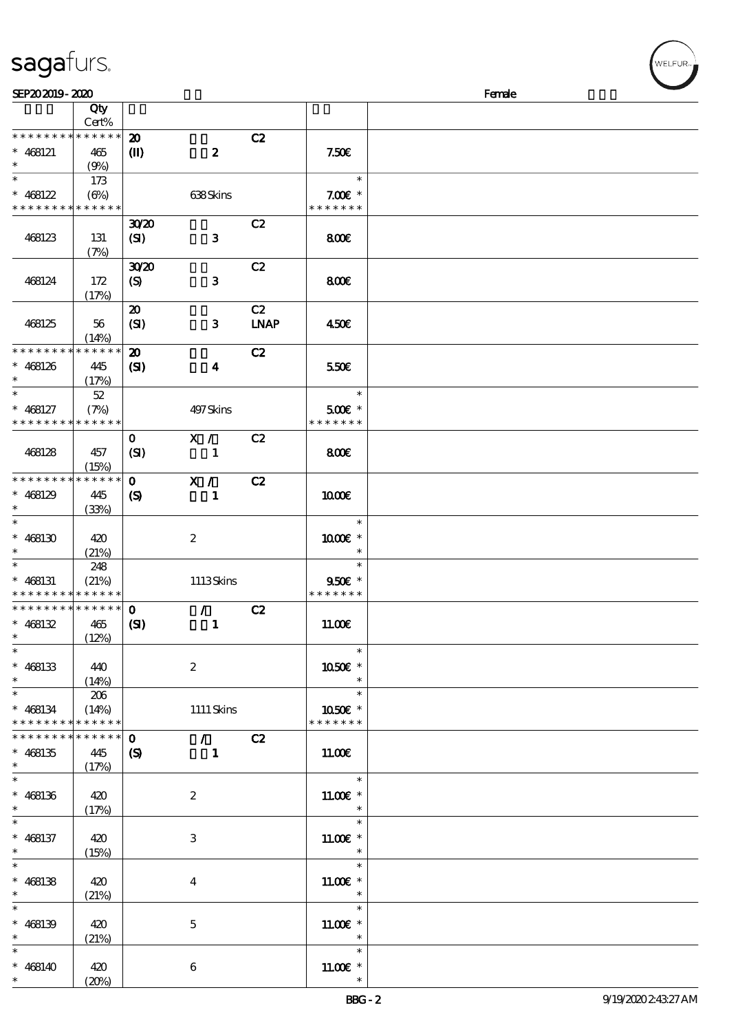| | Qty Cert% | | | | | |
|---|---|---|---|---|---|---|
| * * * * * * * * * * * * * * | 20 | | C2 | | | |
| * 468121 | 465 | (II) | 2 | | 7.50€ | |
| * | (9%) | | | | | |
| * | 173 | | | | * | |
| * 468122 | (6%) | | 638 Skins | | 7.00€ * | |
| * * * * * * * * * * * * * * | | | | | * * * * * * * | |
| | | 30/20 | | C2 | | |
| 468123 | 131 | (SI) | 3 | | 8.00€ | |
| | (7%) | | | | | |
| | | 30/20 | | C2 | | |
| 468124 | 172 | (S) | 3 | | 8.00€ | |
| | (17%) | | | | | |
| | | 20 | | C2 | | |
| 468125 | 56 | (SI) | 3 | LNAP | 4.50€ | |
| | (14%) | | | | | |
| * * * * * * * * * * * * * * | | 20 | | C2 | | |
| * 468126 | 445 | (SI) | 4 | | 5.50€ | |
| * | (17%) | | | | | |
| * | 52 | | | | * | |
| * 468127 | (7%) | | 497 Skins | | 5.00€ * | |
| * * * * * * * * * * * * * * | | | | | * * * * * * * | |
| | | 0 | X / | C2 | | |
| 468128 | 457 | (SI) | 1 | | 8.00€ | |
| | (15%) | | | | | |
| * * * * * * * * * * * * * * | | 0 | X / | C2 | | |
| * 468129 | 445 | (S) | 1 | | 10.00€ | |
| * | (33%) | | | | | |
| * | | | | | * | |
| * 468130 | 420 | | 2 | | 10.00€ * | |
| * | (21%) | | | | * | |
| * | 248 | | | | * | |
| * 468131 | (21%) | | 1113 Skins | | 9.50€ * | |
| * * * * * * * * * * * * * * | | | | | * * * * * * * | |
| * * * * * * * * * * * * * * | | 0 | / | C2 | | |
| * 468132 | 465 | (SI) | 1 | | 11.00€ | |
| * | (12%) | | | | | |
| * | | | | | * | |
| * 468133 | 440 | | 2 | | 10.50€ * | |
| * | (14%) | | | | * | |
| * | 206 | | | | * | |
| * 468134 | (14%) | | 1111 Skins | | 10.50€ * | |
| * * * * * * * * * * * * * * | | | | | * * * * * * * | |
| * * * * * * * * * * * * * * | | 0 | / | C2 | | |
| * 468135 | 445 | (S) | 1 | | 11.00€ | |
| * | (17%) | | | | | |
| * | | | | | * | |
| * 468136 | 420 | | 2 | | 11.00€ * | |
| * | (17%) | | | | * | |
| * | | | | | * | |
| * 468137 | 420 | | 3 | | 11.00€ * | |
| * | (15%) | | | | * | |
| * | | | | | * | |
| * 468138 | 420 | | 4 | | 11.00€ * | |
| * | (21%) | | | | * | |
| * | | | | | * | |
| * 468139 | 420 | | 5 | | 11.00€ * | |
| * | (21%) | | | | * | |
| * | | | | | * | |
| * 468140 | 420 | | 6 | | 11.00€ * | |
| * | (20%) | | | | * | |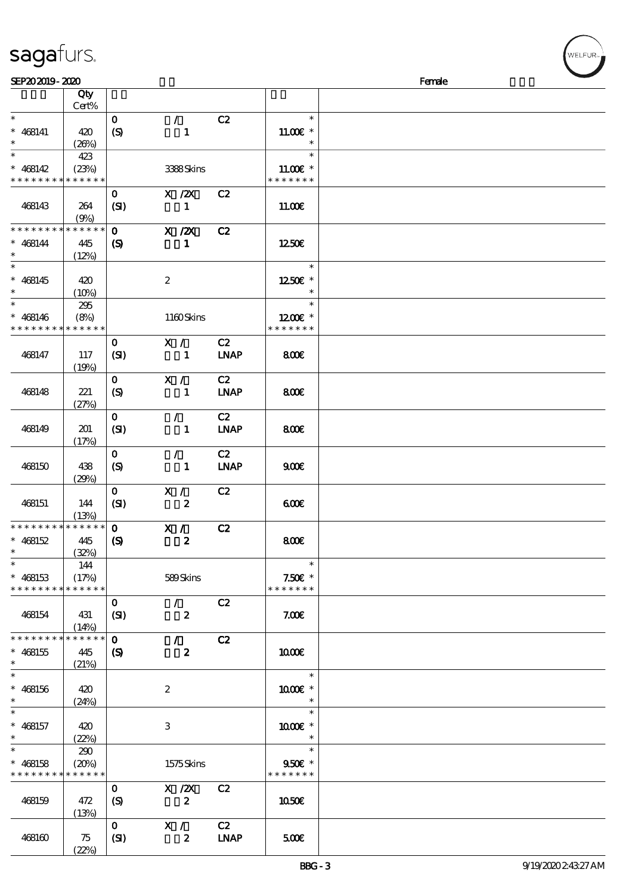| | Qty Cert% | | | | | |
|---|---|---|---|---|---|---|
| * 468141 * | 420 (26%) | 0 (S) | / 1 | C2 | * 11.00€ * * | |
| * 468142 * * * * * * * * * * * * * | 423 (23%) | | 3388 Skins | | * 11.00€ * * * * * * * * | |
| 468143 | 264 (9%) | 0 (SI) | X /2X 1 | C2 | 11.00€ | |
| * * * * * * * * * * * * * * 468144 * | 445 (12%) | 0 (S) | X /2X 1 | C2 | 12.50€ | |
| * 468145 * | 420 (10%) | | 2 | | * 12.50€ * * | |
| * 468146 * * * * * * * * * * * * * | 295 (8%) | | 1160 Skins | | * 12.00€ * * * * * * * * | |
| 468147 | 117 (19%) | 0 (SI) | X / 1 | C2 LNAP | 8.00€ | |
| 468148 | 221 (27%) | 0 (S) | X / 1 | C2 LNAP | 8.00€ | |
| 468149 | 201 (17%) | 0 (SI) | / 1 | C2 LNAP | 8.00€ | |
| 468150 | 438 (29%) | 0 (S) | / 1 | C2 LNAP | 9.00€ | |
| 468151 | 144 (13%) | 0 (SI) | X / 2 | C2 | 6.00€ | |
| * * * * * * * * * * * * * * 468152 * | 445 (32%) | 0 (S) | X / 2 | C2 | 8.00€ | |
| * 468153 * * * * * * * * * * * * * | 144 (17%) | | 589 Skins | | * 7.50€ * * * * * * * * | |
| 468154 | 431 (14%) | 0 (SI) | / 2 | C2 | 7.00€ | |
| * * * * * * * * * * * * * * 468155 * | 445 (21%) | 0 (S) | / 2 | C2 | 10.00€ | |
| * 468156 * | 420 (24%) | | 2 | | * 10.00€ * * | |
| * 468157 * | 420 (22%) | | 3 | | * 10.00€ * * | |
| * 468158 * * * * * * * * * * * * * | 290 (20%) | | 1575 Skins | | * 9.50€ * * * * * * * * | |
| 468159 | 472 (13%) | 0 (S) | X /2X 2 | C2 | 10.50€ | |
| 468160 | 75 (22%) | 0 (SI) | X / 2 | C2 LNAP | 5.00€ | |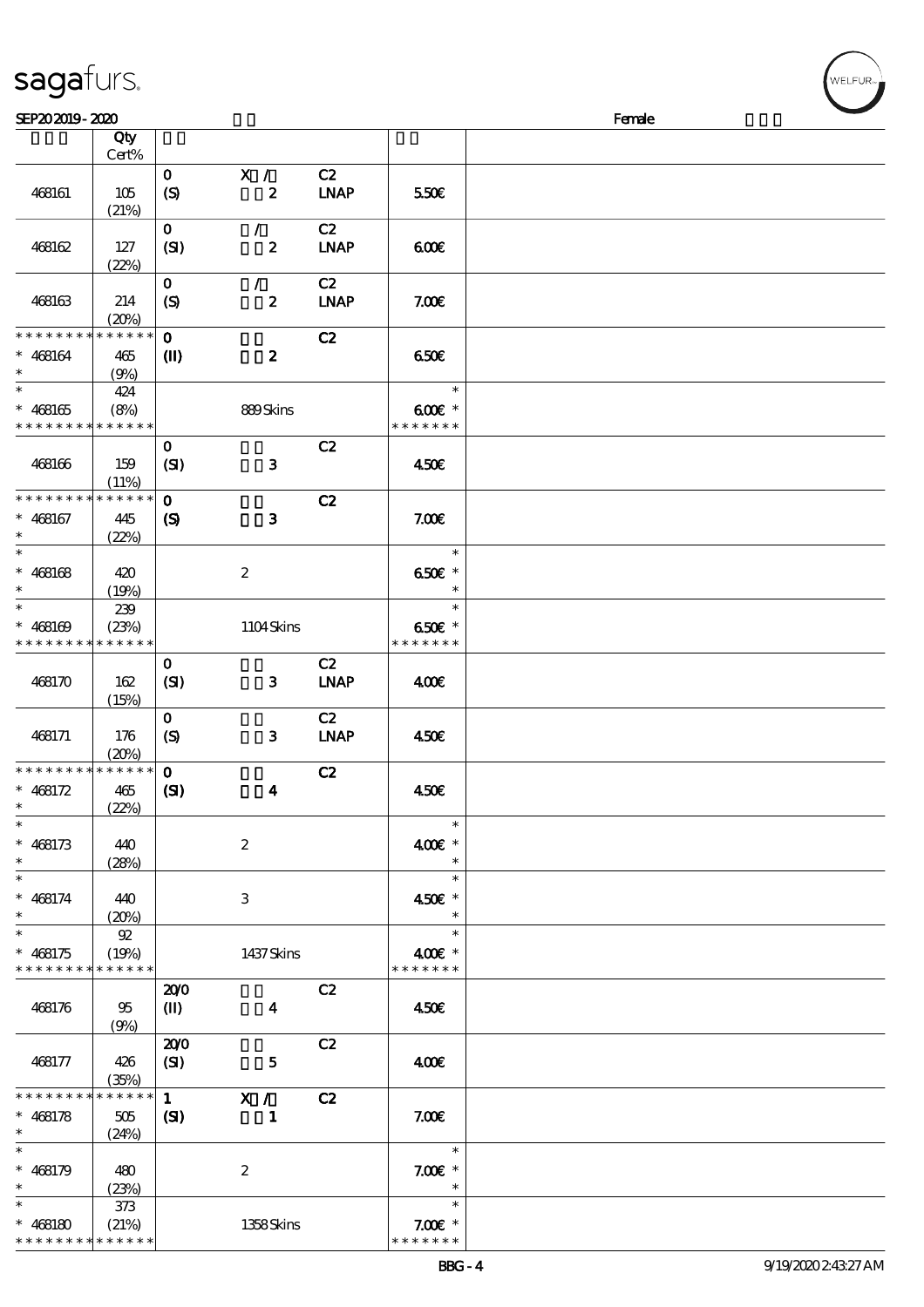| | Qty Cert% | | | | | |
|---|---|---|---|---|---|---|
| 468161 | 105 (21%) | 0 (S) | X / 2 | C2 LNAP | 5.50€ | |
| 468162 | 127 (22%) | 0 (SI) | / 2 | C2 LNAP | 6.00€ | |
| 468163 | 214 (20%) | 0 (S) | / 2 | C2 LNAP | 7.00€ | |
| * * * * * * * * * * * * * * * 468164 * | 465 (9%) | 0 (II) | 2 | C2 | 6.50€ | |
| * * 468165 * * * * * * * * * * * * * * | 424 (8%) | | 889 Skins | | * 6.00€ * * * * * * * * | |
| 468166 | 159 (11%) | 0 (SI) | 3 | C2 | 4.50€ | |
| * * * * * * * * * * * * * * * 468167 * | 445 (22%) | 0 (S) | 3 | C2 | 7.00€ | |
| * * 468168 * | 420 (19%) | | 2 | | * 6.50€ * * | |
| * * 468169 * * * * * * * * * * * * * * | 239 (23%) | | 1104 Skins | | * 6.50€ * * * * * * * * | |
| 468170 | 162 (15%) | 0 (SI) | 3 | C2 LNAP | 4.00€ | |
| 468171 | 176 (20%) | 0 (S) | 3 | C2 LNAP | 4.50€ | |
| * * * * * * * * * * * * * * * 468172 * | 465 (22%) | 0 (SI) | 4 | C2 | 4.50€ | |
| * * 468173 * | 440 (28%) | | 2 | | * 4.00€ * * | |
| * * 468174 * | 440 (20%) | | 3 | | * 4.50€ * * | |
| * * 468175 * * * * * * * * * * * * * * | 92 (19%) | | 1437 Skins | | * 4.00€ * * * * * * * * | |
| 468176 | 95 (9%) | 20/0 (II) | 4 | C2 | 4.50€ | |
| 468177 | 426 (35%) | 20/0 (SI) | 5 | C2 | 4.00€ | |
| * * * * * * * * * * * * * * * 468178 * | 505 (24%) | 1 (SI) | X / 1 | C2 | 7.00€ | |
| * * 468179 * | 480 (23%) | | 2 | | * 7.00€ * * | |
| * * 468180 * * * * * * * * * * * * * * | 373 (21%) | | 1358 Skins | | * 7.00€ * * * * * * * * | |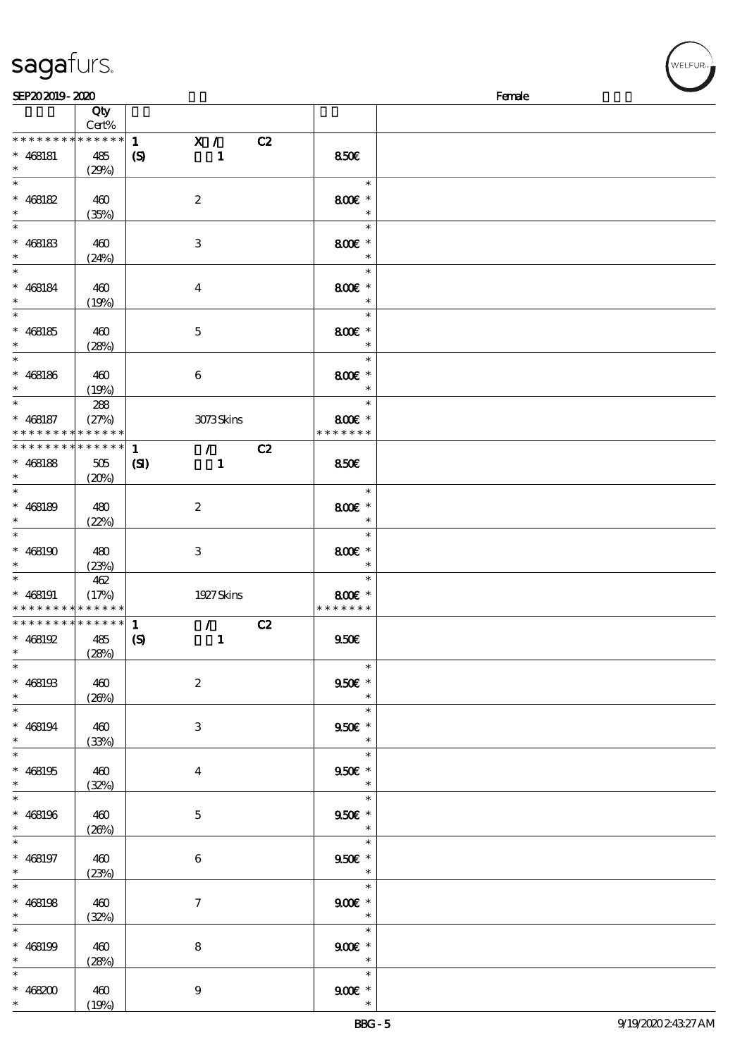SEP20 2019 - 2020 Female

| | Qty Cert% | | | |
|---|---|---|---|---|
| * * * * * * * * * * * * * * | 1 | X / C2 | | |
| * 468181 | 485 | (S) 1 | 8.50€ | |
| * | (29%) | | | |
| * 468182 | 460 (35%) | 2 | 8.00€ * | |
| * 468183 | 460 (24%) | 3 | 8.00€ * | |
| * 468184 | 460 (19%) | 4 | 8.00€ * | |
| * 468185 | 460 (28%) | 5 | 8.00€ * | |
| * 468186 | 460 (19%) | 6 | 8.00€ * | |
| * 468187 | 288 (27%) | 3073 Skins | 8.00€ * | |
| * * * * * * * * * * * * * * | | | * * * * * * * | |
| * * * * * * * * * * * * * * | 1 | / C2 | | |
| * 468188 | 505 (20%) | (SI) 1 | 8.50€ | |
| * 468189 | 480 (22%) | 2 | 8.00€ * | |
| * 468190 | 480 (23%) | 3 | 8.00€ * | |
| * 468191 | 462 (17%) | 1927 Skins | 8.00€ * | |
| * * * * * * * * * * * * * * | | | * * * * * * * | |
| * * * * * * * * * * * * * * | 1 | / C2 | | |
| * 468192 | 485 (28%) | (S) 1 | 9.50€ | |
| * 468193 | 460 (26%) | 2 | 9.50€ * | |
| * 468194 | 460 (33%) | 3 | 9.50€ * | |
| * 468195 | 460 (32%) | 4 | 9.50€ * | |
| * 468196 | 460 (26%) | 5 | 9.50€ * | |
| * 468197 | 460 (23%) | 6 | 9.50€ * | |
| * 468198 | 460 (32%) | 7 | 9.00€ * | |
| * 468199 | 460 (28%) | 8 | 9.00€ * | |
| * 468200 | 460 (19%) | 9 | 9.00€ * | |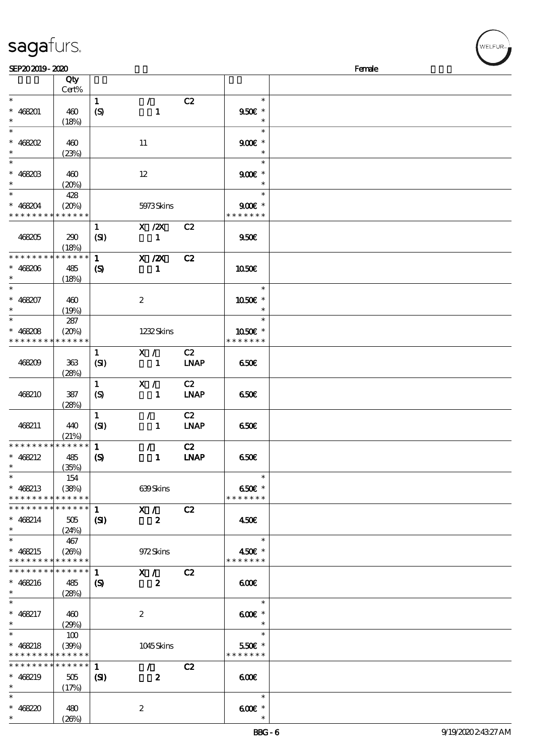| | Qty Cert% | | | | | |
|---|---|---|---|---|---|---|
| * | | 1 | / | C2 | * | |
| * 468201 | 460 | (S) | 1 | | 9.50€ * | |
| * | (18%) | | | | * | |
| * | | | | | * | |
| * 468202 | 460 | | 11 | | 9.00€ * | |
| * | (23%) | | | | * | |
| * | | | | | * | |
| * 468203 | 460 | | 12 | | 9.00€ * | |
| * | (20%) | | | | * | |
| * | 428 | | | | * | |
| * 468204 | (20%) | | 5973 Skins | | 9.00€ * | |
| * * * * * * * * * * * * * * | | | | | * * * * * * * | |
| | | 1 | X /2X | C2 | | |
| 468205 | 290 | (SI) | 1 | | 9.50€ | |
| | (18%) | | | | | |
| * * * * * * * * * * * * * * | | 1 | X /2X | C2 | | |
| * 468206 | 485 | (S) | 1 | | 10.50€ | |
| * | (18%) | | | | | |
| * | | | | | * | |
| * 468207 | 460 | | 2 | | 10.50€ * | |
| * | (19%) | | | | * | |
| * | 287 | | | | * | |
| * 468208 | (20%) | | 1232 Skins | | 10.50€ * | |
| * * * * * * * * * * * * * * | | | | | * * * * * * * | |
| | | 1 | X / | C2 | | |
| 468209 | 363 | (SI) | 1 | LNAP | 6.50€ | |
| | (28%) | | | | | |
| | | 1 | X / | C2 | | |
| 468210 | 387 | (S) | 1 | LNAP | 6.50€ | |
| | (28%) | | | | | |
| | | 1 | / | C2 | | |
| 468211 | 440 | (SI) | 1 | LNAP | 6.50€ | |
| | (21%) | | | | | |
| * * * * * * * * * * * * * * | | 1 | / | C2 | | |
| * 468212 | 485 | (S) | 1 | LNAP | 6.50€ | |
| * | (35%) | | | | | |
| * | 154 | | | | * | |
| * 468213 | (38%) | | 639 Skins | | 6.50€ * | |
| * * * * * * * * * * * * * * | | | | | * * * * * * * | |
| * * * * * * * * * * * * * * | | 1 | X / | C2 | | |
| * 468214 | 505 | (SI) | 2 | | 4.50€ | |
| * | (24%) | | | | | |
| * | 467 | | | | * | |
| * 468215 | (26%) | | 972 Skins | | 4.50€ * | |
| * * * * * * * * * * * * * * | | | | | * * * * * * * | |
| * * * * * * * * * * * * * * | | 1 | X / | C2 | | |
| * 468216 | 485 | (S) | 2 | | 6.00€ | |
| * | (28%) | | | | | |
| * | | | | | * | |
| * 468217 | 460 | | 2 | | 6.00€ * | |
| * | (29%) | | | | * | |
| * | 100 | | | | * | |
| * 468218 | (39%) | | 1045 Skins | | 5.50€ * | |
| * * * * * * * * * * * * * * | | | | | * * * * * * * | |
| * * * * * * * * * * * * * * | | 1 | / | C2 | | |
| * 468219 | 505 | (SI) | 2 | | 6.00€ | |
| * | (17%) | | | | | |
| * | | | | | * | |
| * 468220 | 480 | | 2 | | 6.00€ * | |
| * | (26%) | | | | * | |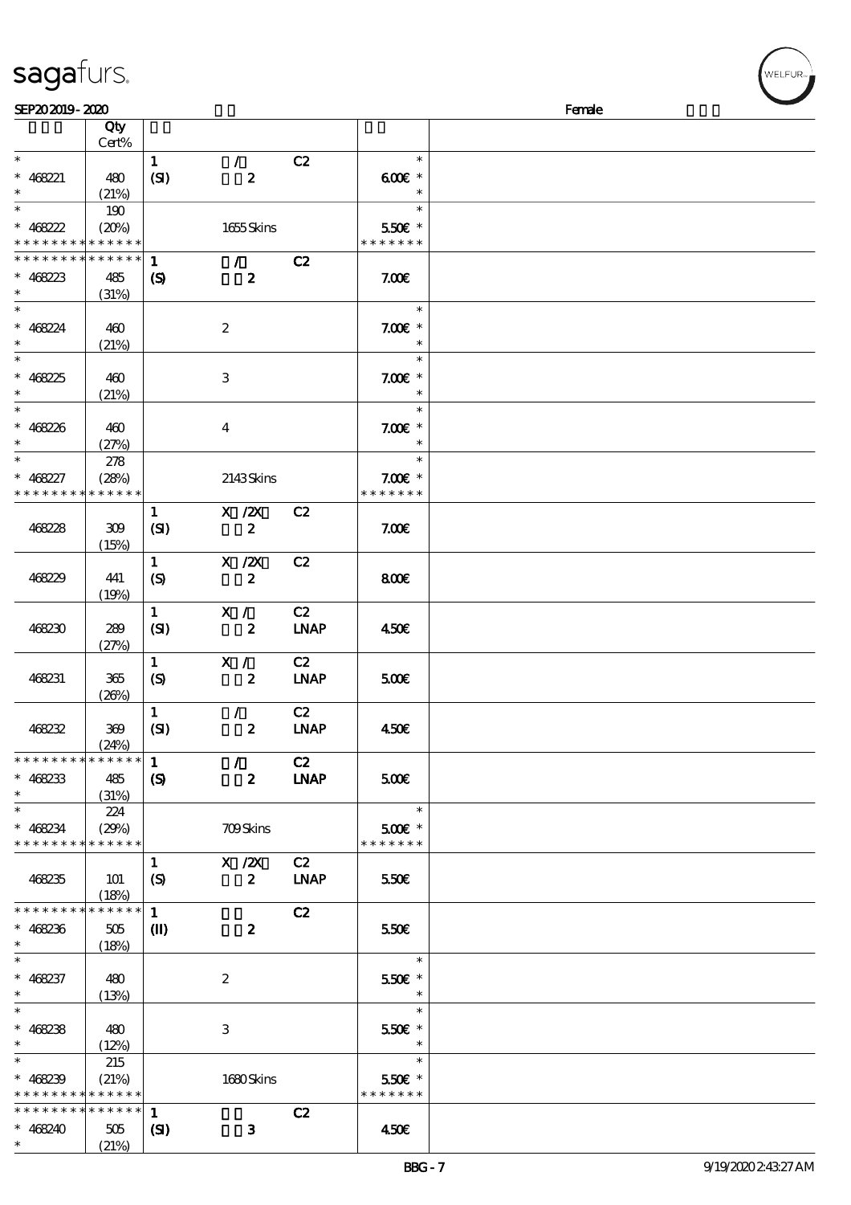| | Qty Cert% | | | | | |
|---|---|---|---|---|---|---|
| * | | 1 | / | C2 | * | |
| * 468221 | 480 | (SI) | 2 | | 6.00€ * | |
| * | (21%) | | | | * | |
| * | 190 | | | | * | |
| * 468222 | (20%) | | 1655 Skins | | 5.50€ * | |
| * * * * * * * * * * * * * * | | | | | * * * * * * * | |
| * * * * * * * * * * * * * * | | 1 | / | C2 | | |
| * 468223 | 485 | (S) | 2 | | 7.00€ | |
| * | (31%) | | | | | |
| * | | | | | * | |
| * 468224 | 460 | | 2 | | 7.00€ * | |
| * | (21%) | | | | * | |
| * | | | | | * | |
| * 468225 | 460 | | 3 | | 7.00€ * | |
| * | (21%) | | | | * | |
| * | | | | | * | |
| * 468226 | 460 | | 4 | | 7.00€ * | |
| * | (27%) | | | | * | |
| * | 278 | | | | * | |
| * 468227 | (28%) | | 2143 Skins | | 7.00€ * | |
| * * * * * * * * * * * * * * | | | | | * * * * * * * | |
| | | 1 | X /2X | C2 | | |
| 468228 | 309 | (SI) | 2 | | 7.00€ | |
| | (15%) | | | | | |
| | | 1 | X /2X | C2 | | |
| 468229 | 441 | (S) | 2 | | 8.00€ | |
| | (19%) | | | | | |
| | | 1 | X / | C2 | | |
| 468230 | 289 | (SI) | 2 | LNAP | 4.50€ | |
| | (27%) | | | | | |
| | | 1 | X / | C2 | | |
| 468231 | 365 | (S) | 2 | LNAP | 5.00€ | |
| | (26%) | | | | | |
| | | 1 | / | C2 | | |
| 468232 | 369 | (SI) | 2 | LNAP | 4.50€ | |
| | (24%) | | | | | |
| * * * * * * * * * * * * * * | | 1 | / | C2 | | |
| * 468233 | 485 | (S) | 2 | LNAP | 5.00€ | |
| * | (31%) | | | | | |
| * | 224 | | | | * | |
| * 468234 | (29%) | | 709 Skins | | 5.00€ * | |
| * * * * * * * * * * * * * * | | | | | * * * * * * * | |
| | | 1 | X /2X | C2 | | |
| 468235 | 101 | (S) | 2 | LNAP | 5.50€ | |
| | (18%) | | | | | |
| * * * * * * * * * * * * * * | | 1 | | C2 | | |
| * 468236 | 505 | (II) | 2 | | 5.50€ | |
| * | (18%) | | | | | |
| * | | | | | * | |
| * 468237 | 480 | | 2 | | 5.50€ * | |
| * | (13%) | | | | * | |
| * | | | | | * | |
| * 468238 | 480 | | 3 | | 5.50€ * | |
| * | (12%) | | | | * | |
| * | 215 | | | | * | |
| * 468239 | (21%) | | 1680 Skins | | 5.50€ * | |
| * * * * * * * * * * * * * * | | | | | * * * * * * * | |
| * * * * * * * * * * * * * * | | 1 | | C2 | | |
| * 468240 | 505 | (SI) | 3 | | 4.50€ | |
| * | (21%) | | | | | |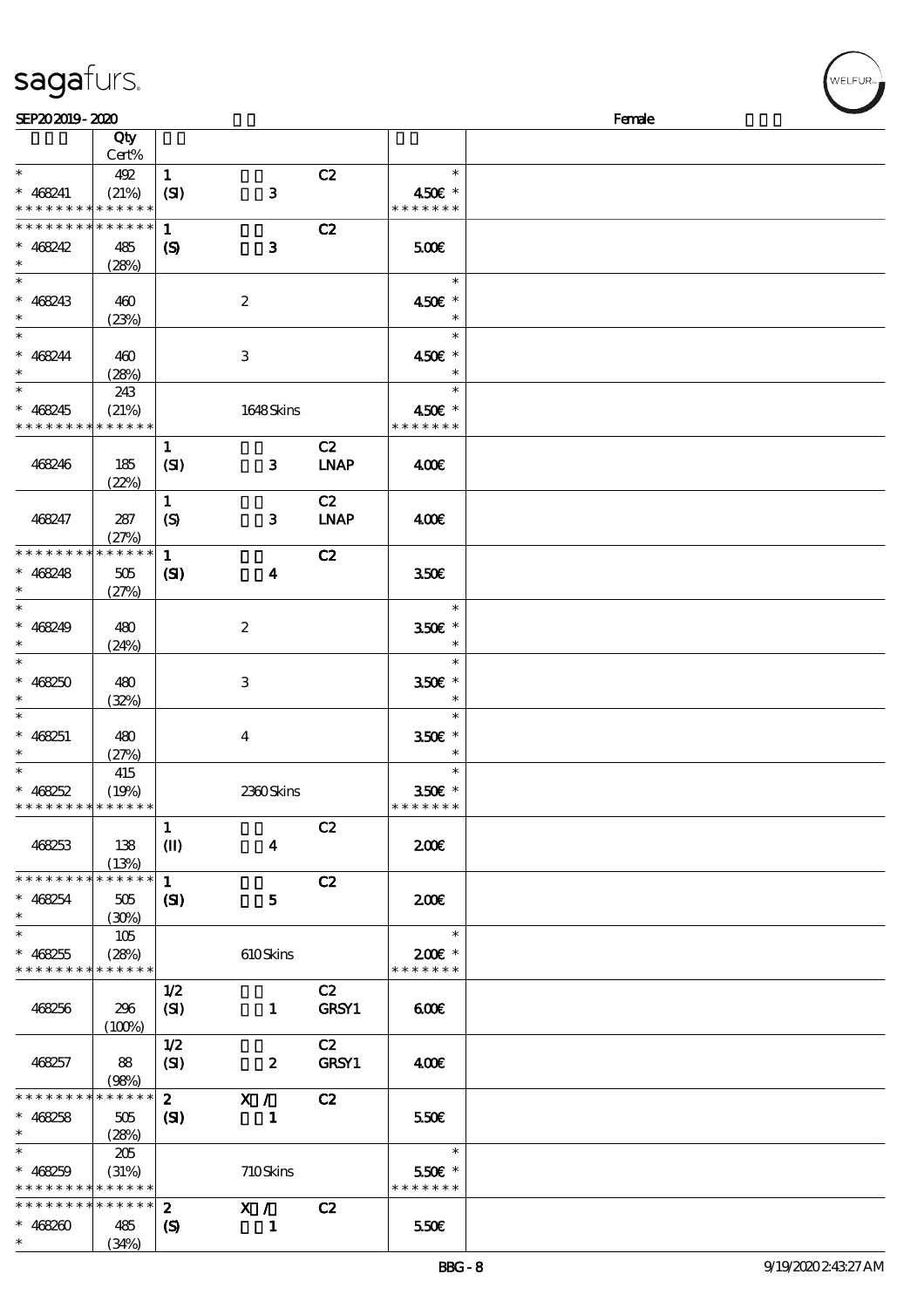| | Qty Cert% | | | | |
|---|---|---|---|---|---|
| * | 492 | 1 | | C2 | * |
| * 468241 | (21%) | (SI) | 3 | | 450€ * |
| * * * * * * * * * * * * * * | | | | | * * * * * * * |
| * * * * * * * * * * * * * * | | 1 | | C2 | |
| * 468242 | 485 | (S) | 3 | | 500€ |
| * | (28%) | | | | |
| * | | | | | * |
| * 468243 | 460 | | 2 | | 450€ * |
| * | (23%) | | | | * |
| * | | | | | * |
| * 468244 | 460 | | 3 | | 450€ * |
| * | (28%) | | | | * |
| * | 243 | | | | * |
| * 468245 | (21%) | | 1648 Skins | | 450€ * |
| * * * * * * * * * * * * * * | | | | | * * * * * * * |
| | | 1 | | C2 | |
| 468246 | 185 | (SI) | 3 | LNAP | 400€ |
| | (22%) | | | | |
| | | 1 | | C2 | |
| 468247 | 287 | (S) | 3 | LNAP | 400€ |
| | (27%) | | | | |
| * * * * * * * * * * * * * * | | 1 | | C2 | |
| * 468248 | 505 | (SI) | 4 | | 350€ |
| * | (27%) | | | | |
| * | | | | | * |
| * 468249 | 480 | | 2 | | 350€ * |
| * | (24%) | | | | * |
| * | | | | | * |
| * 468250 | 480 | | 3 | | 350€ * |
| * | (32%) | | | | * |
| * | | | | | * |
| * 468251 | 480 | | 4 | | 350€ * |
| * | (27%) | | | | * |
| * | 415 | | | | * |
| * 468252 | (19%) | | 2360 Skins | | 350€ * |
| * * * * * * * * * * * * * * | | | | | * * * * * * * |
| | | 1 | | C2 | |
| 468253 | 138 | (II) | 4 | | 200€ |
| | (13%) | | | | |
| * * * * * * * * * * * * * * | | 1 | | C2 | |
| * 468254 | 505 | (SI) | 5 | | 200€ |
| * | (30%) | | | | |
| * | 105 | | | | * |
| * 468255 | (28%) | | 610 Skins | | 200€ * |
| * * * * * * * * * * * * * * | | | | | * * * * * * * |
| | | 1/2 | | C2 | |
| 468256 | 296 | (SI) | 1 | GRSY1 | 600€ |
| | (100%) | | | | |
| | | 1/2 | | C2 | |
| 468257 | 88 | (SI) | 2 | GRSY1 | 400€ |
| | (98%) | | | | |
| * * * * * * * * * * * * * * | | 2 | X / | C2 | |
| * 468258 | 505 | (SI) | 1 | | 550€ |
| * | (28%) | | | | |
| * | 205 | | | | * |
| * 468259 | (31%) | | 710 Skins | | 550€ * |
| * * * * * * * * * * * * * * | | | | | * * * * * * * |
| * * * * * * * * * * * * * * | | 2 | X / | C2 | |
| * 468260 | 485 | (S) | 1 | | 550€ |
| * | (34%) | | | | |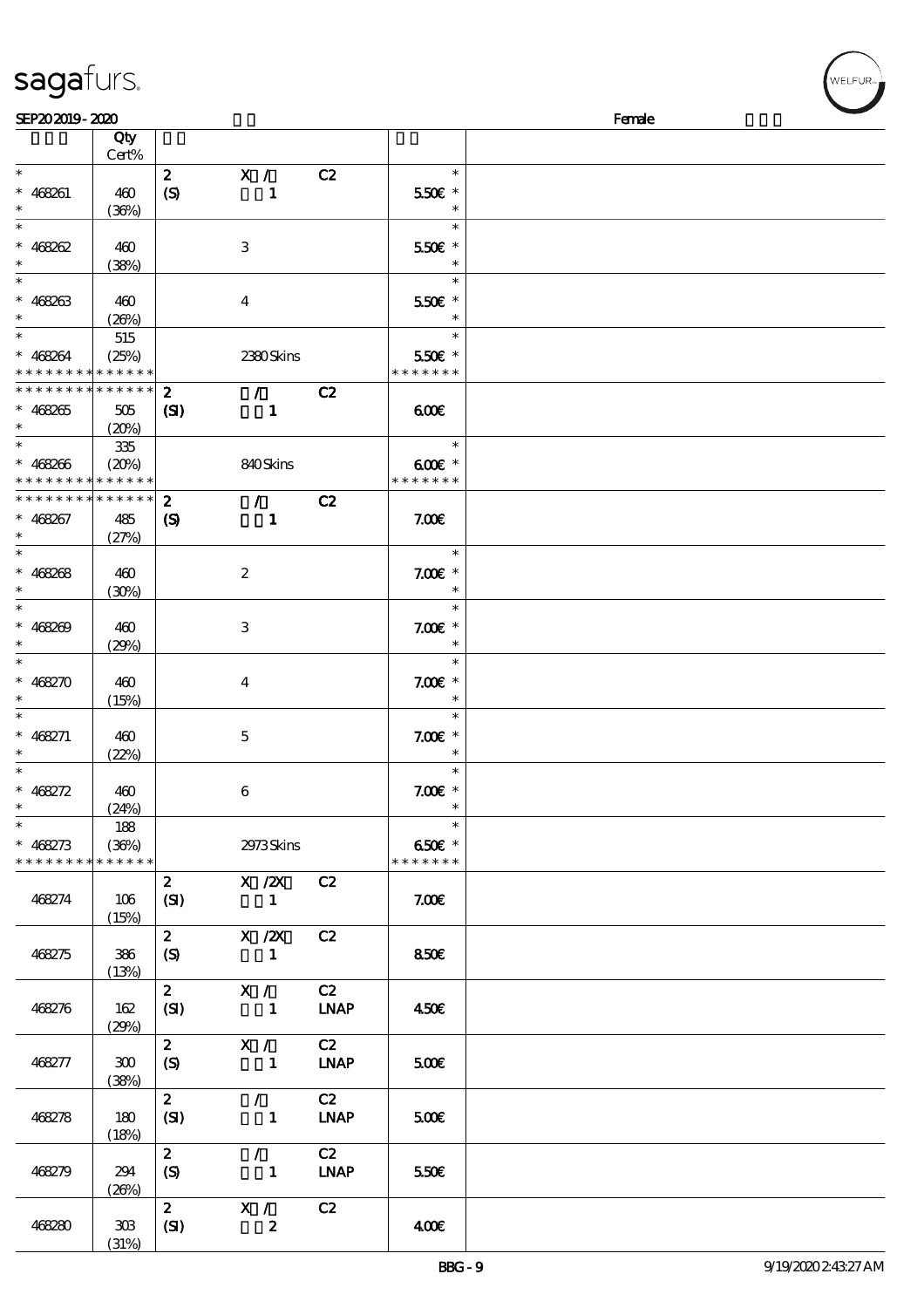| | Qty<br>Cert% | | | | |
|---|---|---|---|---|---|
| * | | 2 | X / | C2 | * |
| * 468261 | 460 | (S) | 1 | | 5.50€ * |
| * | (36%) | | | | * |
| * | | | | | * |
| * 468262 | 460 | | 3 | | 5.50€ * |
| * | (38%) | | | | * |
| * | | | | | * |
| * 468263 | 460 | | 4 | | 5.50€ * |
| * | (26%) | | | | * |
| * | 515 | | | | * |
| * 468264 | (25%) | | 2380 Skins | | 5.50€ * |
| * * * * * * * * * * * * * * | | | | | * * * * * * * |
| * * * * * * * * * * * * * * | | 2 | / | C2 | |
| * 468265 | 505 | (SI) | 1 | | 6.00€ |
| * | (20%) | | | | |
| * | 335 | | | | * |
| * 468266 | (20%) | | 840 Skins | | 6.00€ * |
| * * * * * * * * * * * * * * | | | | | * * * * * * * |
| * * * * * * * * * * * * * * | | 2 | / | C2 | |
| * 468267 | 485 | (S) | 1 | | 7.00€ |
| * | (27%) | | | | |
| * | | | | | * |
| * 468268 | 460 | | 2 | | 7.00€ * |
| * | (30%) | | | | * |
| * | | | | | * |
| * 468269 | 460 | | 3 | | 7.00€ * |
| * | (29%) | | | | * |
| * | | | | | * |
| * 468270 | 460 | | 4 | | 7.00€ * |
| * | (15%) | | | | * |
| * | | | | | * |
| * 468271 | 460 | | 5 | | 7.00€ * |
| * | (22%) | | | | * |
| * | | | | | * |
| * 468272 | 460 | | 6 | | 7.00€ * |
| * | (24%) | | | | * |
| * | 188 | | | | * |
| * 468273 | (36%) | | 2973 Skins | | 6.50€ * |
| * * * * * * * * * * * * * * | | | | | * * * * * * * |
| 468274 | 106<br>(15%) | 2<br>(SI) | X /2X<br>1 | C2 | 7.00€ |
| 468275 | 386<br>(13%) | 2<br>(S) | X /2X<br>1 | C2 | 8.50€ |
| 468276 | 162<br>(29%) | 2<br>(SI) | X /<br>1 | C2<br>LNAP | 4.50€ |
| 468277 | 300<br>(38%) | 2<br>(S) | X /<br>1 | C2<br>LNAP | 5.00€ |
| 468278 | 180<br>(18%) | 2<br>(SI) | /<br>1 | C2<br>LNAP | 5.00€ |
| 468279 | 294<br>(26%) | 2<br>(S) | /<br>1 | C2<br>LNAP | 5.50€ |
| 468280 | 303<br>(31%) | 2<br>(SI) | X /<br>2 | C2 | 4.00€ |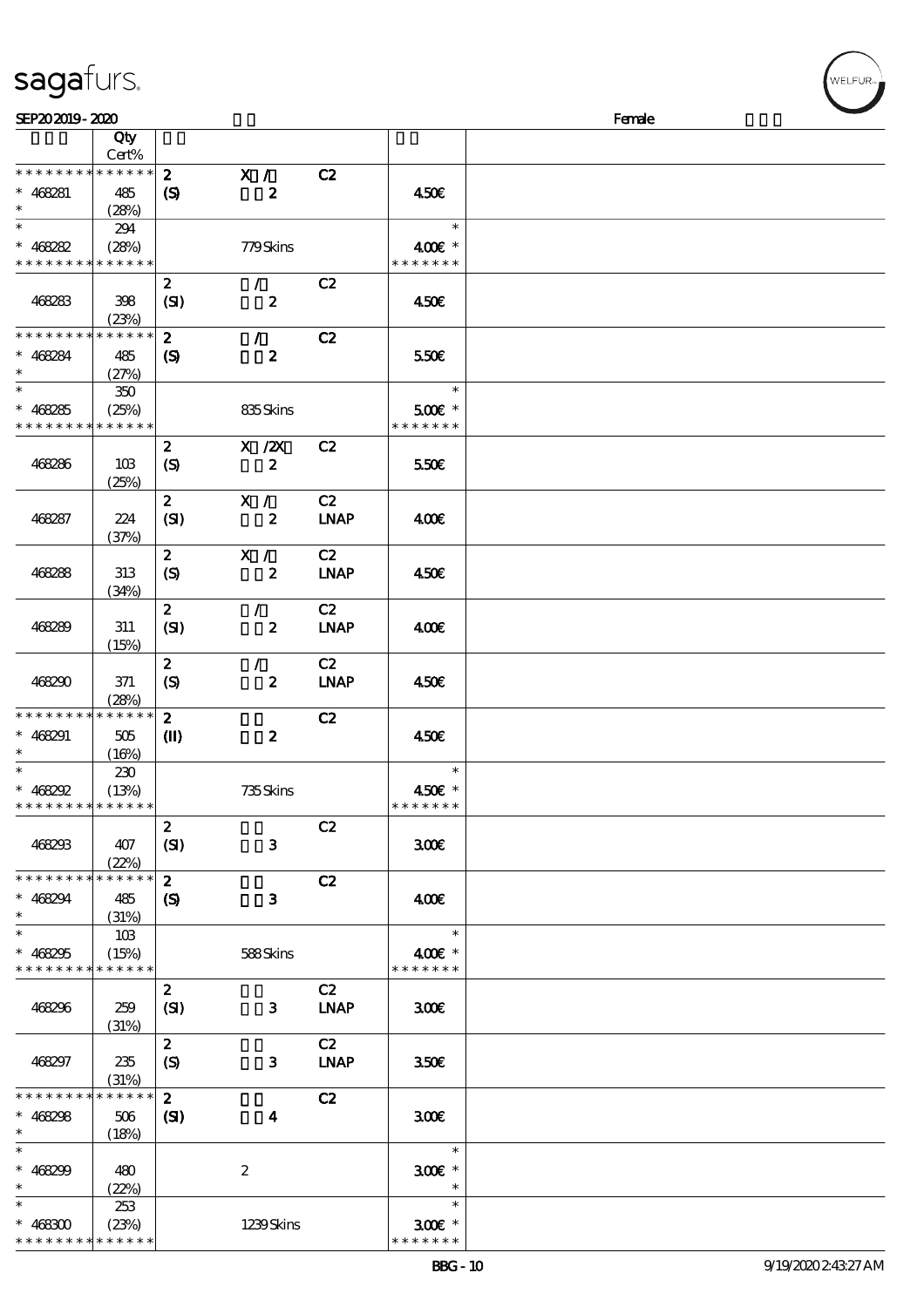sagafurs.

SEP20 2019 - 2020 Female

| | Qty Cert% | | | | | |
|---|---|---|---|---|---|---|
| * * * * * * * * * * * * * * | | 2 | X / | C2 | | |
| * 468281 | 485 | (S) | 2 | | 450€ | |
| * | (28%) | | | | | |
| * | 294 | | | | * | |
| * 468282 | (28%) | | 779 Skins | | 400€ * | |
| * * * * * * * * * * * * * * | | | | | * * * * * * * | |
| | | 2 | / | C2 | | |
| 468283 | 398 | (SI) | 2 | | 450€ | |
| | (23%) | | | | | |
| * * * * * * * * * * * * * * | | 2 | / | C2 | | |
| * 468284 | 485 | (S) | 2 | | 550€ | |
| * | (27%) | | | | | |
| * | 350 | | | | * | |
| * 468285 | (25%) | | 835 Skins | | 500€ * | |
| * * * * * * * * * * * * * * | | | | | * * * * * * * | |
| | | 2 | X /2X | C2 | | |
| 468286 | 103 | (S) | 2 | | 550€ | |
| | (25%) | | | | | |
| | | 2 | X / | C2 | | |
| 468287 | 224 | (SI) | 2 | LNAP | 400€ | |
| | (37%) | | | | | |
| | | 2 | X / | C2 | | |
| 468288 | 313 | (S) | 2 | LNAP | 450€ | |
| | (34%) | | | | | |
| | | 2 | / | C2 | | |
| 468289 | 311 | (SI) | 2 | LNAP | 400€ | |
| | (15%) | | | | | |
| | | 2 | / | C2 | | |
| 468290 | 371 | (S) | 2 | LNAP | 450€ | |
| | (28%) | | | | | |
| * * * * * * * * * * * * * * | | 2 | | C2 | | |
| * 468291 | 505 | (II) | 2 | | 450€ | |
| * | (16%) | | | | | |
| * | 230 | | | | * | |
| * 468292 | (13%) | | 735 Skins | | 450€ * | |
| * * * * * * * * * * * * * * | | | | | * * * * * * * | |
| | | 2 | | C2 | | |
| 468293 | 407 | (SI) | 3 | | 300€ | |
| | (22%) | | | | | |
| * * * * * * * * * * * * * * | | 2 | | C2 | | |
| * 468294 | 485 | (S) | 3 | | 400€ | |
| * | (31%) | | | | | |
| * | 103 | | | | * | |
| * 468295 | (15%) | | 588 Skins | | 400€ * | |
| * * * * * * * * * * * * * * | | | | | * * * * * * * | |
| | | 2 | | C2 | | |
| 468296 | 259 | (SI) | 3 | LNAP | 300€ | |
| | (31%) | | | | | |
| | | 2 | | C2 | | |
| 468297 | 235 | (S) | 3 | LNAP | 350€ | |
| | (31%) | | | | | |
| * * * * * * * * * * * * * * | | 2 | | C2 | | |
| * 468298 | 506 | (SI) | 4 | | 300€ | |
| * | (18%) | | | | | |
| * | | | | | * | |
| * 468299 | 480 | | 2 | | 300€ * | |
| * | (22%) | | | | * | |
| * | 253 | | | | * | |
| * 468300 | (23%) | | 1239 Skins | | 300€ * | |
| * * * * * * * * * * * * * * | | | | | * * * * * * * | |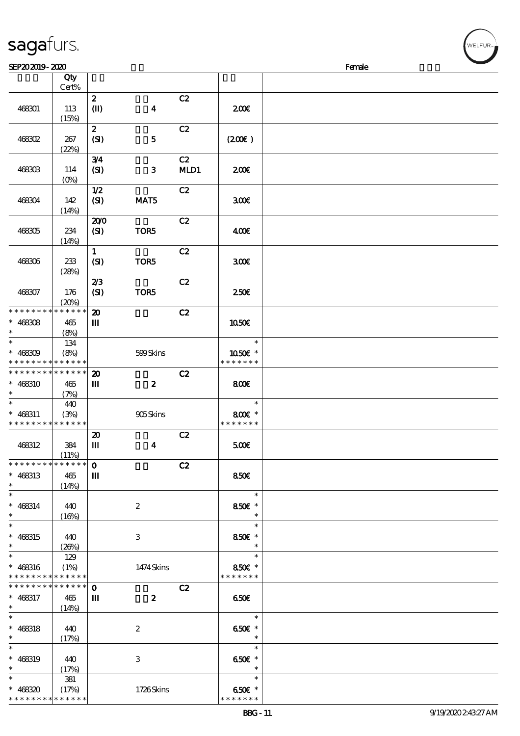# sagafurs.

SEP20 2019 - 2020 Female

| | Qty Cert% | | | | |
|---|---|---|---|---|---|
| 468301 | 113 (15%) | 2 (II) | 4 | C2 | 2.00€ |
| 468302 | 267 (22%) | 2 (SI) | 5 | C2 | (2.00€ ) |
| 468303 | 114 (0%) | 3/4 (SI) | 3 | C2 MLD1 | 2.00€ |
| 468304 | 142 (14%) | 1/2 (SI) | MAT5 | C2 | 3.00€ |
| 468305 | 234 (14%) | 20/0 (SI) | TOR5 | C2 | 4.00€ |
| 468306 | 233 (28%) | 1 (SI) | TOR5 | C2 | 3.00€ |
| 468307 | 176 (20%) | 2/3 (SI) | TOR5 | C2 | 2.50€ |
| * 468308 | 465 (8%) | 20 III | | C2 | 10.50€ |
| * 468309 | 134 (8%) | | 599 Skins | | 10.50€ * |
| * 468310 | 465 (7%) | 20 III | 2 | C2 | 8.00€ |
| * 468311 | 440 (3%) | | 905 Skins | | 8.00€ * |
| 468312 | 384 (11%) | 20 III | 4 | C2 | 5.00€ |
| * 468313 | 465 (14%) | 0 III | | C2 | 8.50€ |
| * 468314 | 440 (16%) | | 2 | | 8.50€ * |
| * 468315 | 440 (26%) | | 3 | | 8.50€ * |
| * 468316 | 129 (1%) | | 1474 Skins | | 8.50€ * |
| * 468317 | 465 (14%) | 0 III | 2 | C2 | 6.50€ |
| * 468318 | 440 (17%) | | 2 | | 6.50€ * |
| * 468319 | 440 (17%) | | 3 | | 6.50€ * |
| * 468320 | 381 (17%) | | 1726 Skins | | 6.50€ * |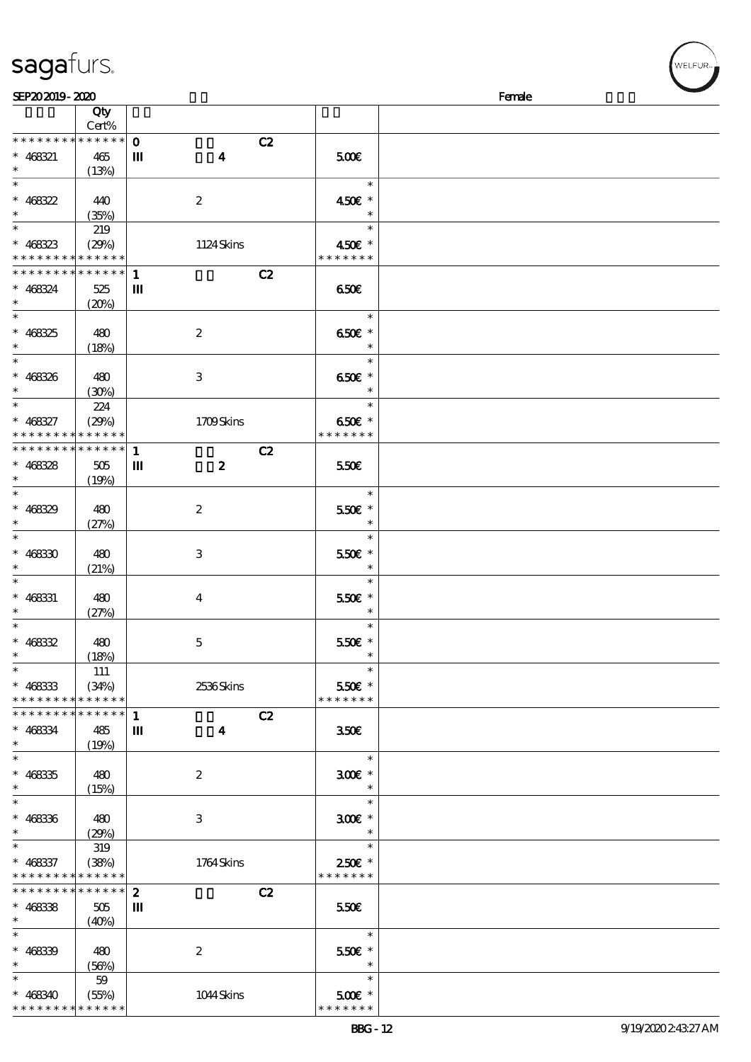| | Qty<br>Cert% | | | | |
|---|---|---|---|---|---|
| * * * * * * * * * * * * * * | 0 | | C2 | | |
| * 468321 | 465 | III | 4 | 5.00€ | |
| * | (13%) | | | | |
| * | | | | * | |
| * 468322 | 440 | | 2 | 4.50€ * | |
| * | (35%) | | | * | |
| * | 219 | | | * | |
| * 468323 | (29%) | | 1124 Skins | 4.50€ * | |
| * * * * * * * * * * * * * * | | | | * * * * * * * | |
| * * * * * * * * * * * * * * | 1 | | C2 | | |
| * 468324 | 525 | III | | 6.50€ | |
| * | (20%) | | | | |
| * | | | | * | |
| * 468325 | 480 | | 2 | 6.50€ * | |
| * | (18%) | | | * | |
| * | | | | * | |
| * 468326 | 480 | | 3 | 6.50€ * | |
| * | (30%) | | | * | |
| * | 224 | | | * | |
| * 468327 | (29%) | | 1709 Skins | 6.50€ * | |
| * * * * * * * * * * * * * * | | | | * * * * * * * | |
| * * * * * * * * * * * * * * | 1 | | C2 | | |
| * 468328 | 505 | III | 2 | 5.50€ | |
| * | (19%) | | | | |
| * | | | | * | |
| * 468329 | 480 | | 2 | 5.50€ * | |
| * | (27%) | | | * | |
| * | | | | * | |
| * 468330 | 480 | | 3 | 5.50€ * | |
| * | (21%) | | | * | |
| * | | | | * | |
| * 468331 | 480 | | 4 | 5.50€ * | |
| * | (27%) | | | * | |
| * | | | | * | |
| * 468332 | 480 | | 5 | 5.50€ * | |
| * | (18%) | | | * | |
| * | 111 | | | * | |
| * 468333 | (34%) | | 2536 Skins | 5.50€ * | |
| * * * * * * * * * * * * * * | | | | * * * * * * * | |
| * * * * * * * * * * * * * * | 1 | | C2 | | |
| * 468334 | 485 | III | 4 | 3.50€ | |
| * | (19%) | | | | |
| * | | | | * | |
| * 468335 | 480 | | 2 | 3.00€ * | |
| * | (15%) | | | * | |
| * | | | | * | |
| * 468336 | 480 | | 3 | 3.00€ * | |
| * | (29%) | | | * | |
| * | 319 | | | * | |
| * 468337 | (38%) | | 1764 Skins | 2.50€ * | |
| * * * * * * * * * * * * * * | | | | * * * * * * * | |
| * * * * * * * * * * * * * * | 2 | | C2 | | |
| * 468338 | 505 | III | | 5.50€ | |
| * | (40%) | | | | |
| * | | | | * | |
| * 468339 | 480 | | 2 | 5.50€ * | |
| * | (56%) | | | * | |
| * | 59 | | | * | |
| * 468340 | (55%) | | 1044 Skins | 5.00€ * | |
| * * * * * * * * * * * * * * | | | | * * * * * * * | |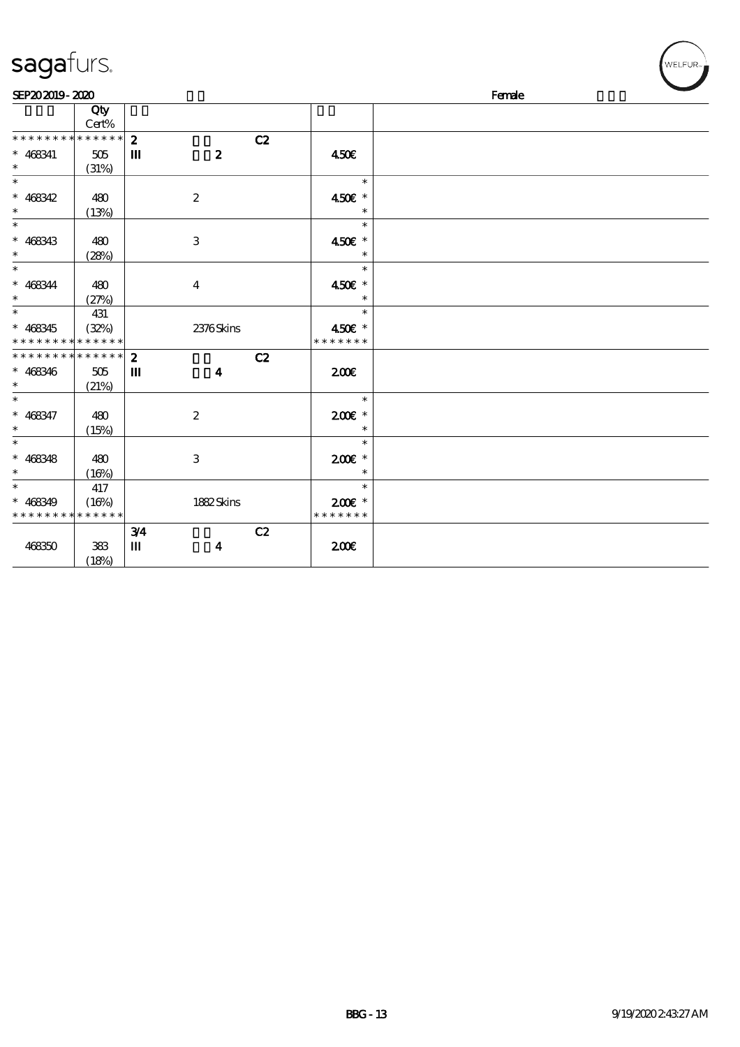sagafurs.

SEP20 2019 - 2020 Female

|  | Qty<br>Cert% |  |  |
|---|---|---|---|
| * * * * * * * * * * * * * * | 2 C2 |  |  |
| * 468341<br>* | 505<br>(31%) | III 2 | 450€ |
| *<br>* 468342<br>* | 480<br>(13%) | 2 | *<br>450€ *<br>* |
| *<br>* 468343<br>* | 480<br>(28%) | 3 | *<br>450€ *<br>* |
| *<br>* 468344<br>* | 480<br>(27%) | 4 | *<br>450€ *<br>* |
| *<br>* 468345<br>* * * * * * * * * * * * * * | 431<br>(32%) | 2376 Skins | *<br>450€ *<br>* * * * * * * |
| * * * * * * * * * * * * * * | 2 C2 |  |  |
| * 468346<br>* | 505<br>(21%) | III 4 | 200€ |
| *<br>* 468347<br>* | 480<br>(15%) | 2 | *<br>200€ *<br>* |
| *<br>* 468348<br>* | 480<br>(16%) | 3 | *<br>200€ *<br>* |
| *<br>* 468349<br>* * * * * * * * * * * * * * | 417<br>(16%) | 1882 Skins | *<br>200€ *<br>* * * * * * * |
|  | 3/4 C2 |  |  |
| 468350 | 383<br>(18%) | III 4 | 200€ |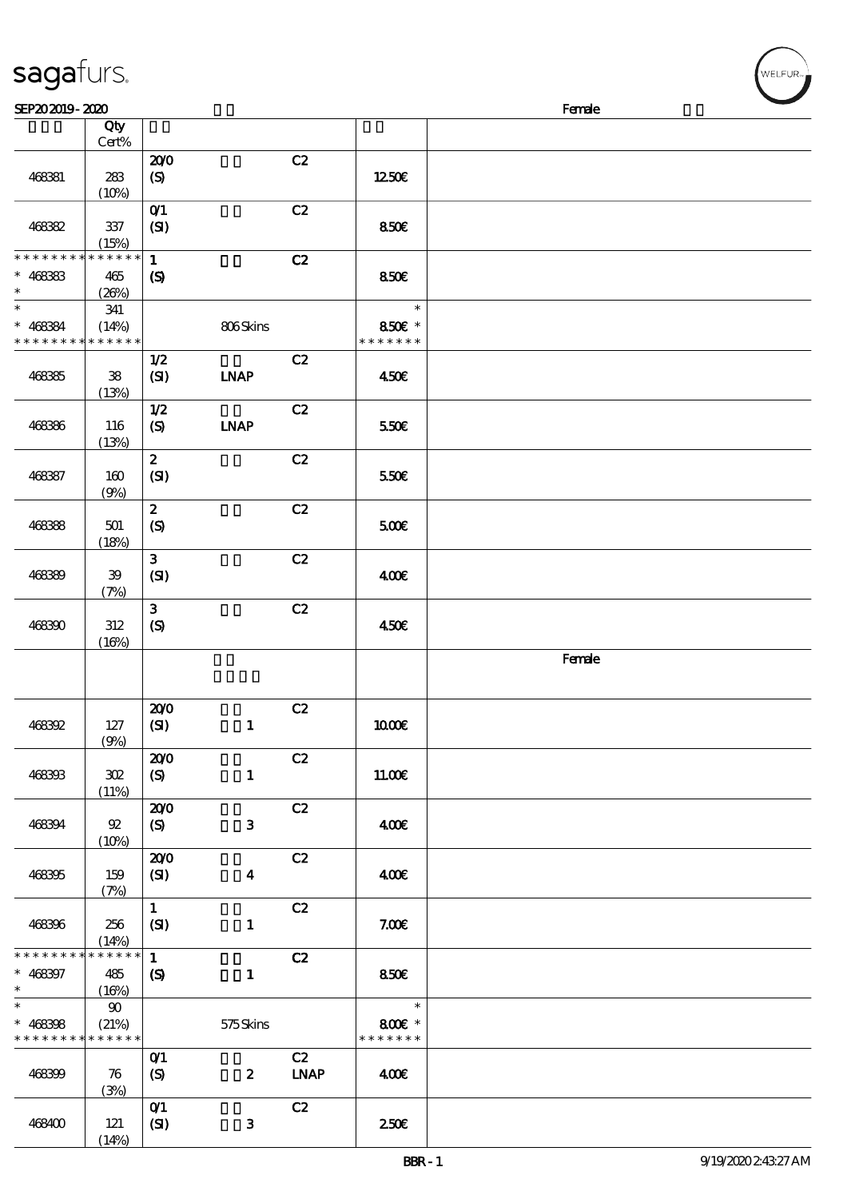SEP20 2019 - 2020 Female

| | Qty Cert% | | | | | |
|---|---|---|---|---|---|---|
| 468381 | 283 (10%) | 20/0 (S) | | C2 | 12.50€ | |
| 468382 | 337 (15%) | 0/1 (SI) | | C2 | 8.50€ | |
| * * * * * * * * * * * * * * * 468383 * | 465 (26%) | 1 (S) | | C2 | 8.50€ | |
| * * 468384 * * * * * * * * * * * * * * | 341 (14%) | | 806 Skins | | * 8.50€ * * * * * * * * | |
| 468385 | 38 (13%) | 1/2 (SI) | LNAP | C2 | 4.50€ | |
| 468386 | 116 (13%) | 1/2 (S) | LNAP | C2 | 5.50€ | |
| 468387 | 160 (9%) | 2 (SI) | | C2 | 5.50€ | |
| 468388 | 501 (18%) | 2 (S) | | C2 | 5.00€ | |
| 468389 | 39 (7%) | 3 (SI) | | C2 | 4.00€ | |
| 468390 | 312 (16%) | 3 (S) | | C2 | 4.50€ | |
| | | | | | | Female |
| 468392 | 127 (9%) | 20/0 (SI) | 1 | C2 | 10.00€ | |
| 468393 | 302 (11%) | 20/0 (S) | 1 | C2 | 11.00€ | |
| 468394 | 92 (10%) | 20/0 (S) | 3 | C2 | 4.00€ | |
| 468395 | 159 (7%) | 20/0 (SI) | 4 | C2 | 4.00€ | |
| 468396 | 256 (14%) | 1 (SI) | 1 | C2 | 7.00€ | |
| * * * * * * * * * * * * * * * 468397 * | 485 (16%) | 1 (S) | 1 | C2 | 8.50€ | |
| * * 468398 * * * * * * * * * * * * * * | 90 (21%) | | 575 Skins | | * 8.00€ * * * * * * * * | |
| 468399 | 76 (3%) | 0/1 (S) | 2 | C2 LNAP | 4.00€ | |
| 468400 | 121 (14%) | 0/1 (SI) | 3 | C2 | 2.50€ | |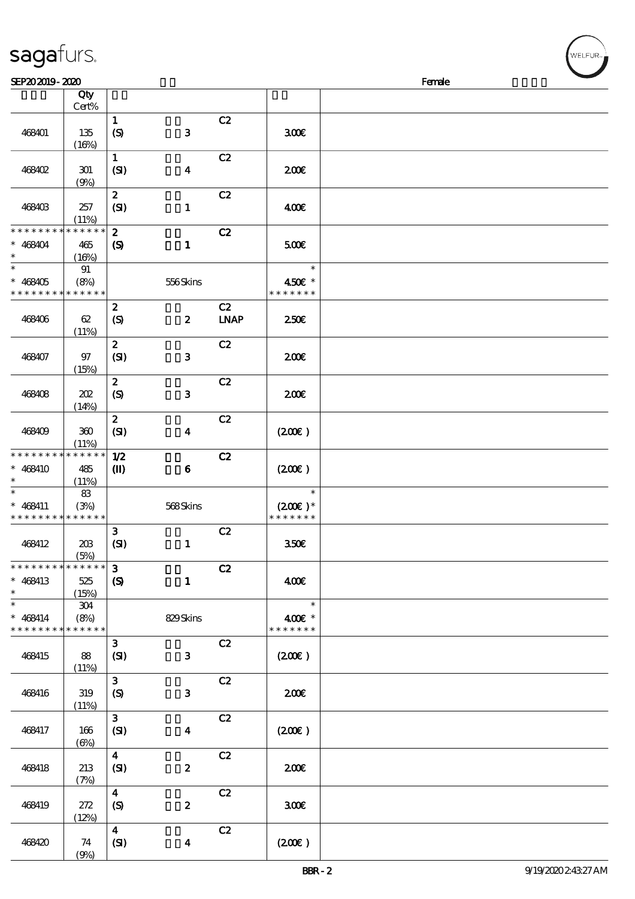sagafurs.

SEP20 2019 - 2020 Female

| | Qty Cert% | | | | |
|---|---|---|---|---|---|
| 468401 | 135 (16%) | 1 (S) 3 | C2 | 300€ | |
| 468402 | 301 (9%) | 1 (SI) 4 | C2 | 200€ | |
| 468403 | 257 (11%) | 2 (SI) 1 | C2 | 400€ | |
| * * * * * * * * * * * * * * 468404 * | 465 (16%) | 2 (S) 1 | C2 | 500€ | |
| * * 468405 * * * * * * * * * * * * * | 91 (8%) * * * * * * * * | 556 Skins | | * 450€ * * * * * * * * | |
| 468406 | 62 (11%) | 2 (S) 2 | C2 LNAP | 250€ | |
| 468407 | 97 (15%) | 2 (SI) 3 | C2 | 200€ | |
| 468408 | 202 (14%) | 2 (S) 3 | C2 | 200€ | |
| 468409 | 360 (11%) | 2 (SI) 4 | C2 | (200€) | |
| * * * * * * * * * * * * * * 468410 * | 485 (11%) | 1/2 (II) 6 | C2 | (200€) | |
| * * 468411 * * * * * * * * * * * * * | 83 (3%) * * * * * * * * | 568 Skins | | * (200€) * * * * * * * * | |
| 468412 | 203 (5%) | 3 (SI) 1 | C2 | 350€ | |
| * * * * * * * * * * * * * * 468413 * | 525 (15%) | 3 (S) 1 | C2 | 400€ | |
| * * 468414 * * * * * * * * * * * * * | 304 (8%) * * * * * * * * | 829 Skins | | * 400€ * * * * * * * * | |
| 468415 | 88 (11%) | 3 (SI) 3 | C2 | (200€) | |
| 468416 | 319 (11%) | 3 (S) 3 | C2 | 200€ | |
| 468417 | 166 (6%) | 3 (SI) 4 | C2 | (200€) | |
| 468418 | 213 (7%) | 4 (SI) 2 | C2 | 200€ | |
| 468419 | 272 (12%) | 4 (S) 2 | C2 | 300€ | |
| 468420 | 74 (9%) | 4 (SI) 4 | C2 | (200€) | |

BBR - 2 9/19/2020 2:43:27 AM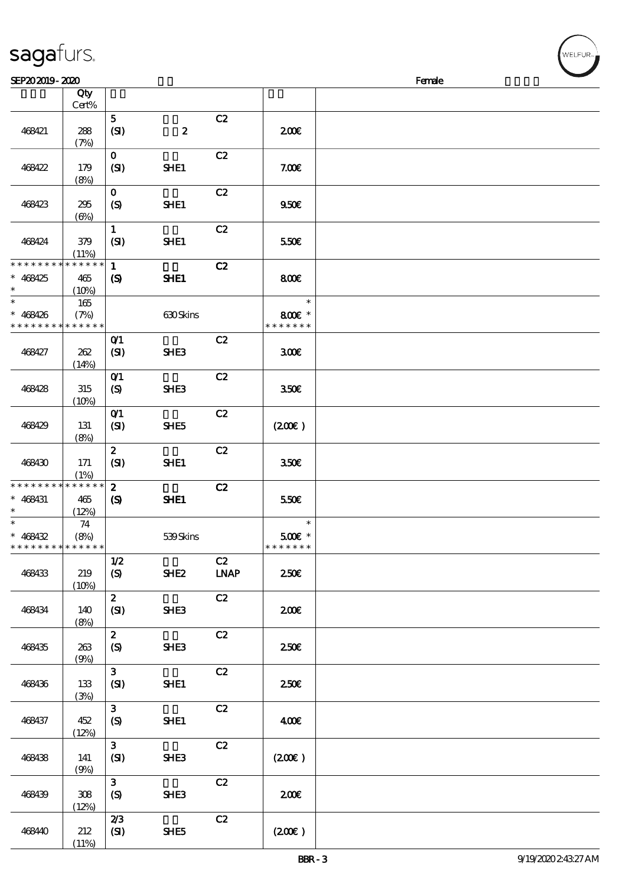| | Qty Cert% | | | | | |
|---|---|---|---|---|---|---|
| 468421 | 288 (7%) | 5 (SI) | 2 | C2 | 200€ | |
| 468422 | 179 (8%) | 0 (SI) | SHE1 | C2 | 7.00€ | |
| 468423 | 295 (6%) | 0 (S) | SHE1 | C2 | 9.50€ | |
| 468424 | 379 (11%) | 1 (SI) | SHE1 | C2 | 5.50€ | |
| * * * * * * * * * * * * * * * 468425 * | 465 (10%) | 1 (S) | SHE1 | C2 | 8.00€ | |
| * * 468426 * * * * * * * * * * * * * * | 165 (7%) | | 630 Skins | | * 8.00€ * * * * * * * * | |
| 468427 | 262 (14%) | 0/1 (SI) | SHE3 | C2 | 3.00€ | |
| 468428 | 315 (10%) | 0/1 (S) | SHE3 | C2 | 3.50€ | |
| 468429 | 131 (8%) | 0/1 (SI) | SHE5 | C2 | (2.00€) | |
| 468430 | 171 (1%) | 2 (SI) | SHE1 | C2 | 3.50€ | |
| * * * * * * * * * * * * * * * 468431 * | 465 (12%) | 2 (S) | SHE1 | C2 | 5.50€ | |
| * * 468432 * * * * * * * * * * * * * * | 74 (8%) | | 539 Skins | | * 5.00€ * * * * * * * * | |
| 468433 | 219 (10%) | 1/2 (S) | SHE2 | C2 LNAP | 2.50€ | |
| 468434 | 140 (8%) | 2 (SI) | SHE3 | C2 | 2.00€ | |
| 468435 | 263 (9%) | 2 (S) | SHE3 | C2 | 2.50€ | |
| 468436 | 133 (3%) | 3 (SI) | SHE1 | C2 | 2.50€ | |
| 468437 | 452 (12%) | 3 (S) | SHE1 | C2 | 4.00€ | |
| 468438 | 141 (9%) | 3 (SI) | SHE3 | C2 | (2.00€) | |
| 468439 | 308 (12%) | 3 (S) | SHE3 | C2 | 2.00€ | |
| 468440 | 212 (11%) | 2/3 (SI) | SHE5 | C2 | (2.00€) | |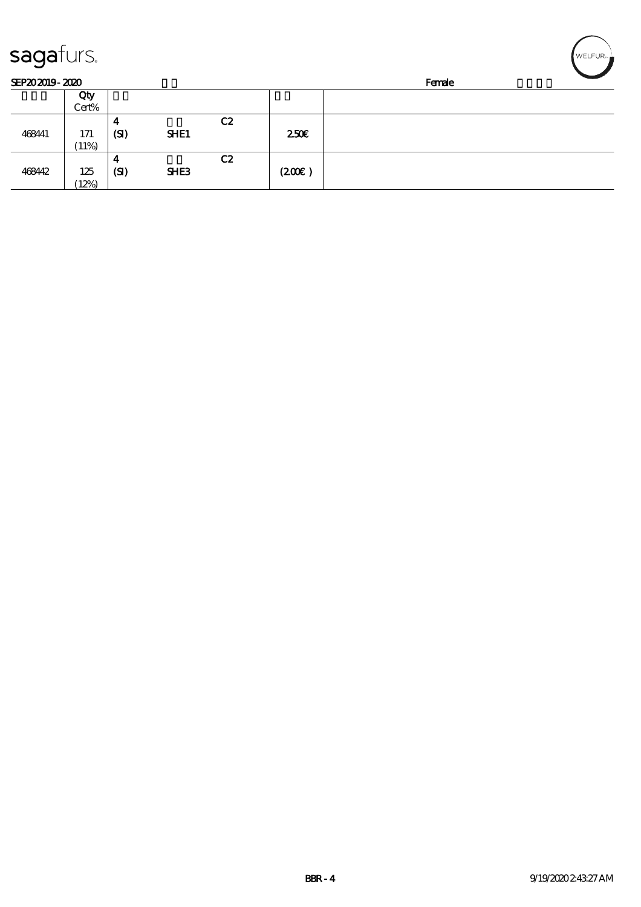**sagafurs.**

SEP20 2019 - 2020 Female

| | Qty Cert% | | | | | |
|---|---|---|---|---|---|---|
| 468441 | 171 (11%) | 4 (SI) | SHE1 | C2 | 2.50€ | |
| 468442 | 125 (12%) | 4 (SI) | SHE3 | C2 | (2.00€ ) | |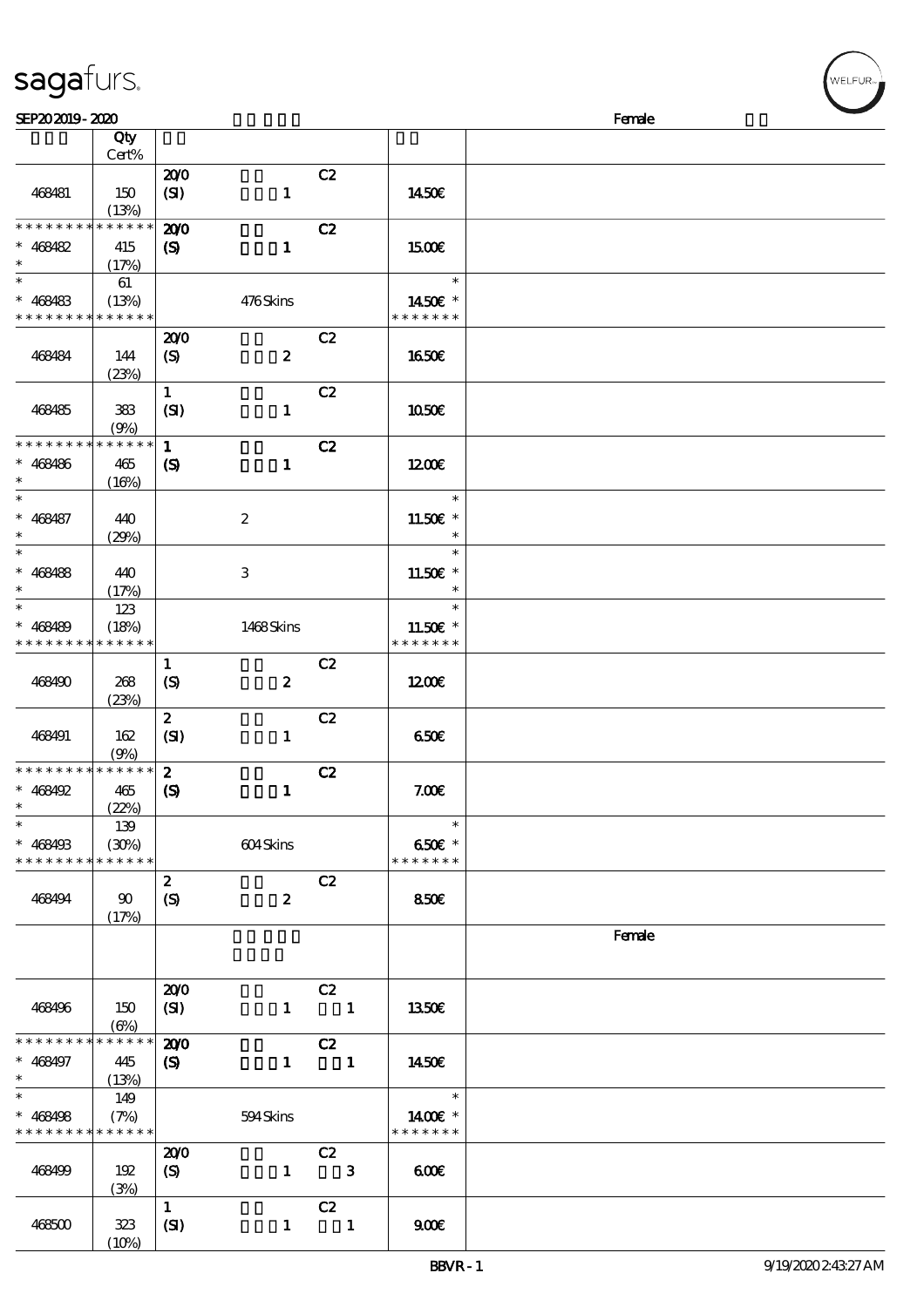| | Qty Cert% | | | | | | |
|---|---|---|---|---|---|---|---|
| | | | | | | | Female |
| 468481 | 150 (13%) | 20/0 (SI) | 1 | C2 | | 14.50€ | |
| * * * * * * * * * * * * * * <br> * 468482 <br> * | 415 (17%) | 20/0 (S) | 1 | C2 | | 15.00€ | |
| * <br> * 468483 <br> * * * * * * * * * * * * * * | 61 (13%) | | 476 Skins | | | * <br> 14.50€ * <br> * * * * * * * | |
| 468484 | 144 (23%) | 20/0 (S) | 2 | C2 | | 16.50€ | |
| 468485 | 383 (9%) | 1 (SI) | 1 | C2 | | 10.50€ | |
| * * * * * * * * * * * * * * <br> * 468486 <br> * | 465 (16%) | 1 (S) | 1 | C2 | | 12.00€ | |
| * <br> * 468487 <br> * | 440 (29%) | | 2 | | | * <br> 11.50€ * <br> * | |
| * <br> * 468488 <br> * | 440 (17%) | | 3 | | | * <br> 11.50€ * <br> * | |
| * <br> * 468489 <br> * * * * * * * * * * * * * * | 123 (18%) | | 1468 Skins | | | * <br> 11.50€ * <br> * * * * * * * | |
| 468490 | 268 (23%) | 1 (S) | 2 | C2 | | 12.00€ | |
| 468491 | 162 (9%) | 2 (SI) | 1 | C2 | | 6.50€ | |
| * * * * * * * * * * * * * * <br> * 468492 <br> * | 465 (22%) | 2 (S) | 1 | C2 | | 7.00€ | |
| * <br> * 468493 <br> * * * * * * * * * * * * * * | 139 (30%) | | 604 Skins | | | * <br> 6.50€ * <br> * * * * * * * | |
| 468494 | 90 (17%) | 2 (S) | 2 | C2 | | 8.50€ | |
| | | | | | | | Female |
| 468496 | 150 (6%) | 20/0 (SI) | 1 | C2 | 1 | 13.50€ | |
| * * * * * * * * * * * * * * <br> * 468497 <br> * | 445 (13%) | 20/0 (S) | 1 | C2 | 1 | 14.50€ | |
| * <br> * 468498 <br> * * * * * * * * * * * * * * | 149 (7%) | | 594 Skins | | | * <br> 14.00€ * <br> * * * * * * * | |
| 468499 | 192 (3%) | 20/0 (S) | 1 | C2 | 3 | 6.00€ | |
| 468500 | 323 (10%) | 1 (SI) | 1 | C2 | 1 | 9.00€ | |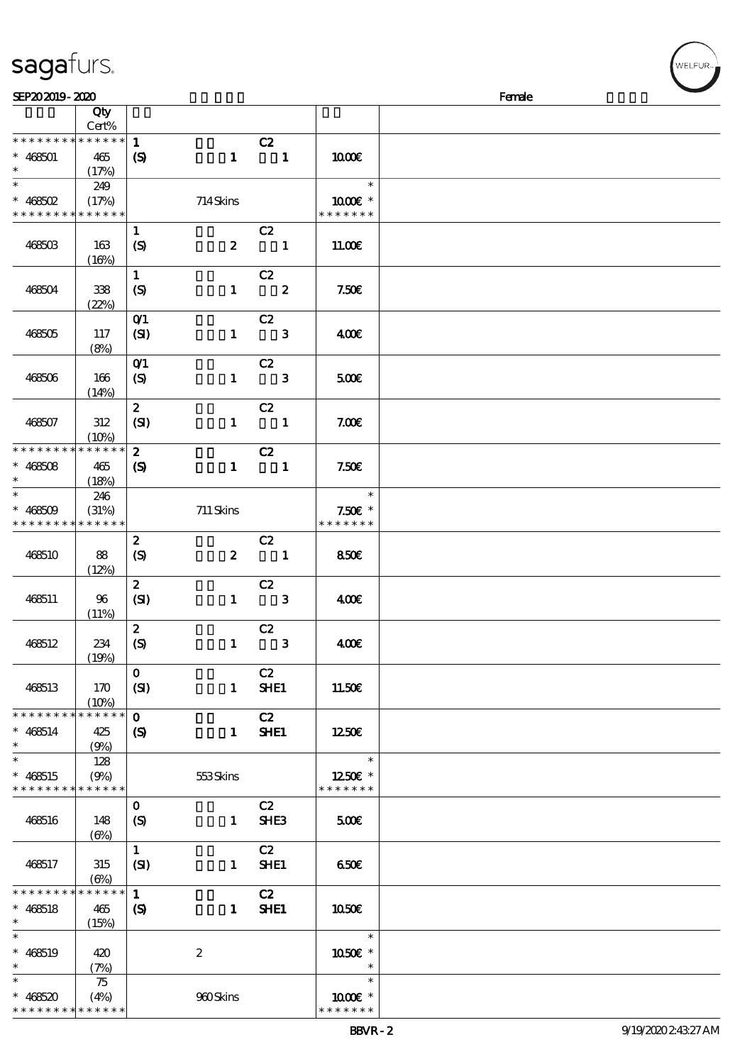# sagafurs.

SEP20 2019 - 2020 Female

| | Qty Cert% | | | | |
|---|---|---|---|---|---|
| * * * * * * * * * * * * * * | | 1 | C2 | | |
| * 468501 * | 465 (17%) | (S) 1 | 1 | 10.00€ | |
| * | 249 | | | * | |
| * 468502 * * * * * * * * * * * * * * | (17%) | 714 Skins | | 10.00€ * * * * * * * * | |
| 468503 | 163 (16%) | 1 (S) 2 | C2 1 | 11.00€ | |
| 468504 | 338 (22%) | 1 (S) 1 | C2 2 | 7.50€ | |
| 468505 | 117 (8%) | 0/1 (SI) 1 | C2 3 | 4.00€ | |
| 468506 | 166 (14%) | 0/1 (S) 1 | C2 3 | 5.00€ | |
| 468507 | 312 (10%) | 2 (SI) 1 | C2 1 | 7.00€ | |
| * * * * * * * * * * * * * * | | 2 | C2 | | |
| * 468508 * | 465 (18%) | (S) 1 | 1 | 7.50€ | |
| * | 246 | | | * | |
| * 468509 * * * * * * * * * * * * * * | (31%) | 711 Skins | | 7.50€ * * * * * * * * | |
| 468510 | 88 (12%) | 2 (S) 2 | C2 1 | 8.50€ | |
| 468511 | 96 (11%) | 2 (SI) 1 | C2 3 | 4.00€ | |
| 468512 | 234 (19%) | 2 (S) 1 | C2 3 | 4.00€ | |
| 468513 | 170 (10%) | 0 (SI) 1 | C2 SHE1 | 11.50€ | |
| * * * * * * * * * * * * * * | | 0 | C2 | | |
| * 468514 * | 425 (9%) | (S) 1 | SHE1 | 12.50€ | |
| * | 128 | | | * | |
| * 468515 * * * * * * * * * * * * * * | (9%) | 553 Skins | | 12.50€ * * * * * * * * | |
| 468516 | 148 (6%) | 0 (S) 1 | C2 SHE3 | 5.00€ | |
| 468517 | 315 (6%) | 1 (SI) 1 | C2 SHE1 | 6.50€ | |
| * * * * * * * * * * * * * * | | 1 | C2 | | |
| * 468518 * | 465 (15%) | (S) 1 | SHE1 | 10.50€ | |
| * | | | | * | |
| * 468519 * | 420 (7%) | 2 | | 10.50€ * * | |
| * | 75 | | | * | |
| * 468520 * * * * * * * * * * * * * * | (4%) | 960 Skins | | 10.00€ * * * * * * * * | |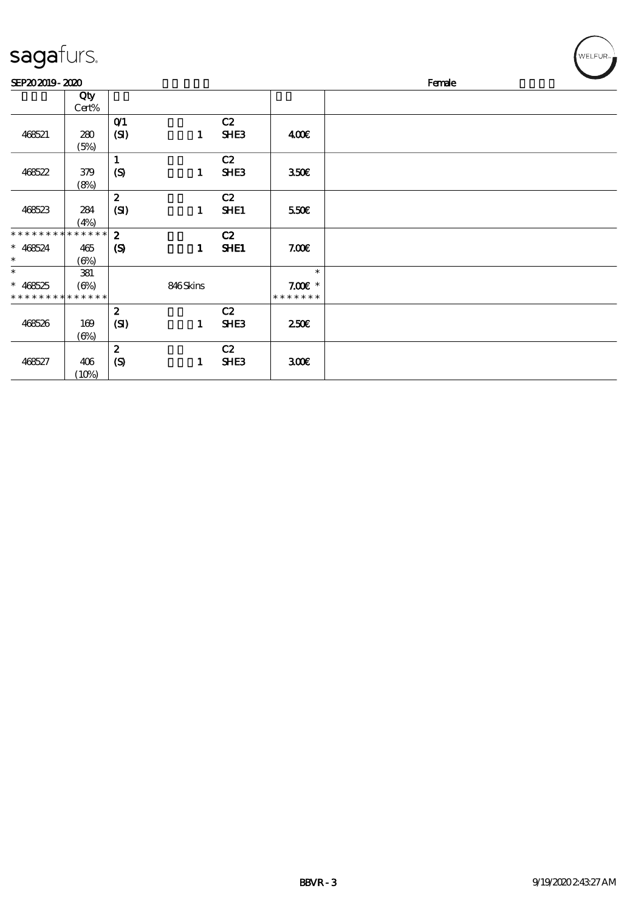sagafurs.

SEP20 2019 - 2020 Female

| | Qty Cert% | | | | | |
|---|---|---|---|---|---|---|
| 468521 | 280 (5%) | 0/1 (SI) | 1 | C2 SHE3 | 4.00€ | |
| 468522 | 379 (8%) | 1 (S) | 1 | C2 SHE3 | 3.50€ | |
| 468523 | 284 (4%) | 2 (SI) | 1 | C2 SHE1 | 5.50€ | |
| * * * * * * * * * * * * * * * 468524 * | 465 (6%) | 2 (S) | 1 | C2 SHE1 | 7.00€ | |
| * * 468525 * * * * * * * * * * * * * * | 381 (6%) | 846 Skins | | | * 7.00€ * * * * * * * * | |
| 468526 | 169 (6%) | 2 (SI) | 1 | C2 SHE3 | 2.50€ | |
| 468527 | 406 (10%) | 2 (S) | 1 | C2 SHE3 | 3.00€ | |